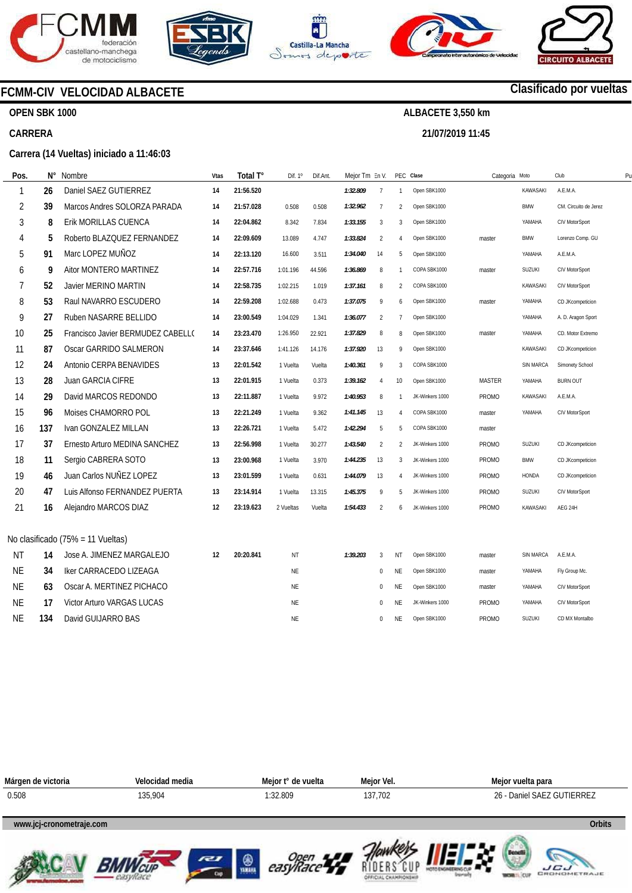# FCMM-CIV VELOCIDAD ALBACETE

**Clasificado por vueltas**

**OPEN SBK 1000** — **ALBACETE 3,550 km**

**CARRERA** — **21/07/2019 11:45**

**Carrera (14 Vueltas) iniciado a 11:46:03**

| Pos. | N° | Nombre | Vtas | Total T° | Dif. 1° | Dif.Ant. | Mejor Tm | En V. | PEC | Clase | Categoria | Moto | Club |
|---|---|---|---|---|---|---|---|---|---|---|---|---|---|
| 1 | 26 | Daniel SAEZ GUTIERREZ | 14 | 21:56.520 | | | 1:32.809 | 7 | 1 | Open SBK1000 | | KAWASAKI | A.E.M.A. |
| 2 | 39 | Marcos Andres SOLORZA PARADA | 14 | 21:57.028 | 0.508 | 0.508 | 1:32.962 | 7 | 2 | Open SBK1000 | | BMW | CM. Circuito de Jerez |
| 3 | 8 | Erik MORILLAS CUENCA | 14 | 22:04.862 | 8.342 | 7.834 | 1:33.155 | 3 | 3 | Open SBK1000 | | YAMAHA | CIV MotorSport |
| 4 | 5 | Roberto BLAZQUEZ FERNANDEZ | 14 | 22:09.609 | 13.089 | 4.747 | 1:33.824 | 2 | 4 | Open SBK1000 | master | BMW | Lorenzo Comp. GU |
| 5 | 91 | Marc LOPEZ MUÑOZ | 14 | 22:13.120 | 16.600 | 3.511 | 1:34.040 | 14 | 5 | Open SBK1000 | | YAMAHA | A.E.M.A. |
| 6 | 9 | Aitor MONTERO MARTINEZ | 14 | 22:57.716 | 1:01.196 | 44.596 | 1:36.869 | 8 | 1 | COPA SBK1000 | master | SUZUKI | CIV MotorSport |
| 7 | 52 | Javier MERINO MARTIN | 14 | 22:58.735 | 1:02.215 | 1.019 | 1:37.161 | 8 | 2 | COPA SBK1000 | | KAWASAKI | CIV MotorSport |
| 8 | 53 | Raul NAVARRO ESCUDERO | 14 | 22:59.208 | 1:02.688 | 0.473 | 1:37.075 | 9 | 6 | Open SBK1000 | master | YAMAHA | CD JKcompeticion |
| 9 | 27 | Ruben NASARRE BELLIDO | 14 | 23:00.549 | 1:04.029 | 1.341 | 1:36.077 | 2 | 7 | Open SBK1000 | | YAMAHA | A. D. Aragon Sport |
| 10 | 25 | Francisco Javier BERMUDEZ CABELL( | 14 | 23:23.470 | 1:26.950 | 22.921 | 1:37.829 | 8 | 8 | Open SBK1000 | master | YAMAHA | CD. Motor Extremo |
| 11 | 87 | Oscar GARRIDO SALMERON | 14 | 23:37.646 | 1:41.126 | 14.176 | 1:37.920 | 13 | 9 | Open SBK1000 | | KAWASAKI | CD JKcompeticion |
| 12 | 24 | Antonio CERPA BENAVIDES | 13 | 22:01.542 | 1 Vuelta | Vuelta | 1:40.361 | 9 | 3 | COPA SBK1000 | | SIN MARCA | Simonety School |
| 13 | 28 | Juan GARCIA CIFRE | 13 | 22:01.915 | 1 Vuelta | 0.373 | 1:39.162 | 4 | 10 | Open SBK1000 | MASTER | YAMAHA | BURN OUT |
| 14 | 29 | David MARCOS REDONDO | 13 | 22:11.887 | 1 Vuelta | 9.972 | 1:40.953 | 8 | 1 | JK-Winkers 1000 | PROMO | KAWASAKI | A.E.M.A. |
| 15 | 96 | Moises CHAMORRO POL | 13 | 22:21.249 | 1 Vuelta | 9.362 | 1:41.145 | 13 | 4 | COPA SBK1000 | master | YAMAHA | CIV MotorSport |
| 16 | 137 | Ivan GONZALEZ MILLAN | 13 | 22:26.721 | 1 Vuelta | 5.472 | 1:42.294 | 5 | 5 | COPA SBK1000 | master | | |
| 17 | 37 | Ernesto Arturo MEDINA SANCHEZ | 13 | 22:56.998 | 1 Vuelta | 30.277 | 1:43.540 | 2 | 2 | JK-Winkers 1000 | PROMO | SUZUKI | CD JKcompeticion |
| 18 | 11 | Sergio CABRERA SOTO | 13 | 23:00.968 | 1 Vuelta | 3.970 | 1:44.235 | 13 | 3 | JK-Winkers 1000 | PROMO | BMW | CD JKcompeticion |
| 19 | 46 | Juan Carlos NUÑEZ LOPEZ | 13 | 23:01.599 | 1 Vuelta | 0.631 | 1:44.079 | 13 | 4 | JK-Winkers 1000 | PROMO | HONDA | CD JKcompeticion |
| 20 | 47 | Luis Alfonso FERNANDEZ PUERTA | 13 | 23:14.914 | 1 Vuelta | 13.315 | 1:45.375 | 9 | 5 | JK-Winkers 1000 | PROMO | SUZUKI | CIV MotorSport |
| 21 | 16 | Alejandro MARCOS DIAZ | 12 | 23:19.623 | 2 Vueltas | Vuelta | 1:54.433 | 2 | 6 | JK-Winkers 1000 | PROMO | KAWASAKI | AEG 24H |

No clasificado (75% = 11 Vueltas)

| Pos. | N° | Nombre | Vtas | Total T° | Dif. 1° | Dif.Ant. | Mejor Tm | En V. | PEC | Clase | Categoria | Moto | Club |
|---|---|---|---|---|---|---|---|---|---|---|---|---|---|
| NT | 14 | Jose A. JIMENEZ MARGALEJO | 12 | 20:20.841 | NT | | 1:39.203 | 3 | NT | Open SBK1000 | master | SIN MARCA | A.E.M.A. |
| NE | 34 | Iker CARRACEDO LIZEAGA | | | NE | | | 0 | NE | Open SBK1000 | master | YAMAHA | Fly Group Mc. |
| NE | 63 | Oscar A. MERTINEZ PICHACO | | | NE | | | 0 | NE | Open SBK1000 | master | YAMAHA | CIV MotorSport |
| NE | 17 | Victor Arturo VARGAS LUCAS | | | NE | | | 0 | NE | JK-Winkers 1000 | PROMO | YAMAHA | CIV MotorSport |
| NE | 134 | David GUIJARRO BAS | | | NE | | | 0 | NE | Open SBK1000 | PROMO | SUZUKI | CD MX Montalbo |

| Márgen de victoria | Velocidad media | Mejor t° de vuelta | Mejor Vel. | Mejor vuelta para |
|---|---|---|---|---|
| 0.508 | 135,904 | 1:32.809 | 137,702 | 26 - Daniel SAEZ GUTIERREZ |

www.jcj-cronometraje.com — Orbits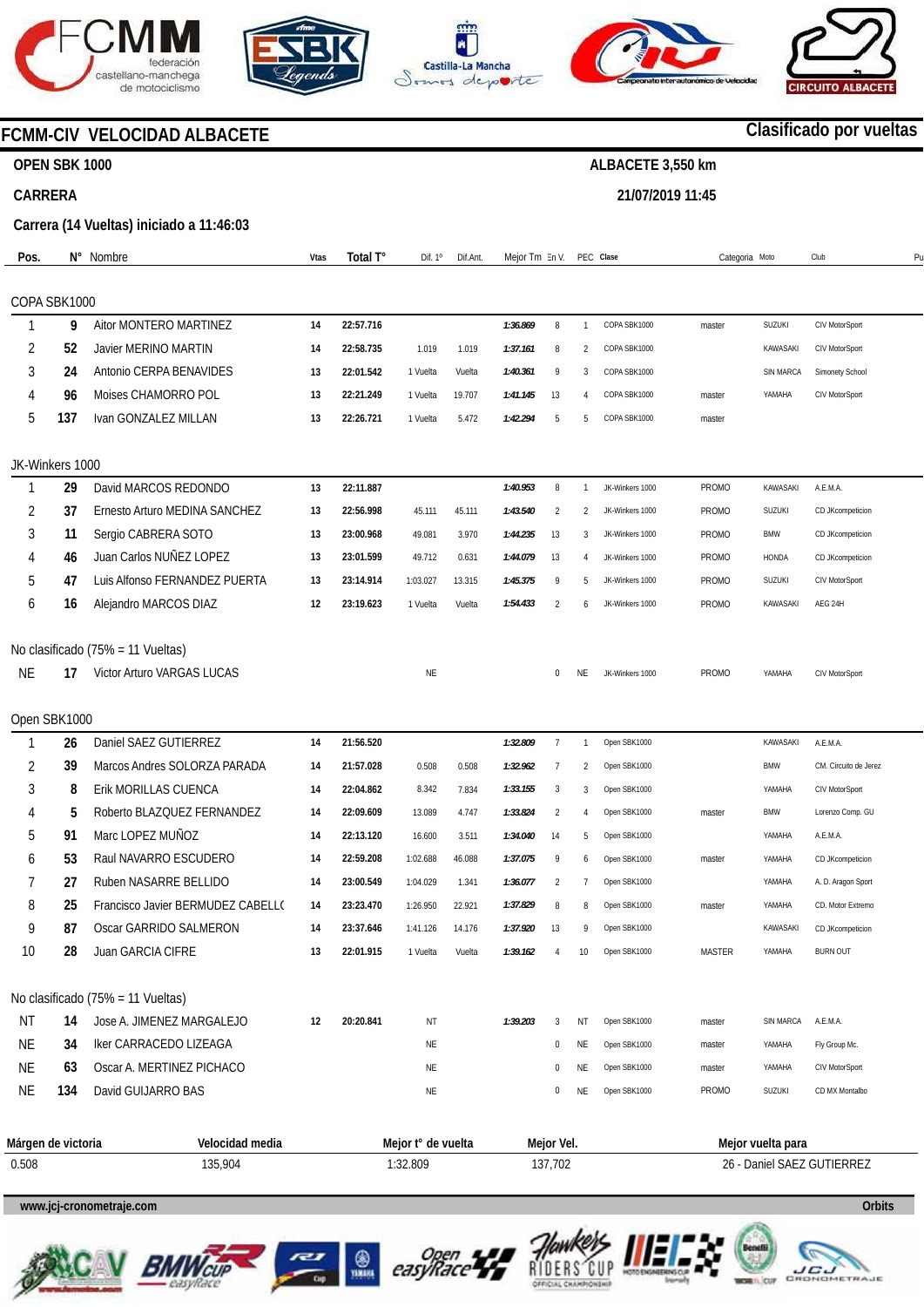# FCMM-CIV VELOCIDAD ALBACETE

**Clasificado por vueltas**

**OPEN SBK 1000** — **ALBACETE 3,550 km**

**CARRERA** — **21/07/2019 11:45**

**Carrera (14 Vueltas) iniciado a 11:46:03**

| Pos. | N° | Nombre | Vtas | Total T° | Dif. 1° | Dif.Ant. | Mejor Tm | En V. | PEC | Clase | Categoria | Moto | Club |
|---|---|---|---|---|---|---|---|---|---|---|---|---|---|
| **COPA SBK1000** | | | | | | | | | | | | | |
| 1 | 9 | Aitor MONTERO MARTINEZ | 14 | 22:57.716 | | | 1:36.869 | 8 | 1 | COPA SBK1000 | master | SUZUKI | CIV MotorSport |
| 2 | 52 | Javier MERINO MARTIN | 14 | 22:58.735 | 1.019 | 1.019 | 1:37.161 | 8 | 2 | COPA SBK1000 | | KAWASAKI | CIV MotorSport |
| 3 | 24 | Antonio CERPA BENAVIDES | 13 | 22:01.542 | 1 Vuelta | Vuelta | 1:40.361 | 9 | 3 | COPA SBK1000 | | SIN MARCA | Simonety School |
| 4 | 96 | Moises CHAMORRO POL | 13 | 22:21.249 | 1 Vuelta | 19.707 | 1:41.145 | 13 | 4 | COPA SBK1000 | master | YAMAHA | CIV MotorSport |
| 5 | 137 | Ivan GONZALEZ MILLAN | 13 | 22:26.721 | 1 Vuelta | 5.472 | 1:42.294 | 5 | 5 | COPA SBK1000 | master | | |
| **JK-Winkers 1000** | | | | | | | | | | | | | |
| 1 | 29 | David MARCOS REDONDO | 13 | 22:11.887 | | | 1:40.953 | 8 | 1 | JK-Winkers 1000 | PROMO | KAWASAKI | A.E.M.A. |
| 2 | 37 | Ernesto Arturo MEDINA SANCHEZ | 13 | 22:56.998 | 45.111 | 45.111 | 1:43.540 | 2 | 2 | JK-Winkers 1000 | PROMO | SUZUKI | CD JKcompeticion |
| 3 | 11 | Sergio CABRERA SOTO | 13 | 23:00.968 | 49.081 | 3.970 | 1:44.235 | 13 | 3 | JK-Winkers 1000 | PROMO | BMW | CD JKcompeticion |
| 4 | 46 | Juan Carlos NUÑEZ LOPEZ | 13 | 23:01.599 | 49.712 | 0.631 | 1:44.079 | 13 | 4 | JK-Winkers 1000 | PROMO | HONDA | CD JKcompeticion |
| 5 | 47 | Luis Alfonso FERNANDEZ PUERTA | 13 | 23:14.914 | 1:03.027 | 13.315 | 1:45.375 | 9 | 5 | JK-Winkers 1000 | PROMO | SUZUKI | CIV MotorSport |
| 6 | 16 | Alejandro MARCOS DIAZ | 12 | 23:19.623 | 1 Vuelta | Vuelta | 1:54.433 | 2 | 6 | JK-Winkers 1000 | PROMO | KAWASAKI | AEG 24H |
| **No clasificado (75% = 11 Vueltas)** | | | | | | | | | | | | | |
| NE | 17 | Victor Arturo VARGAS LUCAS | | | NE | | | 0 | NE | JK-Winkers 1000 | PROMO | YAMAHA | CIV MotorSport |
| **Open SBK1000** | | | | | | | | | | | | | |
| 1 | 26 | Daniel SAEZ GUTIERREZ | 14 | 21:56.520 | | | 1:32.809 | 7 | 1 | Open SBK1000 | | KAWASAKI | A.E.M.A. |
| 2 | 39 | Marcos Andres SOLORZA PARADA | 14 | 21:57.028 | 0.508 | 0.508 | 1:32.962 | 7 | 2 | Open SBK1000 | | BMW | CM. Circuito de Jerez |
| 3 | 8 | Erik MORILLAS CUENCA | 14 | 22:04.862 | 8.342 | 7.834 | 1:33.155 | 3 | 3 | Open SBK1000 | | YAMAHA | CIV MotorSport |
| 4 | 5 | Roberto BLAZQUEZ FERNANDEZ | 14 | 22:09.609 | 13.089 | 4.747 | 1:33.824 | 2 | 4 | Open SBK1000 | master | BMW | Lorenzo Comp. GU |
| 5 | 91 | Marc LOPEZ MUÑOZ | 14 | 22:13.120 | 16.600 | 3.511 | 1:34.040 | 14 | 5 | Open SBK1000 | | YAMAHA | A.E.M.A. |
| 6 | 53 | Raul NAVARRO ESCUDERO | 14 | 22:59.208 | 1:02.688 | 46.088 | 1:37.075 | 9 | 6 | Open SBK1000 | master | YAMAHA | CD JKcompeticion |
| 7 | 27 | Ruben NASARRE BELLIDO | 14 | 23:00.549 | 1:04.029 | 1.341 | 1:36.077 | 2 | 7 | Open SBK1000 | | YAMAHA | A. D. Aragon Sport |
| 8 | 25 | Francisco Javier BERMUDEZ CABELL( | 14 | 23:23.470 | 1:26.950 | 22.921 | 1:37.829 | 8 | 8 | Open SBK1000 | master | YAMAHA | CD. Motor Extremo |
| 9 | 87 | Oscar GARRIDO SALMERON | 14 | 23:37.646 | 1:41.126 | 14.176 | 1:37.920 | 13 | 9 | Open SBK1000 | | KAWASAKI | CD JKcompeticion |
| 10 | 28 | Juan GARCIA CIFRE | 13 | 22:01.915 | 1 Vuelta | Vuelta | 1:39.162 | 4 | 10 | Open SBK1000 | MASTER | YAMAHA | BURN OUT |
| **No clasificado (75% = 11 Vueltas)** | | | | | | | | | | | | | |
| NT | 14 | Jose A. JIMENEZ MARGALEJO | 12 | 20:20.841 | NT | | 1:39.203 | 3 | NT | Open SBK1000 | master | SIN MARCA | A.E.M.A. |
| NE | 34 | Iker CARRACEDO LIZEAGA | | | NE | | | 0 | NE | Open SBK1000 | master | YAMAHA | Fly Group Mc. |
| NE | 63 | Oscar A. MERTINEZ PICHACO | | | NE | | | 0 | NE | Open SBK1000 | master | YAMAHA | CIV MotorSport |
| NE | 134 | David GUIJARRO BAS | | | NE | | | 0 | NE | Open SBK1000 | PROMO | SUZUKI | CD MX Montalbo |

| Márgen de victoria | Velocidad media | Mejor t° de vuelta | Mejor Vel. | Mejor vuelta para |
|---|---|---|---|---|
| 0.508 | 135,904 | 1:32.809 | 137,702 | 26 - Daniel SAEZ GUTIERREZ |

www.jcj-cronometraje.com — Orbits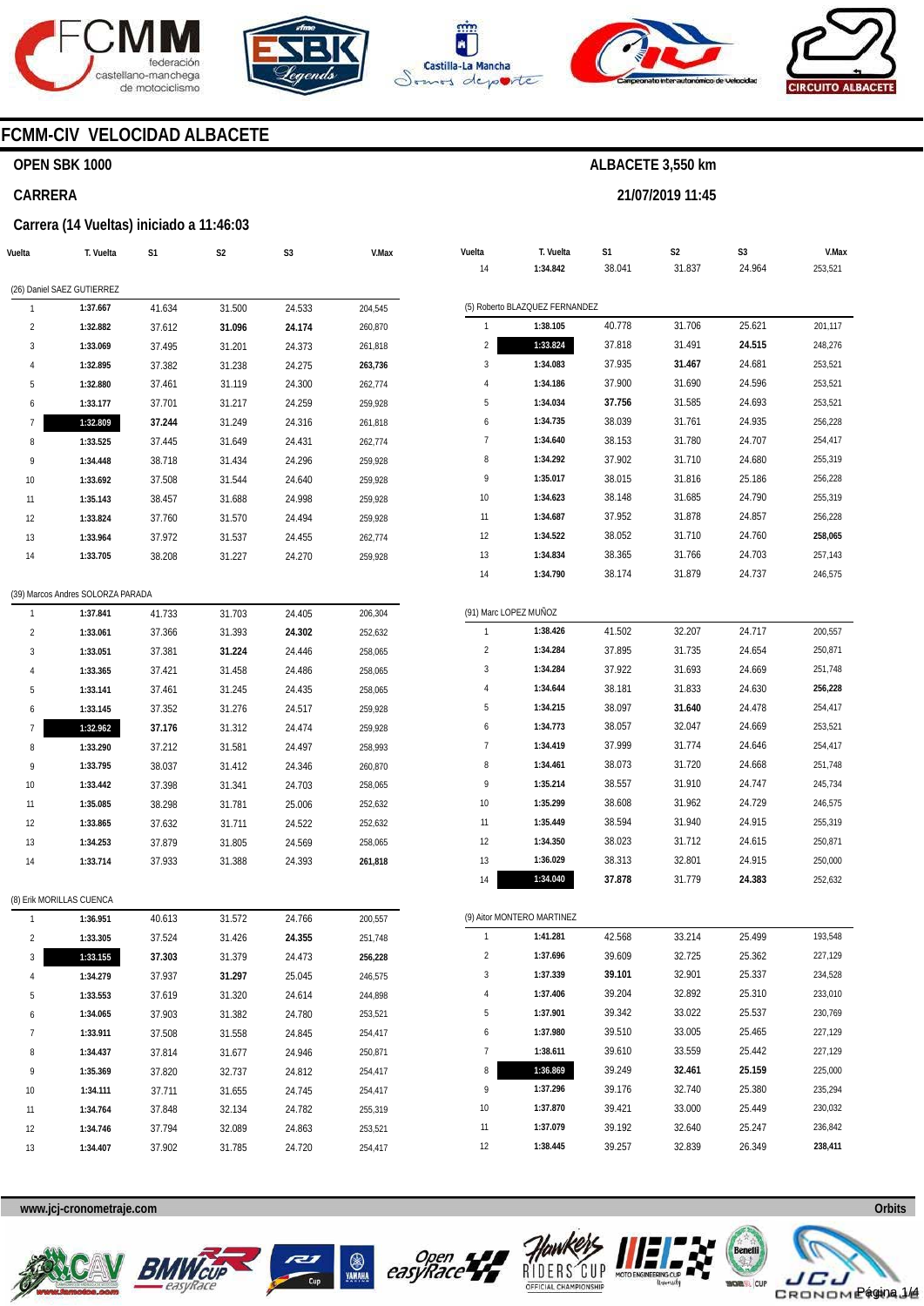# FCMM-CIV VELOCIDAD ALBACETE

**OPEN SBK 1000**

**ALBACETE 3,550 km**

**CARRERA**

**21/07/2019 11:45**

**Carrera (14 Vueltas) iniciado a 11:46:03**

| Vuelta | T. Vuelta | S1 | S2 | S3 | V.Max |
|---|---|---|---|---|---|
| (26) Daniel SAEZ GUTIERREZ | | | | | |
| 1 | **1:37.667** | 41.634 | 31.500 | 24.533 | 204,545 |
| 2 | **1:32.882** | 37.612 | **31.096** | **24.174** | 260,870 |
| 3 | **1:33.069** | 37.495 | 31.201 | 24.373 | 261,818 |
| 4 | **1:32.895** | 37.382 | 31.238 | 24.275 | **263,736** |
| 5 | **1:32.880** | 37.461 | 31.119 | 24.300 | 262,774 |
| 6 | **1:33.177** | 37.701 | 31.217 | 24.259 | 259,928 |
| 7 | **1:32.809** | **37.244** | 31.249 | 24.316 | 261,818 |
| 8 | **1:33.525** | 37.445 | 31.649 | 24.431 | 262,774 |
| 9 | **1:34.448** | 38.718 | 31.434 | 24.296 | 259,928 |
| 10 | **1:33.692** | 37.508 | 31.544 | 24.640 | 259,928 |
| 11 | **1:35.143** | 38.457 | 31.688 | 24.998 | 259,928 |
| 12 | **1:33.824** | 37.760 | 31.570 | 24.494 | 259,928 |
| 13 | **1:33.964** | 37.972 | 31.537 | 24.455 | 262,774 |
| 14 | **1:33.705** | 38.208 | 31.227 | 24.270 | 259,928 |
| (39) Marcos Andres SOLORZA PARADA | | | | | |
| 1 | **1:37.841** | 41.733 | 31.703 | 24.405 | 206,304 |
| 2 | **1:33.061** | 37.366 | 31.393 | **24.302** | 252,632 |
| 3 | **1:33.051** | 37.381 | **31.224** | 24.446 | 258,065 |
| 4 | **1:33.365** | 37.421 | 31.458 | 24.486 | 258,065 |
| 5 | **1:33.141** | 37.461 | 31.245 | 24.435 | 258,065 |
| 6 | **1:33.145** | 37.352 | 31.276 | 24.517 | 259,928 |
| 7 | **1:32.962** | **37.176** | 31.312 | 24.474 | 259,928 |
| 8 | **1:33.290** | 37.212 | 31.581 | 24.497 | 258,993 |
| 9 | **1:33.795** | 38.037 | 31.412 | 24.346 | 260,870 |
| 10 | **1:33.442** | 37.398 | 31.341 | 24.703 | 258,065 |
| 11 | **1:35.085** | 38.298 | 31.781 | 25.006 | 252,632 |
| 12 | **1:33.865** | 37.632 | 31.711 | 24.522 | 252,632 |
| 13 | **1:34.253** | 37.879 | 31.805 | 24.569 | 258,065 |
| 14 | **1:33.714** | 37.933 | 31.388 | 24.393 | **261,818** |
| (8) Erik MORILLAS CUENCA | | | | | |
| 1 | **1:36.951** | 40.613 | 31.572 | 24.766 | 200,557 |
| 2 | **1:33.305** | 37.524 | 31.426 | **24.355** | 251,748 |
| 3 | **1:33.155** | **37.303** | 31.379 | 24.473 | **256,228** |
| 4 | **1:34.279** | 37.937 | **31.297** | 25.045 | 246,575 |
| 5 | **1:33.553** | 37.619 | 31.320 | 24.614 | 244,898 |
| 6 | **1:34.065** | 37.903 | 31.382 | 24.780 | 253,521 |
| 7 | **1:33.911** | 37.508 | 31.558 | 24.845 | 254,417 |
| 8 | **1:34.437** | 37.814 | 31.677 | 24.946 | 250,871 |
| 9 | **1:35.369** | 37.820 | 32.737 | 24.812 | 254,417 |
| 10 | **1:34.111** | 37.711 | 31.655 | 24.745 | 254,417 |
| 11 | **1:34.764** | 37.848 | 32.134 | 24.782 | 255,319 |
| 12 | **1:34.746** | 37.794 | 32.089 | 24.863 | 253,521 |
| 13 | **1:34.407** | 37.902 | 31.785 | 24.720 | 254,417 |
| 14 | **1:34.842** | 38.041 | 31.837 | 24.964 | 253,521 |
| (5) Roberto BLAZQUEZ FERNANDEZ | | | | | |
| 1 | **1:38.105** | 40.778 | 31.706 | 25.621 | 201,117 |
| 2 | **1:33.824** | 37.818 | 31.491 | **24.515** | 248,276 |
| 3 | **1:34.083** | 37.935 | **31.467** | 24.681 | 253,521 |
| 4 | **1:34.186** | 37.900 | 31.690 | 24.596 | 253,521 |
| 5 | **1:34.034** | **37.756** | 31.585 | 24.693 | 253,521 |
| 6 | **1:34.735** | 38.039 | 31.761 | 24.935 | 256,228 |
| 7 | **1:34.640** | 38.153 | 31.780 | 24.707 | 254,417 |
| 8 | **1:34.292** | 37.902 | 31.710 | 24.680 | 255,319 |
| 9 | **1:35.017** | 38.015 | 31.816 | 25.186 | 256,228 |
| 10 | **1:34.623** | 38.148 | 31.685 | 24.790 | 255,319 |
| 11 | **1:34.687** | 37.952 | 31.878 | 24.857 | 256,228 |
| 12 | **1:34.522** | 38.052 | 31.710 | 24.760 | **258,065** |
| 13 | **1:34.834** | 38.365 | 31.766 | 24.703 | 257,143 |
| 14 | **1:34.790** | 38.174 | 31.879 | 24.737 | 246,575 |
| (91) Marc LOPEZ MUÑOZ | | | | | |
| 1 | **1:38.426** | 41.502 | 32.207 | 24.717 | 200,557 |
| 2 | **1:34.284** | 37.895 | 31.735 | 24.654 | 250,871 |
| 3 | **1:34.284** | 37.922 | 31.693 | 24.669 | 251,748 |
| 4 | **1:34.644** | 38.181 | 31.833 | 24.630 | **256,228** |
| 5 | **1:34.215** | 38.097 | **31.640** | 24.478 | 254,417 |
| 6 | **1:34.773** | 38.057 | 32.047 | 24.669 | 253,521 |
| 7 | **1:34.419** | 37.999 | 31.774 | 24.646 | 254,417 |
| 8 | **1:34.461** | 38.073 | 31.720 | 24.668 | 251,748 |
| 9 | **1:35.214** | 38.557 | 31.910 | 24.747 | 245,734 |
| 10 | **1:35.299** | 38.608 | 31.962 | 24.729 | 246,575 |
| 11 | **1:35.449** | 38.594 | 31.940 | 24.915 | 255,319 |
| 12 | **1:34.350** | 38.023 | 31.712 | 24.615 | 250,871 |
| 13 | **1:36.029** | 38.313 | 32.801 | 24.915 | 250,000 |
| 14 | **1:34.040** | **37.878** | 31.779 | **24.383** | 252,632 |
| (9) Aitor MONTERO MARTINEZ | | | | | |
| 1 | **1:41.281** | 42.568 | 33.214 | 25.499 | 193,548 |
| 2 | **1:37.696** | 39.609 | 32.725 | 25.362 | 227,129 |
| 3 | **1:37.339** | **39.101** | 32.901 | 25.337 | 234,528 |
| 4 | **1:37.406** | 39.204 | 32.892 | 25.310 | 233,010 |
| 5 | **1:37.901** | 39.342 | 33.022 | 25.537 | 230,769 |
| 6 | **1:37.980** | 39.510 | 33.005 | 25.465 | 227,129 |
| 7 | **1:38.611** | 39.610 | 33.559 | 25.442 | 227,129 |
| 8 | **1:36.869** | 39.249 | **32.461** | **25.159** | 225,000 |
| 9 | **1:37.296** | 39.176 | 32.740 | 25.380 | 235,294 |
| 10 | **1:37.870** | 39.421 | 33.000 | 25.449 | 230,032 |
| 11 | **1:37.079** | 39.192 | 32.640 | 25.247 | 236,842 |
| 12 | **1:38.445** | 39.257 | 32.839 | 26.349 | **238,411** |

www.jcj-cronometraje.com

Orbits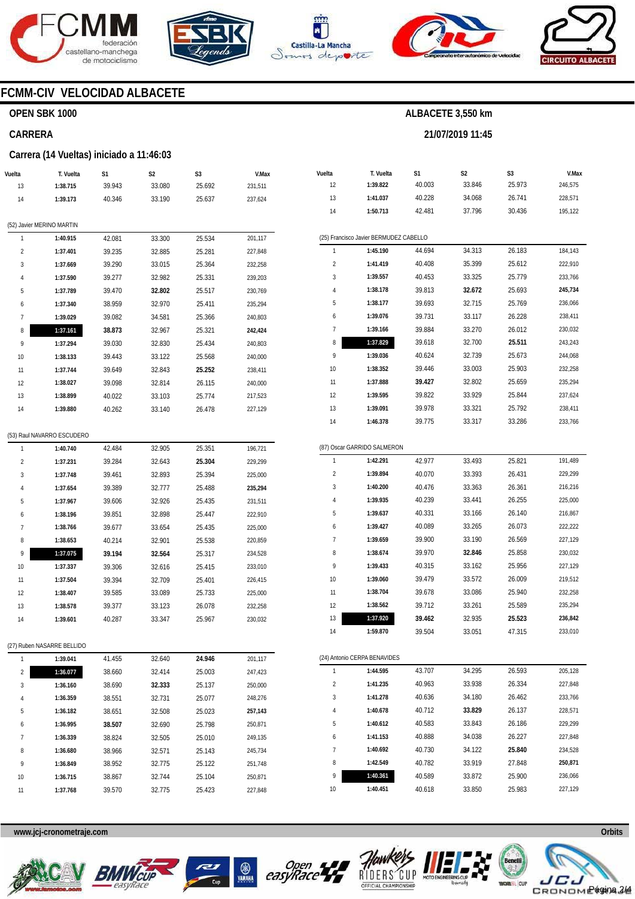# FCMM-CIV VELOCIDAD ALBACETE

## OPEN SBK 1000

**ALBACETE 3,550 km**

## CARRERA

**21/07/2019 11:45**

### Carrera (14 Vueltas) iniciado a 11:46:03

| Vuelta | T. Vuelta | S1 | S2 | S3 | V.Max |
|---|---|---|---|---|---|
| 13 | **1:38.715** | 39.943 | 33.080 | 25.692 | 231,511 |
| 14 | **1:39.173** | 40.346 | 33.190 | 25.637 | 237,624 |

(52) Javier MERINO MARTIN

| Vuelta | T. Vuelta | S1 | S2 | S3 | V.Max |
|---|---|---|---|---|---|
| 1 | **1:40.915** | 42.081 | 33.300 | 25.534 | 201,117 |
| 2 | **1:37.401** | 39.235 | 32.885 | 25.281 | 227,848 |
| 3 | **1:37.669** | 39.290 | 33.015 | 25.364 | 232,258 |
| 4 | **1:37.590** | 39.277 | 32.982 | 25.331 | 239,203 |
| 5 | **1:37.789** | 39.470 | **32.802** | 25.517 | 230,769 |
| 6 | **1:37.340** | 38.959 | 32.970 | 25.411 | 235,294 |
| 7 | **1:39.029** | 39.082 | 34.581 | 25.366 | 240,803 |
| 8 | **1:37.161** | **38.873** | 32.967 | 25.321 | **242,424** |
| 9 | **1:37.294** | 39.030 | 32.830 | 25.434 | 240,803 |
| 10 | **1:38.133** | 39.443 | 33.122 | 25.568 | 240,000 |
| 11 | **1:37.744** | 39.649 | 32.843 | **25.252** | 238,411 |
| 12 | **1:38.027** | 39.098 | 32.814 | 26.115 | 240,000 |
| 13 | **1:38.899** | 40.022 | 33.103 | 25.774 | 217,523 |
| 14 | **1:39.880** | 40.262 | 33.140 | 26.478 | 227,129 |

(53) Raul NAVARRO ESCUDERO

| Vuelta | T. Vuelta | S1 | S2 | S3 | V.Max |
|---|---|---|---|---|---|
| 1 | **1:40.740** | 42.484 | 32.905 | 25.351 | 196,721 |
| 2 | **1:37.231** | 39.284 | 32.643 | **25.304** | 229,299 |
| 3 | **1:37.748** | 39.461 | 32.893 | 25.394 | 225,000 |
| 4 | **1:37.654** | 39.389 | 32.777 | 25.488 | **235,294** |
| 5 | **1:37.967** | 39.606 | 32.926 | 25.435 | 231,511 |
| 6 | **1:38.196** | 39.851 | 32.898 | 25.447 | 222,910 |
| 7 | **1:38.766** | 39.677 | 33.654 | 25.435 | 225,000 |
| 8 | **1:38.653** | 40.214 | 32.901 | 25.538 | 220,859 |
| 9 | **1:37.075** | **39.194** | **32.564** | 25.317 | 234,528 |
| 10 | **1:37.337** | 39.306 | 32.616 | 25.415 | 233,010 |
| 11 | **1:37.504** | 39.394 | 32.709 | 25.401 | 226,415 |
| 12 | **1:38.407** | 39.585 | 33.089 | 25.733 | 225,000 |
| 13 | **1:38.578** | 39.377 | 33.123 | 26.078 | 232,258 |
| 14 | **1:39.601** | 40.287 | 33.347 | 25.967 | 230,032 |

(27) Ruben NASARRE BELLIDO

| Vuelta | T. Vuelta | S1 | S2 | S3 | V.Max |
|---|---|---|---|---|---|
| 1 | **1:39.041** | 41.455 | 32.640 | **24.946** | 201,117 |
| 2 | **1:36.077** | 38.660 | 32.414 | 25.003 | 247,423 |
| 3 | **1:36.160** | 38.690 | **32.333** | 25.137 | 250,000 |
| 4 | **1:36.359** | 38.551 | 32.731 | 25.077 | 248,276 |
| 5 | **1:36.182** | 38.651 | 32.508 | 25.023 | **257,143** |
| 6 | **1:36.995** | **38.507** | 32.690 | 25.798 | 250,871 |
| 7 | **1:36.339** | 38.824 | 32.505 | 25.010 | 249,135 |
| 8 | **1:36.680** | 38.966 | 32.571 | 25.143 | 245,734 |
| 9 | **1:36.849** | 38.952 | 32.775 | 25.122 | 251,748 |
| 10 | **1:36.715** | 38.867 | 32.744 | 25.104 | 250,871 |
| 11 | **1:37.768** | 39.570 | 32.775 | 25.423 | 227,848 |
| 12 | **1:39.822** | 40.003 | 33.846 | 25.973 | 246,575 |
| 13 | **1:41.037** | 40.228 | 34.068 | 26.741 | 228,571 |
| 14 | **1:50.713** | 42.481 | 37.796 | 30.436 | 195,122 |

(25) Francisco Javier BERMUDEZ CABELLO

| Vuelta | T. Vuelta | S1 | S2 | S3 | V.Max |
|---|---|---|---|---|---|
| 1 | **1:45.190** | 44.694 | 34.313 | 26.183 | 184,143 |
| 2 | **1:41.419** | 40.408 | 35.399 | 25.612 | 222,910 |
| 3 | **1:39.557** | 40.453 | 33.325 | 25.779 | 233,766 |
| 4 | **1:38.178** | 39.813 | **32.672** | 25.693 | **245,734** |
| 5 | **1:38.177** | 39.693 | 32.715 | 25.769 | 236,066 |
| 6 | **1:39.076** | 39.731 | 33.117 | 26.228 | 238,411 |
| 7 | **1:39.166** | 39.884 | 33.270 | 26.012 | 230,032 |
| 8 | **1:37.829** | 39.618 | 32.700 | **25.511** | 243,243 |
| 9 | **1:39.036** | 40.624 | 32.739 | 25.673 | 244,068 |
| 10 | **1:38.352** | 39.446 | 33.003 | 25.903 | 232,258 |
| 11 | **1:37.888** | **39.427** | 32.802 | 25.659 | 235,294 |
| 12 | **1:39.595** | 39.822 | 33.929 | 25.844 | 237,624 |
| 13 | **1:39.091** | 39.978 | 33.321 | 25.792 | 238,411 |
| 14 | **1:46.378** | 39.775 | 33.317 | 33.286 | 233,766 |

(87) Oscar GARRIDO SALMERON

| Vuelta | T. Vuelta | S1 | S2 | S3 | V.Max |
|---|---|---|---|---|---|
| 1 | **1:42.291** | 42.977 | 33.493 | 25.821 | 191,489 |
| 2 | **1:39.894** | 40.070 | 33.393 | 26.431 | 229,299 |
| 3 | **1:40.200** | 40.476 | 33.363 | 26.361 | 216,216 |
| 4 | **1:39.935** | 40.239 | 33.441 | 26.255 | 225,000 |
| 5 | **1:39.637** | 40.331 | 33.166 | 26.140 | 216,867 |
| 6 | **1:39.427** | 40.089 | 33.265 | 26.073 | 222,222 |
| 7 | **1:39.659** | 39.900 | 33.190 | 26.569 | 227,129 |
| 8 | **1:38.674** | 39.970 | **32.846** | 25.858 | 230,032 |
| 9 | **1:39.433** | 40.315 | 33.162 | 25.956 | 227,129 |
| 10 | **1:39.060** | 39.479 | 33.572 | 26.009 | 219,512 |
| 11 | **1:38.704** | 39.678 | 33.086 | 25.940 | 232,258 |
| 12 | **1:38.562** | 39.712 | 33.261 | 25.589 | 235,294 |
| 13 | **1:37.920** | **39.462** | 32.935 | **25.523** | **236,842** |
| 14 | **1:59.870** | 39.504 | 33.051 | 47.315 | 233,010 |

(24) Antonio CERPA BENAVIDES

| Vuelta | T. Vuelta | S1 | S2 | S3 | V.Max |
|---|---|---|---|---|---|
| 1 | **1:44.595** | 43.707 | 34.295 | 26.593 | 205,128 |
| 2 | **1:41.235** | 40.963 | 33.938 | 26.334 | 227,848 |
| 3 | **1:41.278** | 40.636 | 34.180 | 26.462 | 233,766 |
| 4 | **1:40.678** | 40.712 | **33.829** | 26.137 | 228,571 |
| 5 | **1:40.612** | 40.583 | 33.843 | 26.186 | 229,299 |
| 6 | **1:41.153** | 40.888 | 34.038 | 26.227 | 227,848 |
| 7 | **1:40.692** | 40.730 | 34.122 | **25.840** | 234,528 |
| 8 | **1:42.549** | 40.782 | 33.919 | 27.848 | **250,871** |
| 9 | **1:40.361** | 40.589 | 33.872 | 25.900 | 236,066 |
| 10 | **1:40.451** | 40.618 | 33.850 | 25.983 | 227,129 |

www.jcj-cronometraje.com

Orbits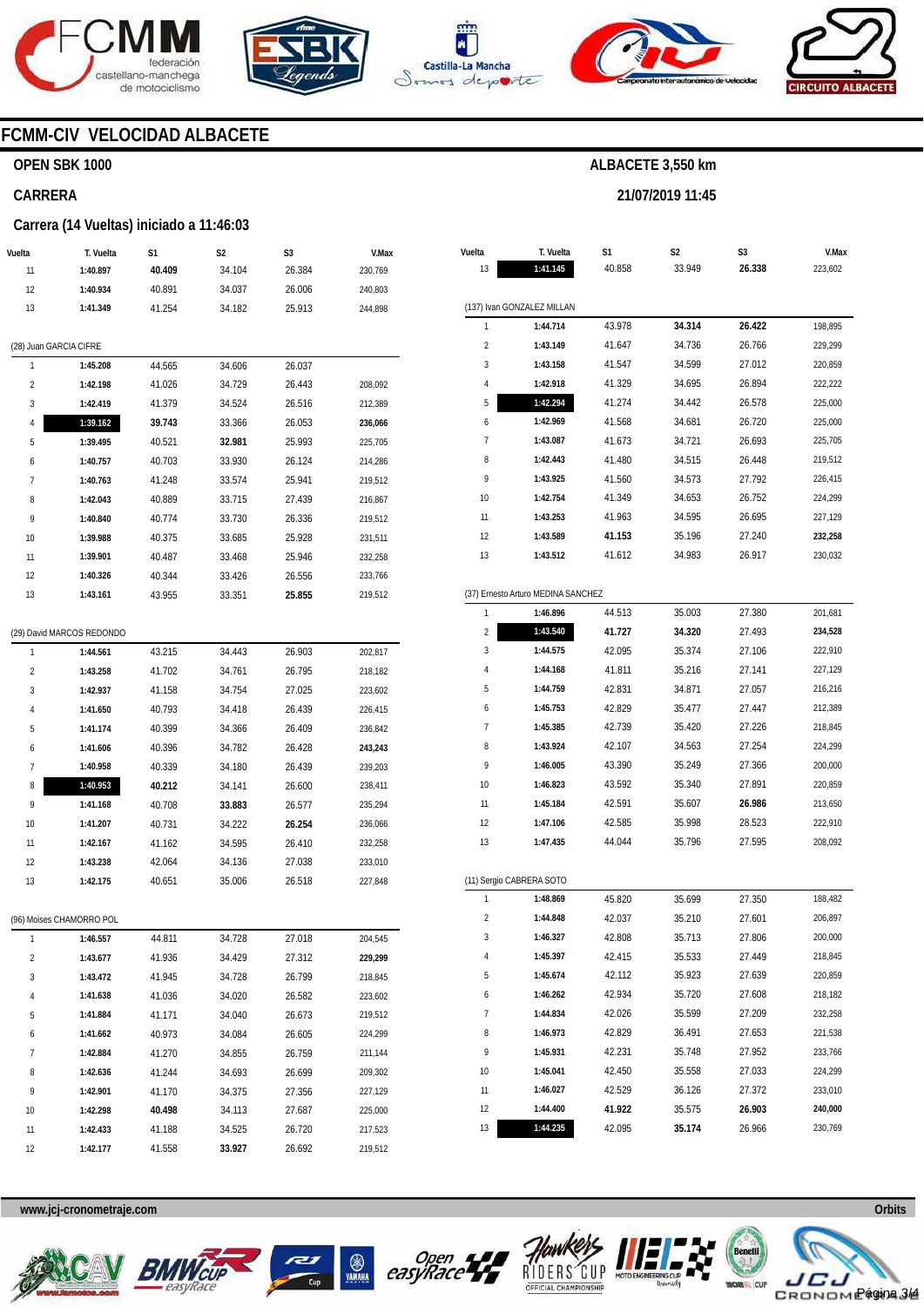# FCMM-CIV VELOCIDAD ALBACETE

## OPEN SBK 1000

ALBACETE 3,550 km

## CARRERA

21/07/2019 11:45

### Carrera (14 Vueltas) iniciado a 11:46:03

| Vuelta | T. Vuelta | S1 | S2 | S3 | V.Max |
|---|---|---|---|---|---|
| 11 | **1:40.897** | **40.409** | 34.104 | 26.384 | 230,769 |
| 12 | **1:40.934** | 40.891 | 34.037 | 26.006 | 240,803 |
| 13 | **1:41.349** | 41.254 | 34.182 | 25.913 | 244,898 |

(28) Juan GARCIA CIFRE

| Vuelta | T. Vuelta | S1 | S2 | S3 | V.Max |
|---|---|---|---|---|---|
| 1 | **1:45.208** | 44.565 | 34.606 | 26.037 | |
| 2 | **1:42.198** | 41.026 | 34.729 | 26.443 | 208,092 |
| 3 | **1:42.419** | 41.379 | 34.524 | 26.516 | 212,389 |
| 4 | **1:39.162** | **39.743** | 33.366 | 26.053 | **236,066** |
| 5 | **1:39.495** | 40.521 | **32.981** | 25.993 | 225,705 |
| 6 | **1:40.757** | 40.703 | 33.930 | 26.124 | 214,286 |
| 7 | **1:40.763** | 41.248 | 33.574 | 25.941 | 219,512 |
| 8 | **1:42.043** | 40.889 | 33.715 | 27.439 | 216,867 |
| 9 | **1:40.840** | 40.774 | 33.730 | 26.336 | 219,512 |
| 10 | **1:39.988** | 40.375 | 33.685 | 25.928 | 231,511 |
| 11 | **1:39.901** | 40.487 | 33.468 | 25.946 | 232,258 |
| 12 | **1:40.326** | 40.344 | 33.426 | 26.556 | 233,766 |
| 13 | **1:43.161** | 43.955 | 33.351 | **25.855** | 219,512 |

(29) David MARCOS REDONDO

| Vuelta | T. Vuelta | S1 | S2 | S3 | V.Max |
|---|---|---|---|---|---|
| 1 | **1:44.561** | 43.215 | 34.443 | 26.903 | 202,817 |
| 2 | **1:43.258** | 41.702 | 34.761 | 26.795 | 218,182 |
| 3 | **1:42.937** | 41.158 | 34.754 | 27.025 | 223,602 |
| 4 | **1:41.650** | 40.793 | 34.418 | 26.439 | 226,415 |
| 5 | **1:41.174** | 40.399 | 34.366 | 26.409 | 236,842 |
| 6 | **1:41.606** | 40.396 | 34.782 | 26.428 | **243,243** |
| 7 | **1:40.958** | 40.339 | 34.180 | 26.439 | 239,203 |
| 8 | **1:40.953** | **40.212** | 34.141 | 26.600 | 238,411 |
| 9 | **1:41.168** | 40.708 | **33.883** | 26.577 | 235,294 |
| 10 | **1:41.207** | 40.731 | 34.222 | **26.254** | 236,066 |
| 11 | **1:42.167** | 41.162 | 34.595 | 26.410 | 232,258 |
| 12 | **1:43.238** | 42.064 | 34.136 | 27.038 | 233,010 |
| 13 | **1:42.175** | 40.651 | 35.006 | 26.518 | 227,848 |

(96) Moises CHAMORRO POL

| Vuelta | T. Vuelta | S1 | S2 | S3 | V.Max |
|---|---|---|---|---|---|
| 1 | **1:46.557** | 44.811 | 34.728 | 27.018 | 204,545 |
| 2 | **1:43.677** | 41.936 | 34.429 | 27.312 | **229,299** |
| 3 | **1:43.472** | 41.945 | 34.728 | 26.799 | 218,845 |
| 4 | **1:41.638** | 41.036 | 34.020 | 26.582 | 223,602 |
| 5 | **1:41.884** | 41.171 | 34.040 | 26.673 | 219,512 |
| 6 | **1:41.662** | 40.973 | 34.084 | 26.605 | 224,299 |
| 7 | **1:42.884** | 41.270 | 34.855 | 26.759 | 211,144 |
| 8 | **1:42.636** | 41.244 | 34.693 | 26.699 | 209,302 |
| 9 | **1:42.901** | 41.170 | 34.375 | 27.356 | 227,129 |
| 10 | **1:42.298** | **40.498** | 34.113 | 27.687 | 225,000 |
| 11 | **1:42.433** | 41.188 | 34.525 | 26.720 | 217,523 |
| 12 | **1:42.177** | 41.558 | **33.927** | 26.692 | 219,512 |
| 13 | **1:41.145** | 40.858 | 33.949 | **26.338** | 223,602 |

(137) Ivan GONZALEZ MILLAN

| Vuelta | T. Vuelta | S1 | S2 | S3 | V.Max |
|---|---|---|---|---|---|
| 1 | **1:44.714** | 43.978 | **34.314** | **26.422** | 198,895 |
| 2 | **1:43.149** | 41.647 | 34.736 | 26.766 | 229,299 |
| 3 | **1:43.158** | 41.547 | 34.599 | 27.012 | 220,859 |
| 4 | **1:42.918** | 41.329 | 34.695 | 26.894 | 222,222 |
| 5 | **1:42.294** | 41.274 | 34.442 | 26.578 | 225,000 |
| 6 | **1:42.969** | 41.568 | 34.681 | 26.720 | 225,000 |
| 7 | **1:43.087** | 41.673 | 34.721 | 26.693 | 225,705 |
| 8 | **1:42.443** | 41.480 | 34.515 | 26.448 | 219,512 |
| 9 | **1:43.925** | 41.560 | 34.573 | 27.792 | 226,415 |
| 10 | **1:42.754** | 41.349 | 34.653 | 26.752 | 224,299 |
| 11 | **1:43.253** | 41.963 | 34.595 | 26.695 | 227,129 |
| 12 | **1:43.589** | **41.153** | 35.196 | 27.240 | **232,258** |
| 13 | **1:43.512** | 41.612 | 34.983 | 26.917 | 230,032 |

(37) Ernesto Arturo MEDINA SANCHEZ

| Vuelta | T. Vuelta | S1 | S2 | S3 | V.Max |
|---|---|---|---|---|---|
| 1 | **1:46.896** | 44.513 | 35.003 | 27.380 | 201,681 |
| 2 | **1:43.540** | **41.727** | **34.320** | 27.493 | **234,528** |
| 3 | **1:44.575** | 42.095 | 35.374 | 27.106 | 222,910 |
| 4 | **1:44.168** | 41.811 | 35.216 | 27.141 | 227,129 |
| 5 | **1:44.759** | 42.831 | 34.871 | 27.057 | 216,216 |
| 6 | **1:45.753** | 42.829 | 35.477 | 27.447 | 212,389 |
| 7 | **1:45.385** | 42.739 | 35.420 | 27.226 | 218,845 |
| 8 | **1:43.924** | 42.107 | 34.563 | 27.254 | 224,299 |
| 9 | **1:46.005** | 43.390 | 35.249 | 27.366 | 200,000 |
| 10 | **1:46.823** | 43.592 | 35.340 | 27.891 | 220,859 |
| 11 | **1:45.184** | 42.591 | 35.607 | **26.986** | 213,650 |
| 12 | **1:47.106** | 42.585 | 35.998 | 28.523 | 222,910 |
| 13 | **1:47.435** | 44.044 | 35.796 | 27.595 | 208,092 |

(11) Sergio CABRERA SOTO

| Vuelta | T. Vuelta | S1 | S2 | S3 | V.Max |
|---|---|---|---|---|---|
| 1 | **1:48.869** | 45.820 | 35.699 | 27.350 | 188,482 |
| 2 | **1:44.848** | 42.037 | 35.210 | 27.601 | 206,897 |
| 3 | **1:46.327** | 42.808 | 35.713 | 27.806 | 200,000 |
| 4 | **1:45.397** | 42.415 | 35.533 | 27.449 | 218,845 |
| 5 | **1:45.674** | 42.112 | 35.923 | 27.639 | 220,859 |
| 6 | **1:46.262** | 42.934 | 35.720 | 27.608 | 218,182 |
| 7 | **1:44.834** | 42.026 | 35.599 | 27.209 | 232,258 |
| 8 | **1:46.973** | 42.829 | 36.491 | 27.653 | 221,538 |
| 9 | **1:45.931** | 42.231 | 35.748 | 27.952 | 233,766 |
| 10 | **1:45.041** | 42.450 | 35.558 | 27.033 | 224,299 |
| 11 | **1:46.027** | 42.529 | 36.126 | 27.372 | 233,010 |
| 12 | **1:44.400** | **41.922** | 35.575 | **26.903** | **240,000** |
| 13 | **1:44.235** | 42.095 | **35.174** | 26.966 | 230,769 |

www.jcj-cronometraje.com — Orbits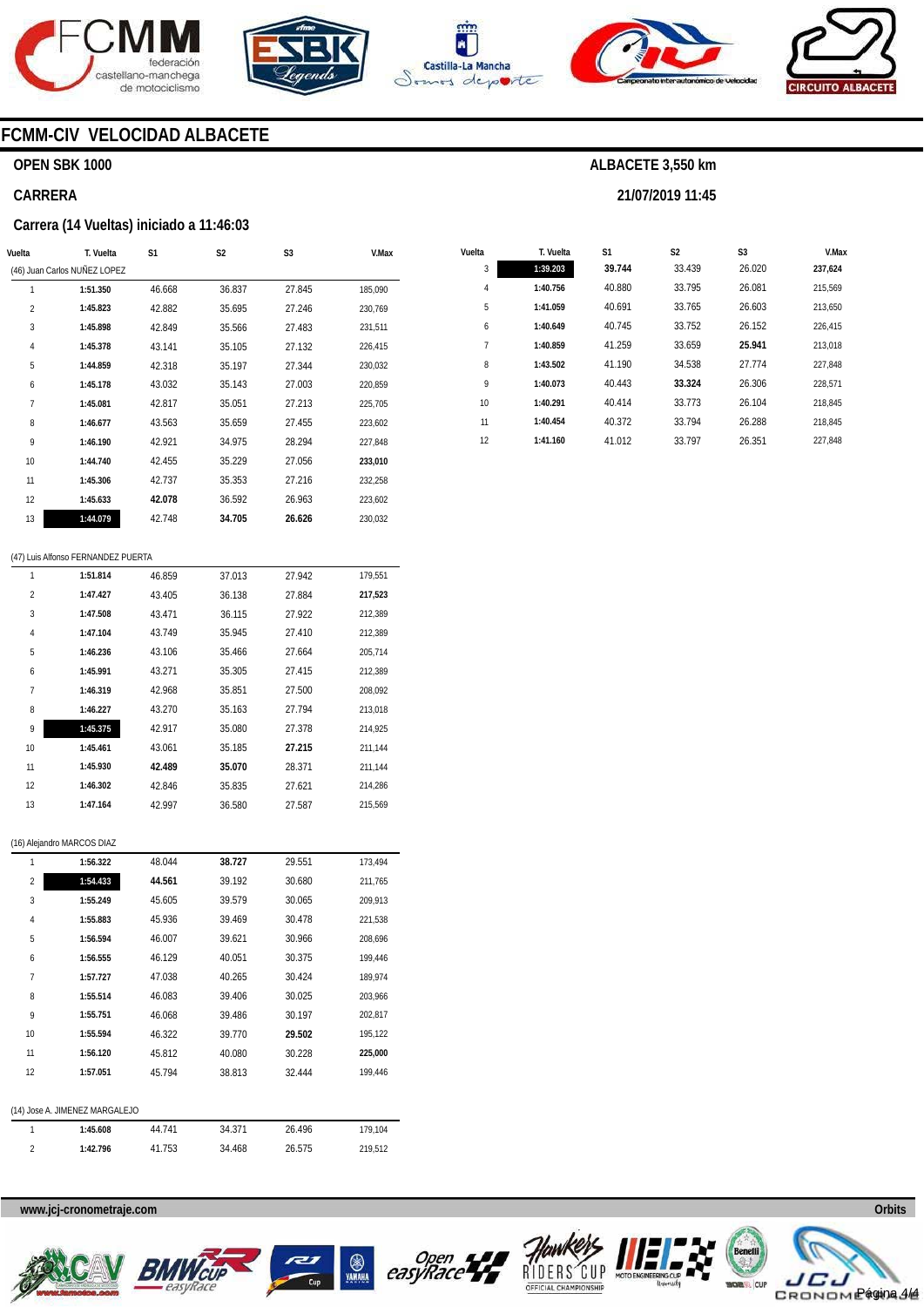## FCMM-CIV VELOCIDAD ALBACETE

### OPEN SBK 1000

### CARRERA

**ALBACETE 3,550 km**

**21/07/2019 11:45**

### Carrera (14 Vueltas) iniciado a 11:46:03

(46) Juan Carlos NUÑEZ LOPEZ

| Vuelta | T. Vuelta | S1 | S2 | S3 | V.Max |
|---|---|---|---|---|---|
| 1 | **1:51.350** | 46.668 | 36.837 | 27.845 | 185,090 |
| 2 | **1:45.823** | 42.882 | 35.695 | 27.246 | 230,769 |
| 3 | **1:45.898** | 42.849 | 35.566 | 27.483 | 231,511 |
| 4 | **1:45.378** | 43.141 | 35.105 | 27.132 | 226,415 |
| 5 | **1:44.859** | 42.318 | 35.197 | 27.344 | 230,032 |
| 6 | **1:45.178** | 43.032 | 35.143 | 27.003 | 220,859 |
| 7 | **1:45.081** | 42.817 | 35.051 | 27.213 | 225,705 |
| 8 | **1:46.677** | 43.563 | 35.659 | 27.455 | 223,602 |
| 9 | **1:46.190** | 42.921 | 34.975 | 28.294 | 227,848 |
| 10 | **1:44.740** | 42.455 | 35.229 | 27.056 | **233,010** |
| 11 | **1:45.306** | 42.737 | 35.353 | 27.216 | 232,258 |
| 12 | **1:45.633** | **42.078** | 36.592 | 26.963 | 223,602 |
| 13 | **1:44.079** | 42.748 | **34.705** | **26.626** | 230,032 |

(47) Luis Alfonso FERNANDEZ PUERTA

| Vuelta | T. Vuelta | S1 | S2 | S3 | V.Max |
|---|---|---|---|---|---|
| 1 | **1:51.814** | 46.859 | 37.013 | 27.942 | 179,551 |
| 2 | **1:47.427** | 43.405 | 36.138 | 27.884 | **217,523** |
| 3 | **1:47.508** | 43.471 | 36.115 | 27.922 | 212,389 |
| 4 | **1:47.104** | 43.749 | 35.945 | 27.410 | 212,389 |
| 5 | **1:46.236** | 43.106 | 35.466 | 27.664 | 205,714 |
| 6 | **1:45.991** | 43.271 | 35.305 | 27.415 | 212,389 |
| 7 | **1:46.319** | 42.968 | 35.851 | 27.500 | 208,092 |
| 8 | **1:46.227** | 43.270 | 35.163 | 27.794 | 213,018 |
| 9 | **1:45.375** | 42.917 | 35.080 | 27.378 | 214,925 |
| 10 | **1:45.461** | 43.061 | 35.185 | **27.215** | 211,144 |
| 11 | **1:45.930** | **42.489** | **35.070** | 28.371 | 211,144 |
| 12 | **1:46.302** | 42.846 | 35.835 | 27.621 | 214,286 |
| 13 | **1:47.164** | 42.997 | 36.580 | 27.587 | 215,569 |

(16) Alejandro MARCOS DIAZ

| Vuelta | T. Vuelta | S1 | S2 | S3 | V.Max |
|---|---|---|---|---|---|
| 1 | **1:56.322** | 48.044 | **38.727** | 29.551 | 173,494 |
| 2 | **1:54.433** | **44.561** | 39.192 | 30.680 | 211,765 |
| 3 | **1:55.249** | 45.605 | 39.579 | 30.065 | 209,913 |
| 4 | **1:55.883** | 45.936 | 39.469 | 30.478 | 221,538 |
| 5 | **1:56.594** | 46.007 | 39.621 | 30.966 | 208,696 |
| 6 | **1:56.555** | 46.129 | 40.051 | 30.375 | 199,446 |
| 7 | **1:57.727** | 47.038 | 40.265 | 30.424 | 189,974 |
| 8 | **1:55.514** | 46.083 | 39.406 | 30.025 | 203,966 |
| 9 | **1:55.751** | 46.068 | 39.486 | 30.197 | 202,817 |
| 10 | **1:55.594** | 46.322 | 39.770 | **29.502** | 195,122 |
| 11 | **1:56.120** | 45.812 | 40.080 | 30.228 | **225,000** |
| 12 | **1:57.051** | 45.794 | 38.813 | 32.444 | 199,446 |

(14) Jose A. JIMENEZ MARGALEJO

| Vuelta | T. Vuelta | S1 | S2 | S3 | V.Max |
|---|---|---|---|---|---|
| 1 | **1:45.608** | 44.741 | 34.371 | 26.496 | 179,104 |
| 2 | **1:42.796** | 41.753 | 34.468 | 26.575 | 219,512 |
| 3 | **1:39.203** | **39.744** | 33.439 | 26.020 | **237,624** |
| 4 | **1:40.756** | 40.880 | 33.795 | 26.081 | 215,569 |
| 5 | **1:41.059** | 40.691 | 33.765 | 26.603 | 213,650 |
| 6 | **1:40.649** | 40.745 | 33.752 | 26.152 | 226,415 |
| 7 | **1:40.859** | 41.259 | 33.659 | **25.941** | 213,018 |
| 8 | **1:43.502** | 41.190 | 34.538 | 27.774 | 227,848 |
| 9 | **1:40.073** | 40.443 | **33.324** | 26.306 | 228,571 |
| 10 | **1:40.291** | 40.414 | 33.773 | 26.104 | 218,845 |
| 11 | **1:40.454** | 40.372 | 33.794 | 26.288 | 218,845 |
| 12 | **1:41.160** | 41.012 | 33.797 | 26.351 | 227,848 |

www.jcj-cronometraje.com

Orbits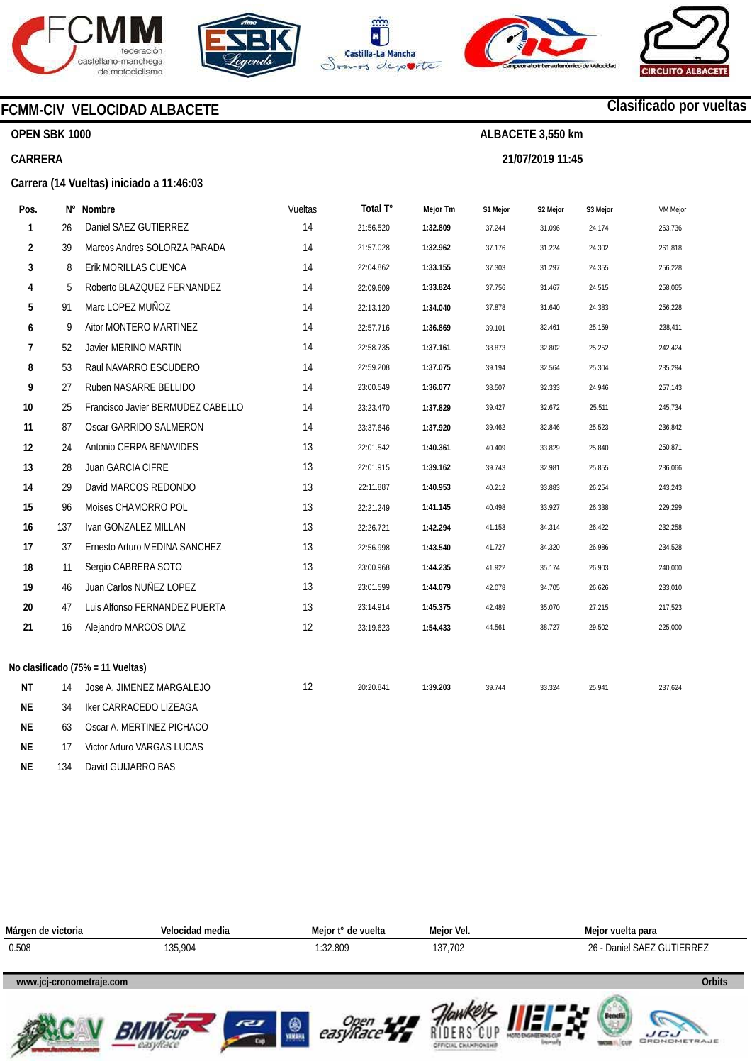# FCMM-CIV VELOCIDAD ALBACETE

**Clasificado por vueltas**

**OPEN SBK 1000**

**ALBACETE 3,550 km**

**CARRERA**

**21/07/2019 11:45**

**Carrera (14 Vueltas) iniciado a 11:46:03**

| Pos. | N° | Nombre | Vueltas | Total T° | Mejor Tm | S1 Mejor | S2 Mejor | S3 Mejor | VM Mejor |
|---|---|---|---|---|---|---|---|---|---|
| 1 | 26 | Daniel SAEZ GUTIERREZ | 14 | 21:56.520 | **1:32.809** | 37.244 | 31.096 | 24.174 | 263,736 |
| 2 | 39 | Marcos Andres SOLORZA PARADA | 14 | 21:57.028 | **1:32.962** | 37.176 | 31.224 | 24.302 | 261,818 |
| 3 | 8 | Erik MORILLAS CUENCA | 14 | 22:04.862 | **1:33.155** | 37.303 | 31.297 | 24.355 | 256,228 |
| 4 | 5 | Roberto BLAZQUEZ FERNANDEZ | 14 | 22:09.609 | **1:33.824** | 37.756 | 31.467 | 24.515 | 258,065 |
| 5 | 91 | Marc LOPEZ MUÑOZ | 14 | 22:13.120 | **1:34.040** | 37.878 | 31.640 | 24.383 | 256,228 |
| 6 | 9 | Aitor MONTERO MARTINEZ | 14 | 22:57.716 | **1:36.869** | 39.101 | 32.461 | 25.159 | 238,411 |
| 7 | 52 | Javier MERINO MARTIN | 14 | 22:58.735 | **1:37.161** | 38.873 | 32.802 | 25.252 | 242,424 |
| 8 | 53 | Raul NAVARRO ESCUDERO | 14 | 22:59.208 | **1:37.075** | 39.194 | 32.564 | 25.304 | 235,294 |
| 9 | 27 | Ruben NASARRE BELLIDO | 14 | 23:00.549 | **1:36.077** | 38.507 | 32.333 | 24.946 | 257,143 |
| 10 | 25 | Francisco Javier BERMUDEZ CABELLO | 14 | 23:23.470 | **1:37.829** | 39.427 | 32.672 | 25.511 | 245,734 |
| 11 | 87 | Oscar GARRIDO SALMERON | 14 | 23:37.646 | **1:37.920** | 39.462 | 32.846 | 25.523 | 236,842 |
| 12 | 24 | Antonio CERPA BENAVIDES | 13 | 22:01.542 | **1:40.361** | 40.409 | 33.829 | 25.840 | 250,871 |
| 13 | 28 | Juan GARCIA CIFRE | 13 | 22:01.915 | **1:39.162** | 39.743 | 32.981 | 25.855 | 236,066 |
| 14 | 29 | David MARCOS REDONDO | 13 | 22:11.887 | **1:40.953** | 40.212 | 33.883 | 26.254 | 243,243 |
| 15 | 96 | Moises CHAMORRO POL | 13 | 22:21.249 | **1:41.145** | 40.498 | 33.927 | 26.338 | 229,299 |
| 16 | 137 | Ivan GONZALEZ MILLAN | 13 | 22:26.721 | **1:42.294** | 41.153 | 34.314 | 26.422 | 232,258 |
| 17 | 37 | Ernesto Arturo MEDINA SANCHEZ | 13 | 22:56.998 | **1:43.540** | 41.727 | 34.320 | 26.986 | 234,528 |
| 18 | 11 | Sergio CABRERA SOTO | 13 | 23:00.968 | **1:44.235** | 41.922 | 35.174 | 26.903 | 240,000 |
| 19 | 46 | Juan Carlos NUÑEZ LOPEZ | 13 | 23:01.599 | **1:44.079** | 42.078 | 34.705 | 26.626 | 233,010 |
| 20 | 47 | Luis Alfonso FERNANDEZ PUERTA | 13 | 23:14.914 | **1:45.375** | 42.489 | 35.070 | 27.215 | 217,523 |
| 21 | 16 | Alejandro MARCOS DIAZ | 12 | 23:19.623 | **1:54.433** | 44.561 | 38.727 | 29.502 | 225,000 |

**No clasificado (75% = 11 Vueltas)**

| Pos. | N° | Nombre | Vueltas | Total T° | Mejor Tm | S1 Mejor | S2 Mejor | S3 Mejor | VM Mejor |
|---|---|---|---|---|---|---|---|---|---|
| NT | 14 | Jose A. JIMENEZ MARGALEJO | 12 | 20:20.841 | **1:39.203** | 39.744 | 33.324 | 25.941 | 237,624 |
| NE | 34 | Iker CARRACEDO LIZEAGA | | | | | | | |
| NE | 63 | Oscar A. MERTINEZ PICHACO | | | | | | | |
| NE | 17 | Victor Arturo VARGAS LUCAS | | | | | | | |
| NE | 134 | David GUIJARRO BAS | | | | | | | |

| Márgen de victoria | Velocidad media | Mejor t° de vuelta | Mejor Vel. | Mejor vuelta para |
|---|---|---|---|---|
| 0.508 | 135,904 | 1:32.809 | 137,702 | 26 - Daniel SAEZ GUTIERREZ |

www.jcj-cronometraje.com

Orbits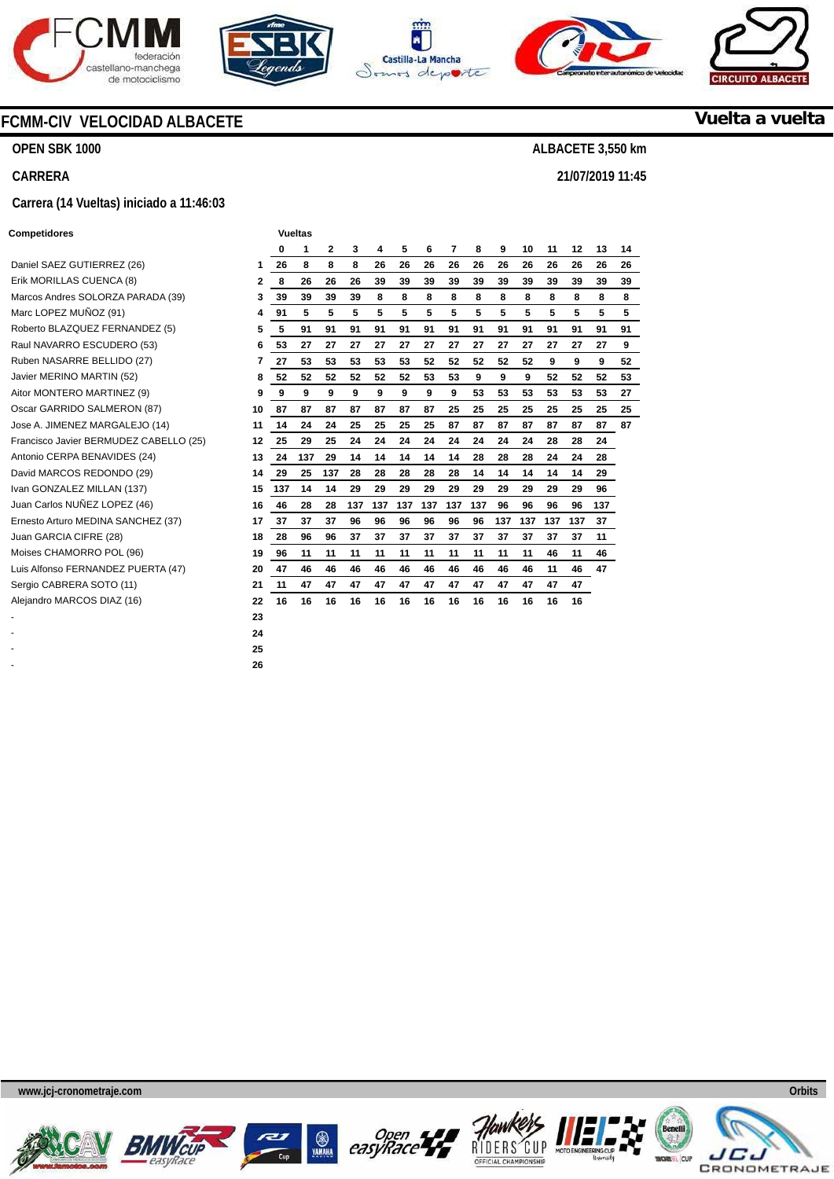## FCMM-CIV VELOCIDAD ALBACETE

**Vuelta a vuelta**

**OPEN SBK 1000**

**ALBACETE 3,550 km**

**CARRERA**

**21/07/2019 11:45**

**Carrera (14 Vueltas) iniciado a 11:46:03**

| Competidores | | 0 | 1 | 2 | 3 | 4 | 5 | 6 | 7 | 8 | 9 | 10 | 11 | 12 | 13 | 14 |
|---|---|---|---|---|---|---|---|---|---|---|---|---|---|---|---|---|
| Daniel SAEZ GUTIERREZ (26) | 1 | 26 | 8 | 8 | 8 | 26 | 26 | 26 | 26 | 26 | 26 | 26 | 26 | 26 | 26 | 26 |
| Erik MORILLAS CUENCA (8) | 2 | 8 | 26 | 26 | 26 | 39 | 39 | 39 | 39 | 39 | 39 | 39 | 39 | 39 | 39 | 39 |
| Marcos Andres SOLORZA PARADA (39) | 3 | 39 | 39 | 39 | 39 | 8 | 8 | 8 | 8 | 8 | 8 | 8 | 8 | 8 | 8 | 8 |
| Marc LOPEZ MUÑOZ (91) | 4 | 91 | 5 | 5 | 5 | 5 | 5 | 5 | 5 | 5 | 5 | 5 | 5 | 5 | 5 | 5 |
| Roberto BLAZQUEZ FERNANDEZ (5) | 5 | 5 | 91 | 91 | 91 | 91 | 91 | 91 | 91 | 91 | 91 | 91 | 91 | 91 | 91 | 91 |
| Raul NAVARRO ESCUDERO (53) | 6 | 53 | 27 | 27 | 27 | 27 | 27 | 27 | 27 | 27 | 27 | 27 | 27 | 27 | 27 | 9 |
| Ruben NASARRE BELLIDO (27) | 7 | 27 | 53 | 53 | 53 | 53 | 53 | 52 | 52 | 52 | 52 | 52 | 9 | 9 | 9 | 52 |
| Javier MERINO MARTIN (52) | 8 | 52 | 52 | 52 | 52 | 52 | 52 | 53 | 53 | 9 | 9 | 9 | 52 | 52 | 52 | 53 |
| Aitor MONTERO MARTINEZ (9) | 9 | 9 | 9 | 9 | 9 | 9 | 9 | 9 | 9 | 53 | 53 | 53 | 53 | 53 | 53 | 27 |
| Oscar GARRIDO SALMERON (87) | 10 | 87 | 87 | 87 | 87 | 87 | 87 | 87 | 25 | 25 | 25 | 25 | 25 | 25 | 25 | 25 |
| Jose A. JIMENEZ MARGALEJO (14) | 11 | 14 | 24 | 24 | 25 | 25 | 25 | 25 | 87 | 87 | 87 | 87 | 87 | 87 | 87 | 87 |
| Francisco Javier BERMUDEZ CABELLO (25) | 12 | 25 | 29 | 25 | 24 | 24 | 24 | 24 | 24 | 24 | 24 | 24 | 28 | 28 | 24 | |
| Antonio CERPA BENAVIDES (24) | 13 | 24 | 137 | 29 | 14 | 14 | 14 | 14 | 14 | 28 | 28 | 28 | 24 | 24 | 28 | |
| David MARCOS REDONDO (29) | 14 | 29 | 25 | 137 | 28 | 28 | 28 | 28 | 28 | 14 | 14 | 14 | 14 | 14 | 29 | |
| Ivan GONZALEZ MILLAN (137) | 15 | 137 | 14 | 14 | 29 | 29 | 29 | 29 | 29 | 29 | 29 | 29 | 29 | 29 | 96 | |
| Juan Carlos NUÑEZ LOPEZ (46) | 16 | 46 | 28 | 28 | 137 | 137 | 137 | 137 | 137 | 137 | 96 | 96 | 96 | 96 | 137 | |
| Ernesto Arturo MEDINA SANCHEZ (37) | 17 | 37 | 37 | 37 | 96 | 96 | 96 | 96 | 96 | 96 | 137 | 137 | 137 | 137 | 37 | |
| Juan GARCIA CIFRE (28) | 18 | 28 | 96 | 96 | 37 | 37 | 37 | 37 | 37 | 37 | 37 | 37 | 37 | 37 | 11 | |
| Moises CHAMORRO POL (96) | 19 | 96 | 11 | 11 | 11 | 11 | 11 | 11 | 11 | 11 | 11 | 11 | 46 | 11 | 46 | |
| Luis Alfonso FERNANDEZ PUERTA (47) | 20 | 47 | 46 | 46 | 46 | 46 | 46 | 46 | 46 | 46 | 46 | 46 | 11 | 46 | 47 | |
| Sergio CABRERA SOTO (11) | 21 | 11 | 47 | 47 | 47 | 47 | 47 | 47 | 47 | 47 | 47 | 47 | 47 | 47 | | |
| Alejandro MARCOS DIAZ (16) | 22 | 16 | 16 | 16 | 16 | 16 | 16 | 16 | 16 | 16 | 16 | 16 | 16 | 16 | | |
| - | 23 | | | | | | | | | | | | | | | |
| - | 24 | | | | | | | | | | | | | | | |
| - | 25 | | | | | | | | | | | | | | | |
| - | 26 | | | | | | | | | | | | | | | |

www.jcj-cronometraje.com

Orbits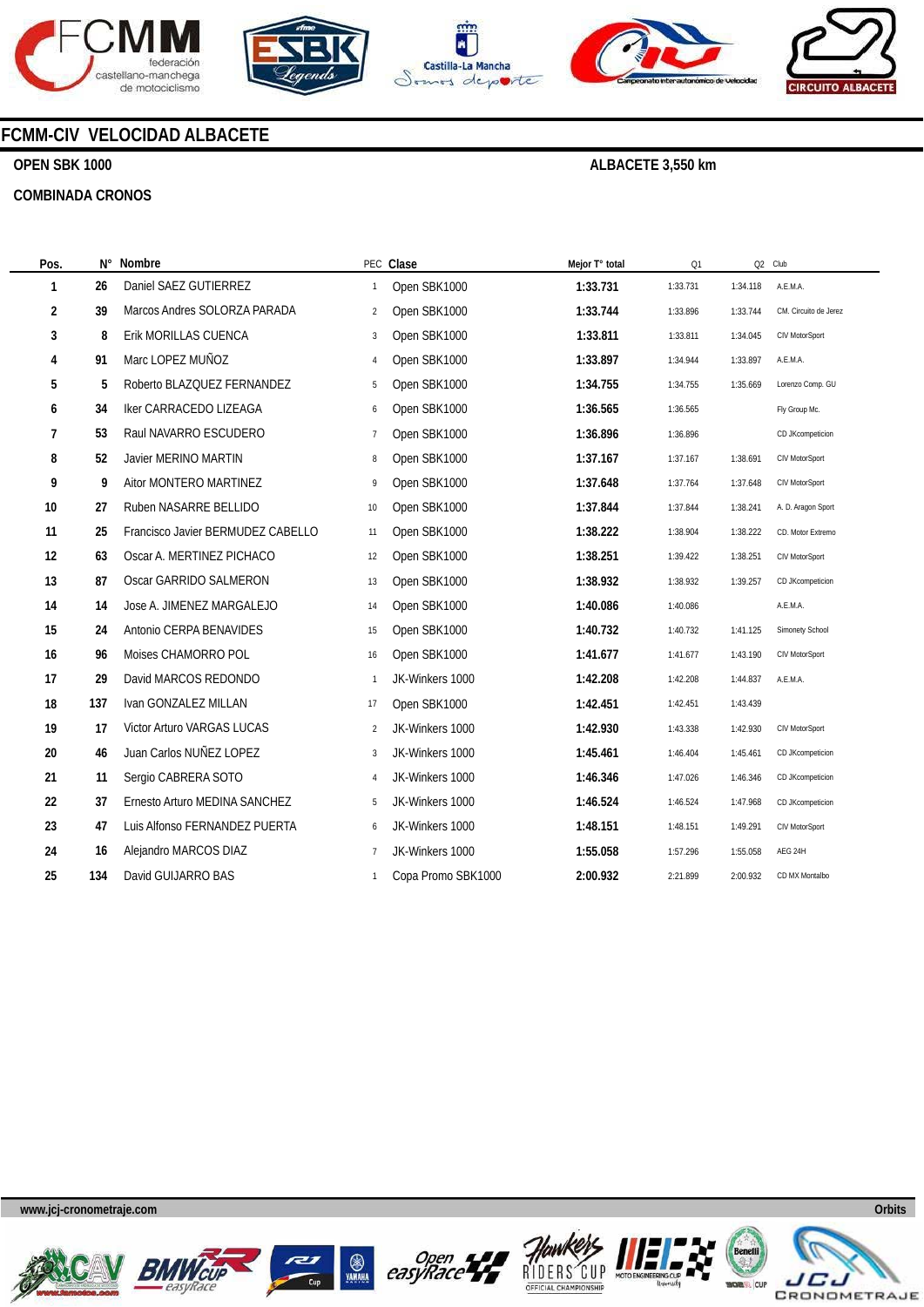# FCMM-CIV VELOCIDAD ALBACETE

**OPEN SBK 1000** **ALBACETE 3,550 km**

**COMBINADA CRONOS**

| Pos. | N° | Nombre | PEC | Clase | Mejor T° total | Q1 | Q2 | Club |
|---|---|---|---|---|---|---|---|---|
| 1 | 26 | Daniel SAEZ GUTIERREZ | 1 | Open SBK1000 | 1:33.731 | 1:33.731 | 1:34.118 | A.E.M.A. |
| 2 | 39 | Marcos Andres SOLORZA PARADA | 2 | Open SBK1000 | 1:33.744 | 1:33.896 | 1:33.744 | CM. Circuito de Jerez |
| 3 | 8 | Erik MORILLAS CUENCA | 3 | Open SBK1000 | 1:33.811 | 1:33.811 | 1:34.045 | CIV MotorSport |
| 4 | 91 | Marc LOPEZ MUÑOZ | 4 | Open SBK1000 | 1:33.897 | 1:34.944 | 1:33.897 | A.E.M.A. |
| 5 | 5 | Roberto BLAZQUEZ FERNANDEZ | 5 | Open SBK1000 | 1:34.755 | 1:34.755 | 1:35.669 | Lorenzo Comp. GU |
| 6 | 34 | Iker CARRACEDO LIZEAGA | 6 | Open SBK1000 | 1:36.565 | 1:36.565 | | Fly Group Mc. |
| 7 | 53 | Raul NAVARRO ESCUDERO | 7 | Open SBK1000 | 1:36.896 | 1:36.896 | | CD JKcompeticion |
| 8 | 52 | Javier MERINO MARTIN | 8 | Open SBK1000 | 1:37.167 | 1:37.167 | 1:38.691 | CIV MotorSport |
| 9 | 9 | Aitor MONTERO MARTINEZ | 9 | Open SBK1000 | 1:37.648 | 1:37.764 | 1:37.648 | CIV MotorSport |
| 10 | 27 | Ruben NASARRE BELLIDO | 10 | Open SBK1000 | 1:37.844 | 1:37.844 | 1:38.241 | A. D. Aragon Sport |
| 11 | 25 | Francisco Javier BERMUDEZ CABELLO | 11 | Open SBK1000 | 1:38.222 | 1:38.904 | 1:38.222 | CD. Motor Extremo |
| 12 | 63 | Oscar A. MERTINEZ PICHACO | 12 | Open SBK1000 | 1:38.251 | 1:39.422 | 1:38.251 | CIV MotorSport |
| 13 | 87 | Oscar GARRIDO SALMERON | 13 | Open SBK1000 | 1:38.932 | 1:38.932 | 1:39.257 | CD JKcompeticion |
| 14 | 14 | Jose A. JIMENEZ MARGALEJO | 14 | Open SBK1000 | 1:40.086 | 1:40.086 | | A.E.M.A. |
| 15 | 24 | Antonio CERPA BENAVIDES | 15 | Open SBK1000 | 1:40.732 | 1:40.732 | 1:41.125 | Simonety School |
| 16 | 96 | Moises CHAMORRO POL | 16 | Open SBK1000 | 1:41.677 | 1:41.677 | 1:43.190 | CIV MotorSport |
| 17 | 29 | David MARCOS REDONDO | 1 | JK-Winkers 1000 | 1:42.208 | 1:42.208 | 1:44.837 | A.E.M.A. |
| 18 | 137 | Ivan GONZALEZ MILLAN | 17 | Open SBK1000 | 1:42.451 | 1:42.451 | 1:43.439 | |
| 19 | 17 | Victor Arturo VARGAS LUCAS | 2 | JK-Winkers 1000 | 1:42.930 | 1:43.338 | 1:42.930 | CIV MotorSport |
| 20 | 46 | Juan Carlos NUÑEZ LOPEZ | 3 | JK-Winkers 1000 | 1:45.461 | 1:46.404 | 1:45.461 | CD JKcompeticion |
| 21 | 11 | Sergio CABRERA SOTO | 4 | JK-Winkers 1000 | 1:46.346 | 1:47.026 | 1:46.346 | CD JKcompeticion |
| 22 | 37 | Ernesto Arturo MEDINA SANCHEZ | 5 | JK-Winkers 1000 | 1:46.524 | 1:46.524 | 1:47.968 | CD JKcompeticion |
| 23 | 47 | Luis Alfonso FERNANDEZ PUERTA | 6 | JK-Winkers 1000 | 1:48.151 | 1:48.151 | 1:49.291 | CIV MotorSport |
| 24 | 16 | Alejandro MARCOS DIAZ | 7 | JK-Winkers 1000 | 1:55.058 | 1:57.296 | 1:55.058 | AEG 24H |
| 25 | 134 | David GUIJARRO BAS | 1 | Copa Promo SBK1000 | 2:00.932 | 2:21.899 | 2:00.932 | CD MX Montalbo |

www.jcj-cronometraje.com Orbits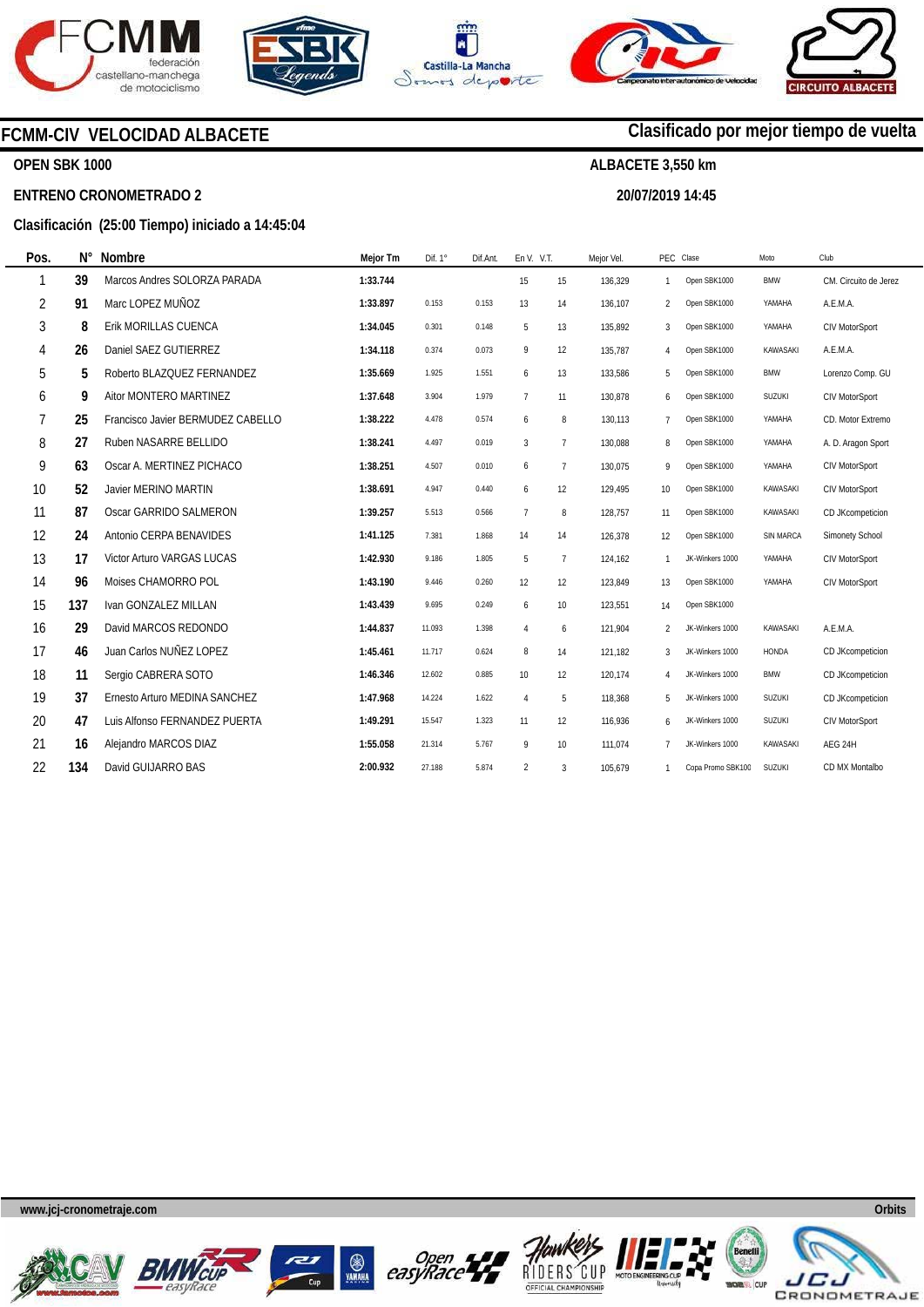## FCMM-CIV VELOCIDAD ALBACETE

**Clasificado por mejor tiempo de vuelta**

**OPEN SBK 1000**

**ALBACETE 3,550 km**

**ENTRENO CRONOMETRADO 2**

**20/07/2019 14:45**

**Clasificación (25:00 Tiempo) iniciado a 14:45:04**

| Pos. | N° | Nombre | Mejor Tm | Dif. 1° | Dif.Ant. | En V. | V.T. | Mejor Vel. | PEC | Clase | Moto | Club |
|---|---|---|---|---|---|---|---|---|---|---|---|---|
| 1 | 39 | Marcos Andres SOLORZA PARADA | 1:33.744 | | | 15 | 15 | 136,329 | 1 | Open SBK1000 | BMW | CM. Circuito de Jerez |
| 2 | 91 | Marc LOPEZ MUÑOZ | 1:33.897 | 0.153 | 0.153 | 13 | 14 | 136,107 | 2 | Open SBK1000 | YAMAHA | A.E.M.A. |
| 3 | 8 | Erik MORILLAS CUENCA | 1:34.045 | 0.301 | 0.148 | 5 | 13 | 135,892 | 3 | Open SBK1000 | YAMAHA | CIV MotorSport |
| 4 | 26 | Daniel SAEZ GUTIERREZ | 1:34.118 | 0.374 | 0.073 | 9 | 12 | 135,787 | 4 | Open SBK1000 | KAWASAKI | A.E.M.A. |
| 5 | 5 | Roberto BLAZQUEZ FERNANDEZ | 1:35.669 | 1.925 | 1.551 | 6 | 13 | 133,586 | 5 | Open SBK1000 | BMW | Lorenzo Comp. GU |
| 6 | 9 | Aitor MONTERO MARTINEZ | 1:37.648 | 3.904 | 1.979 | 7 | 11 | 130,878 | 6 | Open SBK1000 | SUZUKI | CIV MotorSport |
| 7 | 25 | Francisco Javier BERMUDEZ CABELLO | 1:38.222 | 4.478 | 0.574 | 6 | 8 | 130,113 | 7 | Open SBK1000 | YAMAHA | CD. Motor Extremo |
| 8 | 27 | Ruben NASARRE BELLIDO | 1:38.241 | 4.497 | 0.019 | 3 | 7 | 130,088 | 8 | Open SBK1000 | YAMAHA | A. D. Aragon Sport |
| 9 | 63 | Oscar A. MERTINEZ PICHACO | 1:38.251 | 4.507 | 0.010 | 6 | 7 | 130,075 | 9 | Open SBK1000 | YAMAHA | CIV MotorSport |
| 10 | 52 | Javier MERINO MARTIN | 1:38.691 | 4.947 | 0.440 | 6 | 12 | 129,495 | 10 | Open SBK1000 | KAWASAKI | CIV MotorSport |
| 11 | 87 | Oscar GARRIDO SALMERON | 1:39.257 | 5.513 | 0.566 | 7 | 8 | 128,757 | 11 | Open SBK1000 | KAWASAKI | CD JKcompeticion |
| 12 | 24 | Antonio CERPA BENAVIDES | 1:41.125 | 7.381 | 1.868 | 14 | 14 | 126,378 | 12 | Open SBK1000 | SIN MARCA | Simonety School |
| 13 | 17 | Victor Arturo VARGAS LUCAS | 1:42.930 | 9.186 | 1.805 | 5 | 7 | 124,162 | 1 | JK-Winkers 1000 | YAMAHA | CIV MotorSport |
| 14 | 96 | Moises CHAMORRO POL | 1:43.190 | 9.446 | 0.260 | 12 | 12 | 123,849 | 13 | Open SBK1000 | YAMAHA | CIV MotorSport |
| 15 | 137 | Ivan GONZALEZ MILLAN | 1:43.439 | 9.695 | 0.249 | 6 | 10 | 123,551 | 14 | Open SBK1000 | | |
| 16 | 29 | David MARCOS REDONDO | 1:44.837 | 11.093 | 1.398 | 4 | 6 | 121,904 | 2 | JK-Winkers 1000 | KAWASAKI | A.E.M.A. |
| 17 | 46 | Juan Carlos NUÑEZ LOPEZ | 1:45.461 | 11.717 | 0.624 | 8 | 14 | 121,182 | 3 | JK-Winkers 1000 | HONDA | CD JKcompeticion |
| 18 | 11 | Sergio CABRERA SOTO | 1:46.346 | 12.602 | 0.885 | 10 | 12 | 120,174 | 4 | JK-Winkers 1000 | BMW | CD JKcompeticion |
| 19 | 37 | Ernesto Arturo MEDINA SANCHEZ | 1:47.968 | 14.224 | 1.622 | 4 | 5 | 118,368 | 5 | JK-Winkers 1000 | SUZUKI | CD JKcompeticion |
| 20 | 47 | Luis Alfonso FERNANDEZ PUERTA | 1:49.291 | 15.547 | 1.323 | 11 | 12 | 116,936 | 6 | JK-Winkers 1000 | SUZUKI | CIV MotorSport |
| 21 | 16 | Alejandro MARCOS DIAZ | 1:55.058 | 21.314 | 5.767 | 9 | 10 | 111,074 | 7 | JK-Winkers 1000 | KAWASAKI | AEG 24H |
| 22 | 134 | David GUIJARRO BAS | 2:00.932 | 27.188 | 5.874 | 2 | 3 | 105,679 | 1 | Copa Promo SBK100 | SUZUKI | CD MX Montalbo |

www.jcj-cronometraje.com

Orbits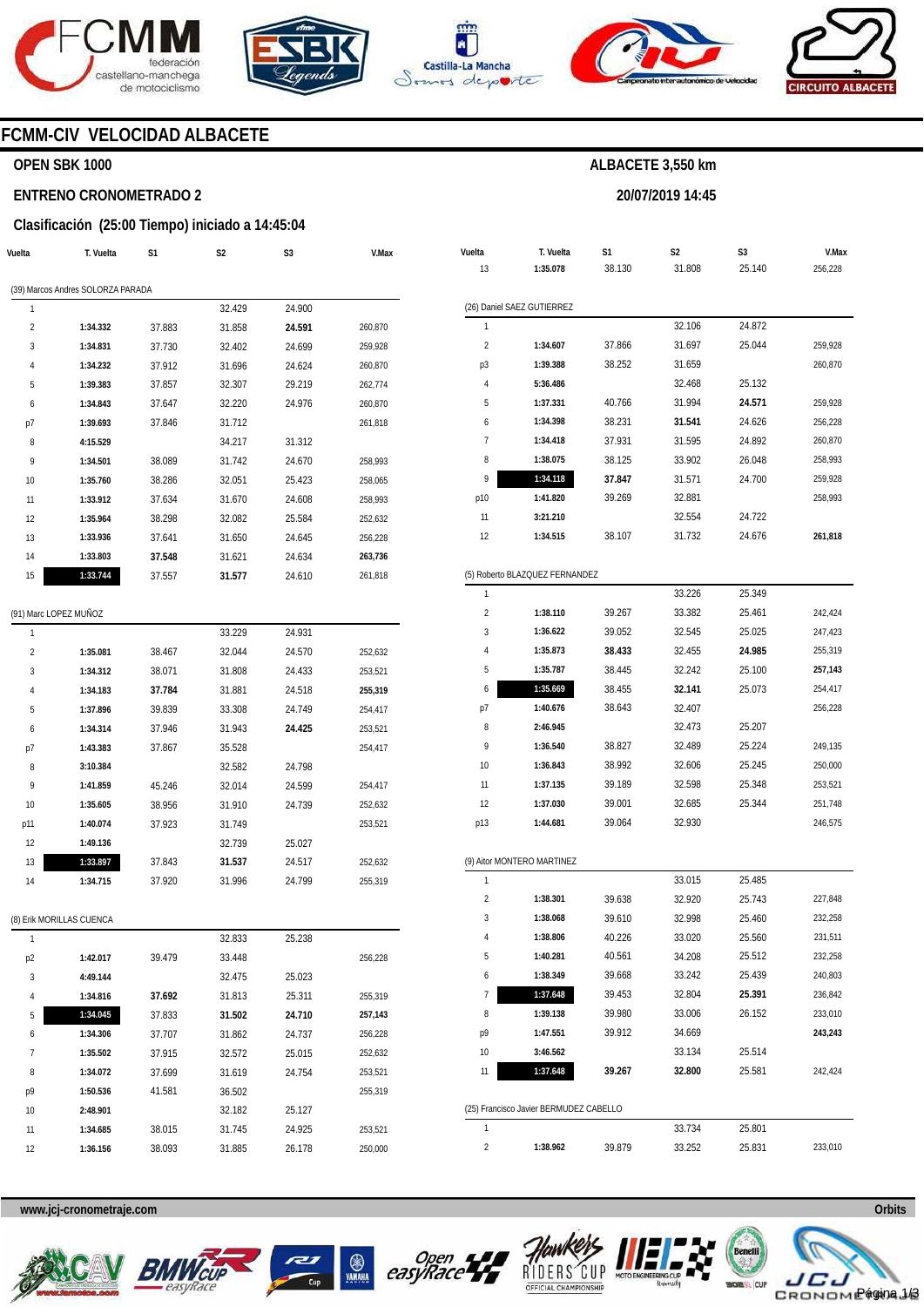# FCMM-CIV VELOCIDAD ALBACETE

**OPEN SBK 1000** — **ALBACETE 3,550 km**

**ENTRENO CRONOMETRADO 2** — **20/07/2019 14:45**

**Clasificación (25:00 Tiempo) iniciado a 14:45:04**

(39) Marcos Andres SOLORZA PARADA

| Vuelta | T. Vuelta | S1 | S2 | S3 | V.Max |
|---|---|---|---|---|---|
| 1 | | | 32.429 | 24.900 | |
| 2 | **1:34.332** | 37.883 | 31.858 | **24.591** | 260,870 |
| 3 | **1:34.831** | 37.730 | 32.402 | 24.699 | 259,928 |
| 4 | **1:34.232** | 37.912 | 31.696 | 24.624 | 260,870 |
| 5 | **1:39.383** | 37.857 | 32.307 | 29.219 | 262,774 |
| 6 | **1:34.843** | 37.647 | 32.220 | 24.976 | 260,870 |
| p7 | **1:39.693** | 37.846 | 31.712 | | 261,818 |
| 8 | **4:15.529** | | 34.217 | 31.312 | |
| 9 | **1:34.501** | 38.089 | 31.742 | 24.670 | 258,993 |
| 10 | **1:35.760** | 38.286 | 32.051 | 25.423 | 258,065 |
| 11 | **1:33.912** | 37.634 | 31.670 | 24.608 | 258,993 |
| 12 | **1:35.964** | 38.298 | 32.082 | 25.584 | 252,632 |
| 13 | **1:33.936** | 37.641 | 31.650 | 24.645 | 256,228 |
| 14 | **1:33.803** | **37.548** | 31.621 | 24.634 | **263,736** |
| 15 | **1:33.744** | 37.557 | **31.577** | 24.610 | 261,818 |

(91) Marc LOPEZ MUÑOZ

| Vuelta | T. Vuelta | S1 | S2 | S3 | V.Max |
|---|---|---|---|---|---|
| 1 | | | 33.229 | 24.931 | |
| 2 | **1:35.081** | 38.467 | 32.044 | 24.570 | 252,632 |
| 3 | **1:34.312** | 38.071 | 31.808 | 24.433 | 253,521 |
| 4 | **1:34.183** | **37.784** | 31.881 | 24.518 | **255,319** |
| 5 | **1:37.896** | 39.839 | 33.308 | 24.749 | 254,417 |
| 6 | **1:34.314** | 37.946 | 31.943 | **24.425** | 253,521 |
| p7 | **1:43.383** | 37.867 | 35.528 | | 254,417 |
| 8 | **3:10.384** | | 32.582 | 24.798 | |
| 9 | **1:41.859** | 45.246 | 32.014 | 24.599 | 254,417 |
| 10 | **1:35.605** | 38.956 | 31.910 | 24.739 | 252,632 |
| p11 | **1:40.074** | 37.923 | 31.749 | | 253,521 |
| 12 | **1:49.136** | | 32.739 | 25.027 | |
| 13 | **1:33.897** | 37.843 | **31.537** | 24.517 | 252,632 |
| 14 | **1:34.715** | 37.920 | 31.996 | 24.799 | 255,319 |

(8) Erik MORILLAS CUENCA

| Vuelta | T. Vuelta | S1 | S2 | S3 | V.Max |
|---|---|---|---|---|---|
| 1 | | | 32.833 | 25.238 | |
| p2 | **1:42.017** | 39.479 | 33.448 | | 256,228 |
| 3 | **4:49.144** | | 32.475 | 25.023 | |
| 4 | **1:34.816** | **37.692** | 31.813 | 25.311 | 255,319 |
| 5 | **1:34.045** | 37.833 | **31.502** | **24.710** | **257,143** |
| 6 | **1:34.306** | 37.707 | 31.862 | 24.737 | 256,228 |
| 7 | **1:35.502** | 37.915 | 32.572 | 25.015 | 252,632 |
| 8 | **1:34.072** | 37.699 | 31.619 | 24.754 | 253,521 |
| p9 | **1:50.536** | 41.581 | 36.502 | | 255,319 |
| 10 | **2:48.901** | | 32.182 | 25.127 | |
| 11 | **1:34.685** | 38.015 | 31.745 | 24.925 | 253,521 |
| 12 | **1:36.156** | 38.093 | 31.885 | 26.178 | 250,000 |

| Vuelta | T. Vuelta | S1 | S2 | S3 | V.Max |
|---|---|---|---|---|---|
| 13 | **1:35.078** | 38.130 | 31.808 | 25.140 | 256,228 |

(26) Daniel SAEZ GUTIERREZ

| Vuelta | T. Vuelta | S1 | S2 | S3 | V.Max |
|---|---|---|---|---|---|
| 1 | | | 32.106 | 24.872 | |
| 2 | **1:34.607** | 37.866 | 31.697 | 25.044 | 259,928 |
| p3 | **1:39.388** | 38.252 | 31.659 | | 260,870 |
| 4 | **5:36.486** | | 32.468 | 25.132 | |
| 5 | **1:37.331** | 40.766 | 31.994 | **24.571** | 259,928 |
| 6 | **1:34.398** | 38.231 | **31.541** | 24.626 | 256,228 |
| 7 | **1:34.418** | 37.931 | 31.595 | 24.892 | 260,870 |
| 8 | **1:38.075** | 38.125 | 33.902 | 26.048 | 258,993 |
| 9 | **1:34.118** | **37.847** | 31.571 | 24.700 | 259,928 |
| p10 | **1:41.820** | 39.269 | 32.881 | | 258,993 |
| 11 | **3:21.210** | | 32.554 | 24.722 | |
| 12 | **1:34.515** | 38.107 | 31.732 | 24.676 | **261,818** |

(5) Roberto BLAZQUEZ FERNANDEZ

| Vuelta | T. Vuelta | S1 | S2 | S3 | V.Max |
|---|---|---|---|---|---|
| 1 | | | 33.226 | 25.349 | |
| 2 | **1:38.110** | 39.267 | 33.382 | 25.461 | 242,424 |
| 3 | **1:36.622** | 39.052 | 32.545 | 25.025 | 247,423 |
| 4 | **1:35.873** | **38.433** | 32.455 | **24.985** | 255,319 |
| 5 | **1:35.787** | 38.445 | 32.242 | 25.100 | **257,143** |
| 6 | **1:35.669** | 38.455 | **32.141** | 25.073 | 254,417 |
| p7 | **1:40.676** | 38.643 | 32.407 | | 256,228 |
| 8 | **2:46.945** | | 32.473 | 25.207 | |
| 9 | **1:36.540** | 38.827 | 32.489 | 25.224 | 249,135 |
| 10 | **1:36.843** | 38.992 | 32.606 | 25.245 | 250,000 |
| 11 | **1:37.135** | 39.189 | 32.598 | 25.348 | 253,521 |
| 12 | **1:37.030** | 39.001 | 32.685 | 25.344 | 251,748 |
| p13 | **1:44.681** | 39.064 | 32.930 | | 246,575 |

(9) Aitor MONTERO MARTINEZ

| Vuelta | T. Vuelta | S1 | S2 | S3 | V.Max |
|---|---|---|---|---|---|
| 1 | | | 33.015 | 25.485 | |
| 2 | **1:38.301** | 39.638 | 32.920 | 25.743 | 227,848 |
| 3 | **1:38.068** | 39.610 | 32.998 | 25.460 | 232,258 |
| 4 | **1:38.806** | 40.226 | 33.020 | 25.560 | 231,511 |
| 5 | **1:40.281** | 40.561 | 34.208 | 25.512 | 232,258 |
| 6 | **1:38.349** | 39.668 | 33.242 | 25.439 | 240,803 |
| 7 | **1:37.648** | 39.453 | 32.804 | **25.391** | 236,842 |
| 8 | **1:39.138** | 39.980 | 33.006 | 26.152 | 233,010 |
| p9 | **1:47.551** | 39.912 | 34.669 | | **243,243** |
| 10 | **3:46.562** | | 33.134 | 25.514 | |
| 11 | **1:37.648** | **39.267** | **32.800** | 25.581 | 242,424 |

(25) Francisco Javier BERMUDEZ CABELLO

| Vuelta | T. Vuelta | S1 | S2 | S3 | V.Max |
|---|---|---|---|---|---|
| 1 | | | 33.734 | 25.801 | |
| 2 | **1:38.962** | 39.879 | 33.252 | 25.831 | 233,010 |

www.jcj-cronometraje.com — Orbits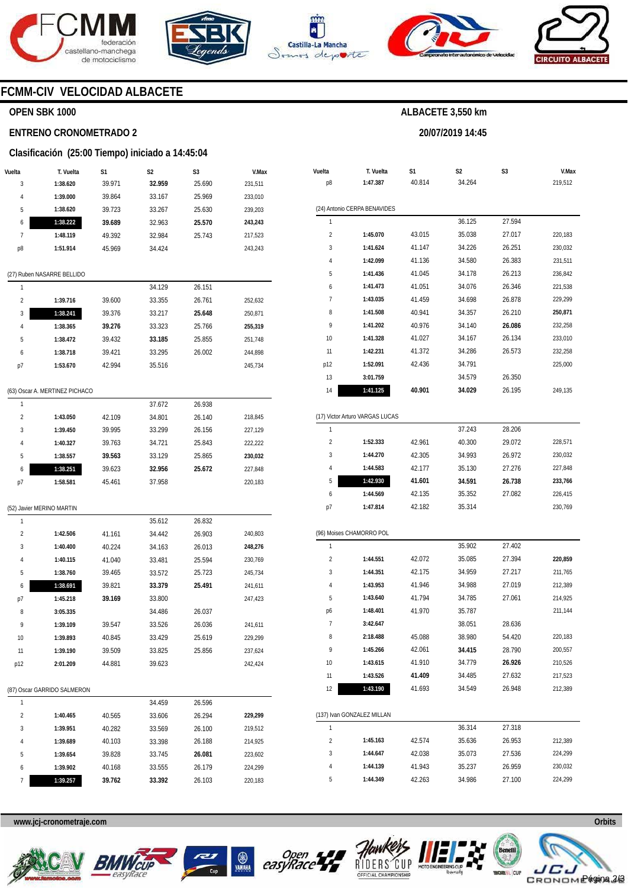# FCMM-CIV VELOCIDAD ALBACETE

## OPEN SBK 1000

**ALBACETE 3,550 km**

## ENTRENO CRONOMETRADO 2

**20/07/2019 14:45**

### Clasificación (25:00 Tiempo) iniciado a 14:45:04

| Vuelta | T. Vuelta | S1 | S2 | S3 | V.Max |
|---|---|---|---|---|---|
| 3 | **1:38.620** | 39.971 | **32.959** | 25.690 | 231,511 |
| 4 | **1:39.000** | 39.864 | 33.167 | 25.969 | 233,010 |
| 5 | **1:38.620** | 39.723 | 33.267 | 25.630 | 239,203 |
| 6 | **1:38.222** | **39.689** | 32.963 | **25.570** | **243,243** |
| 7 | **1:48.119** | 49.392 | 32.984 | 25.743 | 217,523 |
| p8 | **1:51.914** | 45.969 | 34.424 | | 243,243 |

(27) Ruben NASARRE BELLIDO

| Vuelta | T. Vuelta | S1 | S2 | S3 | V.Max |
|---|---|---|---|---|---|
| 1 | | | 34.129 | 26.151 | |
| 2 | **1:39.716** | 39.600 | 33.355 | 26.761 | 252,632 |
| 3 | **1:38.241** | 39.376 | 33.217 | **25.648** | 250,871 |
| 4 | **1:38.365** | **39.276** | 33.323 | 25.766 | **255,319** |
| 5 | **1:38.472** | 39.432 | **33.185** | 25.855 | 251,748 |
| 6 | **1:38.718** | 39.421 | 33.295 | 26.002 | 244,898 |
| p7 | **1:53.670** | 42.994 | 35.516 | | 245,734 |

(63) Oscar A. MERTINEZ PICHACO

| Vuelta | T. Vuelta | S1 | S2 | S3 | V.Max |
|---|---|---|---|---|---|
| 1 | | | 37.672 | 26.938 | |
| 2 | **1:43.050** | 42.109 | 34.801 | 26.140 | 218,845 |
| 3 | **1:39.450** | 39.995 | 33.299 | 26.156 | 227,129 |
| 4 | **1:40.327** | 39.763 | 34.721 | 25.843 | 222,222 |
| 5 | **1:38.557** | **39.563** | 33.129 | 25.865 | **230,032** |
| 6 | **1:38.251** | 39.623 | **32.956** | **25.672** | 227,848 |
| p7 | **1:58.581** | 45.461 | 37.958 | | 220,183 |

(52) Javier MERINO MARTIN

| Vuelta | T. Vuelta | S1 | S2 | S3 | V.Max |
|---|---|---|---|---|---|
| 1 | | | 35.612 | 26.832 | |
| 2 | **1:42.506** | 41.161 | 34.442 | 26.903 | 240,803 |
| 3 | **1:40.400** | 40.224 | 34.163 | 26.013 | **248,276** |
| 4 | **1:40.115** | 41.040 | 33.481 | 25.594 | 230,769 |
| 5 | **1:38.760** | 39.465 | 33.572 | 25.723 | 245,734 |
| 6 | **1:38.691** | 39.821 | **33.379** | **25.491** | 241,611 |
| p7 | **1:45.218** | **39.169** | 33.800 | | 247,423 |
| 8 | **3:05.335** | | 34.486 | 26.037 | |
| 9 | **1:39.109** | 39.547 | 33.526 | 26.036 | 241,611 |
| 10 | **1:39.893** | 40.845 | 33.429 | 25.619 | 229,299 |
| 11 | **1:39.190** | 39.509 | 33.825 | 25.856 | 237,624 |
| p12 | **2:01.209** | 44.881 | 39.623 | | 242,424 |

(87) Oscar GARRIDO SALMERON

| Vuelta | T. Vuelta | S1 | S2 | S3 | V.Max |
|---|---|---|---|---|---|
| 1 | | | 34.459 | 26.596 | |
| 2 | **1:40.465** | 40.565 | 33.606 | 26.294 | **229,299** |
| 3 | **1:39.951** | 40.282 | 33.569 | 26.100 | 219,512 |
| 4 | **1:39.689** | 40.103 | 33.398 | 26.188 | 214,925 |
| 5 | **1:39.654** | 39.828 | 33.745 | **26.081** | 223,602 |
| 6 | **1:39.902** | 40.168 | 33.555 | 26.179 | 224,299 |
| 7 | **1:39.257** | **39.762** | **33.392** | 26.103 | 220,183 |
| p8 | **1:47.387** | 40.814 | 34.264 | | 219,512 |

(24) Antonio CERPA BENAVIDES

| Vuelta | T. Vuelta | S1 | S2 | S3 | V.Max |
|---|---|---|---|---|---|
| 1 | | | 36.125 | 27.594 | |
| 2 | **1:45.070** | 43.015 | 35.038 | 27.017 | 220,183 |
| 3 | **1:41.624** | 41.147 | 34.226 | 26.251 | 230,032 |
| 4 | **1:42.099** | 41.136 | 34.580 | 26.383 | 231,511 |
| 5 | **1:41.436** | 41.045 | 34.178 | 26.213 | 236,842 |
| 6 | **1:41.473** | 41.051 | 34.076 | 26.346 | 221,538 |
| 7 | **1:43.035** | 41.459 | 34.698 | 26.878 | 229,299 |
| 8 | **1:41.508** | 40.941 | 34.357 | 26.210 | **250,871** |
| 9 | **1:41.202** | 40.976 | 34.140 | **26.086** | 232,258 |
| 10 | **1:41.328** | 41.027 | 34.167 | 26.134 | 233,010 |
| 11 | **1:42.231** | 41.372 | 34.286 | 26.573 | 232,258 |
| p12 | **1:52.091** | 42.436 | 34.791 | | 225,000 |
| 13 | **3:01.759** | | 34.579 | 26.350 | |
| 14 | **1:41.125** | **40.901** | **34.029** | 26.195 | 249,135 |

(17) Victor Arturo VARGAS LUCAS

| Vuelta | T. Vuelta | S1 | S2 | S3 | V.Max |
|---|---|---|---|---|---|
| 1 | | | 37.243 | 28.206 | |
| 2 | **1:52.333** | 42.961 | 40.300 | 29.072 | 228,571 |
| 3 | **1:44.270** | 42.305 | 34.993 | 26.972 | 230,032 |
| 4 | **1:44.583** | 42.177 | 35.130 | 27.276 | 227,848 |
| 5 | **1:42.930** | **41.601** | **34.591** | **26.738** | **233,766** |
| 6 | **1:44.569** | 42.135 | 35.352 | 27.082 | 226,415 |
| p7 | **1:47.814** | 42.182 | 35.314 | | 230,769 |

(96) Moises CHAMORRO POL

| Vuelta | T. Vuelta | S1 | S2 | S3 | V.Max |
|---|---|---|---|---|---|
| 1 | | | 35.902 | 27.402 | |
| 2 | **1:44.551** | 42.072 | 35.085 | 27.394 | **220,859** |
| 3 | **1:44.351** | 42.175 | 34.959 | 27.217 | 211,765 |
| 4 | **1:43.953** | 41.946 | 34.988 | 27.019 | 212,389 |
| 5 | **1:43.640** | 41.794 | 34.785 | 27.061 | 214,925 |
| p6 | **1:48.401** | 41.970 | 35.787 | | 211,144 |
| 7 | **3:42.647** | | 38.051 | 28.636 | |
| 8 | **2:18.488** | 45.088 | 38.980 | 54.420 | 220,183 |
| 9 | **1:45.266** | 42.061 | **34.415** | 28.790 | 200,557 |
| 10 | **1:43.615** | 41.910 | 34.779 | **26.926** | 210,526 |
| 11 | **1:43.526** | **41.409** | 34.485 | 27.632 | 217,523 |
| 12 | **1:43.190** | 41.693 | 34.549 | 26.948 | 212,389 |

(137) Ivan GONZALEZ MILLAN

| Vuelta | T. Vuelta | S1 | S2 | S3 | V.Max |
|---|---|---|---|---|---|
| 1 | | | 36.314 | 27.318 | |
| 2 | **1:45.163** | 42.574 | 35.636 | 26.953 | 212,389 |
| 3 | **1:44.647** | 42.038 | 35.073 | 27.536 | 224,299 |
| 4 | **1:44.139** | 41.943 | 35.237 | 26.959 | 230,032 |
| 5 | **1:44.349** | 42.263 | 34.986 | 27.100 | 224,299 |

www.jcj-cronometraje.com

Orbits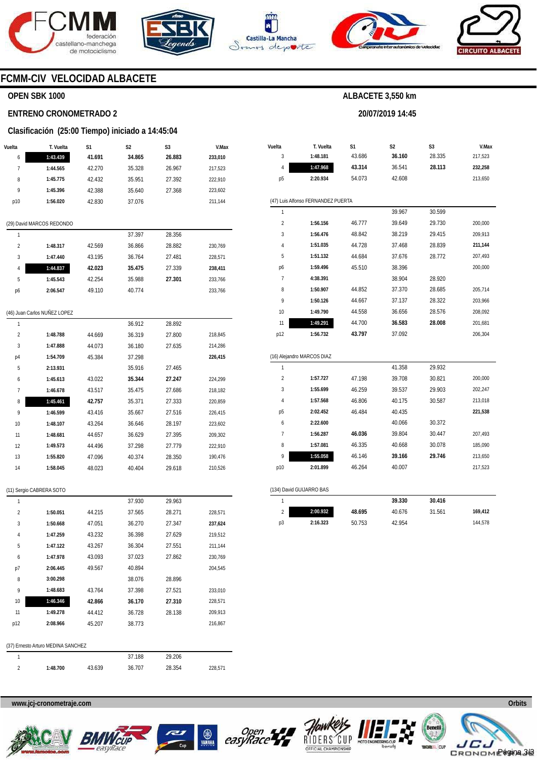## FCMM-CIV VELOCIDAD ALBACETE

**OPEN SBK 1000**

**ALBACETE 3,550 km**

**ENTRENO CRONOMETRADO 2**

**20/07/2019 14:45**

**Clasificación (25:00 Tiempo) iniciado a 14:45:04**

| Vuelta | T. Vuelta | S1 | S2 | S3 | V.Max |
|---|---|---|---|---|---|
| 6 | **1:43.439** | **41.691** | **34.865** | **26.883** | **233,010** |
| 7 | **1:44.565** | 42.270 | 35.328 | 26.967 | 217,523 |
| 8 | **1:45.775** | 42.432 | 35.951 | 27.392 | 222,910 |
| 9 | **1:45.396** | 42.388 | 35.640 | 27.368 | 223,602 |
| p10 | **1:56.020** | 42.830 | 37.076 | | 211,144 |

(29) David MARCOS REDONDO

| Vuelta | T. Vuelta | S1 | S2 | S3 | V.Max |
|---|---|---|---|---|---|
| 1 | | | 37.397 | 28.356 | |
| 2 | **1:48.317** | 42.569 | 36.866 | 28.882 | 230,769 |
| 3 | **1:47.440** | 43.195 | 36.764 | 27.481 | 228,571 |
| 4 | **1:44.837** | **42.023** | **35.475** | 27.339 | **238,411** |
| 5 | **1:45.543** | 42.254 | 35.988 | **27.301** | 233,766 |
| p6 | **2:06.547** | 49.110 | 40.774 | | 233,766 |

(46) Juan Carlos NUÑEZ LOPEZ

| Vuelta | T. Vuelta | S1 | S2 | S3 | V.Max |
|---|---|---|---|---|---|
| 1 | | | 36.912 | 28.892 | |
| 2 | **1:48.788** | 44.669 | 36.319 | 27.800 | 218,845 |
| 3 | **1:47.888** | 44.073 | 36.180 | 27.635 | 214,286 |
| p4 | **1:54.709** | 45.384 | 37.298 | | **226,415** |
| 5 | **2:13.931** | | 35.916 | 27.465 | |
| 6 | **1:45.613** | 43.022 | **35.344** | **27.247** | 224,299 |
| 7 | **1:46.678** | 43.517 | 35.475 | 27.686 | 218,182 |
| 8 | **1:45.461** | **42.757** | 35.371 | 27.333 | 220,859 |
| 9 | **1:46.599** | 43.416 | 35.667 | 27.516 | 226,415 |
| 10 | **1:48.107** | 43.264 | 36.646 | 28.197 | 223,602 |
| 11 | **1:48.681** | 44.657 | 36.629 | 27.395 | 209,302 |
| 12 | **1:49.573** | 44.496 | 37.298 | 27.779 | 222,910 |
| 13 | **1:55.820** | 47.096 | 40.374 | 28.350 | 190,476 |
| 14 | **1:58.045** | 48.023 | 40.404 | 29.618 | 210,526 |

(11) Sergio CABRERA SOTO

| Vuelta | T. Vuelta | S1 | S2 | S3 | V.Max |
|---|---|---|---|---|---|
| 1 | | | 37.930 | 29.963 | |
| 2 | **1:50.051** | 44.215 | 37.565 | 28.271 | 228,571 |
| 3 | **1:50.668** | 47.051 | 36.270 | 27.347 | **237,624** |
| 4 | **1:47.259** | 43.232 | 36.398 | 27.629 | 219,512 |
| 5 | **1:47.122** | 43.267 | 36.304 | 27.551 | 211,144 |
| 6 | **1:47.978** | 43.093 | 37.023 | 27.862 | 230,769 |
| p7 | **2:06.445** | 49.567 | 40.894 | | 204,545 |
| 8 | **3:00.298** | | 38.076 | 28.896 | |
| 9 | **1:48.683** | 43.764 | 37.398 | 27.521 | 233,010 |
| 10 | **1:46.346** | **42.866** | **36.170** | **27.310** | 228,571 |
| 11 | **1:49.278** | 44.412 | 36.728 | 28.138 | 209,913 |
| p12 | **2:08.966** | 45.207 | 38.773 | | 216,867 |

(37) Ernesto Arturo MEDINA SANCHEZ

| Vuelta | T. Vuelta | S1 | S2 | S3 | V.Max |
|---|---|---|---|---|---|
| 1 | | | 37.188 | 29.206 | |
| 2 | **1:48.700** | 43.639 | 36.707 | 28.354 | 228,571 |
| 3 | **1:48.181** | 43.686 | **36.160** | 28.335 | 217,523 |
| 4 | **1:47.968** | **43.314** | 36.541 | **28.113** | **232,258** |
| p5 | **2:20.934** | 54.073 | 42.608 | | 213,650 |

(47) Luis Alfonso FERNANDEZ PUERTA

| Vuelta | T. Vuelta | S1 | S2 | S3 | V.Max |
|---|---|---|---|---|---|
| 1 | | | 39.967 | 30.599 | |
| 2 | **1:56.156** | 46.777 | 39.649 | 29.730 | 200,000 |
| 3 | **1:56.476** | 48.842 | 38.219 | 29.415 | 209,913 |
| 4 | **1:51.035** | 44.728 | 37.468 | 28.839 | **211,144** |
| 5 | **1:51.132** | 44.684 | 37.676 | 28.772 | 207,493 |
| p6 | **1:59.496** | 45.510 | 38.396 | | 200,000 |
| 7 | **4:38.391** | | 38.904 | 28.920 | |
| 8 | **1:50.907** | 44.852 | 37.370 | 28.685 | 205,714 |
| 9 | **1:50.126** | 44.667 | 37.137 | 28.322 | 203,966 |
| 10 | **1:49.790** | 44.558 | 36.656 | 28.576 | 208,092 |
| 11 | **1:49.291** | 44.700 | **36.583** | **28.008** | 201,681 |
| p12 | **1:56.732** | **43.797** | 37.092 | | 206,304 |

(16) Alejandro MARCOS DIAZ

| Vuelta | T. Vuelta | S1 | S2 | S3 | V.Max |
|---|---|---|---|---|---|
| 1 | | | 41.358 | 29.932 | |
| 2 | **1:57.727** | 47.198 | 39.708 | 30.821 | 200,000 |
| 3 | **1:55.699** | 46.259 | 39.537 | 29.903 | 202,247 |
| 4 | **1:57.568** | 46.806 | 40.175 | 30.587 | 213,018 |
| p5 | **2:02.452** | 46.484 | 40.435 | | **221,538** |
| 6 | **2:22.600** | | 40.066 | 30.372 | |
| 7 | **1:56.287** | **46.036** | 39.804 | 30.447 | 207,493 |
| 8 | **1:57.081** | 46.335 | 40.668 | 30.078 | 185,090 |
| 9 | **1:55.058** | 46.146 | **39.166** | **29.746** | 213,650 |
| p10 | **2:01.899** | 46.264 | 40.007 | | 217,523 |

(134) David GUIJARRO BAS

| Vuelta | T. Vuelta | S1 | S2 | S3 | V.Max |
|---|---|---|---|---|---|
| 1 | | | **39.330** | **30.416** | |
| 2 | **2:00.932** | **48.695** | 40.676 | 31.561 | **169,412** |
| p3 | **2:16.323** | 50.753 | 42.954 | | 144,578 |

www.jcj-cronometraje.com

Orbits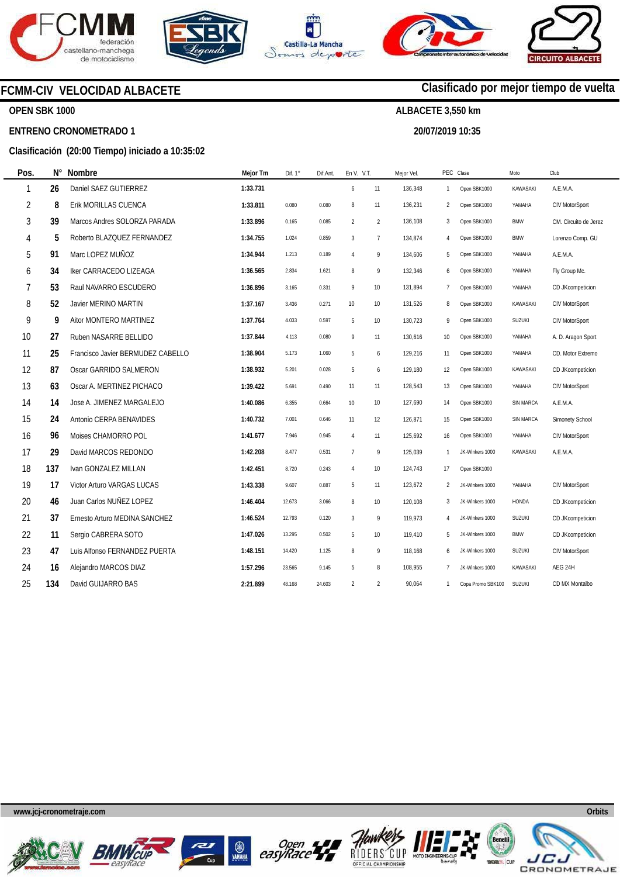# FCMM-CIV VELOCIDAD ALBACETE

**Clasificado por mejor tiempo de vuelta**

**OPEN SBK 1000**

**ALBACETE 3,550 km**

**ENTRENO CRONOMETRADO 1**

**20/07/2019 10:35**

**Clasificación (20:00 Tiempo) iniciado a 10:35:02**

| Pos. | N° | Nombre | Mejor Tm | Dif. 1° | Dif.Ant. | En V. | V.T. | Mejor Vel. | PEC | Clase | Moto | Club |
|---|---|---|---|---|---|---|---|---|---|---|---|---|
| 1 | 26 | Daniel SAEZ GUTIERREZ | 1:33.731 | | | 6 | 11 | 136,348 | 1 | Open SBK1000 | KAWASAKI | A.E.M.A. |
| 2 | 8 | Erik MORILLAS CUENCA | 1:33.811 | 0.080 | 0.080 | 8 | 11 | 136,231 | 2 | Open SBK1000 | YAMAHA | CIV MotorSport |
| 3 | 39 | Marcos Andres SOLORZA PARADA | 1:33.896 | 0.165 | 0.085 | 2 | 2 | 136,108 | 3 | Open SBK1000 | BMW | CM. Circuito de Jerez |
| 4 | 5 | Roberto BLAZQUEZ FERNANDEZ | 1:34.755 | 1.024 | 0.859 | 3 | 7 | 134,874 | 4 | Open SBK1000 | BMW | Lorenzo Comp. GU |
| 5 | 91 | Marc LOPEZ MUÑOZ | 1:34.944 | 1.213 | 0.189 | 4 | 9 | 134,606 | 5 | Open SBK1000 | YAMAHA | A.E.M.A. |
| 6 | 34 | Iker CARRACEDO LIZEAGA | 1:36.565 | 2.834 | 1.621 | 8 | 9 | 132,346 | 6 | Open SBK1000 | YAMAHA | Fly Group Mc. |
| 7 | 53 | Raul NAVARRO ESCUDERO | 1:36.896 | 3.165 | 0.331 | 9 | 10 | 131,894 | 7 | Open SBK1000 | YAMAHA | CD JKcompeticion |
| 8 | 52 | Javier MERINO MARTIN | 1:37.167 | 3.436 | 0.271 | 10 | 10 | 131,526 | 8 | Open SBK1000 | KAWASAKI | CIV MotorSport |
| 9 | 9 | Aitor MONTERO MARTINEZ | 1:37.764 | 4.033 | 0.597 | 5 | 10 | 130,723 | 9 | Open SBK1000 | SUZUKI | CIV MotorSport |
| 10 | 27 | Ruben NASARRE BELLIDO | 1:37.844 | 4.113 | 0.080 | 9 | 11 | 130,616 | 10 | Open SBK1000 | YAMAHA | A. D. Aragon Sport |
| 11 | 25 | Francisco Javier BERMUDEZ CABELLO | 1:38.904 | 5.173 | 1.060 | 5 | 6 | 129,216 | 11 | Open SBK1000 | YAMAHA | CD. Motor Extremo |
| 12 | 87 | Oscar GARRIDO SALMERON | 1:38.932 | 5.201 | 0.028 | 5 | 6 | 129,180 | 12 | Open SBK1000 | KAWASAKI | CD JKcompeticion |
| 13 | 63 | Oscar A. MERTINEZ PICHACO | 1:39.422 | 5.691 | 0.490 | 11 | 11 | 128,543 | 13 | Open SBK1000 | YAMAHA | CIV MotorSport |
| 14 | 14 | Jose A. JIMENEZ MARGALEJO | 1:40.086 | 6.355 | 0.664 | 10 | 10 | 127,690 | 14 | Open SBK1000 | SIN MARCA | A.E.M.A. |
| 15 | 24 | Antonio CERPA BENAVIDES | 1:40.732 | 7.001 | 0.646 | 11 | 12 | 126,871 | 15 | Open SBK1000 | SIN MARCA | Simonety School |
| 16 | 96 | Moises CHAMORRO POL | 1:41.677 | 7.946 | 0.945 | 4 | 11 | 125,692 | 16 | Open SBK1000 | YAMAHA | CIV MotorSport |
| 17 | 29 | David MARCOS REDONDO | 1:42.208 | 8.477 | 0.531 | 7 | 9 | 125,039 | 1 | JK-Winkers 1000 | KAWASAKI | A.E.M.A. |
| 18 | 137 | Ivan GONZALEZ MILLAN | 1:42.451 | 8.720 | 0.243 | 4 | 10 | 124,743 | 17 | Open SBK1000 | | |
| 19 | 17 | Victor Arturo VARGAS LUCAS | 1:43.338 | 9.607 | 0.887 | 5 | 11 | 123,672 | 2 | JK-Winkers 1000 | YAMAHA | CIV MotorSport |
| 20 | 46 | Juan Carlos NUÑEZ LOPEZ | 1:46.404 | 12.673 | 3.066 | 8 | 10 | 120,108 | 3 | JK-Winkers 1000 | HONDA | CD JKcompeticion |
| 21 | 37 | Ernesto Arturo MEDINA SANCHEZ | 1:46.524 | 12.793 | 0.120 | 3 | 9 | 119,973 | 4 | JK-Winkers 1000 | SUZUKI | CD JKcompeticion |
| 22 | 11 | Sergio CABRERA SOTO | 1:47.026 | 13.295 | 0.502 | 5 | 10 | 119,410 | 5 | JK-Winkers 1000 | BMW | CD JKcompeticion |
| 23 | 47 | Luis Alfonso FERNANDEZ PUERTA | 1:48.151 | 14.420 | 1.125 | 8 | 9 | 118,168 | 6 | JK-Winkers 1000 | SUZUKI | CIV MotorSport |
| 24 | 16 | Alejandro MARCOS DIAZ | 1:57.296 | 23.565 | 9.145 | 5 | 8 | 108,955 | 7 | JK-Winkers 1000 | KAWASAKI | AEG 24H |
| 25 | 134 | David GUIJARRO BAS | 2:21.899 | 48.168 | 24.603 | 2 | 2 | 90,064 | 1 | Copa Promo SBK100 | SUZUKI | CD MX Montalbo |

www.jcj-cronometraje.com

Orbits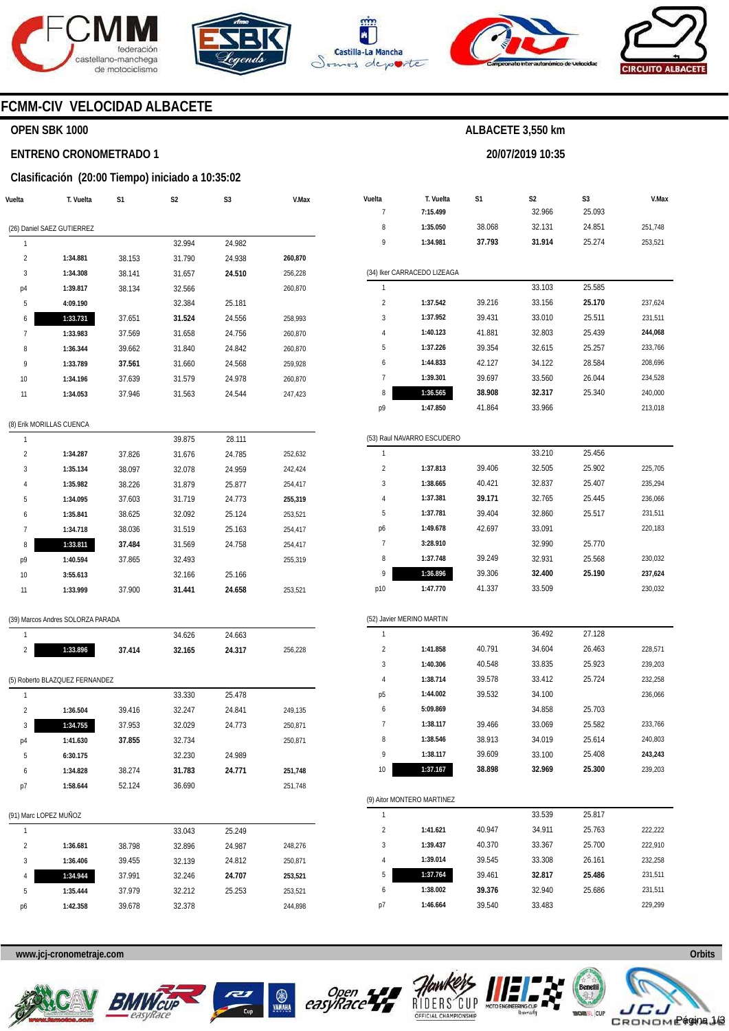# FCMM-CIV VELOCIDAD ALBACETE

## OPEN SBK 1000

**ALBACETE 3,550 km**

### ENTRENO CRONOMETRADO 1

**20/07/2019 10:35**

### Clasificación (20:00 Tiempo) iniciado a 10:35:02

| Vuelta | T. Vuelta | S1 | S2 | S3 | V.Max |
|---|---|---|---|---|---|
| **(26) Daniel SAEZ GUTIERREZ** | | | | | |
| 1 | | | 32.994 | 24.982 | |
| 2 | **1:34.881** | 38.153 | 31.790 | 24.938 | **260,870** |
| 3 | **1:34.308** | 38.141 | 31.657 | **24.510** | 256,228 |
| p4 | **1:39.817** | 38.134 | 32.566 | | 260,870 |
| 5 | **4:09.190** | | 32.384 | 25.181 | |
| 6 | **1:33.731** | 37.651 | **31.524** | 24.556 | 258,993 |
| 7 | **1:33.983** | 37.569 | 31.658 | 24.756 | 260,870 |
| 8 | **1:36.344** | 39.662 | 31.840 | 24.842 | 260,870 |
| 9 | **1:33.789** | **37.561** | 31.660 | 24.568 | 259,928 |
| 10 | **1:34.196** | 37.639 | 31.579 | 24.978 | 260,870 |
| 11 | **1:34.053** | 37.946 | 31.563 | 24.544 | 247,423 |
| **(8) Erik MORILLAS CUENCA** | | | | | |
| 1 | | | 39.875 | 28.111 | |
| 2 | **1:34.287** | 37.826 | 31.676 | 24.785 | 252,632 |
| 3 | **1:35.134** | 38.097 | 32.078 | 24.959 | 242,424 |
| 4 | **1:35.982** | 38.226 | 31.879 | 25.877 | 254,417 |
| 5 | **1:34.095** | 37.603 | 31.719 | 24.773 | **255,319** |
| 6 | **1:35.841** | 38.625 | 32.092 | 25.124 | 253,521 |
| 7 | **1:34.718** | 38.036 | 31.519 | 25.163 | 254,417 |
| 8 | **1:33.811** | **37.484** | 31.569 | 24.758 | 254,417 |
| p9 | **1:40.594** | 37.865 | 32.493 | | 255,319 |
| 10 | **3:55.613** | | 32.166 | 25.166 | |
| 11 | **1:33.999** | 37.900 | **31.441** | **24.658** | 253,521 |
| **(39) Marcos Andres SOLORZA PARADA** | | | | | |
| 1 | | | 34.626 | 24.663 | |
| 2 | **1:33.896** | **37.414** | **32.165** | **24.317** | 256,228 |
| **(5) Roberto BLAZQUEZ FERNANDEZ** | | | | | |
| 1 | | | 33.330 | 25.478 | |
| 2 | **1:36.504** | 39.416 | 32.247 | 24.841 | 249,135 |
| 3 | **1:34.755** | 37.953 | 32.029 | 24.773 | 250,871 |
| p4 | **1:41.630** | **37.855** | 32.734 | | 250,871 |
| 5 | **6:30.175** | | 32.230 | 24.989 | |
| 6 | **1:34.828** | 38.274 | **31.783** | **24.771** | **251,748** |
| p7 | **1:58.644** | 52.124 | 36.690 | | 251,748 |
| **(91) Marc LOPEZ MUÑOZ** | | | | | |
| 1 | | | 33.043 | 25.249 | |
| 2 | **1:36.681** | 38.798 | 32.896 | 24.987 | 248,276 |
| 3 | **1:36.406** | 39.455 | 32.139 | 24.812 | 250,871 |
| 4 | **1:34.944** | 37.991 | 32.246 | **24.707** | **253,521** |
| 5 | **1:35.444** | 37.979 | 32.212 | 25.253 | 253,521 |
| p6 | **1:42.358** | 39.678 | 32.378 | | 244,898 |
| 7 | **7:15.499** | | 32.966 | 25.093 | |
| 8 | **1:35.050** | 38.068 | 32.131 | 24.851 | 251,748 |
| 9 | **1:34.981** | **37.793** | **31.914** | 25.274 | 253,521 |
| **(34) Iker CARRACEDO LIZEAGA** | | | | | |
| 1 | | | 33.103 | 25.585 | |
| 2 | **1:37.542** | 39.216 | 33.156 | **25.170** | 237,624 |
| 3 | **1:37.952** | 39.431 | 33.010 | 25.511 | 231,511 |
| 4 | **1:40.123** | 41.881 | 32.803 | 25.439 | **244,068** |
| 5 | **1:37.226** | 39.354 | 32.615 | 25.257 | 233,766 |
| 6 | **1:44.833** | 42.127 | 34.122 | 28.584 | 208,696 |
| 7 | **1:39.301** | 39.697 | 33.560 | 26.044 | 234,528 |
| 8 | **1:36.565** | **38.908** | **32.317** | 25.340 | 240,000 |
| p9 | **1:47.850** | 41.864 | 33.966 | | 213,018 |
| **(53) Raul NAVARRO ESCUDERO** | | | | | |
| 1 | | | 33.210 | 25.456 | |
| 2 | **1:37.813** | 39.406 | 32.505 | 25.902 | 225,705 |
| 3 | **1:38.665** | 40.421 | 32.837 | 25.407 | 235,294 |
| 4 | **1:37.381** | **39.171** | 32.765 | 25.445 | 236,066 |
| 5 | **1:37.781** | 39.404 | 32.860 | 25.517 | 231,511 |
| p6 | **1:49.678** | 42.697 | 33.091 | | 220,183 |
| 7 | **3:28.910** | | 32.990 | 25.770 | |
| 8 | **1:37.748** | 39.249 | 32.931 | 25.568 | 230,032 |
| 9 | **1:36.896** | 39.306 | **32.400** | **25.190** | **237,624** |
| p10 | **1:47.770** | 41.337 | 33.509 | | 230,032 |
| **(52) Javier MERINO MARTIN** | | | | | |
| 1 | | | 36.492 | 27.128 | |
| 2 | **1:41.858** | 40.791 | 34.604 | 26.463 | 228,571 |
| 3 | **1:40.306** | 40.548 | 33.835 | 25.923 | 239,203 |
| 4 | **1:38.714** | 39.578 | 33.412 | 25.724 | 232,258 |
| p5 | **1:44.002** | 39.532 | 34.100 | | 236,066 |
| 6 | **5:09.869** | | 34.858 | 25.703 | |
| 7 | **1:38.117** | 39.466 | 33.069 | 25.582 | 233,766 |
| 8 | **1:38.546** | 38.913 | 34.019 | 25.614 | 240,803 |
| 9 | **1:38.117** | 39.609 | 33.100 | 25.408 | **243,243** |
| 10 | **1:37.167** | **38.898** | **32.969** | **25.300** | 239,203 |
| **(9) Aitor MONTERO MARTINEZ** | | | | | |
| 1 | | | 33.539 | 25.817 | |
| 2 | **1:41.621** | 40.947 | 34.911 | 25.763 | 222,222 |
| 3 | **1:39.437** | 40.370 | 33.367 | 25.700 | 222,910 |
| 4 | **1:39.014** | 39.545 | 33.308 | 26.161 | 232,258 |
| 5 | **1:37.764** | 39.461 | **32.817** | **25.486** | 231,511 |
| 6 | **1:38.002** | **39.376** | 32.940 | 25.686 | 231,511 |
| p7 | **1:46.664** | 39.540 | 33.483 | | 229,299 |

www.jcj-cronometraje.com

Orbits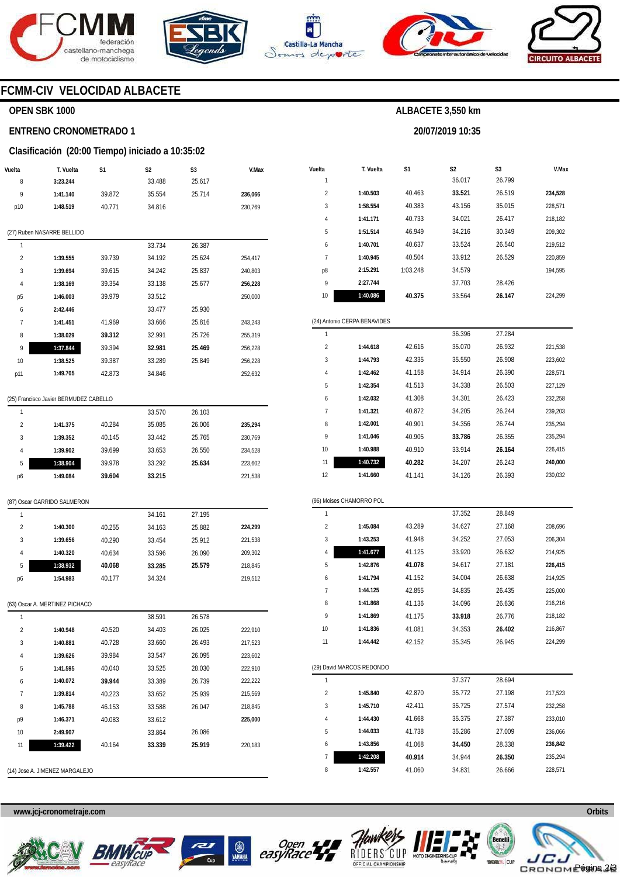# FCMM-CIV VELOCIDAD ALBACETE

## OPEN SBK 1000

**ALBACETE 3,550 km**

## ENTRENO CRONOMETRADO 1

**20/07/2019 10:35**

### Clasificación (20:00 Tiempo) iniciado a 10:35:02

| Vuelta | T. Vuelta | S1 | S2 | S3 | V.Max |
|---|---|---|---|---|---|
| 8 | **3:23.244** | | 33.488 | 25.617 | |
| 9 | **1:41.140** | 39.872 | 35.554 | 25.714 | **236,066** |
| p10 | **1:48.519** | 40.771 | 34.816 | | 230,769 |

(27) Ruben NASARRE BELLIDO

| Vuelta | T. Vuelta | S1 | S2 | S3 | V.Max |
|---|---|---|---|---|---|
| 1 | | | 33.734 | 26.387 | |
| 2 | **1:39.555** | 39.739 | 34.192 | 25.624 | 254,417 |
| 3 | **1:39.694** | 39.615 | 34.242 | 25.837 | 240,803 |
| 4 | **1:38.169** | 39.354 | 33.138 | 25.677 | **256,228** |
| p5 | **1:46.003** | 39.979 | 33.512 | | 250,000 |
| 6 | **2:42.446** | | 33.477 | 25.930 | |
| 7 | **1:41.451** | 41.969 | 33.666 | 25.816 | 243,243 |
| 8 | **1:38.029** | **39.312** | 32.991 | 25.726 | 255,319 |
| 9 | **1:37.844** | 39.394 | **32.981** | **25.469** | 256,228 |
| 10 | **1:38.525** | 39.387 | 33.289 | 25.849 | 256,228 |
| p11 | **1:49.705** | 42.873 | 34.846 | | 252,632 |

(25) Francisco Javier BERMUDEZ CABELLO

| Vuelta | T. Vuelta | S1 | S2 | S3 | V.Max |
|---|---|---|---|---|---|
| 1 | | | 33.570 | 26.103 | |
| 2 | **1:41.375** | 40.284 | 35.085 | 26.006 | **235,294** |
| 3 | **1:39.352** | 40.145 | 33.442 | 25.765 | 230,769 |
| 4 | **1:39.902** | 39.699 | 33.653 | 26.550 | 234,528 |
| 5 | **1:38.904** | 39.978 | 33.292 | **25.634** | 223,602 |
| p6 | **1:49.084** | **39.604** | **33.215** | | 221,538 |

(87) Oscar GARRIDO SALMERON

| Vuelta | T. Vuelta | S1 | S2 | S3 | V.Max |
|---|---|---|---|---|---|
| 1 | | | 34.161 | 27.195 | |
| 2 | **1:40.300** | 40.255 | 34.163 | 25.882 | **224,299** |
| 3 | **1:39.656** | 40.290 | 33.454 | 25.912 | 221,538 |
| 4 | **1:40.320** | 40.634 | 33.596 | 26.090 | 209,302 |
| 5 | **1:38.932** | **40.068** | **33.285** | **25.579** | 218,845 |
| p6 | **1:54.983** | 40.177 | 34.324 | | 219,512 |

(63) Oscar A. MERTINEZ PICHACO

| Vuelta | T. Vuelta | S1 | S2 | S3 | V.Max |
|---|---|---|---|---|---|
| 1 | | | 38.591 | 26.578 | |
| 2 | **1:40.948** | 40.520 | 34.403 | 26.025 | 222,910 |
| 3 | **1:40.881** | 40.728 | 33.660 | 26.493 | 217,523 |
| 4 | **1:39.626** | 39.984 | 33.547 | 26.095 | 223,602 |
| 5 | **1:41.595** | 40.040 | 33.525 | 28.030 | 222,910 |
| 6 | **1:40.072** | **39.944** | 33.389 | 26.739 | 222,222 |
| 7 | **1:39.814** | 40.223 | 33.652 | 25.939 | 215,569 |
| 8 | **1:45.788** | 46.153 | 33.588 | 26.047 | 218,845 |
| p9 | **1:46.371** | 40.083 | 33.612 | | **225,000** |
| 10 | **2:49.907** | | 33.864 | 26.086 | |
| 11 | **1:39.422** | 40.164 | **33.339** | **25.919** | 220,183 |

(14) Jose A. JIMENEZ MARGALEJO

| Vuelta | T. Vuelta | S1 | S2 | S3 | V.Max |
|---|---|---|---|---|---|
| 1 | | | 36.017 | 26.799 | |
| 2 | **1:40.503** | 40.463 | **33.521** | 26.519 | **234,528** |
| 3 | **1:58.554** | 40.383 | 43.156 | 35.015 | 228,571 |
| 4 | **1:41.171** | 40.733 | 34.021 | 26.417 | 218,182 |
| 5 | **1:51.514** | 46.949 | 34.216 | 30.349 | 209,302 |
| 6 | **1:40.701** | 40.637 | 33.524 | 26.540 | 219,512 |
| 7 | **1:40.945** | 40.504 | 33.912 | 26.529 | 220,859 |
| p8 | **2:15.291** | 1:03.248 | 34.579 | | 194,595 |
| 9 | **2:27.744** | | 37.703 | 28.426 | |
| 10 | **1:40.086** | **40.375** | 33.564 | **26.147** | 224,299 |

(24) Antonio CERPA BENAVIDES

| Vuelta | T. Vuelta | S1 | S2 | S3 | V.Max |
|---|---|---|---|---|---|
| 1 | | | 36.396 | 27.284 | |
| 2 | **1:44.618** | 42.616 | 35.070 | 26.932 | 221,538 |
| 3 | **1:44.793** | 42.335 | 35.550 | 26.908 | 223,602 |
| 4 | **1:42.462** | 41.158 | 34.914 | 26.390 | 228,571 |
| 5 | **1:42.354** | 41.513 | 34.338 | 26.503 | 227,129 |
| 6 | **1:42.032** | 41.308 | 34.301 | 26.423 | 232,258 |
| 7 | **1:41.321** | 40.872 | 34.205 | 26.244 | 239,203 |
| 8 | **1:42.001** | 40.901 | 34.356 | 26.744 | 235,294 |
| 9 | **1:41.046** | 40.905 | **33.786** | 26.355 | 235,294 |
| 10 | **1:40.988** | 40.910 | 33.914 | **26.164** | 226,415 |
| 11 | **1:40.732** | **40.282** | 34.207 | 26.243 | **240,000** |
| 12 | **1:41.660** | 41.141 | 34.126 | 26.393 | 230,032 |

(96) Moises CHAMORRO POL

| Vuelta | T. Vuelta | S1 | S2 | S3 | V.Max |
|---|---|---|---|---|---|
| 1 | | | 37.352 | 28.849 | |
| 2 | **1:45.084** | 43.289 | 34.627 | 27.168 | 208,696 |
| 3 | **1:43.253** | 41.948 | 34.252 | 27.053 | 206,304 |
| 4 | **1:41.677** | 41.125 | 33.920 | 26.632 | 214,925 |
| 5 | **1:42.876** | **41.078** | 34.617 | 27.181 | **226,415** |
| 6 | **1:41.794** | 41.152 | 34.004 | 26.638 | 214,925 |
| 7 | **1:44.125** | 42.855 | 34.835 | 26.435 | 225,000 |
| 8 | **1:41.868** | 41.136 | 34.096 | 26.636 | 216,216 |
| 9 | **1:41.869** | 41.175 | **33.918** | 26.776 | 218,182 |
| 10 | **1:41.836** | 41.081 | 34.353 | **26.402** | 216,867 |
| 11 | **1:44.442** | 42.152 | 35.345 | 26.945 | 224,299 |

(29) David MARCOS REDONDO

| Vuelta | T. Vuelta | S1 | S2 | S3 | V.Max |
|---|---|---|---|---|---|
| 1 | | | 37.377 | 28.694 | |
| 2 | **1:45.840** | 42.870 | 35.772 | 27.198 | 217,523 |
| 3 | **1:45.710** | 42.411 | 35.725 | 27.574 | 232,258 |
| 4 | **1:44.430** | 41.668 | 35.375 | 27.387 | 233,010 |
| 5 | **1:44.033** | 41.738 | 35.286 | 27.009 | 236,066 |
| 6 | **1:43.856** | 41.068 | **34.450** | 28.338 | **236,842** |
| 7 | **1:42.208** | **40.914** | 34.944 | **26.350** | 235,294 |
| 8 | **1:42.557** | 41.060 | 34.831 | 26.666 | 228,571 |

www.jcj-cronometraje.com

Orbits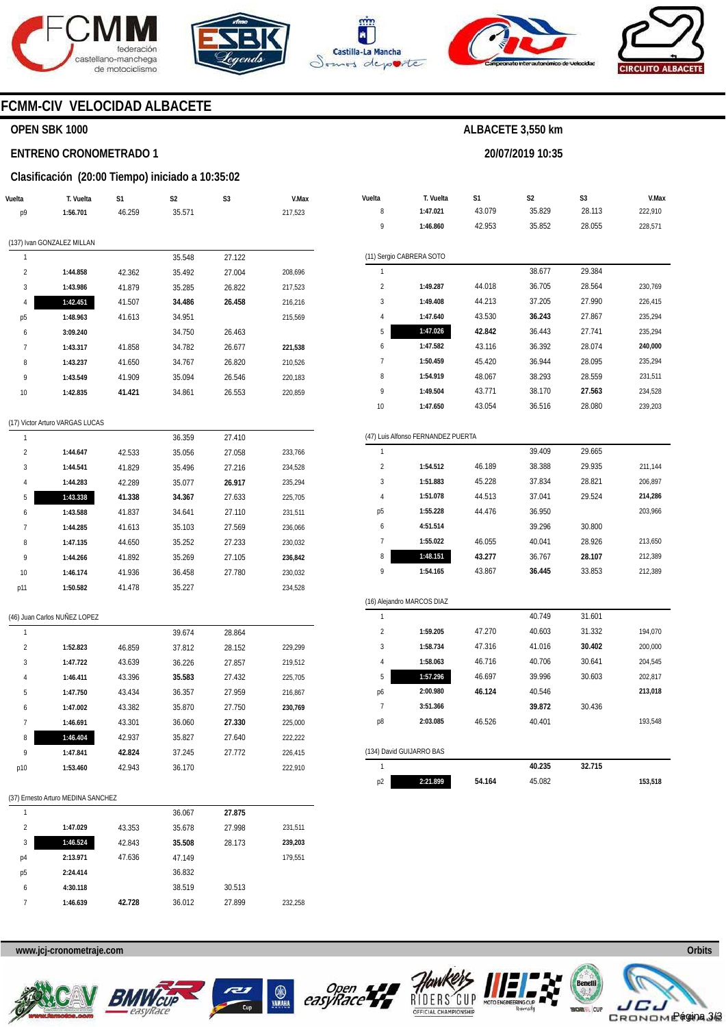# FCMM-CIV VELOCIDAD ALBACETE

## OPEN SBK 1000

**ALBACETE 3,550 km**

### ENTRENO CRONOMETRADO 1

**20/07/2019 10:35**

### Clasificación (20:00 Tiempo) iniciado a 10:35:02

| Vuelta | T. Vuelta | S1 | S2 | S3 | V.Max |
|---|---|---|---|---|---|
| p9 | 1:56.701 | 46.259 | 35.571 | | 217,523 |

(137) Ivan GONZALEZ MILLAN

| Vuelta | T. Vuelta | S1 | S2 | S3 | V.Max |
|---|---|---|---|---|---|
| 1 | | | 35.548 | 27.122 | |
| 2 | **1:44.858** | 42.362 | 35.492 | 27.004 | 208,696 |
| 3 | **1:43.986** | 41.879 | 35.285 | 26.822 | 217,523 |
| 4 | **1:42.451** | 41.507 | **34.486** | **26.458** | 216,216 |
| p5 | **1:48.963** | 41.613 | 34.951 | | 215,569 |
| 6 | **3:09.240** | | 34.750 | 26.463 | |
| 7 | **1:43.317** | 41.858 | 34.782 | 26.677 | **221,538** |
| 8 | **1:43.237** | 41.650 | 34.767 | 26.820 | 210,526 |
| 9 | **1:43.549** | 41.909 | 35.094 | 26.546 | 220,183 |
| 10 | **1:42.835** | **41.421** | 34.861 | 26.553 | 220,859 |

(17) Victor Arturo VARGAS LUCAS

| Vuelta | T. Vuelta | S1 | S2 | S3 | V.Max |
|---|---|---|---|---|---|
| 1 | | | 36.359 | 27.410 | |
| 2 | **1:44.647** | 42.533 | 35.056 | 27.058 | 233,766 |
| 3 | **1:44.541** | 41.829 | 35.496 | 27.216 | 234,528 |
| 4 | **1:44.283** | 42.289 | 35.077 | **26.917** | 235,294 |
| 5 | **1:43.338** | **41.338** | **34.367** | 27.633 | 225,705 |
| 6 | **1:43.588** | 41.837 | 34.641 | 27.110 | 231,511 |
| 7 | **1:44.285** | 41.613 | 35.103 | 27.569 | 236,066 |
| 8 | **1:47.135** | 44.650 | 35.252 | 27.233 | 230,032 |
| 9 | **1:44.266** | 41.892 | 35.269 | 27.105 | **236,842** |
| 10 | **1:46.174** | 41.936 | 36.458 | 27.780 | 230,032 |
| p11 | **1:50.582** | 41.478 | 35.227 | | 234,528 |

(46) Juan Carlos NUÑEZ LOPEZ

| Vuelta | T. Vuelta | S1 | S2 | S3 | V.Max |
|---|---|---|---|---|---|
| 1 | | | 39.674 | 28.864 | |
| 2 | **1:52.823** | 46.859 | 37.812 | 28.152 | 229,299 |
| 3 | **1:47.722** | 43.639 | 36.226 | 27.857 | 219,512 |
| 4 | **1:46.411** | 43.396 | **35.583** | 27.432 | 225,705 |
| 5 | **1:47.750** | 43.434 | 36.357 | 27.959 | 216,867 |
| 6 | **1:47.002** | 43.382 | 35.870 | 27.750 | **230,769** |
| 7 | **1:46.691** | 43.301 | 36.060 | **27.330** | 225,000 |
| 8 | **1:46.404** | 42.937 | 35.827 | 27.640 | 222,222 |
| 9 | **1:47.841** | **42.824** | 37.245 | 27.772 | 226,415 |
| p10 | **1:53.460** | 42.943 | 36.170 | | 222,910 |

(37) Ernesto Arturo MEDINA SANCHEZ

| Vuelta | T. Vuelta | S1 | S2 | S3 | V.Max |
|---|---|---|---|---|---|
| 1 | | | 36.067 | **27.875** | |
| 2 | **1:47.029** | 43.353 | 35.678 | 27.998 | 231,511 |
| 3 | **1:46.524** | 42.843 | **35.508** | 28.173 | **239,203** |
| p4 | **2:13.971** | 47.636 | 47.149 | | 179,551 |
| p5 | **2:24.414** | | 36.832 | | |
| 6 | **4:30.118** | | 38.519 | 30.513 | |
| 7 | **1:46.639** | **42.728** | 36.012 | 27.899 | 232,258 |
| 8 | **1:47.021** | 43.079 | 35.829 | 28.113 | 222,910 |
| 9 | **1:46.860** | 42.953 | 35.852 | 28.055 | 228,571 |

(11) Sergio CABRERA SOTO

| Vuelta | T. Vuelta | S1 | S2 | S3 | V.Max |
|---|---|---|---|---|---|
| 1 | | | 38.677 | 29.384 | |
| 2 | **1:49.287** | 44.018 | 36.705 | 28.564 | 230,769 |
| 3 | **1:49.408** | 44.213 | 37.205 | 27.990 | 226,415 |
| 4 | **1:47.640** | 43.530 | **36.243** | 27.867 | 235,294 |
| 5 | **1:47.026** | **42.842** | 36.443 | 27.741 | 235,294 |
| 6 | **1:47.582** | 43.116 | 36.392 | 28.074 | **240,000** |
| 7 | **1:50.459** | 45.420 | 36.944 | 28.095 | 235,294 |
| 8 | **1:54.919** | 48.067 | 38.293 | 28.559 | 231,511 |
| 9 | **1:49.504** | 43.771 | 38.170 | **27.563** | 234,528 |
| 10 | **1:47.650** | 43.054 | 36.516 | 28.080 | 239,203 |

(47) Luis Alfonso FERNANDEZ PUERTA

| Vuelta | T. Vuelta | S1 | S2 | S3 | V.Max |
|---|---|---|---|---|---|
| 1 | | | 39.409 | 29.665 | |
| 2 | **1:54.512** | 46.189 | 38.388 | 29.935 | 211,144 |
| 3 | **1:51.883** | 45.228 | 37.834 | 28.821 | 206,897 |
| 4 | **1:51.078** | 44.513 | 37.041 | 29.524 | **214,286** |
| p5 | **1:55.228** | 44.476 | 36.950 | | 203,966 |
| 6 | **4:51.514** | | 39.296 | 30.800 | |
| 7 | **1:55.022** | 46.055 | 40.041 | 28.926 | 213,650 |
| 8 | **1:48.151** | **43.277** | 36.767 | **28.107** | 212,389 |
| 9 | **1:54.165** | 43.867 | **36.445** | 33.853 | 212,389 |

(16) Alejandro MARCOS DIAZ

| Vuelta | T. Vuelta | S1 | S2 | S3 | V.Max |
|---|---|---|---|---|---|
| 1 | | | 40.749 | 31.601 | |
| 2 | **1:59.205** | 47.270 | 40.603 | 31.332 | 194,070 |
| 3 | **1:58.734** | 47.316 | 41.016 | **30.402** | 200,000 |
| 4 | **1:58.063** | 46.716 | 40.706 | 30.641 | 204,545 |
| 5 | **1:57.296** | 46.697 | 39.996 | 30.603 | 202,817 |
| p6 | **2:00.980** | **46.124** | 40.546 | | **213,018** |
| 7 | **3:51.366** | | **39.872** | 30.436 | |
| p8 | **2:03.085** | 46.526 | 40.401 | | 193,548 |

(134) David GUIJARRO BAS

| Vuelta | T. Vuelta | S1 | S2 | S3 | V.Max |
|---|---|---|---|---|---|
| 1 | | | **40.235** | **32.715** | |
| p2 | **2:21.899** | **54.164** | 45.082 | | **153,518** |

www.jcj-cronometraje.com

Orbits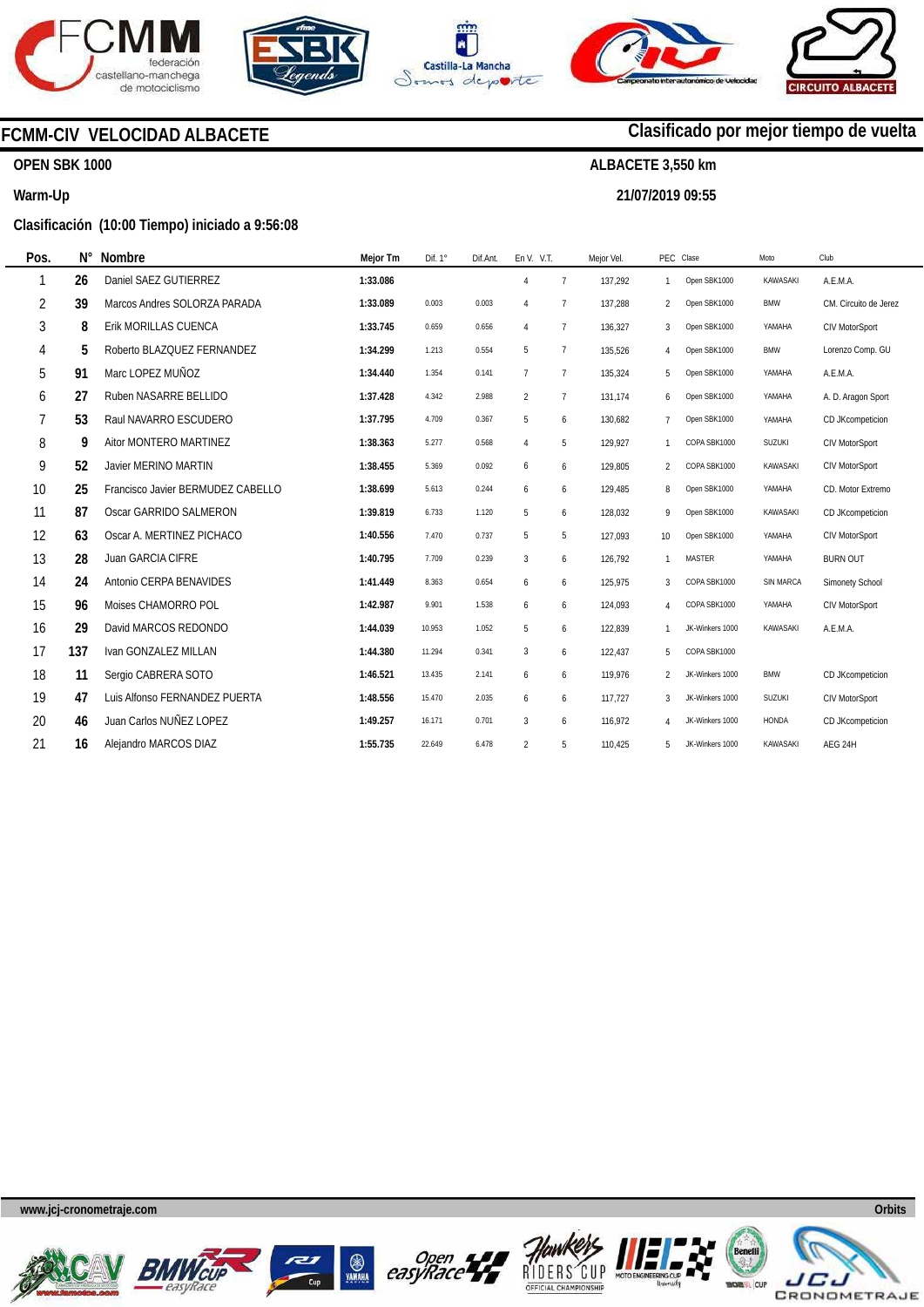# FCMM-CIV VELOCIDAD ALBACETE

**Clasificado por mejor tiempo de vuelta**

**OPEN SBK 1000**

**ALBACETE 3,550 km**

**Warm-Up**

**21/07/2019 09:55**

**Clasificación (10:00 Tiempo) iniciado a 9:56:08**

| Pos. | N° | Nombre | Mejor Tm | Dif. 1° | Dif.Ant. | En V. | V.T. | Mejor Vel. | PEC | Clase | Moto | Club |
|---|---|---|---|---|---|---|---|---|---|---|---|---|
| 1 | 26 | Daniel SAEZ GUTIERREZ | 1:33.086 | | | 4 | 7 | 137,292 | 1 | Open SBK1000 | KAWASAKI | A.E.M.A. |
| 2 | 39 | Marcos Andres SOLORZA PARADA | 1:33.089 | 0.003 | 0.003 | 4 | 7 | 137,288 | 2 | Open SBK1000 | BMW | CM. Circuito de Jerez |
| 3 | 8 | Erik MORILLAS CUENCA | 1:33.745 | 0.659 | 0.656 | 4 | 7 | 136,327 | 3 | Open SBK1000 | YAMAHA | CIV MotorSport |
| 4 | 5 | Roberto BLAZQUEZ FERNANDEZ | 1:34.299 | 1.213 | 0.554 | 5 | 7 | 135,526 | 4 | Open SBK1000 | BMW | Lorenzo Comp. GU |
| 5 | 91 | Marc LOPEZ MUÑOZ | 1:34.440 | 1.354 | 0.141 | 7 | 7 | 135,324 | 5 | Open SBK1000 | YAMAHA | A.E.M.A. |
| 6 | 27 | Ruben NASARRE BELLIDO | 1:37.428 | 4.342 | 2.988 | 2 | 7 | 131,174 | 6 | Open SBK1000 | YAMAHA | A. D. Aragon Sport |
| 7 | 53 | Raul NAVARRO ESCUDERO | 1:37.795 | 4.709 | 0.367 | 5 | 6 | 130,682 | 7 | Open SBK1000 | YAMAHA | CD JKcompeticion |
| 8 | 9 | Aitor MONTERO MARTINEZ | 1:38.363 | 5.277 | 0.568 | 4 | 5 | 129,927 | 1 | COPA SBK1000 | SUZUKI | CIV MotorSport |
| 9 | 52 | Javier MERINO MARTIN | 1:38.455 | 5.369 | 0.092 | 6 | 6 | 129,805 | 2 | COPA SBK1000 | KAWASAKI | CIV MotorSport |
| 10 | 25 | Francisco Javier BERMUDEZ CABELLO | 1:38.699 | 5.613 | 0.244 | 6 | 6 | 129,485 | 8 | Open SBK1000 | YAMAHA | CD. Motor Extremo |
| 11 | 87 | Oscar GARRIDO SALMERON | 1:39.819 | 6.733 | 1.120 | 5 | 6 | 128,032 | 9 | Open SBK1000 | KAWASAKI | CD JKcompeticion |
| 12 | 63 | Oscar A. MERTINEZ PICHACO | 1:40.556 | 7.470 | 0.737 | 5 | 5 | 127,093 | 10 | Open SBK1000 | YAMAHA | CIV MotorSport |
| 13 | 28 | Juan GARCIA CIFRE | 1:40.795 | 7.709 | 0.239 | 3 | 6 | 126,792 | 1 | MASTER | YAMAHA | BURN OUT |
| 14 | 24 | Antonio CERPA BENAVIDES | 1:41.449 | 8.363 | 0.654 | 6 | 6 | 125,975 | 3 | COPA SBK1000 | SIN MARCA | Simonety School |
| 15 | 96 | Moises CHAMORRO POL | 1:42.987 | 9.901 | 1.538 | 6 | 6 | 124,093 | 4 | COPA SBK1000 | YAMAHA | CIV MotorSport |
| 16 | 29 | David MARCOS REDONDO | 1:44.039 | 10.953 | 1.052 | 5 | 6 | 122,839 | 1 | JK-Winkers 1000 | KAWASAKI | A.E.M.A. |
| 17 | 137 | Ivan GONZALEZ MILLAN | 1:44.380 | 11.294 | 0.341 | 3 | 6 | 122,437 | 5 | COPA SBK1000 | | |
| 18 | 11 | Sergio CABRERA SOTO | 1:46.521 | 13.435 | 2.141 | 6 | 6 | 119,976 | 2 | JK-Winkers 1000 | BMW | CD JKcompeticion |
| 19 | 47 | Luis Alfonso FERNANDEZ PUERTA | 1:48.556 | 15.470 | 2.035 | 6 | 6 | 117,727 | 3 | JK-Winkers 1000 | SUZUKI | CIV MotorSport |
| 20 | 46 | Juan Carlos NUÑEZ LOPEZ | 1:49.257 | 16.171 | 0.701 | 3 | 6 | 116,972 | 4 | JK-Winkers 1000 | HONDA | CD JKcompeticion |
| 21 | 16 | Alejandro MARCOS DIAZ | 1:55.735 | 22.649 | 6.478 | 2 | 5 | 110,425 | 5 | JK-Winkers 1000 | KAWASAKI | AEG 24H |

www.jcj-cronometraje.com — Orbits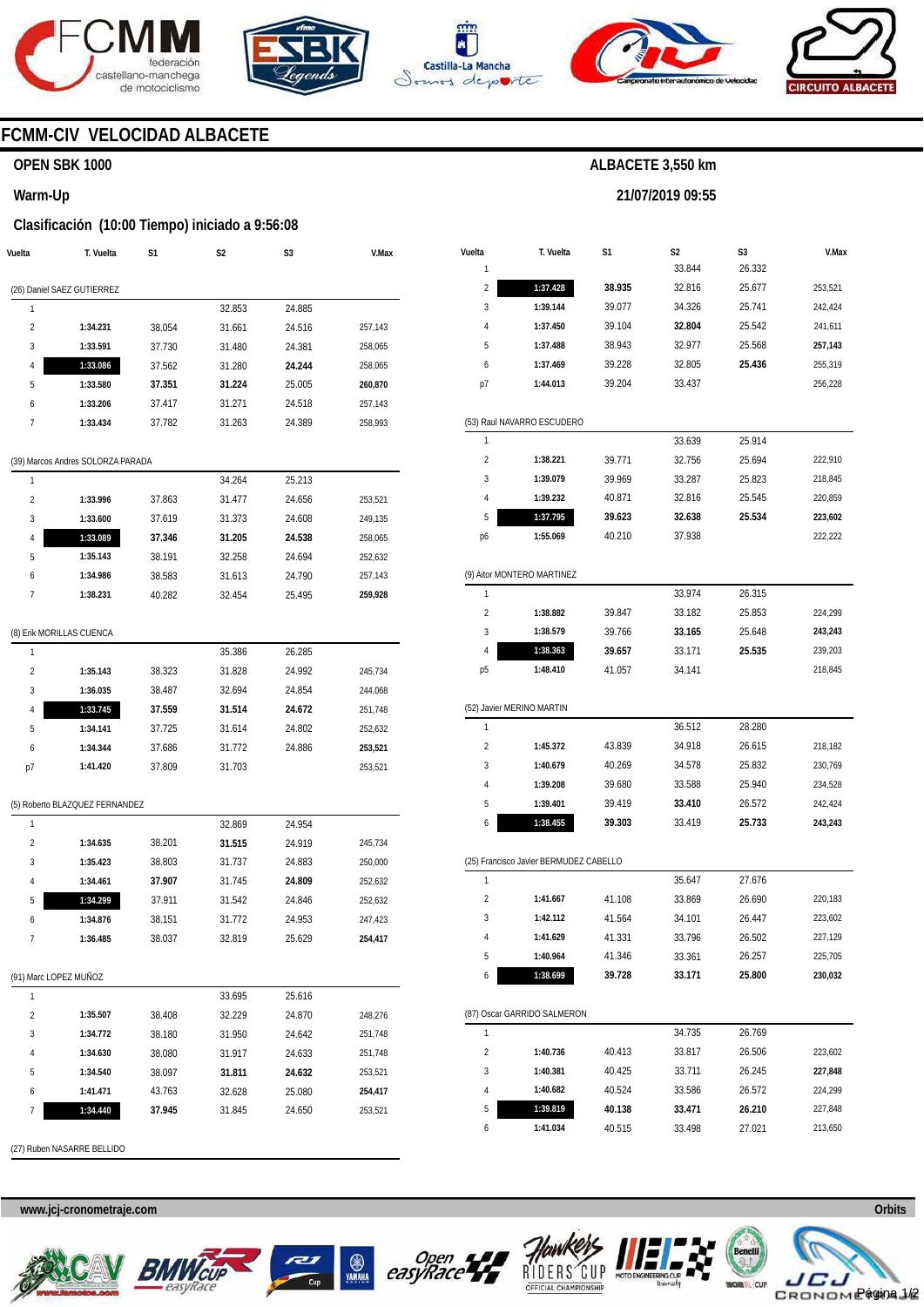# FCMM-CIV VELOCIDAD ALBACETE

## OPEN SBK 1000

**ALBACETE 3,550 km**

## Warm-Up

**21/07/2019 09:55**

### Clasificación (10:00 Tiempo) iniciado a 9:56:08

| Vuelta | T. Vuelta | S1 | S2 | S3 | V.Max |
|---|---|---|---|---|---|
| **(26) Daniel SAEZ GUTIERREZ** | | | | | |
| 1 | | | 32.853 | 24.885 | |
| 2 | **1:34.231** | 38.054 | 31.661 | 24.516 | 257,143 |
| 3 | **1:33.591** | 37.730 | 31.480 | 24.381 | 258,065 |
| 4 | **1:33.086** | 37.562 | 31.280 | **24.244** | 258,065 |
| 5 | **1:33.580** | **37.351** | **31.224** | 25.005 | **260,870** |
| 6 | **1:33.206** | 37.417 | 31.271 | 24.518 | 257,143 |
| 7 | **1:33.434** | 37.782 | 31.263 | 24.389 | 258,993 |
| **(39) Marcos Andres SOLORZA PARADA** | | | | | |
| 1 | | | 34.264 | 25.213 | |
| 2 | **1:33.996** | 37.863 | 31.477 | 24.656 | 253,521 |
| 3 | **1:33.600** | 37.619 | 31.373 | 24.608 | 249,135 |
| 4 | **1:33.089** | **37.346** | **31.205** | **24.538** | 258,065 |
| 5 | **1:35.143** | 38.191 | 32.258 | 24.694 | 252,632 |
| 6 | **1:34.986** | 38.583 | 31.613 | 24.790 | 257,143 |
| 7 | **1:38.231** | 40.282 | 32.454 | 25.495 | **259,928** |
| **(8) Erik MORILLAS CUENCA** | | | | | |
| 1 | | | 35.386 | 26.285 | |
| 2 | **1:35.143** | 38.323 | 31.828 | 24.992 | 245,734 |
| 3 | **1:36.035** | 38.487 | 32.694 | 24.854 | 244,068 |
| 4 | **1:33.745** | **37.559** | **31.514** | **24.672** | 251,748 |
| 5 | **1:34.141** | 37.725 | 31.614 | 24.802 | 252,632 |
| 6 | **1:34.344** | 37.686 | 31.772 | 24.886 | **253,521** |
| p7 | **1:41.420** | 37.809 | 31.703 | | 253,521 |
| **(5) Roberto BLAZQUEZ FERNANDEZ** | | | | | |
| 1 | | | 32.869 | 24.954 | |
| 2 | **1:34.635** | 38.201 | **31.515** | 24.919 | 245,734 |
| 3 | **1:35.423** | 38.803 | 31.737 | 24.883 | 250,000 |
| 4 | **1:34.461** | **37.907** | 31.745 | **24.809** | 252,632 |
| 5 | **1:34.299** | 37.911 | 31.542 | 24.846 | 252,632 |
| 6 | **1:34.876** | 38.151 | 31.772 | 24.953 | 247,423 |
| 7 | **1:36.485** | 38.037 | 32.819 | 25.629 | **254,417** |
| **(91) Marc LOPEZ MUÑOZ** | | | | | |
| 1 | | | 33.695 | 25.616 | |
| 2 | **1:35.507** | 38.408 | 32.229 | 24.870 | 248,276 |
| 3 | **1:34.772** | 38.180 | 31.950 | 24.642 | 251,748 |
| 4 | **1:34.630** | 38.080 | 31.917 | 24.633 | 251,748 |
| 5 | **1:34.540** | 38.097 | **31.811** | **24.632** | 253,521 |
| 6 | **1:41.471** | 43.763 | 32.628 | 25.080 | **254,417** |
| 7 | **1:34.440** | **37.945** | 31.845 | 24.650 | 253,521 |
| **(27) Ruben NASARRE BELLIDO** | | | | | |
| 1 | | | 33.844 | 26.332 | |
| 2 | **1:37.428** | **38.935** | 32.816 | 25.677 | 253,521 |
| 3 | **1:39.144** | 39.077 | 34.326 | 25.741 | 242,424 |
| 4 | **1:37.450** | 39.104 | **32.804** | 25.542 | 241,611 |
| 5 | **1:37.488** | 38.943 | 32.977 | 25.568 | **257,143** |
| 6 | **1:37.469** | 39.228 | 32.805 | **25.436** | 255,319 |
| p7 | **1:44.013** | 39.204 | 33.437 | | 256,228 |
| **(53) Raul NAVARRO ESCUDERO** | | | | | |
| 1 | | | 33.639 | 25.914 | |
| 2 | **1:38.221** | 39.771 | 32.756 | 25.694 | 222,910 |
| 3 | **1:39.079** | 39.969 | 33.287 | 25.823 | 218,845 |
| 4 | **1:39.232** | 40.871 | 32.816 | 25.545 | 220,859 |
| 5 | **1:37.795** | **39.623** | **32.638** | **25.534** | **223,602** |
| p6 | **1:55.069** | 40.210 | 37.938 | | 222,222 |
| **(9) Aitor MONTERO MARTINEZ** | | | | | |
| 1 | | | 33.974 | 26.315 | |
| 2 | **1:38.882** | 39.847 | 33.182 | 25.853 | 224,299 |
| 3 | **1:38.579** | 39.766 | **33.165** | 25.648 | **243,243** |
| 4 | **1:38.363** | **39.657** | 33.171 | **25.535** | 239,203 |
| p5 | **1:48.410** | 41.057 | 34.141 | | 218,845 |
| **(52) Javier MERINO MARTIN** | | | | | |
| 1 | | | 36.512 | 28.280 | |
| 2 | **1:45.372** | 43.839 | 34.918 | 26.615 | 218,182 |
| 3 | **1:40.679** | 40.269 | 34.578 | 25.832 | 230,769 |
| 4 | **1:39.208** | 39.680 | 33.588 | 25.940 | 234,528 |
| 5 | **1:39.401** | 39.419 | **33.410** | 26.572 | 242,424 |
| 6 | **1:38.455** | **39.303** | 33.419 | **25.733** | **243,243** |
| **(25) Francisco Javier BERMUDEZ CABELLO** | | | | | |
| 1 | | | 35.647 | 27.676 | |
| 2 | **1:41.667** | 41.108 | 33.869 | 26.690 | 220,183 |
| 3 | **1:42.112** | 41.564 | 34.101 | 26.447 | 223,602 |
| 4 | **1:41.629** | 41.331 | 33.796 | 26.502 | 227,129 |
| 5 | **1:40.964** | 41.346 | 33.361 | 26.257 | 225,705 |
| 6 | **1:38.699** | **39.728** | **33.171** | **25.800** | **230,032** |
| **(87) Oscar GARRIDO SALMERON** | | | | | |
| 1 | | | 34.735 | 26.769 | |
| 2 | **1:40.736** | 40.413 | 33.817 | 26.506 | 223,602 |
| 3 | **1:40.381** | 40.425 | 33.711 | 26.245 | **227,848** |
| 4 | **1:40.682** | 40.524 | 33.586 | 26.572 | 224,299 |
| 5 | **1:39.819** | **40.138** | **33.471** | **26.210** | 227,848 |
| 6 | **1:41.034** | 40.515 | 33.498 | 27.021 | 213,650 |

www.jcj-cronometraje.com — Orbits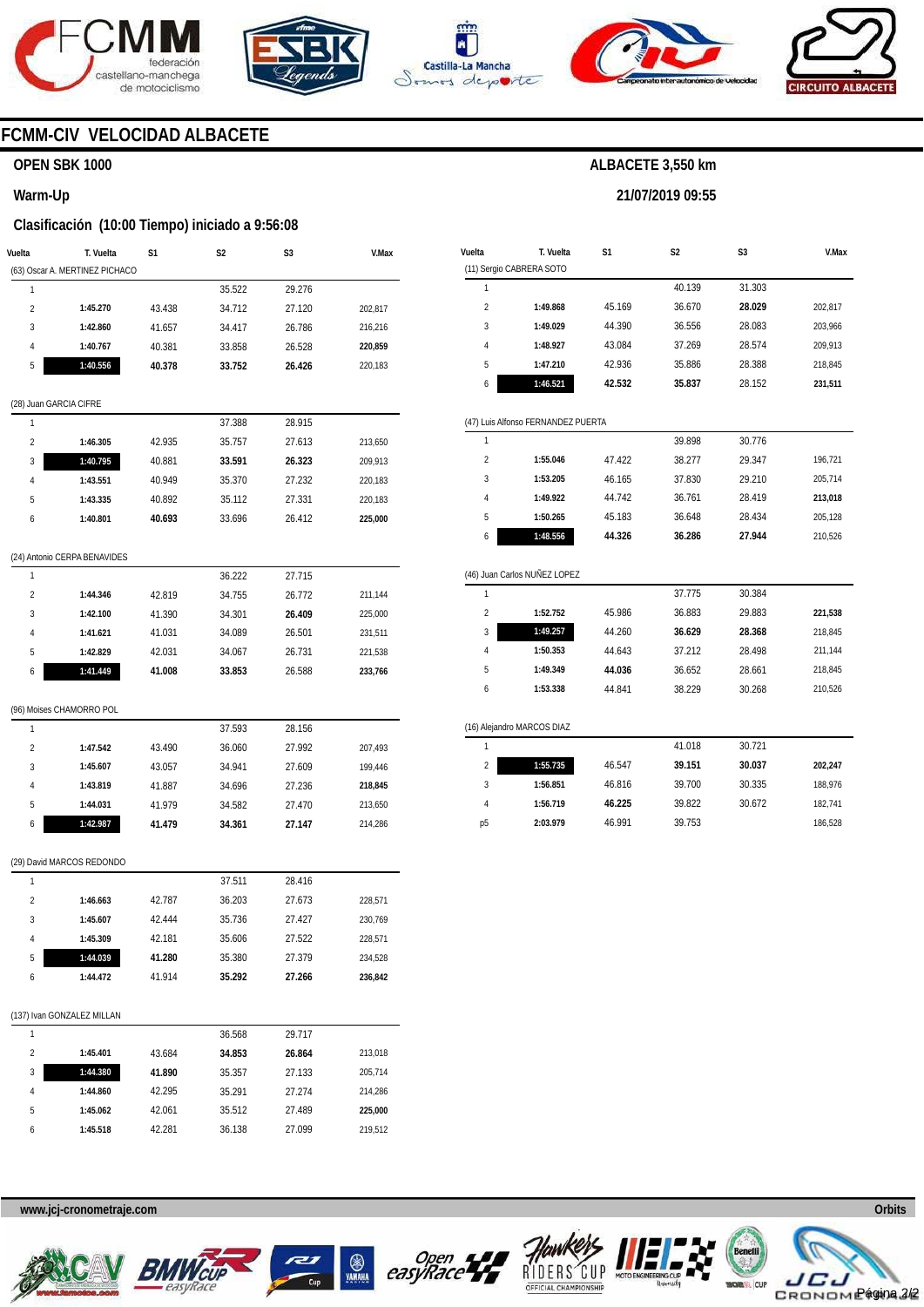# FCMM-CIV VELOCIDAD ALBACETE

**OPEN SBK 1000**

**Warm-Up**

**Clasificación (10:00 Tiempo) iniciado a 9:56:08**

**ALBACETE 3,550 km**

**21/07/2019 09:55**

| Vuelta | T. Vuelta | S1 | S2 | S3 | V.Max |
|---|---|---|---|---|---|
| **(63) Oscar A. MERTINEZ PICHACO** | | | | | |
| 1 | | | 35.522 | 29.276 | |
| 2 | 1:45.270 | 43.438 | 34.712 | 27.120 | 202,817 |
| 3 | 1:42.860 | 41.657 | 34.417 | 26.786 | 216,216 |
| 4 | 1:40.767 | 40.381 | 33.858 | 26.528 | **220,859** |
| 5 | **1:40.556** | **40.378** | **33.752** | **26.426** | 220,183 |
| **(28) Juan GARCIA CIFRE** | | | | | |
| 1 | | | 37.388 | 28.915 | |
| 2 | 1:46.305 | 42.935 | 35.757 | 27.613 | 213,650 |
| 3 | **1:40.795** | 40.881 | **33.591** | **26.323** | 209,913 |
| 4 | 1:43.551 | 40.949 | 35.370 | 27.232 | 220,183 |
| 5 | 1:43.335 | 40.892 | 35.112 | 27.331 | 220,183 |
| 6 | 1:40.801 | **40.693** | 33.696 | 26.412 | **225,000** |
| **(24) Antonio CERPA BENAVIDES** | | | | | |
| 1 | | | 36.222 | 27.715 | |
| 2 | 1:44.346 | 42.819 | 34.755 | 26.772 | 211,144 |
| 3 | 1:42.100 | 41.390 | 34.301 | **26.409** | 225,000 |
| 4 | 1:41.621 | 41.031 | 34.089 | 26.501 | 231,511 |
| 5 | 1:42.829 | 42.031 | 34.067 | 26.731 | 221,538 |
| 6 | **1:41.449** | **41.008** | **33.853** | 26.588 | **233,766** |
| **(96) Moises CHAMORRO POL** | | | | | |
| 1 | | | 37.593 | 28.156 | |
| 2 | 1:47.542 | 43.490 | 36.060 | 27.992 | 207,493 |
| 3 | 1:45.607 | 43.057 | 34.941 | 27.609 | 199,446 |
| 4 | 1:43.819 | 41.887 | 34.696 | 27.236 | **218,845** |
| 5 | 1:44.031 | 41.979 | 34.582 | 27.470 | 213,650 |
| 6 | **1:42.987** | **41.479** | **34.361** | **27.147** | 214,286 |
| **(29) David MARCOS REDONDO** | | | | | |
| 1 | | | 37.511 | 28.416 | |
| 2 | 1:46.663 | 42.787 | 36.203 | 27.673 | 228,571 |
| 3 | 1:45.607 | 42.444 | 35.736 | 27.427 | 230,769 |
| 4 | 1:45.309 | 42.181 | 35.606 | 27.522 | 228,571 |
| 5 | **1:44.039** | **41.280** | 35.380 | 27.379 | 234,528 |
| 6 | 1:44.472 | 41.914 | **35.292** | **27.266** | **236,842** |
| **(137) Ivan GONZALEZ MILLAN** | | | | | |
| 1 | | | 36.568 | 29.717 | |
| 2 | 1:45.401 | 43.684 | **34.853** | **26.864** | 213,018 |
| 3 | **1:44.380** | **41.890** | 35.357 | 27.133 | 205,714 |
| 4 | 1:44.860 | 42.295 | 35.291 | 27.274 | 214,286 |
| 5 | 1:45.062 | 42.061 | 35.512 | 27.489 | **225,000** |
| 6 | 1:45.518 | 42.281 | 36.138 | 27.099 | 219,512 |
| **(11) Sergio CABRERA SOTO** | | | | | |
| 1 | | | 40.139 | 31.303 | |
| 2 | 1:49.868 | 45.169 | 36.670 | **28.029** | 202,817 |
| 3 | 1:49.029 | 44.390 | 36.556 | 28.083 | 203,966 |
| 4 | 1:48.927 | 43.084 | 37.269 | 28.574 | 209,913 |
| 5 | 1:47.210 | 42.936 | 35.886 | 28.388 | 218,845 |
| 6 | **1:46.521** | **42.532** | **35.837** | 28.152 | **231,511** |
| **(47) Luis Alfonso FERNANDEZ PUERTA** | | | | | |
| 1 | | | 39.898 | 30.776 | |
| 2 | 1:55.046 | 47.422 | 38.277 | 29.347 | 196,721 |
| 3 | 1:53.205 | 46.165 | 37.830 | 29.210 | 205,714 |
| 4 | 1:49.922 | 44.742 | 36.761 | 28.419 | **213,018** |
| 5 | 1:50.265 | 45.183 | 36.648 | 28.434 | 205,128 |
| 6 | **1:48.556** | **44.326** | **36.286** | **27.944** | 210,526 |
| **(46) Juan Carlos NUÑEZ LOPEZ** | | | | | |
| 1 | | | 37.775 | 30.384 | |
| 2 | 1:52.752 | 45.986 | 36.883 | 29.883 | **221,538** |
| 3 | **1:49.257** | 44.260 | **36.629** | **28.368** | 218,845 |
| 4 | 1:50.353 | 44.643 | 37.212 | 28.498 | 211,144 |
| 5 | 1:49.349 | **44.036** | 36.652 | 28.661 | 218,845 |
| 6 | 1:53.338 | 44.841 | 38.229 | 30.268 | 210,526 |
| **(16) Alejandro MARCOS DIAZ** | | | | | |
| 1 | | | 41.018 | 30.721 | |
| 2 | **1:55.735** | 46.547 | **39.151** | **30.037** | **202,247** |
| 3 | 1:56.851 | 46.816 | 39.700 | 30.335 | 188,976 |
| 4 | 1:56.719 | **46.225** | 39.822 | 30.672 | 182,741 |
| p5 | 2:03.979 | 46.991 | 39.753 | | 186,528 |

www.jcj-cronometraje.com

Orbits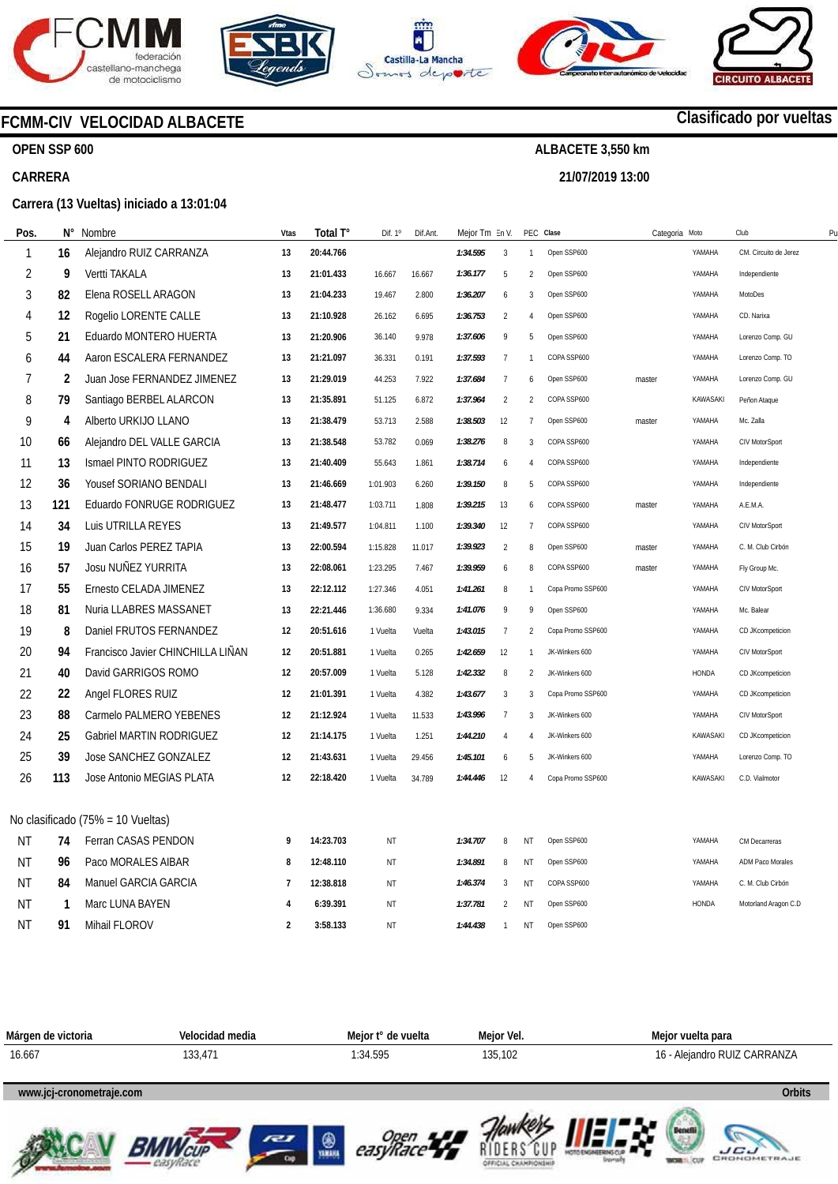# FCMM-CIV VELOCIDAD ALBACETE

**Clasificado por vueltas**

**OPEN SSP 600**

**ALBACETE 3,550 km**

**CARRERA**

**21/07/2019 13:00**

**Carrera (13 Vueltas) iniciado a 13:01:04**

| Pos. | N° | Nombre | Vtas | Total T° | Dif. 1° | Dif.Ant. | Mejor Tm | En V. | PEC | Clase | Categoria | Moto | Club |
|---|---|---|---|---|---|---|---|---|---|---|---|---|---|
| 1 | 16 | Alejandro RUIZ CARRANZA | 13 | 20:44.766 | | | 1:34.595 | 3 | 1 | Open SSP600 | | YAMAHA | CM. Circuito de Jerez |
| 2 | 9 | Vertti TAKALA | 13 | 21:01.433 | 16.667 | 16.667 | 1:36.177 | 5 | 2 | Open SSP600 | | YAMAHA | Independiente |
| 3 | 82 | Elena ROSELL ARAGON | 13 | 21:04.233 | 19.467 | 2.800 | 1:36.207 | 6 | 3 | Open SSP600 | | YAMAHA | MotoDes |
| 4 | 12 | Rogelio LORENTE CALLE | 13 | 21:10.928 | 26.162 | 6.695 | 1:36.753 | 2 | 4 | Open SSP600 | | YAMAHA | CD. Narixa |
| 5 | 21 | Eduardo MONTERO HUERTA | 13 | 21:20.906 | 36.140 | 9.978 | 1:37.606 | 9 | 5 | Open SSP600 | | YAMAHA | Lorenzo Comp. GU |
| 6 | 44 | Aaron ESCALERA FERNANDEZ | 13 | 21:21.097 | 36.331 | 0.191 | 1:37.593 | 7 | 1 | COPA SSP600 | | YAMAHA | Lorenzo Comp. TO |
| 7 | 2 | Juan Jose FERNANDEZ JIMENEZ | 13 | 21:29.019 | 44.253 | 7.922 | 1:37.684 | 7 | 6 | Open SSP600 | master | YAMAHA | Lorenzo Comp. GU |
| 8 | 79 | Santiago BERBEL ALARCON | 13 | 21:35.891 | 51.125 | 6.872 | 1:37.964 | 2 | 2 | COPA SSP600 | | KAWASAKI | Peñon Ataque |
| 9 | 4 | Alberto URKIJO LLANO | 13 | 21:38.479 | 53.713 | 2.588 | 1:38.503 | 12 | 7 | Open SSP600 | master | YAMAHA | Mc. Zalla |
| 10 | 66 | Alejandro DEL VALLE GARCIA | 13 | 21:38.548 | 53.782 | 0.069 | 1:38.276 | 8 | 3 | COPA SSP600 | | YAMAHA | CIV MotorSport |
| 11 | 13 | Ismael PINTO RODRIGUEZ | 13 | 21:40.409 | 55.643 | 1.861 | 1:38.714 | 6 | 4 | COPA SSP600 | | YAMAHA | Independiente |
| 12 | 36 | Yousef SORIANO BENDALI | 13 | 21:46.669 | 1:01.903 | 6.260 | 1:39.150 | 8 | 5 | COPA SSP600 | | YAMAHA | Independiente |
| 13 | 121 | Eduardo FONRUGE RODRIGUEZ | 13 | 21:48.477 | 1:03.711 | 1.808 | 1:39.215 | 13 | 6 | COPA SSP600 | master | YAMAHA | A.E.M.A. |
| 14 | 34 | Luis UTRILLA REYES | 13 | 21:49.577 | 1:04.811 | 1.100 | 1:39.340 | 12 | 7 | COPA SSP600 | | YAMAHA | CIV MotorSport |
| 15 | 19 | Juan Carlos PEREZ TAPIA | 13 | 22:00.594 | 1:15.828 | 11.017 | 1:39.923 | 2 | 8 | Open SSP600 | master | YAMAHA | C. M. Club Cirbón |
| 16 | 57 | Josu NUÑEZ YURRITA | 13 | 22:08.061 | 1:23.295 | 7.467 | 1:39.959 | 6 | 8 | COPA SSP600 | master | YAMAHA | Fly Group Mc. |
| 17 | 55 | Ernesto CELADA JIMENEZ | 13 | 22:12.112 | 1:27.346 | 4.051 | 1:41.261 | 8 | 1 | Copa Promo SSP600 | | YAMAHA | CIV MotorSport |
| 18 | 81 | Nuria LLABRES MASSANET | 13 | 22:21.446 | 1:36.680 | 9.334 | 1:41.076 | 9 | 9 | Open SSP600 | | YAMAHA | Mc. Balear |
| 19 | 8 | Daniel FRUTOS FERNANDEZ | 12 | 20:51.616 | 1 Vuelta | Vuelta | 1:43.015 | 7 | 2 | Copa Promo SSP600 | | YAMAHA | CD JKcompeticion |
| 20 | 94 | Francisco Javier CHINCHILLA LIÑAN | 12 | 20:51.881 | 1 Vuelta | 0.265 | 1:42.659 | 12 | 1 | JK-Winkers 600 | | YAMAHA | CIV MotorSport |
| 21 | 40 | David GARRIGOS ROMO | 12 | 20:57.009 | 1 Vuelta | 5.128 | 1:42.332 | 8 | 2 | JK-Winkers 600 | | HONDA | CD JKcompeticion |
| 22 | 22 | Angel FLORES RUIZ | 12 | 21:01.391 | 1 Vuelta | 4.382 | 1:43.677 | 3 | 3 | Copa Promo SSP600 | | YAMAHA | CD JKcompeticion |
| 23 | 88 | Carmelo PALMERO YEBENES | 12 | 21:12.924 | 1 Vuelta | 11.533 | 1:43.996 | 7 | 3 | JK-Winkers 600 | | YAMAHA | CIV MotorSport |
| 24 | 25 | Gabriel MARTIN RODRIGUEZ | 12 | 21:14.175 | 1 Vuelta | 1.251 | 1:44.210 | 4 | 4 | JK-Winkers 600 | | KAWASAKI | CD JKcompeticion |
| 25 | 39 | Jose SANCHEZ GONZALEZ | 12 | 21:43.631 | 1 Vuelta | 29.456 | 1:45.101 | 6 | 5 | JK-Winkers 600 | | YAMAHA | Lorenzo Comp. TO |
| 26 | 113 | Jose Antonio MEGIAS PLATA | 12 | 22:18.420 | 1 Vuelta | 34.789 | 1:44.446 | 12 | 4 | Copa Promo SSP600 | | KAWASAKI | C.D. Vialmotor |

No clasificado (75% = 10 Vueltas)

| Pos. | N° | Nombre | Vtas | Total T° | Dif. 1° | Dif.Ant. | Mejor Tm | En V. | PEC | Clase | Categoria | Moto | Club |
|---|---|---|---|---|---|---|---|---|---|---|---|---|---|
| NT | 74 | Ferran CASAS PENDON | 9 | 14:23.703 | NT | | 1:34.707 | 8 | NT | Open SSP600 | | YAMAHA | CM Decarreras |
| NT | 96 | Paco MORALES AIBAR | 8 | 12:48.110 | NT | | 1:34.891 | 8 | NT | Open SSP600 | | YAMAHA | ADM Paco Morales |
| NT | 84 | Manuel GARCIA GARCIA | 7 | 12:38.818 | NT | | 1:46.374 | 3 | NT | COPA SSP600 | | YAMAHA | C. M. Club Cirbón |
| NT | 1 | Marc LUNA BAYEN | 4 | 6:39.391 | NT | | 1:37.781 | 2 | NT | Open SSP600 | | HONDA | Motorland Aragon C.D |
| NT | 91 | Mihail FLOROV | 2 | 3:58.133 | NT | | 1:44.438 | 1 | NT | Open SSP600 | | | |

| Márgen de victoria | Velocidad media | Mejor t° de vuelta | Mejor Vel. | Mejor vuelta para |
|---|---|---|---|---|
| 16.667 | 133,471 | 1:34.595 | 135,102 | 16 - Alejandro RUIZ CARRANZA |

www.jcj-cronometraje.com — Orbits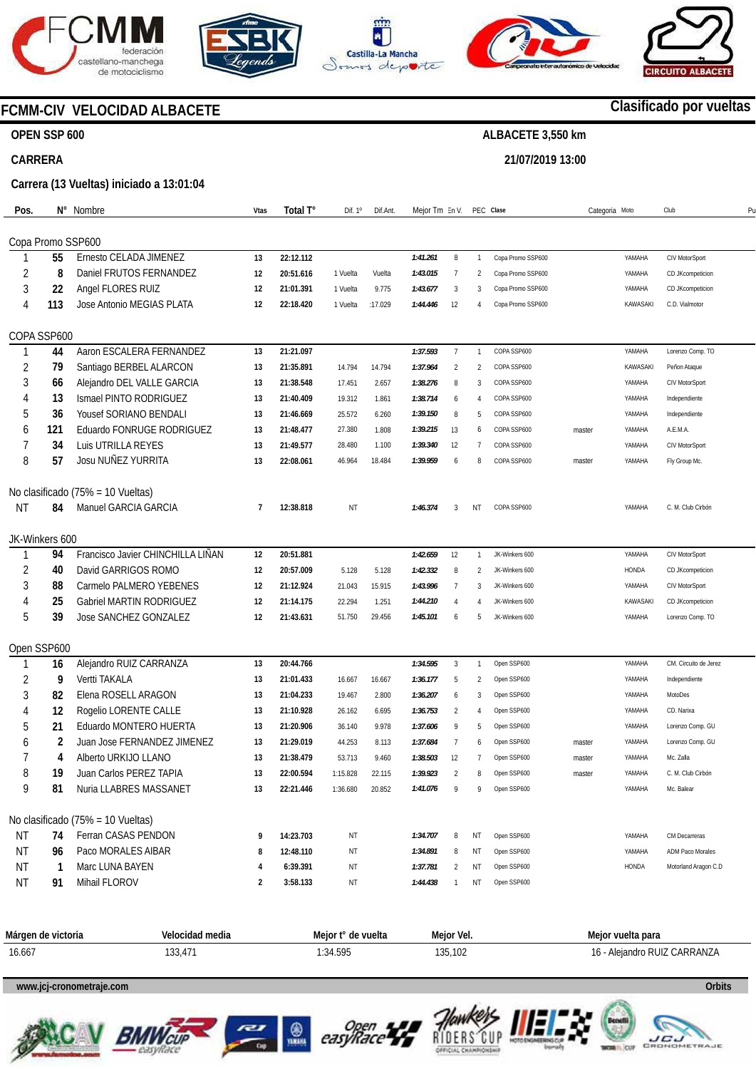# FCMM-CIV VELOCIDAD ALBACETE

**Clasificado por vueltas**

**OPEN SSP 600** — **ALBACETE 3,550 km**

**CARRERA** — **21/07/2019 13:00**

**Carrera (13 Vueltas) iniciado a 13:01:04**

| Pos. | N° | Nombre | Vtas | Total T° | Dif. 1° | Dif.Ant. | Mejor Tm | En V. | PEC | Clase | Categoria | Moto | Club |
|---|---|---|---|---|---|---|---|---|---|---|---|---|---|
| **Copa Promo SSP600** | | | | | | | | | | | | | |
| 1 | 55 | Ernesto CELADA JIMENEZ | 13 | 22:12.112 | | | 1:41.261 | 8 | 1 | Copa Promo SSP600 | | YAMAHA | CIV MotorSport |
| 2 | 8 | Daniel FRUTOS FERNANDEZ | 12 | 20:51.616 | 1 Vuelta | Vuelta | 1:43.015 | 7 | 2 | Copa Promo SSP600 | | YAMAHA | CD JKcompeticion |
| 3 | 22 | Angel FLORES RUIZ | 12 | 21:01.391 | 1 Vuelta | 9.775 | 1:43.677 | 3 | 3 | Copa Promo SSP600 | | YAMAHA | CD JKcompeticion |
| 4 | 113 | Jose Antonio MEGIAS PLATA | 12 | 22:18.420 | 1 Vuelta | :17.029 | 1:44.446 | 12 | 4 | Copa Promo SSP600 | | KAWASAKI | C.D. Vialmotor |
| **COPA SSP600** | | | | | | | | | | | | | |
| 1 | 44 | Aaron ESCALERA FERNANDEZ | 13 | 21:21.097 | | | 1:37.593 | 7 | 1 | COPA SSP600 | | YAMAHA | Lorenzo Comp. TO |
| 2 | 79 | Santiago BERBEL ALARCON | 13 | 21:35.891 | 14.794 | 14.794 | 1:37.964 | 2 | 2 | COPA SSP600 | | KAWASAKI | Peñon Ataque |
| 3 | 66 | Alejandro DEL VALLE GARCIA | 13 | 21:38.548 | 17.451 | 2.657 | 1:38.276 | 8 | 3 | COPA SSP600 | | YAMAHA | CIV MotorSport |
| 4 | 13 | Ismael PINTO RODRIGUEZ | 13 | 21:40.409 | 19.312 | 1.861 | 1:38.714 | 6 | 4 | COPA SSP600 | | YAMAHA | Independiente |
| 5 | 36 | Yousef SORIANO BENDALI | 13 | 21:46.669 | 25.572 | 6.260 | 1:39.150 | 8 | 5 | COPA SSP600 | | YAMAHA | Independiente |
| 6 | 121 | Eduardo FONRUGE RODRIGUEZ | 13 | 21:48.477 | 27.380 | 1.808 | 1:39.215 | 13 | 6 | COPA SSP600 | master | YAMAHA | A.E.M.A. |
| 7 | 34 | Luis UTRILLA REYES | 13 | 21:49.577 | 28.480 | 1.100 | 1:39.340 | 12 | 7 | COPA SSP600 | | YAMAHA | CIV MotorSport |
| 8 | 57 | Josu NUÑEZ YURRITA | 13 | 22:08.061 | 46.964 | 18.484 | 1:39.959 | 6 | 8 | COPA SSP600 | master | YAMAHA | Fly Group Mc. |
| **No clasificado (75% = 10 Vueltas)** | | | | | | | | | | | | | |
| NT | 84 | Manuel GARCIA GARCIA | 7 | 12:38.818 | NT | | 1:46.374 | 3 | NT | COPA SSP600 | | YAMAHA | C. M. Club Cirbón |
| **JK-Winkers 600** | | | | | | | | | | | | | |
| 1 | 94 | Francisco Javier CHINCHILLA LIÑAN | 12 | 20:51.881 | | | 1:42.659 | 12 | 1 | JK-Winkers 600 | | YAMAHA | CIV MotorSport |
| 2 | 40 | David GARRIGOS ROMO | 12 | 20:57.009 | 5.128 | 5.128 | 1:42.332 | 8 | 2 | JK-Winkers 600 | | HONDA | CD JKcompeticion |
| 3 | 88 | Carmelo PALMERO YEBENES | 12 | 21:12.924 | 21.043 | 15.915 | 1:43.996 | 7 | 3 | JK-Winkers 600 | | YAMAHA | CIV MotorSport |
| 4 | 25 | Gabriel MARTIN RODRIGUEZ | 12 | 21:14.175 | 22.294 | 1.251 | 1:44.210 | 4 | 4 | JK-Winkers 600 | | KAWASAKI | CD JKcompeticion |
| 5 | 39 | Jose SANCHEZ GONZALEZ | 12 | 21:43.631 | 51.750 | 29.456 | 1:45.101 | 6 | 5 | JK-Winkers 600 | | YAMAHA | Lorenzo Comp. TO |
| **Open SSP600** | | | | | | | | | | | | | |
| 1 | 16 | Alejandro RUIZ CARRANZA | 13 | 20:44.766 | | | 1:34.595 | 3 | 1 | Open SSP600 | | YAMAHA | CM. Circuito de Jerez |
| 2 | 9 | Vertti TAKALA | 13 | 21:01.433 | 16.667 | 16.667 | 1:36.177 | 5 | 2 | Open SSP600 | | YAMAHA | Independiente |
| 3 | 82 | Elena ROSELL ARAGON | 13 | 21:04.233 | 19.467 | 2.800 | 1:36.207 | 6 | 3 | Open SSP600 | | YAMAHA | MotoDes |
| 4 | 12 | Rogelio LORENTE CALLE | 13 | 21:10.928 | 26.162 | 6.695 | 1:36.753 | 2 | 4 | Open SSP600 | | YAMAHA | CD. Narixa |
| 5 | 21 | Eduardo MONTERO HUERTA | 13 | 21:20.906 | 36.140 | 9.978 | 1:37.606 | 9 | 5 | Open SSP600 | | YAMAHA | Lorenzo Comp. GU |
| 6 | 2 | Juan Jose FERNANDEZ JIMENEZ | 13 | 21:29.019 | 44.253 | 8.113 | 1:37.684 | 7 | 6 | Open SSP600 | master | YAMAHA | Lorenzo Comp. GU |
| 7 | 4 | Alberto URKIJO LLANO | 13 | 21:38.479 | 53.713 | 9.460 | 1:38.503 | 12 | 7 | Open SSP600 | master | YAMAHA | Mc. Zalla |
| 8 | 19 | Juan Carlos PEREZ TAPIA | 13 | 22:00.594 | 1:15.828 | 22.115 | 1:39.923 | 2 | 8 | Open SSP600 | master | YAMAHA | C. M. Club Cirbón |
| 9 | 81 | Nuria LLABRES MASSANET | 13 | 22:21.446 | 1:36.680 | 20.852 | 1:41.076 | 9 | 9 | Open SSP600 | | YAMAHA | Mc. Balear |
| **No clasificado (75% = 10 Vueltas)** | | | | | | | | | | | | | |
| NT | 74 | Ferran CASAS PENDON | 9 | 14:23.703 | NT | | 1:34.707 | 8 | NT | Open SSP600 | | YAMAHA | CM Decarreras |
| NT | 96 | Paco MORALES AIBAR | 8 | 12:48.110 | NT | | 1:34.891 | 8 | NT | Open SSP600 | | YAMAHA | ADM Paco Morales |
| NT | 1 | Marc LUNA BAYEN | 4 | 6:39.391 | NT | | 1:37.781 | 2 | NT | Open SSP600 | | HONDA | Motorland Aragon C.D |
| NT | 91 | Mihail FLOROV | 2 | 3:58.133 | NT | | 1:44.438 | 1 | NT | Open SSP600 | | | |

| Márgen de victoria | Velocidad media | Mejor t° de vuelta | Mejor Vel. | Mejor vuelta para |
|---|---|---|---|---|
| 16.667 | 133,471 | 1:34.595 | 135,102 | 16 - Alejandro RUIZ CARRANZA |

www.jcj-cronometraje.com — Orbits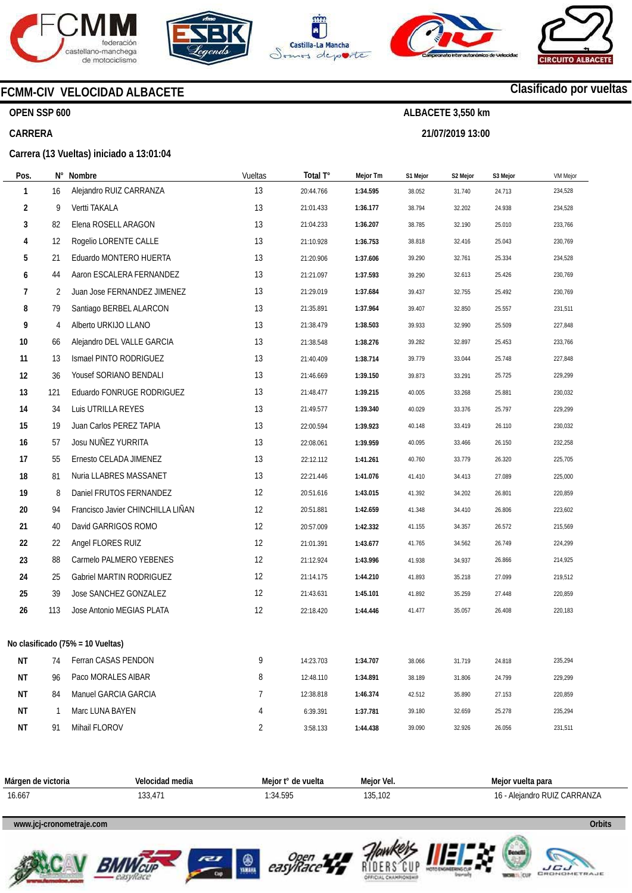## FCMM-CIV VELOCIDAD ALBACETE

**Clasificado por vueltas**

**OPEN SSP 600**

**ALBACETE 3,550 km**

**CARRERA**

**21/07/2019 13:00**

**Carrera (13 Vueltas) iniciado a 13:01:04**

| Pos. | N° | Nombre | Vueltas | Total T° | Mejor Tm | S1 Mejor | S2 Mejor | S3 Mejor | VM Mejor |
|---|---|---|---|---|---|---|---|---|---|
| 1 | 16 | Alejandro RUIZ CARRANZA | 13 | 20:44.766 | **1:34.595** | 38.052 | 31.740 | 24.713 | 234,528 |
| 2 | 9 | Vertti TAKALA | 13 | 21:01.433 | **1:36.177** | 38.794 | 32.202 | 24.938 | 234,528 |
| 3 | 82 | Elena ROSELL ARAGON | 13 | 21:04.233 | **1:36.207** | 38.785 | 32.190 | 25.010 | 233,766 |
| 4 | 12 | Rogelio LORENTE CALLE | 13 | 21:10.928 | **1:36.753** | 38.818 | 32.416 | 25.043 | 230,769 |
| 5 | 21 | Eduardo MONTERO HUERTA | 13 | 21:20.906 | **1:37.606** | 39.290 | 32.761 | 25.334 | 234,528 |
| 6 | 44 | Aaron ESCALERA FERNANDEZ | 13 | 21:21.097 | **1:37.593** | 39.290 | 32.613 | 25.426 | 230,769 |
| 7 | 2 | Juan Jose FERNANDEZ JIMENEZ | 13 | 21:29.019 | **1:37.684** | 39.437 | 32.755 | 25.492 | 230,769 |
| 8 | 79 | Santiago BERBEL ALARCON | 13 | 21:35.891 | **1:37.964** | 39.407 | 32.850 | 25.557 | 231,511 |
| 9 | 4 | Alberto URKIJO LLANO | 13 | 21:38.479 | **1:38.503** | 39.933 | 32.990 | 25.509 | 227,848 |
| 10 | 66 | Alejandro DEL VALLE GARCIA | 13 | 21:38.548 | **1:38.276** | 39.282 | 32.897 | 25.453 | 233,766 |
| 11 | 13 | Ismael PINTO RODRIGUEZ | 13 | 21:40.409 | **1:38.714** | 39.779 | 33.044 | 25.748 | 227,848 |
| 12 | 36 | Yousef SORIANO BENDALI | 13 | 21:46.669 | **1:39.150** | 39.873 | 33.291 | 25.725 | 229,299 |
| 13 | 121 | Eduardo FONRUGE RODRIGUEZ | 13 | 21:48.477 | **1:39.215** | 40.005 | 33.268 | 25.881 | 230,032 |
| 14 | 34 | Luis UTRILLA REYES | 13 | 21:49.577 | **1:39.340** | 40.029 | 33.376 | 25.797 | 229,299 |
| 15 | 19 | Juan Carlos PEREZ TAPIA | 13 | 22:00.594 | **1:39.923** | 40.148 | 33.419 | 26.110 | 230,032 |
| 16 | 57 | Josu NUÑEZ YURRITA | 13 | 22:08.061 | **1:39.959** | 40.095 | 33.466 | 26.150 | 232,258 |
| 17 | 55 | Ernesto CELADA JIMENEZ | 13 | 22:12.112 | **1:41.261** | 40.760 | 33.779 | 26.320 | 225,705 |
| 18 | 81 | Nuria LLABRES MASSANET | 13 | 22:21.446 | **1:41.076** | 41.410 | 34.413 | 27.089 | 225,000 |
| 19 | 8 | Daniel FRUTOS FERNANDEZ | 12 | 20:51.616 | **1:43.015** | 41.392 | 34.202 | 26.801 | 220,859 |
| 20 | 94 | Francisco Javier CHINCHILLA LIÑAN | 12 | 20:51.881 | **1:42.659** | 41.348 | 34.410 | 26.806 | 223,602 |
| 21 | 40 | David GARRIGOS ROMO | 12 | 20:57.009 | **1:42.332** | 41.155 | 34.357 | 26.572 | 215,569 |
| 22 | 22 | Angel FLORES RUIZ | 12 | 21:01.391 | **1:43.677** | 41.765 | 34.562 | 26.749 | 224,299 |
| 23 | 88 | Carmelo PALMERO YEBENES | 12 | 21:12.924 | **1:43.996** | 41.938 | 34.937 | 26.866 | 214,925 |
| 24 | 25 | Gabriel MARTIN RODRIGUEZ | 12 | 21:14.175 | **1:44.210** | 41.893 | 35.218 | 27.099 | 219,512 |
| 25 | 39 | Jose SANCHEZ GONZALEZ | 12 | 21:43.631 | **1:45.101** | 41.892 | 35.259 | 27.448 | 220,859 |
| 26 | 113 | Jose Antonio MEGIAS PLATA | 12 | 22:18.420 | **1:44.446** | 41.477 | 35.057 | 26.408 | 220,183 |

**No clasificado (75% = 10 Vueltas)**

| Pos. | N° | Nombre | Vueltas | Total T° | Mejor Tm | S1 Mejor | S2 Mejor | S3 Mejor | VM Mejor |
|---|---|---|---|---|---|---|---|---|---|
| NT | 74 | Ferran CASAS PENDON | 9 | 14:23.703 | **1:34.707** | 38.066 | 31.719 | 24.818 | 235,294 |
| NT | 96 | Paco MORALES AIBAR | 8 | 12:48.110 | **1:34.891** | 38.189 | 31.806 | 24.799 | 229,299 |
| NT | 84 | Manuel GARCIA GARCIA | 7 | 12:38.818 | **1:46.374** | 42.512 | 35.890 | 27.153 | 220,859 |
| NT | 1 | Marc LUNA BAYEN | 4 | 6:39.391 | **1:37.781** | 39.180 | 32.659 | 25.278 | 235,294 |
| NT | 91 | Mihail FLOROV | 2 | 3:58.133 | **1:44.438** | 39.090 | 32.926 | 26.056 | 231,511 |

| Márgen de victoria | Velocidad media | Mejor t° de vuelta | Mejor Vel. | Mejor vuelta para |
|---|---|---|---|---|
| 16.667 | 133,471 | 1:34.595 | 135,102 | 16 - Alejandro RUIZ CARRANZA |

www.jcj-cronometraje.com — Orbits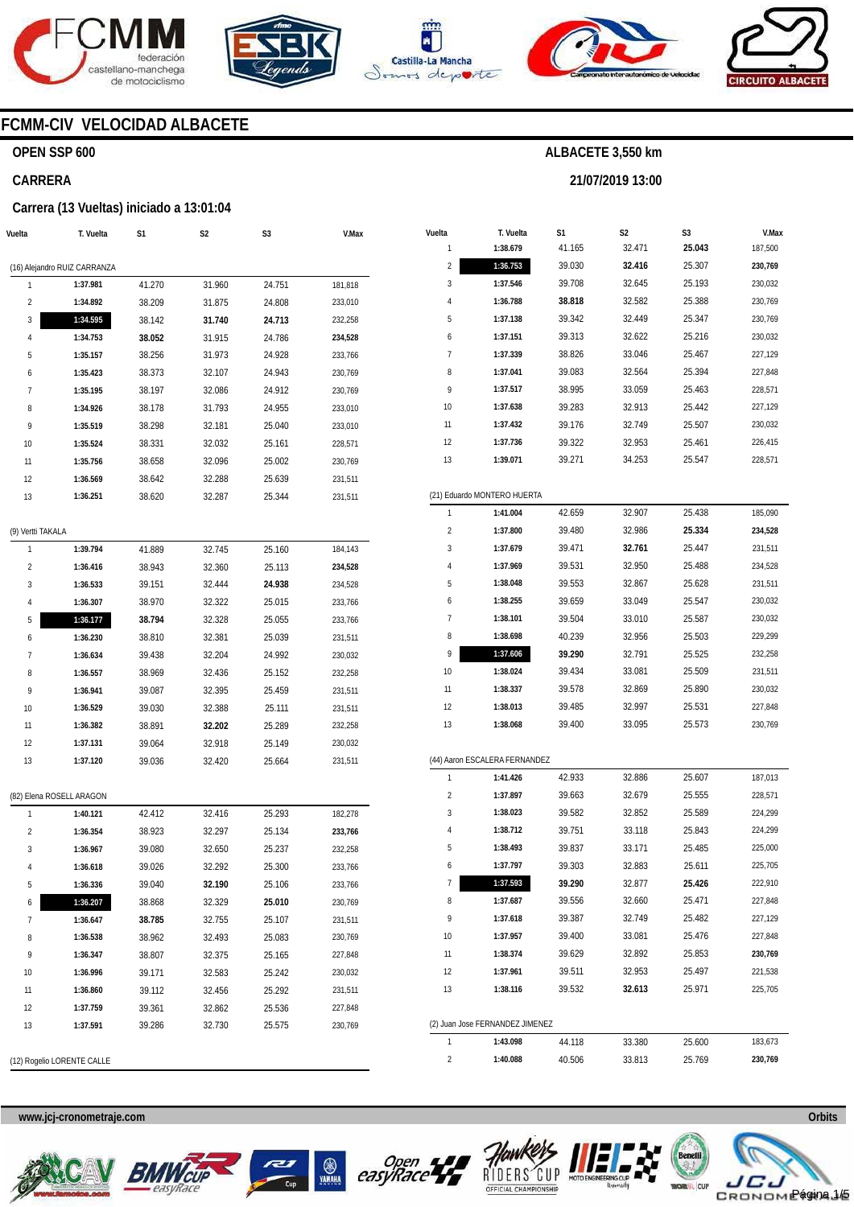## FCMM-CIV VELOCIDAD ALBACETE

### OPEN SSP 600

**ALBACETE 3,550 km**

### CARRERA

**21/07/2019 13:00**

### Carrera (13 Vueltas) iniciado a 13:01:04

| Vuelta | T. Vuelta | S1 | S2 | S3 | V.Max |
|---|---|---|---|---|---|
| (16) Alejandro RUIZ CARRANZA | | | | | |
| 1 | 1:37.981 | 41.270 | 31.960 | 24.751 | 181,818 |
| 2 | 1:34.892 | 38.209 | 31.875 | 24.808 | 233,010 |
| 3 | 1:34.595 | 38.142 | 31.740 | 24.713 | 232,258 |
| 4 | 1:34.753 | 38.052 | 31.915 | 24.786 | 234,528 |
| 5 | 1:35.157 | 38.256 | 31.973 | 24.928 | 233,766 |
| 6 | 1:35.423 | 38.373 | 32.107 | 24.943 | 230,769 |
| 7 | 1:35.195 | 38.197 | 32.086 | 24.912 | 230,769 |
| 8 | 1:34.926 | 38.178 | 31.793 | 24.955 | 233,010 |
| 9 | 1:35.519 | 38.298 | 32.181 | 25.040 | 233,010 |
| 10 | 1:35.524 | 38.331 | 32.032 | 25.161 | 228,571 |
| 11 | 1:35.756 | 38.658 | 32.096 | 25.002 | 230,769 |
| 12 | 1:36.569 | 38.642 | 32.288 | 25.639 | 231,511 |
| 13 | 1:36.251 | 38.620 | 32.287 | 25.344 | 231,511 |
| (9) Vertti TAKALA | | | | | |
| 1 | 1:39.794 | 41.889 | 32.745 | 25.160 | 184,143 |
| 2 | 1:36.416 | 38.943 | 32.360 | 25.113 | 234,528 |
| 3 | 1:36.533 | 39.151 | 32.444 | 24.938 | 234,528 |
| 4 | 1:36.307 | 38.970 | 32.322 | 25.015 | 233,766 |
| 5 | 1:36.177 | 38.794 | 32.328 | 25.055 | 233,766 |
| 6 | 1:36.230 | 38.810 | 32.381 | 25.039 | 231,511 |
| 7 | 1:36.634 | 39.438 | 32.204 | 24.992 | 230,032 |
| 8 | 1:36.557 | 38.969 | 32.436 | 25.152 | 232,258 |
| 9 | 1:36.941 | 39.087 | 32.395 | 25.459 | 231,511 |
| 10 | 1:36.529 | 39.030 | 32.388 | 25.111 | 231,511 |
| 11 | 1:36.382 | 38.891 | 32.202 | 25.289 | 232,258 |
| 12 | 1:37.131 | 39.064 | 32.918 | 25.149 | 230,032 |
| 13 | 1:37.120 | 39.036 | 32.420 | 25.664 | 231,511 |
| (82) Elena ROSELL ARAGON | | | | | |
| 1 | 1:40.121 | 42.412 | 32.416 | 25.293 | 182,278 |
| 2 | 1:36.354 | 38.923 | 32.297 | 25.134 | 233,766 |
| 3 | 1:36.967 | 39.080 | 32.650 | 25.237 | 232,258 |
| 4 | 1:36.618 | 39.026 | 32.292 | 25.300 | 233,766 |
| 5 | 1:36.336 | 39.040 | 32.190 | 25.106 | 233,766 |
| 6 | 1:36.207 | 38.868 | 32.329 | 25.010 | 230,769 |
| 7 | 1:36.647 | 38.785 | 32.755 | 25.107 | 231,511 |
| 8 | 1:36.538 | 38.962 | 32.493 | 25.083 | 230,769 |
| 9 | 1:36.347 | 38.807 | 32.375 | 25.165 | 227,848 |
| 10 | 1:36.996 | 39.171 | 32.583 | 25.242 | 230,032 |
| 11 | 1:36.860 | 39.112 | 32.456 | 25.292 | 231,511 |
| 12 | 1:37.759 | 39.361 | 32.862 | 25.536 | 227,848 |
| 13 | 1:37.591 | 39.286 | 32.730 | 25.575 | 230,769 |
| (12) Rogelio LORENTE CALLE | | | | | |
| 1 | 1:38.679 | 41.165 | 32.471 | 25.043 | 187,500 |
| 2 | 1:36.753 | 39.030 | 32.416 | 25.307 | 230,769 |
| 3 | 1:37.546 | 39.708 | 32.645 | 25.193 | 230,032 |
| 4 | 1:36.788 | 38.818 | 32.582 | 25.388 | 230,769 |
| 5 | 1:37.138 | 39.342 | 32.449 | 25.347 | 230,769 |
| 6 | 1:37.151 | 39.313 | 32.622 | 25.216 | 230,032 |
| 7 | 1:37.339 | 38.826 | 33.046 | 25.467 | 227,129 |
| 8 | 1:37.041 | 39.083 | 32.564 | 25.394 | 227,848 |
| 9 | 1:37.517 | 38.995 | 33.059 | 25.463 | 228,571 |
| 10 | 1:37.638 | 39.283 | 32.913 | 25.442 | 227,129 |
| 11 | 1:37.432 | 39.176 | 32.749 | 25.507 | 230,032 |
| 12 | 1:37.736 | 39.322 | 32.953 | 25.461 | 226,415 |
| 13 | 1:39.071 | 39.271 | 34.253 | 25.547 | 228,571 |
| (21) Eduardo MONTERO HUERTA | | | | | |
| 1 | 1:41.004 | 42.659 | 32.907 | 25.438 | 185,090 |
| 2 | 1:37.800 | 39.480 | 32.986 | 25.334 | 234,528 |
| 3 | 1:37.679 | 39.471 | 32.761 | 25.447 | 231,511 |
| 4 | 1:37.969 | 39.531 | 32.950 | 25.488 | 234,528 |
| 5 | 1:38.048 | 39.553 | 32.867 | 25.628 | 231,511 |
| 6 | 1:38.255 | 39.659 | 33.049 | 25.547 | 230,032 |
| 7 | 1:38.101 | 39.504 | 33.010 | 25.587 | 230,032 |
| 8 | 1:38.698 | 40.239 | 32.956 | 25.503 | 229,299 |
| 9 | 1:37.606 | 39.290 | 32.791 | 25.525 | 232,258 |
| 10 | 1:38.024 | 39.434 | 33.081 | 25.509 | 231,511 |
| 11 | 1:38.337 | 39.578 | 32.869 | 25.890 | 230,032 |
| 12 | 1:38.013 | 39.485 | 32.997 | 25.531 | 227,848 |
| 13 | 1:38.068 | 39.400 | 33.095 | 25.573 | 230,769 |
| (44) Aaron ESCALERA FERNANDEZ | | | | | |
| 1 | 1:41.426 | 42.933 | 32.886 | 25.607 | 187,013 |
| 2 | 1:37.897 | 39.663 | 32.679 | 25.555 | 228,571 |
| 3 | 1:38.023 | 39.582 | 32.852 | 25.589 | 224,299 |
| 4 | 1:38.712 | 39.751 | 33.118 | 25.843 | 224,299 |
| 5 | 1:38.493 | 39.837 | 33.171 | 25.485 | 225,000 |
| 6 | 1:37.797 | 39.303 | 32.883 | 25.611 | 225,705 |
| 7 | 1:37.593 | 39.290 | 32.877 | 25.426 | 222,910 |
| 8 | 1:37.687 | 39.556 | 32.660 | 25.471 | 227,848 |
| 9 | 1:37.618 | 39.387 | 32.749 | 25.482 | 227,129 |
| 10 | 1:37.957 | 39.400 | 33.081 | 25.476 | 227,848 |
| 11 | 1:38.374 | 39.629 | 32.892 | 25.853 | 230,769 |
| 12 | 1:37.961 | 39.511 | 32.953 | 25.497 | 221,538 |
| 13 | 1:38.116 | 39.532 | 32.613 | 25.971 | 225,705 |
| (2) Juan Jose FERNANDEZ JIMENEZ | | | | | |
| 1 | 1:43.098 | 44.118 | 33.380 | 25.600 | 183,673 |
| 2 | 1:40.088 | 40.506 | 33.813 | 25.769 | 230,769 |

www.jcj-cronometraje.com

Orbits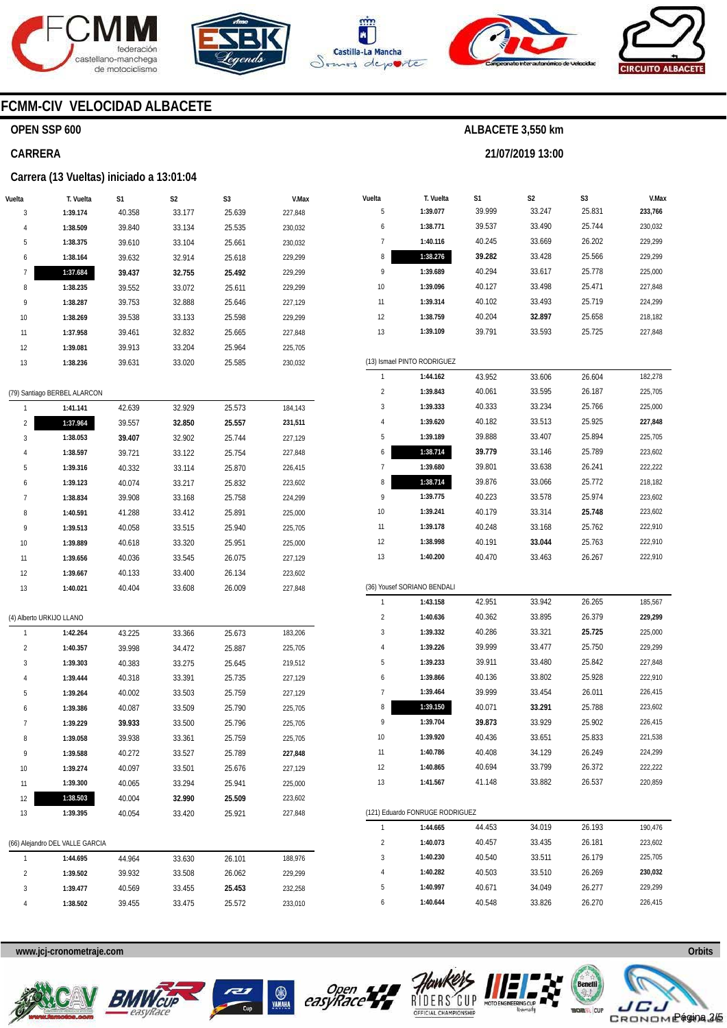# FCMM-CIV VELOCIDAD ALBACETE

**OPEN SSP 600**

**ALBACETE 3,550 km**

**CARRERA**

**21/07/2019 13:00**

**Carrera (13 Vueltas) iniciado a 13:01:04**

| Vuelta | T. Vuelta | S1 | S2 | S3 | V.Max |
|---|---|---|---|---|---|
| 3 | **1:39.174** | 40.358 | 33.177 | 25.639 | 227,848 |
| 4 | **1:38.509** | 39.840 | 33.134 | 25.535 | 230,032 |
| 5 | **1:38.375** | 39.610 | 33.104 | 25.661 | 230,032 |
| 6 | **1:38.164** | 39.632 | 32.914 | 25.618 | 229,299 |
| 7 | **1:37.684** | **39.437** | **32.755** | **25.492** | 229,299 |
| 8 | **1:38.235** | 39.552 | 33.072 | 25.611 | 229,299 |
| 9 | **1:38.287** | 39.753 | 32.888 | 25.646 | 227,129 |
| 10 | **1:38.269** | 39.538 | 33.133 | 25.598 | 229,299 |
| 11 | **1:37.958** | 39.461 | 32.832 | 25.665 | 227,848 |
| 12 | **1:39.081** | 39.913 | 33.204 | 25.964 | 225,705 |
| 13 | **1:38.236** | 39.631 | 33.020 | 25.585 | 230,032 |

(79) Santiago BERBEL ALARCON

| Vuelta | T. Vuelta | S1 | S2 | S3 | V.Max |
|---|---|---|---|---|---|
| 1 | **1:41.141** | 42.639 | 32.929 | 25.573 | 184,143 |
| 2 | **1:37.964** | 39.557 | **32.850** | **25.557** | **231,511** |
| 3 | **1:38.053** | **39.407** | 32.902 | 25.744 | 227,129 |
| 4 | **1:38.597** | 39.721 | 33.122 | 25.754 | 227,848 |
| 5 | **1:39.316** | 40.332 | 33.114 | 25.870 | 226,415 |
| 6 | **1:39.123** | 40.074 | 33.217 | 25.832 | 223,602 |
| 7 | **1:38.834** | 39.908 | 33.168 | 25.758 | 224,299 |
| 8 | **1:40.591** | 41.288 | 33.412 | 25.891 | 225,000 |
| 9 | **1:39.513** | 40.058 | 33.515 | 25.940 | 225,705 |
| 10 | **1:39.889** | 40.618 | 33.320 | 25.951 | 225,000 |
| 11 | **1:39.656** | 40.036 | 33.545 | 26.075 | 227,129 |
| 12 | **1:39.667** | 40.133 | 33.400 | 26.134 | 223,602 |
| 13 | **1:40.021** | 40.404 | 33.608 | 26.009 | 227,848 |

(4) Alberto URKIJO LLANO

| Vuelta | T. Vuelta | S1 | S2 | S3 | V.Max |
|---|---|---|---|---|---|
| 1 | **1:42.264** | 43.225 | 33.366 | 25.673 | 183,206 |
| 2 | **1:40.357** | 39.998 | 34.472 | 25.887 | 225,705 |
| 3 | **1:39.303** | 40.383 | 33.275 | 25.645 | 219,512 |
| 4 | **1:39.444** | 40.318 | 33.391 | 25.735 | 227,129 |
| 5 | **1:39.264** | 40.002 | 33.503 | 25.759 | 227,129 |
| 6 | **1:39.386** | 40.087 | 33.509 | 25.790 | 225,705 |
| 7 | **1:39.229** | **39.933** | 33.500 | 25.796 | 225,705 |
| 8 | **1:39.058** | 39.938 | 33.361 | 25.759 | 225,705 |
| 9 | **1:39.588** | 40.272 | 33.527 | 25.789 | **227,848** |
| 10 | **1:39.274** | 40.097 | 33.501 | 25.676 | 227,129 |
| 11 | **1:39.300** | 40.065 | 33.294 | 25.941 | 225,000 |
| 12 | **1:38.503** | 40.004 | **32.990** | **25.509** | 223,602 |
| 13 | **1:39.395** | 40.054 | 33.420 | 25.921 | 227,848 |

(66) Alejandro DEL VALLE GARCIA

| Vuelta | T. Vuelta | S1 | S2 | S3 | V.Max |
|---|---|---|---|---|---|
| 1 | **1:44.695** | 44.964 | 33.630 | 26.101 | 188,976 |
| 2 | **1:39.502** | 39.932 | 33.508 | 26.062 | 229,299 |
| 3 | **1:39.477** | 40.569 | 33.455 | **25.453** | 232,258 |
| 4 | **1:38.502** | 39.455 | 33.475 | 25.572 | 233,010 |
| 5 | **1:39.077** | 39.999 | 33.247 | 25.831 | **233,766** |
| 6 | **1:38.771** | 39.537 | 33.490 | 25.744 | 230,032 |
| 7 | **1:40.116** | 40.245 | 33.669 | 26.202 | 229,299 |
| 8 | **1:38.276** | **39.282** | 33.428 | 25.566 | 229,299 |
| 9 | **1:39.689** | 40.294 | 33.617 | 25.778 | 225,000 |
| 10 | **1:39.096** | 40.127 | 33.498 | 25.471 | 227,848 |
| 11 | **1:39.314** | 40.102 | 33.493 | 25.719 | 224,299 |
| 12 | **1:38.759** | 40.204 | **32.897** | 25.658 | 218,182 |
| 13 | **1:39.109** | 39.791 | 33.593 | 25.725 | 227,848 |

(13) Ismael PINTO RODRIGUEZ

| Vuelta | T. Vuelta | S1 | S2 | S3 | V.Max |
|---|---|---|---|---|---|
| 1 | **1:44.162** | 43.952 | 33.606 | 26.604 | 182,278 |
| 2 | **1:39.843** | 40.061 | 33.595 | 26.187 | 225,705 |
| 3 | **1:39.333** | 40.333 | 33.234 | 25.766 | 225,000 |
| 4 | **1:39.620** | 40.182 | 33.513 | 25.925 | **227,848** |
| 5 | **1:39.189** | 39.888 | 33.407 | 25.894 | 225,705 |
| 6 | **1:38.714** | **39.779** | 33.146 | 25.789 | 223,602 |
| 7 | **1:39.680** | 39.801 | 33.638 | 26.241 | 222,222 |
| 8 | **1:38.714** | 39.876 | 33.066 | 25.772 | 218,182 |
| 9 | **1:39.775** | 40.223 | 33.578 | 25.974 | 223,602 |
| 10 | **1:39.241** | 40.179 | 33.314 | **25.748** | 223,602 |
| 11 | **1:39.178** | 40.248 | 33.168 | 25.762 | 222,910 |
| 12 | **1:38.998** | 40.191 | **33.044** | 25.763 | 222,910 |
| 13 | **1:40.200** | 40.470 | 33.463 | 26.267 | 222,910 |

(36) Yousef SORIANO BENDALI

| Vuelta | T. Vuelta | S1 | S2 | S3 | V.Max |
|---|---|---|---|---|---|
| 1 | **1:43.158** | 42.951 | 33.942 | 26.265 | 185,567 |
| 2 | **1:40.636** | 40.362 | 33.895 | 26.379 | **229,299** |
| 3 | **1:39.332** | 40.286 | 33.321 | **25.725** | 225,000 |
| 4 | **1:39.226** | 39.999 | 33.477 | 25.750 | 229,299 |
| 5 | **1:39.233** | 39.911 | 33.480 | 25.842 | 227,848 |
| 6 | **1:39.866** | 40.136 | 33.802 | 25.928 | 222,910 |
| 7 | **1:39.464** | 39.999 | 33.454 | 26.011 | 226,415 |
| 8 | **1:39.150** | 40.071 | **33.291** | 25.788 | 223,602 |
| 9 | **1:39.704** | **39.873** | 33.929 | 25.902 | 226,415 |
| 10 | **1:39.920** | 40.436 | 33.651 | 25.833 | 221,538 |
| 11 | **1:40.786** | 40.408 | 34.129 | 26.249 | 224,299 |
| 12 | **1:40.865** | 40.694 | 33.799 | 26.372 | 222,222 |
| 13 | **1:41.567** | 41.148 | 33.882 | 26.537 | 220,859 |

(121) Eduardo FONRUGE RODRIGUEZ

| Vuelta | T. Vuelta | S1 | S2 | S3 | V.Max |
|---|---|---|---|---|---|
| 1 | **1:44.665** | 44.453 | 34.019 | 26.193 | 190,476 |
| 2 | **1:40.073** | 40.457 | 33.435 | 26.181 | 223,602 |
| 3 | **1:40.230** | 40.540 | 33.511 | 26.179 | 225,705 |
| 4 | **1:40.282** | 40.503 | 33.510 | 26.269 | **230,032** |
| 5 | **1:40.997** | 40.671 | 34.049 | 26.277 | 229,299 |
| 6 | **1:40.644** | 40.548 | 33.826 | 26.270 | 226,415 |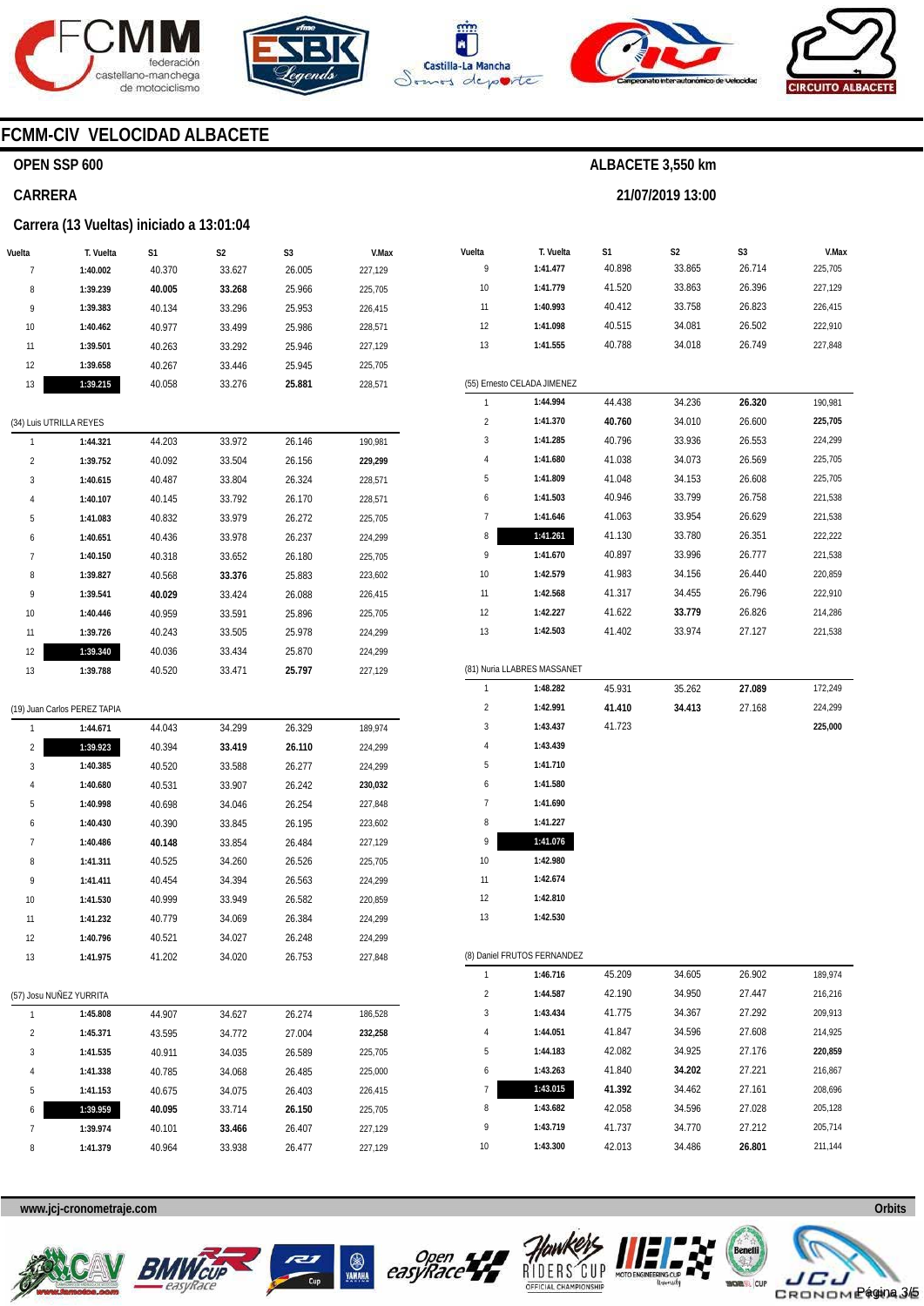## FCMM-CIV VELOCIDAD ALBACETE

**OPEN SSP 600** — **ALBACETE 3,550 km**

**CARRERA** — **21/07/2019 13:00**

**Carrera (13 Vueltas) iniciado a 13:01:04**

| Vuelta | T. Vuelta | S1 | S2 | S3 | V.Max |
|---|---|---|---|---|---|
| 7 | **1:40.002** | 40.370 | 33.627 | 26.005 | 227,129 |
| 8 | **1:39.239** | **40.005** | **33.268** | 25.966 | 225,705 |
| 9 | **1:39.383** | 40.134 | 33.296 | 25.953 | 226,415 |
| 10 | **1:40.462** | 40.977 | 33.499 | 25.986 | 228,571 |
| 11 | **1:39.501** | 40.263 | 33.292 | 25.946 | 227,129 |
| 12 | **1:39.658** | 40.267 | 33.446 | 25.945 | 225,705 |
| 13 | **1:39.215** | 40.058 | 33.276 | **25.881** | 228,571 |

(34) Luis UTRILLA REYES

| Vuelta | T. Vuelta | S1 | S2 | S3 | V.Max |
|---|---|---|---|---|---|
| 1 | **1:44.321** | 44.203 | 33.972 | 26.146 | 190,981 |
| 2 | **1:39.752** | 40.092 | 33.504 | 26.156 | **229,299** |
| 3 | **1:40.615** | 40.487 | 33.804 | 26.324 | 228,571 |
| 4 | **1:40.107** | 40.145 | 33.792 | 26.170 | 228,571 |
| 5 | **1:41.083** | 40.832 | 33.979 | 26.272 | 225,705 |
| 6 | **1:40.651** | 40.436 | 33.978 | 26.237 | 224,299 |
| 7 | **1:40.150** | 40.318 | 33.652 | 26.180 | 225,705 |
| 8 | **1:39.827** | 40.568 | **33.376** | 25.883 | 223,602 |
| 9 | **1:39.541** | **40.029** | 33.424 | 26.088 | 226,415 |
| 10 | **1:40.446** | 40.959 | 33.591 | 25.896 | 225,705 |
| 11 | **1:39.726** | 40.243 | 33.505 | 25.978 | 224,299 |
| 12 | **1:39.340** | 40.036 | 33.434 | 25.870 | 224,299 |
| 13 | **1:39.788** | 40.520 | 33.471 | **25.797** | 227,129 |

(19) Juan Carlos PEREZ TAPIA

| Vuelta | T. Vuelta | S1 | S2 | S3 | V.Max |
|---|---|---|---|---|---|
| 1 | **1:44.671** | 44.043 | 34.299 | 26.329 | 189,974 |
| 2 | **1:39.923** | 40.394 | **33.419** | **26.110** | 224,299 |
| 3 | **1:40.385** | 40.520 | 33.588 | 26.277 | 224,299 |
| 4 | **1:40.680** | 40.531 | 33.907 | 26.242 | **230,032** |
| 5 | **1:40.998** | 40.698 | 34.046 | 26.254 | 227,848 |
| 6 | **1:40.430** | 40.390 | 33.845 | 26.195 | 223,602 |
| 7 | **1:40.486** | **40.148** | 33.854 | 26.484 | 227,129 |
| 8 | **1:41.311** | 40.525 | 34.260 | 26.526 | 225,705 |
| 9 | **1:41.411** | 40.454 | 34.394 | 26.563 | 224,299 |
| 10 | **1:41.530** | 40.999 | 33.949 | 26.582 | 220,859 |
| 11 | **1:41.232** | 40.779 | 34.069 | 26.384 | 224,299 |
| 12 | **1:40.796** | 40.521 | 34.027 | 26.248 | 224,299 |
| 13 | **1:41.975** | 41.202 | 34.020 | 26.753 | 227,848 |

(57) Josu NUÑEZ YURRITA

| Vuelta | T. Vuelta | S1 | S2 | S3 | V.Max |
|---|---|---|---|---|---|
| 1 | **1:45.808** | 44.907 | 34.627 | 26.274 | 186,528 |
| 2 | **1:45.371** | 43.595 | 34.772 | 27.004 | **232,258** |
| 3 | **1:41.535** | 40.911 | 34.035 | 26.589 | 225,705 |
| 4 | **1:41.338** | 40.785 | 34.068 | 26.485 | 225,000 |
| 5 | **1:41.153** | 40.675 | 34.075 | 26.403 | 226,415 |
| 6 | **1:39.959** | **40.095** | 33.714 | **26.150** | 225,705 |
| 7 | **1:39.974** | 40.101 | **33.466** | 26.407 | 227,129 |
| 8 | **1:41.379** | 40.964 | 33.938 | 26.477 | 227,129 |
| 9 | **1:41.477** | 40.898 | 33.865 | 26.714 | 225,705 |
| 10 | **1:41.779** | 41.520 | 33.863 | 26.396 | 227,129 |
| 11 | **1:40.993** | 40.412 | 33.758 | 26.823 | 226,415 |
| 12 | **1:41.098** | 40.515 | 34.081 | 26.502 | 222,910 |
| 13 | **1:41.555** | 40.788 | 34.018 | 26.749 | 227,848 |

(55) Ernesto CELADA JIMENEZ

| Vuelta | T. Vuelta | S1 | S2 | S3 | V.Max |
|---|---|---|---|---|---|
| 1 | **1:44.994** | 44.438 | 34.236 | **26.320** | 190,981 |
| 2 | **1:41.370** | **40.760** | 34.010 | 26.600 | **225,705** |
| 3 | **1:41.285** | 40.796 | 33.936 | 26.553 | 224,299 |
| 4 | **1:41.680** | 41.038 | 34.073 | 26.569 | 225,705 |
| 5 | **1:41.809** | 41.048 | 34.153 | 26.608 | 225,705 |
| 6 | **1:41.503** | 40.946 | 33.799 | 26.758 | 221,538 |
| 7 | **1:41.646** | 41.063 | 33.954 | 26.629 | 221,538 |
| 8 | **1:41.261** | 41.130 | 33.780 | 26.351 | 222,222 |
| 9 | **1:41.670** | 40.897 | 33.996 | 26.777 | 221,538 |
| 10 | **1:42.579** | 41.983 | 34.156 | 26.440 | 220,859 |
| 11 | **1:42.568** | 41.317 | 34.455 | 26.796 | 222,910 |
| 12 | **1:42.227** | 41.622 | **33.779** | 26.826 | 214,286 |
| 13 | **1:42.503** | 41.402 | 33.974 | 27.127 | 221,538 |

(81) Nuria LLABRES MASSANET

| Vuelta | T. Vuelta | S1 | S2 | S3 | V.Max |
|---|---|---|---|---|---|
| 1 | **1:48.282** | 45.931 | 35.262 | **27.089** | 172,249 |
| 2 | **1:42.991** | **41.410** | **34.413** | 27.168 | 224,299 |
| 3 | **1:43.437** | 41.723 | | | **225,000** |
| 4 | **1:43.439** | | | | |
| 5 | **1:41.710** | | | | |
| 6 | **1:41.580** | | | | |
| 7 | **1:41.690** | | | | |
| 8 | **1:41.227** | | | | |
| 9 | **1:41.076** | | | | |
| 10 | **1:42.980** | | | | |
| 11 | **1:42.674** | | | | |
| 12 | **1:42.810** | | | | |
| 13 | **1:42.530** | | | | |

(8) Daniel FRUTOS FERNANDEZ

| Vuelta | T. Vuelta | S1 | S2 | S3 | V.Max |
|---|---|---|---|---|---|
| 1 | **1:46.716** | 45.209 | 34.605 | 26.902 | 189,974 |
| 2 | **1:44.587** | 42.190 | 34.950 | 27.447 | 216,216 |
| 3 | **1:43.434** | 41.775 | 34.367 | 27.292 | 209,913 |
| 4 | **1:44.051** | 41.847 | 34.596 | 27.608 | 214,925 |
| 5 | **1:44.183** | 42.082 | 34.925 | 27.176 | **220,859** |
| 6 | **1:43.263** | 41.840 | **34.202** | 27.221 | 216,867 |
| 7 | **1:43.015** | **41.392** | 34.462 | 27.161 | 208,696 |
| 8 | **1:43.682** | 42.058 | 34.596 | 27.028 | 205,128 |
| 9 | **1:43.719** | 41.737 | 34.770 | 27.212 | 205,714 |
| 10 | **1:43.300** | 42.013 | 34.486 | **26.801** | 211,144 |

www.jcj-cronometraje.com — Orbits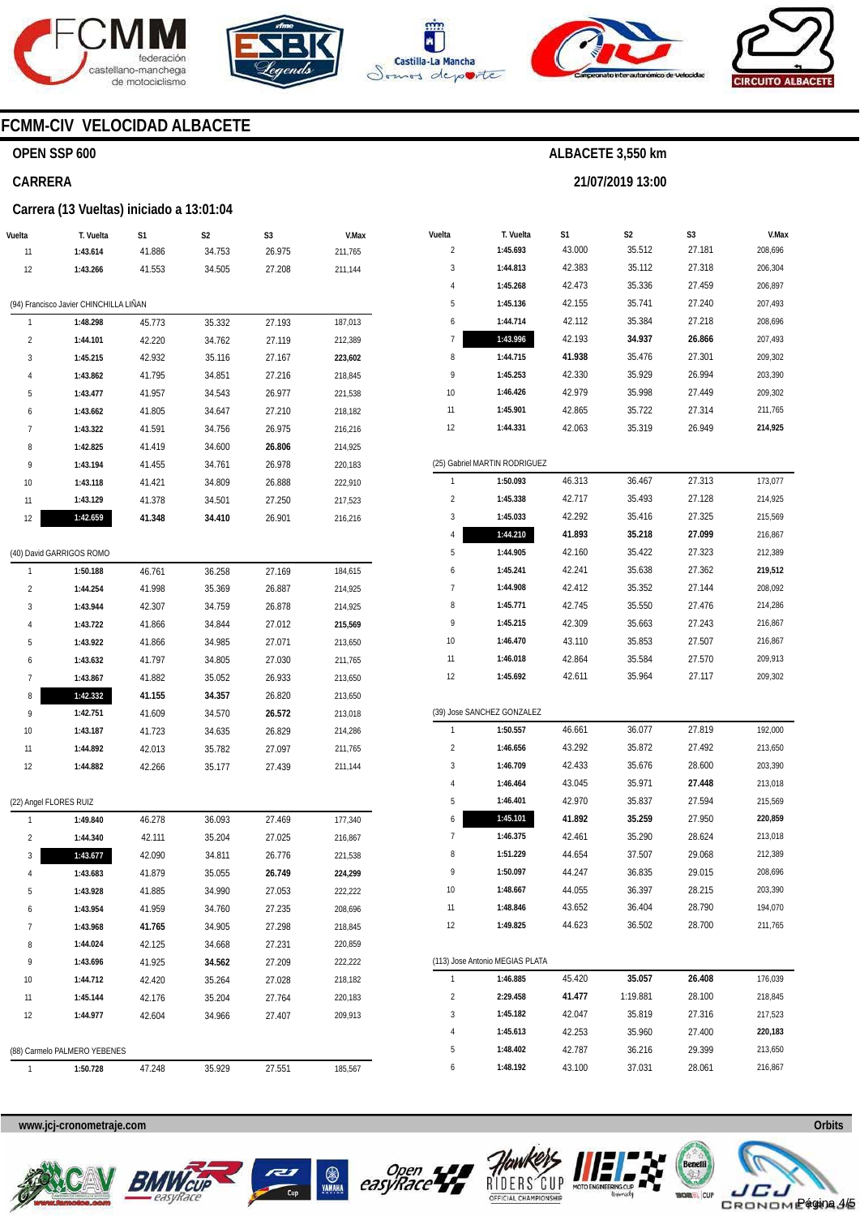# FCMM-CIV VELOCIDAD ALBACETE

## OPEN SSP 600

**ALBACETE 3,550 km**

### CARRERA

**21/07/2019 13:00**

### Carrera (13 Vueltas) iniciado a 13:01:04

| Vuelta | T. Vuelta | S1 | S2 | S3 | V.Max |
|---|---|---|---|---|---|
| 11 | **1:43.614** | 41.886 | 34.753 | 26.975 | 211,765 |
| 12 | **1:43.266** | 41.553 | 34.505 | 27.208 | 211,144 |

(94) Francisco Javier CHINCHILLA LIÑAN

| Vuelta | T. Vuelta | S1 | S2 | S3 | V.Max |
|---|---|---|---|---|---|
| 1 | **1:48.298** | 45.773 | 35.332 | 27.193 | 187,013 |
| 2 | **1:44.101** | 42.220 | 34.762 | 27.119 | 212,389 |
| 3 | **1:45.215** | 42.932 | 35.116 | 27.167 | **223,602** |
| 4 | **1:43.862** | 41.795 | 34.851 | 27.216 | 218,845 |
| 5 | **1:43.477** | 41.957 | 34.543 | 26.977 | 221,538 |
| 6 | **1:43.662** | 41.805 | 34.647 | 27.210 | 218,182 |
| 7 | **1:43.322** | 41.591 | 34.756 | 26.975 | 216,216 |
| 8 | **1:42.825** | 41.419 | 34.600 | **26.806** | 214,925 |
| 9 | **1:43.194** | 41.455 | 34.761 | 26.978 | 220,183 |
| 10 | **1:43.118** | 41.421 | 34.809 | 26.888 | 222,910 |
| 11 | **1:43.129** | 41.378 | 34.501 | 27.250 | 217,523 |
| 12 | **1:42.659** | **41.348** | **34.410** | 26.901 | 216,216 |

(40) David GARRIGOS ROMO

| Vuelta | T. Vuelta | S1 | S2 | S3 | V.Max |
|---|---|---|---|---|---|
| 1 | **1:50.188** | 46.761 | 36.258 | 27.169 | 184,615 |
| 2 | **1:44.254** | 41.998 | 35.369 | 26.887 | 214,925 |
| 3 | **1:43.944** | 42.307 | 34.759 | 26.878 | 214,925 |
| 4 | **1:43.722** | 41.866 | 34.844 | 27.012 | **215,569** |
| 5 | **1:43.922** | 41.866 | 34.985 | 27.071 | 213,650 |
| 6 | **1:43.632** | 41.797 | 34.805 | 27.030 | 211,765 |
| 7 | **1:43.867** | 41.882 | 35.052 | 26.933 | 213,650 |
| 8 | **1:42.332** | **41.155** | **34.357** | 26.820 | 213,650 |
| 9 | **1:42.751** | 41.609 | 34.570 | **26.572** | 213,018 |
| 10 | **1:43.187** | 41.723 | 34.635 | 26.829 | 214,286 |
| 11 | **1:44.892** | 42.013 | 35.782 | 27.097 | 211,765 |
| 12 | **1:44.882** | 42.266 | 35.177 | 27.439 | 211,144 |

(22) Angel FLORES RUIZ

| Vuelta | T. Vuelta | S1 | S2 | S3 | V.Max |
|---|---|---|---|---|---|
| 1 | **1:49.840** | 46.278 | 36.093 | 27.469 | 177,340 |
| 2 | **1:44.340** | 42.111 | 35.204 | 27.025 | 216,867 |
| 3 | **1:43.677** | 42.090 | 34.811 | 26.776 | 221,538 |
| 4 | **1:43.683** | 41.879 | 35.055 | **26.749** | **224,299** |
| 5 | **1:43.928** | 41.885 | 34.990 | 27.053 | 222,222 |
| 6 | **1:43.954** | 41.959 | 34.760 | 27.235 | 208,696 |
| 7 | **1:43.968** | **41.765** | 34.905 | 27.298 | 218,845 |
| 8 | **1:44.024** | 42.125 | 34.668 | 27.231 | 220,859 |
| 9 | **1:43.696** | 41.925 | **34.562** | 27.209 | 222,222 |
| 10 | **1:44.712** | 42.420 | 35.264 | 27.028 | 218,182 |
| 11 | **1:45.144** | 42.176 | 35.204 | 27.764 | 220,183 |
| 12 | **1:44.977** | 42.604 | 34.966 | 27.407 | 209,913 |

(88) Carmelo PALMERO YEBENES

| Vuelta | T. Vuelta | S1 | S2 | S3 | V.Max |
|---|---|---|---|---|---|
| 1 | **1:50.728** | 47.248 | 35.929 | 27.551 | 185,567 |
| 2 | **1:45.693** | 43.000 | 35.512 | 27.181 | 208,696 |
| 3 | **1:44.813** | 42.383 | 35.112 | 27.318 | 206,304 |
| 4 | **1:45.268** | 42.473 | 35.336 | 27.459 | 206,897 |
| 5 | **1:45.136** | 42.155 | 35.741 | 27.240 | 207,493 |
| 6 | **1:44.714** | 42.112 | 35.384 | 27.218 | 208,696 |
| 7 | **1:43.996** | 42.193 | **34.937** | **26.866** | 207,493 |
| 8 | **1:44.715** | **41.938** | 35.476 | 27.301 | 209,302 |
| 9 | **1:45.253** | 42.330 | 35.929 | 26.994 | 203,390 |
| 10 | **1:46.426** | 42.979 | 35.998 | 27.449 | 209,302 |
| 11 | **1:45.901** | 42.865 | 35.722 | 27.314 | 211,765 |
| 12 | **1:44.331** | 42.063 | 35.319 | 26.949 | **214,925** |

(25) Gabriel MARTIN RODRIGUEZ

| Vuelta | T. Vuelta | S1 | S2 | S3 | V.Max |
|---|---|---|---|---|---|
| 1 | **1:50.093** | 46.313 | 36.467 | 27.313 | 173,077 |
| 2 | **1:45.338** | 42.717 | 35.493 | 27.128 | 214,925 |
| 3 | **1:45.033** | 42.292 | 35.416 | 27.325 | 215,569 |
| 4 | **1:44.210** | **41.893** | **35.218** | **27.099** | 216,867 |
| 5 | **1:44.905** | 42.160 | 35.422 | 27.323 | 212,389 |
| 6 | **1:45.241** | 42.241 | 35.638 | 27.362 | **219,512** |
| 7 | **1:44.908** | 42.412 | 35.352 | 27.144 | 208,092 |
| 8 | **1:45.771** | 42.745 | 35.550 | 27.476 | 214,286 |
| 9 | **1:45.215** | 42.309 | 35.663 | 27.243 | 216,867 |
| 10 | **1:46.470** | 43.110 | 35.853 | 27.507 | 216,867 |
| 11 | **1:46.018** | 42.864 | 35.584 | 27.570 | 209,913 |
| 12 | **1:45.692** | 42.611 | 35.964 | 27.117 | 209,302 |

(39) Jose SANCHEZ GONZALEZ

| Vuelta | T. Vuelta | S1 | S2 | S3 | V.Max |
|---|---|---|---|---|---|
| 1 | **1:50.557** | 46.661 | 36.077 | 27.819 | 192,000 |
| 2 | **1:46.656** | 43.292 | 35.872 | 27.492 | 213,650 |
| 3 | **1:46.709** | 42.433 | 35.676 | 28.600 | 203,390 |
| 4 | **1:46.464** | 43.045 | 35.971 | **27.448** | 213,018 |
| 5 | **1:46.401** | 42.970 | 35.837 | 27.594 | 215,569 |
| 6 | **1:45.101** | **41.892** | **35.259** | 27.950 | **220,859** |
| 7 | **1:46.375** | 42.461 | 35.290 | 28.624 | 213,018 |
| 8 | **1:51.229** | 44.654 | 37.507 | 29.068 | 212,389 |
| 9 | **1:50.097** | 44.247 | 36.835 | 29.015 | 208,696 |
| 10 | **1:48.667** | 44.055 | 36.397 | 28.215 | 203,390 |
| 11 | **1:48.846** | 43.652 | 36.404 | 28.790 | 194,070 |
| 12 | **1:49.825** | 44.623 | 36.502 | 28.700 | 211,765 |

(113) Jose Antonio MEGIAS PLATA

| Vuelta | T. Vuelta | S1 | S2 | S3 | V.Max |
|---|---|---|---|---|---|
| 1 | **1:46.885** | 45.420 | **35.057** | **26.408** | 176,039 |
| 2 | **2:29.458** | **41.477** | 1:19.881 | 28.100 | 218,845 |
| 3 | **1:45.182** | 42.047 | 35.819 | 27.316 | 217,523 |
| 4 | **1:45.613** | 42.253 | 35.960 | 27.400 | **220,183** |
| 5 | **1:48.402** | 42.787 | 36.216 | 29.399 | 213,650 |
| 6 | **1:48.192** | 43.100 | 37.031 | 28.061 | 216,867 |

www.jcj-cronometraje.com — Orbits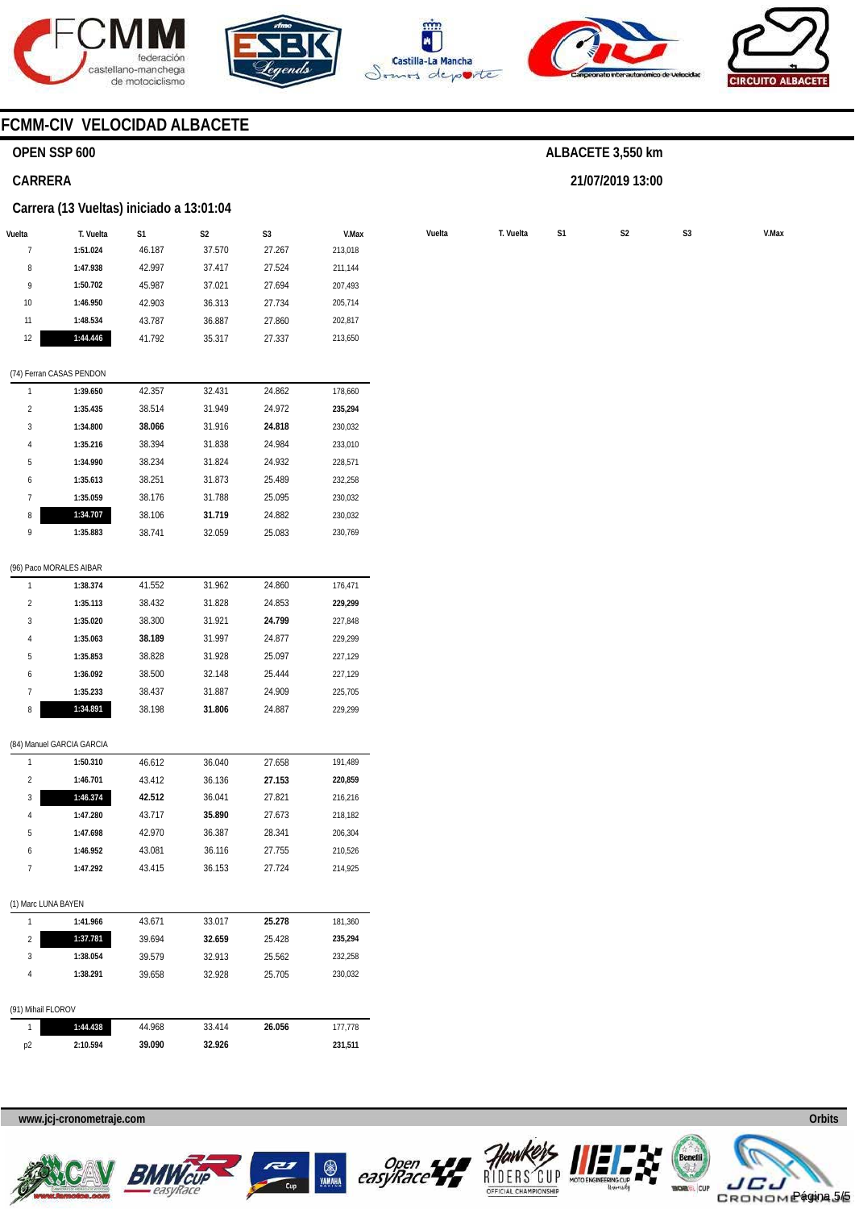# FCMM-CIV VELOCIDAD ALBACETE

## OPEN SSP 600

**ALBACETE 3,550 km**

## CARRERA

**21/07/2019 13:00**

### Carrera (13 Vueltas) iniciado a 13:01:04

| Vuelta | T. Vuelta | S1 | S2 | S3 | V.Max |
|---|---|---|---|---|---|
| 7 | 1:51.024 | 46.187 | 37.570 | 27.267 | 213,018 |
| 8 | 1:47.938 | 42.997 | 37.417 | 27.524 | 211,144 |
| 9 | 1:50.702 | 45.987 | 37.021 | 27.694 | 207,493 |
| 10 | 1:46.950 | 42.903 | 36.313 | 27.734 | 205,714 |
| 11 | 1:48.534 | 43.787 | 36.887 | 27.860 | 202,817 |
| 12 | 1:44.446 | 41.792 | 35.317 | 27.337 | 213,650 |

(74) Ferran CASAS PENDON

| Vuelta | T. Vuelta | S1 | S2 | S3 | V.Max |
|---|---|---|---|---|---|
| 1 | 1:39.650 | 42.357 | 32.431 | 24.862 | 178,660 |
| 2 | 1:35.435 | 38.514 | 31.949 | 24.972 | **235,294** |
| 3 | 1:34.800 | **38.066** | 31.916 | **24.818** | 230,032 |
| 4 | 1:35.216 | 38.394 | 31.838 | 24.984 | 233,010 |
| 5 | 1:34.990 | 38.234 | 31.824 | 24.932 | 228,571 |
| 6 | 1:35.613 | 38.251 | 31.873 | 25.489 | 232,258 |
| 7 | 1:35.059 | 38.176 | 31.788 | 25.095 | 230,032 |
| 8 | 1:34.707 | 38.106 | **31.719** | 24.882 | 230,032 |
| 9 | 1:35.883 | 38.741 | 32.059 | 25.083 | 230,769 |

(96) Paco MORALES AIBAR

| Vuelta | T. Vuelta | S1 | S2 | S3 | V.Max |
|---|---|---|---|---|---|
| 1 | 1:38.374 | 41.552 | 31.962 | 24.860 | 176,471 |
| 2 | 1:35.113 | 38.432 | 31.828 | 24.853 | **229,299** |
| 3 | 1:35.020 | 38.300 | 31.921 | **24.799** | 227,848 |
| 4 | 1:35.063 | **38.189** | 31.997 | 24.877 | 229,299 |
| 5 | 1:35.853 | 38.828 | 31.928 | 25.097 | 227,129 |
| 6 | 1:36.092 | 38.500 | 32.148 | 25.444 | 227,129 |
| 7 | 1:35.233 | 38.437 | 31.887 | 24.909 | 225,705 |
| 8 | 1:34.891 | 38.198 | **31.806** | 24.887 | 229,299 |

(84) Manuel GARCIA GARCIA

| Vuelta | T. Vuelta | S1 | S2 | S3 | V.Max |
|---|---|---|---|---|---|
| 1 | 1:50.310 | 46.612 | 36.040 | 27.658 | 191,489 |
| 2 | 1:46.701 | 43.412 | 36.136 | **27.153** | **220,859** |
| 3 | 1:46.374 | **42.512** | 36.041 | 27.821 | 216,216 |
| 4 | 1:47.280 | 43.717 | **35.890** | 27.673 | 218,182 |
| 5 | 1:47.698 | 42.970 | 36.387 | 28.341 | 206,304 |
| 6 | 1:46.952 | 43.081 | 36.116 | 27.755 | 210,526 |
| 7 | 1:47.292 | 43.415 | 36.153 | 27.724 | 214,925 |

(1) Marc LUNA BAYEN

| Vuelta | T. Vuelta | S1 | S2 | S3 | V.Max |
|---|---|---|---|---|---|
| 1 | 1:41.966 | 43.671 | 33.017 | **25.278** | 181,360 |
| 2 | 1:37.781 | 39.694 | **32.659** | 25.428 | **235,294** |
| 3 | 1:38.054 | 39.579 | 32.913 | 25.562 | 232,258 |
| 4 | 1:38.291 | 39.658 | 32.928 | 25.705 | 230,032 |

(91) Mihail FLOROV

| Vuelta | T. Vuelta | S1 | S2 | S3 | V.Max |
|---|---|---|---|---|---|
| 1 | 1:44.438 | 44.968 | 33.414 | **26.056** | 177,778 |
| p2 | 2:10.594 | **39.090** | **32.926** | | **231,511** |

www.jcj-cronometraje.com

Orbits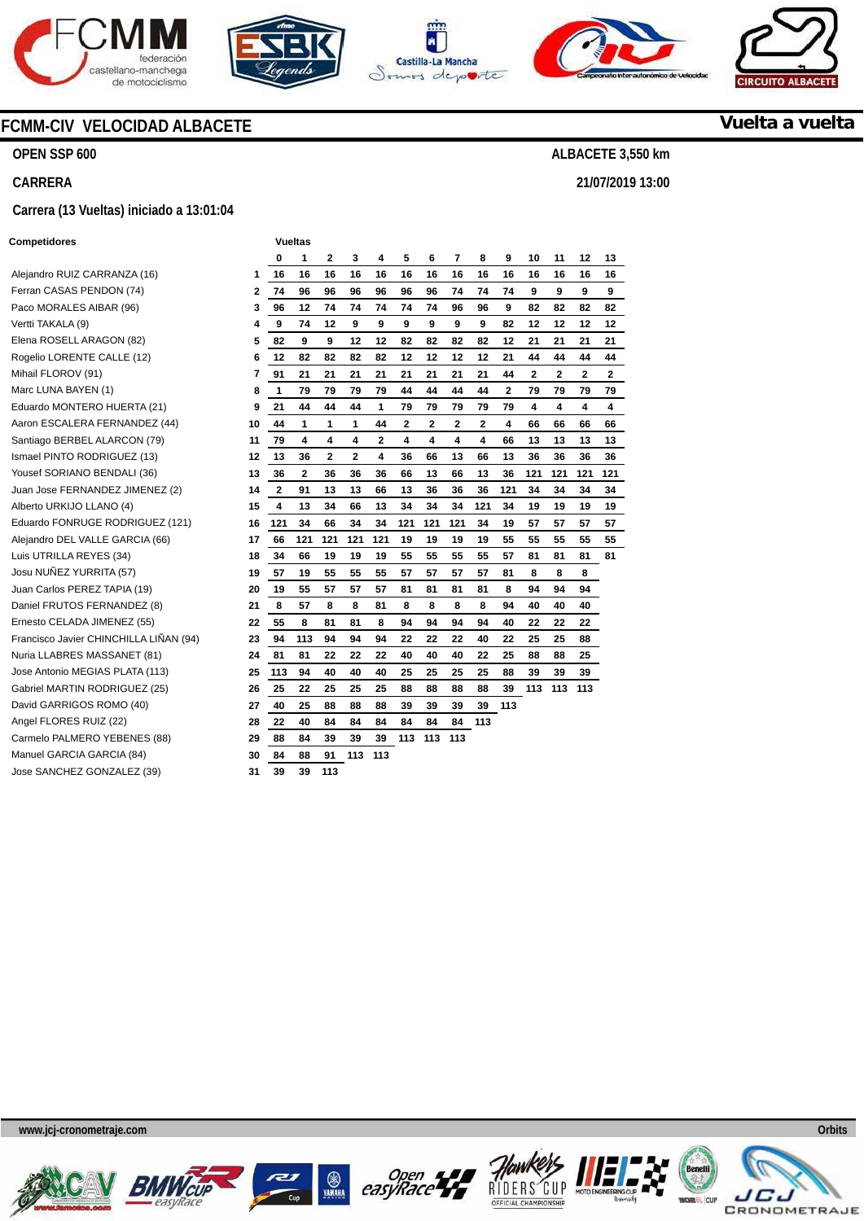# FCMM-CIV VELOCIDAD ALBACETE

**Vuelta a vuelta**

**OPEN SSP 600** — **ALBACETE 3,550 km**

**CARRERA** — **21/07/2019 13:00**

**Carrera (13 Vueltas) iniciado a 13:01:04**

**Competidores**

- Alejandro RUIZ CARRANZA (16)
- Ferran CASAS PENDON (74)
- Paco MORALES AIBAR (96)
- Vertti TAKALA (9)
- Elena ROSELL ARAGON (82)
- Rogelio LORENTE CALLE (12)
- Mihail FLOROV (91)
- Marc LUNA BAYEN (1)
- Eduardo MONTERO HUERTA (21)
- Aaron ESCALERA FERNANDEZ (44)
- Santiago BERBEL ALARCON (79)
- Ismael PINTO RODRIGUEZ (13)
- Yousef SORIANO BENDALI (36)
- Juan Jose FERNANDEZ JIMENEZ (2)
- Alberto URKIJO LLANO (4)
- Eduardo FONRUGE RODRIGUEZ (121)
- Alejandro DEL VALLE GARCIA (66)
- Luis UTRILLA REYES (34)
- Josu NUÑEZ YURRITA (57)
- Juan Carlos PEREZ TAPIA (19)
- Daniel FRUTOS FERNANDEZ (8)
- Ernesto CELADA JIMENEZ (55)
- Francisco Javier CHINCHILLA LIÑAN (94)
- Nuria LLABRES MASSANET (81)
- Jose Antonio MEGIAS PLATA (113)
- Gabriel MARTIN RODRIGUEZ (25)
- David GARRIGOS ROMO (40)
- Angel FLORES RUIZ (22)
- Carmelo PALMERO YEBENES (88)
- Manuel GARCIA GARCIA (84)
- Jose SANCHEZ GONZALEZ (39)

**Vueltas**

| Pos. | 0 | 1 | 2 | 3 | 4 | 5 | 6 | 7 | 8 | 9 | 10 | 11 | 12 | 13 |
|---|---|---|---|---|---|---|---|---|---|---|---|---|---|---|
| 1 | 16 | 16 | 16 | 16 | 16 | 16 | 16 | 16 | 16 | 16 | 16 | 16 | 16 | 16 |
| 2 | 74 | 96 | 96 | 96 | 96 | 96 | 96 | 74 | 74 | 74 | 9 | 9 | 9 | 9 |
| 3 | 96 | 12 | 74 | 74 | 74 | 74 | 74 | 96 | 96 | 9 | 82 | 82 | 82 | 82 |
| 4 | 9 | 74 | 12 | 9 | 9 | 9 | 9 | 9 | 9 | 82 | 12 | 12 | 12 | 12 |
| 5 | 82 | 9 | 9 | 12 | 12 | 82 | 82 | 82 | 82 | 12 | 21 | 21 | 21 | 21 |
| 6 | 12 | 82 | 82 | 82 | 82 | 12 | 12 | 12 | 12 | 21 | 44 | 44 | 44 | 44 |
| 7 | 91 | 21 | 21 | 21 | 21 | 21 | 21 | 21 | 21 | 44 | 2 | 2 | 2 | 2 |
| 8 | 1 | 79 | 79 | 79 | 79 | 44 | 44 | 44 | 44 | 2 | 79 | 79 | 79 | 79 |
| 9 | 21 | 44 | 44 | 44 | 1 | 79 | 79 | 79 | 79 | 79 | 4 | 4 | 4 | 4 |
| 10 | 44 | 1 | 1 | 1 | 44 | 2 | 2 | 2 | 2 | 4 | 66 | 66 | 66 | 66 |
| 11 | 79 | 4 | 4 | 4 | 2 | 4 | 4 | 4 | 4 | 66 | 13 | 13 | 13 | 13 |
| 12 | 13 | 36 | 2 | 2 | 4 | 36 | 66 | 13 | 66 | 13 | 36 | 36 | 36 | 36 |
| 13 | 36 | 2 | 36 | 36 | 36 | 66 | 13 | 66 | 13 | 36 | 121 | 121 | 121 | 121 |
| 14 | 2 | 91 | 13 | 13 | 66 | 13 | 36 | 36 | 36 | 121 | 34 | 34 | 34 | 34 |
| 15 | 4 | 13 | 34 | 66 | 13 | 34 | 34 | 34 | 121 | 34 | 19 | 19 | 19 | 19 |
| 16 | 121 | 34 | 66 | 34 | 34 | 121 | 121 | 121 | 34 | 19 | 57 | 57 | 57 | 57 |
| 17 | 66 | 121 | 121 | 121 | 121 | 19 | 19 | 19 | 19 | 55 | 55 | 55 | 55 | 55 |
| 18 | 34 | 66 | 19 | 19 | 19 | 55 | 55 | 55 | 55 | 57 | 81 | 81 | 81 | 81 |
| 19 | 57 | 19 | 55 | 55 | 55 | 57 | 57 | 57 | 57 | 81 | 8 | 8 | 8 | |
| 20 | 19 | 55 | 57 | 57 | 57 | 81 | 81 | 81 | 81 | 8 | 94 | 94 | 94 | |
| 21 | 8 | 57 | 8 | 8 | 81 | 8 | 8 | 8 | 8 | 94 | 40 | 40 | 40 | |
| 22 | 55 | 8 | 81 | 81 | 8 | 94 | 94 | 94 | 94 | 40 | 22 | 22 | 22 | |
| 23 | 94 | 113 | 94 | 94 | 94 | 22 | 22 | 22 | 40 | 22 | 25 | 25 | 88 | |
| 24 | 81 | 81 | 22 | 22 | 22 | 40 | 40 | 40 | 22 | 25 | 88 | 88 | 25 | |
| 25 | 113 | 94 | 40 | 40 | 40 | 25 | 25 | 25 | 25 | 88 | 39 | 39 | 39 | |
| 26 | 25 | 22 | 25 | 25 | 25 | 88 | 88 | 88 | 88 | 39 | 113 | 113 | 113 | |
| 27 | 40 | 25 | 88 | 88 | 88 | 39 | 39 | 39 | 39 | 113 | | | | |
| 28 | 22 | 40 | 84 | 84 | 84 | 84 | 84 | 84 | 113 | | | | | |
| 29 | 88 | 84 | 39 | 39 | 39 | 113 | 113 | 113 | | | | | | |
| 30 | 84 | 88 | 91 | 113 | 113 | | | | | | | | | |
| 31 | 39 | 39 | 113 | | | | | | | | | | | |

www.jcj-cronometraje.com — Orbits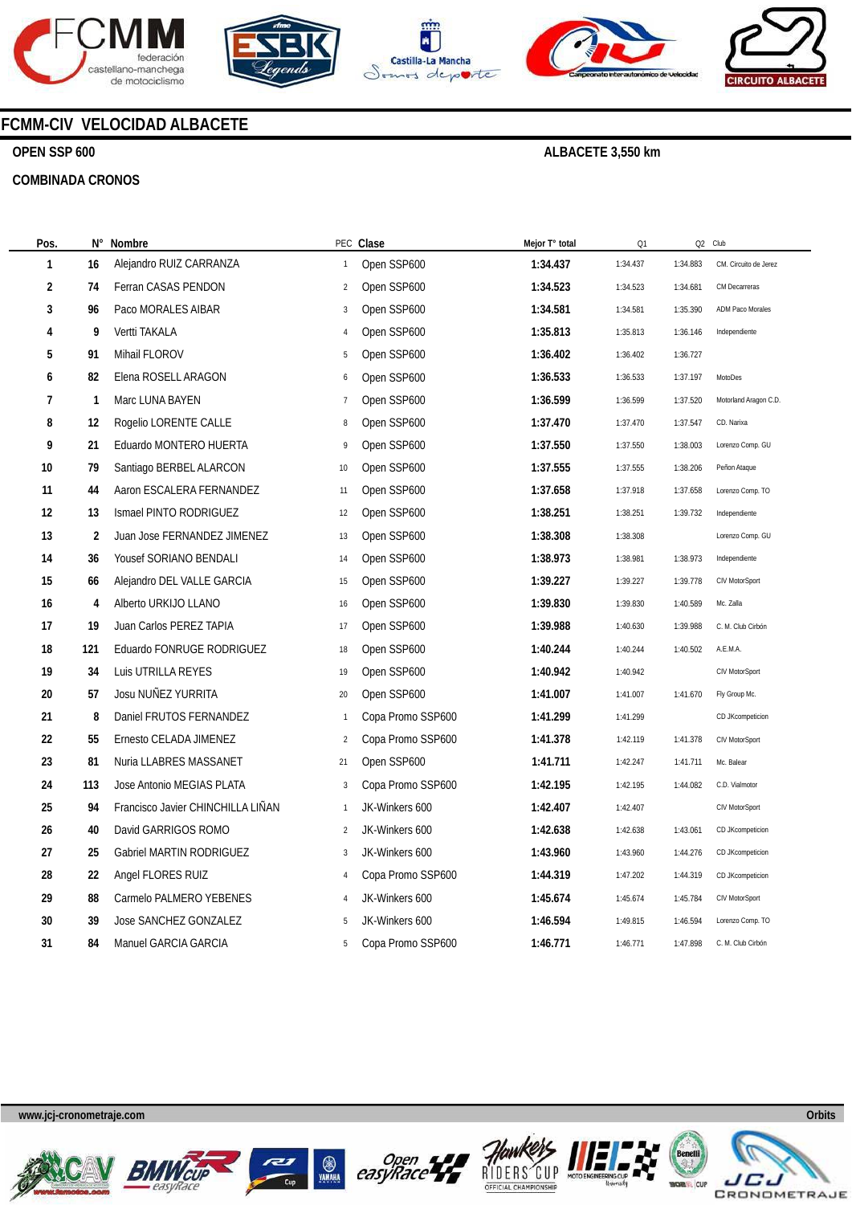# FCMM-CIV VELOCIDAD ALBACETE

**OPEN SSP 600** — **ALBACETE 3,550 km**

**COMBINADA CRONOS**

| Pos. | N° | Nombre | PEC | Clase | Mejor T° total | Q1 | Q2 | Club |
|---|---|---|---|---|---|---|---|---|
| 1 | 16 | Alejandro RUIZ CARRANZA | 1 | Open SSP600 | 1:34.437 | 1:34.437 | 1:34.883 | CM. Circuito de Jerez |
| 2 | 74 | Ferran CASAS PENDON | 2 | Open SSP600 | 1:34.523 | 1:34.523 | 1:34.681 | CM Decarreras |
| 3 | 96 | Paco MORALES AIBAR | 3 | Open SSP600 | 1:34.581 | 1:34.581 | 1:35.390 | ADM Paco Morales |
| 4 | 9 | Vertti TAKALA | 4 | Open SSP600 | 1:35.813 | 1:35.813 | 1:36.146 | Independiente |
| 5 | 91 | Mihail FLOROV | 5 | Open SSP600 | 1:36.402 | 1:36.402 | 1:36.727 | |
| 6 | 82 | Elena ROSELL ARAGON | 6 | Open SSP600 | 1:36.533 | 1:36.533 | 1:37.197 | MotoDes |
| 7 | 1 | Marc LUNA BAYEN | 7 | Open SSP600 | 1:36.599 | 1:36.599 | 1:37.520 | Motorland Aragon C.D. |
| 8 | 12 | Rogelio LORENTE CALLE | 8 | Open SSP600 | 1:37.470 | 1:37.470 | 1:37.547 | CD. Narixa |
| 9 | 21 | Eduardo MONTERO HUERTA | 9 | Open SSP600 | 1:37.550 | 1:37.550 | 1:38.003 | Lorenzo Comp. GU |
| 10 | 79 | Santiago BERBEL ALARCON | 10 | Open SSP600 | 1:37.555 | 1:37.555 | 1:38.206 | Peñon Ataque |
| 11 | 44 | Aaron ESCALERA FERNANDEZ | 11 | Open SSP600 | 1:37.658 | 1:37.918 | 1:37.658 | Lorenzo Comp. TO |
| 12 | 13 | Ismael PINTO RODRIGUEZ | 12 | Open SSP600 | 1:38.251 | 1:38.251 | 1:39.732 | Independiente |
| 13 | 2 | Juan Jose FERNANDEZ JIMENEZ | 13 | Open SSP600 | 1:38.308 | 1:38.308 | | Lorenzo Comp. GU |
| 14 | 36 | Yousef SORIANO BENDALI | 14 | Open SSP600 | 1:38.973 | 1:38.981 | 1:38.973 | Independiente |
| 15 | 66 | Alejandro DEL VALLE GARCIA | 15 | Open SSP600 | 1:39.227 | 1:39.227 | 1:39.778 | CIV MotorSport |
| 16 | 4 | Alberto URKIJO LLANO | 16 | Open SSP600 | 1:39.830 | 1:39.830 | 1:40.589 | Mc. Zalla |
| 17 | 19 | Juan Carlos PEREZ TAPIA | 17 | Open SSP600 | 1:39.988 | 1:40.630 | 1:39.988 | C. M. Club Cirbón |
| 18 | 121 | Eduardo FONRUGE RODRIGUEZ | 18 | Open SSP600 | 1:40.244 | 1:40.244 | 1:40.502 | A.E.M.A. |
| 19 | 34 | Luis UTRILLA REYES | 19 | Open SSP600 | 1:40.942 | 1:40.942 | | CIV MotorSport |
| 20 | 57 | Josu NUÑEZ YURRITA | 20 | Open SSP600 | 1:41.007 | 1:41.007 | 1:41.670 | Fly Group Mc. |
| 21 | 8 | Daniel FRUTOS FERNANDEZ | 1 | Copa Promo SSP600 | 1:41.299 | 1:41.299 | | CD JKcompeticion |
| 22 | 55 | Ernesto CELADA JIMENEZ | 2 | Copa Promo SSP600 | 1:41.378 | 1:42.119 | 1:41.378 | CIV MotorSport |
| 23 | 81 | Nuria LLABRES MASSANET | 21 | Open SSP600 | 1:41.711 | 1:42.247 | 1:41.711 | Mc. Balear |
| 24 | 113 | Jose Antonio MEGIAS PLATA | 3 | Copa Promo SSP600 | 1:42.195 | 1:42.195 | 1:44.082 | C.D. Vialmotor |
| 25 | 94 | Francisco Javier CHINCHILLA LIÑAN | 1 | JK-Winkers 600 | 1:42.407 | 1:42.407 | | CIV MotorSport |
| 26 | 40 | David GARRIGOS ROMO | 2 | JK-Winkers 600 | 1:42.638 | 1:42.638 | 1:43.061 | CD JKcompeticion |
| 27 | 25 | Gabriel MARTIN RODRIGUEZ | 3 | JK-Winkers 600 | 1:43.960 | 1:43.960 | 1:44.276 | CD JKcompeticion |
| 28 | 22 | Angel FLORES RUIZ | 4 | Copa Promo SSP600 | 1:44.319 | 1:47.202 | 1:44.319 | CD JKcompeticion |
| 29 | 88 | Carmelo PALMERO YEBENES | 4 | JK-Winkers 600 | 1:45.674 | 1:45.674 | 1:45.784 | CIV MotorSport |
| 30 | 39 | Jose SANCHEZ GONZALEZ | 5 | JK-Winkers 600 | 1:46.594 | 1:49.815 | 1:46.594 | Lorenzo Comp. TO |
| 31 | 84 | Manuel GARCIA GARCIA | 5 | Copa Promo SSP600 | 1:46.771 | 1:46.771 | 1:47.898 | C. M. Club Cirbón |

www.jcj-cronometraje.com — Orbits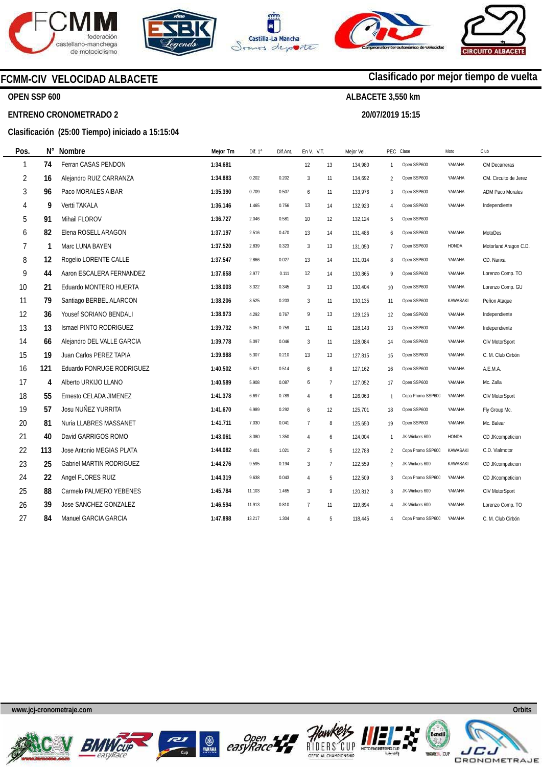## FCMM-CIV VELOCIDAD ALBACETE

**Clasificado por mejor tiempo de vuelta**

**OPEN SSP 600**

**ALBACETE 3,550 km**

**ENTRENO CRONOMETRADO 2**

**20/07/2019 15:15**

**Clasificación (25:00 Tiempo) iniciado a 15:15:04**

| Pos. | N° | Nombre | Mejor Tm | Dif. 1° | Dif.Ant. | En V. | V.T. | Mejor Vel. | PEC | Clase | Moto | Club |
|---|---|---|---|---|---|---|---|---|---|---|---|---|
| 1 | 74 | Ferran CASAS PENDON | 1:34.681 | | | 12 | 13 | 134,980 | 1 | Open SSP600 | YAMAHA | CM Decarreras |
| 2 | 16 | Alejandro RUIZ CARRANZA | 1:34.883 | 0.202 | 0.202 | 3 | 11 | 134,692 | 2 | Open SSP600 | YAMAHA | CM. Circuito de Jerez |
| 3 | 96 | Paco MORALES AIBAR | 1:35.390 | 0.709 | 0.507 | 6 | 11 | 133,976 | 3 | Open SSP600 | YAMAHA | ADM Paco Morales |
| 4 | 9 | Vertti TAKALA | 1:36.146 | 1.465 | 0.756 | 13 | 14 | 132,923 | 4 | Open SSP600 | YAMAHA | Independiente |
| 5 | 91 | Mihail FLOROV | 1:36.727 | 2.046 | 0.581 | 10 | 12 | 132,124 | 5 | Open SSP600 | | |
| 6 | 82 | Elena ROSELL ARAGON | 1:37.197 | 2.516 | 0.470 | 13 | 14 | 131,486 | 6 | Open SSP600 | YAMAHA | MotoDes |
| 7 | 1 | Marc LUNA BAYEN | 1:37.520 | 2.839 | 0.323 | 3 | 13 | 131,050 | 7 | Open SSP600 | HONDA | Motorland Aragon C.D. |
| 8 | 12 | Rogelio LORENTE CALLE | 1:37.547 | 2.866 | 0.027 | 13 | 14 | 131,014 | 8 | Open SSP600 | YAMAHA | CD. Narixa |
| 9 | 44 | Aaron ESCALERA FERNANDEZ | 1:37.658 | 2.977 | 0.111 | 12 | 14 | 130,865 | 9 | Open SSP600 | YAMAHA | Lorenzo Comp. TO |
| 10 | 21 | Eduardo MONTERO HUERTA | 1:38.003 | 3.322 | 0.345 | 3 | 13 | 130,404 | 10 | Open SSP600 | YAMAHA | Lorenzo Comp. GU |
| 11 | 79 | Santiago BERBEL ALARCON | 1:38.206 | 3.525 | 0.203 | 3 | 11 | 130,135 | 11 | Open SSP600 | KAWASAKI | Peñon Ataque |
| 12 | 36 | Yousef SORIANO BENDALI | 1:38.973 | 4.292 | 0.767 | 9 | 13 | 129,126 | 12 | Open SSP600 | YAMAHA | Independiente |
| 13 | 13 | Ismael PINTO RODRIGUEZ | 1:39.732 | 5.051 | 0.759 | 11 | 11 | 128,143 | 13 | Open SSP600 | YAMAHA | Independiente |
| 14 | 66 | Alejandro DEL VALLE GARCIA | 1:39.778 | 5.097 | 0.046 | 3 | 11 | 128,084 | 14 | Open SSP600 | YAMAHA | CIV MotorSport |
| 15 | 19 | Juan Carlos PEREZ TAPIA | 1:39.988 | 5.307 | 0.210 | 13 | 13 | 127,815 | 15 | Open SSP600 | YAMAHA | C. M. Club Cirbón |
| 16 | 121 | Eduardo FONRUGE RODRIGUEZ | 1:40.502 | 5.821 | 0.514 | 6 | 8 | 127,162 | 16 | Open SSP600 | YAMAHA | A.E.M.A. |
| 17 | 4 | Alberto URKIJO LLANO | 1:40.589 | 5.908 | 0.087 | 6 | 7 | 127,052 | 17 | Open SSP600 | YAMAHA | Mc. Zalla |
| 18 | 55 | Ernesto CELADA JIMENEZ | 1:41.378 | 6.697 | 0.789 | 4 | 6 | 126,063 | 1 | Copa Promo SSP600 | YAMAHA | CIV MotorSport |
| 19 | 57 | Josu NUÑEZ YURRITA | 1:41.670 | 6.989 | 0.292 | 6 | 12 | 125,701 | 18 | Open SSP600 | YAMAHA | Fly Group Mc. |
| 20 | 81 | Nuria LLABRES MASSANET | 1:41.711 | 7.030 | 0.041 | 7 | 8 | 125,650 | 19 | Open SSP600 | YAMAHA | Mc. Balear |
| 21 | 40 | David GARRIGOS ROMO | 1:43.061 | 8.380 | 1.350 | 4 | 6 | 124,004 | 1 | JK-Winkers 600 | HONDA | CD JKcompeticion |
| 22 | 113 | Jose Antonio MEGIAS PLATA | 1:44.082 | 9.401 | 1.021 | 2 | 5 | 122,788 | 2 | Copa Promo SSP600 | KAWASAKI | C.D. Vialmotor |
| 23 | 25 | Gabriel MARTIN RODRIGUEZ | 1:44.276 | 9.595 | 0.194 | 3 | 7 | 122,559 | 2 | JK-Winkers 600 | KAWASAKI | CD JKcompeticion |
| 24 | 22 | Angel FLORES RUIZ | 1:44.319 | 9.638 | 0.043 | 4 | 5 | 122,509 | 3 | Copa Promo SSP600 | YAMAHA | CD JKcompeticion |
| 25 | 88 | Carmelo PALMERO YEBENES | 1:45.784 | 11.103 | 1.465 | 3 | 9 | 120,812 | 3 | JK-Winkers 600 | YAMAHA | CIV MotorSport |
| 26 | 39 | Jose SANCHEZ GONZALEZ | 1:46.594 | 11.913 | 0.810 | 7 | 11 | 119,894 | 4 | JK-Winkers 600 | YAMAHA | Lorenzo Comp. TO |
| 27 | 84 | Manuel GARCIA GARCIA | 1:47.898 | 13.217 | 1.304 | 4 | 5 | 118,445 | 4 | Copa Promo SSP600 | YAMAHA | C. M. Club Cirbón |

www.jcj-cronometraje.com — Orbits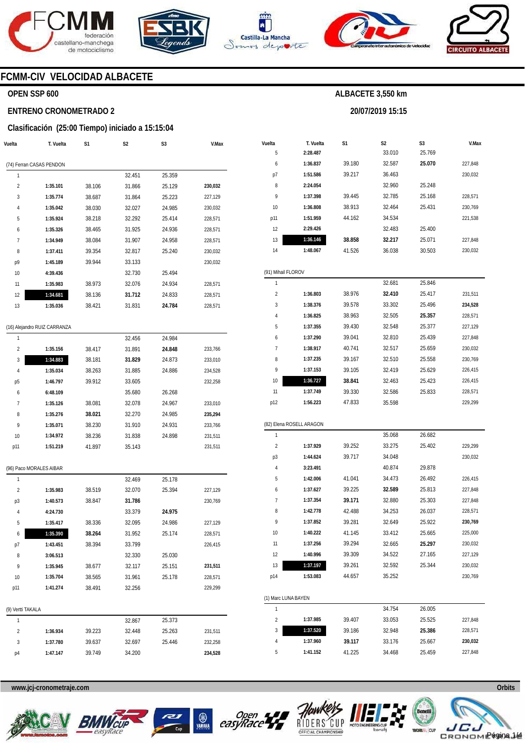# FCMM-CIV VELOCIDAD ALBACETE

## OPEN SSP 600

**ALBACETE 3,550 km**

## ENTRENO CRONOMETRADO 2

**20/07/2019 15:15**

### Clasificación (25:00 Tiempo) iniciado a 15:15:04

(74) Ferran CASAS PENDON

| Vuelta | T. Vuelta | S1 | S2 | S3 | V.Max |
|---|---|---|---|---|---|
| 1 | | | 32.451 | 25.359 | |
| 2 | 1:35.101 | 38.106 | 31.866 | 25.129 | **230,032** |
| 3 | 1:35.774 | 38.687 | 31.864 | 25.223 | 227,129 |
| 4 | 1:35.042 | 38.030 | 32.027 | 24.985 | 230,032 |
| 5 | 1:35.924 | 38.218 | 32.292 | 25.414 | 228,571 |
| 6 | 1:35.326 | 38.465 | 31.925 | 24.936 | 228,571 |
| 7 | 1:34.949 | 38.084 | 31.907 | 24.958 | 228,571 |
| 8 | 1:37.411 | 39.354 | 32.817 | 25.240 | 230,032 |
| p9 | 1:45.189 | 39.944 | 33.133 | | 230,032 |
| 10 | 4:39.436 | | 32.730 | 25.494 | |
| 11 | 1:35.983 | 38.973 | 32.076 | 24.934 | 228,571 |
| 12 | **1:34.681** | 38.136 | **31.712** | 24.833 | 228,571 |
| 13 | 1:35.036 | 38.421 | 31.831 | **24.784** | 228,571 |

(16) Alejandro RUIZ CARRANZA

| Vuelta | T. Vuelta | S1 | S2 | S3 | V.Max |
|---|---|---|---|---|---|
| 1 | | | 32.456 | 24.984 | |
| 2 | 1:35.156 | 38.417 | 31.891 | **24.848** | 233,766 |
| 3 | **1:34.883** | 38.181 | **31.829** | 24.873 | 233,010 |
| 4 | 1:35.034 | 38.263 | 31.885 | 24.886 | 234,528 |
| p5 | 1:46.797 | 39.912 | 33.605 | | 232,258 |
| 6 | 6:48.109 | | 35.680 | 26.268 | |
| 7 | 1:35.126 | 38.081 | 32.078 | 24.967 | 233,010 |
| 8 | 1:35.276 | **38.021** | 32.270 | 24.985 | **235,294** |
| 9 | 1:35.071 | 38.230 | 31.910 | 24.931 | 233,766 |
| 10 | 1:34.972 | 38.236 | 31.838 | 24.898 | 231,511 |
| p11 | 1:51.219 | 41.897 | 35.143 | | 231,511 |

(96) Paco MORALES AIBAR

| Vuelta | T. Vuelta | S1 | S2 | S3 | V.Max |
|---|---|---|---|---|---|
| 1 | | | 32.469 | 25.178 | |
| 2 | 1:35.983 | 38.519 | 32.070 | 25.394 | 227,129 |
| p3 | 1:40.573 | 38.847 | **31.786** | | 230,769 |
| 4 | 4:24.730 | | 33.379 | **24.975** | |
| 5 | 1:35.417 | 38.336 | 32.095 | 24.986 | 227,129 |
| 6 | **1:35.390** | **38.264** | 31.952 | 25.174 | 228,571 |
| p7 | 1:43.451 | 38.394 | 33.799 | | 226,415 |
| 8 | 3:06.513 | | 32.330 | 25.030 | |
| 9 | 1:35.945 | 38.677 | 32.117 | 25.151 | **231,511** |
| 10 | 1:35.704 | 38.565 | 31.961 | 25.178 | 228,571 |
| p11 | 1:41.274 | 38.491 | 32.256 | | 229,299 |

(9) Vertti TAKALA

| Vuelta | T. Vuelta | S1 | S2 | S3 | V.Max |
|---|---|---|---|---|---|
| 1 | | | 32.867 | 25.373 | |
| 2 | 1:36.934 | 39.223 | 32.448 | 25.263 | 231,511 |
| 3 | 1:37.780 | 39.637 | 32.697 | 25.446 | 232,258 |
| p4 | 1:47.147 | 39.749 | 34.200 | | **234,528** |
| 5 | 2:28.487 | | 33.010 | 25.769 | |
| 6 | 1:36.837 | 39.180 | 32.587 | **25.070** | 227,848 |
| p7 | 1:51.586 | 39.217 | 36.463 | | 230,032 |
| 8 | 2:24.054 | | 32.960 | 25.248 | |
| 9 | 1:37.398 | 39.445 | 32.785 | 25.168 | 228,571 |
| 10 | 1:36.808 | 38.913 | 32.464 | 25.431 | 230,769 |
| p11 | 1:51.959 | 44.162 | 34.534 | | 221,538 |
| 12 | 2:29.426 | | 32.483 | 25.400 | |
| 13 | **1:36.146** | **38.858** | **32.217** | 25.071 | 227,848 |
| 14 | 1:48.067 | 41.526 | 36.038 | 30.503 | 230,032 |

(91) Mihail FLOROV

| Vuelta | T. Vuelta | S1 | S2 | S3 | V.Max |
|---|---|---|---|---|---|
| 1 | | | 32.681 | 25.846 | |
| 2 | 1:36.803 | 38.976 | **32.410** | 25.417 | 231,511 |
| 3 | 1:38.376 | 39.578 | 33.302 | 25.496 | **234,528** |
| 4 | 1:36.825 | 38.963 | 32.505 | **25.357** | 228,571 |
| 5 | 1:37.355 | 39.430 | 32.548 | 25.377 | 227,129 |
| 6 | 1:37.290 | 39.041 | 32.810 | 25.439 | 227,848 |
| 7 | 1:38.917 | 40.741 | 32.517 | 25.659 | 230,032 |
| 8 | 1:37.235 | 39.167 | 32.510 | 25.558 | 230,769 |
| 9 | 1:37.153 | 39.105 | 32.419 | 25.629 | 226,415 |
| 10 | **1:36.727** | **38.841** | 32.463 | 25.423 | 226,415 |
| 11 | 1:37.749 | 39.330 | 32.586 | 25.833 | 228,571 |
| p12 | 1:56.223 | 47.833 | 35.598 | | 229,299 |

(82) Elena ROSELL ARAGON

| Vuelta | T. Vuelta | S1 | S2 | S3 | V.Max |
|---|---|---|---|---|---|
| 1 | | | 35.068 | 26.682 | |
| 2 | 1:37.929 | 39.252 | 33.275 | 25.402 | 229,299 |
| p3 | 1:44.624 | 39.717 | 34.048 | | 230,032 |
| 4 | 3:23.491 | | 40.874 | 29.878 | |
| 5 | 1:42.006 | 41.041 | 34.473 | 26.492 | 226,415 |
| 6 | 1:37.627 | 39.225 | **32.589** | 25.813 | 227,848 |
| 7 | 1:37.354 | **39.171** | 32.880 | 25.303 | 227,848 |
| 8 | 1:42.778 | 42.488 | 34.253 | 26.037 | 228,571 |
| 9 | 1:37.852 | 39.281 | 32.649 | 25.922 | **230,769** |
| 10 | 1:40.222 | 41.145 | 33.412 | 25.665 | 225,000 |
| 11 | 1:37.256 | 39.294 | 32.665 | **25.297** | 230,032 |
| 12 | 1:40.996 | 39.309 | 34.522 | 27.165 | 227,129 |
| 13 | **1:37.197** | 39.261 | 32.592 | 25.344 | 230,032 |
| p14 | 1:53.083 | 44.657 | 35.252 | | 230,769 |

(1) Marc LUNA BAYEN

| Vuelta | T. Vuelta | S1 | S2 | S3 | V.Max |
|---|---|---|---|---|---|
| 1 | | | 34.754 | 26.005 | |
| 2 | 1:37.985 | 39.407 | 33.053 | 25.525 | 227,848 |
| 3 | **1:37.520** | 39.186 | 32.948 | **25.386** | 228,571 |
| 4 | 1:37.960 | **39.117** | 33.176 | 25.667 | **230,032** |
| 5 | 1:41.152 | 41.225 | 34.468 | 25.459 | 227,848 |

www.jcj-cronometraje.com — Orbits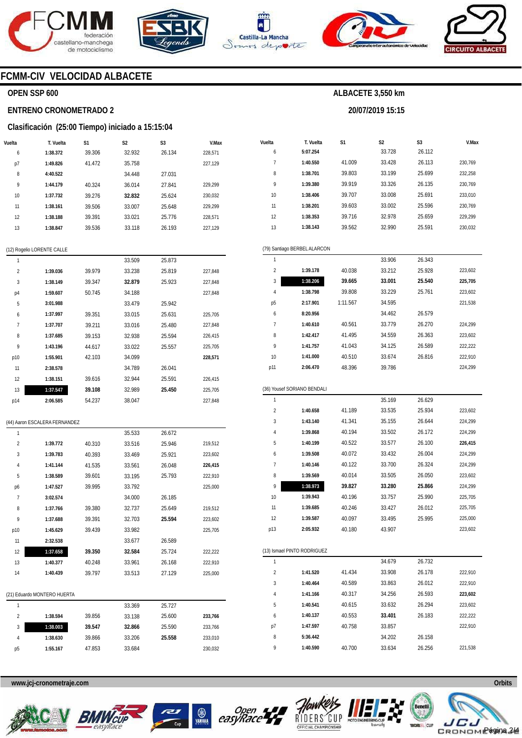# FCMM-CIV VELOCIDAD ALBACETE

## OPEN SSP 600

**ALBACETE 3,550 km**

## ENTRENO CRONOMETRADO 2

**20/07/2019 15:15**

### Clasificación (25:00 Tiempo) iniciado a 15:15:04

| Vuelta | T. Vuelta | S1 | S2 | S3 | V.Max |
|---|---|---|---|---|---|
| 6 | **1:38.372** | 39.306 | 32.932 | 26.134 | 228,571 |
| p7 | **1:49.826** | 41.472 | 35.758 | | 227,129 |
| 8 | **4:40.522** | | 34.448 | 27.031 | |
| 9 | **1:44.179** | 40.324 | 36.014 | 27.841 | 229,299 |
| 10 | **1:37.732** | 39.276 | **32.832** | 25.624 | 230,032 |
| 11 | **1:38.161** | 39.506 | 33.007 | 25.648 | 229,299 |
| 12 | **1:38.188** | 39.391 | 33.021 | 25.776 | 228,571 |
| 13 | **1:38.847** | 39.536 | 33.118 | 26.193 | 227,129 |

(12) Rogelio LORENTE CALLE

| Vuelta | T. Vuelta | S1 | S2 | S3 | V.Max |
|---|---|---|---|---|---|
| 1 | | | 33.509 | 25.873 | |
| 2 | **1:39.036** | 39.979 | 33.238 | 25.819 | 227,848 |
| 3 | **1:38.149** | 39.347 | **32.879** | 25.923 | 227,848 |
| p4 | **1:59.607** | 50.745 | 34.188 | | 227,848 |
| 5 | **3:01.988** | | 33.479 | 25.942 | |
| 6 | **1:37.997** | 39.351 | 33.015 | 25.631 | 225,705 |
| 7 | **1:37.707** | 39.211 | 33.016 | 25.480 | 227,848 |
| 8 | **1:37.685** | 39.153 | 32.938 | 25.594 | 226,415 |
| 9 | **1:43.196** | 44.617 | 33.022 | 25.557 | 225,705 |
| p10 | **1:55.901** | 42.103 | 34.099 | | **228,571** |
| 11 | **2:38.578** | | 34.789 | 26.041 | |
| 12 | **1:38.151** | 39.616 | 32.944 | 25.591 | 226,415 |
| 13 | **1:37.547** | **39.108** | 32.989 | **25.450** | 225,705 |
| p14 | **2:06.585** | 54.237 | 38.047 | | 227,848 |

(44) Aaron ESCALERA FERNANDEZ

| Vuelta | T. Vuelta | S1 | S2 | S3 | V.Max |
|---|---|---|---|---|---|
| 1 | | | 35.533 | 26.672 | |
| 2 | **1:39.772** | 40.310 | 33.516 | 25.946 | 219,512 |
| 3 | **1:39.783** | 40.393 | 33.469 | 25.921 | 223,602 |
| 4 | **1:41.144** | 41.535 | 33.561 | 26.048 | **226,415** |
| 5 | **1:38.589** | 39.601 | 33.195 | 25.793 | 222,910 |
| p6 | **1:47.527** | 39.995 | 33.792 | | 225,000 |
| 7 | **3:02.574** | | 34.000 | 26.185 | |
| 8 | **1:37.766** | 39.380 | 32.737 | 25.649 | 219,512 |
| 9 | **1:37.688** | 39.391 | 32.703 | **25.594** | 223,602 |
| p10 | **1:45.629** | 39.439 | 33.982 | | 225,705 |
| 11 | **2:32.538** | | 33.677 | 26.589 | |
| 12 | **1:37.658** | **39.350** | **32.584** | 25.724 | 222,222 |
| 13 | **1:40.377** | 40.248 | 33.961 | 26.168 | 222,910 |
| 14 | **1:40.439** | 39.797 | 33.513 | 27.129 | 225,000 |

(21) Eduardo MONTERO HUERTA

| Vuelta | T. Vuelta | S1 | S2 | S3 | V.Max |
|---|---|---|---|---|---|
| 1 | | | 33.369 | 25.727 | |
| 2 | **1:38.594** | 39.856 | 33.138 | 25.600 | **233,766** |
| 3 | **1:38.003** | **39.547** | **32.866** | 25.590 | 233,766 |
| 4 | **1:38.630** | 39.866 | 33.206 | **25.558** | 233,010 |
| p5 | **1:55.167** | 47.853 | 33.684 | | 230,032 |

| Vuelta | T. Vuelta | S1 | S2 | S3 | V.Max |
|---|---|---|---|---|---|
| 6 | **5:07.254** | | 33.728 | 26.112 | |
| 7 | **1:40.550** | 41.009 | 33.428 | 26.113 | 230,769 |
| 8 | **1:38.701** | 39.803 | 33.199 | 25.699 | 232,258 |
| 9 | **1:39.380** | 39.919 | 33.326 | 26.135 | 230,769 |
| 10 | **1:38.406** | 39.707 | 33.008 | 25.691 | 233,010 |
| 11 | **1:38.201** | 39.603 | 33.002 | 25.596 | 230,769 |
| 12 | **1:38.353** | 39.716 | 32.978 | 25.659 | 229,299 |
| 13 | **1:38.143** | 39.562 | 32.990 | 25.591 | 230,032 |

(79) Santiago BERBEL ALARCON

| Vuelta | T. Vuelta | S1 | S2 | S3 | V.Max |
|---|---|---|---|---|---|
| 1 | | | 33.906 | 26.343 | |
| 2 | **1:39.178** | 40.038 | 33.212 | 25.928 | 223,602 |
| 3 | **1:38.206** | **39.665** | **33.001** | **25.540** | **225,705** |
| 4 | **1:38.798** | 39.808 | 33.229 | 25.761 | 223,602 |
| p5 | **2:17.901** | 1:11.567 | 34.595 | | 221,538 |
| 6 | **8:20.956** | | 34.462 | 26.579 | |
| 7 | **1:40.610** | 40.561 | 33.779 | 26.270 | 224,299 |
| 8 | **1:42.417** | 41.495 | 34.559 | 26.363 | 223,602 |
| 9 | **1:41.757** | 41.043 | 34.125 | 26.589 | 222,222 |
| 10 | **1:41.000** | 40.510 | 33.674 | 26.816 | 222,910 |
| p11 | **2:06.470** | 48.396 | 39.786 | | 224,299 |

(36) Yousef SORIANO BENDALI

| Vuelta | T. Vuelta | S1 | S2 | S3 | V.Max |
|---|---|---|---|---|---|
| 1 | | | 35.169 | 26.629 | |
| 2 | **1:40.658** | 41.189 | 33.535 | 25.934 | 223,602 |
| 3 | **1:43.140** | 41.341 | 35.155 | 26.644 | 224,299 |
| 4 | **1:39.868** | 40.194 | 33.502 | 26.172 | 224,299 |
| 5 | **1:40.199** | 40.522 | 33.577 | 26.100 | **226,415** |
| 6 | **1:39.508** | 40.072 | 33.432 | 26.004 | 224,299 |
| 7 | **1:40.146** | 40.122 | 33.700 | 26.324 | 224,299 |
| 8 | **1:39.569** | 40.014 | 33.505 | 26.050 | 223,602 |
| 9 | **1:38.973** | **39.827** | **33.280** | **25.866** | 224,299 |
| 10 | **1:39.943** | 40.196 | 33.757 | 25.990 | 225,705 |
| 11 | **1:39.685** | 40.246 | 33.427 | 26.012 | 225,705 |
| 12 | **1:39.587** | 40.097 | 33.495 | 25.995 | 225,000 |
| p13 | **2:05.932** | 40.180 | 43.907 | | 223,602 |

(13) Ismael PINTO RODRIGUEZ

| Vuelta | T. Vuelta | S1 | S2 | S3 | V.Max |
|---|---|---|---|---|---|
| 1 | | | 34.679 | 26.732 | |
| 2 | **1:41.520** | 41.434 | 33.908 | 26.178 | 222,910 |
| 3 | **1:40.464** | 40.589 | 33.863 | 26.012 | 222,910 |
| 4 | **1:41.166** | 40.317 | 34.256 | 26.593 | **223,602** |
| 5 | **1:40.541** | 40.615 | 33.632 | 26.294 | 223,602 |
| 6 | **1:40.137** | 40.553 | **33.401** | 26.183 | 222,222 |
| p7 | **1:47.597** | 40.758 | 33.857 | | 222,910 |
| 8 | **5:36.442** | | 34.202 | 26.158 | |
| 9 | **1:40.590** | 40.700 | 33.634 | 26.256 | 221,538 |

**www.jcj-cronometraje.com** — Orbits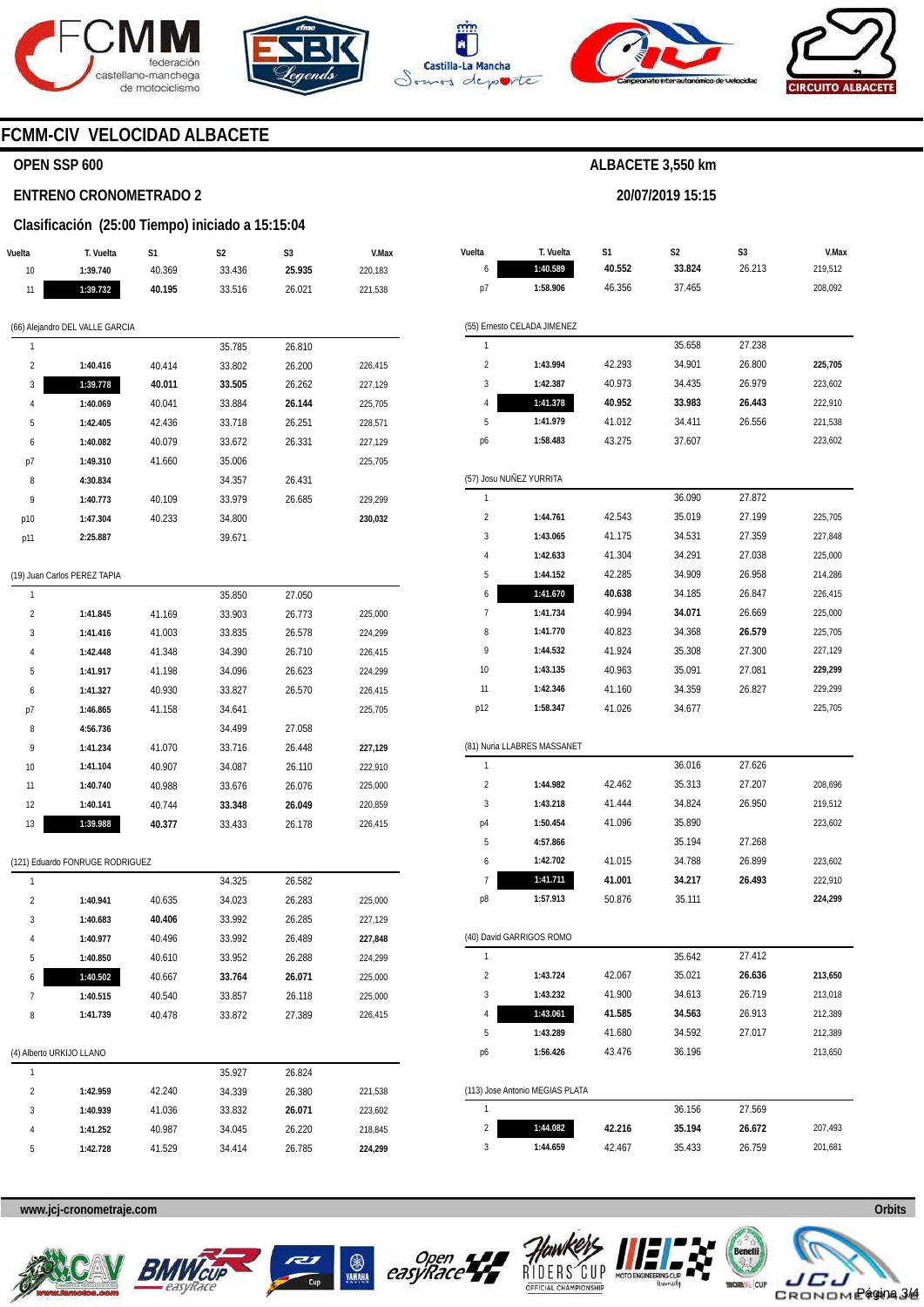## FCMM-CIV VELOCIDAD ALBACETE

**OPEN SSP 600**

**ENTRENO CRONOMETRADO 2**

**Clasificación (25:00 Tiempo) iniciado a 15:15:04**

**ALBACETE 3,550 km**

**20/07/2019 15:15**

| Vuelta | T. Vuelta | S1 | S2 | S3 | V.Max |
|---|---|---|---|---|---|
| 10 | **1:39.740** | 40.369 | 33.436 | **25.935** | 220,183 |
| 11 | **1:39.732** | **40.195** | 33.516 | 26.021 | 221,538 |

(66) Alejandro DEL VALLE GARCIA

| Vuelta | T. Vuelta | S1 | S2 | S3 | V.Max |
|---|---|---|---|---|---|
| 1 | | | 35.785 | 26.810 | |
| 2 | **1:40.416** | 40.414 | 33.802 | 26.200 | 226,415 |
| 3 | **1:39.778** | **40.011** | **33.505** | 26.262 | 227,129 |
| 4 | **1:40.069** | 40.041 | 33.884 | **26.144** | 225,705 |
| 5 | **1:42.405** | 42.436 | 33.718 | 26.251 | 228,571 |
| 6 | **1:40.082** | 40.079 | 33.672 | 26.331 | 227,129 |
| p7 | **1:49.310** | 41.660 | 35.006 | | 225,705 |
| 8 | **4:30.834** | | 34.357 | 26.431 | |
| 9 | **1:40.773** | 40.109 | 33.979 | 26.685 | 229,299 |
| p10 | **1:47.304** | 40.233 | 34.800 | | **230,032** |
| p11 | **2:25.887** | | 39.671 | | |

(19) Juan Carlos PEREZ TAPIA

| Vuelta | T. Vuelta | S1 | S2 | S3 | V.Max |
|---|---|---|---|---|---|
| 1 | | | 35.850 | 27.050 | |
| 2 | **1:41.845** | 41.169 | 33.903 | 26.773 | 225,000 |
| 3 | **1:41.416** | 41.003 | 33.835 | 26.578 | 224,299 |
| 4 | **1:42.448** | 41.348 | 34.390 | 26.710 | 226,415 |
| 5 | **1:41.917** | 41.198 | 34.096 | 26.623 | 224,299 |
| 6 | **1:41.327** | 40.930 | 33.827 | 26.570 | 226,415 |
| p7 | **1:46.865** | 41.158 | 34.641 | | 225,705 |
| 8 | **4:56.736** | | 34.499 | 27.058 | |
| 9 | **1:41.234** | 41.070 | 33.716 | 26.448 | **227,129** |
| 10 | **1:41.104** | 40.907 | 34.087 | 26.110 | 222,910 |
| 11 | **1:40.740** | 40.988 | 33.676 | 26.076 | 225,000 |
| 12 | **1:40.141** | 40.744 | **33.348** | **26.049** | 220,859 |
| 13 | **1:39.988** | **40.377** | 33.433 | 26.178 | 226,415 |

(121) Eduardo FONRUGE RODRIGUEZ

| Vuelta | T. Vuelta | S1 | S2 | S3 | V.Max |
|---|---|---|---|---|---|
| 1 | | | 34.325 | 26.582 | |
| 2 | **1:40.941** | 40.635 | 34.023 | 26.283 | 225,000 |
| 3 | **1:40.683** | **40.406** | 33.992 | 26.285 | 227,129 |
| 4 | **1:40.977** | 40.496 | 33.992 | 26.489 | **227,848** |
| 5 | **1:40.850** | 40.610 | 33.952 | 26.288 | 224,299 |
| 6 | **1:40.502** | 40.667 | **33.764** | **26.071** | 225,000 |
| 7 | **1:40.515** | 40.540 | 33.857 | 26.118 | 225,000 |
| 8 | **1:41.739** | 40.478 | 33.872 | 27.389 | 226,415 |

(4) Alberto URKIJO LLANO

| Vuelta | T. Vuelta | S1 | S2 | S3 | V.Max |
|---|---|---|---|---|---|
| 1 | | | 35.927 | 26.824 | |
| 2 | **1:42.959** | 42.240 | 34.339 | 26.380 | 221,538 |
| 3 | **1:40.939** | 41.036 | 33.832 | **26.071** | 223,602 |
| 4 | **1:41.252** | 40.987 | 34.045 | 26.220 | 218,845 |
| 5 | **1:42.728** | 41.529 | 34.414 | 26.785 | **224,299** |

| Vuelta | T. Vuelta | S1 | S2 | S3 | V.Max |
|---|---|---|---|---|---|
| 6 | **1:40.589** | **40.552** | **33.824** | 26.213 | 219,512 |
| p7 | **1:58.906** | 46.356 | 37.465 | | 208,092 |

(55) Ernesto CELADA JIMENEZ

| Vuelta | T. Vuelta | S1 | S2 | S3 | V.Max |
|---|---|---|---|---|---|
| 1 | | | 35.658 | 27.238 | |
| 2 | **1:43.994** | 42.293 | 34.901 | 26.800 | **225,705** |
| 3 | **1:42.387** | 40.973 | 34.435 | 26.979 | 223,602 |
| 4 | **1:41.378** | **40.952** | **33.983** | **26.443** | 222,910 |
| 5 | **1:41.979** | 41.012 | 34.411 | 26.556 | 221,538 |
| p6 | **1:58.483** | 43.275 | 37.607 | | 223,602 |

(57) Josu NUÑEZ YURRITA

| Vuelta | T. Vuelta | S1 | S2 | S3 | V.Max |
|---|---|---|---|---|---|
| 1 | | | 36.090 | 27.872 | |
| 2 | **1:44.761** | 42.543 | 35.019 | 27.199 | 225,705 |
| 3 | **1:43.065** | 41.175 | 34.531 | 27.359 | 227,848 |
| 4 | **1:42.633** | 41.304 | 34.291 | 27.038 | 225,000 |
| 5 | **1:44.152** | 42.285 | 34.909 | 26.958 | 214,286 |
| 6 | **1:41.670** | **40.638** | 34.185 | 26.847 | 226,415 |
| 7 | **1:41.734** | 40.994 | **34.071** | 26.669 | 225,000 |
| 8 | **1:41.770** | 40.823 | 34.368 | **26.579** | 225,705 |
| 9 | **1:44.532** | 41.924 | 35.308 | 27.300 | 227,129 |
| 10 | **1:43.135** | 40.963 | 35.091 | 27.081 | **229,299** |
| 11 | **1:42.346** | 41.160 | 34.359 | 26.827 | 229,299 |
| p12 | **1:58.347** | 41.026 | 34.677 | | 225,705 |

(81) Nuria LLABRES MASSANET

| Vuelta | T. Vuelta | S1 | S2 | S3 | V.Max |
|---|---|---|---|---|---|
| 1 | | | 36.016 | 27.626 | |
| 2 | **1:44.982** | 42.462 | 35.313 | 27.207 | 208,696 |
| 3 | **1:43.218** | 41.444 | 34.824 | 26.950 | 219,512 |
| p4 | **1:50.454** | 41.096 | 35.890 | | 223,602 |
| 5 | **4:57.866** | | 35.194 | 27.268 | |
| 6 | **1:42.702** | 41.015 | 34.788 | 26.899 | 223,602 |
| 7 | **1:41.711** | **41.001** | **34.217** | **26.493** | 222,910 |
| p8 | **1:57.913** | 50.876 | 35.111 | | **224,299** |

(40) David GARRIGOS ROMO

| Vuelta | T. Vuelta | S1 | S2 | S3 | V.Max |
|---|---|---|---|---|---|
| 1 | | | 35.642 | 27.412 | |
| 2 | **1:43.724** | 42.067 | 35.021 | **26.636** | **213,650** |
| 3 | **1:43.232** | 41.900 | 34.613 | 26.719 | 213,018 |
| 4 | **1:43.061** | **41.585** | **34.563** | 26.913 | 212,389 |
| 5 | **1:43.289** | 41.680 | 34.592 | 27.017 | 212,389 |
| p6 | **1:56.426** | 43.476 | 36.196 | | 213,650 |

(113) Jose Antonio MEGIAS PLATA

| Vuelta | T. Vuelta | S1 | S2 | S3 | V.Max |
|---|---|---|---|---|---|
| 1 | | | 36.156 | 27.569 | |
| 2 | **1:44.082** | **42.216** | **35.194** | **26.672** | 207,493 |
| 3 | **1:44.659** | 42.467 | 35.433 | 26.759 | 201,681 |

www.jcj-cronometraje.com — Orbits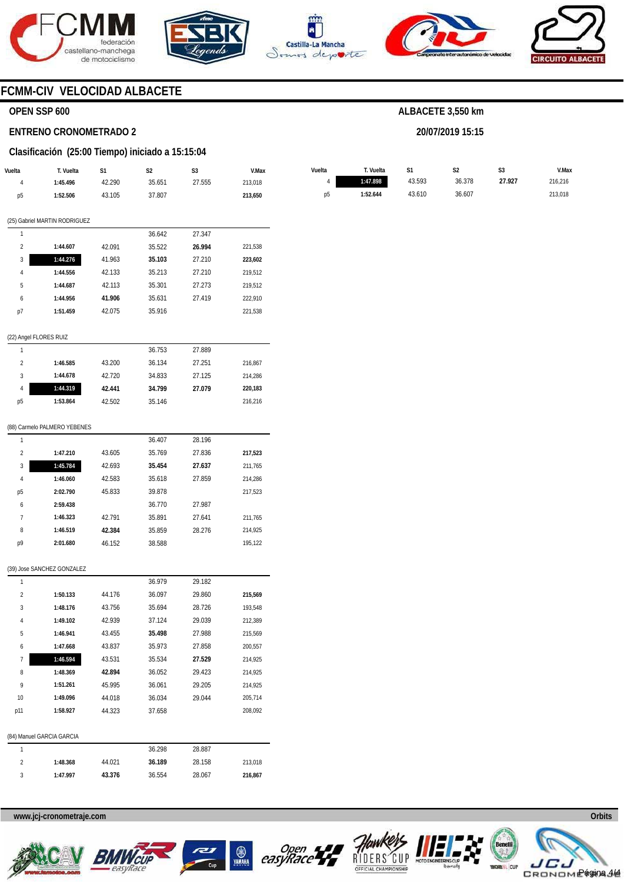# FCMM-CIV VELOCIDAD ALBACETE

## OPEN SSP 600

**ALBACETE 3,550 km**

## ENTRENO CRONOMETRADO 2

**20/07/2019 15:15**

### Clasificación (25:00 Tiempo) iniciado a 15:15:04

| Vuelta | T. Vuelta | S1 | S2 | S3 | V.Max |
|---|---|---|---|---|---|
| 4 | **1:45.496** | 42.290 | 35.651 | 27.555 | 213,018 |
| p5 | **1:52.506** | 43.105 | 37.807 | | **213,650** |

(25) Gabriel MARTIN RODRIGUEZ

| Vuelta | T. Vuelta | S1 | S2 | S3 | V.Max |
|---|---|---|---|---|---|
| 1 | | | 36.642 | 27.347 | |
| 2 | **1:44.607** | 42.091 | 35.522 | **26.994** | 221,538 |
| 3 | **1:44.276** | 41.963 | **35.103** | 27.210 | **223,602** |
| 4 | **1:44.556** | 42.133 | 35.213 | 27.210 | 219,512 |
| 5 | **1:44.687** | 42.113 | 35.301 | 27.273 | 219,512 |
| 6 | **1:44.956** | **41.906** | 35.631 | 27.419 | 222,910 |
| p7 | **1:51.459** | 42.075 | 35.916 | | 221,538 |

(22) Angel FLORES RUIZ

| Vuelta | T. Vuelta | S1 | S2 | S3 | V.Max |
|---|---|---|---|---|---|
| 1 | | | 36.753 | 27.889 | |
| 2 | **1:46.585** | 43.200 | 36.134 | 27.251 | 216,867 |
| 3 | **1:44.678** | 42.720 | 34.833 | 27.125 | 214,286 |
| 4 | **1:44.319** | **42.441** | **34.799** | **27.079** | **220,183** |
| p5 | **1:53.864** | 42.502 | 35.146 | | 216,216 |

(88) Carmelo PALMERO YEBENES

| Vuelta | T. Vuelta | S1 | S2 | S3 | V.Max |
|---|---|---|---|---|---|
| 1 | | | 36.407 | 28.196 | |
| 2 | **1:47.210** | 43.605 | 35.769 | 27.836 | **217,523** |
| 3 | **1:45.784** | 42.693 | **35.454** | **27.637** | 211,765 |
| 4 | **1:46.060** | 42.583 | 35.618 | 27.859 | 214,286 |
| p5 | **2:02.790** | 45.833 | 39.878 | | 217,523 |
| 6 | **2:59.438** | | 36.770 | 27.987 | |
| 7 | **1:46.323** | 42.791 | 35.891 | 27.641 | 211,765 |
| 8 | **1:46.519** | **42.384** | 35.859 | 28.276 | 214,925 |
| p9 | **2:01.680** | 46.152 | 38.588 | | 195,122 |

(39) Jose SANCHEZ GONZALEZ

| Vuelta | T. Vuelta | S1 | S2 | S3 | V.Max |
|---|---|---|---|---|---|
| 1 | | | 36.979 | 29.182 | |
| 2 | **1:50.133** | 44.176 | 36.097 | 29.860 | **215,569** |
| 3 | **1:48.176** | 43.756 | 35.694 | 28.726 | 193,548 |
| 4 | **1:49.102** | 42.939 | 37.124 | 29.039 | 212,389 |
| 5 | **1:46.941** | 43.455 | **35.498** | 27.988 | 215,569 |
| 6 | **1:47.668** | 43.837 | 35.973 | 27.858 | 200,557 |
| 7 | **1:46.594** | 43.531 | 35.534 | **27.529** | 214,925 |
| 8 | **1:48.369** | **42.894** | 36.052 | 29.423 | 214,925 |
| 9 | **1:51.261** | 45.995 | 36.061 | 29.205 | 214,925 |
| 10 | **1:49.096** | 44.018 | 36.034 | 29.044 | 205,714 |
| p11 | **1:58.927** | 44.323 | 37.658 | | 208,092 |

(84) Manuel GARCIA GARCIA

| Vuelta | T. Vuelta | S1 | S2 | S3 | V.Max |
|---|---|---|---|---|---|
| 1 | | | 36.298 | 28.887 | |
| 2 | **1:48.368** | 44.021 | **36.189** | 28.158 | 213,018 |
| 3 | **1:47.997** | **43.376** | 36.554 | 28.067 | **216,867** |
| 4 | **1:47.898** | 43.593 | 36.378 | **27.927** | 216,216 |
| p5 | **1:52.644** | 43.610 | 36.607 | | 213,018 |

www.jcj-cronometraje.com

Orbits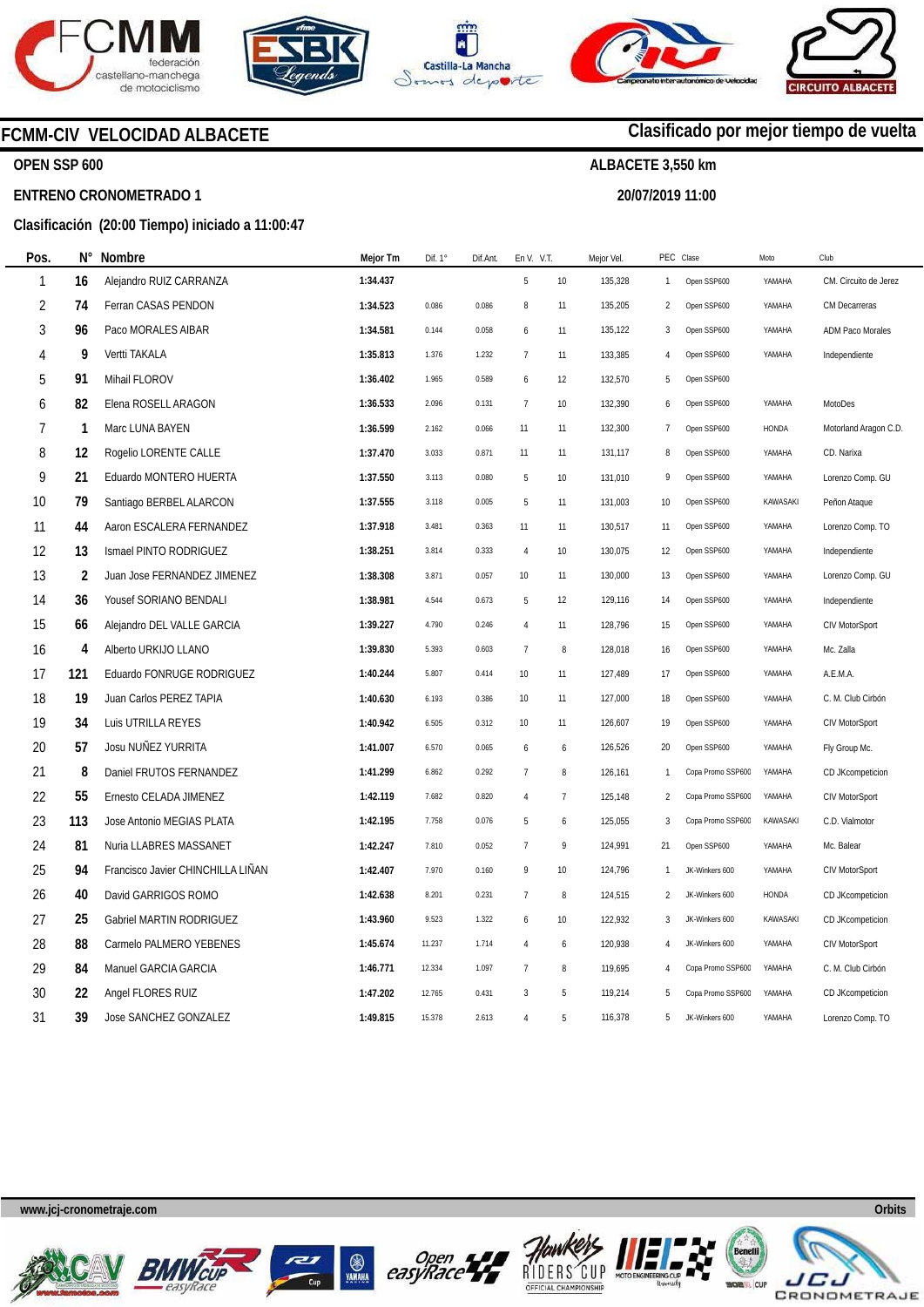# FCMM-CIV VELOCIDAD ALBACETE

**Clasificado por mejor tiempo de vuelta**

**OPEN SSP 600**

**ALBACETE 3,550 km**

**ENTRENO CRONOMETRADO 1**

**20/07/2019 11:00**

**Clasificación (20:00 Tiempo) iniciado a 11:00:47**

| Pos. | N° | Nombre | Mejor Tm | Dif. 1° | Dif.Ant. | En V. | V.T. | Mejor Vel. | PEC | Clase | Moto | Club |
|---|---|---|---|---|---|---|---|---|---|---|---|---|
| 1 | 16 | Alejandro RUIZ CARRANZA | 1:34.437 | | | 5 | 10 | 135,328 | 1 | Open SSP600 | YAMAHA | CM. Circuito de Jerez |
| 2 | 74 | Ferran CASAS PENDON | 1:34.523 | 0.086 | 0.086 | 8 | 11 | 135,205 | 2 | Open SSP600 | YAMAHA | CM Decarreras |
| 3 | 96 | Paco MORALES AIBAR | 1:34.581 | 0.144 | 0.058 | 6 | 11 | 135,122 | 3 | Open SSP600 | YAMAHA | ADM Paco Morales |
| 4 | 9 | Vertti TAKALA | 1:35.813 | 1.376 | 1.232 | 7 | 11 | 133,385 | 4 | Open SSP600 | YAMAHA | Independiente |
| 5 | 91 | Mihail FLOROV | 1:36.402 | 1.965 | 0.589 | 6 | 12 | 132,570 | 5 | Open SSP600 | | |
| 6 | 82 | Elena ROSELL ARAGON | 1:36.533 | 2.096 | 0.131 | 7 | 10 | 132,390 | 6 | Open SSP600 | YAMAHA | MotoDes |
| 7 | 1 | Marc LUNA BAYEN | 1:36.599 | 2.162 | 0.066 | 11 | 11 | 132,300 | 7 | Open SSP600 | HONDA | Motorland Aragon C.D. |
| 8 | 12 | Rogelio LORENTE CALLE | 1:37.470 | 3.033 | 0.871 | 11 | 11 | 131,117 | 8 | Open SSP600 | YAMAHA | CD. Narixa |
| 9 | 21 | Eduardo MONTERO HUERTA | 1:37.550 | 3.113 | 0.080 | 5 | 10 | 131,010 | 9 | Open SSP600 | YAMAHA | Lorenzo Comp. GU |
| 10 | 79 | Santiago BERBEL ALARCON | 1:37.555 | 3.118 | 0.005 | 5 | 11 | 131,003 | 10 | Open SSP600 | KAWASAKI | Peñon Ataque |
| 11 | 44 | Aaron ESCALERA FERNANDEZ | 1:37.918 | 3.481 | 0.363 | 11 | 11 | 130,517 | 11 | Open SSP600 | YAMAHA | Lorenzo Comp. TO |
| 12 | 13 | Ismael PINTO RODRIGUEZ | 1:38.251 | 3.814 | 0.333 | 4 | 10 | 130,075 | 12 | Open SSP600 | YAMAHA | Independiente |
| 13 | 2 | Juan Jose FERNANDEZ JIMENEZ | 1:38.308 | 3.871 | 0.057 | 10 | 11 | 130,000 | 13 | Open SSP600 | YAMAHA | Lorenzo Comp. GU |
| 14 | 36 | Yousef SORIANO BENDALI | 1:38.981 | 4.544 | 0.673 | 5 | 12 | 129,116 | 14 | Open SSP600 | YAMAHA | Independiente |
| 15 | 66 | Alejandro DEL VALLE GARCIA | 1:39.227 | 4.790 | 0.246 | 4 | 11 | 128,796 | 15 | Open SSP600 | YAMAHA | CIV MotorSport |
| 16 | 4 | Alberto URKIJO LLANO | 1:39.830 | 5.393 | 0.603 | 7 | 8 | 128,018 | 16 | Open SSP600 | YAMAHA | Mc. Zalla |
| 17 | 121 | Eduardo FONRUGE RODRIGUEZ | 1:40.244 | 5.807 | 0.414 | 10 | 11 | 127,489 | 17 | Open SSP600 | YAMAHA | A.E.M.A. |
| 18 | 19 | Juan Carlos PEREZ TAPIA | 1:40.630 | 6.193 | 0.386 | 10 | 11 | 127,000 | 18 | Open SSP600 | YAMAHA | C. M. Club Cirbón |
| 19 | 34 | Luis UTRILLA REYES | 1:40.942 | 6.505 | 0.312 | 10 | 11 | 126,607 | 19 | Open SSP600 | YAMAHA | CIV MotorSport |
| 20 | 57 | Josu NUÑEZ YURRITA | 1:41.007 | 6.570 | 0.065 | 6 | 6 | 126,526 | 20 | Open SSP600 | YAMAHA | Fly Group Mc. |
| 21 | 8 | Daniel FRUTOS FERNANDEZ | 1:41.299 | 6.862 | 0.292 | 7 | 8 | 126,161 | 1 | Copa Promo SSP600 | YAMAHA | CD JKcompeticion |
| 22 | 55 | Ernesto CELADA JIMENEZ | 1:42.119 | 7.682 | 0.820 | 4 | 7 | 125,148 | 2 | Copa Promo SSP600 | YAMAHA | CIV MotorSport |
| 23 | 113 | Jose Antonio MEGIAS PLATA | 1:42.195 | 7.758 | 0.076 | 5 | 6 | 125,055 | 3 | Copa Promo SSP600 | KAWASAKI | C.D. Vialmotor |
| 24 | 81 | Nuria LLABRES MASSANET | 1:42.247 | 7.810 | 0.052 | 7 | 9 | 124,991 | 21 | Open SSP600 | YAMAHA | Mc. Balear |
| 25 | 94 | Francisco Javier CHINCHILLA LIÑAN | 1:42.407 | 7.970 | 0.160 | 9 | 10 | 124,796 | 1 | JK-Winkers 600 | YAMAHA | CIV MotorSport |
| 26 | 40 | David GARRIGOS ROMO | 1:42.638 | 8.201 | 0.231 | 7 | 8 | 124,515 | 2 | JK-Winkers 600 | HONDA | CD JKcompeticion |
| 27 | 25 | Gabriel MARTIN RODRIGUEZ | 1:43.960 | 9.523 | 1.322 | 6 | 10 | 122,932 | 3 | JK-Winkers 600 | KAWASAKI | CD JKcompeticion |
| 28 | 88 | Carmelo PALMERO YEBENES | 1:45.674 | 11.237 | 1.714 | 4 | 6 | 120,938 | 4 | JK-Winkers 600 | YAMAHA | CIV MotorSport |
| 29 | 84 | Manuel GARCIA GARCIA | 1:46.771 | 12.334 | 1.097 | 7 | 8 | 119,695 | 4 | Copa Promo SSP600 | YAMAHA | C. M. Club Cirbón |
| 30 | 22 | Angel FLORES RUIZ | 1:47.202 | 12.765 | 0.431 | 3 | 5 | 119,214 | 5 | Copa Promo SSP600 | YAMAHA | CD JKcompeticion |
| 31 | 39 | Jose SANCHEZ GONZALEZ | 1:49.815 | 15.378 | 2.613 | 4 | 5 | 116,378 | 5 | JK-Winkers 600 | YAMAHA | Lorenzo Comp. TO |

www.jcj-cronometraje.com

Orbits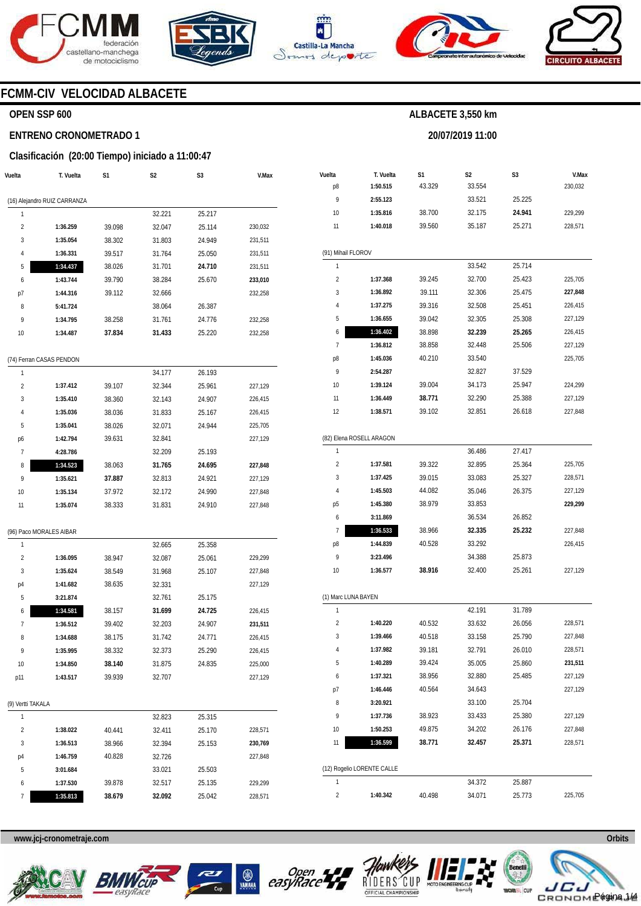# FCMM-CIV VELOCIDAD ALBACETE

**OPEN SSP 600** — **ALBACETE 3,550 km**

**ENTRENO CRONOMETRADO 1** — **20/07/2019 11:00**

**Clasificación (20:00 Tiempo) iniciado a 11:00:47**

| Vuelta | T. Vuelta | S1 | S2 | S3 | V.Max |
|---|---|---|---|---|---|
| **(16) Alejandro RUIZ CARRANZA** | | | | | |
| 1 | | | 32.221 | 25.217 | |
| 2 | **1:36.259** | 39.098 | 32.047 | 25.114 | 230,032 |
| 3 | **1:35.054** | 38.302 | 31.803 | 24.949 | 231,511 |
| 4 | **1:36.331** | 39.517 | 31.764 | 25.050 | 231,511 |
| 5 | **1:34.437** | 38.026 | 31.701 | **24.710** | 231,511 |
| 6 | **1:43.744** | 39.790 | 38.284 | 25.670 | **233,010** |
| p7 | **1:44.316** | 39.112 | 32.666 | | 232,258 |
| 8 | **5:41.724** | | 38.064 | 26.387 | |
| 9 | **1:34.795** | 38.258 | 31.761 | 24.776 | 232,258 |
| 10 | **1:34.487** | **37.834** | **31.433** | 25.220 | 232,258 |
| **(74) Ferran CASAS PENDON** | | | | | |
| 1 | | | 34.177 | 26.193 | |
| 2 | **1:37.412** | 39.107 | 32.344 | 25.961 | 227,129 |
| 3 | **1:35.410** | 38.360 | 32.143 | 24.907 | 226,415 |
| 4 | **1:35.036** | 38.036 | 31.833 | 25.167 | 226,415 |
| 5 | **1:35.041** | 38.026 | 32.071 | 24.944 | 225,705 |
| p6 | **1:42.794** | 39.631 | 32.841 | | 227,129 |
| 7 | **4:28.786** | | 32.209 | 25.193 | |
| 8 | **1:34.523** | 38.063 | **31.765** | **24.695** | **227,848** |
| 9 | **1:35.621** | **37.887** | 32.813 | 24.921 | 227,129 |
| 10 | **1:35.134** | 37.972 | 32.172 | 24.990 | 227,848 |
| 11 | **1:35.074** | 38.333 | 31.831 | 24.910 | 227,848 |
| **(96) Paco MORALES AIBAR** | | | | | |
| 1 | | | 32.665 | 25.358 | |
| 2 | **1:36.095** | 38.947 | 32.087 | 25.061 | 229,299 |
| 3 | **1:35.624** | 38.549 | 31.968 | 25.107 | 227,848 |
| p4 | **1:41.682** | 38.635 | 32.331 | | 227,129 |
| 5 | **3:21.874** | | 32.761 | 25.175 | |
| 6 | **1:34.581** | 38.157 | **31.699** | **24.725** | 226,415 |
| 7 | **1:36.512** | 39.402 | 32.203 | 24.907 | **231,511** |
| 8 | **1:34.688** | 38.175 | 31.742 | 24.771 | 226,415 |
| 9 | **1:35.995** | 38.332 | 32.373 | 25.290 | 226,415 |
| 10 | **1:34.850** | **38.140** | 31.875 | 24.835 | 225,000 |
| p11 | **1:43.517** | 39.939 | 32.707 | | 227,129 |
| **(9) Vertti TAKALA** | | | | | |
| 1 | | | 32.823 | 25.315 | |
| 2 | **1:38.022** | 40.441 | 32.411 | 25.170 | 228,571 |
| 3 | **1:36.513** | 38.966 | 32.394 | 25.153 | **230,769** |
| p4 | **1:46.759** | 40.828 | 32.726 | | 227,848 |
| 5 | **3:01.684** | | 33.021 | 25.503 | |
| 6 | **1:37.530** | 39.878 | 32.517 | 25.135 | 229,299 |
| 7 | **1:35.813** | **38.679** | **32.092** | 25.042 | 228,571 |
| p8 | **1:50.515** | 43.329 | 33.554 | | 230,032 |
| 9 | **2:55.123** | | 33.521 | 25.225 | |
| 10 | **1:35.816** | 38.700 | 32.175 | **24.941** | 229,299 |
| 11 | **1:40.018** | 39.560 | 35.187 | 25.271 | 228,571 |
| **(91) Mihail FLOROV** | | | | | |
| 1 | | | 33.542 | 25.714 | |
| 2 | **1:37.368** | 39.245 | 32.700 | 25.423 | 225,705 |
| 3 | **1:36.892** | 39.111 | 32.306 | 25.475 | **227,848** |
| 4 | **1:37.275** | 39.316 | 32.508 | 25.451 | 226,415 |
| 5 | **1:36.655** | 39.042 | 32.305 | 25.308 | 227,129 |
| 6 | **1:36.402** | 38.898 | **32.239** | **25.265** | 226,415 |
| 7 | **1:36.812** | 38.858 | 32.448 | 25.506 | 227,129 |
| p8 | **1:45.036** | 40.210 | 33.540 | | 225,705 |
| 9 | **2:54.287** | | 32.827 | 37.529 | |
| 10 | **1:39.124** | 39.004 | 34.173 | 25.947 | 224,299 |
| 11 | **1:36.449** | **38.771** | 32.290 | 25.388 | 227,129 |
| 12 | **1:38.571** | 39.102 | 32.851 | 26.618 | 227,848 |
| **(82) Elena ROSELL ARAGON** | | | | | |
| 1 | | | 36.486 | 27.417 | |
| 2 | **1:37.581** | 39.322 | 32.895 | 25.364 | 225,705 |
| 3 | **1:37.425** | 39.015 | 33.083 | 25.327 | 228,571 |
| 4 | **1:45.503** | 44.082 | 35.046 | 26.375 | 227,129 |
| p5 | **1:45.380** | 38.979 | 33.853 | | **229,299** |
| 6 | **3:11.869** | | 36.534 | 26.852 | |
| 7 | **1:36.533** | 38.966 | **32.335** | **25.232** | 227,848 |
| p8 | **1:44.839** | 40.528 | 33.292 | | 226,415 |
| 9 | **3:23.496** | | 34.388 | 25.873 | |
| 10 | **1:36.577** | **38.916** | 32.400 | 25.261 | 227,129 |
| **(1) Marc LUNA BAYEN** | | | | | |
| 1 | | | 42.191 | 31.789 | |
| 2 | **1:40.220** | 40.532 | 33.632 | 26.056 | 228,571 |
| 3 | **1:39.466** | 40.518 | 33.158 | 25.790 | 227,848 |
| 4 | **1:37.982** | 39.181 | 32.791 | 26.010 | 228,571 |
| 5 | **1:40.289** | 39.424 | 35.005 | 25.860 | **231,511** |
| 6 | **1:37.321** | 38.956 | 32.880 | 25.485 | 227,129 |
| p7 | **1:46.446** | 40.564 | 34.643 | | 227,129 |
| 8 | **3:20.921** | | 33.100 | 25.704 | |
| 9 | **1:37.736** | 38.923 | 33.433 | 25.380 | 227,129 |
| 10 | **1:50.253** | 49.875 | 34.202 | 26.176 | 227,848 |
| 11 | **1:36.599** | **38.771** | **32.457** | **25.371** | 228,571 |
| **(12) Rogelio LORENTE CALLE** | | | | | |
| 1 | | | 34.372 | 25.887 | |
| 2 | **1:40.342** | 40.498 | 34.071 | 25.773 | 225,705 |

www.jcj-cronometraje.com — Orbits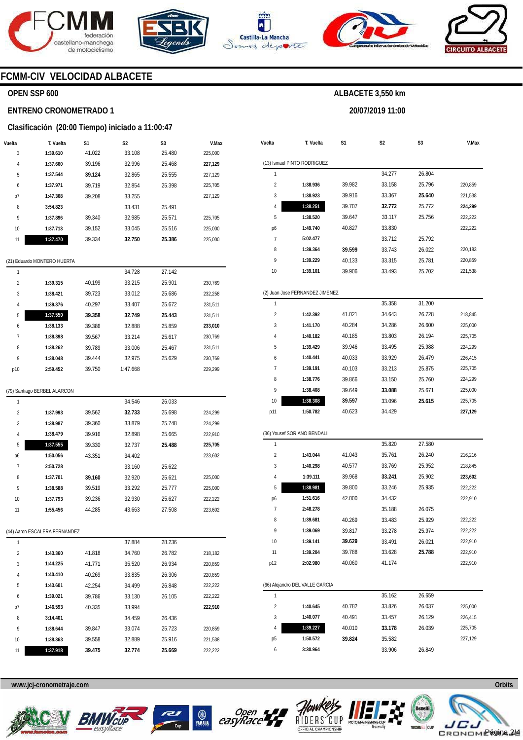# FCMM-CIV VELOCIDAD ALBACETE

## OPEN SSP 600

**ALBACETE 3,550 km**

### ENTRENO CRONOMETRADO 1

**20/07/2019 11:00**

### Clasificación (20:00 Tiempo) iniciado a 11:00:47

| Vuelta | T. Vuelta | S1 | S2 | S3 | V.Max |
|---|---|---|---|---|---|
| 3 | **1:39.610** | 41.022 | 33.108 | 25.480 | 225,000 |
| 4 | **1:37.660** | 39.196 | 32.996 | 25.468 | **227,129** |
| 5 | **1:37.544** | **39.124** | 32.865 | 25.555 | 227,129 |
| 6 | **1:37.971** | 39.719 | 32.854 | 25.398 | 225,705 |
| p7 | **1:47.368** | 39.208 | 33.255 | | 227,129 |
| 8 | **3:54.823** | | 33.431 | 25.491 | |
| 9 | **1:37.896** | 39.340 | 32.985 | 25.571 | 225,705 |
| 10 | **1:37.713** | 39.152 | 33.045 | 25.516 | 225,000 |
| 11 | **1:37.470** | 39.334 | **32.750** | **25.386** | 225,000 |

(21) Eduardo MONTERO HUERTA

| Vuelta | T. Vuelta | S1 | S2 | S3 | V.Max |
|---|---|---|---|---|---|
| 1 | | | 34.728 | 27.142 | |
| 2 | **1:39.315** | 40.199 | 33.215 | 25.901 | 230,769 |
| 3 | **1:38.421** | 39.723 | 33.012 | 25.686 | 232,258 |
| 4 | **1:39.376** | 40.297 | 33.407 | 25.672 | 231,511 |
| 5 | **1:37.550** | **39.358** | **32.749** | **25.443** | 231,511 |
| 6 | **1:38.133** | 39.386 | 32.888 | 25.859 | **233,010** |
| 7 | **1:38.398** | 39.567 | 33.214 | 25.617 | 230,769 |
| 8 | **1:38.262** | 39.789 | 33.006 | 25.467 | 231,511 |
| 9 | **1:38.048** | 39.444 | 32.975 | 25.629 | 230,769 |
| p10 | **2:59.452** | 39.750 | 1:47.668 | | 229,299 |

(79) Santiago BERBEL ALARCON

| Vuelta | T. Vuelta | S1 | S2 | S3 | V.Max |
|---|---|---|---|---|---|
| 1 | | | 34.546 | 26.033 | |
| 2 | **1:37.993** | 39.562 | **32.733** | 25.698 | 224,299 |
| 3 | **1:38.987** | 39.360 | 33.879 | 25.748 | 224,299 |
| 4 | **1:38.479** | 39.916 | 32.898 | 25.665 | 222,910 |
| 5 | **1:37.555** | 39.330 | 32.737 | **25.488** | **225,705** |
| p6 | **1:50.056** | 43.351 | 34.402 | | 223,602 |
| 7 | **2:50.728** | | 33.160 | 25.622 | |
| 8 | **1:37.701** | **39.160** | 32.920 | 25.621 | 225,000 |
| 9 | **1:38.588** | 39.519 | 33.292 | 25.777 | 225,000 |
| 10 | **1:37.793** | 39.236 | 32.930 | 25.627 | 222,222 |
| 11 | **1:55.456** | 44.285 | 43.663 | 27.508 | 223,602 |

(44) Aaron ESCALERA FERNANDEZ

| Vuelta | T. Vuelta | S1 | S2 | S3 | V.Max |
|---|---|---|---|---|---|
| 1 | | | 37.884 | 28.236 | |
| 2 | **1:43.360** | 41.818 | 34.760 | 26.782 | 218,182 |
| 3 | **1:44.225** | 41.771 | 35.520 | 26.934 | 220,859 |
| 4 | **1:40.410** | 40.269 | 33.835 | 26.306 | 220,859 |
| 5 | **1:43.601** | 42.254 | 34.499 | 26.848 | 222,222 |
| 6 | **1:39.021** | 39.786 | 33.130 | 26.105 | 222,222 |
| p7 | **1:46.593** | 40.335 | 33.994 | | **222,910** |
| 8 | **3:14.401** | | 34.459 | 26.436 | |
| 9 | **1:38.644** | 39.847 | 33.074 | 25.723 | 220,859 |
| 10 | **1:38.363** | 39.558 | 32.889 | 25.916 | 221,538 |
| 11 | **1:37.918** | **39.475** | **32.774** | **25.669** | 222,222 |

(13) Ismael PINTO RODRIGUEZ

| Vuelta | T. Vuelta | S1 | S2 | S3 | V.Max |
|---|---|---|---|---|---|
| 1 | | | 34.277 | 26.804 | |
| 2 | **1:38.936** | 39.982 | 33.158 | 25.796 | 220,859 |
| 3 | **1:38.923** | 39.916 | 33.367 | **25.640** | 221,538 |
| 4 | **1:38.251** | 39.707 | **32.772** | 25.772 | **224,299** |
| 5 | **1:38.520** | 39.647 | 33.117 | 25.756 | 222,222 |
| p6 | **1:49.740** | 40.827 | 33.830 | | 222,222 |
| 7 | **5:02.477** | | 33.712 | 25.792 | |
| 8 | **1:39.364** | **39.599** | 33.743 | 26.022 | 220,183 |
| 9 | **1:39.229** | 40.133 | 33.315 | 25.781 | 220,859 |
| 10 | **1:39.101** | 39.906 | 33.493 | 25.702 | 221,538 |

(2) Juan Jose FERNANDEZ JIMENEZ

| Vuelta | T. Vuelta | S1 | S2 | S3 | V.Max |
|---|---|---|---|---|---|
| 1 | | | 35.358 | 31.200 | |
| 2 | **1:42.392** | 41.021 | 34.643 | 26.728 | 218,845 |
| 3 | **1:41.170** | 40.284 | 34.286 | 26.600 | 225,000 |
| 4 | **1:40.182** | 40.185 | 33.803 | 26.194 | 225,705 |
| 5 | **1:39.429** | 39.946 | 33.495 | 25.988 | 224,299 |
| 6 | **1:40.441** | 40.033 | 33.929 | 26.479 | 226,415 |
| 7 | **1:39.191** | 40.103 | 33.213 | 25.875 | 225,705 |
| 8 | **1:38.776** | 39.866 | 33.150 | 25.760 | 224,299 |
| 9 | **1:38.408** | 39.649 | **33.088** | 25.671 | 225,000 |
| 10 | **1:38.308** | **39.597** | 33.096 | **25.615** | 225,705 |
| p11 | **1:50.782** | 40.623 | 34.429 | | **227,129** |

(36) Yousef SORIANO BENDALI

| Vuelta | T. Vuelta | S1 | S2 | S3 | V.Max |
|---|---|---|---|---|---|
| 1 | | | 35.820 | 27.580 | |
| 2 | **1:43.044** | 41.043 | 35.761 | 26.240 | 216,216 |
| 3 | **1:40.298** | 40.577 | 33.769 | 25.952 | 218,845 |
| 4 | **1:39.111** | 39.968 | **33.241** | 25.902 | **223,602** |
| 5 | **1:38.981** | 39.800 | 33.246 | 25.935 | 222,222 |
| p6 | **1:51.616** | 42.000 | 34.432 | | 222,910 |
| 7 | **2:48.278** | | 35.188 | 26.075 | |
| 8 | **1:39.681** | 40.269 | 33.483 | 25.929 | 222,222 |
| 9 | **1:39.069** | 39.817 | 33.278 | 25.974 | 222,222 |
| 10 | **1:39.141** | **39.629** | 33.491 | 26.021 | 222,910 |
| 11 | **1:39.204** | 39.788 | 33.628 | **25.788** | 222,910 |
| p12 | **2:02.980** | 40.060 | 41.174 | | 222,910 |

(66) Alejandro DEL VALLE GARCIA

| Vuelta | T. Vuelta | S1 | S2 | S3 | V.Max |
|---|---|---|---|---|---|
| 1 | | | 35.162 | 26.659 | |
| 2 | **1:40.645** | 40.782 | 33.826 | 26.037 | 225,000 |
| 3 | **1:40.077** | 40.491 | 33.457 | 26.129 | 226,415 |
| 4 | **1:39.227** | 40.010 | **33.178** | 26.039 | 225,705 |
| p5 | **1:50.572** | **39.824** | 35.582 | | 227,129 |
| 6 | **3:30.964** | | 33.906 | 26.849 | |

**www.jcj-cronometraje.com** Orbits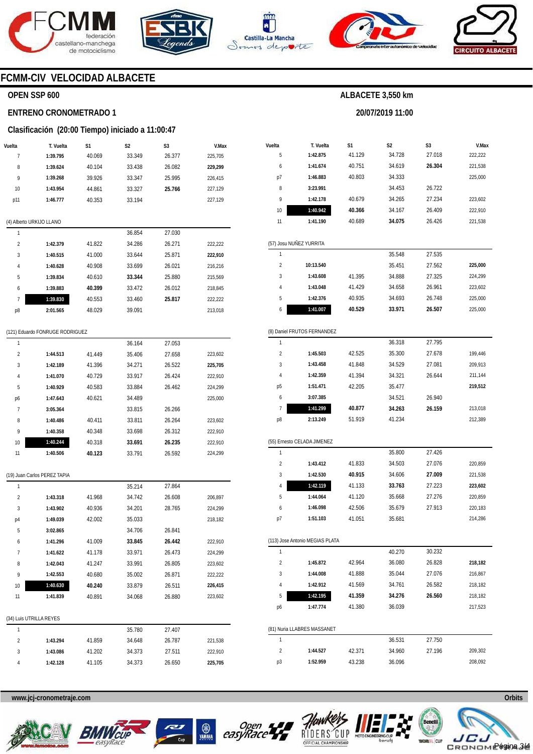# FCMM-CIV VELOCIDAD ALBACETE

## OPEN SSP 600

**ALBACETE 3,550 km**

### ENTRENO CRONOMETRADO 1

**20/07/2019 11:00**

### Clasificación (20:00 Tiempo) iniciado a 11:00:47

| Vuelta | T. Vuelta | S1 | S2 | S3 | V.Max |
|---|---|---|---|---|---|
| 7 | **1:39.795** | 40.069 | 33.349 | 26.377 | 225,705 |
| 8 | **1:39.624** | 40.104 | 33.438 | 26.082 | **229,299** |
| 9 | **1:39.268** | 39.926 | 33.347 | 25.995 | 226,415 |
| 10 | **1:43.954** | 44.861 | 33.327 | **25.766** | 227,129 |
| p11 | **1:46.777** | 40.353 | 33.194 | | 227,129 |

(4) Alberto URKIJO LLANO

| Vuelta | T. Vuelta | S1 | S2 | S3 | V.Max |
|---|---|---|---|---|---|
| 1 | | | 36.854 | 27.030 | |
| 2 | **1:42.379** | 41.822 | 34.286 | 26.271 | 222,222 |
| 3 | **1:40.515** | 41.000 | 33.644 | 25.871 | **222,910** |
| 4 | **1:40.628** | 40.908 | 33.699 | 26.021 | 216,216 |
| 5 | **1:39.834** | 40.610 | **33.344** | 25.880 | 215,569 |
| 6 | **1:39.883** | **40.399** | 33.472 | 26.012 | 218,845 |
| 7 | **1:39.830** | 40.553 | 33.460 | **25.817** | 222,222 |
| p8 | **2:01.565** | 48.029 | 39.091 | | 213,018 |

(121) Eduardo FONRUGE RODRIGUEZ

| Vuelta | T. Vuelta | S1 | S2 | S3 | V.Max |
|---|---|---|---|---|---|
| 1 | | | 36.164 | 27.053 | |
| 2 | **1:44.513** | 41.449 | 35.406 | 27.658 | 223,602 |
| 3 | **1:42.189** | 41.396 | 34.271 | 26.522 | **225,705** |
| 4 | **1:41.070** | 40.729 | 33.917 | 26.424 | 222,910 |
| 5 | **1:40.929** | 40.583 | 33.884 | 26.462 | 224,299 |
| p6 | **1:47.643** | 40.621 | 34.489 | | 225,000 |
| 7 | **3:05.364** | | 33.815 | 26.266 | |
| 8 | **1:40.486** | 40.411 | 33.811 | 26.264 | 223,602 |
| 9 | **1:40.358** | 40.348 | 33.698 | 26.312 | 222,910 |
| 10 | **1:40.244** | 40.318 | **33.691** | **26.235** | 222,910 |
| 11 | **1:40.506** | **40.123** | 33.791 | 26.592 | 224,299 |

(19) Juan Carlos PEREZ TAPIA

| Vuelta | T. Vuelta | S1 | S2 | S3 | V.Max |
|---|---|---|---|---|---|
| 1 | | | 35.214 | 27.864 | |
| 2 | **1:43.318** | 41.968 | 34.742 | 26.608 | 206,897 |
| 3 | **1:43.902** | 40.936 | 34.201 | 28.765 | 224,299 |
| p4 | **1:49.039** | 42.002 | 35.033 | | 218,182 |
| 5 | **3:02.865** | | 34.706 | 26.841 | |
| 6 | **1:41.296** | 41.009 | **33.845** | **26.442** | 222,910 |
| 7 | **1:41.622** | 41.178 | 33.971 | 26.473 | 224,299 |
| 8 | **1:42.043** | 41.247 | 33.991 | 26.805 | 223,602 |
| 9 | **1:42.553** | 40.680 | 35.002 | 26.871 | 222,222 |
| 10 | **1:40.630** | **40.240** | 33.879 | 26.511 | **226,415** |
| 11 | **1:41.839** | 40.891 | 34.068 | 26.880 | 223,602 |

(34) Luis UTRILLA REYES

| Vuelta | T. Vuelta | S1 | S2 | S3 | V.Max |
|---|---|---|---|---|---|
| 1 | | | 35.780 | 27.407 | |
| 2 | **1:43.294** | 41.859 | 34.648 | 26.787 | 221,538 |
| 3 | **1:43.086** | 41.202 | 34.373 | 27.511 | 222,910 |
| 4 | **1:42.128** | 41.105 | 34.373 | 26.650 | **225,705** |
| 5 | **1:42.875** | 41.129 | 34.728 | 27.018 | 222,222 |
| 6 | **1:41.674** | 40.751 | 34.619 | **26.304** | 221,538 |
| p7 | **1:46.883** | 40.803 | 34.333 | | 225,000 |
| 8 | **3:23.991** | | 34.453 | 26.722 | |
| 9 | **1:42.178** | 40.679 | 34.265 | 27.234 | 223,602 |
| 10 | **1:40.942** | **40.366** | 34.167 | 26.409 | 222,910 |
| 11 | **1:41.190** | 40.689 | **34.075** | 26.426 | 221,538 |

(57) Josu NUÑEZ YURRITA

| Vuelta | T. Vuelta | S1 | S2 | S3 | V.Max |
|---|---|---|---|---|---|
| 1 | | | 35.548 | 27.535 | |
| 2 | **10:13.540** | | 35.451 | 27.562 | **225,000** |
| 3 | **1:43.608** | 41.395 | 34.888 | 27.325 | 224,299 |
| 4 | **1:43.048** | 41.429 | 34.658 | 26.961 | 223,602 |
| 5 | **1:42.376** | 40.935 | 34.693 | 26.748 | 225,000 |
| 6 | **1:41.007** | **40.529** | **33.971** | **26.507** | 225,000 |

(8) Daniel FRUTOS FERNANDEZ

| Vuelta | T. Vuelta | S1 | S2 | S3 | V.Max |
|---|---|---|---|---|---|
| 1 | | | 36.318 | 27.795 | |
| 2 | **1:45.503** | 42.525 | 35.300 | 27.678 | 199,446 |
| 3 | **1:43.458** | 41.848 | 34.529 | 27.081 | 209,913 |
| 4 | **1:42.359** | 41.394 | 34.321 | 26.644 | 211,144 |
| p5 | **1:51.471** | 42.205 | 35.477 | | **219,512** |
| 6 | **3:07.385** | | 34.521 | 26.940 | |
| 7 | **1:41.299** | **40.877** | **34.263** | **26.159** | 213,018 |
| p8 | **2:13.249** | 51.919 | 41.234 | | 212,389 |

(55) Ernesto CELADA JIMENEZ

| Vuelta | T. Vuelta | S1 | S2 | S3 | V.Max |
|---|---|---|---|---|---|
| 1 | | | 35.800 | 27.426 | |
| 2 | **1:43.412** | 41.833 | 34.503 | 27.076 | 220,859 |
| 3 | **1:42.530** | **40.915** | 34.606 | **27.009** | 221,538 |
| 4 | **1:42.119** | 41.133 | **33.763** | 27.223 | **223,602** |
| 5 | **1:44.064** | 41.120 | 35.668 | 27.276 | 220,859 |
| 6 | **1:46.098** | 42.506 | 35.679 | 27.913 | 220,183 |
| p7 | **1:51.103** | 41.051 | 35.681 | | 214,286 |

(113) Jose Antonio MEGIAS PLATA

| Vuelta | T. Vuelta | S1 | S2 | S3 | V.Max |
|---|---|---|---|---|---|
| 1 | | | 40.270 | 30.232 | |
| 2 | **1:45.872** | 42.964 | 36.080 | 26.828 | **218,182** |
| 3 | **1:44.008** | 41.888 | 35.044 | 27.076 | 216,867 |
| 4 | **1:42.912** | 41.569 | 34.761 | 26.582 | 218,182 |
| 5 | **1:42.195** | **41.359** | **34.276** | **26.560** | 218,182 |
| p6 | **1:47.774** | 41.380 | 36.039 | | 217,523 |

(81) Nuria LLABRES MASSANET

| Vuelta | T. Vuelta | S1 | S2 | S3 | V.Max |
|---|---|---|---|---|---|
| 1 | | | 36.531 | 27.750 | |
| 2 | **1:44.527** | 42.371 | 34.960 | 27.196 | 209,302 |
| p3 | **1:52.959** | 43.238 | 36.096 | | 208,092 |

**www.jcj-cronometraje.com**

**Orbits**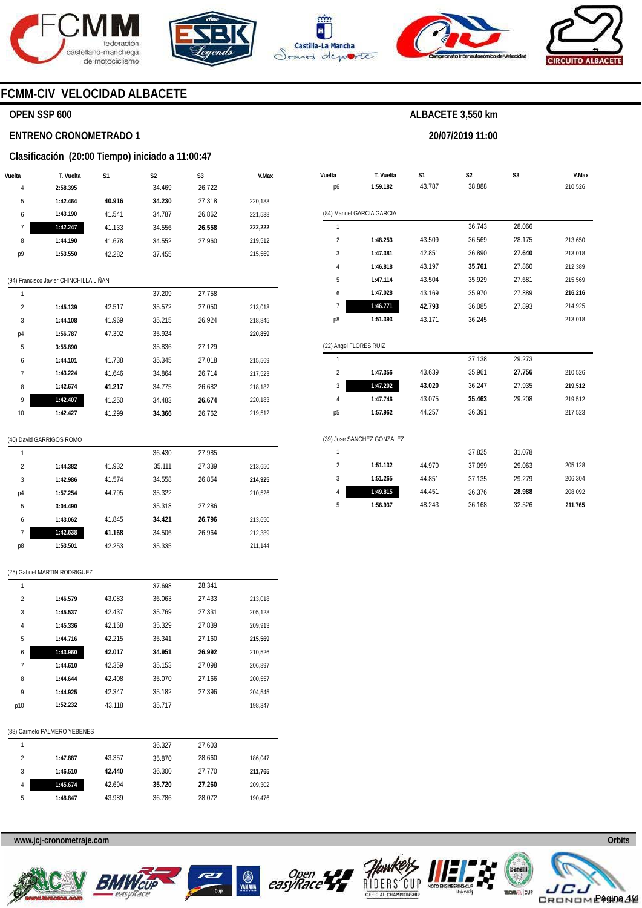## FCMM-CIV VELOCIDAD ALBACETE

### OPEN SSP 600

**ALBACETE 3,550 km**

### ENTRENO CRONOMETRADO 1

**20/07/2019 11:00**

### Clasificación (20:00 Tiempo) iniciado a 11:00:47

| Vuelta | T. Vuelta | S1 | S2 | S3 | V.Max |
|---|---|---|---|---|---|
| 4 | **2:58.395** | | 34.469 | 26.722 | |
| 5 | **1:42.464** | **40.916** | **34.230** | 27.318 | 220,183 |
| 6 | **1:43.190** | 41.541 | 34.787 | 26.862 | 221,538 |
| 7 | **1:42.247** | 41.133 | 34.556 | **26.558** | **222,222** |
| 8 | **1:44.190** | 41.678 | 34.552 | 27.960 | 219,512 |
| p9 | **1:53.550** | 42.282 | 37.455 | | 215,569 |

(94) Francisco Javier CHINCHILLA LIÑAN

| Vuelta | T. Vuelta | S1 | S2 | S3 | V.Max |
|---|---|---|---|---|---|
| 1 | | | 37.209 | 27.758 | |
| 2 | **1:45.139** | 42.517 | 35.572 | 27.050 | 213,018 |
| 3 | **1:44.108** | 41.969 | 35.215 | 26.924 | 218,845 |
| p4 | **1:56.787** | 47.302 | 35.924 | | **220,859** |
| 5 | **3:55.890** | | 35.836 | 27.129 | |
| 6 | **1:44.101** | 41.738 | 35.345 | 27.018 | 215,569 |
| 7 | **1:43.224** | 41.646 | 34.864 | 26.714 | 217,523 |
| 8 | **1:42.674** | **41.217** | 34.775 | 26.682 | 218,182 |
| 9 | **1:42.407** | 41.250 | 34.483 | **26.674** | 220,183 |
| 10 | **1:42.427** | 41.299 | **34.366** | 26.762 | 219,512 |

(40) David GARRIGOS ROMO

| Vuelta | T. Vuelta | S1 | S2 | S3 | V.Max |
|---|---|---|---|---|---|
| 1 | | | 36.430 | 27.985 | |
| 2 | **1:44.382** | 41.932 | 35.111 | 27.339 | 213,650 |
| 3 | **1:42.986** | 41.574 | 34.558 | 26.854 | **214,925** |
| p4 | **1:57.254** | 44.795 | 35.322 | | 210,526 |
| 5 | **3:04.490** | | 35.318 | 27.286 | |
| 6 | **1:43.062** | 41.845 | **34.421** | **26.796** | 213,650 |
| 7 | **1:42.638** | **41.168** | 34.506 | 26.964 | 212,389 |
| p8 | **1:53.501** | 42.253 | 35.335 | | 211,144 |

(25) Gabriel MARTIN RODRIGUEZ

| Vuelta | T. Vuelta | S1 | S2 | S3 | V.Max |
|---|---|---|---|---|---|
| 1 | | | 37.698 | 28.341 | |
| 2 | **1:46.579** | 43.083 | 36.063 | 27.433 | 213,018 |
| 3 | **1:45.537** | 42.437 | 35.769 | 27.331 | 205,128 |
| 4 | **1:45.336** | 42.168 | 35.329 | 27.839 | 209,913 |
| 5 | **1:44.716** | 42.215 | 35.341 | 27.160 | **215,569** |
| 6 | **1:43.960** | **42.017** | **34.951** | **26.992** | 210,526 |
| 7 | **1:44.610** | 42.359 | 35.153 | 27.098 | 206,897 |
| 8 | **1:44.644** | 42.408 | 35.070 | 27.166 | 200,557 |
| 9 | **1:44.925** | 42.347 | 35.182 | 27.396 | 204,545 |
| p10 | **1:52.232** | 43.118 | 35.717 | | 198,347 |

(88) Carmelo PALMERO YEBENES

| Vuelta | T. Vuelta | S1 | S2 | S3 | V.Max |
|---|---|---|---|---|---|
| 1 | | | 36.327 | 27.603 | |
| 2 | **1:47.887** | 43.357 | 35.870 | 28.660 | 186,047 |
| 3 | **1:46.510** | **42.440** | 36.300 | 27.770 | **211,765** |
| 4 | **1:45.674** | 42.694 | **35.720** | **27.260** | 209,302 |
| 5 | **1:48.847** | 43.989 | 36.786 | 28.072 | 190,476 |

| Vuelta | T. Vuelta | S1 | S2 | S3 | V.Max |
|---|---|---|---|---|---|
| p6 | **1:59.182** | 43.787 | 38.888 | | 210,526 |

(84) Manuel GARCIA GARCIA

| Vuelta | T. Vuelta | S1 | S2 | S3 | V.Max |
|---|---|---|---|---|---|
| 1 | | | 36.743 | 28.066 | |
| 2 | **1:48.253** | 43.509 | 36.569 | 28.175 | 213,650 |
| 3 | **1:47.381** | 42.851 | 36.890 | **27.640** | 213,018 |
| 4 | **1:46.818** | 43.197 | **35.761** | 27.860 | 212,389 |
| 5 | **1:47.114** | 43.504 | 35.929 | 27.681 | 215,569 |
| 6 | **1:47.028** | 43.169 | 35.970 | 27.889 | **216,216** |
| 7 | **1:46.771** | **42.793** | 36.085 | 27.893 | 214,925 |
| p8 | **1:51.393** | 43.171 | 36.245 | | 213,018 |

(22) Angel FLORES RUIZ

| Vuelta | T. Vuelta | S1 | S2 | S3 | V.Max |
|---|---|---|---|---|---|
| 1 | | | 37.138 | 29.273 | |
| 2 | **1:47.356** | 43.639 | 35.961 | **27.756** | 210,526 |
| 3 | **1:47.202** | **43.020** | 36.247 | 27.935 | **219,512** |
| 4 | **1:47.746** | 43.075 | **35.463** | 29.208 | 219,512 |
| p5 | **1:57.962** | 44.257 | 36.391 | | 217,523 |

(39) Jose SANCHEZ GONZALEZ

| Vuelta | T. Vuelta | S1 | S2 | S3 | V.Max |
|---|---|---|---|---|---|
| 1 | | | 37.825 | 31.078 | |
| 2 | **1:51.132** | 44.970 | 37.099 | 29.063 | 205,128 |
| 3 | **1:51.265** | 44.851 | 37.135 | 29.279 | 206,304 |
| 4 | **1:49.815** | 44.451 | 36.376 | **28.988** | 208,092 |
| 5 | **1:56.937** | 48.243 | 36.168 | 32.526 | **211,765** |

www.jcj-cronometraje.com

Orbits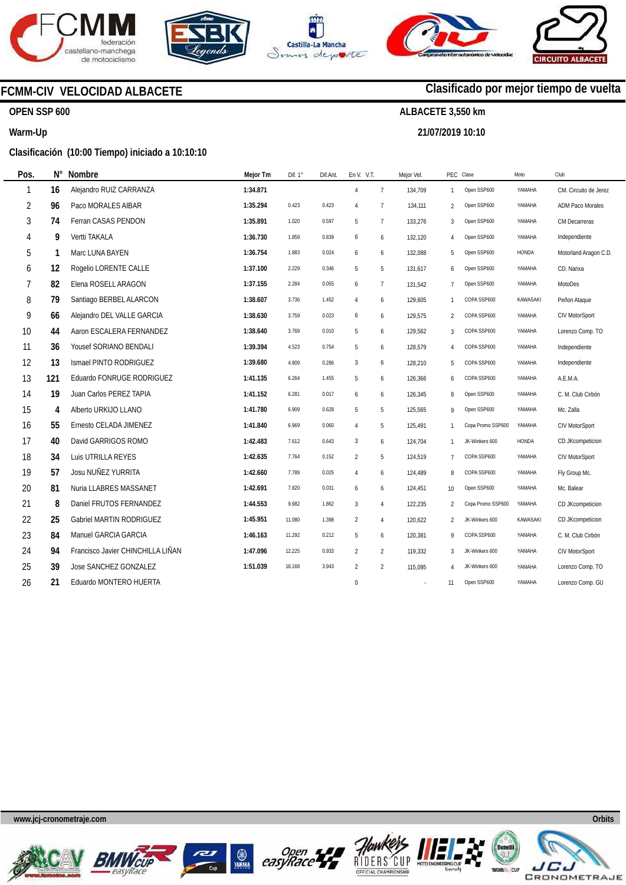## FCMM-CIV VELOCIDAD ALBACETE

**Clasificado por mejor tiempo de vuelta**

**OPEN SSP 600**

**ALBACETE 3,550 km**

**Warm-Up**

**21/07/2019 10:10**

**Clasificación (10:00 Tiempo) iniciado a 10:10:10**

| Pos. | N° | Nombre | Mejor Tm | Dif. 1° | Dif.Ant. | En V. | V.T. | Mejor Vel. | PEC | Clase | Moto | Club |
|---|---|---|---|---|---|---|---|---|---|---|---|---|
| 1 | 16 | Alejandro RUIZ CARRANZA | 1:34.871 | | | 4 | 7 | 134,709 | 1 | Open SSP600 | YAMAHA | CM. Circuito de Jerez |
| 2 | 96 | Paco MORALES AIBAR | 1:35.294 | 0.423 | 0.423 | 4 | 7 | 134,111 | 2 | Open SSP600 | YAMAHA | ADM Paco Morales |
| 3 | 74 | Ferran CASAS PENDON | 1:35.891 | 1.020 | 0.597 | 5 | 7 | 133,276 | 3 | Open SSP600 | YAMAHA | CM Decarreras |
| 4 | 9 | Vertti TAKALA | 1:36.730 | 1.859 | 0.839 | 6 | 6 | 132,120 | 4 | Open SSP600 | YAMAHA | Independiente |
| 5 | 1 | Marc LUNA BAYEN | 1:36.754 | 1.883 | 0.024 | 6 | 6 | 132,088 | 5 | Open SSP600 | HONDA | Motorland Aragon C.D. |
| 6 | 12 | Rogelio LORENTE CALLE | 1:37.100 | 2.229 | 0.346 | 5 | 5 | 131,617 | 6 | Open SSP600 | YAMAHA | CD. Narixa |
| 7 | 82 | Elena ROSELL ARAGON | 1:37.155 | 2.284 | 0.055 | 6 | 7 | 131,542 | 7 | Open SSP600 | YAMAHA | MotoDes |
| 8 | 79 | Santiago BERBEL ALARCON | 1:38.607 | 3.736 | 1.452 | 4 | 6 | 129,605 | 1 | COPA SSP600 | KAWASAKI | Peñon Ataque |
| 9 | 66 | Alejandro DEL VALLE GARCIA | 1:38.630 | 3.759 | 0.023 | 6 | 6 | 129,575 | 2 | COPA SSP600 | YAMAHA | CIV MotorSport |
| 10 | 44 | Aaron ESCALERA FERNANDEZ | 1:38.640 | 3.769 | 0.010 | 5 | 6 | 129,562 | 3 | COPA SSP600 | YAMAHA | Lorenzo Comp. TO |
| 11 | 36 | Yousef SORIANO BENDALI | 1:39.394 | 4.523 | 0.754 | 5 | 6 | 128,579 | 4 | COPA SSP600 | YAMAHA | Independiente |
| 12 | 13 | Ismael PINTO RODRIGUEZ | 1:39.680 | 4.809 | 0.286 | 3 | 6 | 128,210 | 5 | COPA SSP600 | YAMAHA | Independiente |
| 13 | 121 | Eduardo FONRUGE RODRIGUEZ | 1:41.135 | 6.264 | 1.455 | 5 | 6 | 126,366 | 6 | COPA SSP600 | YAMAHA | A.E.M.A. |
| 14 | 19 | Juan Carlos PEREZ TAPIA | 1:41.152 | 6.281 | 0.017 | 6 | 6 | 126,345 | 8 | Open SSP600 | YAMAHA | C. M. Club Cirbón |
| 15 | 4 | Alberto URKIJO LLANO | 1:41.780 | 6.909 | 0.628 | 5 | 5 | 125,565 | 9 | Open SSP600 | YAMAHA | Mc. Zalla |
| 16 | 55 | Ernesto CELADA JIMENEZ | 1:41.840 | 6.969 | 0.060 | 4 | 5 | 125,491 | 1 | Copa Promo SSP600 | YAMAHA | CIV MotorSport |
| 17 | 40 | David GARRIGOS ROMO | 1:42.483 | 7.612 | 0.643 | 3 | 6 | 124,704 | 1 | JK-Winkers 600 | HONDA | CD JKcompeticion |
| 18 | 34 | Luis UTRILLA REYES | 1:42.635 | 7.764 | 0.152 | 2 | 5 | 124,519 | 7 | COPA SSP600 | YAMAHA | CIV MotorSport |
| 19 | 57 | Josu NUÑEZ YURRITA | 1:42.660 | 7.789 | 0.025 | 4 | 6 | 124,489 | 8 | COPA SSP600 | YAMAHA | Fly Group Mc. |
| 20 | 81 | Nuria LLABRES MASSANET | 1:42.691 | 7.820 | 0.031 | 6 | 6 | 124,451 | 10 | Open SSP600 | YAMAHA | Mc. Balear |
| 21 | 8 | Daniel FRUTOS FERNANDEZ | 1:44.553 | 9.682 | 1.862 | 3 | 4 | 122,235 | 2 | Copa Promo SSP600 | YAMAHA | CD JKcompeticion |
| 22 | 25 | Gabriel MARTIN RODRIGUEZ | 1:45.951 | 11.080 | 1.398 | 2 | 4 | 120,622 | 2 | JK-Winkers 600 | KAWASAKI | CD JKcompeticion |
| 23 | 84 | Manuel GARCIA GARCIA | 1:46.163 | 11.292 | 0.212 | 5 | 6 | 120,381 | 9 | COPA SSP600 | YAMAHA | C. M. Club Cirbón |
| 24 | 94 | Francisco Javier CHINCHILLA LIÑAN | 1:47.096 | 12.225 | 0.933 | 2 | 2 | 119,332 | 3 | JK-Winkers 600 | YAMAHA | CIV MotorSport |
| 25 | 39 | Jose SANCHEZ GONZALEZ | 1:51.039 | 16.168 | 3.943 | 2 | 2 | 115,095 | 4 | JK-Winkers 600 | YAMAHA | Lorenzo Comp. TO |
| 26 | 21 | Eduardo MONTERO HUERTA | | | | 0 | | - | 11 | Open SSP600 | YAMAHA | Lorenzo Comp. GU |

www.jcj-cronometraje.com

Orbits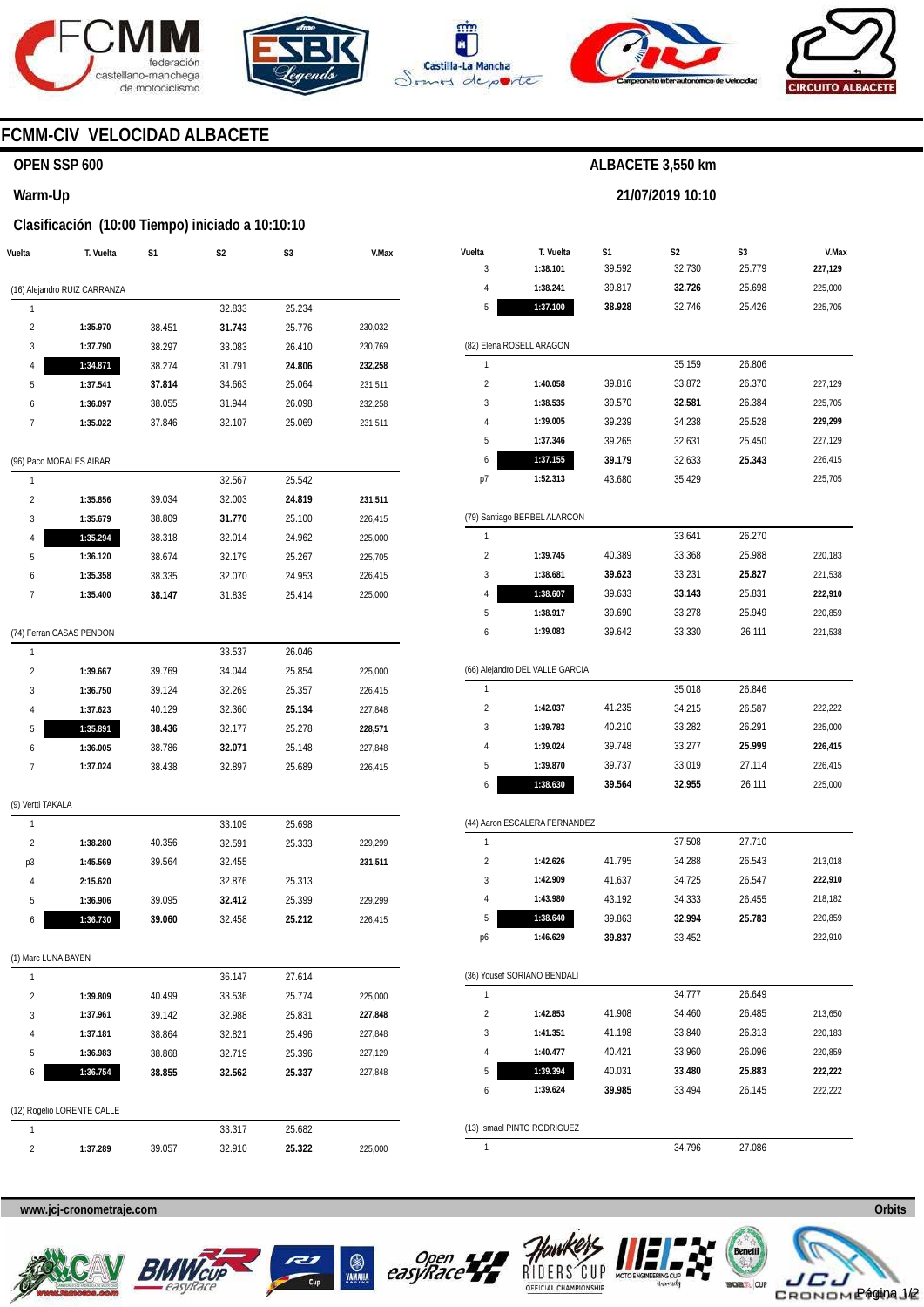# FCMM-CIV VELOCIDAD ALBACETE

## OPEN SSP 600

**ALBACETE 3,550 km**

**Warm-Up**

**21/07/2019 10:10**

### Clasificación (10:00 Tiempo) iniciado a 10:10:10

| Vuelta | T. Vuelta | S1 | S2 | S3 | V.Max |
|---|---|---|---|---|---|
| **(16) Alejandro RUIZ CARRANZA** | | | | | |
| 1 | | | 32.833 | 25.234 | |
| 2 | **1:35.970** | 38.451 | **31.743** | 25.776 | 230,032 |
| 3 | **1:37.790** | 38.297 | 33.083 | 26.410 | 230,769 |
| 4 | **1:34.871** | 38.274 | 31.791 | **24.806** | **232,258** |
| 5 | **1:37.541** | **37.814** | 34.663 | 25.064 | 231,511 |
| 6 | **1:36.097** | 38.055 | 31.944 | 26.098 | 232,258 |
| 7 | **1:35.022** | 37.846 | 32.107 | 25.069 | 231,511 |
| **(96) Paco MORALES AIBAR** | | | | | |
| 1 | | | 32.567 | 25.542 | |
| 2 | **1:35.856** | 39.034 | 32.003 | **24.819** | **231,511** |
| 3 | **1:35.679** | 38.809 | **31.770** | 25.100 | 226,415 |
| 4 | **1:35.294** | 38.318 | 32.014 | 24.962 | 225,000 |
| 5 | **1:36.120** | 38.674 | 32.179 | 25.267 | 225,705 |
| 6 | **1:35.358** | 38.335 | 32.070 | 24.953 | 226,415 |
| 7 | **1:35.400** | **38.147** | 31.839 | 25.414 | 225,000 |
| **(74) Ferran CASAS PENDON** | | | | | |
| 1 | | | 33.537 | 26.046 | |
| 2 | **1:39.667** | 39.769 | 34.044 | 25.854 | 225,000 |
| 3 | **1:36.750** | 39.124 | 32.269 | 25.357 | 226,415 |
| 4 | **1:37.623** | 40.129 | 32.360 | **25.134** | 227,848 |
| 5 | **1:35.891** | **38.436** | 32.177 | 25.278 | **228,571** |
| 6 | **1:36.005** | 38.786 | **32.071** | 25.148 | 227,848 |
| 7 | **1:37.024** | 38.438 | 32.897 | 25.689 | 226,415 |
| **(9) Vertti TAKALA** | | | | | |
| 1 | | | 33.109 | 25.698 | |
| 2 | **1:38.280** | 40.356 | 32.591 | 25.333 | 229,299 |
| p3 | **1:45.569** | 39.564 | 32.455 | | **231,511** |
| 4 | **2:15.620** | | 32.876 | 25.313 | |
| 5 | **1:36.906** | 39.095 | **32.412** | 25.399 | 229,299 |
| 6 | **1:36.730** | **39.060** | 32.458 | **25.212** | 226,415 |
| **(1) Marc LUNA BAYEN** | | | | | |
| 1 | | | 36.147 | 27.614 | |
| 2 | **1:39.809** | 40.499 | 33.536 | 25.774 | 225,000 |
| 3 | **1:37.961** | 39.142 | 32.988 | 25.831 | **227,848** |
| 4 | **1:37.181** | 38.864 | 32.821 | 25.496 | 227,848 |
| 5 | **1:36.983** | 38.868 | 32.719 | 25.396 | 227,129 |
| 6 | **1:36.754** | **38.855** | **32.562** | **25.337** | 227,848 |
| **(12) Rogelio LORENTE CALLE** | | | | | |
| 1 | | | 33.317 | 25.682 | |
| 2 | **1:37.289** | 39.057 | 32.910 | **25.322** | 225,000 |
| 3 | **1:38.101** | 39.592 | 32.730 | 25.779 | **227,129** |
| 4 | **1:38.241** | 39.817 | **32.726** | 25.698 | 225,000 |
| 5 | **1:37.100** | **38.928** | 32.746 | 25.426 | 225,705 |
| **(82) Elena ROSELL ARAGON** | | | | | |
| 1 | | | 35.159 | 26.806 | |
| 2 | **1:40.058** | 39.816 | 33.872 | 26.370 | 227,129 |
| 3 | **1:38.535** | 39.570 | **32.581** | 26.384 | 225,705 |
| 4 | **1:39.005** | 39.239 | 34.238 | 25.528 | **229,299** |
| 5 | **1:37.346** | 39.265 | 32.631 | 25.450 | 227,129 |
| 6 | **1:37.155** | **39.179** | 32.633 | **25.343** | 226,415 |
| p7 | **1:52.313** | 43.680 | 35.429 | | 225,705 |
| **(79) Santiago BERBEL ALARCON** | | | | | |
| 1 | | | 33.641 | 26.270 | |
| 2 | **1:39.745** | 40.389 | 33.368 | 25.988 | 220,183 |
| 3 | **1:38.681** | **39.623** | 33.231 | **25.827** | 221,538 |
| 4 | **1:38.607** | 39.633 | **33.143** | 25.831 | **222,910** |
| 5 | **1:38.917** | 39.690 | 33.278 | 25.949 | 220,859 |
| 6 | **1:39.083** | 39.642 | 33.330 | 26.111 | 221,538 |
| **(66) Alejandro DEL VALLE GARCIA** | | | | | |
| 1 | | | 35.018 | 26.846 | |
| 2 | **1:42.037** | 41.235 | 34.215 | 26.587 | 222,222 |
| 3 | **1:39.783** | 40.210 | 33.282 | 26.291 | 225,000 |
| 4 | **1:39.024** | 39.748 | 33.277 | **25.999** | **226,415** |
| 5 | **1:39.870** | 39.737 | 33.019 | 27.114 | 226,415 |
| 6 | **1:38.630** | **39.564** | **32.955** | 26.111 | 225,000 |
| **(44) Aaron ESCALERA FERNANDEZ** | | | | | |
| 1 | | | 37.508 | 27.710 | |
| 2 | **1:42.626** | 41.795 | 34.288 | 26.543 | 213,018 |
| 3 | **1:42.909** | 41.637 | 34.725 | 26.547 | **222,910** |
| 4 | **1:43.980** | 43.192 | 34.333 | 26.455 | 218,182 |
| 5 | **1:38.640** | 39.863 | **32.994** | **25.783** | 220,859 |
| p6 | **1:46.629** | **39.837** | 33.452 | | 222,910 |
| **(36) Yousef SORIANO BENDALI** | | | | | |
| 1 | | | 34.777 | 26.649 | |
| 2 | **1:42.853** | 41.908 | 34.460 | 26.485 | 213,650 |
| 3 | **1:41.351** | 41.198 | 33.840 | 26.313 | 220,183 |
| 4 | **1:40.477** | 40.421 | 33.960 | 26.096 | 220,859 |
| 5 | **1:39.394** | 40.031 | **33.480** | **25.883** | **222,222** |
| 6 | **1:39.624** | **39.985** | 33.494 | 26.145 | 222,222 |
| **(13) Ismael PINTO RODRIGUEZ** | | | | | |
| 1 | | | 34.796 | 27.086 | |

www.jcj-cronometraje.com

Orbits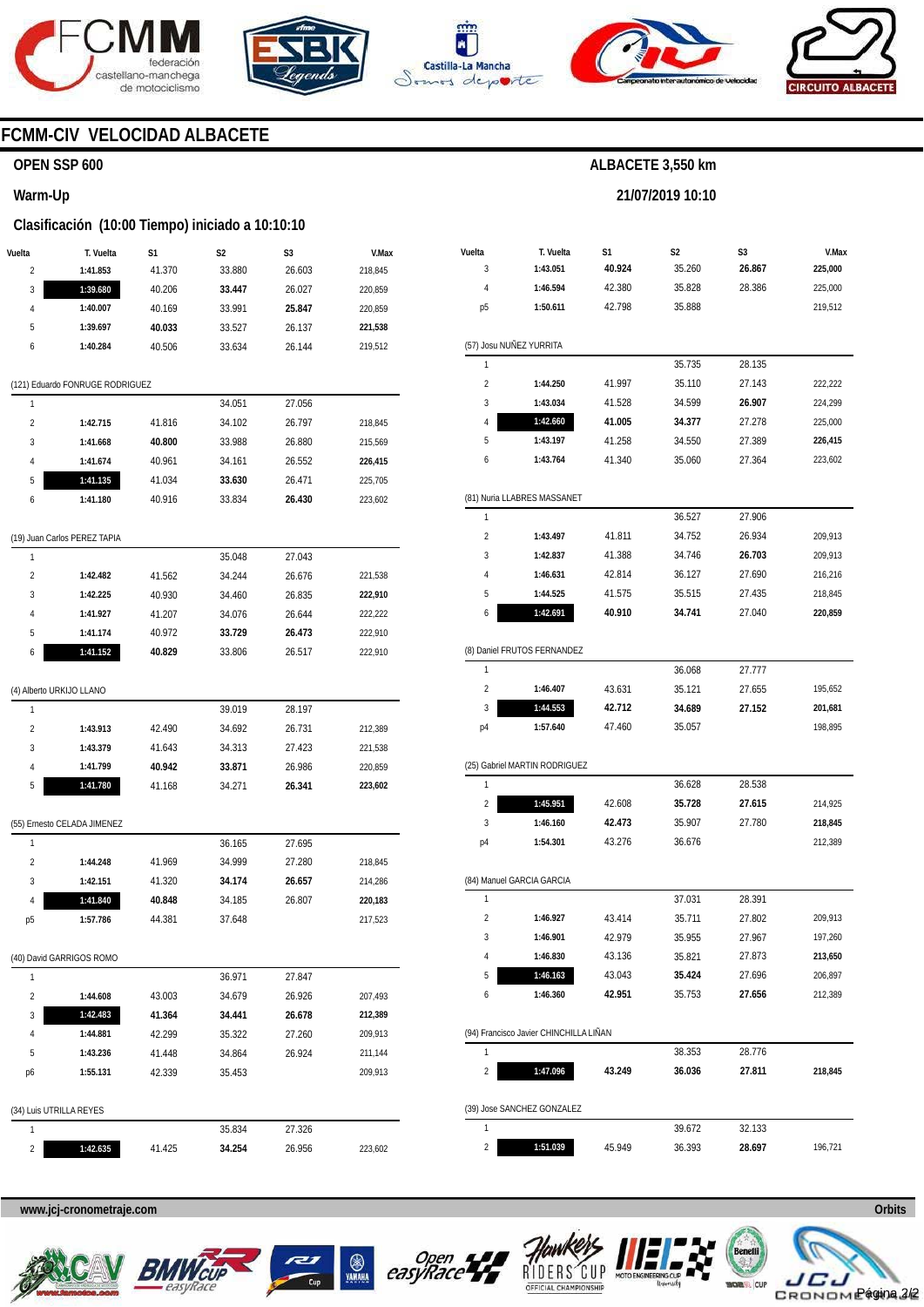# FCMM-CIV VELOCIDAD ALBACETE

## OPEN SSP 600

**ALBACETE 3,550 km**

### Warm-Up

**21/07/2019 10:10**

### Clasificación (10:00 Tiempo) iniciado a 10:10:10

| Vuelta | T. Vuelta | S1 | S2 | S3 | V.Max |
|---|---|---|---|---|---|
| 2 | **1:41.853** | 41.370 | 33.880 | 26.603 | 218,845 |
| 3 | **1:39.680** | 40.206 | **33.447** | 26.027 | 220,859 |
| 4 | **1:40.007** | 40.169 | 33.991 | **25.847** | 220,859 |
| 5 | **1:39.697** | **40.033** | 33.527 | 26.137 | **221,538** |
| 6 | **1:40.284** | 40.506 | 33.634 | 26.144 | 219,512 |

(121) Eduardo FONRUGE RODRIGUEZ

| Vuelta | T. Vuelta | S1 | S2 | S3 | V.Max |
|---|---|---|---|---|---|
| 1 | | | 34.051 | 27.056 | |
| 2 | **1:42.715** | 41.816 | 34.102 | 26.797 | 218,845 |
| 3 | **1:41.668** | **40.800** | 33.988 | 26.880 | 215,569 |
| 4 | **1:41.674** | 40.961 | 34.161 | 26.552 | **226,415** |
| 5 | **1:41.135** | 41.034 | **33.630** | 26.471 | 225,705 |
| 6 | **1:41.180** | 40.916 | 33.834 | **26.430** | 223,602 |

(19) Juan Carlos PEREZ TAPIA

| Vuelta | T. Vuelta | S1 | S2 | S3 | V.Max |
|---|---|---|---|---|---|
| 1 | | | 35.048 | 27.043 | |
| 2 | **1:42.482** | 41.562 | 34.244 | 26.676 | 221,538 |
| 3 | **1:42.225** | 40.930 | 34.460 | 26.835 | **222,910** |
| 4 | **1:41.927** | 41.207 | 34.076 | 26.644 | 222,222 |
| 5 | **1:41.174** | 40.972 | **33.729** | **26.473** | 222,910 |
| 6 | **1:41.152** | **40.829** | 33.806 | 26.517 | 222,910 |

(4) Alberto URKIJO LLANO

| Vuelta | T. Vuelta | S1 | S2 | S3 | V.Max |
|---|---|---|---|---|---|
| 1 | | | 39.019 | 28.197 | |
| 2 | **1:43.913** | 42.490 | 34.692 | 26.731 | 212,389 |
| 3 | **1:43.379** | 41.643 | 34.313 | 27.423 | 221,538 |
| 4 | **1:41.799** | **40.942** | **33.871** | 26.986 | 220,859 |
| 5 | **1:41.780** | 41.168 | 34.271 | **26.341** | **223,602** |

(55) Ernesto CELADA JIMENEZ

| Vuelta | T. Vuelta | S1 | S2 | S3 | V.Max |
|---|---|---|---|---|---|
| 1 | | | 36.165 | 27.695 | |
| 2 | **1:44.248** | 41.969 | 34.999 | 27.280 | 218,845 |
| 3 | **1:42.151** | 41.320 | **34.174** | **26.657** | 214,286 |
| 4 | **1:41.840** | **40.848** | 34.185 | 26.807 | **220,183** |
| p5 | **1:57.786** | 44.381 | 37.648 | | 217,523 |

(40) David GARRIGOS ROMO

| Vuelta | T. Vuelta | S1 | S2 | S3 | V.Max |
|---|---|---|---|---|---|
| 1 | | | 36.971 | 27.847 | |
| 2 | **1:44.608** | 43.003 | 34.679 | 26.926 | 207,493 |
| 3 | **1:42.483** | **41.364** | **34.441** | **26.678** | **212,389** |
| 4 | **1:44.881** | 42.299 | 35.322 | 27.260 | 209,913 |
| 5 | **1:43.236** | 41.448 | 34.864 | 26.924 | 211,144 |
| p6 | **1:55.131** | 42.339 | 35.453 | | 209,913 |

(34) Luis UTRILLA REYES

| Vuelta | T. Vuelta | S1 | S2 | S3 | V.Max |
|---|---|---|---|---|---|
| 1 | | | 35.834 | 27.326 | |
| 2 | **1:42.635** | 41.425 | **34.254** | 26.956 | 223,602 |
| 3 | **1:43.051** | **40.924** | 35.260 | **26.867** | **225,000** |
| 4 | **1:46.594** | 42.380 | 35.828 | 28.386 | 225,000 |
| p5 | **1:50.611** | 42.798 | 35.888 | | 219,512 |

(57) Josu NUÑEZ YURRITA

| Vuelta | T. Vuelta | S1 | S2 | S3 | V.Max |
|---|---|---|---|---|---|
| 1 | | | 35.735 | 28.135 | |
| 2 | **1:44.250** | 41.997 | 35.110 | 27.143 | 222,222 |
| 3 | **1:43.034** | 41.528 | 34.599 | **26.907** | 224,299 |
| 4 | **1:42.660** | **41.005** | **34.377** | 27.278 | 225,000 |
| 5 | **1:43.197** | 41.258 | 34.550 | 27.389 | **226,415** |
| 6 | **1:43.764** | 41.340 | 35.060 | 27.364 | 223,602 |

(81) Nuria LLABRES MASSANET

| Vuelta | T. Vuelta | S1 | S2 | S3 | V.Max |
|---|---|---|---|---|---|
| 1 | | | 36.527 | 27.906 | |
| 2 | **1:43.497** | 41.811 | 34.752 | 26.934 | 209,913 |
| 3 | **1:42.837** | 41.388 | 34.746 | **26.703** | 209,913 |
| 4 | **1:46.631** | 42.814 | 36.127 | 27.690 | 216,216 |
| 5 | **1:44.525** | 41.575 | 35.515 | 27.435 | 218,845 |
| 6 | **1:42.691** | **40.910** | **34.741** | 27.040 | **220,859** |

(8) Daniel FRUTOS FERNANDEZ

| Vuelta | T. Vuelta | S1 | S2 | S3 | V.Max |
|---|---|---|---|---|---|
| 1 | | | 36.068 | 27.777 | |
| 2 | **1:46.407** | 43.631 | 35.121 | 27.655 | 195,652 |
| 3 | **1:44.553** | **42.712** | **34.689** | **27.152** | **201,681** |
| p4 | **1:57.640** | 47.460 | 35.057 | | 198,895 |

(25) Gabriel MARTIN RODRIGUEZ

| Vuelta | T. Vuelta | S1 | S2 | S3 | V.Max |
|---|---|---|---|---|---|
| 1 | | | 36.628 | 28.538 | |
| 2 | **1:45.951** | 42.608 | **35.728** | **27.615** | 214,925 |
| 3 | **1:46.160** | **42.473** | 35.907 | 27.780 | **218,845** |
| p4 | **1:54.301** | 43.276 | 36.676 | | 212,389 |

(84) Manuel GARCIA GARCIA

| Vuelta | T. Vuelta | S1 | S2 | S3 | V.Max |
|---|---|---|---|---|---|
| 1 | | | 37.031 | 28.391 | |
| 2 | **1:46.927** | 43.414 | 35.711 | 27.802 | 209,913 |
| 3 | **1:46.901** | 42.979 | 35.955 | 27.967 | 197,260 |
| 4 | **1:46.830** | 43.136 | 35.821 | 27.873 | **213,650** |
| 5 | **1:46.163** | 43.043 | **35.424** | 27.696 | 206,897 |
| 6 | **1:46.360** | **42.951** | 35.753 | **27.656** | 212,389 |

(94) Francisco Javier CHINCHILLA LIÑAN

| Vuelta | T. Vuelta | S1 | S2 | S3 | V.Max |
|---|---|---|---|---|---|
| 1 | | | 38.353 | 28.776 | |
| 2 | **1:47.096** | **43.249** | **36.036** | **27.811** | **218,845** |

(39) Jose SANCHEZ GONZALEZ

| Vuelta | T. Vuelta | S1 | S2 | S3 | V.Max |
|---|---|---|---|---|---|
| 1 | | | 39.672 | 32.133 | |
| 2 | **1:51.039** | 45.949 | 36.393 | **28.697** | 196,721 |

www.jcj-cronometraje.com — Orbits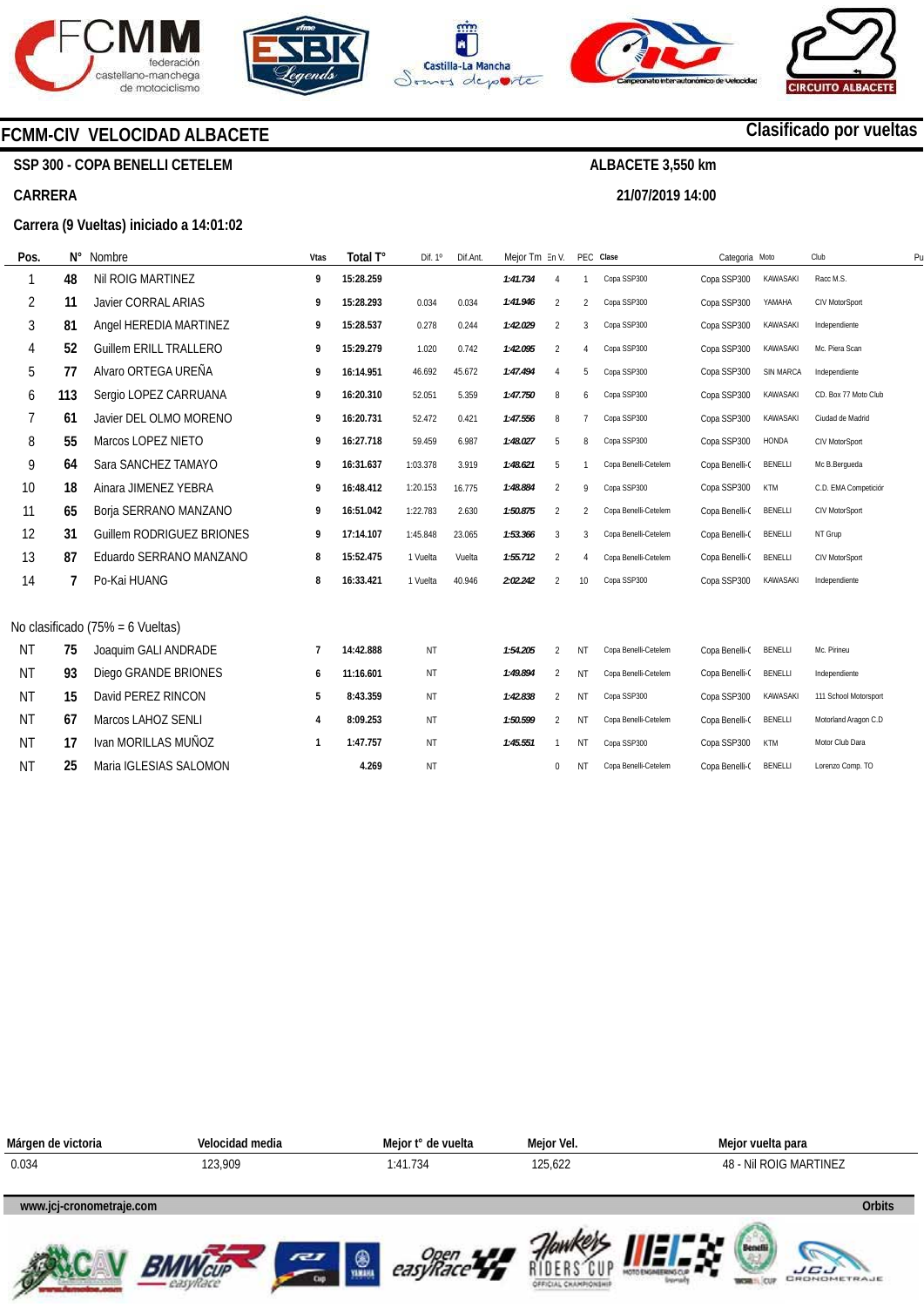# FCMM-CIV VELOCIDAD ALBACETE

**Clasificado por vueltas**

**SSP 300 - COPA BENELLI CETELEM** — **ALBACETE 3,550 km**

**CARRERA** — **21/07/2019 14:00**

**Carrera (9 Vueltas) iniciado a 14:01:02**

| Pos. | N° | Nombre | Vtas | Total T° | Dif. 1° | Dif.Ant. | Mejor Tm | En V. | PEC | Clase | Categoria | Moto | Club | Pu |
|---|---|---|---|---|---|---|---|---|---|---|---|---|---|---|
| 1 | 48 | Nil ROIG MARTINEZ | 9 | 15:28.259 | | | 1:41.734 | 4 | 1 | Copa SSP300 | Copa SSP300 | KAWASAKI | Racc M.S. | |
| 2 | 11 | Javier CORRAL ARIAS | 9 | 15:28.293 | 0.034 | 0.034 | 1:41.946 | 2 | 2 | Copa SSP300 | Copa SSP300 | YAMAHA | CIV MotorSport | |
| 3 | 81 | Angel HEREDIA MARTINEZ | 9 | 15:28.537 | 0.278 | 0.244 | 1:42.029 | 2 | 3 | Copa SSP300 | Copa SSP300 | KAWASAKI | Independiente | |
| 4 | 52 | Guillem ERILL TRALLERO | 9 | 15:29.279 | 1.020 | 0.742 | 1:42.095 | 2 | 4 | Copa SSP300 | Copa SSP300 | KAWASAKI | Mc. Piera Scan | |
| 5 | 77 | Alvaro ORTEGA UREÑA | 9 | 16:14.951 | 46.692 | 45.672 | 1:47.494 | 4 | 5 | Copa SSP300 | Copa SSP300 | SIN MARCA | Independiente | |
| 6 | 113 | Sergio LOPEZ CARRUANA | 9 | 16:20.310 | 52.051 | 5.359 | 1:47.750 | 8 | 6 | Copa SSP300 | Copa SSP300 | KAWASAKI | CD. Box 77 Moto Club | |
| 7 | 61 | Javier DEL OLMO MORENO | 9 | 16:20.731 | 52.472 | 0.421 | 1:47.556 | 8 | 7 | Copa SSP300 | Copa SSP300 | KAWASAKI | Ciudad de Madrid | |
| 8 | 55 | Marcos LOPEZ NIETO | 9 | 16:27.718 | 59.459 | 6.987 | 1:48.027 | 5 | 8 | Copa SSP300 | Copa SSP300 | HONDA | CIV MotorSport | |
| 9 | 64 | Sara SANCHEZ TAMAYO | 9 | 16:31.637 | 1:03.378 | 3.919 | 1:48.621 | 5 | 1 | Copa Benelli-Cetelem | Copa Benelli-( | BENELLI | Mc B.Bergueda | |
| 10 | 18 | Ainara JIMENEZ YEBRA | 9 | 16:48.412 | 1:20.153 | 16.775 | 1:48.884 | 2 | 9 | Copa SSP300 | Copa SSP300 | KTM | C.D. EMA Competiciór | |
| 11 | 65 | Borja SERRANO MANZANO | 9 | 16:51.042 | 1:22.783 | 2.630 | 1:50.875 | 2 | 2 | Copa Benelli-Cetelem | Copa Benelli-( | BENELLI | CIV MotorSport | |
| 12 | 31 | Guillem RODRIGUEZ BRIONES | 9 | 17:14.107 | 1:45.848 | 23.065 | 1:53.366 | 3 | 3 | Copa Benelli-Cetelem | Copa Benelli-( | BENELLI | NT Grup | |
| 13 | 87 | Eduardo SERRANO MANZANO | 8 | 15:52.475 | 1 Vuelta | Vuelta | 1:55.712 | 2 | 4 | Copa Benelli-Cetelem | Copa Benelli-( | BENELLI | CIV MotorSport | |
| 14 | 7 | Po-Kai HUANG | 8 | 16:33.421 | 1 Vuelta | 40.946 | 2:02.242 | 2 | 10 | Copa SSP300 | Copa SSP300 | KAWASAKI | Independiente | |

No clasificado (75% = 6 Vueltas)

| Pos. | N° | Nombre | Vtas | Total T° | Dif. 1° | Dif.Ant. | Mejor Tm | En V. | PEC | Clase | Categoria | Moto | Club |
|---|---|---|---|---|---|---|---|---|---|---|---|---|---|
| NT | 75 | Joaquim GALI ANDRADE | 7 | 14:42.888 | NT | | 1:54.205 | 2 | NT | Copa Benelli-Cetelem | Copa Benelli-( | BENELLI | Mc. Pirineu |
| NT | 93 | Diego GRANDE BRIONES | 6 | 11:16.601 | NT | | 1:49.894 | 2 | NT | Copa Benelli-Cetelem | Copa Benelli-( | BENELLI | Independiente |
| NT | 15 | David PEREZ RINCON | 5 | 8:43.359 | NT | | 1:42.838 | 2 | NT | Copa SSP300 | Copa SSP300 | KAWASAKI | 111 School Motorsport |
| NT | 67 | Marcos LAHOZ SENLI | 4 | 8:09.253 | NT | | 1:50.599 | 2 | NT | Copa Benelli-Cetelem | Copa Benelli-( | BENELLI | Motorland Aragon C.D |
| NT | 17 | Ivan MORILLAS MUÑOZ | 1 | 1:47.757 | NT | | 1:45.551 | 1 | NT | Copa SSP300 | Copa SSP300 | KTM | Motor Club Dara |
| NT | 25 | Maria IGLESIAS SALOMON | | 4.269 | NT | | | 0 | NT | Copa Benelli-Cetelem | Copa Benelli-( | BENELLI | Lorenzo Comp. TO |

| Márgen de victoria | Velocidad media | Mejor t° de vuelta | Mejor Vel. | Mejor vuelta para |
|---|---|---|---|---|
| 0.034 | 123,909 | 1:41.734 | 125,622 | 48 - Nil ROIG MARTINEZ |

www.jcj-cronometraje.com — Orbits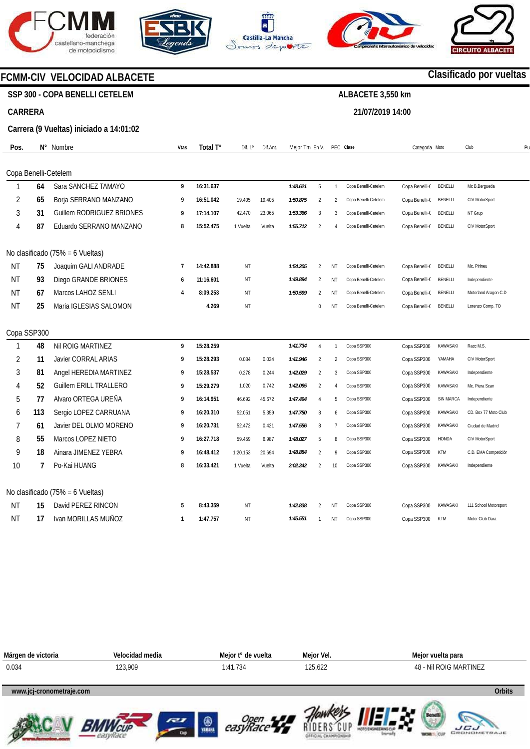# FCMM-CIV VELOCIDAD ALBACETE

**Clasificado por vueltas**

**SSP 300 - COPA BENELLI CETELEM** — **ALBACETE 3,550 km**

**CARRERA** — **21/07/2019 14:00**

**Carrera (9 Vueltas) iniciado a 14:01:02**

| Pos. | N° | Nombre | Vtas | Total T° | Dif. 1° | Dif.Ant. | Mejor Tm | En V. | PEC | Clase | Categoria | Moto | Club |
|---|---|---|---|---|---|---|---|---|---|---|---|---|---|
| **Copa Benelli-Cetelem** | | | | | | | | | | | | | |
| 1 | 64 | Sara SANCHEZ TAMAYO | 9 | 16:31.637 | | | 1:48.621 | 5 | 1 | Copa Benelli-Cetelem | Copa Benelli-( | BENELLI | Mc B.Bergueda |
| 2 | 65 | Borja SERRANO MANZANO | 9 | 16:51.042 | 19.405 | 19.405 | 1:50.875 | 2 | 2 | Copa Benelli-Cetelem | Copa Benelli-( | BENELLI | CIV MotorSport |
| 3 | 31 | Guillem RODRIGUEZ BRIONES | 9 | 17:14.107 | 42.470 | 23.065 | 1:53.366 | 3 | 3 | Copa Benelli-Cetelem | Copa Benelli-( | BENELLI | NT Grup |
| 4 | 87 | Eduardo SERRANO MANZANO | 8 | 15:52.475 | 1 Vuelta | Vuelta | 1:55.712 | 2 | 4 | Copa Benelli-Cetelem | Copa Benelli-( | BENELLI | CIV MotorSport |
| **No clasificado (75% = 6 Vueltas)** | | | | | | | | | | | | | |
| NT | 75 | Joaquim GALI ANDRADE | 7 | 14:42.888 | NT | | 1:54.205 | 2 | NT | Copa Benelli-Cetelem | Copa Benelli-( | BENELLI | Mc. Pirineu |
| NT | 93 | Diego GRANDE BRIONES | 6 | 11:16.601 | NT | | 1:49.894 | 2 | NT | Copa Benelli-Cetelem | Copa Benelli-( | BENELLI | Independiente |
| NT | 67 | Marcos LAHOZ SENLI | 4 | 8:09.253 | NT | | 1:50.599 | 2 | NT | Copa Benelli-Cetelem | Copa Benelli-( | BENELLI | Motorland Aragon C.D |
| NT | 25 | Maria IGLESIAS SALOMON | | 4.269 | NT | | | 0 | NT | Copa Benelli-Cetelem | Copa Benelli-( | BENELLI | Lorenzo Comp. TO |
| **Copa SSP300** | | | | | | | | | | | | | |
| 1 | 48 | Nil ROIG MARTINEZ | 9 | 15:28.259 | | | 1:41.734 | 4 | 1 | Copa SSP300 | Copa SSP300 | KAWASAKI | Racc M.S. |
| 2 | 11 | Javier CORRAL ARIAS | 9 | 15:28.293 | 0.034 | 0.034 | 1:41.946 | 2 | 2 | Copa SSP300 | Copa SSP300 | YAMAHA | CIV MotorSport |
| 3 | 81 | Angel HEREDIA MARTINEZ | 9 | 15:28.537 | 0.278 | 0.244 | 1:42.029 | 2 | 3 | Copa SSP300 | Copa SSP300 | KAWASAKI | Independiente |
| 4 | 52 | Guillem ERILL TRALLERO | 9 | 15:29.279 | 1.020 | 0.742 | 1:42.095 | 2 | 4 | Copa SSP300 | Copa SSP300 | KAWASAKI | Mc. Piera Scan |
| 5 | 77 | Alvaro ORTEGA UREÑA | 9 | 16:14.951 | 46.692 | 45.672 | 1:47.494 | 4 | 5 | Copa SSP300 | Copa SSP300 | SIN MARCA | Independiente |
| 6 | 113 | Sergio LOPEZ CARRUANA | 9 | 16:20.310 | 52.051 | 5.359 | 1:47.750 | 8 | 6 | Copa SSP300 | Copa SSP300 | KAWASAKI | CD. Box 77 Moto Club |
| 7 | 61 | Javier DEL OLMO MORENO | 9 | 16:20.731 | 52.472 | 0.421 | 1:47.556 | 8 | 7 | Copa SSP300 | Copa SSP300 | KAWASAKI | Ciudad de Madrid |
| 8 | 55 | Marcos LOPEZ NIETO | 9 | 16:27.718 | 59.459 | 6.987 | 1:48.027 | 5 | 8 | Copa SSP300 | Copa SSP300 | HONDA | CIV MotorSport |
| 9 | 18 | Ainara JIMENEZ YEBRA | 9 | 16:48.412 | 1:20.153 | 20.694 | 1:48.884 | 2 | 9 | Copa SSP300 | Copa SSP300 | KTM | C.D. EMA Competición |
| 10 | 7 | Po-Kai HUANG | 8 | 16:33.421 | 1 Vuelta | Vuelta | 2:02.242 | 2 | 10 | Copa SSP300 | Copa SSP300 | KAWASAKI | Independiente |
| **No clasificado (75% = 6 Vueltas)** | | | | | | | | | | | | | |
| NT | 15 | David PEREZ RINCON | 5 | 8:43.359 | NT | | 1:42.838 | 2 | NT | Copa SSP300 | Copa SSP300 | KAWASAKI | 111 School Motorsport |
| NT | 17 | Ivan MORILLAS MUÑOZ | 1 | 1:47.757 | NT | | 1:45.551 | 1 | NT | Copa SSP300 | Copa SSP300 | KTM | Motor Club Dara |

| Márgen de victoria | Velocidad media | Mejor t° de vuelta | Mejor Vel. | Mejor vuelta para |
|---|---|---|---|---|
| 0.034 | 123,909 | 1:41.734 | 125,622 | 48 - Nil ROIG MARTINEZ |

www.jcj-cronometraje.com — Orbits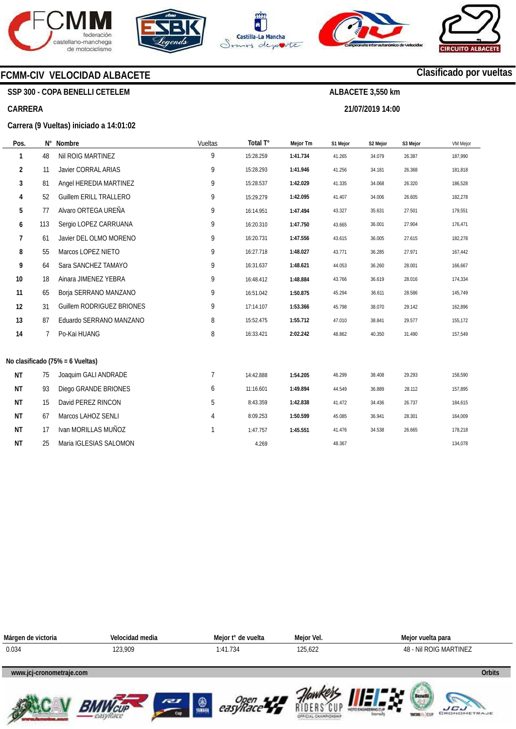# FCMM-CIV VELOCIDAD ALBACETE

**Clasificado por vueltas**

**SSP 300 - COPA BENELLI CETELEM**

**ALBACETE 3,550 km**

**CARRERA**

**21/07/2019 14:00**

**Carrera (9 Vueltas) iniciado a 14:01:02**

| Pos. | N° | Nombre | Vueltas | Total T° | Mejor Tm | S1 Mejor | S2 Mejor | S3 Mejor | VM Mejor |
|---|---|---|---|---|---|---|---|---|---|
| 1 | 48 | Nil ROIG MARTINEZ | 9 | 15:28.259 | **1:41.734** | 41.265 | 34.079 | 26.387 | 187,990 |
| 2 | 11 | Javier CORRAL ARIAS | 9 | 15:28.293 | **1:41.946** | 41.256 | 34.181 | 26.368 | 181,818 |
| 3 | 81 | Angel HEREDIA MARTINEZ | 9 | 15:28.537 | **1:42.029** | 41.335 | 34.068 | 26.320 | 186,528 |
| 4 | 52 | Guillem ERILL TRALLERO | 9 | 15:29.279 | **1:42.095** | 41.407 | 34.006 | 26.605 | 182,278 |
| 5 | 77 | Alvaro ORTEGA UREÑA | 9 | 16:14.951 | **1:47.494** | 43.327 | 35.631 | 27.501 | 179,551 |
| 6 | 113 | Sergio LOPEZ CARRUANA | 9 | 16:20.310 | **1:47.750** | 43.665 | 36.001 | 27.904 | 176,471 |
| 7 | 61 | Javier DEL OLMO MORENO | 9 | 16:20.731 | **1:47.556** | 43.615 | 36.005 | 27.615 | 182,278 |
| 8 | 55 | Marcos LOPEZ NIETO | 9 | 16:27.718 | **1:48.027** | 43.771 | 36.285 | 27.971 | 167,442 |
| 9 | 64 | Sara SANCHEZ TAMAYO | 9 | 16:31.637 | **1:48.621** | 44.053 | 36.260 | 28.001 | 166,667 |
| 10 | 18 | Ainara JIMENEZ YEBRA | 9 | 16:48.412 | **1:48.884** | 43.766 | 36.619 | 28.016 | 174,334 |
| 11 | 65 | Borja SERRANO MANZANO | 9 | 16:51.042 | **1:50.875** | 45.294 | 36.611 | 28.586 | 145,749 |
| 12 | 31 | Guillem RODRIGUEZ BRIONES | 9 | 17:14.107 | **1:53.366** | 45.798 | 38.070 | 29.142 | 162,896 |
| 13 | 87 | Eduardo SERRANO MANZANO | 8 | 15:52.475 | **1:55.712** | 47.010 | 38.841 | 29.577 | 155,172 |
| 14 | 7 | Po-Kai HUANG | 8 | 16:33.421 | **2:02.242** | 48.862 | 40.350 | 31.490 | 157,549 |

**No clasificado (75% = 6 Vueltas)**

| Pos. | N° | Nombre | Vueltas | Total T° | Mejor Tm | S1 Mejor | S2 Mejor | S3 Mejor | VM Mejor |
|---|---|---|---|---|---|---|---|---|---|
| NT | 75 | Joaquim GALI ANDRADE | 7 | 14:42.888 | **1:54.205** | 46.299 | 38.408 | 29.293 | 158,590 |
| NT | 93 | Diego GRANDE BRIONES | 6 | 11:16.601 | **1:49.894** | 44.549 | 36.889 | 28.112 | 157,895 |
| NT | 15 | David PEREZ RINCON | 5 | 8:43.359 | **1:42.838** | 41.472 | 34.436 | 26.737 | 184,615 |
| NT | 67 | Marcos LAHOZ SENLI | 4 | 8:09.253 | **1:50.599** | 45.085 | 36.941 | 28.301 | 164,009 |
| NT | 17 | Ivan MORILLAS MUÑOZ | 1 | 1:47.757 | **1:45.551** | 41.476 | 34.538 | 26.665 | 178,218 |
| NT | 25 | Maria IGLESIAS SALOMON | | 4.269 | | 48.367 | | | 134,078 |

| Márgen de victoria | Velocidad media | Mejor t° de vuelta | Mejor Vel. | Mejor vuelta para |
|---|---|---|---|---|
| 0.034 | 123,909 | 1:41.734 | 125,622 | 48 - Nil ROIG MARTINEZ |

www.jcj-cronometraje.com — Orbits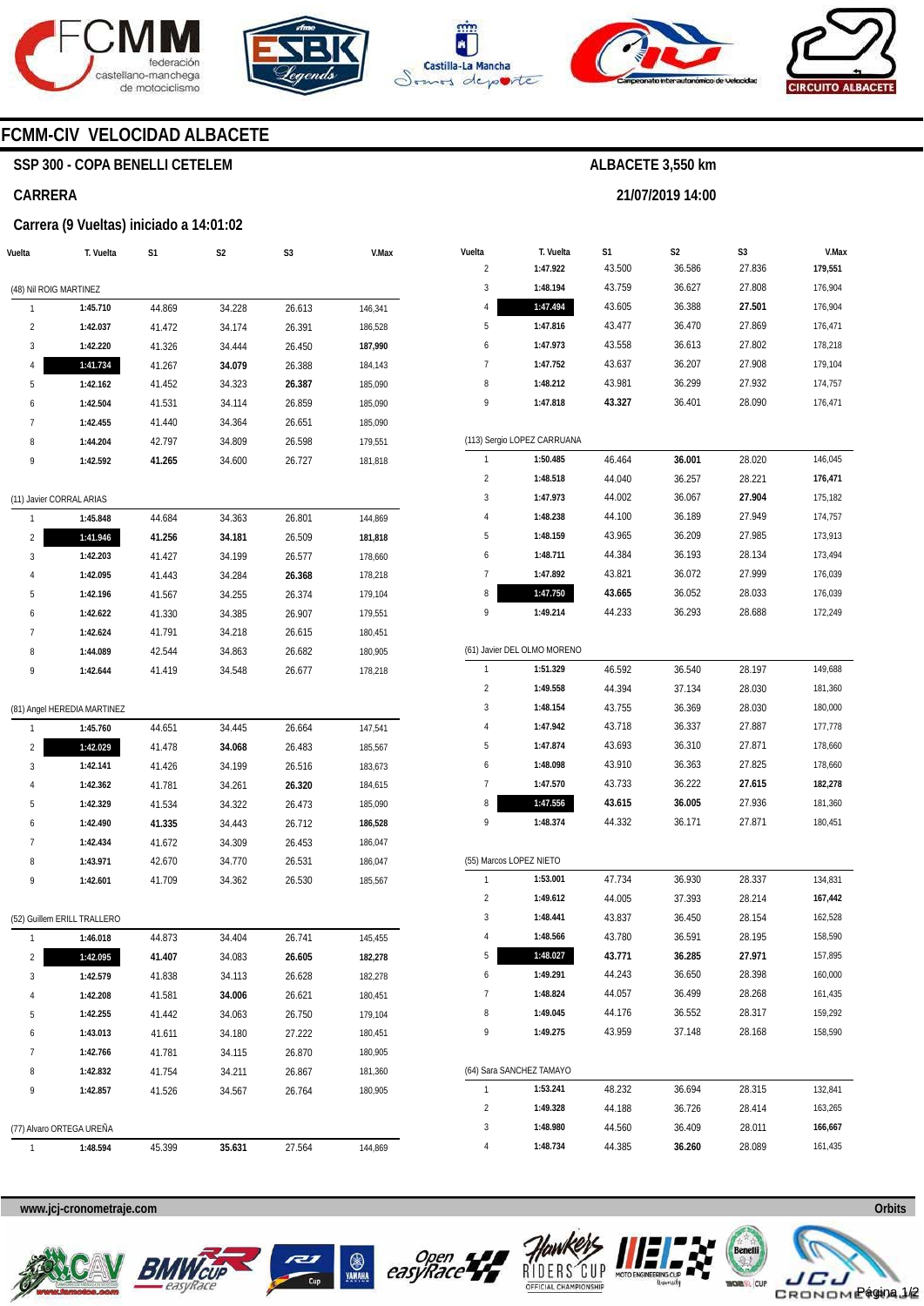## FCMM-CIV VELOCIDAD ALBACETE

### SSP 300 - COPA BENELLI CETELEM

**ALBACETE 3,550 km**

### CARRERA

**21/07/2019 14:00**

### Carrera (9 Vueltas) iniciado a 14:01:02

| Vuelta | T. Vuelta | S1 | S2 | S3 | V.Max |
|---|---|---|---|---|---|
| (48) Nil ROIG MARTINEZ | | | | | |
| 1 | **1:45.710** | 44.869 | 34.228 | 26.613 | 146,341 |
| 2 | **1:42.037** | 41.472 | 34.174 | 26.391 | 186,528 |
| 3 | **1:42.220** | 41.326 | 34.444 | 26.450 | **187,990** |
| 4 | **1:41.734** | 41.267 | **34.079** | 26.388 | 184,143 |
| 5 | **1:42.162** | 41.452 | 34.323 | **26.387** | 185,090 |
| 6 | **1:42.504** | 41.531 | 34.114 | 26.859 | 185,090 |
| 7 | **1:42.455** | 41.440 | 34.364 | 26.651 | 185,090 |
| 8 | **1:44.204** | 42.797 | 34.809 | 26.598 | 179,551 |
| 9 | **1:42.592** | **41.265** | 34.600 | 26.727 | 181,818 |
| (11) Javier CORRAL ARIAS | | | | | |
| 1 | **1:45.848** | 44.684 | 34.363 | 26.801 | 144,869 |
| 2 | **1:41.946** | **41.256** | **34.181** | 26.509 | **181,818** |
| 3 | **1:42.203** | 41.427 | 34.199 | 26.577 | 178,660 |
| 4 | **1:42.095** | 41.443 | 34.284 | **26.368** | 178,218 |
| 5 | **1:42.196** | 41.567 | 34.255 | 26.374 | 179,104 |
| 6 | **1:42.622** | 41.330 | 34.385 | 26.907 | 179,551 |
| 7 | **1:42.624** | 41.791 | 34.218 | 26.615 | 180,451 |
| 8 | **1:44.089** | 42.544 | 34.863 | 26.682 | 180,905 |
| 9 | **1:42.644** | 41.419 | 34.548 | 26.677 | 178,218 |
| (81) Angel HEREDIA MARTINEZ | | | | | |
| 1 | **1:45.760** | 44.651 | 34.445 | 26.664 | 147,541 |
| 2 | **1:42.029** | 41.478 | **34.068** | 26.483 | 185,567 |
| 3 | **1:42.141** | 41.426 | 34.199 | 26.516 | 183,673 |
| 4 | **1:42.362** | 41.781 | 34.261 | **26.320** | 184,615 |
| 5 | **1:42.329** | 41.534 | 34.322 | 26.473 | 185,090 |
| 6 | **1:42.490** | **41.335** | 34.443 | 26.712 | **186,528** |
| 7 | **1:42.434** | 41.672 | 34.309 | 26.453 | 186,047 |
| 8 | **1:43.971** | 42.670 | 34.770 | 26.531 | 186,047 |
| 9 | **1:42.601** | 41.709 | 34.362 | 26.530 | 185,567 |
| (52) Guillem ERILL TRALLERO | | | | | |
| 1 | **1:46.018** | 44.873 | 34.404 | 26.741 | 145,455 |
| 2 | **1:42.095** | **41.407** | 34.083 | **26.605** | **182,278** |
| 3 | **1:42.579** | 41.838 | 34.113 | 26.628 | 182,278 |
| 4 | **1:42.208** | 41.581 | **34.006** | 26.621 | 180,451 |
| 5 | **1:42.255** | 41.442 | 34.063 | 26.750 | 179,104 |
| 6 | **1:43.013** | 41.611 | 34.180 | 27.222 | 180,451 |
| 7 | **1:42.766** | 41.781 | 34.115 | 26.870 | 180,905 |
| 8 | **1:42.832** | 41.754 | 34.211 | 26.867 | 181,360 |
| 9 | **1:42.857** | 41.526 | 34.567 | 26.764 | 180,905 |
| (77) Alvaro ORTEGA UREÑA | | | | | |
| 1 | **1:48.594** | 45.399 | **35.631** | 27.564 | 144,869 |
| 2 | **1:47.922** | 43.500 | 36.586 | 27.836 | **179,551** |
| 3 | **1:48.194** | 43.759 | 36.627 | 27.808 | 176,904 |
| 4 | **1:47.494** | 43.605 | 36.388 | **27.501** | 176,904 |
| 5 | **1:47.816** | 43.477 | 36.470 | 27.869 | 176,471 |
| 6 | **1:47.973** | 43.558 | 36.613 | 27.802 | 178,218 |
| 7 | **1:47.752** | 43.637 | 36.207 | 27.908 | 179,104 |
| 8 | **1:48.212** | 43.981 | 36.299 | 27.932 | 174,757 |
| 9 | **1:47.818** | **43.327** | 36.401 | 28.090 | 176,471 |
| (113) Sergio LOPEZ CARRUANA | | | | | |
| 1 | **1:50.485** | 46.464 | **36.001** | 28.020 | 146,045 |
| 2 | **1:48.518** | 44.040 | 36.257 | 28.221 | **176,471** |
| 3 | **1:47.973** | 44.002 | 36.067 | **27.904** | 175,182 |
| 4 | **1:48.238** | 44.100 | 36.189 | 27.949 | 174,757 |
| 5 | **1:48.159** | 43.965 | 36.209 | 27.985 | 173,913 |
| 6 | **1:48.711** | 44.384 | 36.193 | 28.134 | 173,494 |
| 7 | **1:47.892** | 43.821 | 36.072 | 27.999 | 176,039 |
| 8 | **1:47.750** | **43.665** | 36.052 | 28.033 | 176,039 |
| 9 | **1:49.214** | 44.233 | 36.293 | 28.688 | 172,249 |
| (61) Javier DEL OLMO MORENO | | | | | |
| 1 | **1:51.329** | 46.592 | 36.540 | 28.197 | 149,688 |
| 2 | **1:49.558** | 44.394 | 37.134 | 28.030 | 181,360 |
| 3 | **1:48.154** | 43.755 | 36.369 | 28.030 | 180,000 |
| 4 | **1:47.942** | 43.718 | 36.337 | 27.887 | 177,778 |
| 5 | **1:47.874** | 43.693 | 36.310 | 27.871 | 178,660 |
| 6 | **1:48.098** | 43.910 | 36.363 | 27.825 | 178,660 |
| 7 | **1:47.570** | 43.733 | 36.222 | **27.615** | **182,278** |
| 8 | **1:47.556** | **43.615** | **36.005** | 27.936 | 181,360 |
| 9 | **1:48.374** | 44.332 | 36.171 | 27.871 | 180,451 |
| (55) Marcos LOPEZ NIETO | | | | | |
| 1 | **1:53.001** | 47.734 | 36.930 | 28.337 | 134,831 |
| 2 | **1:49.612** | 44.005 | 37.393 | 28.214 | **167,442** |
| 3 | **1:48.441** | 43.837 | 36.450 | 28.154 | 162,528 |
| 4 | **1:48.566** | 43.780 | 36.591 | 28.195 | 158,590 |
| 5 | **1:48.027** | **43.771** | **36.285** | **27.971** | 157,895 |
| 6 | **1:49.291** | 44.243 | 36.650 | 28.398 | 160,000 |
| 7 | **1:48.824** | 44.057 | 36.499 | 28.268 | 161,435 |
| 8 | **1:49.045** | 44.176 | 36.552 | 28.317 | 159,292 |
| 9 | **1:49.275** | 43.959 | 37.148 | 28.168 | 158,590 |
| (64) Sara SANCHEZ TAMAYO | | | | | |
| 1 | **1:53.241** | 48.232 | 36.694 | 28.315 | 132,841 |
| 2 | **1:49.328** | 44.188 | 36.726 | 28.414 | 163,265 |
| 3 | **1:48.980** | 44.560 | 36.409 | 28.011 | **166,667** |
| 4 | **1:48.734** | 44.385 | **36.260** | 28.089 | 161,435 |

www.jcj-cronometraje.com

Orbits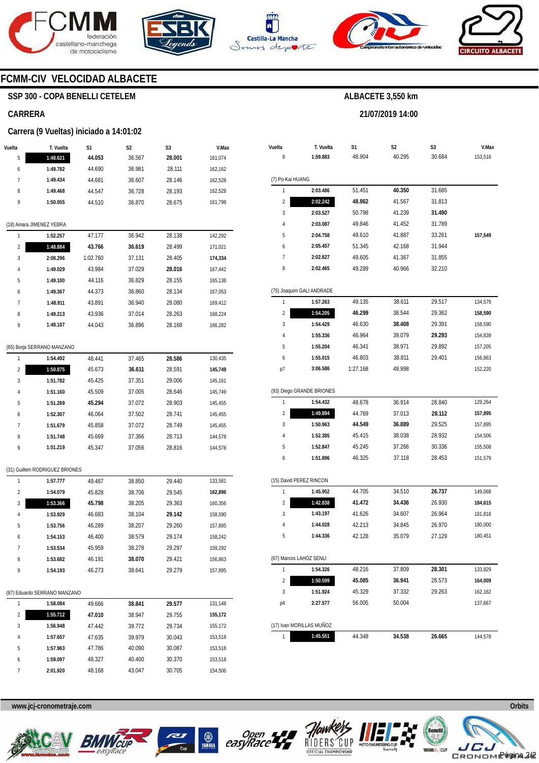## FCMM-CIV VELOCIDAD ALBACETE

### SSP 300 - COPA BENELLI CETELEM

**ALBACETE 3,550 km**

### CARRERA

**21/07/2019 14:00**

### Carrera (9 Vueltas) iniciado a 14:01:02

| Vuelta | T. Vuelta | S1 | S2 | S3 | V.Max |
|---|---|---|---|---|---|
| 5 | **1:48.621** | **44.053** | 36.567 | **28.001** | 161,074 |
| 6 | 1:49.782 | 44.690 | 36.981 | 28.111 | 162,162 |
| 7 | 1:49.434 | 44.681 | 36.607 | 28.146 | 162,528 |
| 8 | 1:49.468 | 44.547 | 36.728 | 28.193 | 162,528 |
| 9 | 1:50.055 | 44.510 | 36.870 | 28.675 | 161,798 |

(18) Ainara JIMENEZ YEBRA

| Vuelta | T. Vuelta | S1 | S2 | S3 | V.Max |
|---|---|---|---|---|---|
| 1 | 1:52.257 | 47.177 | 36.942 | 28.138 | 142,292 |
| 2 | **1:48.884** | **43.766** | **36.619** | 28.499 | 171,021 |
| 3 | 2:08.296 | 1:02.760 | 37.131 | 28.405 | **174,334** |
| 4 | 1:49.029 | 43.984 | 37.029 | **28.016** | 167,442 |
| 5 | 1:49.100 | 44.116 | 36.829 | 28.155 | 165,138 |
| 6 | 1:49.367 | 44.373 | 36.860 | 28.134 | 167,053 |
| 7 | 1:48.911 | 43.891 | 36.940 | 28.080 | 169,412 |
| 8 | 1:49.213 | 43.936 | 37.014 | 28.263 | 168,224 |
| 9 | 1:49.107 | 44.043 | 36.896 | 28.168 | 166,282 |

(65) Borja SERRANO MANZANO

| Vuelta | T. Vuelta | S1 | S2 | S3 | V.Max |
|---|---|---|---|---|---|
| 1 | 1:54.492 | 48.441 | 37.465 | **28.586** | 130,435 |
| 2 | **1:50.875** | 45.673 | **36.611** | 28.591 | **145,749** |
| 3 | 1:51.782 | 45.425 | 37.351 | 29.006 | 145,161 |
| 4 | 1:51.160 | 45.509 | 37.005 | 28.646 | 145,749 |
| 5 | 1:51.269 | **45.294** | 37.072 | 28.903 | 145,455 |
| 6 | 1:52.307 | 46.064 | 37.502 | 28.741 | 145,455 |
| 7 | 1:51.679 | 45.858 | 37.072 | 28.749 | 145,455 |
| 8 | 1:51.748 | 45.669 | 37.366 | 28.713 | 144,578 |
| 9 | 1:51.219 | 45.347 | 37.056 | 28.816 | 144,578 |

(31) Guillem RODRIGUEZ BRIONES

| Vuelta | T. Vuelta | S1 | S2 | S3 | V.Max |
|---|---|---|---|---|---|
| 1 | 1:57.777 | 49.487 | 38.850 | 29.440 | 133,581 |
| 2 | 1:54.079 | 45.828 | 38.706 | 29.545 | **162,896** |
| 3 | **1:53.366** | **45.798** | 38.205 | 29.363 | 160,356 |
| 4 | 1:53.929 | 46.683 | 38.104 | **29.142** | 158,590 |
| 5 | 1:53.756 | 46.289 | 38.207 | 29.260 | 157,895 |
| 6 | 1:54.153 | 46.400 | 38.579 | 29.174 | 158,242 |
| 7 | 1:53.534 | 45.959 | 38.278 | 29.297 | 159,292 |
| 8 | 1:53.682 | 46.191 | **38.070** | 29.421 | 156,863 |
| 9 | 1:54.193 | 46.273 | 38.641 | 29.279 | 157,895 |

(87) Eduardo SERRANO MANZANO

| Vuelta | T. Vuelta | S1 | S2 | S3 | V.Max |
|---|---|---|---|---|---|
| 1 | 1:58.084 | 49.666 | **38.841** | **29.577** | 131,148 |
| 2 | **1:55.712** | **47.010** | 38.947 | 29.755 | **155,172** |
| 3 | 1:56.948 | 47.442 | 39.772 | 29.734 | 155,172 |
| 4 | 1:57.657 | 47.635 | 39.979 | 30.043 | 153,518 |
| 5 | 1:57.963 | 47.786 | 40.090 | 30.087 | 153,518 |
| 6 | 1:59.097 | 48.327 | 40.400 | 30.370 | 153,518 |
| 7 | 2:01.920 | 48.168 | 43.047 | 30.705 | 154,506 |
| 8 | 1:59.883 | 48.904 | 40.295 | 30.684 | 153,518 |

(7) Po-Kai HUANG

| Vuelta | T. Vuelta | S1 | S2 | S3 | V.Max |
|---|---|---|---|---|---|
| 1 | 2:03.486 | 51.451 | **40.350** | 31.685 | |
| 2 | **2:02.242** | **48.862** | 41.567 | 31.813 | |
| 3 | 2:03.527 | 50.798 | 41.239 | **31.490** | |
| 4 | 2:03.087 | 49.846 | 41.452 | 31.789 | |
| 5 | 2:04.758 | 49.610 | 41.887 | 33.261 | **157,549** |
| 6 | 2:05.457 | 51.345 | 42.168 | 31.944 | |
| 7 | 2:02.827 | 49.605 | 41.367 | 31.855 | |
| 8 | 2:02.465 | 49.289 | 40.966 | 32.210 | |

(75) Joaquim GALI ANDRADE

| Vuelta | T. Vuelta | S1 | S2 | S3 | V.Max |
|---|---|---|---|---|---|
| 1 | 1:57.263 | 49.135 | 38.611 | 29.517 | 134,579 |
| 2 | **1:54.205** | **46.299** | 38.544 | 29.362 | **158,590** |
| 3 | 1:54.429 | 46.630 | **38.408** | 29.391 | 158,590 |
| 4 | 1:55.336 | 46.964 | 39.079 | **29.293** | 154,839 |
| 5 | 1:55.204 | 46.341 | 38.971 | 29.892 | 157,205 |
| 6 | 1:55.015 | 46.803 | 38.811 | 29.401 | 156,863 |
| p7 | 3:06.586 | 1:27.168 | 49.998 | | 152,220 |

(93) Diego GRANDE BRIONES

| Vuelta | T. Vuelta | S1 | S2 | S3 | V.Max |
|---|---|---|---|---|---|
| 1 | 1:54.432 | 48.678 | 36.914 | 28.840 | 129,264 |
| 2 | **1:49.894** | 44.769 | 37.013 | **28.112** | **157,895** |
| 3 | 1:50.963 | **44.549** | **36.889** | 29.525 | 157,895 |
| 4 | 1:52.385 | 45.415 | 38.038 | 28.932 | 154,506 |
| 5 | 1:52.847 | 45.245 | 37.266 | 30.336 | 155,508 |
| 6 | 1:51.896 | 46.325 | 37.118 | 28.453 | 151,579 |

(15) David PEREZ RINCON

| Vuelta | T. Vuelta | S1 | S2 | S3 | V.Max |
|---|---|---|---|---|---|
| 1 | 1:45.952 | 44.705 | 34.510 | **26.737** | 149,068 |
| 2 | **1:42.838** | **41.472** | **34.436** | 26.930 | **184,615** |
| 3 | 1:43.197 | 41.626 | 34.607 | 26.964 | 181,818 |
| 4 | 1:44.028 | 42.213 | 34.845 | 26.970 | 180,000 |
| 5 | 1:44.336 | 42.128 | 35.079 | 27.129 | 180,451 |

(67) Marcos LAHOZ SENLI

| Vuelta | T. Vuelta | S1 | S2 | S3 | V.Max |
|---|---|---|---|---|---|
| 1 | 1:54.326 | 48.216 | 37.809 | **28.301** | 133,829 |
| 2 | **1:50.599** | **45.085** | **36.941** | 28.573 | **164,009** |
| 3 | 1:51.924 | 45.329 | 37.332 | 29.263 | 162,162 |
| p4 | 2:27.577 | 56.005 | 50.004 | | 137,667 |

(17) Ivan MORILLAS MUÑOZ

| Vuelta | T. Vuelta | S1 | S2 | S3 | V.Max |
|---|---|---|---|---|---|
| 1 | **1:45.551** | 44.348 | **34.538** | **26.665** | 144,578 |

www.jcj-cronometraje.com

Orbits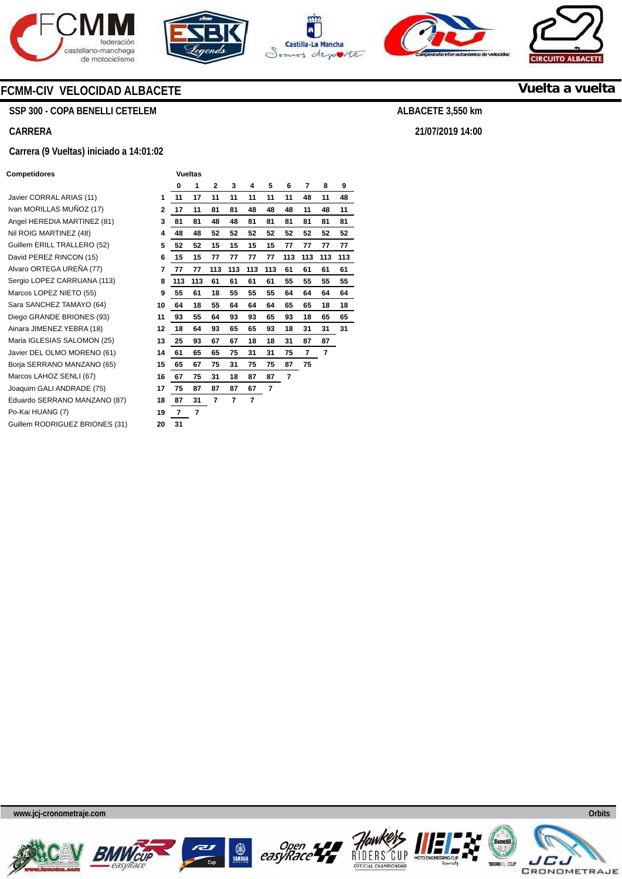## FCMM-CIV VELOCIDAD ALBACETE

**Vuelta a vuelta**

**SSP 300 - COPA BENELLI CETELEM**

**ALBACETE 3,550 km**

**CARRERA**

**21/07/2019 14:00**

**Carrera (9 Vueltas) iniciado a 14:01:02**

| Competidores | | 0 | 1 | 2 | 3 | 4 | 5 | 6 | 7 | 8 | 9 |
|---|---|---|---|---|---|---|---|---|---|---|---|
| Javier CORRAL ARIAS (11) | 1 | 11 | 17 | 11 | 11 | 11 | 11 | 11 | 48 | 11 | 48 |
| Ivan MORILLAS MUÑOZ (17) | 2 | 17 | 11 | 81 | 81 | 48 | 48 | 48 | 11 | 48 | 11 |
| Angel HEREDIA MARTINEZ (81) | 3 | 81 | 81 | 48 | 48 | 81 | 81 | 81 | 81 | 81 | 81 |
| Nil ROIG MARTINEZ (48) | 4 | 48 | 48 | 52 | 52 | 52 | 52 | 52 | 52 | 52 | 52 |
| Guillem ERILL TRALLERO (52) | 5 | 52 | 52 | 15 | 15 | 15 | 15 | 77 | 77 | 77 | 77 |
| David PEREZ RINCON (15) | 6 | 15 | 15 | 77 | 77 | 77 | 77 | 113 | 113 | 113 | 113 |
| Alvaro ORTEGA UREÑA (77) | 7 | 77 | 77 | 113 | 113 | 113 | 113 | 61 | 61 | 61 | 61 |
| Sergio LOPEZ CARRUANA (113) | 8 | 113 | 113 | 61 | 61 | 61 | 61 | 55 | 55 | 55 | 55 |
| Marcos LOPEZ NIETO (55) | 9 | 55 | 61 | 18 | 55 | 55 | 55 | 64 | 64 | 64 | 64 |
| Sara SANCHEZ TAMAYO (64) | 10 | 64 | 18 | 55 | 64 | 64 | 64 | 65 | 65 | 18 | 18 |
| Diego GRANDE BRIONES (93) | 11 | 93 | 55 | 64 | 93 | 93 | 65 | 93 | 18 | 65 | 65 |
| Ainara JIMENEZ YEBRA (18) | 12 | 18 | 64 | 93 | 65 | 65 | 93 | 18 | 31 | 31 | 31 |
| Maria IGLESIAS SALOMON (25) | 13 | 25 | 93 | 67 | 67 | 18 | 18 | 31 | 87 | 87 | |
| Javier DEL OLMO MORENO (61) | 14 | 61 | 65 | 65 | 75 | 31 | 31 | 75 | 7 | 7 | |
| Borja SERRANO MANZANO (65) | 15 | 65 | 67 | 75 | 31 | 75 | 75 | 87 | 75 | | |
| Marcos LAHOZ SENLI (67) | 16 | 67 | 75 | 31 | 18 | 87 | 87 | 7 | | | |
| Joaquim GALI ANDRADE (75) | 17 | 75 | 87 | 87 | 87 | 67 | 7 | | | | |
| Eduardo SERRANO MANZANO (87) | 18 | 87 | 31 | 7 | 7 | 7 | | | | | |
| Po-Kai HUANG (7) | 19 | 7 | 7 | | | | | | | | |
| Guillem RODRIGUEZ BRIONES (31) | 20 | 31 | | | | | | | | | |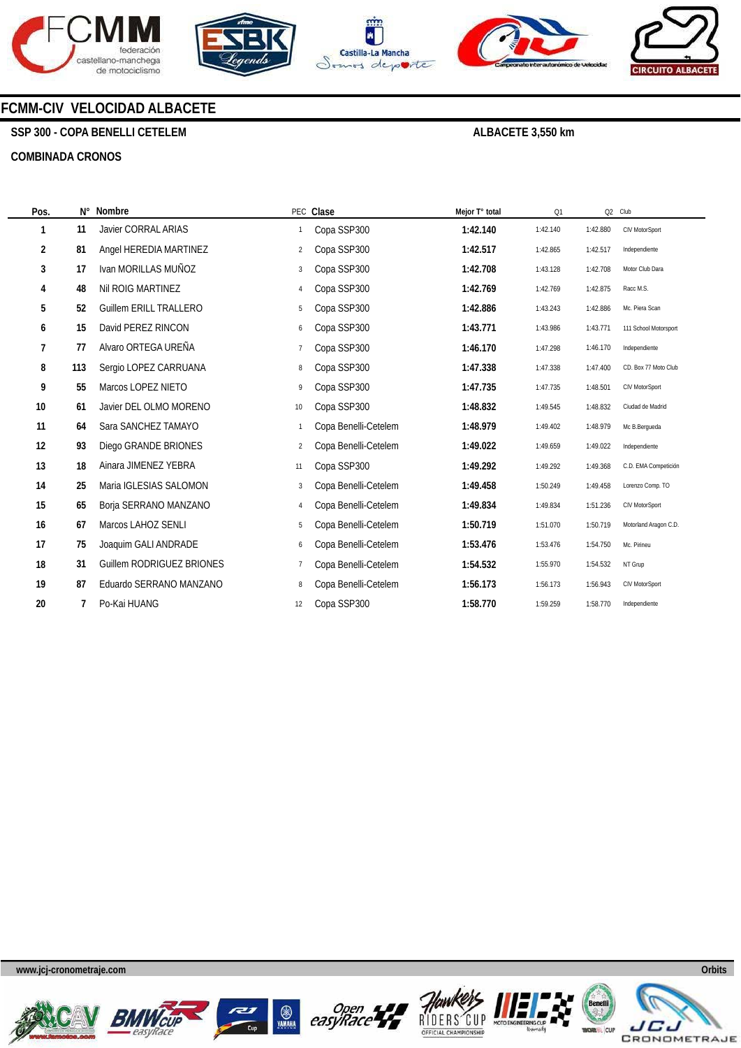# FCMM-CIV VELOCIDAD ALBACETE

**SSP 300 - COPA BENELLI CETELEM** **ALBACETE 3,550 km**

**COMBINADA CRONOS**

| Pos. | N° | Nombre | PEC | Clase | Mejor T° total | Q1 | Q2 | Club |
|---|---|---|---|---|---|---|---|---|
| 1 | 11 | Javier CORRAL ARIAS | 1 | Copa SSP300 | 1:42.140 | 1:42.140 | 1:42.880 | CIV MotorSport |
| 2 | 81 | Angel HEREDIA MARTINEZ | 2 | Copa SSP300 | 1:42.517 | 1:42.865 | 1:42.517 | Independiente |
| 3 | 17 | Ivan MORILLAS MUÑOZ | 3 | Copa SSP300 | 1:42.708 | 1:43.128 | 1:42.708 | Motor Club Dara |
| 4 | 48 | Nil ROIG MARTINEZ | 4 | Copa SSP300 | 1:42.769 | 1:42.769 | 1:42.875 | Racc M.S. |
| 5 | 52 | Guillem ERILL TRALLERO | 5 | Copa SSP300 | 1:42.886 | 1:43.243 | 1:42.886 | Mc. Piera Scan |
| 6 | 15 | David PEREZ RINCON | 6 | Copa SSP300 | 1:43.771 | 1:43.986 | 1:43.771 | 111 School Motorsport |
| 7 | 77 | Alvaro ORTEGA UREÑA | 7 | Copa SSP300 | 1:46.170 | 1:47.298 | 1:46.170 | Independiente |
| 8 | 113 | Sergio LOPEZ CARRUANA | 8 | Copa SSP300 | 1:47.338 | 1:47.338 | 1:47.400 | CD. Box 77 Moto Club |
| 9 | 55 | Marcos LOPEZ NIETO | 9 | Copa SSP300 | 1:47.735 | 1:47.735 | 1:48.501 | CIV MotorSport |
| 10 | 61 | Javier DEL OLMO MORENO | 10 | Copa SSP300 | 1:48.832 | 1:49.545 | 1:48.832 | Ciudad de Madrid |
| 11 | 64 | Sara SANCHEZ TAMAYO | 1 | Copa Benelli-Cetelem | 1:48.979 | 1:49.402 | 1:48.979 | Mc B.Bergueda |
| 12 | 93 | Diego GRANDE BRIONES | 2 | Copa Benelli-Cetelem | 1:49.022 | 1:49.659 | 1:49.022 | Independiente |
| 13 | 18 | Ainara JIMENEZ YEBRA | 11 | Copa SSP300 | 1:49.292 | 1:49.292 | 1:49.368 | C.D. EMA Competición |
| 14 | 25 | Maria IGLESIAS SALOMON | 3 | Copa Benelli-Cetelem | 1:49.458 | 1:50.249 | 1:49.458 | Lorenzo Comp. TO |
| 15 | 65 | Borja SERRANO MANZANO | 4 | Copa Benelli-Cetelem | 1:49.834 | 1:49.834 | 1:51.236 | CIV MotorSport |
| 16 | 67 | Marcos LAHOZ SENLI | 5 | Copa Benelli-Cetelem | 1:50.719 | 1:51.070 | 1:50.719 | Motorland Aragon C.D. |
| 17 | 75 | Joaquim GALI ANDRADE | 6 | Copa Benelli-Cetelem | 1:53.476 | 1:53.476 | 1:54.750 | Mc. Pirineu |
| 18 | 31 | Guillem RODRIGUEZ BRIONES | 7 | Copa Benelli-Cetelem | 1:54.532 | 1:55.970 | 1:54.532 | NT Grup |
| 19 | 87 | Eduardo SERRANO MANZANO | 8 | Copa Benelli-Cetelem | 1:56.173 | 1:56.173 | 1:56.943 | CIV MotorSport |
| 20 | 7 | Po-Kai HUANG | 12 | Copa SSP300 | 1:58.770 | 1:59.259 | 1:58.770 | Independiente |

www.jcj-cronometraje.com Orbits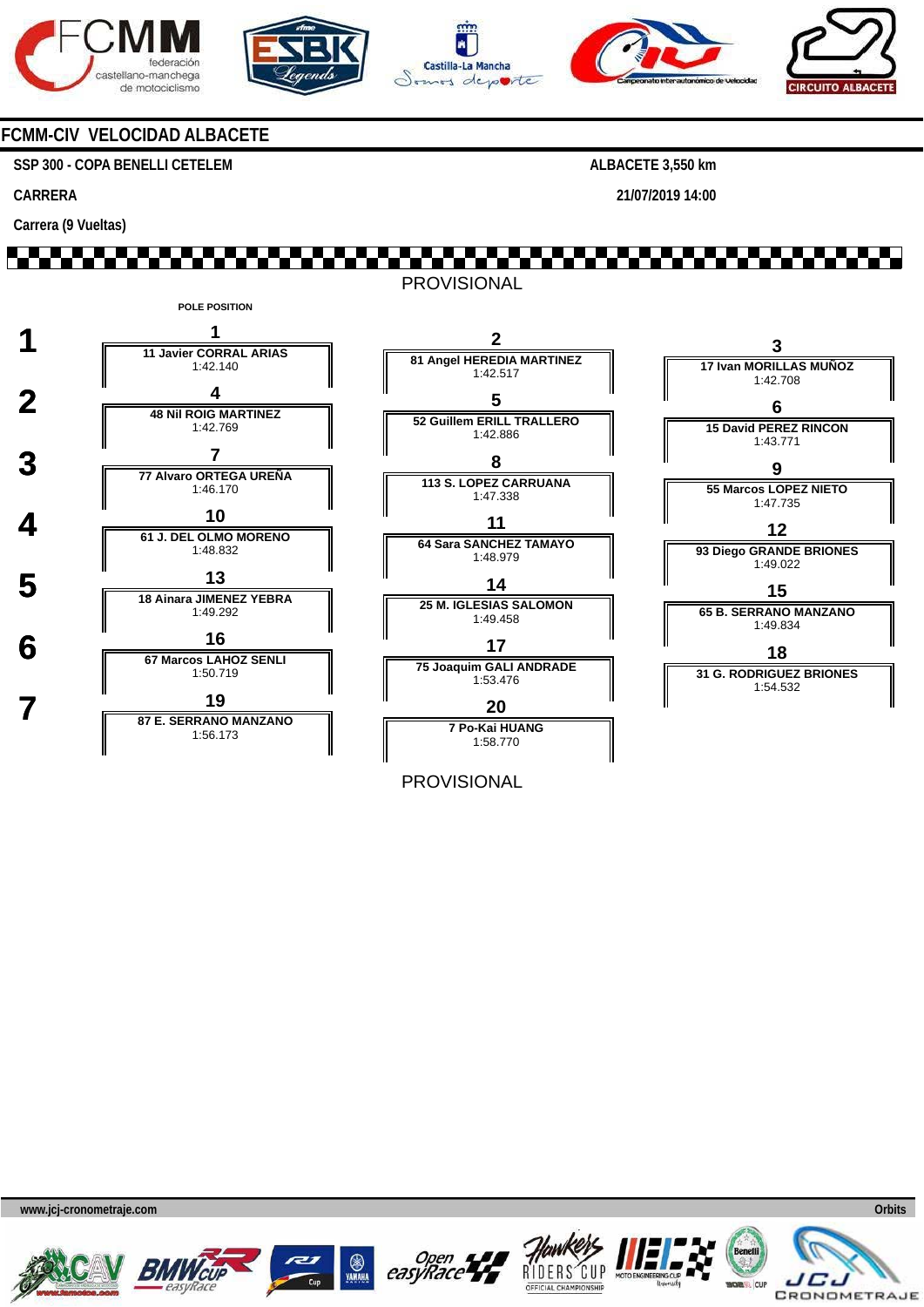## FCMM-CIV VELOCIDAD ALBACETE

**SSP 300 - COPA BENELLI CETELEM** | **ALBACETE 3,550 km**

**CARRERA** | **21/07/2019 14:00**

**Carrera (9 Vueltas)**

PROVISIONAL

POLE POSITION

| Fila | Posición | Piloto | Tiempo |
|---|---|---|---|
| 1 | 1 | 11 Javier CORRAL ARIAS | 1:42.140 |
| 1 | 2 | 81 Angel HEREDIA MARTINEZ | 1:42.517 |
| 1 | 3 | 17 Ivan MORILLAS MUÑOZ | 1:42.708 |
| 2 | 4 | 48 Nil ROIG MARTINEZ | 1:42.769 |
| 2 | 5 | 52 Guillem ERILL TRALLERO | 1:42.886 |
| 2 | 6 | 15 David PEREZ RINCON | 1:43.771 |
| 3 | 7 | 77 Alvaro ORTEGA UREÑA | 1:46.170 |
| 3 | 8 | 113 S. LOPEZ CARRUANA | 1:47.338 |
| 3 | 9 | 55 Marcos LOPEZ NIETO | 1:47.735 |
| 4 | 10 | 61 J. DEL OLMO MORENO | 1:48.832 |
| 4 | 11 | 64 Sara SANCHEZ TAMAYO | 1:48.979 |
| 4 | 12 | 93 Diego GRANDE BRIONES | 1:49.022 |
| 5 | 13 | 18 Ainara JIMENEZ YEBRA | 1:49.292 |
| 5 | 14 | 25 M. IGLESIAS SALOMON | 1:49.458 |
| 5 | 15 | 65 B. SERRANO MANZANO | 1:49.834 |
| 6 | 16 | 67 Marcos LAHOZ SENLI | 1:50.719 |
| 6 | 17 | 75 Joaquim GALI ANDRADE | 1:53.476 |
| 6 | 18 | 31 G. RODRIGUEZ BRIONES | 1:54.532 |
| 7 | 19 | 87 E. SERRANO MANZANO | 1:56.173 |
| 7 | 20 | 7 Po-Kai HUANG | 1:58.770 |

PROVISIONAL

www.jcj-cronometraje.com — Orbits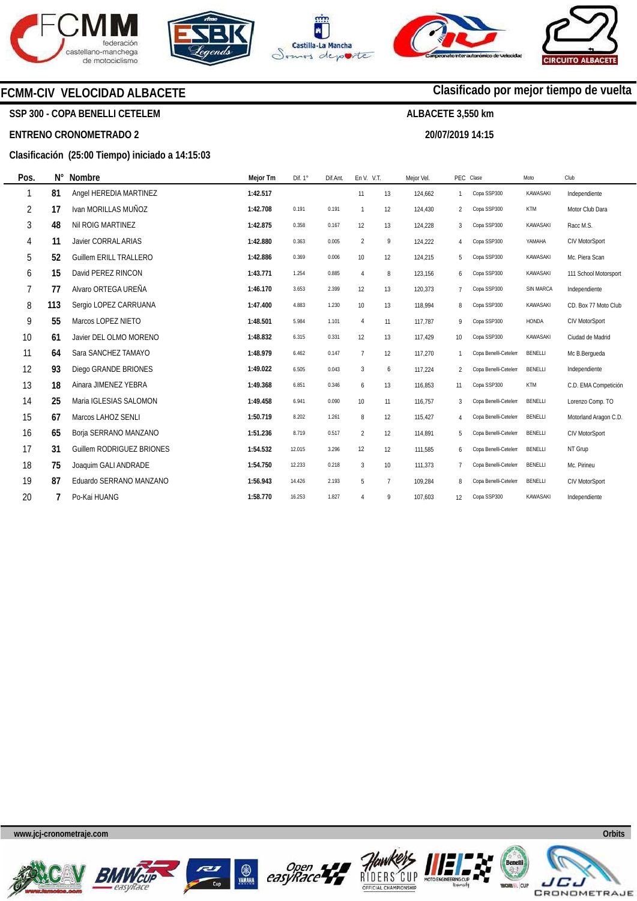## FCMM-CIV VELOCIDAD ALBACETE

**Clasificado por mejor tiempo de vuelta**

**SSP 300 - COPA BENELLI CETELEM**

**ALBACETE 3,550 km**

**ENTRENO CRONOMETRADO 2**

**20/07/2019 14:15**

**Clasificación (25:00 Tiempo) iniciado a 14:15:03**

| Pos. | N° | Nombre | Mejor Tm | Dif. 1° | Dif.Ant. | En V. | V.T. | Mejor Vel. | PEC | Clase | Moto | Club |
|---|---|---|---|---|---|---|---|---|---|---|---|---|
| 1 | 81 | Angel HEREDIA MARTINEZ | 1:42.517 | | | 11 | 13 | 124,662 | 1 | Copa SSP300 | KAWASAKI | Independiente |
| 2 | 17 | Ivan MORILLAS MUÑOZ | 1:42.708 | 0.191 | 0.191 | 1 | 12 | 124,430 | 2 | Copa SSP300 | KTM | Motor Club Dara |
| 3 | 48 | Nil ROIG MARTINEZ | 1:42.875 | 0.358 | 0.167 | 12 | 13 | 124,228 | 3 | Copa SSP300 | KAWASAKI | Racc M.S. |
| 4 | 11 | Javier CORRAL ARIAS | 1:42.880 | 0.363 | 0.005 | 2 | 9 | 124,222 | 4 | Copa SSP300 | YAMAHA | CIV MotorSport |
| 5 | 52 | Guillem ERILL TRALLERO | 1:42.886 | 0.369 | 0.006 | 10 | 12 | 124,215 | 5 | Copa SSP300 | KAWASAKI | Mc. Piera Scan |
| 6 | 15 | David PEREZ RINCON | 1:43.771 | 1.254 | 0.885 | 4 | 8 | 123,156 | 6 | Copa SSP300 | KAWASAKI | 111 School Motorsport |
| 7 | 77 | Alvaro ORTEGA UREÑA | 1:46.170 | 3.653 | 2.399 | 12 | 13 | 120,373 | 7 | Copa SSP300 | SIN MARCA | Independiente |
| 8 | 113 | Sergio LOPEZ CARRUANA | 1:47.400 | 4.883 | 1.230 | 10 | 13 | 118,994 | 8 | Copa SSP300 | KAWASAKI | CD. Box 77 Moto Club |
| 9 | 55 | Marcos LOPEZ NIETO | 1:48.501 | 5.984 | 1.101 | 4 | 11 | 117,787 | 9 | Copa SSP300 | HONDA | CIV MotorSport |
| 10 | 61 | Javier DEL OLMO MORENO | 1:48.832 | 6.315 | 0.331 | 12 | 13 | 117,429 | 10 | Copa SSP300 | KAWASAKI | Ciudad de Madrid |
| 11 | 64 | Sara SANCHEZ TAMAYO | 1:48.979 | 6.462 | 0.147 | 7 | 12 | 117,270 | 1 | Copa Benelli-Cetelem | BENELLI | Mc B.Bergueda |
| 12 | 93 | Diego GRANDE BRIONES | 1:49.022 | 6.505 | 0.043 | 3 | 6 | 117,224 | 2 | Copa Benelli-Cetelem | BENELLI | Independiente |
| 13 | 18 | Ainara JIMENEZ YEBRA | 1:49.368 | 6.851 | 0.346 | 6 | 13 | 116,853 | 11 | Copa SSP300 | KTM | C.D. EMA Competición |
| 14 | 25 | Maria IGLESIAS SALOMON | 1:49.458 | 6.941 | 0.090 | 10 | 11 | 116,757 | 3 | Copa Benelli-Cetelem | BENELLI | Lorenzo Comp. TO |
| 15 | 67 | Marcos LAHOZ SENLI | 1:50.719 | 8.202 | 1.261 | 8 | 12 | 115,427 | 4 | Copa Benelli-Cetelem | BENELLI | Motorland Aragon C.D. |
| 16 | 65 | Borja SERRANO MANZANO | 1:51.236 | 8.719 | 0.517 | 2 | 12 | 114,891 | 5 | Copa Benelli-Cetelem | BENELLI | CIV MotorSport |
| 17 | 31 | Guillem RODRIGUEZ BRIONES | 1:54.532 | 12.015 | 3.296 | 12 | 12 | 111,585 | 6 | Copa Benelli-Cetelem | BENELLI | NT Grup |
| 18 | 75 | Joaquim GALI ANDRADE | 1:54.750 | 12.233 | 0.218 | 3 | 10 | 111,373 | 7 | Copa Benelli-Cetelem | BENELLI | Mc. Pirineu |
| 19 | 87 | Eduardo SERRANO MANZANO | 1:56.943 | 14.426 | 2.193 | 5 | 7 | 109,284 | 8 | Copa Benelli-Cetelem | BENELLI | CIV MotorSport |
| 20 | 7 | Po-Kai HUANG | 1:58.770 | 16.253 | 1.827 | 4 | 9 | 107,603 | 12 | Copa SSP300 | KAWASAKI | Independiente |

www.jcj-cronometraje.com — Orbits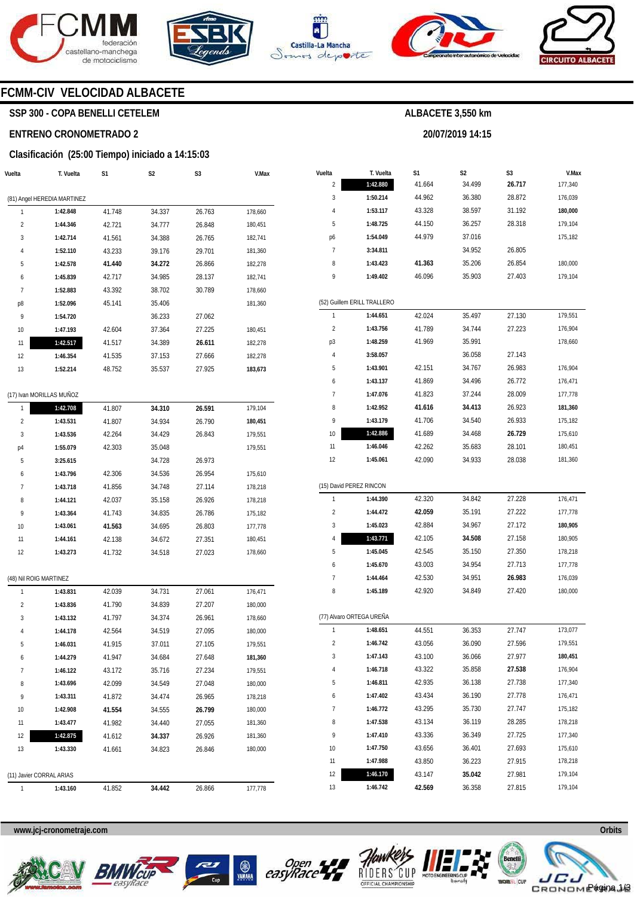# FCMM-CIV VELOCIDAD ALBACETE

## SSP 300 - COPA BENELLI CETELEM

**ALBACETE 3,550 km**

## ENTRENO CRONOMETRADO 2

**20/07/2019 14:15**

### Clasificación (25:00 Tiempo) iniciado a 14:15:03

| Vuelta | T. Vuelta | S1 | S2 | S3 | V.Max |
|---|---|---|---|---|---|
| **(81) Angel HEREDIA MARTINEZ** | | | | | |
| 1 | 1:42.848 | 41.748 | 34.337 | 26.763 | 178,660 |
| 2 | 1:44.346 | 42.721 | 34.777 | 26.848 | 180,451 |
| 3 | 1:42.714 | 41.561 | 34.388 | 26.765 | 182,741 |
| 4 | 1:52.110 | 43.233 | 39.176 | 29.701 | 181,360 |
| 5 | 1:42.578 | **41.440** | **34.272** | 26.866 | 182,278 |
| 6 | 1:45.839 | 42.717 | 34.985 | 28.137 | 182,741 |
| 7 | 1:52.883 | 43.392 | 38.702 | 30.789 | 178,660 |
| p8 | 1:52.096 | 45.141 | 35.406 | | 181,360 |
| 9 | 1:54.720 | | 36.233 | 27.062 | |
| 10 | 1:47.193 | 42.604 | 37.364 | 27.225 | 180,451 |
| 11 | **1:42.517** | 41.517 | 34.389 | **26.611** | 182,278 |
| 12 | 1:46.354 | 41.535 | 37.153 | 27.666 | 182,278 |
| 13 | 1:52.214 | 48.752 | 35.537 | 27.925 | **183,673** |
| **(17) Ivan MORILLAS MUÑOZ** | | | | | |
| 1 | **1:42.708** | 41.807 | **34.310** | **26.591** | 179,104 |
| 2 | 1:43.531 | 41.807 | 34.934 | 26.790 | **180,451** |
| 3 | 1:43.536 | 42.264 | 34.429 | 26.843 | 179,551 |
| p4 | 1:55.079 | 42.303 | 35.048 | | 179,551 |
| 5 | 3:25.615 | | 34.728 | 26.973 | |
| 6 | 1:43.796 | 42.306 | 34.536 | 26.954 | 175,610 |
| 7 | 1:43.718 | 41.856 | 34.748 | 27.114 | 178,218 |
| 8 | 1:44.121 | 42.037 | 35.158 | 26.926 | 178,218 |
| 9 | 1:43.364 | 41.743 | 34.835 | 26.786 | 175,182 |
| 10 | 1:43.061 | **41.563** | 34.695 | 26.803 | 177,778 |
| 11 | 1:44.161 | 42.138 | 34.672 | 27.351 | 180,451 |
| 12 | 1:43.273 | 41.732 | 34.518 | 27.023 | 178,660 |
| **(48) Nil ROIG MARTINEZ** | | | | | |
| 1 | 1:43.831 | 42.039 | 34.731 | 27.061 | 176,471 |
| 2 | 1:43.836 | 41.790 | 34.839 | 27.207 | 180,000 |
| 3 | 1:43.132 | 41.797 | 34.374 | 26.961 | 178,660 |
| 4 | 1:44.178 | 42.564 | 34.519 | 27.095 | 180,000 |
| 5 | 1:46.031 | 41.915 | 37.011 | 27.105 | 179,551 |
| 6 | 1:44.279 | 41.947 | 34.684 | 27.648 | **181,360** |
| 7 | 1:46.122 | 43.172 | 35.716 | 27.234 | 179,551 |
| 8 | 1:43.696 | 42.099 | 34.549 | 27.048 | 180,000 |
| 9 | 1:43.311 | 41.872 | 34.474 | 26.965 | 178,218 |
| 10 | 1:42.908 | **41.554** | 34.555 | **26.799** | 180,000 |
| 11 | 1:43.477 | 41.982 | 34.440 | 27.055 | 181,360 |
| 12 | **1:42.875** | 41.612 | **34.337** | 26.926 | 181,360 |
| 13 | 1:43.330 | 41.661 | 34.823 | 26.846 | 180,000 |
| **(11) Javier CORRAL ARIAS** | | | | | |
| 1 | 1:43.160 | 41.852 | **34.442** | 26.866 | 177,778 |
| 2 | **1:42.880** | 41.664 | 34.499 | **26.717** | 177,340 |
| 3 | 1:50.214 | 44.962 | 36.380 | 28.872 | 176,039 |
| 4 | 1:53.117 | 43.328 | 38.597 | 31.192 | **180,000** |
| 5 | 1:48.725 | 44.150 | 36.257 | 28.318 | 179,104 |
| p6 | 1:54.049 | 44.979 | 37.016 | | 175,182 |
| 7 | 3:34.811 | | 34.952 | 26.805 | |
| 8 | 1:43.423 | **41.363** | 35.206 | 26.854 | 180,000 |
| 9 | 1:49.402 | 46.096 | 35.903 | 27.403 | 179,104 |
| **(52) Guillem ERILL TRALLERO** | | | | | |
| 1 | 1:44.651 | 42.024 | 35.497 | 27.130 | 179,551 |
| 2 | 1:43.756 | 41.789 | 34.744 | 27.223 | 176,904 |
| p3 | 1:48.259 | 41.969 | 35.991 | | 178,660 |
| 4 | 3:58.057 | | 36.058 | 27.143 | |
| 5 | 1:43.901 | 42.151 | 34.767 | 26.983 | 176,904 |
| 6 | 1:43.137 | 41.869 | 34.496 | 26.772 | 176,471 |
| 7 | 1:47.076 | 41.823 | 37.244 | 28.009 | 177,778 |
| 8 | 1:42.952 | **41.616** | **34.413** | 26.923 | **181,360** |
| 9 | 1:43.179 | 41.706 | 34.540 | 26.933 | 175,182 |
| 10 | **1:42.886** | 41.689 | 34.468 | **26.729** | 175,610 |
| 11 | 1:46.046 | 42.262 | 35.683 | 28.101 | 180,451 |
| 12 | 1:45.061 | 42.090 | 34.933 | 28.038 | 181,360 |
| **(15) David PEREZ RINCON** | | | | | |
| 1 | 1:44.390 | 42.320 | 34.842 | 27.228 | 176,471 |
| 2 | 1:44.472 | **42.059** | 35.191 | 27.222 | 177,778 |
| 3 | 1:45.023 | 42.884 | 34.967 | 27.172 | **180,905** |
| 4 | **1:43.771** | 42.105 | **34.508** | 27.158 | 180,905 |
| 5 | 1:45.045 | 42.545 | 35.150 | 27.350 | 178,218 |
| 6 | 1:45.670 | 43.003 | 34.954 | 27.713 | 177,778 |
| 7 | 1:44.464 | 42.530 | 34.951 | **26.983** | 176,039 |
| 8 | 1:45.189 | 42.920 | 34.849 | 27.420 | 180,000 |
| **(77) Alvaro ORTEGA UREÑA** | | | | | |
| 1 | 1:48.651 | 44.551 | 36.353 | 27.747 | 173,077 |
| 2 | 1:46.742 | 43.056 | 36.090 | 27.596 | 179,551 |
| 3 | 1:47.143 | 43.100 | 36.066 | 27.977 | **180,451** |
| 4 | 1:46.718 | 43.322 | 35.858 | **27.538** | 176,904 |
| 5 | 1:46.811 | 42.935 | 36.138 | 27.738 | 177,340 |
| 6 | 1:47.402 | 43.434 | 36.190 | 27.778 | 176,471 |
| 7 | 1:46.772 | 43.295 | 35.730 | 27.747 | 175,182 |
| 8 | 1:47.538 | 43.134 | 36.119 | 28.285 | 178,218 |
| 9 | 1:47.410 | 43.336 | 36.349 | 27.725 | 177,340 |
| 10 | 1:47.750 | 43.656 | 36.401 | 27.693 | 175,610 |
| 11 | 1:47.988 | 43.850 | 36.223 | 27.915 | 178,218 |
| 12 | **1:46.170** | 43.147 | **35.042** | 27.981 | 179,104 |
| 13 | 1:46.742 | **42.569** | 36.358 | 27.815 | 179,104 |

www.jcj-cronometraje.com — Orbits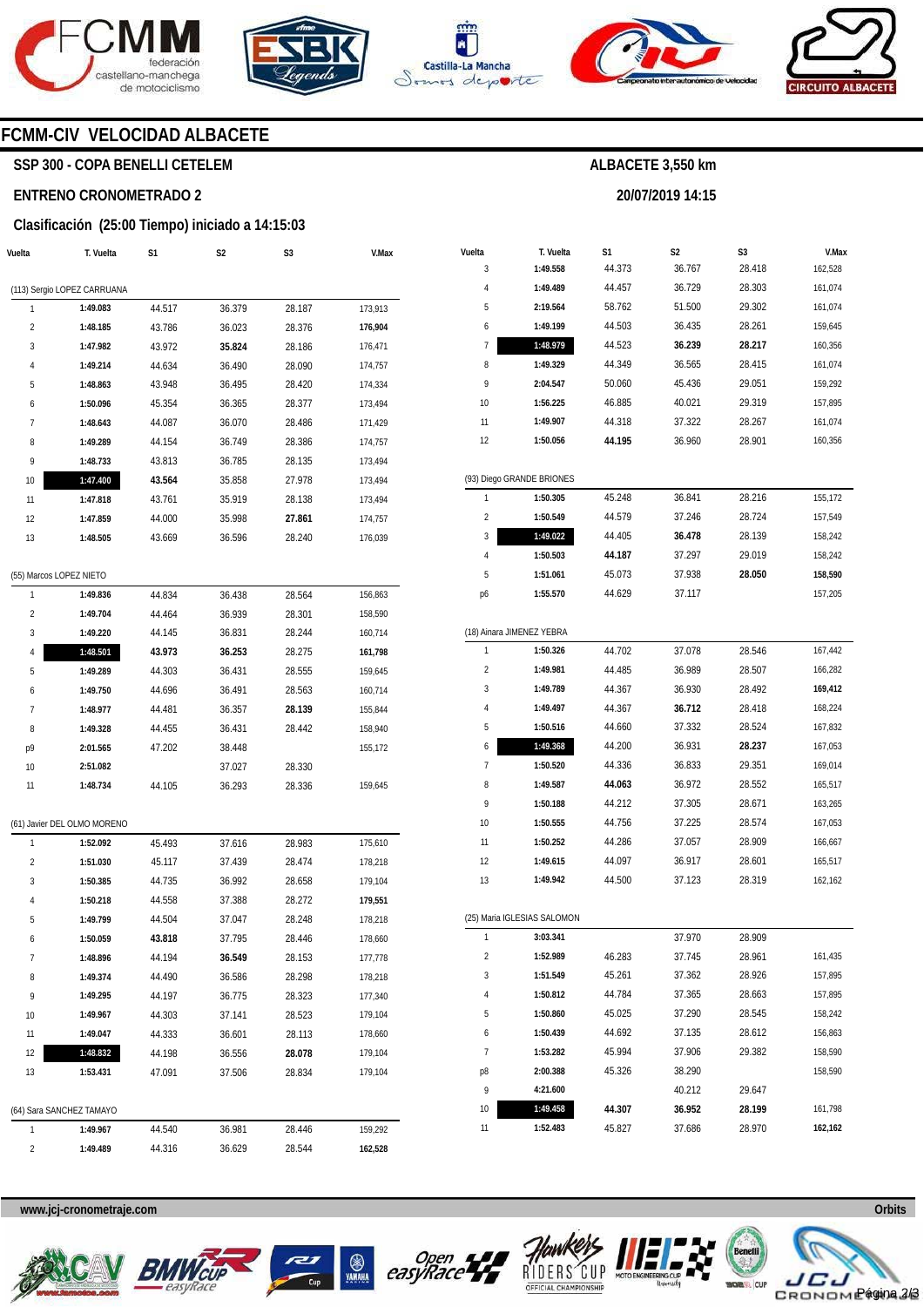## FCMM-CIV VELOCIDAD ALBACETE

### SSP 300 - COPA BENELLI CETELEM

**ALBACETE 3,550 km**

### ENTRENO CRONOMETRADO 2

**20/07/2019 14:15**

### Clasificación (25:00 Tiempo) iniciado a 14:15:03

**(113) Sergio LOPEZ CARRUANA**

| Vuelta | T. Vuelta | S1 | S2 | S3 | V.Max |
|---|---|---|---|---|---|
| 1 | 1:49.083 | 44.517 | 36.379 | 28.187 | 173,913 |
| 2 | 1:48.185 | 43.786 | 36.023 | 28.376 | 176,904 |
| 3 | 1:47.982 | 43.972 | 35.824 | 28.186 | 176,471 |
| 4 | 1:49.214 | 44.634 | 36.490 | 28.090 | 174,757 |
| 5 | 1:48.863 | 43.948 | 36.495 | 28.420 | 174,334 |
| 6 | 1:50.096 | 45.354 | 36.365 | 28.377 | 173,494 |
| 7 | 1:48.643 | 44.087 | 36.070 | 28.486 | 171,429 |
| 8 | 1:49.289 | 44.154 | 36.749 | 28.386 | 174,757 |
| 9 | 1:48.733 | 43.813 | 36.785 | 28.135 | 173,494 |
| 10 | 1:47.400 | 43.564 | 35.858 | 27.978 | 173,494 |
| 11 | 1:47.818 | 43.761 | 35.919 | 28.138 | 173,494 |
| 12 | 1:47.859 | 44.000 | 35.998 | 27.861 | 174,757 |
| 13 | 1:48.505 | 43.669 | 36.596 | 28.240 | 176,039 |

**(55) Marcos LOPEZ NIETO**

| Vuelta | T. Vuelta | S1 | S2 | S3 | V.Max |
|---|---|---|---|---|---|
| 1 | 1:49.836 | 44.834 | 36.438 | 28.564 | 156,863 |
| 2 | 1:49.704 | 44.464 | 36.939 | 28.301 | 158,590 |
| 3 | 1:49.220 | 44.145 | 36.831 | 28.244 | 160,714 |
| 4 | 1:48.501 | 43.973 | 36.253 | 28.275 | 161,798 |
| 5 | 1:49.289 | 44.303 | 36.431 | 28.555 | 159,645 |
| 6 | 1:49.750 | 44.696 | 36.491 | 28.563 | 160,714 |
| 7 | 1:48.977 | 44.481 | 36.357 | 28.139 | 155,844 |
| 8 | 1:49.328 | 44.455 | 36.431 | 28.442 | 158,940 |
| p9 | 2:01.565 | 47.202 | 38.448 | | 155,172 |
| 10 | 2:51.082 | | 37.027 | 28.330 | |
| 11 | 1:48.734 | 44.105 | 36.293 | 28.336 | 159,645 |

**(61) Javier DEL OLMO MORENO**

| Vuelta | T. Vuelta | S1 | S2 | S3 | V.Max |
|---|---|---|---|---|---|
| 1 | 1:52.092 | 45.493 | 37.616 | 28.983 | 175,610 |
| 2 | 1:51.030 | 45.117 | 37.439 | 28.474 | 178,218 |
| 3 | 1:50.385 | 44.735 | 36.992 | 28.658 | 179,104 |
| 4 | 1:50.218 | 44.558 | 37.388 | 28.272 | 179,551 |
| 5 | 1:49.799 | 44.504 | 37.047 | 28.248 | 178,218 |
| 6 | 1:50.059 | 43.818 | 37.795 | 28.446 | 178,660 |
| 7 | 1:48.896 | 44.194 | 36.549 | 28.153 | 177,778 |
| 8 | 1:49.374 | 44.490 | 36.586 | 28.298 | 178,218 |
| 9 | 1:49.295 | 44.197 | 36.775 | 28.323 | 177,340 |
| 10 | 1:49.967 | 44.303 | 37.141 | 28.523 | 179,104 |
| 11 | 1:49.047 | 44.333 | 36.601 | 28.113 | 178,660 |
| 12 | 1:48.832 | 44.198 | 36.556 | 28.078 | 179,104 |
| 13 | 1:53.431 | 47.091 | 37.506 | 28.834 | 179,104 |

**(64) Sara SANCHEZ TAMAYO**

| Vuelta | T. Vuelta | S1 | S2 | S3 | V.Max |
|---|---|---|---|---|---|
| 1 | 1:49.967 | 44.540 | 36.981 | 28.446 | 159,292 |
| 2 | 1:49.489 | 44.316 | 36.629 | 28.544 | 162,528 |
| 3 | 1:49.558 | 44.373 | 36.767 | 28.418 | 162,528 |
| 4 | 1:49.489 | 44.457 | 36.729 | 28.303 | 161,074 |
| 5 | 2:19.564 | 58.762 | 51.500 | 29.302 | 161,074 |
| 6 | 1:49.199 | 44.503 | 36.435 | 28.261 | 159,645 |
| 7 | 1:48.979 | 44.523 | 36.239 | 28.217 | 160,356 |
| 8 | 1:49.329 | 44.349 | 36.565 | 28.415 | 161,074 |
| 9 | 2:04.547 | 50.060 | 45.436 | 29.051 | 159,292 |
| 10 | 1:56.225 | 46.885 | 40.021 | 29.319 | 157,895 |
| 11 | 1:49.907 | 44.318 | 37.322 | 28.267 | 161,074 |
| 12 | 1:50.056 | 44.195 | 36.960 | 28.901 | 160,356 |

**(93) Diego GRANDE BRIONES**

| Vuelta | T. Vuelta | S1 | S2 | S3 | V.Max |
|---|---|---|---|---|---|
| 1 | 1:50.305 | 45.248 | 36.841 | 28.216 | 155,172 |
| 2 | 1:50.549 | 44.579 | 37.246 | 28.724 | 157,549 |
| 3 | 1:49.022 | 44.405 | 36.478 | 28.139 | 158,242 |
| 4 | 1:50.503 | 44.187 | 37.297 | 29.019 | 158,242 |
| 5 | 1:51.061 | 45.073 | 37.938 | 28.050 | 158,590 |
| p6 | 1:55.570 | 44.629 | 37.117 | | 157,205 |

**(18) Ainara JIMENEZ YEBRA**

| Vuelta | T. Vuelta | S1 | S2 | S3 | V.Max |
|---|---|---|---|---|---|
| 1 | 1:50.326 | 44.702 | 37.078 | 28.546 | 167,442 |
| 2 | 1:49.981 | 44.485 | 36.989 | 28.507 | 166,282 |
| 3 | 1:49.789 | 44.367 | 36.930 | 28.492 | 169,412 |
| 4 | 1:49.497 | 44.367 | 36.712 | 28.418 | 168,224 |
| 5 | 1:50.516 | 44.660 | 37.332 | 28.524 | 167,832 |
| 6 | 1:49.368 | 44.200 | 36.931 | 28.237 | 167,053 |
| 7 | 1:50.520 | 44.336 | 36.833 | 29.351 | 169,014 |
| 8 | 1:49.587 | 44.063 | 36.972 | 28.552 | 165,517 |
| 9 | 1:50.188 | 44.212 | 37.305 | 28.671 | 163,265 |
| 10 | 1:50.555 | 44.756 | 37.225 | 28.574 | 167,053 |
| 11 | 1:50.252 | 44.286 | 37.057 | 28.909 | 166,667 |
| 12 | 1:49.615 | 44.097 | 36.917 | 28.601 | 165,517 |
| 13 | 1:49.942 | 44.500 | 37.123 | 28.319 | 162,162 |

**(25) Maria IGLESIAS SALOMON**

| Vuelta | T. Vuelta | S1 | S2 | S3 | V.Max |
|---|---|---|---|---|---|
| 1 | 3:03.341 | | 37.970 | 28.909 | |
| 2 | 1:52.989 | 46.283 | 37.745 | 28.961 | 161,435 |
| 3 | 1:51.549 | 45.261 | 37.362 | 28.926 | 157,895 |
| 4 | 1:50.812 | 44.784 | 37.365 | 28.663 | 157,895 |
| 5 | 1:50.860 | 45.025 | 37.290 | 28.545 | 158,242 |
| 6 | 1:50.439 | 44.692 | 37.135 | 28.612 | 156,863 |
| 7 | 1:53.282 | 45.994 | 37.906 | 29.382 | 158,590 |
| p8 | 2:00.388 | 45.326 | 38.290 | | 158,590 |
| 9 | 4:21.600 | | 40.212 | 29.647 | |
| 10 | 1:49.458 | 44.307 | 36.952 | 28.199 | 161,798 |
| 11 | 1:52.483 | 45.827 | 37.686 | 28.970 | 162,162 |

www.jcj-cronometraje.com

Orbits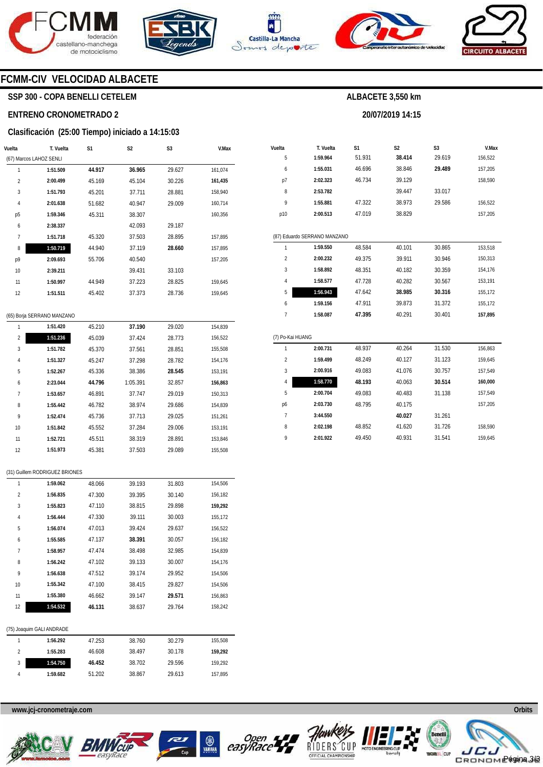# FCMM-CIV VELOCIDAD ALBACETE

## SSP 300 - COPA BENELLI CETELEM

**ALBACETE 3,550 km**

**ENTRENO CRONOMETRADO 2**

**20/07/2019 14:15**

### Clasificación (25:00 Tiempo) iniciado a 14:15:03

| Vuelta | T. Vuelta | S1 | S2 | S3 | V.Max |
|---|---|---|---|---|---|
| (67) Marcos LAHOZ SENLI | | | | | |
| 1 | **1:51.509** | **44.917** | **36.965** | 29.627 | 161,074 |
| 2 | **2:00.499** | 45.169 | 45.104 | 30.226 | **161,435** |
| 3 | **1:51.793** | 45.201 | 37.711 | 28.881 | 158,940 |
| 4 | **2:01.638** | 51.682 | 40.947 | 29.009 | 160,714 |
| p5 | **1:59.346** | 45.311 | 38.307 | | 160,356 |
| 6 | **2:38.337** | | 42.093 | 29.187 | |
| 7 | **1:51.718** | 45.320 | 37.503 | 28.895 | 157,895 |
| 8 | **1:50.719** | 44.940 | 37.119 | **28.660** | 157,895 |
| p9 | **2:09.693** | 55.706 | 40.540 | | 157,205 |
| 10 | **2:39.211** | | 39.431 | 33.103 | |
| 11 | **1:50.997** | 44.949 | 37.223 | 28.825 | 159,645 |
| 12 | **1:51.511** | 45.402 | 37.373 | 28.736 | 159,645 |
| (65) Borja SERRANO MANZANO | | | | | |
| 1 | **1:51.420** | 45.210 | **37.190** | 29.020 | 154,839 |
| 2 | **1:51.236** | 45.039 | 37.424 | 28.773 | 156,522 |
| 3 | **1:51.782** | 45.370 | 37.561 | 28.851 | 155,508 |
| 4 | **1:51.327** | 45.247 | 37.298 | 28.782 | 154,176 |
| 5 | **1:52.267** | 45.336 | 38.386 | **28.545** | 153,191 |
| 6 | **2:23.044** | **44.796** | 1:05.391 | 32.857 | **156,863** |
| 7 | **1:53.657** | 46.891 | 37.747 | 29.019 | 150,313 |
| 8 | **1:55.442** | 46.782 | 38.974 | 29.686 | 154,839 |
| 9 | **1:52.474** | 45.736 | 37.713 | 29.025 | 151,261 |
| 10 | **1:51.842** | 45.552 | 37.284 | 29.006 | 153,191 |
| 11 | **1:52.721** | 45.511 | 38.319 | 28.891 | 153,846 |
| 12 | **1:51.973** | 45.381 | 37.503 | 29.089 | 155,508 |
| (31) Guillem RODRIGUEZ BRIONES | | | | | |
| 1 | **1:59.062** | 48.066 | 39.193 | 31.803 | 154,506 |
| 2 | **1:56.835** | 47.300 | 39.395 | 30.140 | 156,182 |
| 3 | **1:55.823** | 47.110 | 38.815 | 29.898 | **159,292** |
| 4 | **1:56.444** | 47.330 | 39.111 | 30.003 | 155,172 |
| 5 | **1:56.074** | 47.013 | 39.424 | 29.637 | 156,522 |
| 6 | **1:55.585** | 47.137 | **38.391** | 30.057 | 156,182 |
| 7 | **1:58.957** | 47.474 | 38.498 | 32.985 | 154,839 |
| 8 | **1:56.242** | 47.102 | 39.133 | 30.007 | 154,176 |
| 9 | **1:56.638** | 47.512 | 39.174 | 29.952 | 154,506 |
| 10 | **1:55.342** | 47.100 | 38.415 | 29.827 | 154,506 |
| 11 | **1:55.380** | 46.662 | 39.147 | **29.571** | 156,863 |
| 12 | **1:54.532** | **46.131** | 38.637 | 29.764 | 158,242 |
| (75) Joaquim GALI ANDRADE | | | | | |
| 1 | **1:56.292** | 47.253 | 38.760 | 30.279 | 155,508 |
| 2 | **1:55.283** | 46.608 | 38.497 | 30.178 | **159,292** |
| 3 | **1:54.750** | **46.452** | 38.702 | 29.596 | 159,292 |
| 4 | **1:59.682** | 51.202 | 38.867 | 29.613 | 157,895 |
| 5 | **1:59.964** | 51.931 | **38.414** | 29.619 | 156,522 |
| 6 | **1:55.031** | 46.696 | 38.846 | **29.489** | 157,205 |
| p7 | **2:02.323** | 46.734 | 39.129 | | 158,590 |
| 8 | **2:53.782** | | 39.447 | 33.017 | |
| 9 | **1:55.881** | 47.322 | 38.973 | 29.586 | 156,522 |
| p10 | **2:00.513** | 47.019 | 38.829 | | 157,205 |
| (87) Eduardo SERRANO MANZANO | | | | | |
| 1 | **1:59.550** | 48.584 | 40.101 | 30.865 | 153,518 |
| 2 | **2:00.232** | 49.375 | 39.911 | 30.946 | 150,313 |
| 3 | **1:58.892** | 48.351 | 40.182 | 30.359 | 154,176 |
| 4 | **1:58.577** | 47.728 | 40.282 | 30.567 | 153,191 |
| 5 | **1:56.943** | 47.642 | **38.985** | **30.316** | 155,172 |
| 6 | **1:59.156** | 47.911 | 39.873 | 31.372 | 155,172 |
| 7 | **1:58.087** | **47.395** | 40.291 | 30.401 | **157,895** |
| (7) Po-Kai HUANG | | | | | |
| 1 | **2:00.731** | 48.937 | 40.264 | 31.530 | 156,863 |
| 2 | **1:59.499** | 48.249 | 40.127 | 31.123 | 159,645 |
| 3 | **2:00.916** | 49.083 | 41.076 | 30.757 | 157,549 |
| 4 | **1:58.770** | **48.193** | 40.063 | **30.514** | **160,000** |
| 5 | **2:00.704** | 49.083 | 40.483 | 31.138 | 157,549 |
| p6 | **2:03.730** | 48.795 | 40.175 | | 157,205 |
| 7 | **3:44.550** | | **40.027** | 31.261 | |
| 8 | **2:02.198** | 48.852 | 41.620 | 31.726 | 158,590 |
| 9 | **2:01.922** | 49.450 | 40.931 | 31.541 | 159,645 |

www.jcj-cronometraje.com

Orbits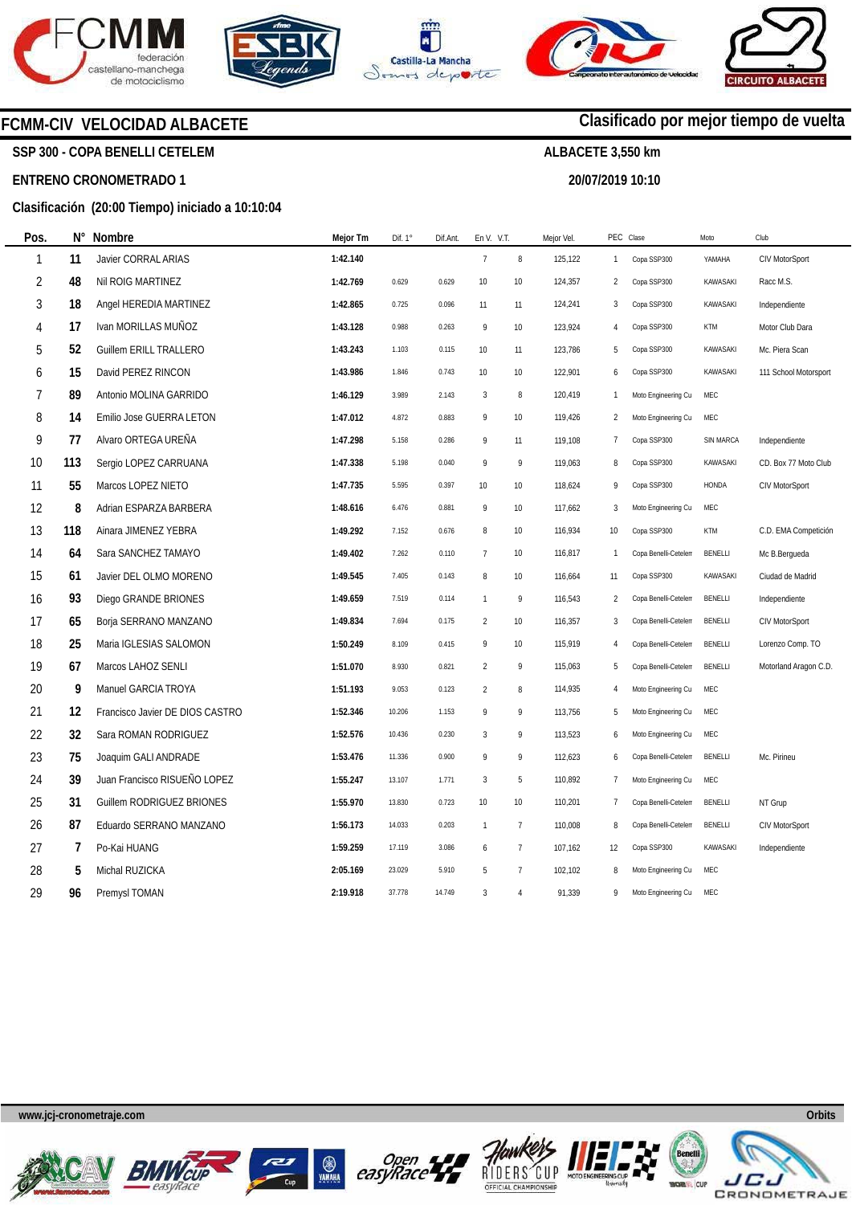## FCMM-CIV VELOCIDAD ALBACETE

**Clasificado por mejor tiempo de vuelta**

**SSP 300 - COPA BENELLI CETELEM**

**ALBACETE 3,550 km**

**ENTRENO CRONOMETRADO 1**

**20/07/2019 10:10**

**Clasificación (20:00 Tiempo) iniciado a 10:10:04**

| Pos. | N° | Nombre | Mejor Tm | Dif. 1° | Dif.Ant. | En V. | V.T. | Mejor Vel. | PEC | Clase | Moto | Club |
|---|---|---|---|---|---|---|---|---|---|---|---|---|
| 1 | 11 | Javier CORRAL ARIAS | 1:42.140 | | | 7 | 8 | 125,122 | 1 | Copa SSP300 | YAMAHA | CIV MotorSport |
| 2 | 48 | Nil ROIG MARTINEZ | 1:42.769 | 0.629 | 0.629 | 10 | 10 | 124,357 | 2 | Copa SSP300 | KAWASAKI | Racc M.S. |
| 3 | 18 | Angel HEREDIA MARTINEZ | 1:42.865 | 0.725 | 0.096 | 11 | 11 | 124,241 | 3 | Copa SSP300 | KAWASAKI | Independiente |
| 4 | 17 | Ivan MORILLAS MUÑOZ | 1:43.128 | 0.988 | 0.263 | 9 | 10 | 123,924 | 4 | Copa SSP300 | KTM | Motor Club Dara |
| 5 | 52 | Guillem ERILL TRALLERO | 1:43.243 | 1.103 | 0.115 | 10 | 11 | 123,786 | 5 | Copa SSP300 | KAWASAKI | Mc. Piera Scan |
| 6 | 15 | David PEREZ RINCON | 1:43.986 | 1.846 | 0.743 | 10 | 10 | 122,901 | 6 | Copa SSP300 | KAWASAKI | 111 School Motorsport |
| 7 | 89 | Antonio MOLINA GARRIDO | 1:46.129 | 3.989 | 2.143 | 3 | 8 | 120,419 | 1 | Moto Engineering Cu | MEC | |
| 8 | 14 | Emilio Jose GUERRA LETON | 1:47.012 | 4.872 | 0.883 | 9 | 10 | 119,426 | 2 | Moto Engineering Cu | MEC | |
| 9 | 77 | Alvaro ORTEGA UREÑA | 1:47.298 | 5.158 | 0.286 | 9 | 11 | 119,108 | 7 | Copa SSP300 | SIN MARCA | Independiente |
| 10 | 113 | Sergio LOPEZ CARRUANA | 1:47.338 | 5.198 | 0.040 | 9 | 9 | 119,063 | 8 | Copa SSP300 | KAWASAKI | CD. Box 77 Moto Club |
| 11 | 55 | Marcos LOPEZ NIETO | 1:47.735 | 5.595 | 0.397 | 10 | 10 | 118,624 | 9 | Copa SSP300 | HONDA | CIV MotorSport |
| 12 | 8 | Adrian ESPARZA BARBERA | 1:48.616 | 6.476 | 0.881 | 9 | 10 | 117,662 | 3 | Moto Engineering Cu | MEC | |
| 13 | 118 | Ainara JIMENEZ YEBRA | 1:49.292 | 7.152 | 0.676 | 8 | 10 | 116,934 | 10 | Copa SSP300 | KTM | C.D. EMA Competición |
| 14 | 64 | Sara SANCHEZ TAMAYO | 1:49.402 | 7.262 | 0.110 | 7 | 10 | 116,817 | 1 | Copa Benelli-Cetelem | BENELLI | Mc B.Bergueda |
| 15 | 61 | Javier DEL OLMO MORENO | 1:49.545 | 7.405 | 0.143 | 8 | 10 | 116,664 | 11 | Copa SSP300 | KAWASAKI | Ciudad de Madrid |
| 16 | 93 | Diego GRANDE BRIONES | 1:49.659 | 7.519 | 0.114 | 1 | 9 | 116,543 | 2 | Copa Benelli-Cetelem | BENELLI | Independiente |
| 17 | 65 | Borja SERRANO MANZANO | 1:49.834 | 7.694 | 0.175 | 2 | 10 | 116,357 | 3 | Copa Benelli-Cetelem | BENELLI | CIV MotorSport |
| 18 | 25 | Maria IGLESIAS SALOMON | 1:50.249 | 8.109 | 0.415 | 9 | 10 | 115,919 | 4 | Copa Benelli-Cetelem | BENELLI | Lorenzo Comp. TO |
| 19 | 67 | Marcos LAHOZ SENLI | 1:51.070 | 8.930 | 0.821 | 2 | 9 | 115,063 | 5 | Copa Benelli-Cetelem | BENELLI | Motorland Aragon C.D. |
| 20 | 9 | Manuel GARCIA TROYA | 1:51.193 | 9.053 | 0.123 | 2 | 8 | 114,935 | 4 | Moto Engineering Cu | MEC | |
| 21 | 12 | Francisco Javier DE DIOS CASTRO | 1:52.346 | 10.206 | 1.153 | 9 | 9 | 113,756 | 5 | Moto Engineering Cu | MEC | |
| 22 | 32 | Sara ROMAN RODRIGUEZ | 1:52.576 | 10.436 | 0.230 | 3 | 9 | 113,523 | 6 | Moto Engineering Cu | MEC | |
| 23 | 75 | Joaquim GALI ANDRADE | 1:53.476 | 11.336 | 0.900 | 9 | 9 | 112,623 | 6 | Copa Benelli-Cetelem | BENELLI | Mc. Pirineu |
| 24 | 39 | Juan Francisco RISUEÑO LOPEZ | 1:55.247 | 13.107 | 1.771 | 3 | 5 | 110,892 | 7 | Moto Engineering Cu | MEC | |
| 25 | 31 | Guillem RODRIGUEZ BRIONES | 1:55.970 | 13.830 | 0.723 | 10 | 10 | 110,201 | 7 | Copa Benelli-Cetelem | BENELLI | NT Grup |
| 26 | 87 | Eduardo SERRANO MANZANO | 1:56.173 | 14.033 | 0.203 | 1 | 7 | 110,008 | 8 | Copa Benelli-Cetelem | BENELLI | CIV MotorSport |
| 27 | 7 | Po-Kai HUANG | 1:59.259 | 17.119 | 3.086 | 6 | 7 | 107,162 | 12 | Copa SSP300 | KAWASAKI | Independiente |
| 28 | 5 | Michal RUZICKA | 2:05.169 | 23.029 | 5.910 | 5 | 7 | 102,102 | 8 | Moto Engineering Cu | MEC | |
| 29 | 96 | Premysl TOMAN | 2:19.918 | 37.778 | 14.749 | 3 | 4 | 91,339 | 9 | Moto Engineering Cu | MEC | |

www.jcj-cronometraje.com — Orbits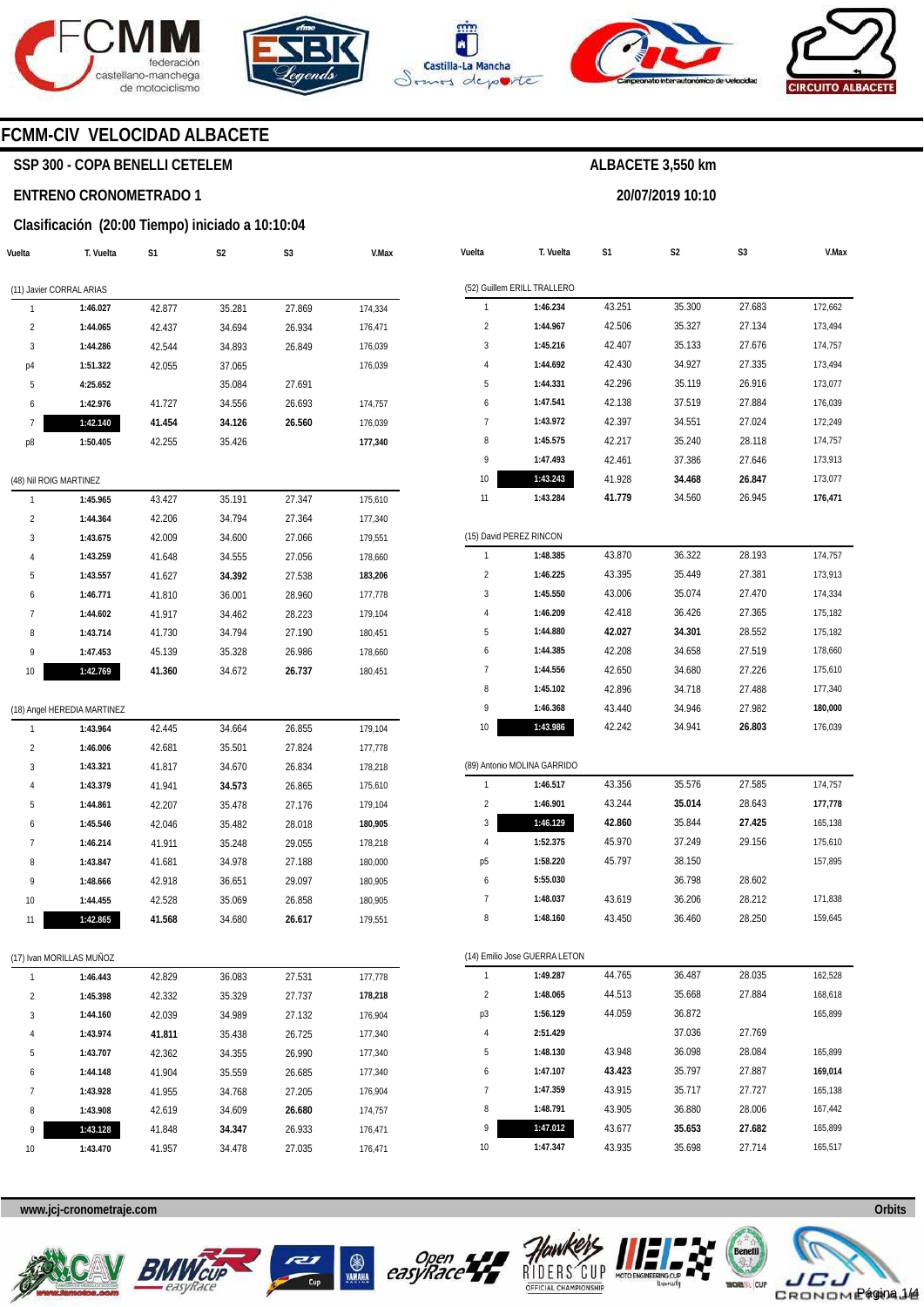# FCMM-CIV VELOCIDAD ALBACETE

**SSP 300 - COPA BENELLI CETELEM**

**ALBACETE 3,550 km**

**ENTRENO CRONOMETRADO 1**

**20/07/2019 10:10**

**Clasificación (20:00 Tiempo) iniciado a 10:10:04**

(11) Javier CORRAL ARIAS

| Vuelta | T. Vuelta | S1 | S2 | S3 | V.Max |
|---|---|---|---|---|---|
| 1 | **1:46.027** | 42.877 | 35.281 | 27.869 | 174,334 |
| 2 | **1:44.065** | 42.437 | 34.694 | 26.934 | 176,471 |
| 3 | **1:44.286** | 42.544 | 34.893 | 26.849 | 176,039 |
| p4 | **1:51.322** | 42.055 | 37.065 | | 176,039 |
| 5 | **4:25.652** | | 35.084 | 27.691 | |
| 6 | **1:42.976** | 41.727 | 34.556 | 26.693 | 174,757 |
| 7 | **1:42.140** | **41.454** | **34.126** | **26.560** | 176,039 |
| p8 | **1:50.405** | 42.255 | 35.426 | | **177,340** |

(48) Nil ROIG MARTINEZ

| Vuelta | T. Vuelta | S1 | S2 | S3 | V.Max |
|---|---|---|---|---|---|
| 1 | **1:45.965** | 43.427 | 35.191 | 27.347 | 175,610 |
| 2 | **1:44.364** | 42.206 | 34.794 | 27.364 | 177,340 |
| 3 | **1:43.675** | 42.009 | 34.600 | 27.066 | 179,551 |
| 4 | **1:43.259** | 41.648 | 34.555 | 27.056 | 178,660 |
| 5 | **1:43.557** | 41.627 | **34.392** | 27.538 | **183,206** |
| 6 | **1:46.771** | 41.810 | 36.001 | 28.960 | 177,778 |
| 7 | **1:44.602** | 41.917 | 34.462 | 28.223 | 179,104 |
| 8 | **1:43.714** | 41.730 | 34.794 | 27.190 | 180,451 |
| 9 | **1:47.453** | 45.139 | 35.328 | 26.986 | 178,660 |
| 10 | **1:42.769** | **41.360** | 34.672 | **26.737** | 180,451 |

(18) Angel HEREDIA MARTINEZ

| Vuelta | T. Vuelta | S1 | S2 | S3 | V.Max |
|---|---|---|---|---|---|
| 1 | **1:43.964** | 42.445 | 34.664 | 26.855 | 179,104 |
| 2 | **1:46.006** | 42.681 | 35.501 | 27.824 | 177,778 |
| 3 | **1:43.321** | 41.817 | 34.670 | 26.834 | 178,218 |
| 4 | **1:43.379** | 41.941 | **34.573** | 26.865 | 175,610 |
| 5 | **1:44.861** | 42.207 | 35.478 | 27.176 | 179,104 |
| 6 | **1:45.546** | 42.046 | 35.482 | 28.018 | **180,905** |
| 7 | **1:46.214** | 41.911 | 35.248 | 29.055 | 178,218 |
| 8 | **1:43.847** | 41.681 | 34.978 | 27.188 | 180,000 |
| 9 | **1:48.666** | 42.918 | 36.651 | 29.097 | 180,905 |
| 10 | **1:44.455** | 42.528 | 35.069 | 26.858 | 180,905 |
| 11 | **1:42.865** | **41.568** | 34.680 | **26.617** | 179,551 |

(17) Ivan MORILLAS MUÑOZ

| Vuelta | T. Vuelta | S1 | S2 | S3 | V.Max |
|---|---|---|---|---|---|
| 1 | **1:46.443** | 42.829 | 36.083 | 27.531 | 177,778 |
| 2 | **1:45.398** | 42.332 | 35.329 | 27.737 | **178,218** |
| 3 | **1:44.160** | 42.039 | 34.989 | 27.132 | 176,904 |
| 4 | **1:43.974** | **41.811** | 35.438 | 26.725 | 177,340 |
| 5 | **1:43.707** | 42.362 | 34.355 | 26.990 | 177,340 |
| 6 | **1:44.148** | 41.904 | 35.559 | 26.685 | 177,340 |
| 7 | **1:43.928** | 41.955 | 34.768 | 27.205 | 176,904 |
| 8 | **1:43.908** | 42.619 | 34.609 | **26.680** | 174,757 |
| 9 | **1:43.128** | 41.848 | **34.347** | 26.933 | 176,471 |
| 10 | **1:43.470** | 41.957 | 34.478 | 27.035 | 176,471 |

(52) Guillem ERILL TRALLERO

| Vuelta | T. Vuelta | S1 | S2 | S3 | V.Max |
|---|---|---|---|---|---|
| 1 | **1:46.234** | 43.251 | 35.300 | 27.683 | 172,662 |
| 2 | **1:44.967** | 42.506 | 35.327 | 27.134 | 173,494 |
| 3 | **1:45.216** | 42.407 | 35.133 | 27.676 | 174,757 |
| 4 | **1:44.692** | 42.430 | 34.927 | 27.335 | 173,494 |
| 5 | **1:44.331** | 42.296 | 35.119 | 26.916 | 173,077 |
| 6 | **1:47.541** | 42.138 | 37.519 | 27.884 | 176,039 |
| 7 | **1:43.972** | 42.397 | 34.551 | 27.024 | 172,249 |
| 8 | **1:45.575** | 42.217 | 35.240 | 28.118 | 174,757 |
| 9 | **1:47.493** | 42.461 | 37.386 | 27.646 | 173,913 |
| 10 | **1:43.243** | 41.928 | **34.468** | **26.847** | 173,077 |
| 11 | **1:43.284** | **41.779** | 34.560 | 26.945 | **176,471** |

(15) David PEREZ RINCON

| Vuelta | T. Vuelta | S1 | S2 | S3 | V.Max |
|---|---|---|---|---|---|
| 1 | **1:48.385** | 43.870 | 36.322 | 28.193 | 174,757 |
| 2 | **1:46.225** | 43.395 | 35.449 | 27.381 | 173,913 |
| 3 | **1:45.550** | 43.006 | 35.074 | 27.470 | 174,334 |
| 4 | **1:46.209** | 42.418 | 36.426 | 27.365 | 175,182 |
| 5 | **1:44.880** | **42.027** | **34.301** | 28.552 | 175,182 |
| 6 | **1:44.385** | 42.208 | 34.658 | 27.519 | 178,660 |
| 7 | **1:44.556** | 42.650 | 34.680 | 27.226 | 175,610 |
| 8 | **1:45.102** | 42.896 | 34.718 | 27.488 | 177,340 |
| 9 | **1:46.368** | 43.440 | 34.946 | 27.982 | **180,000** |
| 10 | **1:43.986** | 42.242 | 34.941 | **26.803** | 176,039 |

(89) Antonio MOLINA GARRIDO

| Vuelta | T. Vuelta | S1 | S2 | S3 | V.Max |
|---|---|---|---|---|---|
| 1 | **1:46.517** | 43.356 | 35.576 | 27.585 | 174,757 |
| 2 | **1:46.901** | 43.244 | **35.014** | 28.643 | **177,778** |
| 3 | **1:46.129** | **42.860** | 35.844 | **27.425** | 165,138 |
| 4 | **1:52.375** | 45.970 | 37.249 | 29.156 | 175,610 |
| p5 | **1:58.220** | 45.797 | 38.150 | | 157,895 |
| 6 | **5:55.030** | | 36.798 | 28.602 | |
| 7 | **1:48.037** | 43.619 | 36.206 | 28.212 | 171,838 |
| 8 | **1:48.160** | 43.450 | 36.460 | 28.250 | 159,645 |

(14) Emilio Jose GUERRA LETON

| Vuelta | T. Vuelta | S1 | S2 | S3 | V.Max |
|---|---|---|---|---|---|
| 1 | **1:49.287** | 44.765 | 36.487 | 28.035 | 162,528 |
| 2 | **1:48.065** | 44.513 | 35.668 | 27.884 | 168,618 |
| p3 | **1:56.129** | 44.059 | 36.872 | | 165,899 |
| 4 | **2:51.429** | | 37.036 | 27.769 | |
| 5 | **1:48.130** | 43.948 | 36.098 | 28.084 | 165,899 |
| 6 | **1:47.107** | **43.423** | 35.797 | 27.887 | **169,014** |
| 7 | **1:47.359** | 43.915 | 35.717 | 27.727 | 165,138 |
| 8 | **1:48.791** | 43.905 | 36.880 | 28.006 | 167,442 |
| 9 | **1:47.012** | 43.677 | **35.653** | **27.682** | 165,899 |
| 10 | **1:47.347** | 43.935 | 35.698 | 27.714 | 165,517 |

www.jcj-cronometraje.com

Orbits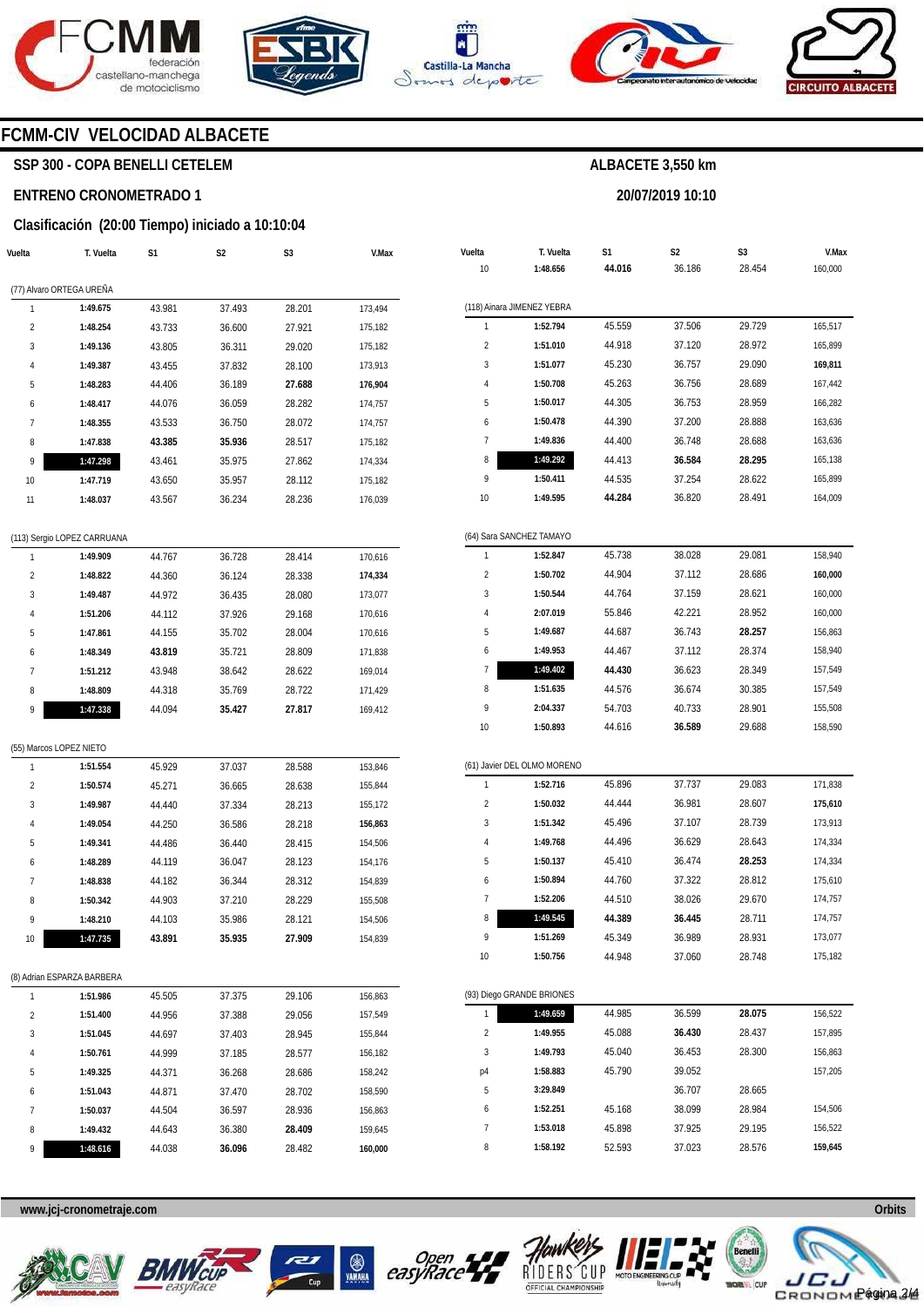# FCMM-CIV VELOCIDAD ALBACETE

## SSP 300 - COPA BENELLI CETELEM

**ALBACETE 3,550 km**

**ENTRENO CRONOMETRADO 1**

**20/07/2019 10:10**

**Clasificación (20:00 Tiempo) iniciado a 10:10:04**

| Vuelta | T. Vuelta | S1 | S2 | S3 | V.Max |
|---|---|---|---|---|---|
| **(77) Alvaro ORTEGA UREÑA** | | | | | |
| 1 | **1:49.675** | 43.981 | 37.493 | 28.201 | 173,494 |
| 2 | **1:48.254** | 43.733 | 36.600 | 27.921 | 175,182 |
| 3 | **1:49.136** | 43.805 | 36.311 | 29.020 | 175,182 |
| 4 | **1:49.387** | 43.455 | 37.832 | 28.100 | 173,913 |
| 5 | **1:48.283** | 44.406 | 36.189 | **27.688** | **176,904** |
| 6 | **1:48.417** | 44.076 | 36.059 | 28.282 | 174,757 |
| 7 | **1:48.355** | 43.533 | 36.750 | 28.072 | 174,757 |
| 8 | **1:47.838** | **43.385** | **35.936** | 28.517 | 175,182 |
| 9 | **1:47.298** | 43.461 | 35.975 | 27.862 | 174,334 |
| 10 | **1:47.719** | 43.650 | 35.957 | 28.112 | 175,182 |
| 11 | **1:48.037** | 43.567 | 36.234 | 28.236 | 176,039 |
| **(113) Sergio LOPEZ CARRUANA** | | | | | |
| 1 | **1:49.909** | 44.767 | 36.728 | 28.414 | 170,616 |
| 2 | **1:48.822** | 44.360 | 36.124 | 28.338 | **174,334** |
| 3 | **1:49.487** | 44.972 | 36.435 | 28.080 | 173,077 |
| 4 | **1:51.206** | 44.112 | 37.926 | 29.168 | 170,616 |
| 5 | **1:47.861** | 44.155 | 35.702 | 28.004 | 170,616 |
| 6 | **1:48.349** | **43.819** | 35.721 | 28.809 | 171,838 |
| 7 | **1:51.212** | 43.948 | 38.642 | 28.622 | 169,014 |
| 8 | **1:48.809** | 44.318 | 35.769 | 28.722 | 171,429 |
| 9 | **1:47.338** | 44.094 | **35.427** | **27.817** | 169,412 |
| **(55) Marcos LOPEZ NIETO** | | | | | |
| 1 | **1:51.554** | 45.929 | 37.037 | 28.588 | 153,846 |
| 2 | **1:50.574** | 45.271 | 36.665 | 28.638 | 155,844 |
| 3 | **1:49.987** | 44.440 | 37.334 | 28.213 | 155,172 |
| 4 | **1:49.054** | 44.250 | 36.586 | 28.218 | **156,863** |
| 5 | **1:49.341** | 44.486 | 36.440 | 28.415 | 154,506 |
| 6 | **1:48.289** | 44.119 | 36.047 | 28.123 | 154,176 |
| 7 | **1:48.838** | 44.182 | 36.344 | 28.312 | 154,839 |
| 8 | **1:50.342** | 44.903 | 37.210 | 28.229 | 155,508 |
| 9 | **1:48.210** | 44.103 | 35.986 | 28.121 | 154,506 |
| 10 | **1:47.735** | **43.891** | **35.935** | **27.909** | 154,839 |
| **(8) Adrian ESPARZA BARBERA** | | | | | |
| 1 | **1:51.986** | 45.505 | 37.375 | 29.106 | 156,863 |
| 2 | **1:51.400** | 44.956 | 37.388 | 29.056 | 157,549 |
| 3 | **1:51.045** | 44.697 | 37.403 | 28.945 | 155,844 |
| 4 | **1:50.761** | 44.999 | 37.185 | 28.577 | 156,182 |
| 5 | **1:49.325** | 44.371 | 36.268 | 28.686 | 158,242 |
| 6 | **1:51.043** | 44.871 | 37.470 | 28.702 | 158,590 |
| 7 | **1:50.037** | 44.504 | 36.597 | 28.936 | 156,863 |
| 8 | **1:49.432** | 44.643 | 36.380 | **28.409** | 159,645 |
| 9 | **1:48.616** | 44.038 | **36.096** | 28.482 | **160,000** |
| 10 | **1:48.656** | **44.016** | 36.186 | 28.454 | 160,000 |
| **(118) Ainara JIMENEZ YEBRA** | | | | | |
| 1 | **1:52.794** | 45.559 | 37.506 | 29.729 | 165,517 |
| 2 | **1:51.010** | 44.918 | 37.120 | 28.972 | 165,899 |
| 3 | **1:51.077** | 45.230 | 36.757 | 29.090 | **169,811** |
| 4 | **1:50.708** | 45.263 | 36.756 | 28.689 | 167,442 |
| 5 | **1:50.017** | 44.305 | 36.753 | 28.959 | 166,282 |
| 6 | **1:50.478** | 44.390 | 37.200 | 28.888 | 163,636 |
| 7 | **1:49.836** | 44.400 | 36.748 | 28.688 | 163,636 |
| 8 | **1:49.292** | 44.413 | **36.584** | **28.295** | 165,138 |
| 9 | **1:50.411** | 44.535 | 37.254 | 28.622 | 165,899 |
| 10 | **1:49.595** | **44.284** | 36.820 | 28.491 | 164,009 |
| **(64) Sara SANCHEZ TAMAYO** | | | | | |
| 1 | **1:52.847** | 45.738 | 38.028 | 29.081 | 158,940 |
| 2 | **1:50.702** | 44.904 | 37.112 | 28.686 | **160,000** |
| 3 | **1:50.544** | 44.764 | 37.159 | 28.621 | 160,000 |
| 4 | **2:07.019** | 55.846 | 42.221 | 28.952 | 160,000 |
| 5 | **1:49.687** | 44.687 | 36.743 | **28.257** | 156,863 |
| 6 | **1:49.953** | 44.467 | 37.112 | 28.374 | 158,940 |
| 7 | **1:49.402** | **44.430** | 36.623 | 28.349 | 157,549 |
| 8 | **1:51.635** | 44.576 | 36.674 | 30.385 | 157,549 |
| 9 | **2:04.337** | 54.703 | 40.733 | 28.901 | 155,508 |
| 10 | **1:50.893** | 44.616 | **36.589** | 29.688 | 158,590 |
| **(61) Javier DEL OLMO MORENO** | | | | | |
| 1 | **1:52.716** | 45.896 | 37.737 | 29.083 | 171,838 |
| 2 | **1:50.032** | 44.444 | 36.981 | 28.607 | **175,610** |
| 3 | **1:51.342** | 45.496 | 37.107 | 28.739 | 173,913 |
| 4 | **1:49.768** | 44.496 | 36.629 | 28.643 | 174,334 |
| 5 | **1:50.137** | 45.410 | 36.474 | **28.253** | 174,334 |
| 6 | **1:50.894** | 44.760 | 37.322 | 28.812 | 175,610 |
| 7 | **1:52.206** | 44.510 | 38.026 | 29.670 | 174,757 |
| 8 | **1:49.545** | **44.389** | **36.445** | 28.711 | 174,757 |
| 9 | **1:51.269** | 45.349 | 36.989 | 28.931 | 173,077 |
| 10 | **1:50.756** | 44.948 | 37.060 | 28.748 | 175,182 |
| **(93) Diego GRANDE BRIONES** | | | | | |
| 1 | **1:49.659** | 44.985 | 36.599 | **28.075** | 156,522 |
| 2 | **1:49.955** | 45.088 | **36.430** | 28.437 | 157,895 |
| 3 | **1:49.793** | 45.040 | 36.453 | 28.300 | 156,863 |
| p4 | **1:58.883** | 45.790 | 39.052 | | 157,205 |
| 5 | **3:29.849** | | 36.707 | 28.665 | |
| 6 | **1:52.251** | 45.168 | 38.099 | 28.984 | 154,506 |
| 7 | **1:53.018** | 45.898 | 37.925 | 29.195 | 156,522 |
| 8 | **1:58.192** | 52.593 | 37.023 | 28.576 | **159,645** |

www.jcj-cronometraje.com

Orbits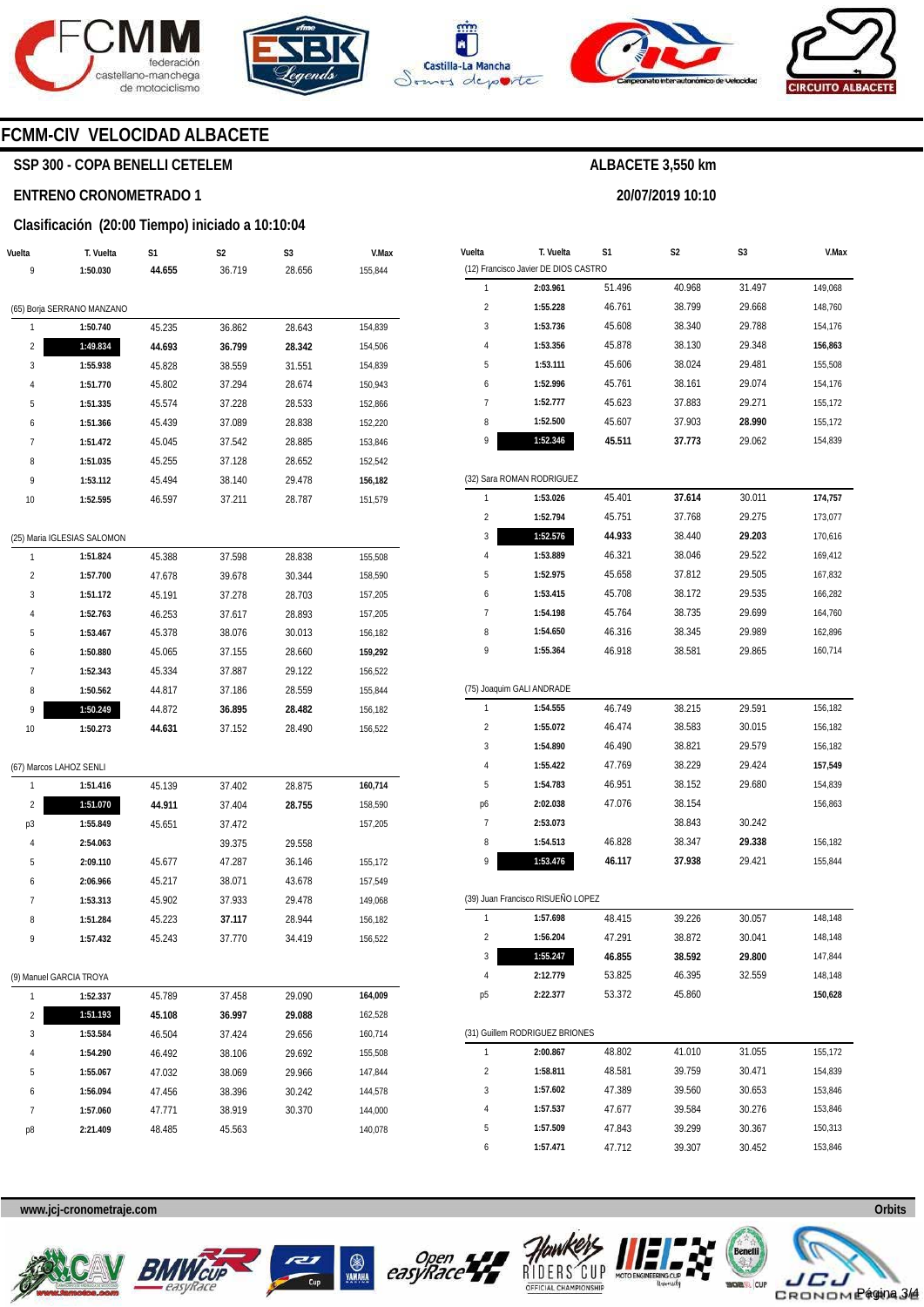## FCMM-CIV VELOCIDAD ALBACETE

### SSP 300 - COPA BENELLI CETELEM

**ALBACETE 3,550 km**

### ENTRENO CRONOMETRADO 1

**20/07/2019 10:10**

### Clasificación (20:00 Tiempo) iniciado a 10:10:04

| Vuelta | T. Vuelta | S1 | S2 | S3 | V.Max |
|---|---|---|---|---|---|
| 9 | **1:50.030** | **44.655** | 36.719 | 28.656 | 155,844 |
| (65) Borja SERRANO MANZANO | | | | | |
| 1 | **1:50.740** | 45.235 | 36.862 | 28.643 | 154,839 |
| 2 | **1:49.834** | **44.693** | **36.799** | **28.342** | 154,506 |
| 3 | **1:55.938** | 45.828 | 38.559 | 31.551 | 154,839 |
| 4 | **1:51.770** | 45.802 | 37.294 | 28.674 | 150,943 |
| 5 | **1:51.335** | 45.574 | 37.228 | 28.533 | 152,866 |
| 6 | **1:51.366** | 45.439 | 37.089 | 28.838 | 152,220 |
| 7 | **1:51.472** | 45.045 | 37.542 | 28.885 | 153,846 |
| 8 | **1:51.035** | 45.255 | 37.128 | 28.652 | 152,542 |
| 9 | **1:53.112** | 45.494 | 38.140 | 29.478 | **156,182** |
| 10 | **1:52.595** | 46.597 | 37.211 | 28.787 | 151,579 |
| (25) Maria IGLESIAS SALOMON | | | | | |
| 1 | **1:51.824** | 45.388 | 37.598 | 28.838 | 155,508 |
| 2 | **1:57.700** | 47.678 | 39.678 | 30.344 | 158,590 |
| 3 | **1:51.172** | 45.191 | 37.278 | 28.703 | 157,205 |
| 4 | **1:52.763** | 46.253 | 37.617 | 28.893 | 157,205 |
| 5 | **1:53.467** | 45.378 | 38.076 | 30.013 | 156,182 |
| 6 | **1:50.880** | 45.065 | 37.155 | 28.660 | **159,292** |
| 7 | **1:52.343** | 45.334 | 37.887 | 29.122 | 156,522 |
| 8 | **1:50.562** | 44.817 | 37.186 | 28.559 | 155,844 |
| 9 | **1:50.249** | 44.872 | **36.895** | **28.482** | 156,182 |
| 10 | **1:50.273** | **44.631** | 37.152 | 28.490 | 156,522 |
| (67) Marcos LAHOZ SENLI | | | | | |
| 1 | **1:51.416** | 45.139 | 37.402 | 28.875 | **160,714** |
| 2 | **1:51.070** | **44.911** | 37.404 | **28.755** | 158,590 |
| p3 | **1:55.849** | 45.651 | 37.472 | | 157,205 |
| 4 | **2:54.063** | | 39.375 | 29.558 | |
| 5 | **2:09.110** | 45.677 | 47.287 | 36.146 | 155,172 |
| 6 | **2:06.966** | 45.217 | 38.071 | 43.678 | 157,549 |
| 7 | **1:53.313** | 45.902 | 37.933 | 29.478 | 149,068 |
| 8 | **1:51.284** | 45.223 | **37.117** | 28.944 | 156,182 |
| 9 | **1:57.432** | 45.243 | 37.770 | 34.419 | 156,522 |
| (9) Manuel GARCIA TROYA | | | | | |
| 1 | **1:52.337** | 45.789 | 37.458 | 29.090 | **164,009** |
| 2 | **1:51.193** | **45.108** | **36.997** | **29.088** | 162,528 |
| 3 | **1:53.584** | 46.504 | 37.424 | 29.656 | 160,714 |
| 4 | **1:54.290** | 46.492 | 38.106 | 29.692 | 155,508 |
| 5 | **1:55.067** | 47.032 | 38.069 | 29.966 | 147,844 |
| 6 | **1:56.094** | 47.456 | 38.396 | 30.242 | 144,578 |
| 7 | **1:57.060** | 47.771 | 38.919 | 30.370 | 144,000 |
| p8 | **2:21.409** | 48.485 | 45.563 | | 140,078 |

| Vuelta | T. Vuelta | S1 | S2 | S3 | V.Max |
|---|---|---|---|---|---|
| (12) Francisco Javier DE DIOS CASTRO | | | | | |
| 1 | **2:03.961** | 51.496 | 40.968 | 31.497 | 149,068 |
| 2 | **1:55.228** | 46.761 | 38.799 | 29.668 | 148,760 |
| 3 | **1:53.736** | 45.608 | 38.340 | 29.788 | 154,176 |
| 4 | **1:53.356** | 45.878 | 38.130 | 29.348 | **156,863** |
| 5 | **1:53.111** | 45.606 | 38.024 | 29.481 | 155,508 |
| 6 | **1:52.996** | 45.761 | 38.161 | 29.074 | 154,176 |
| 7 | **1:52.777** | 45.623 | 37.883 | 29.271 | 155,172 |
| 8 | **1:52.500** | 45.607 | 37.903 | **28.990** | 155,172 |
| 9 | **1:52.346** | **45.511** | **37.773** | 29.062 | 154,839 |
| (32) Sara ROMAN RODRIGUEZ | | | | | |
| 1 | **1:53.026** | 45.401 | **37.614** | 30.011 | **174,757** |
| 2 | **1:52.794** | 45.751 | 37.768 | 29.275 | 173,077 |
| 3 | **1:52.576** | **44.933** | 38.440 | **29.203** | 170,616 |
| 4 | **1:53.889** | 46.321 | 38.046 | 29.522 | 169,412 |
| 5 | **1:52.975** | 45.658 | 37.812 | 29.505 | 167,832 |
| 6 | **1:53.415** | 45.708 | 38.172 | 29.535 | 166,282 |
| 7 | **1:54.198** | 45.764 | 38.735 | 29.699 | 164,760 |
| 8 | **1:54.650** | 46.316 | 38.345 | 29.989 | 162,896 |
| 9 | **1:55.364** | 46.918 | 38.581 | 29.865 | 160,714 |
| (75) Joaquim GALI ANDRADE | | | | | |
| 1 | **1:54.555** | 46.749 | 38.215 | 29.591 | 156,182 |
| 2 | **1:55.072** | 46.474 | 38.583 | 30.015 | 156,182 |
| 3 | **1:54.890** | 46.490 | 38.821 | 29.579 | 156,182 |
| 4 | **1:55.422** | 47.769 | 38.229 | 29.424 | **157,549** |
| 5 | **1:54.783** | 46.951 | 38.152 | 29.680 | 154,839 |
| p6 | **2:02.038** | 47.076 | 38.154 | | 156,863 |
| 7 | **2:53.073** | | 38.843 | 30.242 | |
| 8 | **1:54.513** | 46.828 | 38.347 | **29.338** | 156,182 |
| 9 | **1:53.476** | **46.117** | **37.938** | 29.421 | 155,844 |
| (39) Juan Francisco RISUEÑO LOPEZ | | | | | |
| 1 | **1:57.698** | 48.415 | 39.226 | 30.057 | 148,148 |
| 2 | **1:56.204** | 47.291 | 38.872 | 30.041 | 148,148 |
| 3 | **1:55.247** | **46.855** | **38.592** | **29.800** | 147,844 |
| 4 | **2:12.779** | 53.825 | 46.395 | 32.559 | 148,148 |
| p5 | **2:22.377** | 53.372 | 45.860 | | **150,628** |
| (31) Guillem RODRIGUEZ BRIONES | | | | | |
| 1 | **2:00.867** | 48.802 | 41.010 | 31.055 | 155,172 |
| 2 | **1:58.811** | 48.581 | 39.759 | 30.471 | 154,839 |
| 3 | **1:57.602** | 47.389 | 39.560 | 30.653 | 153,846 |
| 4 | **1:57.537** | 47.677 | 39.584 | 30.276 | 153,846 |
| 5 | **1:57.509** | 47.843 | 39.299 | 30.367 | 150,313 |
| 6 | **1:57.471** | 47.712 | 39.307 | 30.452 | 153,846 |

www.jcj-cronometraje.com

Orbits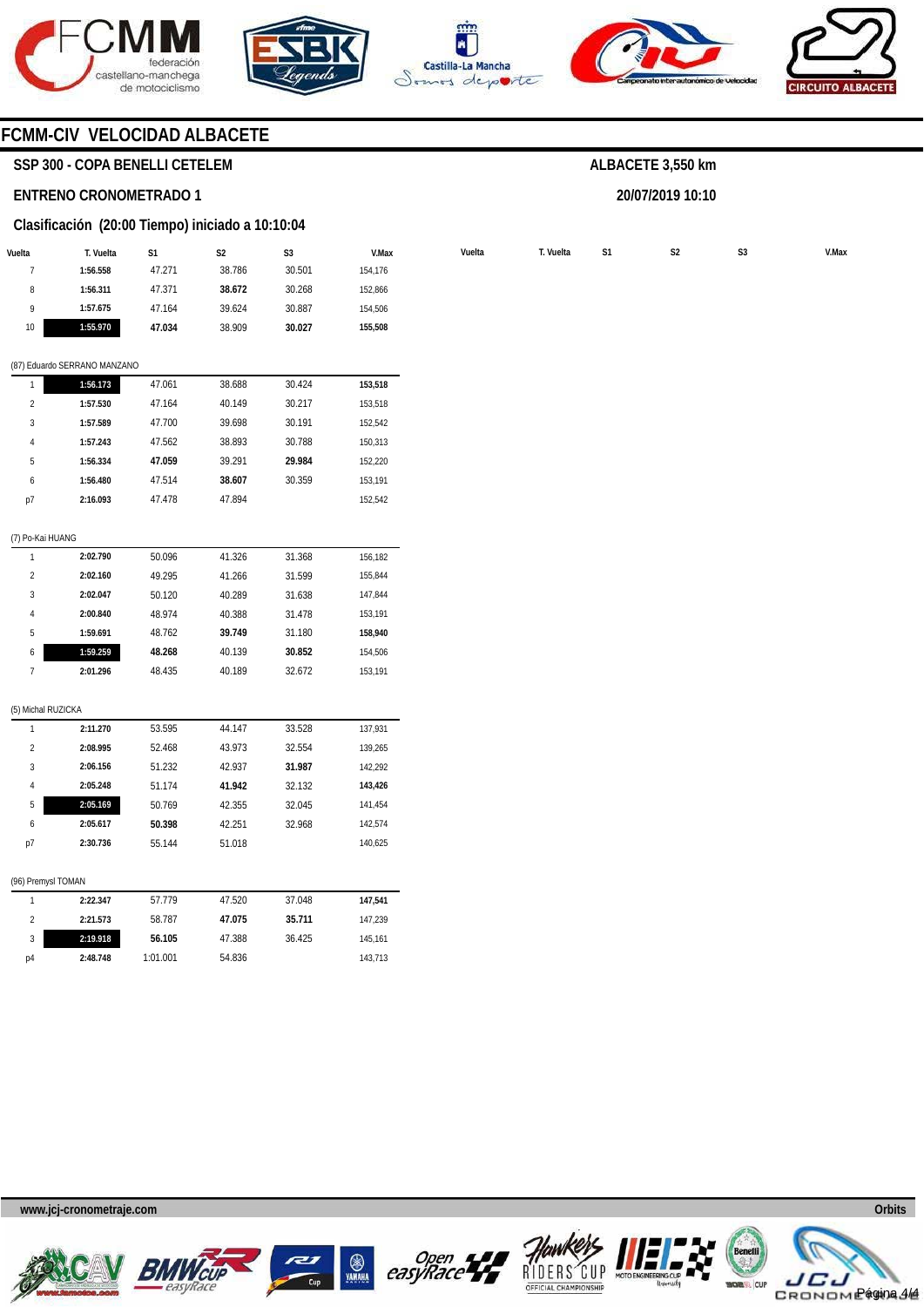# FCMM-CIV VELOCIDAD ALBACETE

**SSP 300 - COPA BENELLI CETELEM**

**ALBACETE 3,550 km**

**ENTRENO CRONOMETRADO 1**

**20/07/2019 10:10**

**Clasificación (20:00 Tiempo) iniciado a 10:10:04**

| Vuelta | T. Vuelta | S1 | S2 | S3 | V.Max |
|---|---|---|---|---|---|
| 7 | **1:56.558** | 47.271 | 38.786 | 30.501 | 154,176 |
| 8 | **1:56.311** | 47.371 | **38.672** | 30.268 | 152,866 |
| 9 | **1:57.675** | 47.164 | 39.624 | 30.887 | 154,506 |
| 10 | **1:55.970** | **47.034** | 38.909 | **30.027** | **155,508** |

(87) Eduardo SERRANO MANZANO

| Vuelta | T. Vuelta | S1 | S2 | S3 | V.Max |
|---|---|---|---|---|---|
| 1 | **1:56.173** | 47.061 | 38.688 | 30.424 | **153,518** |
| 2 | **1:57.530** | 47.164 | 40.149 | 30.217 | 153,518 |
| 3 | **1:57.589** | 47.700 | 39.698 | 30.191 | 152,542 |
| 4 | **1:57.243** | 47.562 | 38.893 | 30.788 | 150,313 |
| 5 | **1:56.334** | **47.059** | 39.291 | **29.984** | 152,220 |
| 6 | **1:56.480** | 47.514 | **38.607** | 30.359 | 153,191 |
| p7 | **2:16.093** | 47.478 | 47.894 | | 152,542 |

(7) Po-Kai HUANG

| Vuelta | T. Vuelta | S1 | S2 | S3 | V.Max |
|---|---|---|---|---|---|
| 1 | **2:02.790** | 50.096 | 41.326 | 31.368 | 156,182 |
| 2 | **2:02.160** | 49.295 | 41.266 | 31.599 | 155,844 |
| 3 | **2:02.047** | 50.120 | 40.289 | 31.638 | 147,844 |
| 4 | **2:00.840** | 48.974 | 40.388 | 31.478 | 153,191 |
| 5 | **1:59.691** | 48.762 | **39.749** | 31.180 | **158,940** |
| 6 | **1:59.259** | **48.268** | 40.139 | **30.852** | 154,506 |
| 7 | **2:01.296** | 48.435 | 40.189 | 32.672 | 153,191 |

(5) Michal RUZICKA

| Vuelta | T. Vuelta | S1 | S2 | S3 | V.Max |
|---|---|---|---|---|---|
| 1 | **2:11.270** | 53.595 | 44.147 | 33.528 | 137,931 |
| 2 | **2:08.995** | 52.468 | 43.973 | 32.554 | 139,265 |
| 3 | **2:06.156** | 51.232 | 42.937 | **31.987** | 142,292 |
| 4 | **2:05.248** | 51.174 | **41.942** | 32.132 | **143,426** |
| 5 | **2:05.169** | 50.769 | 42.355 | 32.045 | 141,454 |
| 6 | **2:05.617** | **50.398** | 42.251 | 32.968 | 142,574 |
| p7 | **2:30.736** | 55.144 | 51.018 | | 140,625 |

(96) Premysl TOMAN

| Vuelta | T. Vuelta | S1 | S2 | S3 | V.Max |
|---|---|---|---|---|---|
| 1 | **2:22.347** | 57.779 | 47.520 | 37.048 | **147,541** |
| 2 | **2:21.573** | 58.787 | **47.075** | **35.711** | 147,239 |
| 3 | **2:19.918** | **56.105** | 47.388 | 36.425 | 145,161 |
| p4 | **2:48.748** | 1:01.001 | 54.836 | | 143,713 |

www.jcj-cronometraje.com

Orbits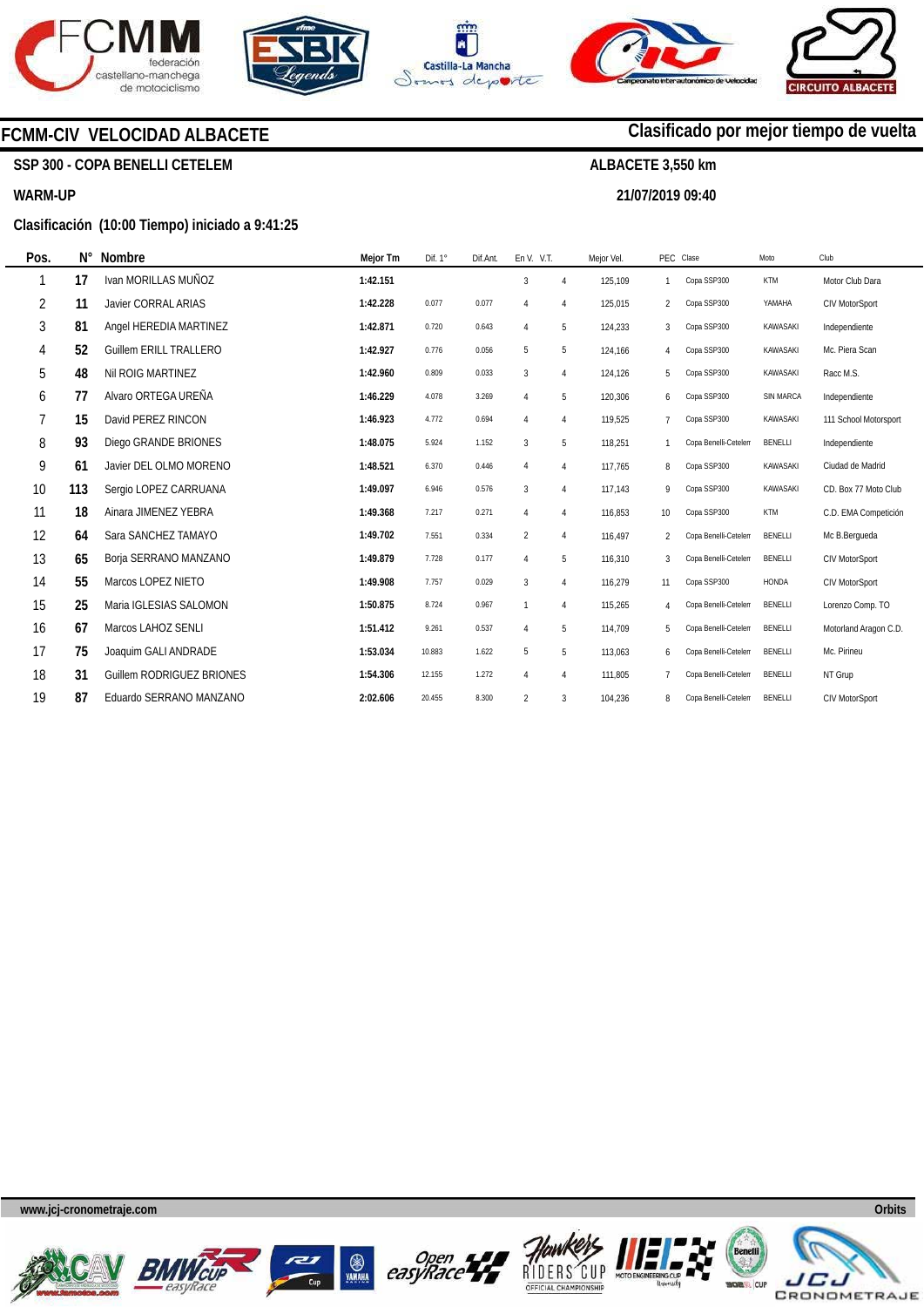## FCMM-CIV VELOCIDAD ALBACETE

**Clasificado por mejor tiempo de vuelta**

**SSP 300 - COPA BENELLI CETELEM**

**ALBACETE 3,550 km**

**WARM-UP**

**21/07/2019 09:40**

**Clasificación (10:00 Tiempo) iniciado a 9:41:25**

| Pos. | N° | Nombre | Mejor Tm | Dif. 1° | Dif.Ant. | En V. | V.T. | Mejor Vel. | PEC | Clase | Moto | Club |
|---|---|---|---|---|---|---|---|---|---|---|---|---|
| 1 | 17 | Ivan MORILLAS MUÑOZ | 1:42.151 | | | 3 | 4 | 125,109 | 1 | Copa SSP300 | KTM | Motor Club Dara |
| 2 | 11 | Javier CORRAL ARIAS | 1:42.228 | 0.077 | 0.077 | 4 | 4 | 125,015 | 2 | Copa SSP300 | YAMAHA | CIV MotorSport |
| 3 | 81 | Angel HEREDIA MARTINEZ | 1:42.871 | 0.720 | 0.643 | 4 | 5 | 124,233 | 3 | Copa SSP300 | KAWASAKI | Independiente |
| 4 | 52 | Guillem ERILL TRALLERO | 1:42.927 | 0.776 | 0.056 | 5 | 5 | 124,166 | 4 | Copa SSP300 | KAWASAKI | Mc. Piera Scan |
| 5 | 48 | Nil ROIG MARTINEZ | 1:42.960 | 0.809 | 0.033 | 3 | 4 | 124,126 | 5 | Copa SSP300 | KAWASAKI | Racc M.S. |
| 6 | 77 | Alvaro ORTEGA UREÑA | 1:46.229 | 4.078 | 3.269 | 4 | 5 | 120,306 | 6 | Copa SSP300 | SIN MARCA | Independiente |
| 7 | 15 | David PEREZ RINCON | 1:46.923 | 4.772 | 0.694 | 4 | 4 | 119,525 | 7 | Copa SSP300 | KAWASAKI | 111 School Motorsport |
| 8 | 93 | Diego GRANDE BRIONES | 1:48.075 | 5.924 | 1.152 | 3 | 5 | 118,251 | 1 | Copa Benelli-Cetelem | BENELLI | Independiente |
| 9 | 61 | Javier DEL OLMO MORENO | 1:48.521 | 6.370 | 0.446 | 4 | 4 | 117,765 | 8 | Copa SSP300 | KAWASAKI | Ciudad de Madrid |
| 10 | 113 | Sergio LOPEZ CARRUANA | 1:49.097 | 6.946 | 0.576 | 3 | 4 | 117,143 | 9 | Copa SSP300 | KAWASAKI | CD. Box 77 Moto Club |
| 11 | 18 | Ainara JIMENEZ YEBRA | 1:49.368 | 7.217 | 0.271 | 4 | 4 | 116,853 | 10 | Copa SSP300 | KTM | C.D. EMA Competición |
| 12 | 64 | Sara SANCHEZ TAMAYO | 1:49.702 | 7.551 | 0.334 | 2 | 4 | 116,497 | 2 | Copa Benelli-Cetelem | BENELLI | Mc B.Bergueda |
| 13 | 65 | Borja SERRANO MANZANO | 1:49.879 | 7.728 | 0.177 | 4 | 5 | 116,310 | 3 | Copa Benelli-Cetelem | BENELLI | CIV MotorSport |
| 14 | 55 | Marcos LOPEZ NIETO | 1:49.908 | 7.757 | 0.029 | 3 | 4 | 116,279 | 11 | Copa SSP300 | HONDA | CIV MotorSport |
| 15 | 25 | Maria IGLESIAS SALOMON | 1:50.875 | 8.724 | 0.967 | 1 | 4 | 115,265 | 4 | Copa Benelli-Cetelem | BENELLI | Lorenzo Comp. TO |
| 16 | 67 | Marcos LAHOZ SENLI | 1:51.412 | 9.261 | 0.537 | 4 | 5 | 114,709 | 5 | Copa Benelli-Cetelem | BENELLI | Motorland Aragon C.D. |
| 17 | 75 | Joaquim GALI ANDRADE | 1:53.034 | 10.883 | 1.622 | 5 | 5 | 113,063 | 6 | Copa Benelli-Cetelem | BENELLI | Mc. Pirineu |
| 18 | 31 | Guillem RODRIGUEZ BRIONES | 1:54.306 | 12.155 | 1.272 | 4 | 4 | 111,805 | 7 | Copa Benelli-Cetelem | BENELLI | NT Grup |
| 19 | 87 | Eduardo SERRANO MANZANO | 2:02.606 | 20.455 | 8.300 | 2 | 3 | 104,236 | 8 | Copa Benelli-Cetelem | BENELLI | CIV MotorSport |

www.jcj-cronometraje.com — Orbits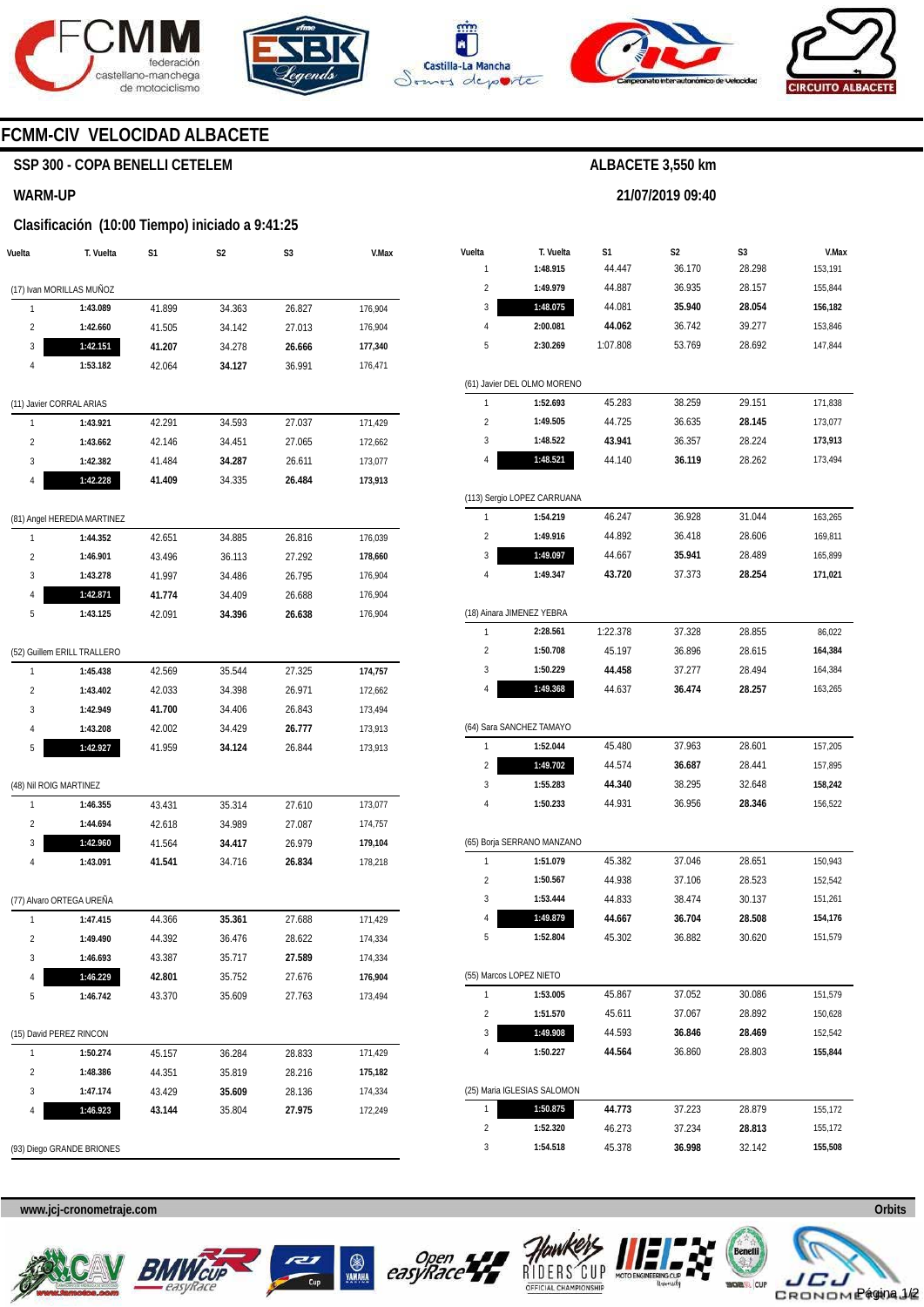# FCMM-CIV VELOCIDAD ALBACETE

## SSP 300 - COPA BENELLI CETELEM

**ALBACETE 3,550 km**

**WARM-UP**

**21/07/2019 09:40**

### Clasificación (10:00 Tiempo) iniciado a 9:41:25

| Vuelta | T. Vuelta | S1 | S2 | S3 | V.Max |
|---|---|---|---|---|---|
| (17) Ivan MORILLAS MUÑOZ | | | | | |
| 1 | **1:43.089** | 41.899 | 34.363 | 26.827 | 176,904 |
| 2 | **1:42.660** | 41.505 | 34.142 | 27.013 | 176,904 |
| 3 | **1:42.151** | **41.207** | 34.278 | **26.666** | **177,340** |
| 4 | **1:53.182** | 42.064 | **34.127** | 36.991 | 176,471 |
| (11) Javier CORRAL ARIAS | | | | | |
| 1 | **1:43.921** | 42.291 | 34.593 | 27.037 | 171,429 |
| 2 | **1:43.662** | 42.146 | 34.451 | 27.065 | 172,662 |
| 3 | **1:42.382** | 41.484 | **34.287** | 26.611 | 173,077 |
| 4 | **1:42.228** | **41.409** | 34.335 | **26.484** | **173,913** |
| (81) Angel HEREDIA MARTINEZ | | | | | |
| 1 | **1:44.352** | 42.651 | 34.885 | 26.816 | 176,039 |
| 2 | **1:46.901** | 43.496 | 36.113 | 27.292 | **178,660** |
| 3 | **1:43.278** | 41.997 | 34.486 | 26.795 | 176,904 |
| 4 | **1:42.871** | **41.774** | 34.409 | 26.688 | 176,904 |
| 5 | **1:43.125** | 42.091 | **34.396** | **26.638** | 176,904 |
| (52) Guillem ERILL TRALLERO | | | | | |
| 1 | **1:45.438** | 42.569 | 35.544 | 27.325 | **174,757** |
| 2 | **1:43.402** | 42.033 | 34.398 | 26.971 | 172,662 |
| 3 | **1:42.949** | **41.700** | 34.406 | 26.843 | 173,494 |
| 4 | **1:43.208** | 42.002 | 34.429 | **26.777** | 173,913 |
| 5 | **1:42.927** | 41.959 | **34.124** | 26.844 | 173,913 |
| (48) Nil ROIG MARTINEZ | | | | | |
| 1 | **1:46.355** | 43.431 | 35.314 | 27.610 | 173,077 |
| 2 | **1:44.694** | 42.618 | 34.989 | 27.087 | 174,757 |
| 3 | **1:42.960** | 41.564 | **34.417** | 26.979 | **179,104** |
| 4 | **1:43.091** | **41.541** | 34.716 | **26.834** | 178,218 |
| (77) Alvaro ORTEGA UREÑA | | | | | |
| 1 | **1:47.415** | 44.366 | **35.361** | 27.688 | 171,429 |
| 2 | **1:49.490** | 44.392 | 36.476 | 28.622 | 174,334 |
| 3 | **1:46.693** | 43.387 | 35.717 | **27.589** | 174,334 |
| 4 | **1:46.229** | **42.801** | 35.752 | 27.676 | **176,904** |
| 5 | **1:46.742** | 43.370 | 35.609 | 27.763 | 173,494 |
| (15) David PEREZ RINCON | | | | | |
| 1 | **1:50.274** | 45.157 | 36.284 | 28.833 | 171,429 |
| 2 | **1:48.386** | 44.351 | 35.819 | 28.216 | **175,182** |
| 3 | **1:47.174** | 43.429 | **35.609** | 28.136 | 174,334 |
| 4 | **1:46.923** | **43.144** | 35.804 | **27.975** | 172,249 |
| (93) Diego GRANDE BRIONES | | | | | |
| 1 | **1:48.915** | 44.447 | 36.170 | 28.298 | 153,191 |
| 2 | **1:49.979** | 44.887 | 36.935 | 28.157 | 155,844 |
| 3 | **1:48.075** | 44.081 | **35.940** | **28.054** | **156,182** |
| 4 | **2:00.081** | **44.062** | 36.742 | 39.277 | 153,846 |
| 5 | **2:30.269** | 1:07.808 | 53.769 | 28.692 | 147,844 |
| (61) Javier DEL OLMO MORENO | | | | | |
| 1 | **1:52.693** | 45.283 | 38.259 | 29.151 | 171,838 |
| 2 | **1:49.505** | 44.725 | 36.635 | **28.145** | 173,077 |
| 3 | **1:48.522** | **43.941** | 36.357 | 28.224 | **173,913** |
| 4 | **1:48.521** | 44.140 | **36.119** | 28.262 | 173,494 |
| (113) Sergio LOPEZ CARRUANA | | | | | |
| 1 | **1:54.219** | 46.247 | 36.928 | 31.044 | 163,265 |
| 2 | **1:49.916** | 44.892 | 36.418 | 28.606 | 169,811 |
| 3 | **1:49.097** | 44.667 | **35.941** | 28.489 | 165,899 |
| 4 | **1:49.347** | **43.720** | 37.373 | **28.254** | **171,021** |
| (18) Ainara JIMENEZ YEBRA | | | | | |
| 1 | **2:28.561** | 1:22.378 | 37.328 | 28.855 | 86,022 |
| 2 | **1:50.708** | 45.197 | 36.896 | 28.615 | **164,384** |
| 3 | **1:50.229** | **44.458** | 37.277 | 28.494 | 164,384 |
| 4 | **1:49.368** | 44.637 | **36.474** | **28.257** | 163,265 |
| (64) Sara SANCHEZ TAMAYO | | | | | |
| 1 | **1:52.044** | 45.480 | 37.963 | 28.601 | 157,205 |
| 2 | **1:49.702** | 44.574 | **36.687** | 28.441 | 157,895 |
| 3 | **1:55.283** | **44.340** | 38.295 | 32.648 | **158,242** |
| 4 | **1:50.233** | 44.931 | 36.956 | **28.346** | 156,522 |
| (65) Borja SERRANO MANZANO | | | | | |
| 1 | **1:51.079** | 45.382 | 37.046 | 28.651 | 150,943 |
| 2 | **1:50.567** | 44.938 | 37.106 | 28.523 | 152,542 |
| 3 | **1:53.444** | 44.833 | 38.474 | 30.137 | 151,261 |
| 4 | **1:49.879** | **44.667** | **36.704** | **28.508** | **154,176** |
| 5 | **1:52.804** | 45.302 | 36.882 | 30.620 | 151,579 |
| (55) Marcos LOPEZ NIETO | | | | | |
| 1 | **1:53.005** | 45.867 | 37.052 | 30.086 | 151,579 |
| 2 | **1:51.570** | 45.611 | 37.067 | 28.892 | 150,628 |
| 3 | **1:49.908** | 44.593 | **36.846** | **28.469** | 152,542 |
| 4 | **1:50.227** | **44.564** | 36.860 | 28.803 | **155,844** |
| (25) Maria IGLESIAS SALOMON | | | | | |
| 1 | **1:50.875** | **44.773** | 37.223 | 28.879 | 155,172 |
| 2 | **1:52.320** | 46.273 | 37.234 | **28.813** | 155,172 |
| 3 | **1:54.518** | 45.378 | **36.998** | 32.142 | **155,508** |

**www.jcj-cronometraje.com** Orbits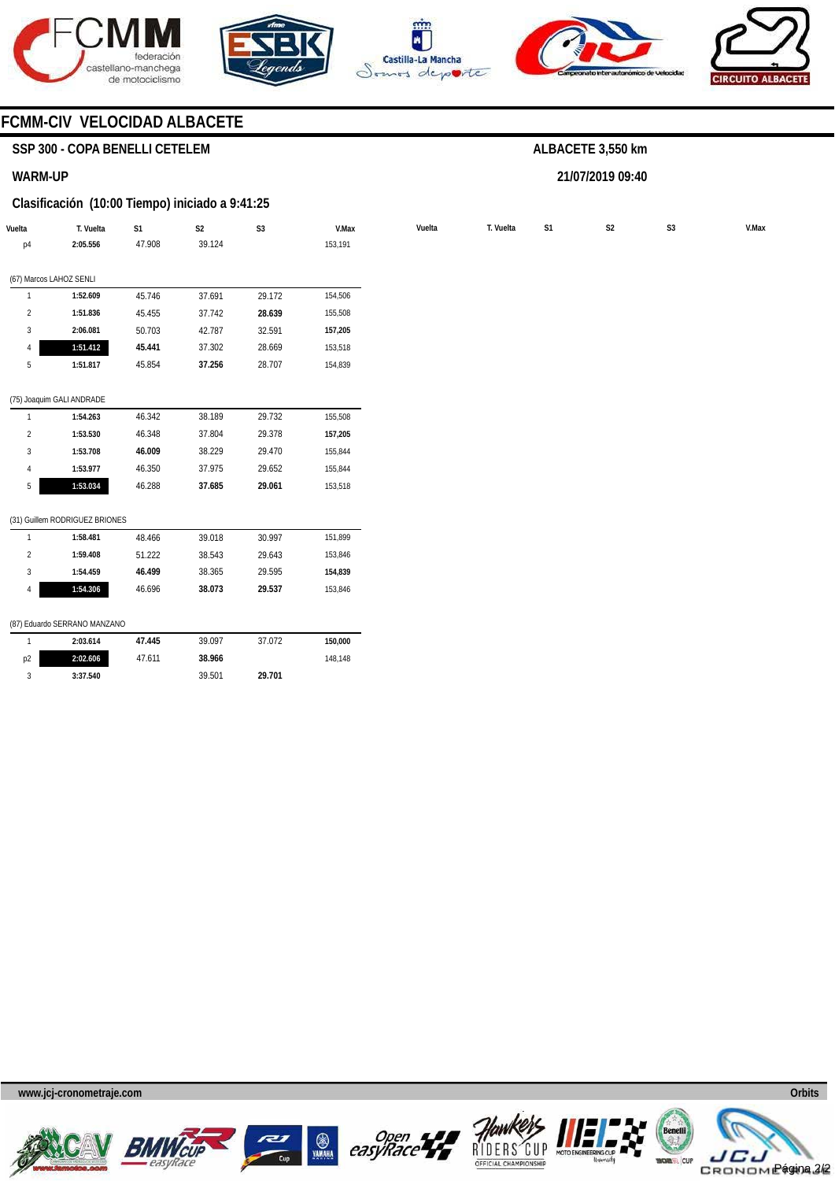## FCMM-CIV VELOCIDAD ALBACETE

### SSP 300 - COPA BENELLI CETELEM

**ALBACETE 3,550 km**

**WARM-UP**

**21/07/2019 09:40**

### Clasificación (10:00 Tiempo) iniciado a 9:41:25

| Vuelta | T. Vuelta | S1 | S2 | S3 | V.Max |
|---|---|---|---|---|---|
| p4 | **2:05.556** | 47.908 | 39.124 | | 153,191 |
| **(67) Marcos LAHOZ SENLI** | | | | | |
| 1 | **1:52.609** | 45.746 | 37.691 | 29.172 | 154,506 |
| 2 | **1:51.836** | 45.455 | 37.742 | **28.639** | 155,508 |
| 3 | **2:06.081** | 50.703 | 42.787 | 32.591 | **157,205** |
| 4 | **1:51.412** | **45.441** | 37.302 | 28.669 | 153,518 |
| 5 | **1:51.817** | 45.854 | **37.256** | 28.707 | 154,839 |
| **(75) Joaquim GALI ANDRADE** | | | | | |
| 1 | **1:54.263** | 46.342 | 38.189 | 29.732 | 155,508 |
| 2 | **1:53.530** | 46.348 | 37.804 | 29.378 | **157,205** |
| 3 | **1:53.708** | **46.009** | 38.229 | 29.470 | 155,844 |
| 4 | **1:53.977** | 46.350 | 37.975 | 29.652 | 155,844 |
| 5 | **1:53.034** | 46.288 | **37.685** | **29.061** | 153,518 |
| **(31) Guillem RODRIGUEZ BRIONES** | | | | | |
| 1 | **1:58.481** | 48.466 | 39.018 | 30.997 | 151,899 |
| 2 | **1:59.408** | 51.222 | 38.543 | 29.643 | 153,846 |
| 3 | **1:54.459** | **46.499** | 38.365 | 29.595 | **154,839** |
| 4 | **1:54.306** | 46.696 | **38.073** | **29.537** | 153,846 |
| **(87) Eduardo SERRANO MANZANO** | | | | | |
| 1 | **2:03.614** | **47.445** | 39.097 | 37.072 | **150,000** |
| p2 | **2:02.606** | 47.611 | **38.966** | | 148,148 |
| 3 | **3:37.540** | | 39.501 | **29.701** | |

www.jcj-cronometraje.com

Orbits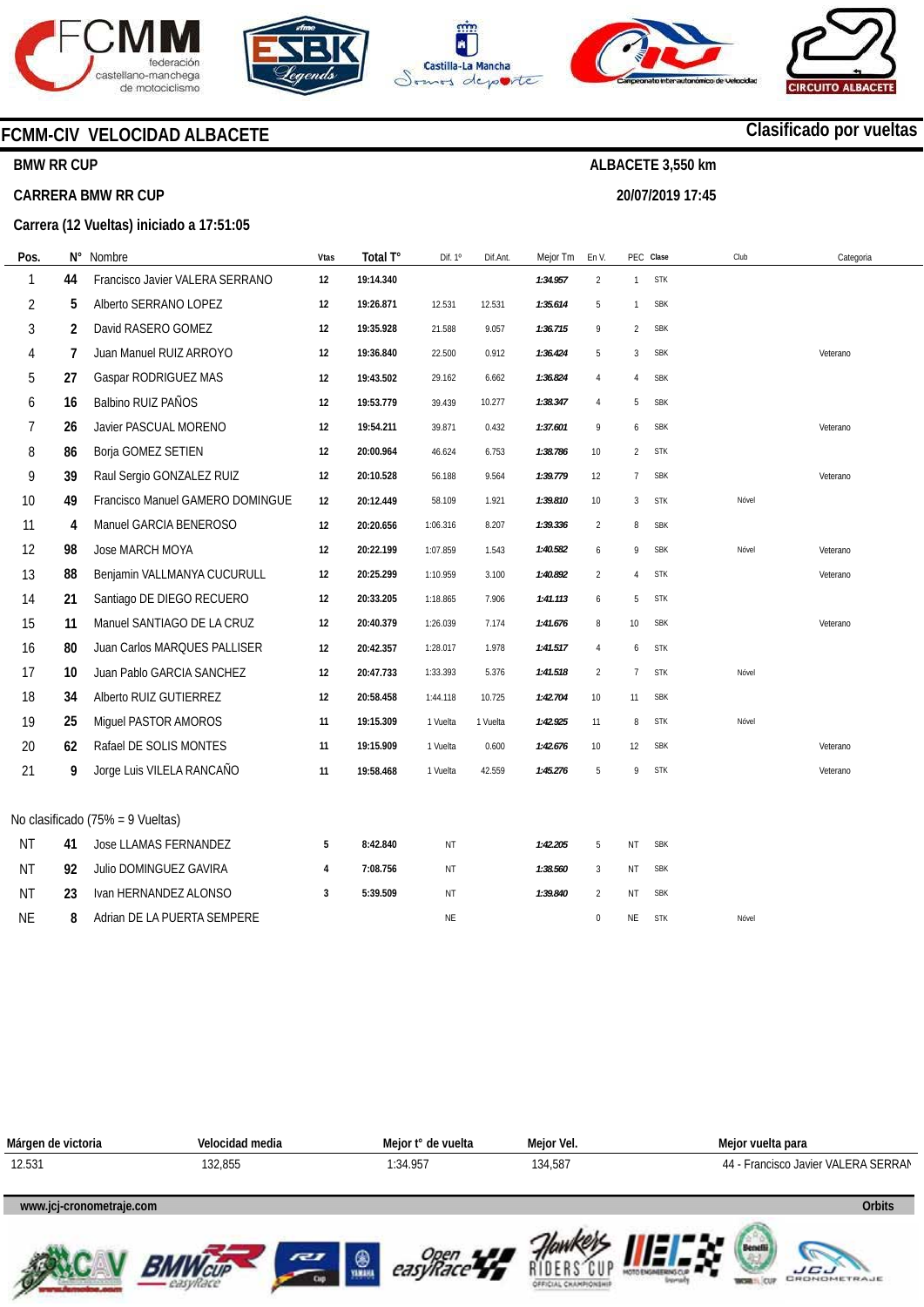# FCMM-CIV VELOCIDAD ALBACETE

**Clasificado por vueltas**

**BMW RR CUP** — **ALBACETE 3,550 km**

**CARRERA BMW RR CUP** — **20/07/2019 17:45**

**Carrera (12 Vueltas) iniciado a 17:51:05**

| Pos. | N° | Nombre | Vtas | Total T° | Dif. 1° | Dif.Ant. | Mejor Tm | En V. | PEC | Clase | Club | Categoria |
|---|---|---|---|---|---|---|---|---|---|---|---|---|
| 1 | 44 | Francisco Javier VALERA SERRANO | 12 | 19:14.340 | | | 1:34.957 | 2 | 1 | STK | | |
| 2 | 5 | Alberto SERRANO LOPEZ | 12 | 19:26.871 | 12.531 | 12.531 | 1:35.614 | 5 | 1 | SBK | | |
| 3 | 2 | David RASERO GOMEZ | 12 | 19:35.928 | 21.588 | 9.057 | 1:36.715 | 9 | 2 | SBK | | |
| 4 | 7 | Juan Manuel RUIZ ARROYO | 12 | 19:36.840 | 22.500 | 0.912 | 1:36.424 | 5 | 3 | SBK | | Veterano |
| 5 | 27 | Gaspar RODRIGUEZ MAS | 12 | 19:43.502 | 29.162 | 6.662 | 1:36.824 | 4 | 4 | SBK | | |
| 6 | 16 | Balbino RUIZ PAÑOS | 12 | 19:53.779 | 39.439 | 10.277 | 1:38.347 | 4 | 5 | SBK | | |
| 7 | 26 | Javier PASCUAL MORENO | 12 | 19:54.211 | 39.871 | 0.432 | 1:37.601 | 9 | 6 | SBK | | Veterano |
| 8 | 86 | Borja GOMEZ SETIEN | 12 | 20:00.964 | 46.624 | 6.753 | 1:38.786 | 10 | 2 | STK | | |
| 9 | 39 | Raul Sergio GONZALEZ RUIZ | 12 | 20:10.528 | 56.188 | 9.564 | 1:39.779 | 12 | 7 | SBK | | Veterano |
| 10 | 49 | Francisco Manuel GAMERO DOMINGUE | 12 | 20:12.449 | 58.109 | 1.921 | 1:39.810 | 10 | 3 | STK | Nóvel | |
| 11 | 4 | Manuel GARCIA BENEROSO | 12 | 20:20.656 | 1:06.316 | 8.207 | 1:39.336 | 2 | 8 | SBK | | |
| 12 | 98 | Jose MARCH MOYA | 12 | 20:22.199 | 1:07.859 | 1.543 | 1:40.582 | 6 | 9 | SBK | Nóvel | Veterano |
| 13 | 88 | Benjamin VALLMANYA CUCURULL | 12 | 20:25.299 | 1:10.959 | 3.100 | 1:40.892 | 2 | 4 | STK | | Veterano |
| 14 | 21 | Santiago DE DIEGO RECUERO | 12 | 20:33.205 | 1:18.865 | 7.906 | 1:41.113 | 6 | 5 | STK | | |
| 15 | 11 | Manuel SANTIAGO DE LA CRUZ | 12 | 20:40.379 | 1:26.039 | 7.174 | 1:41.676 | 8 | 10 | SBK | | Veterano |
| 16 | 80 | Juan Carlos MARQUES PALLISER | 12 | 20:42.357 | 1:28.017 | 1.978 | 1:41.517 | 4 | 6 | STK | | |
| 17 | 10 | Juan Pablo GARCIA SANCHEZ | 12 | 20:47.733 | 1:33.393 | 5.376 | 1:41.518 | 2 | 7 | STK | Nóvel | |
| 18 | 34 | Alberto RUIZ GUTIERREZ | 12 | 20:58.458 | 1:44.118 | 10.725 | 1:42.704 | 10 | 11 | SBK | | |
| 19 | 25 | Miguel PASTOR AMOROS | 11 | 19:15.309 | 1 Vuelta | 1 Vuelta | 1:42.925 | 11 | 8 | STK | Nóvel | |
| 20 | 62 | Rafael DE SOLIS MONTES | 11 | 19:15.909 | 1 Vuelta | 0.600 | 1:42.676 | 10 | 12 | SBK | | Veterano |
| 21 | 9 | Jorge Luis VILELA RANCAÑO | 11 | 19:58.468 | 1 Vuelta | 42.559 | 1:45.276 | 5 | 9 | STK | | Veterano |

No clasificado (75% = 9 Vueltas)

| Pos. | N° | Nombre | Vtas | Total T° | Dif. 1° | Dif.Ant. | Mejor Tm | En V. | PEC | Clase | Club | Categoria |
|---|---|---|---|---|---|---|---|---|---|---|---|---|
| NT | 41 | Jose LLAMAS FERNANDEZ | 5 | 8:42.840 | NT | | 1:42.205 | 5 | NT | SBK | | |
| NT | 92 | Julio DOMINGUEZ GAVIRA | 4 | 7:08.756 | NT | | 1:38.560 | 3 | NT | SBK | | |
| NT | 23 | Ivan HERNANDEZ ALONSO | 3 | 5:39.509 | NT | | 1:39.840 | 2 | NT | SBK | | |
| NE | 8 | Adrian DE LA PUERTA SEMPERE | | | NE | | | 0 | NE | STK | Nóvel | |

| Márgen de victoria | Velocidad media | Mejor t° de vuelta | Mejor Vel. | Mejor vuelta para |
|---|---|---|---|---|
| 12.531 | 132,855 | 1:34.957 | 134,587 | 44 - Francisco Javier VALERA SERRAN |

www.jcj-cronometraje.com — Orbits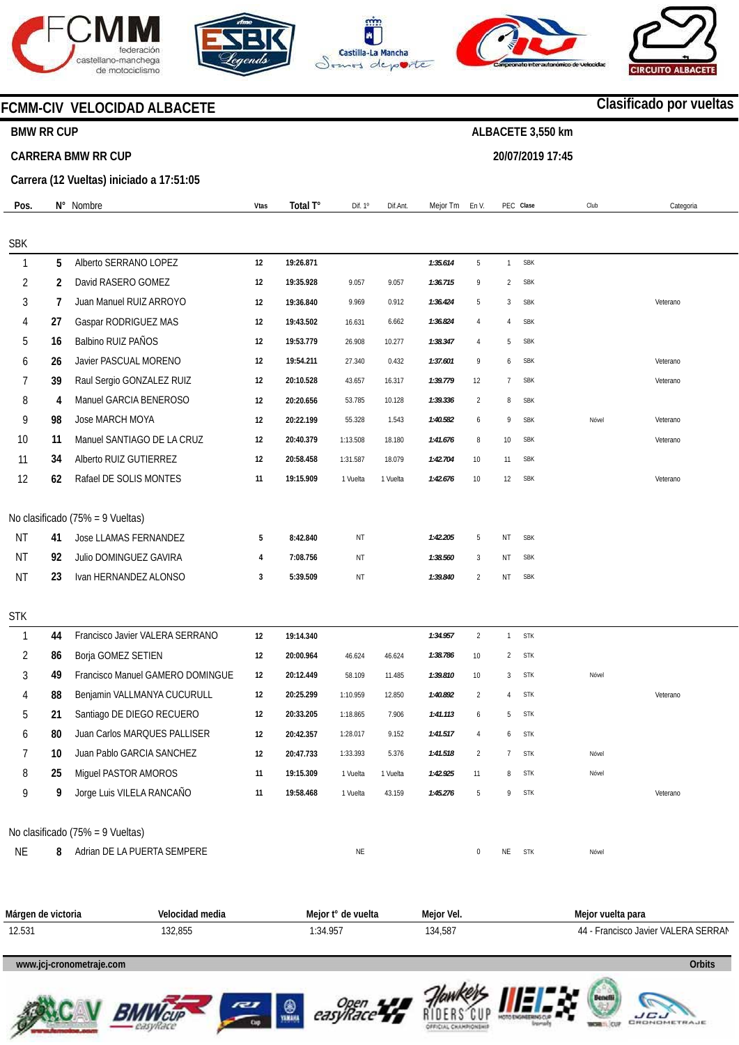# FCMM-CIV VELOCIDAD ALBACETE

**Clasificado por vueltas**

**BMW RR CUP** — **ALBACETE 3,550 km**

**CARRERA BMW RR CUP** — **20/07/2019 17:45**

**Carrera (12 Vueltas) iniciado a 17:51:05**

| Pos. | N° | Nombre | Vtas | Total T° | Dif. 1° | Dif.Ant. | Mejor Tm | En V. | PEC | Clase | Club | Categoria |
|---|---|---|---|---|---|---|---|---|---|---|---|---|
| **SBK** | | | | | | | | | | | | |
| 1 | 5 | Alberto SERRANO LOPEZ | 12 | 19:26.871 | | | 1:35.614 | 5 | 1 | SBK | | |
| 2 | 2 | David RASERO GOMEZ | 12 | 19:35.928 | 9.057 | 9.057 | 1:36.715 | 9 | 2 | SBK | | |
| 3 | 7 | Juan Manuel RUIZ ARROYO | 12 | 19:36.840 | 9.969 | 0.912 | 1:36.424 | 5 | 3 | SBK | | Veterano |
| 4 | 27 | Gaspar RODRIGUEZ MAS | 12 | 19:43.502 | 16.631 | 6.662 | 1:36.824 | 4 | 4 | SBK | | |
| 5 | 16 | Balbino RUIZ PAÑOS | 12 | 19:53.779 | 26.908 | 10.277 | 1:38.347 | 4 | 5 | SBK | | |
| 6 | 26 | Javier PASCUAL MORENO | 12 | 19:54.211 | 27.340 | 0.432 | 1:37.601 | 9 | 6 | SBK | | Veterano |
| 7 | 39 | Raul Sergio GONZALEZ RUIZ | 12 | 20:10.528 | 43.657 | 16.317 | 1:39.779 | 12 | 7 | SBK | | Veterano |
| 8 | 4 | Manuel GARCIA BENEROSO | 12 | 20:20.656 | 53.785 | 10.128 | 1:39.336 | 2 | 8 | SBK | | |
| 9 | 98 | Jose MARCH MOYA | 12 | 20:22.199 | 55.328 | 1.543 | 1:40.582 | 6 | 9 | SBK | Nóvel | Veterano |
| 10 | 11 | Manuel SANTIAGO DE LA CRUZ | 12 | 20:40.379 | 1:13.508 | 18.180 | 1:41.676 | 8 | 10 | SBK | | Veterano |
| 11 | 34 | Alberto RUIZ GUTIERREZ | 12 | 20:58.458 | 1:31.587 | 18.079 | 1:42.704 | 10 | 11 | SBK | | |
| 12 | 62 | Rafael DE SOLIS MONTES | 11 | 19:15.909 | 1 Vuelta | 1 Vuelta | 1:42.676 | 10 | 12 | SBK | | Veterano |
| **No clasificado (75% = 9 Vueltas)** | | | | | | | | | | | | |
| NT | 41 | Jose LLAMAS FERNANDEZ | 5 | 8:42.840 | NT | | 1:42.205 | 5 | NT | SBK | | |
| NT | 92 | Julio DOMINGUEZ GAVIRA | 4 | 7:08.756 | NT | | 1:38.560 | 3 | NT | SBK | | |
| NT | 23 | Ivan HERNANDEZ ALONSO | 3 | 5:39.509 | NT | | 1:39.840 | 2 | NT | SBK | | |
| **STK** | | | | | | | | | | | | |
| 1 | 44 | Francisco Javier VALERA SERRANO | 12 | 19:14.340 | | | 1:34.957 | 2 | 1 | STK | | |
| 2 | 86 | Borja GOMEZ SETIEN | 12 | 20:00.964 | 46.624 | 46.624 | 1:38.786 | 10 | 2 | STK | | |
| 3 | 49 | Francisco Manuel GAMERO DOMINGUE | 12 | 20:12.449 | 58.109 | 11.485 | 1:39.810 | 10 | 3 | STK | Nóvel | |
| 4 | 88 | Benjamin VALLMANYA CUCURULL | 12 | 20:25.299 | 1:10.959 | 12.850 | 1:40.892 | 2 | 4 | STK | | Veterano |
| 5 | 21 | Santiago DE DIEGO RECUERO | 12 | 20:33.205 | 1:18.865 | 7.906 | 1:41.113 | 6 | 5 | STK | | |
| 6 | 80 | Juan Carlos MARQUES PALLISER | 12 | 20:42.357 | 1:28.017 | 9.152 | 1:41.517 | 4 | 6 | STK | | |
| 7 | 10 | Juan Pablo GARCIA SANCHEZ | 12 | 20:47.733 | 1:33.393 | 5.376 | 1:41.518 | 2 | 7 | STK | Nóvel | |
| 8 | 25 | Miguel PASTOR AMOROS | 11 | 19:15.309 | 1 Vuelta | 1 Vuelta | 1:42.925 | 11 | 8 | STK | Nóvel | |
| 9 | 9 | Jorge Luis VILELA RANCAÑO | 11 | 19:58.468 | 1 Vuelta | 43.159 | 1:45.276 | 5 | 9 | STK | | Veterano |
| **No clasificado (75% = 9 Vueltas)** | | | | | | | | | | | | |
| NE | 8 | Adrian DE LA PUERTA SEMPERE | | | NE | | | 0 | NE | STK | Nóvel | |

| Márgen de victoria | Velocidad media | Mejor t° de vuelta | Mejor Vel. | Mejor vuelta para |
|---|---|---|---|---|
| 12.531 | 132,855 | 1:34.957 | 134,587 | 44 - Francisco Javier VALERA SERRAN |

www.jcj-cronometraje.com — Orbits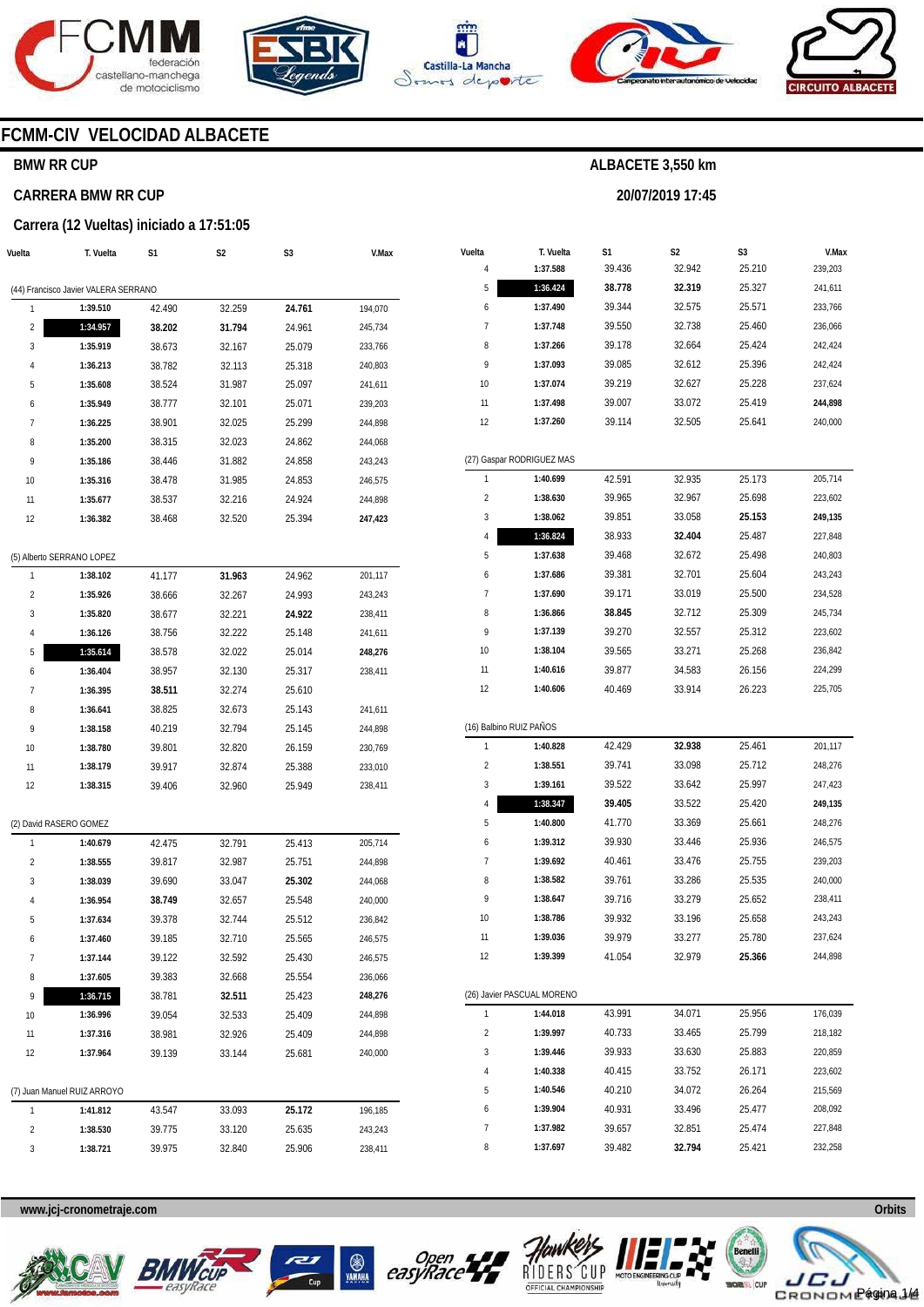# FCMM-CIV VELOCIDAD ALBACETE

**BMW RR CUP**

**CARRERA BMW RR CUP**

**Carrera (12 Vueltas) iniciado a 17:51:05**

**ALBACETE 3,550 km**

**20/07/2019 17:45**

| Vuelta | T. Vuelta | S1 | S2 | S3 | V.Max |
|---|---|---|---|---|---|
| **(44) Francisco Javier VALERA SERRANO** | | | | | |
| 1 | 1:39.510 | 42.490 | 32.259 | **24.761** | 194,070 |
| 2 | **1:34.957** | **38.202** | **31.794** | 24.961 | 245,734 |
| 3 | 1:35.919 | 38.673 | 32.167 | 25.079 | 233,766 |
| 4 | 1:36.213 | 38.782 | 32.113 | 25.318 | 240,803 |
| 5 | 1:35.608 | 38.524 | 31.987 | 25.097 | 241,611 |
| 6 | 1:35.949 | 38.777 | 32.101 | 25.071 | 239,203 |
| 7 | 1:36.225 | 38.901 | 32.025 | 25.299 | 244,898 |
| 8 | 1:35.200 | 38.315 | 32.023 | 24.862 | 244,068 |
| 9 | 1:35.186 | 38.446 | 31.882 | 24.858 | 243,243 |
| 10 | 1:35.316 | 38.478 | 31.985 | 24.853 | 246,575 |
| 11 | 1:35.677 | 38.537 | 32.216 | 24.924 | 244,898 |
| 12 | 1:36.382 | 38.468 | 32.520 | 25.394 | **247,423** |
| **(5) Alberto SERRANO LOPEZ** | | | | | |
| 1 | 1:38.102 | 41.177 | **31.963** | 24.962 | 201,117 |
| 2 | 1:35.926 | 38.666 | 32.267 | 24.993 | 243,243 |
| 3 | 1:35.820 | 38.677 | 32.221 | **24.922** | 238,411 |
| 4 | 1:36.126 | 38.756 | 32.222 | 25.148 | 241,611 |
| 5 | **1:35.614** | 38.578 | 32.022 | 25.014 | **248,276** |
| 6 | 1:36.404 | 38.957 | 32.130 | 25.317 | 238,411 |
| 7 | 1:36.395 | **38.511** | 32.274 | 25.610 | |
| 8 | 1:36.641 | 38.825 | 32.673 | 25.143 | 241,611 |
| 9 | 1:38.158 | 40.219 | 32.794 | 25.145 | 244,898 |
| 10 | 1:38.780 | 39.801 | 32.820 | 26.159 | 230,769 |
| 11 | 1:38.179 | 39.917 | 32.874 | 25.388 | 233,010 |
| 12 | 1:38.315 | 39.406 | 32.960 | 25.949 | 238,411 |
| **(2) David RASERO GOMEZ** | | | | | |
| 1 | 1:40.679 | 42.475 | 32.791 | 25.413 | 205,714 |
| 2 | 1:38.555 | 39.817 | 32.987 | 25.751 | 244,898 |
| 3 | 1:38.039 | 39.690 | 33.047 | **25.302** | 244,068 |
| 4 | 1:36.954 | **38.749** | 32.657 | 25.548 | 240,000 |
| 5 | 1:37.634 | 39.378 | 32.744 | 25.512 | 236,842 |
| 6 | 1:37.460 | 39.185 | 32.710 | 25.565 | 246,575 |
| 7 | 1:37.144 | 39.122 | 32.592 | 25.430 | 246,575 |
| 8 | 1:37.605 | 39.383 | 32.668 | 25.554 | 236,066 |
| 9 | **1:36.715** | 38.781 | **32.511** | 25.423 | **248,276** |
| 10 | 1:36.996 | 39.054 | 32.533 | 25.409 | 244,898 |
| 11 | 1:37.316 | 38.981 | 32.926 | 25.409 | 244,898 |
| 12 | 1:37.964 | 39.139 | 33.144 | 25.681 | 240,000 |
| **(7) Juan Manuel RUIZ ARROYO** | | | | | |
| 1 | 1:41.812 | 43.547 | 33.093 | **25.172** | 196,185 |
| 2 | 1:38.530 | 39.775 | 33.120 | 25.635 | 243,243 |
| 3 | 1:38.721 | 39.975 | 32.840 | 25.906 | 238,411 |
| 4 | 1:37.588 | 39.436 | 32.942 | 25.210 | 239,203 |
| 5 | **1:36.424** | **38.778** | **32.319** | 25.327 | 241,611 |
| 6 | 1:37.490 | 39.344 | 32.575 | 25.571 | 233,766 |
| 7 | 1:37.748 | 39.550 | 32.738 | 25.460 | 236,066 |
| 8 | 1:37.266 | 39.178 | 32.664 | 25.424 | 242,424 |
| 9 | 1:37.093 | 39.085 | 32.612 | 25.396 | 242,424 |
| 10 | 1:37.074 | 39.219 | 32.627 | 25.228 | 237,624 |
| 11 | 1:37.498 | 39.007 | 33.072 | 25.419 | **244,898** |
| 12 | 1:37.260 | 39.114 | 32.505 | 25.641 | 240,000 |
| **(27) Gaspar RODRIGUEZ MAS** | | | | | |
| 1 | 1:40.699 | 42.591 | 32.935 | 25.173 | 205,714 |
| 2 | 1:38.630 | 39.965 | 32.967 | 25.698 | 223,602 |
| 3 | 1:38.062 | 39.851 | 33.058 | **25.153** | **249,135** |
| 4 | **1:36.824** | 38.933 | **32.404** | 25.487 | 227,848 |
| 5 | 1:37.638 | 39.468 | 32.672 | 25.498 | 240,803 |
| 6 | 1:37.686 | 39.381 | 32.701 | 25.604 | 243,243 |
| 7 | 1:37.690 | 39.171 | 33.019 | 25.500 | 234,528 |
| 8 | 1:36.866 | **38.845** | 32.712 | 25.309 | 245,734 |
| 9 | 1:37.139 | 39.270 | 32.557 | 25.312 | 223,602 |
| 10 | 1:38.104 | 39.565 | 33.271 | 25.268 | 236,842 |
| 11 | 1:40.616 | 39.877 | 34.583 | 26.156 | 224,299 |
| 12 | 1:40.606 | 40.469 | 33.914 | 26.223 | 225,705 |
| **(16) Balbino RUIZ PAÑOS** | | | | | |
| 1 | 1:40.828 | 42.429 | **32.938** | 25.461 | 201,117 |
| 2 | 1:38.551 | 39.741 | 33.098 | 25.712 | 248,276 |
| 3 | 1:39.161 | 39.522 | 33.642 | 25.997 | 247,423 |
| 4 | **1:38.347** | **39.405** | 33.522 | 25.420 | **249,135** |
| 5 | 1:40.800 | 41.770 | 33.369 | 25.661 | 248,276 |
| 6 | 1:39.312 | 39.930 | 33.446 | 25.936 | 246,575 |
| 7 | 1:39.692 | 40.461 | 33.476 | 25.755 | 239,203 |
| 8 | 1:38.582 | 39.761 | 33.286 | 25.535 | 240,000 |
| 9 | 1:38.647 | 39.716 | 33.279 | 25.652 | 238,411 |
| 10 | 1:38.786 | 39.932 | 33.196 | 25.658 | 243,243 |
| 11 | 1:39.036 | 39.979 | 33.277 | 25.780 | 237,624 |
| 12 | 1:39.399 | 41.054 | 32.979 | **25.366** | 244,898 |
| **(26) Javier PASCUAL MORENO** | | | | | |
| 1 | 1:44.018 | 43.991 | 34.071 | 25.956 | 176,039 |
| 2 | 1:39.997 | 40.733 | 33.465 | 25.799 | 218,182 |
| 3 | 1:39.446 | 39.933 | 33.630 | 25.883 | 220,859 |
| 4 | 1:40.338 | 40.415 | 33.752 | 26.171 | 223,602 |
| 5 | 1:40.546 | 40.210 | 34.072 | 26.264 | 215,569 |
| 6 | 1:39.904 | 40.931 | 33.496 | 25.477 | 208,092 |
| 7 | 1:37.982 | 39.657 | 32.851 | 25.474 | 227,848 |
| 8 | 1:37.697 | 39.482 | **32.794** | 25.421 | 232,258 |

www.jcj-cronometraje.com

Orbits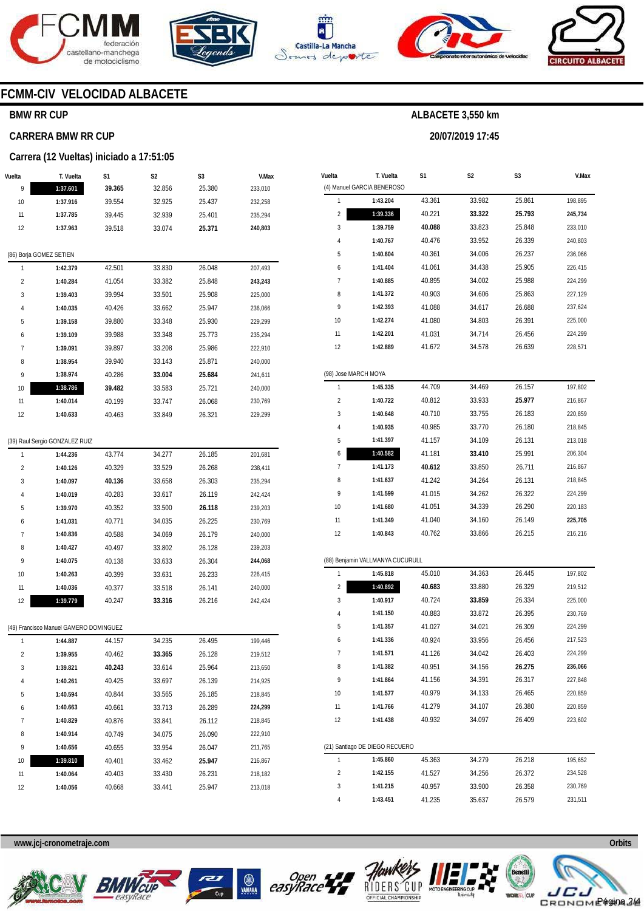# FCMM-CIV VELOCIDAD ALBACETE

## BMW RR CUP

**ALBACETE 3,550 km**

**20/07/2019 17:45**

### CARRERA BMW RR CUP

### Carrera (12 Vueltas) iniciado a 17:51:05

| Vuelta | T. Vuelta | S1 | S2 | S3 | V.Max |
|---|---|---|---|---|---|
| 9 | **1:37.601** | **39.365** | 32.856 | 25.380 | 233,010 |
| 10 | **1:37.916** | 39.554 | 32.925 | 25.437 | 232,258 |
| 11 | **1:37.785** | 39.445 | 32.939 | 25.401 | 235,294 |
| 12 | **1:37.963** | 39.518 | 33.074 | **25.371** | **240,803** |

(86) Borja GOMEZ SETIEN

| Vuelta | T. Vuelta | S1 | S2 | S3 | V.Max |
|---|---|---|---|---|---|
| 1 | **1:42.379** | 42.501 | 33.830 | 26.048 | 207,493 |
| 2 | **1:40.284** | 41.054 | 33.382 | 25.848 | **243,243** |
| 3 | **1:39.403** | 39.994 | 33.501 | 25.908 | 225,000 |
| 4 | **1:40.035** | 40.426 | 33.662 | 25.947 | 236,066 |
| 5 | **1:39.158** | 39.880 | 33.348 | 25.930 | 229,299 |
| 6 | **1:39.109** | 39.988 | 33.348 | 25.773 | 235,294 |
| 7 | **1:39.091** | 39.897 | 33.208 | 25.986 | 222,910 |
| 8 | **1:38.954** | 39.940 | 33.143 | 25.871 | 240,000 |
| 9 | **1:38.974** | 40.286 | **33.004** | **25.684** | 241,611 |
| 10 | **1:38.786** | **39.482** | 33.583 | 25.721 | 240,000 |
| 11 | **1:40.014** | 40.199 | 33.747 | 26.068 | 230,769 |
| 12 | **1:40.633** | 40.463 | 33.849 | 26.321 | 229,299 |

(39) Raul Sergio GONZALEZ RUIZ

| Vuelta | T. Vuelta | S1 | S2 | S3 | V.Max |
|---|---|---|---|---|---|
| 1 | **1:44.236** | 43.774 | 34.277 | 26.185 | 201,681 |
| 2 | **1:40.126** | 40.329 | 33.529 | 26.268 | 238,411 |
| 3 | **1:40.097** | **40.136** | 33.658 | 26.303 | 235,294 |
| 4 | **1:40.019** | 40.283 | 33.617 | 26.119 | 242,424 |
| 5 | **1:39.970** | 40.352 | 33.500 | **26.118** | 239,203 |
| 6 | **1:41.031** | 40.771 | 34.035 | 26.225 | 230,769 |
| 7 | **1:40.836** | 40.588 | 34.069 | 26.179 | 240,000 |
| 8 | **1:40.427** | 40.497 | 33.802 | 26.128 | 239,203 |
| 9 | **1:40.075** | 40.138 | 33.633 | 26.304 | **244,068** |
| 10 | **1:40.263** | 40.399 | 33.631 | 26.233 | 226,415 |
| 11 | **1:40.036** | 40.377 | 33.518 | 26.141 | 240,000 |
| 12 | **1:39.779** | 40.247 | **33.316** | 26.216 | 242,424 |

(49) Francisco Manuel GAMERO DOMINGUEZ

| Vuelta | T. Vuelta | S1 | S2 | S3 | V.Max |
|---|---|---|---|---|---|
| 1 | **1:44.887** | 44.157 | 34.235 | 26.495 | 199,446 |
| 2 | **1:39.955** | 40.462 | **33.365** | 26.128 | 219,512 |
| 3 | **1:39.821** | **40.243** | 33.614 | 25.964 | 213,650 |
| 4 | **1:40.261** | 40.425 | 33.697 | 26.139 | 214,925 |
| 5 | **1:40.594** | 40.844 | 33.565 | 26.185 | 218,845 |
| 6 | **1:40.663** | 40.661 | 33.713 | 26.289 | **224,299** |
| 7 | **1:40.829** | 40.876 | 33.841 | 26.112 | 218,845 |
| 8 | **1:40.914** | 40.749 | 34.075 | 26.090 | 222,910 |
| 9 | **1:40.656** | 40.655 | 33.954 | 26.047 | 211,765 |
| 10 | **1:39.810** | 40.401 | 33.462 | **25.947** | 216,867 |
| 11 | **1:40.064** | 40.403 | 33.430 | 26.231 | 218,182 |
| 12 | **1:40.056** | 40.668 | 33.441 | 25.947 | 213,018 |

(4) Manuel GARCIA BENEROSO

| Vuelta | T. Vuelta | S1 | S2 | S3 | V.Max |
|---|---|---|---|---|---|
| 1 | **1:43.204** | 43.361 | 33.982 | 25.861 | 198,895 |
| 2 | **1:39.336** | 40.221 | **33.322** | **25.793** | **245,734** |
| 3 | **1:39.759** | **40.088** | 33.823 | 25.848 | 233,010 |
| 4 | **1:40.767** | 40.476 | 33.952 | 26.339 | 240,803 |
| 5 | **1:40.604** | 40.361 | 34.006 | 26.237 | 236,066 |
| 6 | **1:41.404** | 41.061 | 34.438 | 25.905 | 226,415 |
| 7 | **1:40.885** | 40.895 | 34.002 | 25.988 | 224,299 |
| 8 | **1:41.372** | 40.903 | 34.606 | 25.863 | 227,129 |
| 9 | **1:42.393** | 41.088 | 34.617 | 26.688 | 237,624 |
| 10 | **1:42.274** | 41.080 | 34.803 | 26.391 | 225,000 |
| 11 | **1:42.201** | 41.031 | 34.714 | 26.456 | 224,299 |
| 12 | **1:42.889** | 41.672 | 34.578 | 26.639 | 228,571 |

(98) Jose MARCH MOYA

| Vuelta | T. Vuelta | S1 | S2 | S3 | V.Max |
|---|---|---|---|---|---|
| 1 | **1:45.335** | 44.709 | 34.469 | 26.157 | 197,802 |
| 2 | **1:40.722** | 40.812 | 33.933 | **25.977** | 216,867 |
| 3 | **1:40.648** | 40.710 | 33.755 | 26.183 | 220,859 |
| 4 | **1:40.935** | 40.985 | 33.770 | 26.180 | 218,845 |
| 5 | **1:41.397** | 41.157 | 34.109 | 26.131 | 213,018 |
| 6 | **1:40.582** | 41.181 | **33.410** | 25.991 | 206,304 |
| 7 | **1:41.173** | **40.612** | 33.850 | 26.711 | 216,867 |
| 8 | **1:41.637** | 41.242 | 34.264 | 26.131 | 218,845 |
| 9 | **1:41.599** | 41.015 | 34.262 | 26.322 | 224,299 |
| 10 | **1:41.680** | 41.051 | 34.339 | 26.290 | 220,183 |
| 11 | **1:41.349** | 41.040 | 34.160 | 26.149 | **225,705** |
| 12 | **1:40.843** | 40.762 | 33.866 | 26.215 | 216,216 |

(88) Benjamin VALLMANYA CUCURULL

| Vuelta | T. Vuelta | S1 | S2 | S3 | V.Max |
|---|---|---|---|---|---|
| 1 | **1:45.818** | 45.010 | 34.363 | 26.445 | 197,802 |
| 2 | **1:40.892** | **40.683** | 33.880 | 26.329 | 219,512 |
| 3 | **1:40.917** | 40.724 | **33.859** | 26.334 | 225,000 |
| 4 | **1:41.150** | 40.883 | 33.872 | 26.395 | 230,769 |
| 5 | **1:41.357** | 41.027 | 34.021 | 26.309 | 224,299 |
| 6 | **1:41.336** | 40.924 | 33.956 | 26.456 | 217,523 |
| 7 | **1:41.571** | 41.126 | 34.042 | 26.403 | 224,299 |
| 8 | **1:41.382** | 40.951 | 34.156 | **26.275** | **236,066** |
| 9 | **1:41.864** | 41.156 | 34.391 | 26.317 | 227,848 |
| 10 | **1:41.577** | 40.979 | 34.133 | 26.465 | 220,859 |
| 11 | **1:41.766** | 41.279 | 34.107 | 26.380 | 220,859 |
| 12 | **1:41.438** | 40.932 | 34.097 | 26.409 | 223,602 |

(21) Santiago DE DIEGO RECUERO

| Vuelta | T. Vuelta | S1 | S2 | S3 | V.Max |
|---|---|---|---|---|---|
| 1 | **1:45.860** | 45.363 | 34.279 | 26.218 | 195,652 |
| 2 | **1:42.155** | 41.527 | 34.256 | 26.372 | 234,528 |
| 3 | **1:41.215** | 40.957 | 33.900 | 26.358 | 230,769 |
| 4 | **1:43.451** | 41.235 | 35.637 | 26.579 | 231,511 |

www.jcj-cronometraje.com

Orbits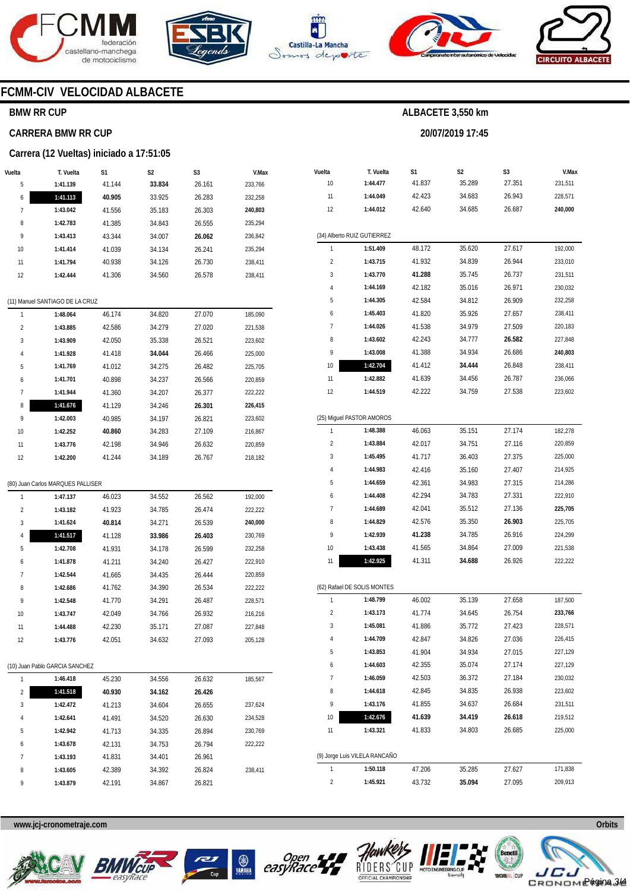## FCMM-CIV VELOCIDAD ALBACETE

### BMW RR CUP

### CARRERA BMW RR CUP

### Carrera (12 Vueltas) iniciado a 17:51:05

**ALBACETE 3,550 km**

**20/07/2019 17:45**

| Vuelta | T. Vuelta | S1 | S2 | S3 | V.Max |
|---|---|---|---|---|---|
| 5 | **1:41.139** | 41.144 | **33.834** | 26.161 | 233,766 |
| 6 | **1:41.113** | **40.905** | 33.925 | 26.283 | 232,258 |
| 7 | **1:43.042** | 41.556 | 35.183 | 26.303 | **240,803** |
| 8 | **1:42.783** | 41.385 | 34.843 | 26.555 | 235,294 |
| 9 | **1:43.413** | 43.344 | 34.007 | **26.062** | 236,842 |
| 10 | **1:41.414** | 41.039 | 34.134 | 26.241 | 235,294 |
| 11 | **1:41.794** | 40.938 | 34.126 | 26.730 | 238,411 |
| 12 | **1:42.444** | 41.306 | 34.560 | 26.578 | 238,411 |

(11) Manuel SANTIAGO DE LA CRUZ

| Vuelta | T. Vuelta | S1 | S2 | S3 | V.Max |
|---|---|---|---|---|---|
| 1 | **1:48.064** | 46.174 | 34.820 | 27.070 | 185,090 |
| 2 | **1:43.885** | 42.586 | 34.279 | 27.020 | 221,538 |
| 3 | **1:43.909** | 42.050 | 35.338 | 26.521 | 223,602 |
| 4 | **1:41.928** | 41.418 | **34.044** | 26.466 | 225,000 |
| 5 | **1:41.769** | 41.012 | 34.275 | 26.482 | 225,705 |
| 6 | **1:41.701** | 40.898 | 34.237 | 26.566 | 220,859 |
| 7 | **1:41.944** | 41.360 | 34.207 | 26.377 | 222,222 |
| 8 | **1:41.676** | 41.129 | 34.246 | **26.301** | **226,415** |
| 9 | **1:42.003** | 40.985 | 34.197 | 26.821 | 223,602 |
| 10 | **1:42.252** | **40.860** | 34.283 | 27.109 | 216,867 |
| 11 | **1:43.776** | 42.198 | 34.946 | 26.632 | 220,859 |
| 12 | **1:42.200** | 41.244 | 34.189 | 26.767 | 218,182 |

(80) Juan Carlos MARQUES PALLISER

| Vuelta | T. Vuelta | S1 | S2 | S3 | V.Max |
|---|---|---|---|---|---|
| 1 | **1:47.137** | 46.023 | 34.552 | 26.562 | 192,000 |
| 2 | **1:43.182** | 41.923 | 34.785 | 26.474 | 222,222 |
| 3 | **1:41.624** | **40.814** | 34.271 | 26.539 | **240,000** |
| 4 | **1:41.517** | 41.128 | **33.986** | **26.403** | 230,769 |
| 5 | **1:42.708** | 41.931 | 34.178 | 26.599 | 232,258 |
| 6 | **1:41.878** | 41.211 | 34.240 | 26.427 | 222,910 |
| 7 | **1:42.544** | 41.665 | 34.435 | 26.444 | 220,859 |
| 8 | **1:42.686** | 41.762 | 34.390 | 26.534 | 222,222 |
| 9 | **1:42.548** | 41.770 | 34.291 | 26.487 | 228,571 |
| 10 | **1:43.747** | 42.049 | 34.766 | 26.932 | 216,216 |
| 11 | **1:44.488** | 42.230 | 35.171 | 27.087 | 227,848 |
| 12 | **1:43.776** | 42.051 | 34.632 | 27.093 | 205,128 |

(10) Juan Pablo GARCIA SANCHEZ

| Vuelta | T. Vuelta | S1 | S2 | S3 | V.Max |
|---|---|---|---|---|---|
| 1 | **1:46.418** | 45.230 | 34.556 | 26.632 | 185,567 |
| 2 | **1:41.518** | **40.930** | **34.162** | **26.426** | |
| 3 | **1:42.472** | 41.213 | 34.604 | 26.655 | 237,624 |
| 4 | **1:42.641** | 41.491 | 34.520 | 26.630 | 234,528 |
| 5 | **1:42.942** | 41.713 | 34.335 | 26.894 | 230,769 |
| 6 | **1:43.678** | 42.131 | 34.753 | 26.794 | 222,222 |
| 7 | **1:43.193** | 41.831 | 34.401 | 26.961 | |
| 8 | **1:43.605** | 42.389 | 34.392 | 26.824 | 238,411 |
| 9 | **1:43.879** | 42.191 | 34.867 | 26.821 | |

| Vuelta | T. Vuelta | S1 | S2 | S3 | V.Max |
|---|---|---|---|---|---|
| 10 | **1:44.477** | 41.837 | 35.289 | 27.351 | 231,511 |
| 11 | **1:44.049** | 42.423 | 34.683 | 26.943 | 228,571 |
| 12 | **1:44.012** | 42.640 | 34.685 | 26.687 | **240,000** |

(34) Alberto RUIZ GUTIERREZ

| Vuelta | T. Vuelta | S1 | S2 | S3 | V.Max |
|---|---|---|---|---|---|
| 1 | **1:51.409** | 48.172 | 35.620 | 27.617 | 192,000 |
| 2 | **1:43.715** | 41.932 | 34.839 | 26.944 | 233,010 |
| 3 | **1:43.770** | **41.288** | 35.745 | 26.737 | 231,511 |
| 4 | **1:44.169** | 42.182 | 35.016 | 26.971 | 230,032 |
| 5 | **1:44.305** | 42.584 | 34.812 | 26.909 | 232,258 |
| 6 | **1:45.403** | 41.820 | 35.926 | 27.657 | 238,411 |
| 7 | **1:44.026** | 41.538 | 34.979 | 27.509 | 220,183 |
| 8 | **1:43.602** | 42.243 | 34.777 | **26.582** | 227,848 |
| 9 | **1:43.008** | 41.388 | 34.934 | 26.686 | **240,803** |
| 10 | **1:42.704** | 41.412 | **34.444** | 26.848 | 238,411 |
| 11 | **1:42.882** | 41.639 | 34.456 | 26.787 | 236,066 |
| 12 | **1:44.519** | 42.222 | 34.759 | 27.538 | 223,602 |

(25) Miguel PASTOR AMOROS

| Vuelta | T. Vuelta | S1 | S2 | S3 | V.Max |
|---|---|---|---|---|---|
| 1 | **1:48.388** | 46.063 | 35.151 | 27.174 | 182,278 |
| 2 | **1:43.884** | 42.017 | 34.751 | 27.116 | 220,859 |
| 3 | **1:45.495** | 41.717 | 36.403 | 27.375 | 225,000 |
| 4 | **1:44.983** | 42.416 | 35.160 | 27.407 | 214,925 |
| 5 | **1:44.659** | 42.361 | 34.983 | 27.315 | 214,286 |
| 6 | **1:44.408** | 42.294 | 34.783 | 27.331 | 222,910 |
| 7 | **1:44.689** | 42.041 | 35.512 | 27.136 | **225,705** |
| 8 | **1:44.829** | 42.576 | 35.350 | **26.903** | 225,705 |
| 9 | **1:42.939** | **41.238** | 34.785 | 26.916 | 224,299 |
| 10 | **1:43.438** | 41.565 | 34.864 | 27.009 | 221,538 |
| 11 | **1:42.925** | 41.311 | **34.688** | 26.926 | 222,222 |

(62) Rafael DE SOLIS MONTES

| Vuelta | T. Vuelta | S1 | S2 | S3 | V.Max |
|---|---|---|---|---|---|
| 1 | **1:48.799** | 46.002 | 35.139 | 27.658 | 187,500 |
| 2 | **1:43.173** | 41.774 | 34.645 | 26.754 | **233,766** |
| 3 | **1:45.081** | 41.886 | 35.772 | 27.423 | 228,571 |
| 4 | **1:44.709** | 42.847 | 34.826 | 27.036 | 226,415 |
| 5 | **1:43.853** | 41.904 | 34.934 | 27.015 | 227,129 |
| 6 | **1:44.603** | 42.355 | 35.074 | 27.174 | 227,129 |
| 7 | **1:46.059** | 42.503 | 36.372 | 27.184 | 230,032 |
| 8 | **1:44.618** | 42.845 | 34.835 | 26.938 | 223,602 |
| 9 | **1:43.176** | 41.855 | 34.637 | 26.684 | 231,511 |
| 10 | **1:42.676** | **41.639** | **34.419** | **26.618** | 219,512 |
| 11 | **1:43.321** | 41.833 | 34.803 | 26.685 | 225,000 |

(9) Jorge Luis VILELA RANCAÑO

| Vuelta | T. Vuelta | S1 | S2 | S3 | V.Max |
|---|---|---|---|---|---|
| 1 | **1:50.118** | 47.206 | 35.285 | 27.627 | 171,838 |
| 2 | **1:45.921** | 43.732 | **35.094** | 27.095 | 209,913 |

www.jcj-cronometraje.com — Orbits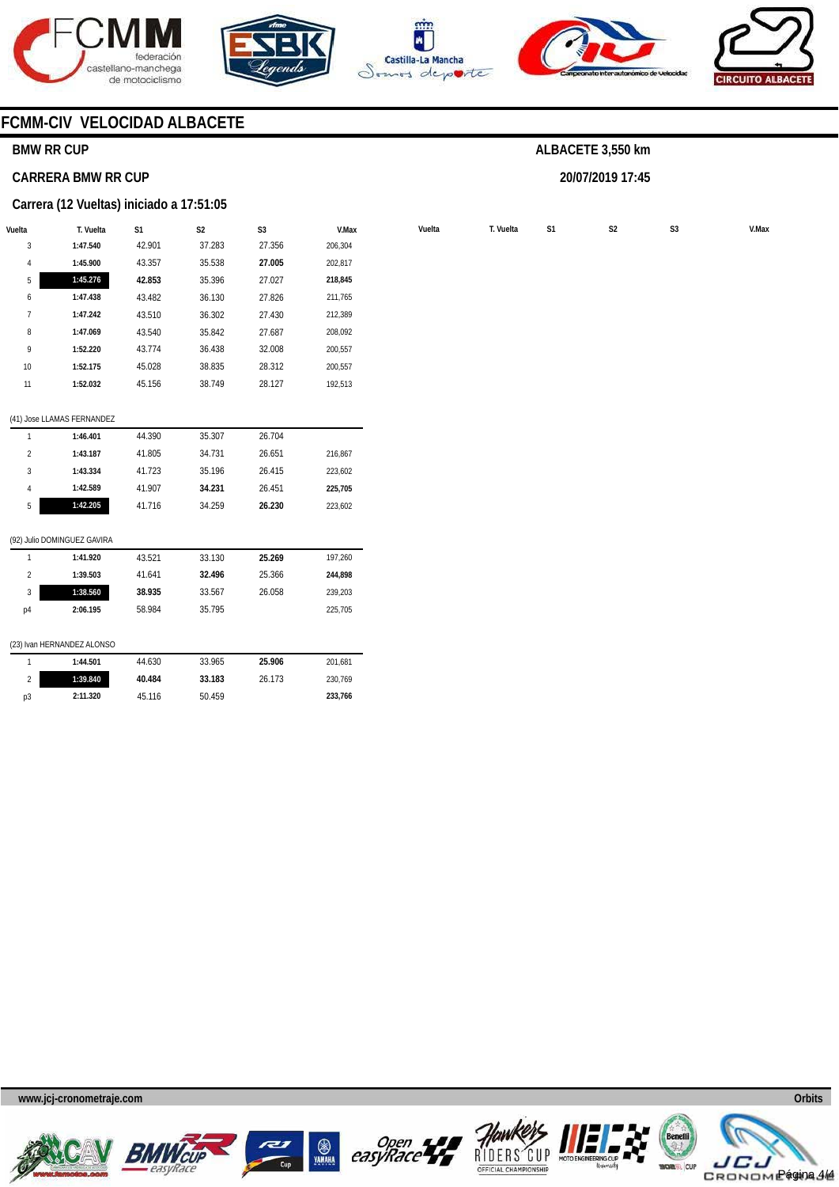# FCMM-CIV VELOCIDAD ALBACETE

## BMW RR CUP

**ALBACETE 3,550 km**

### CARRERA BMW RR CUP

**20/07/2019 17:45**

### Carrera (12 Vueltas) iniciado a 17:51:05

| Vuelta | T. Vuelta | S1 | S2 | S3 | V.Max |
|---|---|---|---|---|---|
| 3 | **1:47.540** | 42.901 | 37.283 | 27.356 | 206,304 |
| 4 | **1:45.900** | 43.357 | 35.538 | **27.005** | 202,817 |
| 5 | **1:45.276** | **42.853** | 35.396 | 27.027 | **218,845** |
| 6 | **1:47.438** | 43.482 | 36.130 | 27.826 | 211,765 |
| 7 | **1:47.242** | 43.510 | 36.302 | 27.430 | 212,389 |
| 8 | **1:47.069** | 43.540 | 35.842 | 27.687 | 208,092 |
| 9 | **1:52.220** | 43.774 | 36.438 | 32.008 | 200,557 |
| 10 | **1:52.175** | 45.028 | 38.835 | 28.312 | 200,557 |
| 11 | **1:52.032** | 45.156 | 38.749 | 28.127 | 192,513 |

(41) Jose LLAMAS FERNANDEZ

| Vuelta | T. Vuelta | S1 | S2 | S3 | V.Max |
|---|---|---|---|---|---|
| 1 | **1:46.401** | 44.390 | 35.307 | 26.704 | |
| 2 | **1:43.187** | 41.805 | 34.731 | 26.651 | 216,867 |
| 3 | **1:43.334** | 41.723 | 35.196 | 26.415 | 223,602 |
| 4 | **1:42.589** | 41.907 | **34.231** | 26.451 | **225,705** |
| 5 | **1:42.205** | 41.716 | 34.259 | **26.230** | 223,602 |

(92) Julio DOMINGUEZ GAVIRA

| Vuelta | T. Vuelta | S1 | S2 | S3 | V.Max |
|---|---|---|---|---|---|
| 1 | **1:41.920** | 43.521 | 33.130 | **25.269** | 197,260 |
| 2 | **1:39.503** | 41.641 | **32.496** | 25.366 | **244,898** |
| 3 | **1:38.560** | **38.935** | 33.567 | 26.058 | 239,203 |
| p4 | **2:06.195** | 58.984 | 35.795 | | 225,705 |

(23) Ivan HERNANDEZ ALONSO

| Vuelta | T. Vuelta | S1 | S2 | S3 | V.Max |
|---|---|---|---|---|---|
| 1 | **1:44.501** | 44.630 | 33.965 | **25.906** | 201,681 |
| 2 | **1:39.840** | **40.484** | **33.183** | 26.173 | 230,769 |
| p3 | **2:11.320** | 45.116 | 50.459 | | **233,766** |

www.jcj-cronometraje.com — Orbits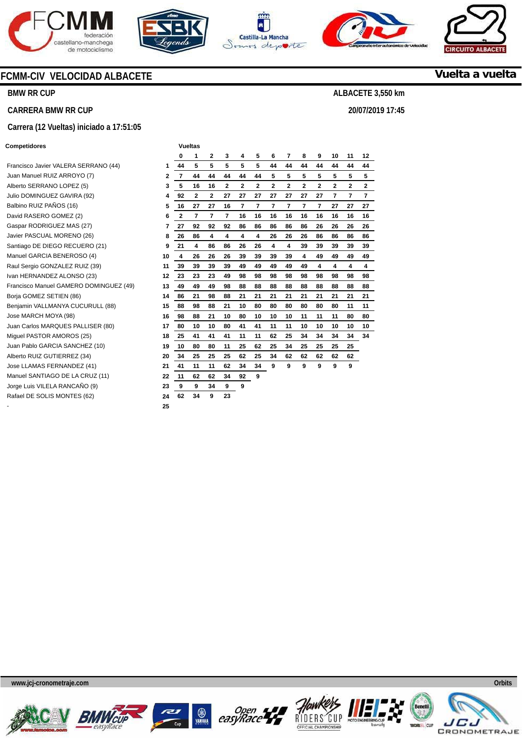# FCMM-CIV VELOCIDAD ALBACETE

**Vuelta a vuelta**

**BMW RR CUP**

**ALBACETE 3,550 km**

**CARRERA BMW RR CUP**

**20/07/2019 17:45**

**Carrera (12 Vueltas) iniciado a 17:51:05**

| Competidores | | 0 | 1 | 2 | 3 | 4 | 5 | 6 | 7 | 8 | 9 | 10 | 11 | 12 |
|---|---|---|---|---|---|---|---|---|---|---|---|---|---|---|
| Francisco Javier VALERA SERRANO (44) | 1 | 44 | 5 | 5 | 5 | 5 | 5 | 44 | 44 | 44 | 44 | 44 | 44 | 44 |
| Juan Manuel RUIZ ARROYO (7) | 2 | 7 | 44 | 44 | 44 | 44 | 44 | 5 | 5 | 5 | 5 | 5 | 5 | 5 |
| Alberto SERRANO LOPEZ (5) | 3 | 5 | 16 | 16 | 2 | 2 | 2 | 2 | 2 | 2 | 2 | 2 | 2 | 2 |
| Julio DOMINGUEZ GAVIRA (92) | 4 | 92 | 2 | 2 | 27 | 27 | 27 | 27 | 27 | 27 | 27 | 7 | 7 | 7 |
| Balbino RUIZ PAÑOS (16) | 5 | 16 | 27 | 27 | 16 | 7 | 7 | 7 | 7 | 7 | 7 | 27 | 27 | 27 |
| David RASERO GOMEZ (2) | 6 | 2 | 7 | 7 | 7 | 16 | 16 | 16 | 16 | 16 | 16 | 16 | 16 | 16 |
| Gaspar RODRIGUEZ MAS (27) | 7 | 27 | 92 | 92 | 92 | 86 | 86 | 86 | 86 | 86 | 26 | 26 | 26 | 26 |
| Javier PASCUAL MORENO (26) | 8 | 26 | 86 | 4 | 4 | 4 | 4 | 26 | 26 | 26 | 86 | 86 | 86 | 86 |
| Santiago DE DIEGO RECUERO (21) | 9 | 21 | 4 | 86 | 86 | 26 | 26 | 4 | 4 | 39 | 39 | 39 | 39 | 39 |
| Manuel GARCIA BENEROSO (4) | 10 | 4 | 26 | 26 | 26 | 39 | 39 | 39 | 39 | 4 | 49 | 49 | 49 | 49 |
| Raul Sergio GONZALEZ RUIZ (39) | 11 | 39 | 39 | 39 | 39 | 49 | 49 | 49 | 49 | 49 | 4 | 4 | 4 | 4 |
| Ivan HERNANDEZ ALONSO (23) | 12 | 23 | 23 | 23 | 49 | 98 | 98 | 98 | 98 | 98 | 98 | 98 | 98 | 98 |
| Francisco Manuel GAMERO DOMINGUEZ (49) | 13 | 49 | 49 | 49 | 98 | 88 | 88 | 88 | 88 | 88 | 88 | 88 | 88 | 88 |
| Borja GOMEZ SETIEN (86) | 14 | 86 | 21 | 98 | 88 | 21 | 21 | 21 | 21 | 21 | 21 | 21 | 21 | 21 |
| Benjamin VALLMANYA CUCURULL (88) | 15 | 88 | 98 | 88 | 21 | 10 | 80 | 80 | 80 | 80 | 80 | 80 | 11 | 11 |
| Jose MARCH MOYA (98) | 16 | 98 | 88 | 21 | 10 | 80 | 10 | 10 | 10 | 11 | 11 | 11 | 80 | 80 |
| Juan Carlos MARQUES PALLISER (80) | 17 | 80 | 10 | 10 | 80 | 41 | 41 | 11 | 11 | 10 | 10 | 10 | 10 | 10 |
| Miguel PASTOR AMOROS (25) | 18 | 25 | 41 | 41 | 41 | 11 | 11 | 62 | 25 | 34 | 34 | 34 | 34 | 34 |
| Juan Pablo GARCIA SANCHEZ (10) | 19 | 10 | 80 | 80 | 11 | 25 | 62 | 25 | 34 | 25 | 25 | 25 | 25 | |
| Alberto RUIZ GUTIERREZ (34) | 20 | 34 | 25 | 25 | 25 | 62 | 25 | 34 | 62 | 62 | 62 | 62 | 62 | |
| Jose LLAMAS FERNANDEZ (41) | 21 | 41 | 11 | 11 | 62 | 34 | 34 | 9 | 9 | 9 | 9 | 9 | 9 | |
| Manuel SANTIAGO DE LA CRUZ (11) | 22 | 11 | 62 | 62 | 34 | 92 | 9 | | | | | | | |
| Jorge Luis VILELA RANCAÑO (9) | 23 | 9 | 9 | 34 | 9 | 9 | | | | | | | | |
| Rafael DE SOLIS MONTES (62) | 24 | 62 | 34 | 9 | 23 | | | | | | | | | |
| - | 25 | | | | | | | | | | | | | |

www.jcj-cronometraje.com

Orbits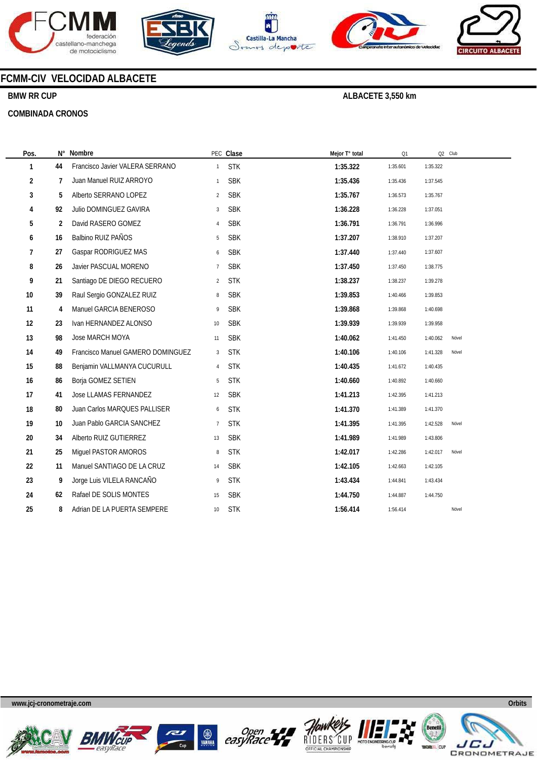## FCMM-CIV VELOCIDAD ALBACETE

**BMW RR CUP** — **ALBACETE 3,550 km**

**COMBINADA CRONOS**

| Pos. | N° | Nombre | PEC | Clase | Mejor T° total | Q1 | Q2 | Club |
|---|---|---|---|---|---|---|---|---|
| 1 | 44 | Francisco Javier VALERA SERRANO | 1 | STK | 1:35.322 | 1:35.601 | 1:35.322 | |
| 2 | 7 | Juan Manuel RUIZ ARROYO | 1 | SBK | 1:35.436 | 1:35.436 | 1:37.545 | |
| 3 | 5 | Alberto SERRANO LOPEZ | 2 | SBK | 1:35.767 | 1:36.573 | 1:35.767 | |
| 4 | 92 | Julio DOMINGUEZ GAVIRA | 3 | SBK | 1:36.228 | 1:36.228 | 1:37.051 | |
| 5 | 2 | David RASERO GOMEZ | 4 | SBK | 1:36.791 | 1:36.791 | 1:36.996 | |
| 6 | 16 | Balbino RUIZ PAÑOS | 5 | SBK | 1:37.207 | 1:38.910 | 1:37.207 | |
| 7 | 27 | Gaspar RODRIGUEZ MAS | 6 | SBK | 1:37.440 | 1:37.440 | 1:37.607 | |
| 8 | 26 | Javier PASCUAL MORENO | 7 | SBK | 1:37.450 | 1:37.450 | 1:38.775 | |
| 9 | 21 | Santiago DE DIEGO RECUERO | 2 | STK | 1:38.237 | 1:38.237 | 1:39.278 | |
| 10 | 39 | Raul Sergio GONZALEZ RUIZ | 8 | SBK | 1:39.853 | 1:40.466 | 1:39.853 | |
| 11 | 4 | Manuel GARCIA BENEROSO | 9 | SBK | 1:39.868 | 1:39.868 | 1:40.698 | |
| 12 | 23 | Ivan HERNANDEZ ALONSO | 10 | SBK | 1:39.939 | 1:39.939 | 1:39.958 | |
| 13 | 98 | Jose MARCH MOYA | 11 | SBK | 1:40.062 | 1:41.450 | 1:40.062 | Nóvel |
| 14 | 49 | Francisco Manuel GAMERO DOMINGUEZ | 3 | STK | 1:40.106 | 1:40.106 | 1:41.328 | Nóvel |
| 15 | 88 | Benjamin VALLMANYA CUCURULL | 4 | STK | 1:40.435 | 1:41.672 | 1:40.435 | |
| 16 | 86 | Borja GOMEZ SETIEN | 5 | STK | 1:40.660 | 1:40.892 | 1:40.660 | |
| 17 | 41 | Jose LLAMAS FERNANDEZ | 12 | SBK | 1:41.213 | 1:42.395 | 1:41.213 | |
| 18 | 80 | Juan Carlos MARQUES PALLISER | 6 | STK | 1:41.370 | 1:41.389 | 1:41.370 | |
| 19 | 10 | Juan Pablo GARCIA SANCHEZ | 7 | STK | 1:41.395 | 1:41.395 | 1:42.528 | Nóvel |
| 20 | 34 | Alberto RUIZ GUTIERREZ | 13 | SBK | 1:41.989 | 1:41.989 | 1:43.806 | |
| 21 | 25 | Miguel PASTOR AMOROS | 8 | STK | 1:42.017 | 1:42.286 | 1:42.017 | Nóvel |
| 22 | 11 | Manuel SANTIAGO DE LA CRUZ | 14 | SBK | 1:42.105 | 1:42.663 | 1:42.105 | |
| 23 | 9 | Jorge Luis VILELA RANCAÑO | 9 | STK | 1:43.434 | 1:44.841 | 1:43.434 | |
| 24 | 62 | Rafael DE SOLIS MONTES | 15 | SBK | 1:44.750 | 1:44.887 | 1:44.750 | |
| 25 | 8 | Adrian DE LA PUERTA SEMPERE | 10 | STK | 1:56.414 | 1:56.414 | | Nóvel |

www.jcj-cronometraje.com — Orbits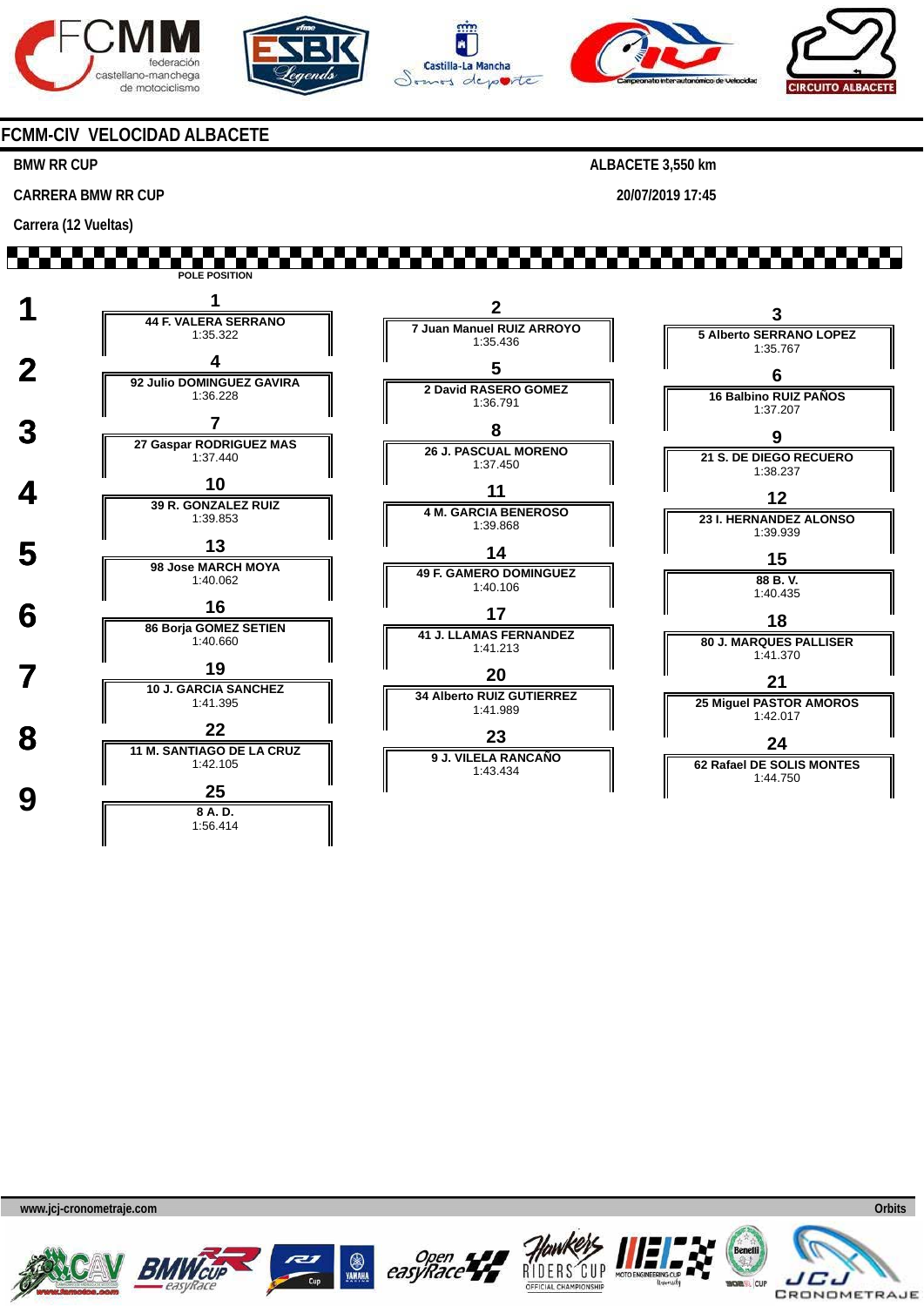## FCMM-CIV VELOCIDAD ALBACETE

**BMW RR CUP** — ALBACETE 3,550 km

**CARRERA BMW RR CUP** — 20/07/2019 17:45

**Carrera (12 Vueltas)**

POLE POSITION

| Row | Pos | Rider | Time | Pos | Rider | Time | Pos | Rider | Time |
|---|---|---|---|---|---|---|---|---|---|
| 1 | 1 | 44 F. VALERA SERRANO | 1:35.322 | 2 | 7 Juan Manuel RUIZ ARROYO | 1:35.436 | 3 | 5 Alberto SERRANO LOPEZ | 1:35.767 |
| 2 | 4 | 92 Julio DOMINGUEZ GAVIRA | 1:36.228 | 5 | 2 David RASERO GOMEZ | 1:36.791 | 6 | 16 Balbino RUIZ PAÑOS | 1:37.207 |
| 3 | 7 | 27 Gaspar RODRIGUEZ MAS | 1:37.440 | 8 | 26 J. PASCUAL MORENO | 1:37.450 | 9 | 21 S. DE DIEGO RECUERO | 1:38.237 |
| 4 | 10 | 39 R. GONZALEZ RUIZ | 1:39.853 | 11 | 4 M. GARCIA BENEROSO | 1:39.868 | 12 | 23 I. HERNANDEZ ALONSO | 1:39.939 |
| 5 | 13 | 98 Jose MARCH MOYA | 1:40.062 | 14 | 49 F. GAMERO DOMINGUEZ | 1:40.106 | 15 | 88 B. V. | 1:40.435 |
| 6 | 16 | 86 Borja GOMEZ SETIEN | 1:40.660 | 17 | 41 J. LLAMAS FERNANDEZ | 1:41.213 | 18 | 80 J. MARQUES PALLISER | 1:41.370 |
| 7 | 19 | 10 J. GARCIA SANCHEZ | 1:41.395 | 20 | 34 Alberto RUIZ GUTIERREZ | 1:41.989 | 21 | 25 Miguel PASTOR AMOROS | 1:42.017 |
| 8 | 22 | 11 M. SANTIAGO DE LA CRUZ | 1:42.105 | 23 | 9 J. VILELA RANCAÑO | 1:43.434 | 24 | 62 Rafael DE SOLIS MONTES | 1:44.750 |
| 9 | 25 | 8 A. D. | 1:56.414 | | | | | | |

www.jcj-cronometraje.com — Orbits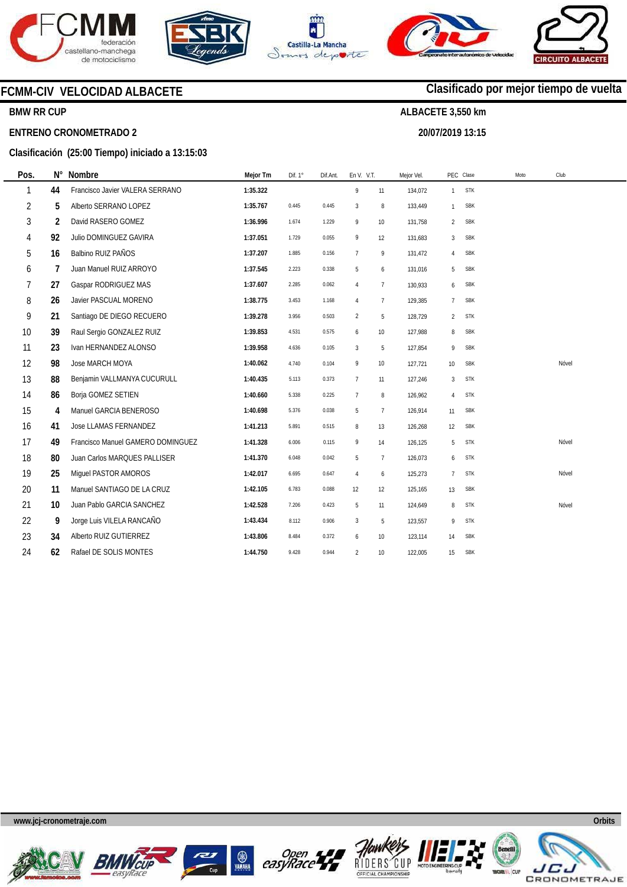## FCMM-CIV VELOCIDAD ALBACETE

**Clasificado por mejor tiempo de vuelta**

**BMW RR CUP**

**ALBACETE 3,550 km**

**ENTRENO CRONOMETRADO 2**

**20/07/2019 13:15**

**Clasificación (25:00 Tiempo) iniciado a 13:15:03**

| Pos. | N° | Nombre | Mejor Tm | Dif. 1° | Dif.Ant. | En V. | V.T. | Mejor Vel. | PEC | Clase | Moto | Club |
|---|---|---|---|---|---|---|---|---|---|---|---|---|
| 1 | 44 | Francisco Javier VALERA SERRANO | 1:35.322 | | | 9 | 11 | 134,072 | 1 | STK | | |
| 2 | 5 | Alberto SERRANO LOPEZ | 1:35.767 | 0.445 | 0.445 | 3 | 8 | 133,449 | 1 | SBK | | |
| 3 | 2 | David RASERO GOMEZ | 1:36.996 | 1.674 | 1.229 | 9 | 10 | 131,758 | 2 | SBK | | |
| 4 | 92 | Julio DOMINGUEZ GAVIRA | 1:37.051 | 1.729 | 0.055 | 9 | 12 | 131,683 | 3 | SBK | | |
| 5 | 16 | Balbino RUIZ PAÑOS | 1:37.207 | 1.885 | 0.156 | 7 | 9 | 131,472 | 4 | SBK | | |
| 6 | 7 | Juan Manuel RUIZ ARROYO | 1:37.545 | 2.223 | 0.338 | 5 | 6 | 131,016 | 5 | SBK | | |
| 7 | 27 | Gaspar RODRIGUEZ MAS | 1:37.607 | 2.285 | 0.062 | 4 | 7 | 130,933 | 6 | SBK | | |
| 8 | 26 | Javier PASCUAL MORENO | 1:38.775 | 3.453 | 1.168 | 4 | 7 | 129,385 | 7 | SBK | | |
| 9 | 21 | Santiago DE DIEGO RECUERO | 1:39.278 | 3.956 | 0.503 | 2 | 5 | 128,729 | 2 | STK | | |
| 10 | 39 | Raul Sergio GONZALEZ RUIZ | 1:39.853 | 4.531 | 0.575 | 6 | 10 | 127,988 | 8 | SBK | | |
| 11 | 23 | Ivan HERNANDEZ ALONSO | 1:39.958 | 4.636 | 0.105 | 3 | 5 | 127,854 | 9 | SBK | | |
| 12 | 98 | Jose MARCH MOYA | 1:40.062 | 4.740 | 0.104 | 9 | 10 | 127,721 | 10 | SBK | | Nóvel |
| 13 | 88 | Benjamin VALLMANYA CUCURULL | 1:40.435 | 5.113 | 0.373 | 7 | 11 | 127,246 | 3 | STK | | |
| 14 | 86 | Borja GOMEZ SETIEN | 1:40.660 | 5.338 | 0.225 | 7 | 8 | 126,962 | 4 | STK | | |
| 15 | 4 | Manuel GARCIA BENEROSO | 1:40.698 | 5.376 | 0.038 | 5 | 7 | 126,914 | 11 | SBK | | |
| 16 | 41 | Jose LLAMAS FERNANDEZ | 1:41.213 | 5.891 | 0.515 | 8 | 13 | 126,268 | 12 | SBK | | |
| 17 | 49 | Francisco Manuel GAMERO DOMINGUEZ | 1:41.328 | 6.006 | 0.115 | 9 | 14 | 126,125 | 5 | STK | | Nóvel |
| 18 | 80 | Juan Carlos MARQUES PALLISER | 1:41.370 | 6.048 | 0.042 | 5 | 7 | 126,073 | 6 | STK | | |
| 19 | 25 | Miguel PASTOR AMOROS | 1:42.017 | 6.695 | 0.647 | 4 | 6 | 125,273 | 7 | STK | | Nóvel |
| 20 | 11 | Manuel SANTIAGO DE LA CRUZ | 1:42.105 | 6.783 | 0.088 | 12 | 12 | 125,165 | 13 | SBK | | |
| 21 | 10 | Juan Pablo GARCIA SANCHEZ | 1:42.528 | 7.206 | 0.423 | 5 | 11 | 124,649 | 8 | STK | | Nóvel |
| 22 | 9 | Jorge Luis VILELA RANCAÑO | 1:43.434 | 8.112 | 0.906 | 3 | 5 | 123,557 | 9 | STK | | |
| 23 | 34 | Alberto RUIZ GUTIERREZ | 1:43.806 | 8.484 | 0.372 | 6 | 10 | 123,114 | 14 | SBK | | |
| 24 | 62 | Rafael DE SOLIS MONTES | 1:44.750 | 9.428 | 0.944 | 2 | 10 | 122,005 | 15 | SBK | | |

www.jcj-cronometraje.com

Orbits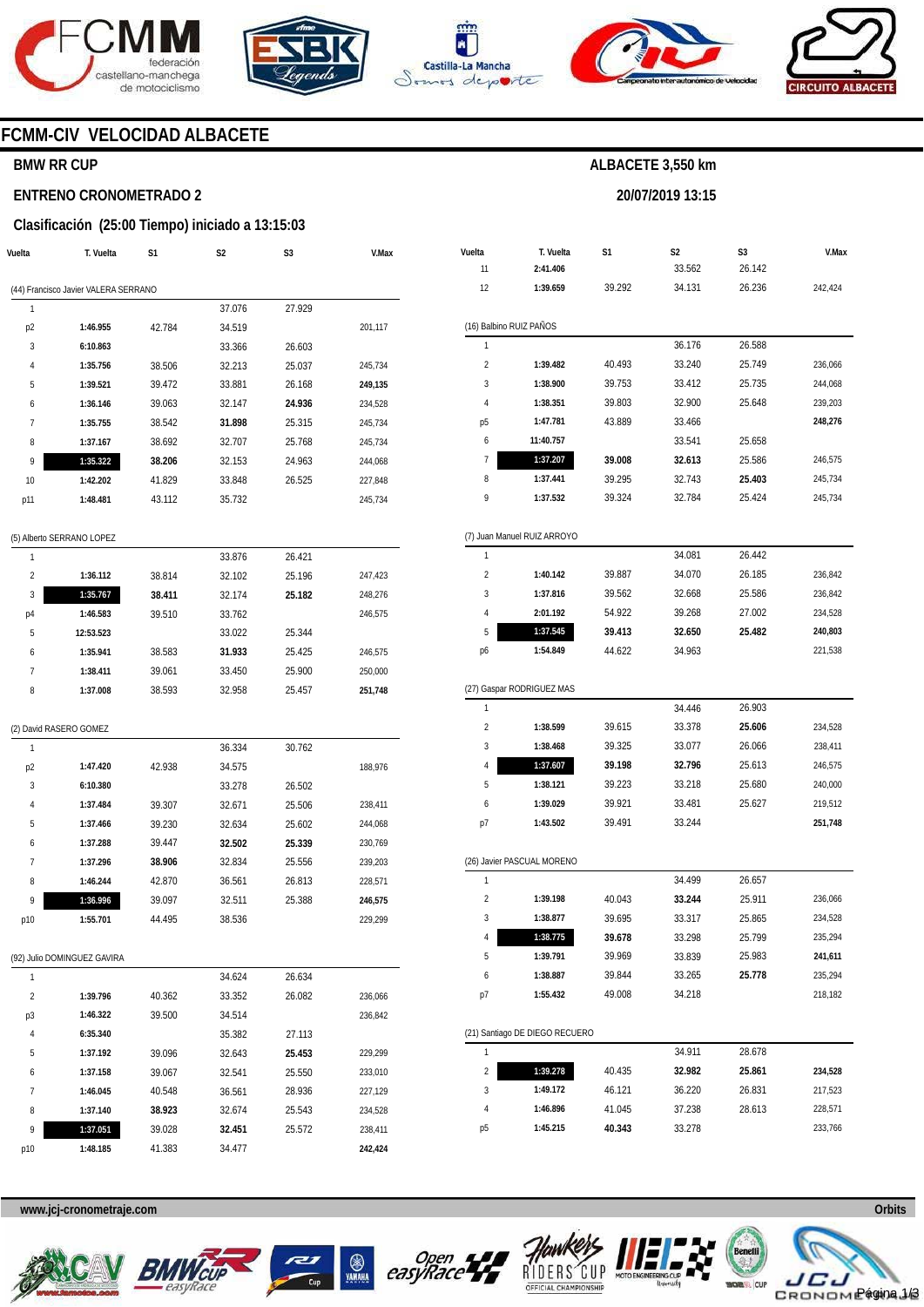# FCMM-CIV VELOCIDAD ALBACETE

## BMW RR CUP

**ALBACETE 3,550 km**

**ENTRENO CRONOMETRADO 2**

**20/07/2019 13:15**

### Clasificación (25:00 Tiempo) iniciado a 13:15:03

(44) Francisco Javier VALERA SERRANO

| Vuelta | T. Vuelta | S1 | S2 | S3 | V.Max |
|---|---|---|---|---|---|
| 1 | | | 37.076 | 27.929 | |
| p2 | **1:46.955** | 42.784 | 34.519 | | 201,117 |
| 3 | **6:10.863** | | 33.366 | 26.603 | |
| 4 | **1:35.756** | 38.506 | 32.213 | 25.037 | 245,734 |
| 5 | **1:39.521** | 39.472 | 33.881 | 26.168 | **249,135** |
| 6 | **1:36.146** | 39.063 | 32.147 | **24.936** | 234,528 |
| 7 | **1:35.755** | 38.542 | **31.898** | 25.315 | 245,734 |
| 8 | **1:37.167** | 38.692 | 32.707 | 25.768 | 245,734 |
| 9 | **1:35.322** | **38.206** | 32.153 | 24.963 | 244,068 |
| 10 | **1:42.202** | 41.829 | 33.848 | 26.525 | 227,848 |
| p11 | **1:48.481** | 43.112 | 35.732 | | 245,734 |

(5) Alberto SERRANO LOPEZ

| Vuelta | T. Vuelta | S1 | S2 | S3 | V.Max |
|---|---|---|---|---|---|
| 1 | | | 33.876 | 26.421 | |
| 2 | **1:36.112** | 38.814 | 32.102 | 25.196 | 247,423 |
| 3 | **1:35.767** | **38.411** | 32.174 | **25.182** | 248,276 |
| p4 | **1:46.583** | 39.510 | 33.762 | | 246,575 |
| 5 | **12:53.523** | | 33.022 | 25.344 | |
| 6 | **1:35.941** | 38.583 | **31.933** | 25.425 | 246,575 |
| 7 | **1:38.411** | 39.061 | 33.450 | 25.900 | 250,000 |
| 8 | **1:37.008** | 38.593 | 32.958 | 25.457 | **251,748** |

(2) David RASERO GOMEZ

| Vuelta | T. Vuelta | S1 | S2 | S3 | V.Max |
|---|---|---|---|---|---|
| 1 | | | 36.334 | 30.762 | |
| p2 | **1:47.420** | 42.938 | 34.575 | | 188,976 |
| 3 | **6:10.380** | | 33.278 | 26.502 | |
| 4 | **1:37.484** | 39.307 | 32.671 | 25.506 | 238,411 |
| 5 | **1:37.466** | 39.230 | 32.634 | 25.602 | 244,068 |
| 6 | **1:37.288** | 39.447 | **32.502** | **25.339** | 230,769 |
| 7 | **1:37.296** | **38.906** | 32.834 | 25.556 | 239,203 |
| 8 | **1:46.244** | 42.870 | 36.561 | 26.813 | 228,571 |
| 9 | **1:36.996** | 39.097 | 32.511 | 25.388 | **246,575** |
| p10 | **1:55.701** | 44.495 | 38.536 | | 229,299 |

(92) Julio DOMINGUEZ GAVIRA

| Vuelta | T. Vuelta | S1 | S2 | S3 | V.Max |
|---|---|---|---|---|---|
| 1 | | | 34.624 | 26.634 | |
| 2 | **1:39.796** | 40.362 | 33.352 | 26.082 | 236,066 |
| p3 | **1:46.322** | 39.500 | 34.514 | | 236,842 |
| 4 | **6:35.340** | | 35.382 | 27.113 | |
| 5 | **1:37.192** | 39.096 | 32.643 | **25.453** | 229,299 |
| 6 | **1:37.158** | 39.067 | 32.541 | 25.550 | 233,010 |
| 7 | **1:46.045** | 40.548 | 36.561 | 28.936 | 227,129 |
| 8 | **1:37.140** | **38.923** | 32.674 | 25.543 | 234,528 |
| 9 | **1:37.051** | 39.028 | **32.451** | 25.572 | 238,411 |
| p10 | **1:48.185** | 41.383 | 34.477 | | **242,424** |

| Vuelta | T. Vuelta | S1 | S2 | S3 | V.Max |
|---|---|---|---|---|---|
| 11 | **2:41.406** | | 33.562 | 26.142 | |
| 12 | **1:39.659** | 39.292 | 34.131 | 26.236 | 242,424 |

(16) Balbino RUIZ PAÑOS

| Vuelta | T. Vuelta | S1 | S2 | S3 | V.Max |
|---|---|---|---|---|---|
| 1 | | | 36.176 | 26.588 | |
| 2 | **1:39.482** | 40.493 | 33.240 | 25.749 | 236,066 |
| 3 | **1:38.900** | 39.753 | 33.412 | 25.735 | 244,068 |
| 4 | **1:38.351** | 39.803 | 32.900 | 25.648 | 239,203 |
| p5 | **1:47.781** | 43.889 | 33.466 | | **248,276** |
| 6 | **11:40.757** | | 33.541 | 25.658 | |
| 7 | **1:37.207** | **39.008** | **32.613** | 25.586 | 246,575 |
| 8 | **1:37.441** | 39.295 | 32.743 | **25.403** | 245,734 |
| 9 | **1:37.532** | 39.324 | 32.784 | 25.424 | 245,734 |

(7) Juan Manuel RUIZ ARROYO

| Vuelta | T. Vuelta | S1 | S2 | S3 | V.Max |
|---|---|---|---|---|---|
| 1 | | | 34.081 | 26.442 | |
| 2 | **1:40.142** | 39.887 | 34.070 | 26.185 | 236,842 |
| 3 | **1:37.816** | 39.562 | 32.668 | 25.586 | 236,842 |
| 4 | **2:01.192** | 54.922 | 39.268 | 27.002 | 234,528 |
| 5 | **1:37.545** | **39.413** | **32.650** | **25.482** | **240,803** |
| p6 | **1:54.849** | 44.622 | 34.963 | | 221,538 |

(27) Gaspar RODRIGUEZ MAS

| Vuelta | T. Vuelta | S1 | S2 | S3 | V.Max |
|---|---|---|---|---|---|
| 1 | | | 34.446 | 26.903 | |
| 2 | **1:38.599** | 39.615 | 33.378 | **25.606** | 234,528 |
| 3 | **1:38.468** | 39.325 | 33.077 | 26.066 | 238,411 |
| 4 | **1:37.607** | **39.198** | **32.796** | 25.613 | 246,575 |
| 5 | **1:38.121** | 39.223 | 33.218 | 25.680 | 240,000 |
| 6 | **1:39.029** | 39.921 | 33.481 | 25.627 | 219,512 |
| p7 | **1:43.502** | 39.491 | 33.244 | | **251,748** |

(26) Javier PASCUAL MORENO

| Vuelta | T. Vuelta | S1 | S2 | S3 | V.Max |
|---|---|---|---|---|---|
| 1 | | | 34.499 | 26.657 | |
| 2 | **1:39.198** | 40.043 | **33.244** | 25.911 | 236,066 |
| 3 | **1:38.877** | 39.695 | 33.317 | 25.865 | 234,528 |
| 4 | **1:38.775** | **39.678** | 33.298 | 25.799 | 235,294 |
| 5 | **1:39.791** | 39.969 | 33.839 | 25.983 | **241,611** |
| 6 | **1:38.887** | 39.844 | 33.265 | **25.778** | 235,294 |
| p7 | **1:55.432** | 49.008 | 34.218 | | 218,182 |

(21) Santiago DE DIEGO RECUERO

| Vuelta | T. Vuelta | S1 | S2 | S3 | V.Max |
|---|---|---|---|---|---|
| 1 | | | 34.911 | 28.678 | |
| 2 | **1:39.278** | 40.435 | **32.982** | **25.861** | **234,528** |
| 3 | **1:49.172** | 46.121 | 36.220 | 26.831 | 217,523 |
| 4 | **1:46.896** | 41.045 | 37.238 | 28.613 | 228,571 |
| p5 | **1:45.215** | **40.343** | 33.278 | | 233,766 |

www.jcj-cronometraje.com

Orbits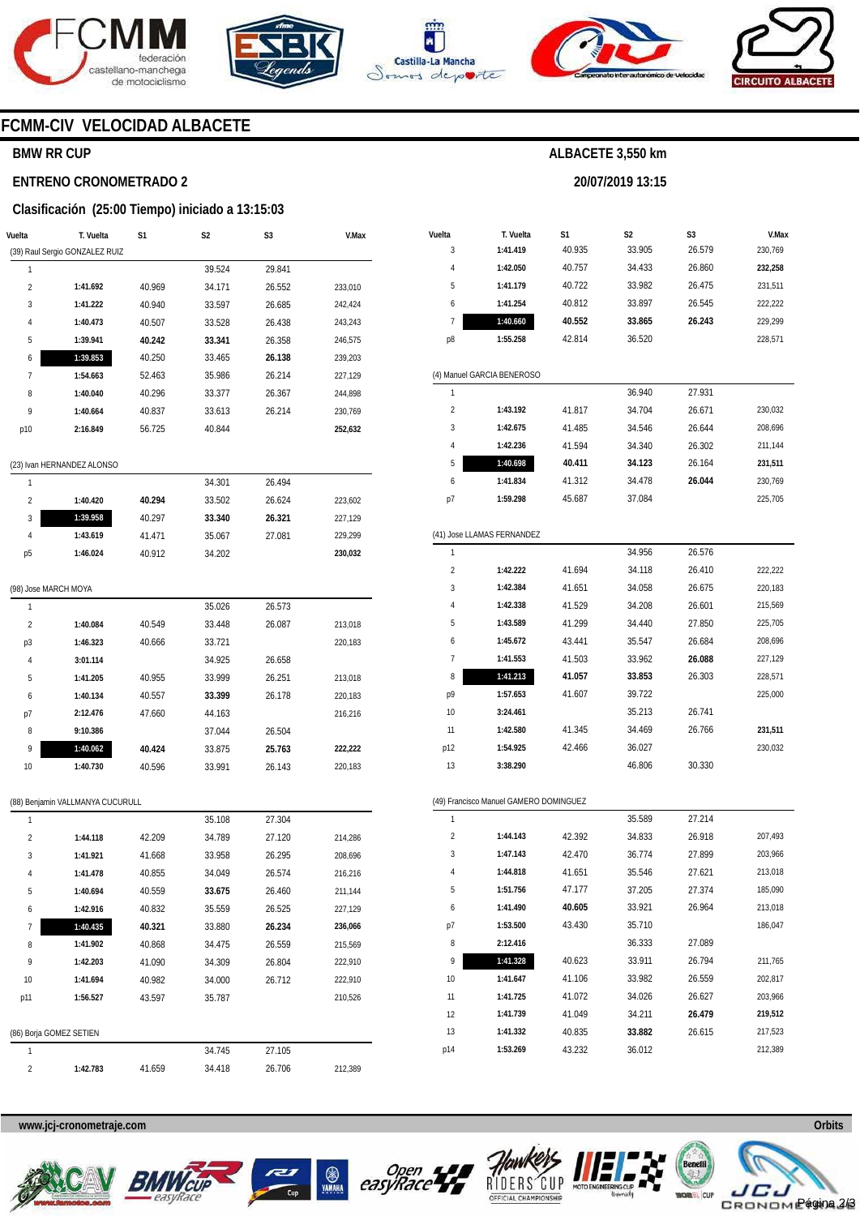# FCMM-CIV VELOCIDAD ALBACETE

**BMW RR CUP**

**ENTRENO CRONOMETRADO 2**

**Clasificación (25:00 Tiempo) iniciado a 13:15:03**

**ALBACETE 3,550 km**

**20/07/2019 13:15**

| Vuelta | T. Vuelta | S1 | S2 | S3 | V.Max |
|---|---|---|---|---|---|
| (39) Raul Sergio GONZALEZ RUIZ | | | | | |
| 1 | | | 39.524 | 29.841 | |
| 2 | 1:41.692 | 40.969 | 34.171 | 26.552 | 233,010 |
| 3 | 1:41.222 | 40.940 | 33.597 | 26.685 | 242,424 |
| 4 | 1:40.473 | 40.507 | 33.528 | 26.438 | 243,243 |
| 5 | 1:39.941 | **40.242** | **33.341** | 26.358 | 246,575 |
| 6 | **1:39.853** | 40.250 | 33.465 | **26.138** | 239,203 |
| 7 | 1:54.663 | 52.463 | 35.986 | 26.214 | 227,129 |
| 8 | 1:40.040 | 40.296 | 33.377 | 26.367 | 244,898 |
| 9 | 1:40.664 | 40.837 | 33.613 | 26.214 | 230,769 |
| p10 | 2:16.849 | 56.725 | 40.844 | | **252,632** |
| (23) Ivan HERNANDEZ ALONSO | | | | | |
| 1 | | | 34.301 | 26.494 | |
| 2 | 1:40.420 | **40.294** | 33.502 | 26.624 | 223,602 |
| 3 | **1:39.958** | 40.297 | **33.340** | **26.321** | 227,129 |
| 4 | 1:43.619 | 41.471 | 35.067 | 27.081 | 229,299 |
| p5 | 1:46.024 | 40.912 | 34.202 | | **230,032** |
| (98) Jose MARCH MOYA | | | | | |
| 1 | | | 35.026 | 26.573 | |
| 2 | 1:40.084 | 40.549 | 33.448 | 26.087 | 213,018 |
| p3 | 1:46.323 | 40.666 | 33.721 | | 220,183 |
| 4 | 3:01.114 | | 34.925 | 26.658 | |
| 5 | 1:41.205 | 40.955 | 33.999 | 26.251 | 213,018 |
| 6 | 1:40.134 | 40.557 | **33.399** | 26.178 | 220,183 |
| p7 | 2:12.476 | 47.660 | 44.163 | | 216,216 |
| 8 | 9:10.386 | | 37.044 | 26.504 | |
| 9 | **1:40.062** | **40.424** | 33.875 | **25.763** | **222,222** |
| 10 | 1:40.730 | 40.596 | 33.991 | 26.143 | 220,183 |
| (88) Benjamin VALLMANYA CUCURULL | | | | | |
| 1 | | | 35.108 | 27.304 | |
| 2 | 1:44.118 | 42.209 | 34.789 | 27.120 | 214,286 |
| 3 | 1:41.921 | 41.668 | 33.958 | 26.295 | 208,696 |
| 4 | 1:41.478 | 40.855 | 34.049 | 26.574 | 216,216 |
| 5 | 1:40.694 | 40.559 | **33.675** | 26.460 | 211,144 |
| 6 | 1:42.916 | 40.832 | 35.559 | 26.525 | 227,129 |
| 7 | **1:40.435** | **40.321** | 33.880 | **26.234** | **236,066** |
| 8 | 1:41.902 | 40.868 | 34.475 | 26.559 | 215,569 |
| 9 | 1:42.203 | 41.090 | 34.309 | 26.804 | 222,910 |
| 10 | 1:41.694 | 40.982 | 34.000 | 26.712 | 222,910 |
| p11 | 1:56.527 | 43.597 | 35.787 | | 210,526 |
| (86) Borja GOMEZ SETIEN | | | | | |
| 1 | | | 34.745 | 27.105 | |
| 2 | 1:42.783 | 41.659 | 34.418 | 26.706 | 212,389 |
| 3 | 1:41.419 | 40.935 | 33.905 | 26.579 | 230,769 |
| 4 | 1:42.050 | 40.757 | 34.433 | 26.860 | **232,258** |
| 5 | 1:41.179 | 40.722 | 33.982 | 26.475 | 231,511 |
| 6 | 1:41.254 | 40.812 | 33.897 | 26.545 | 222,222 |
| 7 | **1:40.660** | **40.552** | **33.865** | **26.243** | 229,299 |
| p8 | 1:55.258 | 42.814 | 36.520 | | 228,571 |
| (4) Manuel GARCIA BENEROSO | | | | | |
| 1 | | | 36.940 | 27.931 | |
| 2 | 1:43.192 | 41.817 | 34.704 | 26.671 | 230,032 |
| 3 | 1:42.675 | 41.485 | 34.546 | 26.644 | 208,696 |
| 4 | 1:42.236 | 41.594 | 34.340 | 26.302 | 211,144 |
| 5 | **1:40.698** | **40.411** | **34.123** | 26.164 | **231,511** |
| 6 | 1:41.834 | 41.312 | 34.478 | **26.044** | 230,769 |
| p7 | 1:59.298 | 45.687 | 37.084 | | 225,705 |
| (41) Jose LLAMAS FERNANDEZ | | | | | |
| 1 | | | 34.956 | 26.576 | |
| 2 | 1:42.222 | 41.694 | 34.118 | 26.410 | 222,222 |
| 3 | 1:42.384 | 41.651 | 34.058 | 26.675 | 220,183 |
| 4 | 1:42.338 | 41.529 | 34.208 | 26.601 | 215,569 |
| 5 | 1:43.589 | 41.299 | 34.440 | 27.850 | 225,705 |
| 6 | 1:45.672 | 43.441 | 35.547 | 26.684 | 208,696 |
| 7 | 1:41.553 | 41.503 | 33.962 | **26.088** | 227,129 |
| 8 | **1:41.213** | **41.057** | **33.853** | 26.303 | 228,571 |
| p9 | 1:57.653 | 41.607 | 39.722 | | 225,000 |
| 10 | 3:24.461 | | 35.213 | 26.741 | |
| 11 | 1:42.580 | 41.345 | 34.469 | 26.766 | **231,511** |
| p12 | 1:54.925 | 42.466 | 36.027 | | 230,032 |
| 13 | 3:38.290 | | 46.806 | 30.330 | |
| (49) Francisco Manuel GAMERO DOMINGUEZ | | | | | |
| 1 | | | 35.589 | 27.214 | |
| 2 | 1:44.143 | 42.392 | 34.833 | 26.918 | 207,493 |
| 3 | 1:47.143 | 42.470 | 36.774 | 27.899 | 203,966 |
| 4 | 1:44.818 | 41.651 | 35.546 | 27.621 | 213,018 |
| 5 | 1:51.756 | 47.177 | 37.205 | 27.374 | 185,090 |
| 6 | 1:41.490 | **40.605** | 33.921 | 26.964 | 213,018 |
| p7 | 1:53.500 | 43.430 | 35.710 | | 186,047 |
| 8 | 2:12.416 | | 36.333 | 27.089 | |
| 9 | **1:41.328** | 40.623 | 33.911 | 26.794 | 211,765 |
| 10 | 1:41.647 | 41.106 | 33.982 | 26.559 | 202,817 |
| 11 | 1:41.725 | 41.072 | 34.026 | 26.627 | 203,966 |
| 12 | 1:41.739 | 41.049 | 34.211 | **26.479** | **219,512** |
| 13 | 1:41.332 | 40.835 | **33.882** | 26.615 | 217,523 |
| p14 | 1:53.269 | 43.232 | 36.012 | | 212,389 |

www.jcj-cronometraje.com

Orbits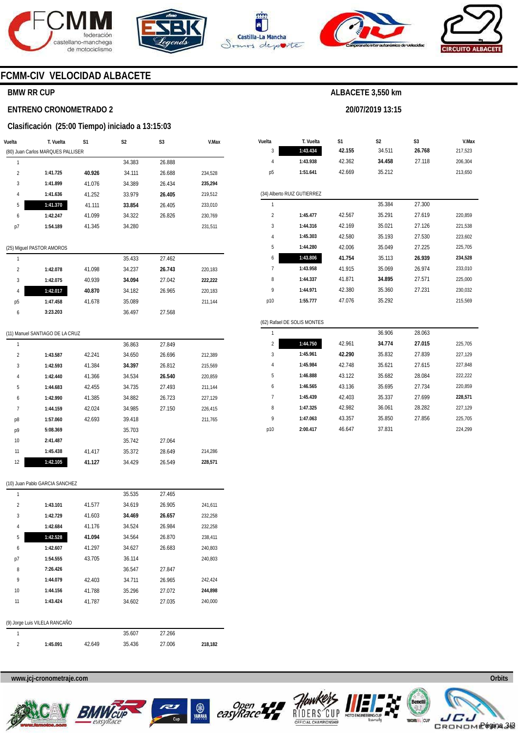# FCMM-CIV VELOCIDAD ALBACETE

**BMW RR CUP**

**ALBACETE 3,550 km**

**ENTRENO CRONOMETRADO 2**

**20/07/2019 13:15**

**Clasificación (25:00 Tiempo) iniciado a 13:15:03**

| Vuelta | T. Vuelta | S1 | S2 | S3 | V.Max |
|---|---|---|---|---|---|
| (80) Juan Carlos MARQUES PALLISER | | | | | |
| 1 | | | 34.383 | 26.888 | |
| 2 | 1:41.725 | **40.926** | 34.111 | 26.688 | 234,528 |
| 3 | 1:41.899 | 41.076 | 34.389 | 26.434 | **235,294** |
| 4 | 1:41.636 | 41.252 | 33.979 | **26.405** | 219,512 |
| 5 | **1:41.370** | 41.111 | **33.854** | 26.405 | 233,010 |
| 6 | 1:42.247 | 41.099 | 34.322 | 26.826 | 230,769 |
| p7 | 1:54.189 | 41.345 | 34.280 | | 231,511 |
| (25) Miguel PASTOR AMOROS | | | | | |
| 1 | | | 35.433 | 27.462 | |
| 2 | 1:42.078 | 41.098 | 34.237 | **26.743** | 220,183 |
| 3 | 1:42.075 | 40.939 | **34.094** | 27.042 | **222,222** |
| 4 | **1:42.017** | **40.870** | 34.182 | 26.965 | 220,183 |
| p5 | 1:47.458 | 41.678 | 35.089 | | 211,144 |
| 6 | 3:23.203 | | 36.497 | 27.568 | |
| (11) Manuel SANTIAGO DE LA CRUZ | | | | | |
| 1 | | | 36.863 | 27.849 | |
| 2 | 1:43.587 | 42.241 | 34.650 | 26.696 | 212,389 |
| 3 | 1:42.593 | 41.384 | **34.397** | 26.812 | 215,569 |
| 4 | 1:42.440 | 41.366 | 34.534 | **26.540** | 220,859 |
| 5 | 1:44.683 | 42.455 | 34.735 | 27.493 | 211,144 |
| 6 | 1:42.990 | 41.385 | 34.882 | 26.723 | 227,129 |
| 7 | 1:44.159 | 42.024 | 34.985 | 27.150 | 226,415 |
| p8 | 1:57.060 | 42.693 | 39.418 | | 211,765 |
| p9 | 5:08.369 | | 35.703 | | |
| 10 | 2:41.487 | | 35.742 | 27.064 | |
| 11 | 1:45.438 | 41.417 | 35.372 | 28.649 | 214,286 |
| 12 | **1:42.105** | **41.127** | 34.429 | 26.549 | **228,571** |
| (10) Juan Pablo GARCIA SANCHEZ | | | | | |
| 1 | | | 35.535 | 27.465 | |
| 2 | 1:43.101 | 41.577 | 34.619 | 26.905 | 241,611 |
| 3 | 1:42.729 | 41.603 | **34.469** | **26.657** | 232,258 |
| 4 | 1:42.684 | 41.176 | 34.524 | 26.984 | 232,258 |
| 5 | **1:42.528** | **41.094** | 34.564 | 26.870 | 238,411 |
| 6 | 1:42.607 | 41.297 | 34.627 | 26.683 | 240,803 |
| p7 | 1:54.555 | 43.705 | 36.114 | | 240,803 |
| 8 | 7:26.426 | | 36.547 | 27.847 | |
| 9 | 1:44.079 | 42.403 | 34.711 | 26.965 | 242,424 |
| 10 | 1:44.156 | 41.788 | 35.296 | 27.072 | **244,898** |
| 11 | 1:43.424 | 41.787 | 34.602 | 27.035 | 240,000 |
| (9) Jorge Luis VILELA RANCAÑO | | | | | |
| 1 | | | 35.607 | 27.266 | |
| 2 | 1:45.091 | 42.649 | 35.436 | 27.006 | **218,182** |
| 3 | **1:43.434** | **42.155** | 34.511 | **26.768** | 217,523 |
| 4 | 1:43.938 | 42.362 | **34.458** | 27.118 | 206,304 |
| p5 | 1:51.641 | 42.669 | 35.212 | | 213,650 |
| (34) Alberto RUIZ GUTIERREZ | | | | | |
| 1 | | | 35.384 | 27.300 | |
| 2 | 1:45.477 | 42.567 | 35.291 | 27.619 | 220,859 |
| 3 | 1:44.316 | 42.169 | 35.021 | 27.126 | 221,538 |
| 4 | 1:45.303 | 42.580 | 35.193 | 27.530 | 223,602 |
| 5 | 1:44.280 | 42.006 | 35.049 | 27.225 | 225,705 |
| 6 | **1:43.806** | **41.754** | 35.113 | **26.939** | **234,528** |
| 7 | 1:43.958 | 41.915 | 35.069 | 26.974 | 233,010 |
| 8 | 1:44.337 | 41.871 | **34.895** | 27.571 | 225,000 |
| 9 | 1:44.971 | 42.380 | 35.360 | 27.231 | 230,032 |
| p10 | 1:55.777 | 47.076 | 35.292 | | 215,569 |
| (62) Rafael DE SOLIS MONTES | | | | | |
| 1 | | | 36.906 | 28.063 | |
| 2 | **1:44.750** | 42.961 | **34.774** | **27.015** | 225,705 |
| 3 | 1:45.961 | **42.290** | 35.832 | 27.839 | 227,129 |
| 4 | 1:45.984 | 42.748 | 35.621 | 27.615 | 227,848 |
| 5 | 1:46.888 | 43.122 | 35.682 | 28.084 | 222,222 |
| 6 | 1:46.565 | 43.136 | 35.695 | 27.734 | 220,859 |
| 7 | 1:45.439 | 42.403 | 35.337 | 27.699 | **228,571** |
| 8 | 1:47.325 | 42.982 | 36.061 | 28.282 | 227,129 |
| 9 | 1:47.063 | 43.357 | 35.850 | 27.856 | 225,705 |
| p10 | 2:00.417 | 46.647 | 37.831 | | 224,299 |

www.jcj-cronometraje.com

Orbits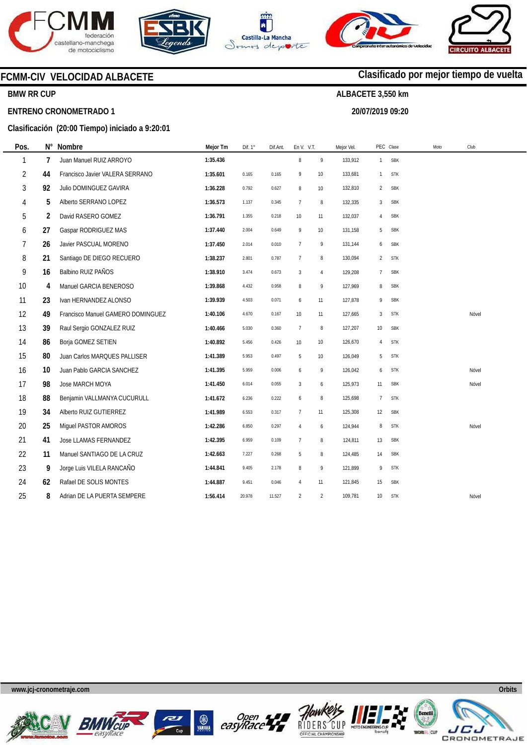## FCMM-CIV VELOCIDAD ALBACETE

**Clasificado por mejor tiempo de vuelta**

**BMW RR CUP**

**ALBACETE 3,550 km**

**ENTRENO CRONOMETRADO 1**

**20/07/2019 09:20**

**Clasificación (20:00 Tiempo) iniciado a 9:20:01**

| Pos. | N° | Nombre | Mejor Tm | Dif. 1° | Dif.Ant. | En V. | V.T. | Mejor Vel. | PEC | Clase | Moto | Club |
|---|---|---|---|---|---|---|---|---|---|---|---|---|
| 1 | 7 | Juan Manuel RUIZ ARROYO | 1:35.436 | | | 8 | 9 | 133,912 | 1 | SBK | | |
| 2 | 44 | Francisco Javier VALERA SERRANO | 1:35.601 | 0.165 | 0.165 | 9 | 10 | 133,681 | 1 | STK | | |
| 3 | 92 | Julio DOMINGUEZ GAVIRA | 1:36.228 | 0.792 | 0.627 | 8 | 10 | 132,810 | 2 | SBK | | |
| 4 | 5 | Alberto SERRANO LOPEZ | 1:36.573 | 1.137 | 0.345 | 7 | 8 | 132,335 | 3 | SBK | | |
| 5 | 2 | David RASERO GOMEZ | 1:36.791 | 1.355 | 0.218 | 10 | 11 | 132,037 | 4 | SBK | | |
| 6 | 27 | Gaspar RODRIGUEZ MAS | 1:37.440 | 2.004 | 0.649 | 9 | 10 | 131,158 | 5 | SBK | | |
| 7 | 26 | Javier PASCUAL MORENO | 1:37.450 | 2.014 | 0.010 | 7 | 9 | 131,144 | 6 | SBK | | |
| 8 | 21 | Santiago DE DIEGO RECUERO | 1:38.237 | 2.801 | 0.787 | 7 | 8 | 130,094 | 2 | STK | | |
| 9 | 16 | Balbino RUIZ PAÑOS | 1:38.910 | 3.474 | 0.673 | 3 | 4 | 129,208 | 7 | SBK | | |
| 10 | 4 | Manuel GARCIA BENEROSO | 1:39.868 | 4.432 | 0.958 | 8 | 9 | 127,969 | 8 | SBK | | |
| 11 | 23 | Ivan HERNANDEZ ALONSO | 1:39.939 | 4.503 | 0.071 | 6 | 11 | 127,878 | 9 | SBK | | |
| 12 | 49 | Francisco Manuel GAMERO DOMINGUEZ | 1:40.106 | 4.670 | 0.167 | 10 | 11 | 127,665 | 3 | STK | | Nóvel |
| 13 | 39 | Raul Sergio GONZALEZ RUIZ | 1:40.466 | 5.030 | 0.360 | 7 | 8 | 127,207 | 10 | SBK | | |
| 14 | 86 | Borja GOMEZ SETIEN | 1:40.892 | 5.456 | 0.426 | 10 | 10 | 126,670 | 4 | STK | | |
| 15 | 80 | Juan Carlos MARQUES PALLISER | 1:41.389 | 5.953 | 0.497 | 5 | 10 | 126,049 | 5 | STK | | |
| 16 | 10 | Juan Pablo GARCIA SANCHEZ | 1:41.395 | 5.959 | 0.006 | 6 | 9 | 126,042 | 6 | STK | | Nóvel |
| 17 | 98 | Jose MARCH MOYA | 1:41.450 | 6.014 | 0.055 | 3 | 6 | 125,973 | 11 | SBK | | Nóvel |
| 18 | 88 | Benjamin VALLMANYA CUCURULL | 1:41.672 | 6.236 | 0.222 | 6 | 8 | 125,698 | 7 | STK | | |
| 19 | 34 | Alberto RUIZ GUTIERREZ | 1:41.989 | 6.553 | 0.317 | 7 | 11 | 125,308 | 12 | SBK | | |
| 20 | 25 | Miguel PASTOR AMOROS | 1:42.286 | 6.850 | 0.297 | 4 | 6 | 124,944 | 8 | STK | | Nóvel |
| 21 | 41 | Jose LLAMAS FERNANDEZ | 1:42.395 | 6.959 | 0.109 | 7 | 8 | 124,811 | 13 | SBK | | |
| 22 | 11 | Manuel SANTIAGO DE LA CRUZ | 1:42.663 | 7.227 | 0.268 | 5 | 8 | 124,485 | 14 | SBK | | |
| 23 | 9 | Jorge Luis VILELA RANCAÑO | 1:44.841 | 9.405 | 2.178 | 8 | 9 | 121,899 | 9 | STK | | |
| 24 | 62 | Rafael DE SOLIS MONTES | 1:44.887 | 9.451 | 0.046 | 4 | 11 | 121,845 | 15 | SBK | | |
| 25 | 8 | Adrian DE LA PUERTA SEMPERE | 1:56.414 | 20.978 | 11.527 | 2 | 2 | 109,781 | 10 | STK | | Nóvel |

www.jcj-cronometraje.com

Orbits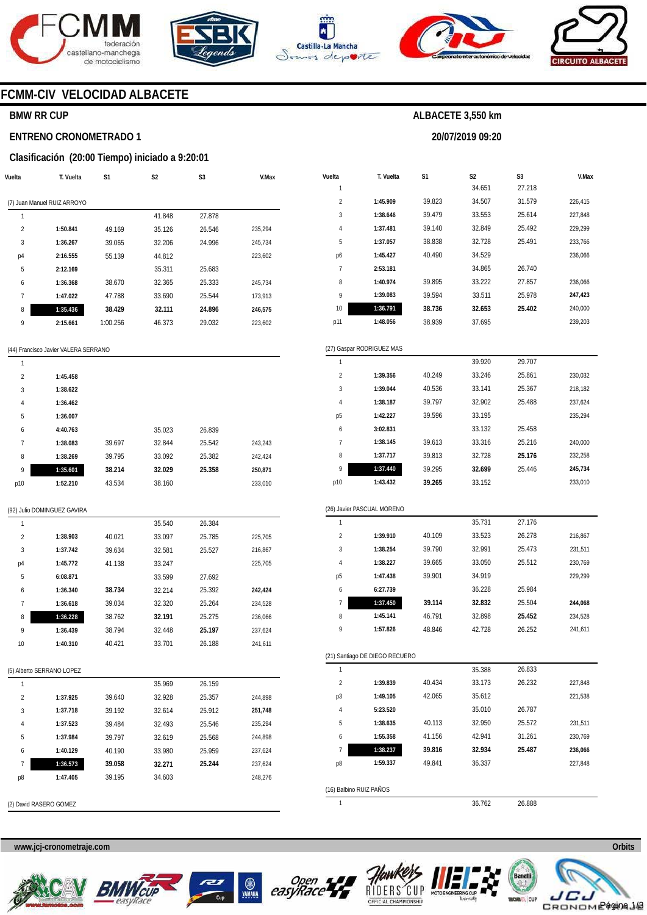# FCMM-CIV VELOCIDAD ALBACETE

**BMW RR CUP**

**ALBACETE 3,550 km**

**ENTRENO CRONOMETRADO 1**

**20/07/2019 09:20**

**Clasificación (20:00 Tiempo) iniciado a 9:20:01**

| Vuelta | T. Vuelta | S1 | S2 | S3 | V.Max |
|---|---|---|---|---|---|
| **(7) Juan Manuel RUIZ ARROYO** | | | | | |
| 1 | | | 41.848 | 27.878 | |
| 2 | **1:50.841** | 49.169 | 35.126 | 26.546 | 235,294 |
| 3 | **1:36.267** | 39.065 | 32.206 | 24.996 | 245,734 |
| p4 | **2:16.555** | 55.139 | 44.812 | | 223,602 |
| 5 | **2:12.169** | | 35.311 | 25.683 | |
| 6 | **1:36.368** | 38.670 | 32.365 | 25.333 | 245,734 |
| 7 | **1:47.022** | 47.788 | 33.690 | 25.544 | 173,913 |
| 8 | **1:35.436** | **38.429** | **32.111** | **24.896** | **246,575** |
| 9 | **2:15.661** | 1:00.256 | 46.373 | 29.032 | 223,602 |
| **(44) Francisco Javier VALERA SERRANO** | | | | | |
| 1 | | | | | |
| 2 | **1:45.458** | | | | |
| 3 | **1:38.622** | | | | |
| 4 | **1:36.462** | | | | |
| 5 | **1:36.007** | | | | |
| 6 | **4:40.763** | | 35.023 | 26.839 | |
| 7 | **1:38.083** | 39.697 | 32.844 | 25.542 | 243,243 |
| 8 | **1:38.269** | 39.795 | 33.092 | 25.382 | 242,424 |
| 9 | **1:35.601** | **38.214** | **32.029** | **25.358** | **250,871** |
| p10 | **1:52.210** | 43.534 | 38.160 | | 233,010 |
| **(92) Julio DOMINGUEZ GAVIRA** | | | | | |
| 1 | | | 35.540 | 26.384 | |
| 2 | **1:38.903** | 40.021 | 33.097 | 25.785 | 225,705 |
| 3 | **1:37.742** | 39.634 | 32.581 | 25.527 | 216,867 |
| p4 | **1:45.772** | 41.138 | 33.247 | | 225,705 |
| 5 | **6:08.871** | | 33.599 | 27.692 | |
| 6 | **1:36.340** | **38.734** | 32.214 | 25.392 | **242,424** |
| 7 | **1:36.618** | 39.034 | 32.320 | 25.264 | 234,528 |
| 8 | **1:36.228** | 38.762 | **32.191** | 25.275 | 236,066 |
| 9 | **1:36.439** | 38.794 | 32.448 | **25.197** | 237,624 |
| 10 | **1:40.310** | 40.421 | 33.701 | 26.188 | 241,611 |
| **(5) Alberto SERRANO LOPEZ** | | | | | |
| 1 | | | 35.969 | 26.159 | |
| 2 | **1:37.925** | 39.640 | 32.928 | 25.357 | 244,898 |
| 3 | **1:37.718** | 39.192 | 32.614 | 25.912 | **251,748** |
| 4 | **1:37.523** | 39.484 | 32.493 | 25.546 | 235,294 |
| 5 | **1:37.984** | 39.797 | 32.619 | 25.568 | 244,898 |
| 6 | **1:40.129** | 40.190 | 33.980 | 25.959 | 237,624 |
| 7 | **1:36.573** | **39.058** | **32.271** | **25.244** | 237,624 |
| p8 | **1:47.405** | 39.195 | 34.603 | | 248,276 |
| **(2) David RASERO GOMEZ** | | | | | |
| 1 | | | 34.651 | 27.218 | |
| 2 | **1:45.909** | 39.823 | 34.507 | 31.579 | 226,415 |
| 3 | **1:38.646** | 39.479 | 33.553 | 25.614 | 227,848 |
| 4 | **1:37.481** | 39.140 | 32.849 | 25.492 | 229,299 |
| 5 | **1:37.057** | 38.838 | 32.728 | 25.491 | 233,766 |
| p6 | **1:45.427** | 40.490 | 34.529 | | 236,066 |
| 7 | **2:53.181** | | 34.865 | 26.740 | |
| 8 | **1:40.974** | 39.895 | 33.222 | 27.857 | 236,066 |
| 9 | **1:39.083** | 39.594 | 33.511 | 25.978 | **247,423** |
| 10 | **1:36.791** | **38.736** | **32.653** | **25.402** | 240,000 |
| p11 | **1:48.056** | 38.939 | 37.695 | | 239,203 |
| **(27) Gaspar RODRIGUEZ MAS** | | | | | |
| 1 | | | 39.920 | 29.707 | |
| 2 | **1:39.356** | 40.249 | 33.246 | 25.861 | 230,032 |
| 3 | **1:39.044** | 40.536 | 33.141 | 25.367 | 218,182 |
| 4 | **1:38.187** | 39.797 | 32.902 | 25.488 | 237,624 |
| p5 | **1:42.227** | 39.596 | 33.195 | | 235,294 |
| 6 | **3:02.831** | | 33.132 | 25.458 | |
| 7 | **1:38.145** | 39.613 | 33.316 | 25.216 | 240,000 |
| 8 | **1:37.717** | 39.813 | 32.728 | **25.176** | 232,258 |
| 9 | **1:37.440** | 39.295 | **32.699** | 25.446 | **245,734** |
| p10 | **1:43.432** | **39.265** | 33.152 | | 233,010 |
| **(26) Javier PASCUAL MORENO** | | | | | |
| 1 | | | 35.731 | 27.176 | |
| 2 | **1:39.910** | 40.109 | 33.523 | 26.278 | 216,867 |
| 3 | **1:38.254** | 39.790 | 32.991 | 25.473 | 231,511 |
| 4 | **1:38.227** | 39.665 | 33.050 | 25.512 | 230,769 |
| p5 | **1:47.438** | 39.901 | 34.919 | | 229,299 |
| 6 | **6:27.739** | | 36.228 | 25.984 | |
| 7 | **1:37.450** | **39.114** | **32.832** | 25.504 | **244,068** |
| 8 | **1:45.141** | 46.791 | 32.898 | **25.452** | 234,528 |
| 9 | **1:57.826** | 48.846 | 42.728 | 26.252 | 241,611 |
| **(21) Santiago DE DIEGO RECUERO** | | | | | |
| 1 | | | 35.388 | 26.833 | |
| 2 | **1:39.839** | 40.434 | 33.173 | 26.232 | 227,848 |
| p3 | **1:49.105** | 42.065 | 35.612 | | 221,538 |
| 4 | **5:23.520** | | 35.010 | 26.787 | |
| 5 | **1:38.635** | 40.113 | 32.950 | 25.572 | 231,511 |
| 6 | **1:55.358** | 41.156 | 42.941 | 31.261 | 230,769 |
| 7 | **1:38.237** | **39.816** | **32.934** | **25.487** | **236,066** |
| p8 | **1:59.337** | 49.841 | 36.337 | | 227,848 |
| **(16) Balbino RUIZ PAÑOS** | | | | | |
| 1 | | | 36.762 | 26.888 | |

www.jcj-cronometraje.com

Orbits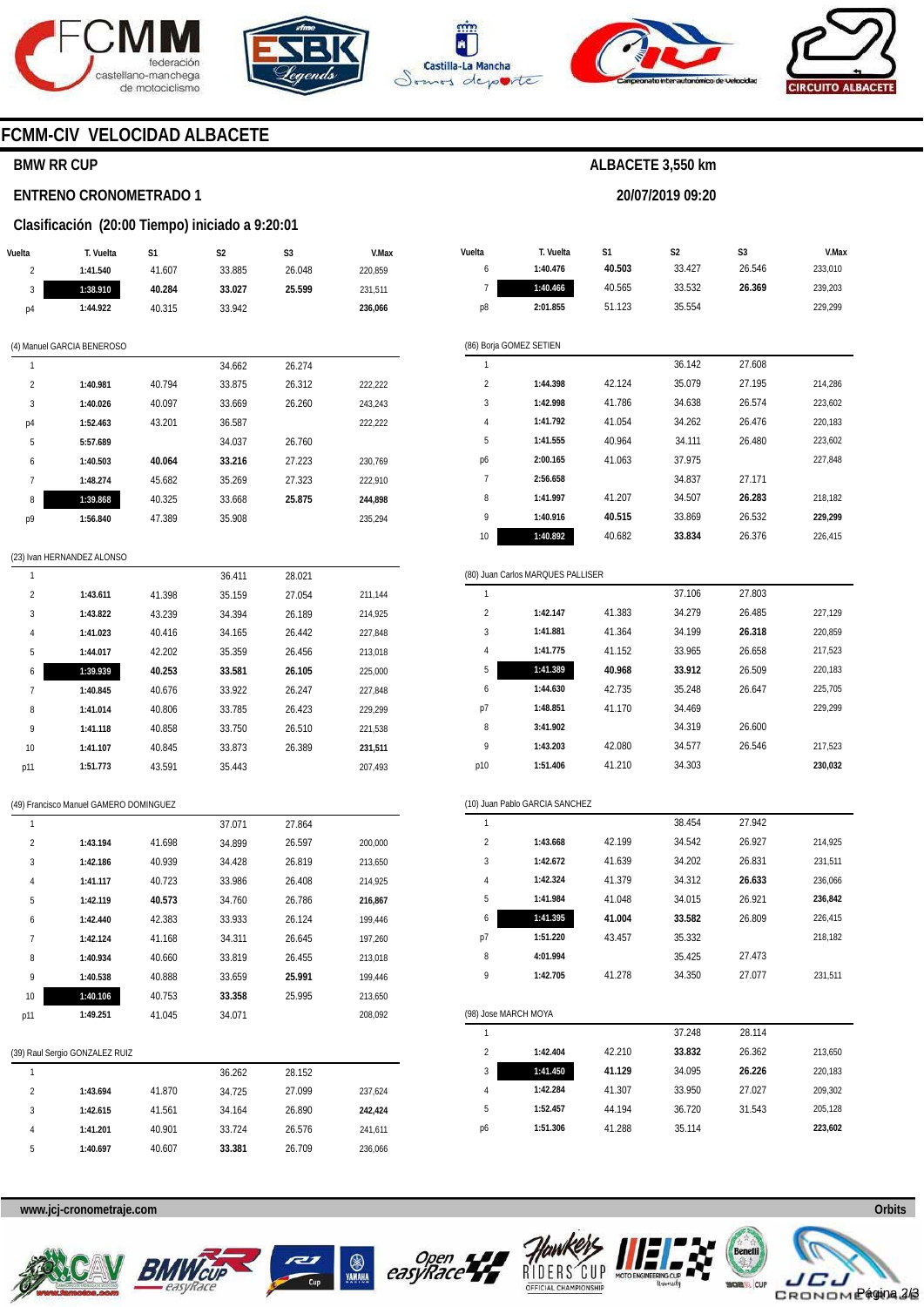# FCMM-CIV VELOCIDAD ALBACETE

## BMW RR CUP

**ALBACETE 3,550 km**

### ENTRENO CRONOMETRADO 1

**20/07/2019 09:20**

### Clasificación (20:00 Tiempo) iniciado a 9:20:01

| Vuelta | T. Vuelta | S1 | S2 | S3 | V.Max |
|---|---|---|---|---|---|
| 2 | **1:41.540** | 41.607 | 33.885 | 26.048 | 220,859 |
| 3 | **1:38.910** | **40.284** | **33.027** | **25.599** | 231,511 |
| p4 | **1:44.922** | 40.315 | 33.942 | | **236,066** |

(4) Manuel GARCIA BENEROSO

| Vuelta | T. Vuelta | S1 | S2 | S3 | V.Max |
|---|---|---|---|---|---|
| 1 | | | 34.662 | 26.274 | |
| 2 | **1:40.981** | 40.794 | 33.875 | 26.312 | 222,222 |
| 3 | **1:40.026** | 40.097 | 33.669 | 26.260 | 243,243 |
| p4 | **1:52.463** | 43.201 | 36.587 | | 222,222 |
| 5 | **5:57.689** | | 34.037 | 26.760 | |
| 6 | **1:40.503** | **40.064** | **33.216** | 27.223 | 230,769 |
| 7 | **1:48.274** | 45.682 | 35.269 | 27.323 | 222,910 |
| 8 | **1:39.868** | 40.325 | 33.668 | **25.875** | **244,898** |
| p9 | **1:56.840** | 47.389 | 35.908 | | 235,294 |

(23) Ivan HERNANDEZ ALONSO

| Vuelta | T. Vuelta | S1 | S2 | S3 | V.Max |
|---|---|---|---|---|---|
| 1 | | | 36.411 | 28.021 | |
| 2 | **1:43.611** | 41.398 | 35.159 | 27.054 | 211,144 |
| 3 | **1:43.822** | 43.239 | 34.394 | 26.189 | 214,925 |
| 4 | **1:41.023** | 40.416 | 34.165 | 26.442 | 227,848 |
| 5 | **1:44.017** | 42.202 | 35.359 | 26.456 | 213,018 |
| 6 | **1:39.939** | **40.253** | **33.581** | **26.105** | 225,000 |
| 7 | **1:40.845** | 40.676 | 33.922 | 26.247 | 227,848 |
| 8 | **1:41.014** | 40.806 | 33.785 | 26.423 | 229,299 |
| 9 | **1:41.118** | 40.858 | 33.750 | 26.510 | 221,538 |
| 10 | **1:41.107** | 40.845 | 33.873 | 26.389 | **231,511** |
| p11 | **1:51.773** | 43.591 | 35.443 | | 207,493 |

(49) Francisco Manuel GAMERO DOMINGUEZ

| Vuelta | T. Vuelta | S1 | S2 | S3 | V.Max |
|---|---|---|---|---|---|
| 1 | | | 37.071 | 27.864 | |
| 2 | **1:43.194** | 41.698 | 34.899 | 26.597 | 200,000 |
| 3 | **1:42.186** | 40.939 | 34.428 | 26.819 | 213,650 |
| 4 | **1:41.117** | 40.723 | 33.986 | 26.408 | 214,925 |
| 5 | **1:42.119** | **40.573** | 34.760 | 26.786 | **216,867** |
| 6 | **1:42.440** | 42.383 | 33.933 | 26.124 | 199,446 |
| 7 | **1:42.124** | 41.168 | 34.311 | 26.645 | 197,260 |
| 8 | **1:40.934** | 40.660 | 33.819 | 26.455 | 213,018 |
| 9 | **1:40.538** | 40.888 | 33.659 | **25.991** | 199,446 |
| 10 | **1:40.106** | 40.753 | **33.358** | 25.995 | 213,650 |
| p11 | **1:49.251** | 41.045 | 34.071 | | 208,092 |

(39) Raul Sergio GONZALEZ RUIZ

| Vuelta | T. Vuelta | S1 | S2 | S3 | V.Max |
|---|---|---|---|---|---|
| 1 | | | 36.262 | 28.152 | |
| 2 | **1:43.694** | 41.870 | 34.725 | 27.099 | 237,624 |
| 3 | **1:42.615** | 41.561 | 34.164 | 26.890 | **242,424** |
| 4 | **1:41.201** | 40.901 | 33.724 | 26.576 | 241,611 |
| 5 | **1:40.697** | 40.607 | **33.381** | 26.709 | 236,066 |
| 6 | **1:40.476** | **40.503** | 33.427 | 26.546 | 233,010 |
| 7 | **1:40.466** | 40.565 | 33.532 | **26.369** | 239,203 |
| p8 | **2:01.855** | 51.123 | 35.554 | | 229,299 |

(86) Borja GOMEZ SETIEN

| Vuelta | T. Vuelta | S1 | S2 | S3 | V.Max |
|---|---|---|---|---|---|
| 1 | | | 36.142 | 27.608 | |
| 2 | **1:44.398** | 42.124 | 35.079 | 27.195 | 214,286 |
| 3 | **1:42.998** | 41.786 | 34.638 | 26.574 | 223,602 |
| 4 | **1:41.792** | 41.054 | 34.262 | 26.476 | 220,183 |
| 5 | **1:41.555** | 40.964 | 34.111 | 26.480 | 223,602 |
| p6 | **2:00.165** | 41.063 | 37.975 | | 227,848 |
| 7 | **2:56.658** | | 34.837 | 27.171 | |
| 8 | **1:41.997** | 41.207 | 34.507 | **26.283** | 218,182 |
| 9 | **1:40.916** | **40.515** | 33.869 | 26.532 | **229,299** |
| 10 | **1:40.892** | 40.682 | **33.834** | 26.376 | 226,415 |

(80) Juan Carlos MARQUES PALLISER

| Vuelta | T. Vuelta | S1 | S2 | S3 | V.Max |
|---|---|---|---|---|---|
| 1 | | | 37.106 | 27.803 | |
| 2 | **1:42.147** | 41.383 | 34.279 | 26.485 | 227,129 |
| 3 | **1:41.881** | 41.364 | 34.199 | **26.318** | 220,859 |
| 4 | **1:41.775** | 41.152 | 33.965 | 26.658 | 217,523 |
| 5 | **1:41.389** | **40.968** | **33.912** | 26.509 | 220,183 |
| 6 | **1:44.630** | 42.735 | 35.248 | 26.647 | 225,705 |
| p7 | **1:48.851** | 41.170 | 34.469 | | 229,299 |
| 8 | **3:41.902** | | 34.319 | 26.600 | |
| 9 | **1:43.203** | 42.080 | 34.577 | 26.546 | 217,523 |
| p10 | **1:51.406** | 41.210 | 34.303 | | **230,032** |

(10) Juan Pablo GARCIA SANCHEZ

| Vuelta | T. Vuelta | S1 | S2 | S3 | V.Max |
|---|---|---|---|---|---|
| 1 | | | 38.454 | 27.942 | |
| 2 | **1:43.668** | 42.199 | 34.542 | 26.927 | 214,925 |
| 3 | **1:42.672** | 41.639 | 34.202 | 26.831 | 231,511 |
| 4 | **1:42.324** | 41.379 | 34.312 | **26.633** | 236,066 |
| 5 | **1:41.984** | 41.048 | 34.015 | 26.921 | **236,842** |
| 6 | **1:41.395** | **41.004** | **33.582** | 26.809 | 226,415 |
| p7 | **1:51.220** | 43.457 | 35.332 | | 218,182 |
| 8 | **4:01.994** | | 35.425 | 27.473 | |
| 9 | **1:42.705** | 41.278 | 34.350 | 27.077 | 231,511 |

(98) Jose MARCH MOYA

| Vuelta | T. Vuelta | S1 | S2 | S3 | V.Max |
|---|---|---|---|---|---|
| 1 | | | 37.248 | 28.114 | |
| 2 | **1:42.404** | 42.210 | **33.832** | 26.362 | 213,650 |
| 3 | **1:41.450** | **41.129** | 34.095 | **26.226** | 220,183 |
| 4 | **1:42.284** | 41.307 | 33.950 | 27.027 | 209,302 |
| 5 | **1:52.457** | 44.194 | 36.720 | 31.543 | 205,128 |
| p6 | **1:51.306** | 41.288 | 35.114 | | **223,602** |

www.jcj-cronometraje.com

Orbits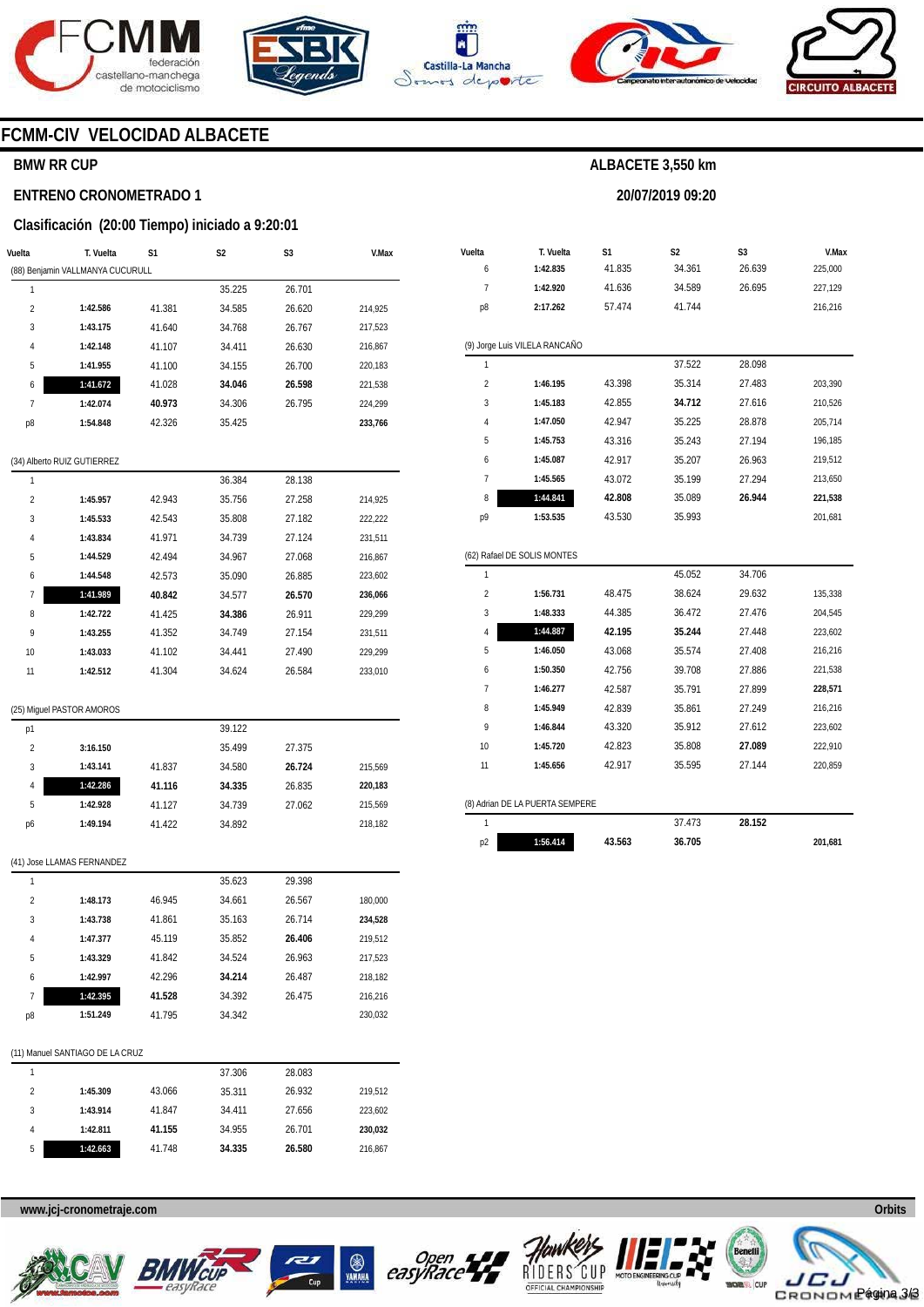# FCMM-CIV VELOCIDAD ALBACETE

## BMW RR CUP

**ALBACETE 3,550 km**

## ENTRENO CRONOMETRADO 1

**20/07/2019 09:20**

### Clasificación (20:00 Tiempo) iniciado a 9:20:01

(88) Benjamin VALLMANYA CUCURULL

| Vuelta | T. Vuelta | S1 | S2 | S3 | V.Max |
|---|---|---|---|---|---|
| 1 | | | 35.225 | 26.701 | |
| 2 | 1:42.586 | 41.381 | 34.585 | 26.620 | 214,925 |
| 3 | 1:43.175 | 41.640 | 34.768 | 26.767 | 217,523 |
| 4 | 1:42.148 | 41.107 | 34.411 | 26.630 | 216,867 |
| 5 | 1:41.955 | 41.100 | 34.155 | 26.700 | 220,183 |
| 6 | 1:41.672 | 41.028 | 34.046 | 26.598 | 221,538 |
| 7 | 1:42.074 | 40.973 | 34.306 | 26.795 | 224,299 |
| p8 | 1:54.848 | 42.326 | 35.425 | | 233,766 |

(34) Alberto RUIZ GUTIERREZ

| Vuelta | T. Vuelta | S1 | S2 | S3 | V.Max |
|---|---|---|---|---|---|
| 1 | | | 36.384 | 28.138 | |
| 2 | 1:45.957 | 42.943 | 35.756 | 27.258 | 214,925 |
| 3 | 1:45.533 | 42.543 | 35.808 | 27.182 | 222,222 |
| 4 | 1:43.834 | 41.971 | 34.739 | 27.124 | 231,511 |
| 5 | 1:44.529 | 42.494 | 34.967 | 27.068 | 216,867 |
| 6 | 1:44.548 | 42.573 | 35.090 | 26.885 | 223,602 |
| 7 | 1:41.989 | 40.842 | 34.577 | 26.570 | 236,066 |
| 8 | 1:42.722 | 41.425 | 34.386 | 26.911 | 229,299 |
| 9 | 1:43.255 | 41.352 | 34.749 | 27.154 | 231,511 |
| 10 | 1:43.033 | 41.102 | 34.441 | 27.490 | 229,299 |
| 11 | 1:42.512 | 41.304 | 34.624 | 26.584 | 233,010 |

(25) Miguel PASTOR AMOROS

| Vuelta | T. Vuelta | S1 | S2 | S3 | V.Max |
|---|---|---|---|---|---|
| p1 | | | 39.122 | | |
| 2 | 3:16.150 | | 35.499 | 27.375 | |
| 3 | 1:43.141 | 41.837 | 34.580 | 26.724 | 215,569 |
| 4 | 1:42.286 | 41.116 | 34.335 | 26.835 | 220,183 |
| 5 | 1:42.928 | 41.127 | 34.739 | 27.062 | 215,569 |
| p6 | 1:49.194 | 41.422 | 34.892 | | 218,182 |

(41) Jose LLAMAS FERNANDEZ

| Vuelta | T. Vuelta | S1 | S2 | S3 | V.Max |
|---|---|---|---|---|---|
| 1 | | | 35.623 | 29.398 | |
| 2 | 1:48.173 | 46.945 | 34.661 | 26.567 | 180,000 |
| 3 | 1:43.738 | 41.861 | 35.163 | 26.714 | 234,528 |
| 4 | 1:47.377 | 45.119 | 35.852 | 26.406 | 219,512 |
| 5 | 1:43.329 | 41.842 | 34.524 | 26.963 | 217,523 |
| 6 | 1:42.997 | 42.296 | 34.214 | 26.487 | 218,182 |
| 7 | 1:42.395 | 41.528 | 34.392 | 26.475 | 216,216 |
| p8 | 1:51.249 | 41.795 | 34.342 | | 230,032 |

(11) Manuel SANTIAGO DE LA CRUZ

| Vuelta | T. Vuelta | S1 | S2 | S3 | V.Max |
|---|---|---|---|---|---|
| 1 | | | 37.306 | 28.083 | |
| 2 | 1:45.309 | 43.066 | 35.311 | 26.932 | 219,512 |
| 3 | 1:43.914 | 41.847 | 34.411 | 27.656 | 223,602 |
| 4 | 1:42.811 | 41.155 | 34.955 | 26.701 | 230,032 |
| 5 | 1:42.663 | 41.748 | 34.335 | 26.580 | 216,867 |
| 6 | 1:42.835 | 41.835 | 34.361 | 26.639 | 225,000 |
| 7 | 1:42.920 | 41.636 | 34.589 | 26.695 | 227,129 |
| p8 | 2:17.262 | 57.474 | 41.744 | | 216,216 |

(9) Jorge Luis VILELA RANCAÑO

| Vuelta | T. Vuelta | S1 | S2 | S3 | V.Max |
|---|---|---|---|---|---|
| 1 | | | 37.522 | 28.098 | |
| 2 | 1:46.195 | 43.398 | 35.314 | 27.483 | 203,390 |
| 3 | 1:45.183 | 42.855 | 34.712 | 27.616 | 210,526 |
| 4 | 1:47.050 | 42.947 | 35.225 | 28.878 | 205,714 |
| 5 | 1:45.753 | 43.316 | 35.243 | 27.194 | 196,185 |
| 6 | 1:45.087 | 42.917 | 35.207 | 26.963 | 219,512 |
| 7 | 1:45.565 | 43.072 | 35.199 | 27.294 | 213,650 |
| 8 | 1:44.841 | 42.808 | 35.089 | 26.944 | 221,538 |
| p9 | 1:53.535 | 43.530 | 35.993 | | 201,681 |

(62) Rafael DE SOLIS MONTES

| Vuelta | T. Vuelta | S1 | S2 | S3 | V.Max |
|---|---|---|---|---|---|
| 1 | | | 45.052 | 34.706 | |
| 2 | 1:56.731 | 48.475 | 38.624 | 29.632 | 135,338 |
| 3 | 1:48.333 | 44.385 | 36.472 | 27.476 | 204,545 |
| 4 | 1:44.887 | 42.195 | 35.244 | 27.448 | 223,602 |
| 5 | 1:46.050 | 43.068 | 35.574 | 27.408 | 216,216 |
| 6 | 1:50.350 | 42.756 | 39.708 | 27.886 | 221,538 |
| 7 | 1:46.277 | 42.587 | 35.791 | 27.899 | 228,571 |
| 8 | 1:45.949 | 42.839 | 35.861 | 27.249 | 216,216 |
| 9 | 1:46.844 | 43.320 | 35.912 | 27.612 | 223,602 |
| 10 | 1:45.720 | 42.823 | 35.808 | 27.089 | 222,910 |
| 11 | 1:45.656 | 42.917 | 35.595 | 27.144 | 220,859 |

(8) Adrian DE LA PUERTA SEMPERE

| Vuelta | T. Vuelta | S1 | S2 | S3 | V.Max |
|---|---|---|---|---|---|
| 1 | | | 37.473 | 28.152 | |
| p2 | 1:56.414 | 43.563 | 36.705 | | 201,681 |

www.jcj-cronometraje.com

Orbits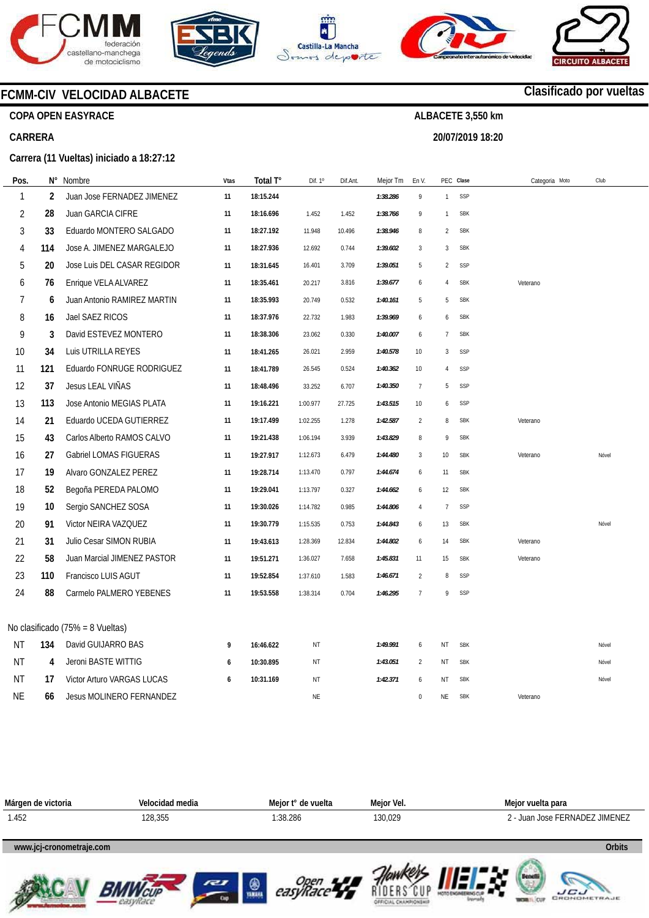# FCMM-CIV VELOCIDAD ALBACETE

**Clasificado por vueltas**

**COPA OPEN EASYRACE** — **ALBACETE 3,550 km**

**CARRERA** — **20/07/2019 18:20**

**Carrera (11 Vueltas) iniciado a 18:27:12**

| Pos. | N° | Nombre | Vtas | Total T° | Dif. 1° | Dif.Ant. | Mejor Tm | En V. | PEC | Clase | Categoria | Moto | Club |
|---|---|---|---|---|---|---|---|---|---|---|---|---|---|
| 1 | 2 | Juan Jose FERNADEZ JIMENEZ | 11 | 18:15.244 | | | 1:38.286 | 9 | 1 | SSP | | | |
| 2 | 28 | Juan GARCIA CIFRE | 11 | 18:16.696 | 1.452 | 1.452 | 1:38.766 | 9 | 1 | SBK | | | |
| 3 | 33 | Eduardo MONTERO SALGADO | 11 | 18:27.192 | 11.948 | 10.496 | 1:38.946 | 8 | 2 | SBK | | | |
| 4 | 114 | Jose A. JIMENEZ MARGALEJO | 11 | 18:27.936 | 12.692 | 0.744 | 1:39.602 | 3 | 3 | SBK | | | |
| 5 | 20 | Jose Luis DEL CASAR REGIDOR | 11 | 18:31.645 | 16.401 | 3.709 | 1:39.051 | 5 | 2 | SSP | | | |
| 6 | 76 | Enrique VELA ALVAREZ | 11 | 18:35.461 | 20.217 | 3.816 | 1:39.677 | 6 | 4 | SBK | Veterano | | |
| 7 | 6 | Juan Antonio RAMIREZ MARTIN | 11 | 18:35.993 | 20.749 | 0.532 | 1:40.161 | 5 | 5 | SBK | | | |
| 8 | 16 | Jael SAEZ RICOS | 11 | 18:37.976 | 22.732 | 1.983 | 1:39.969 | 6 | 6 | SBK | | | |
| 9 | 3 | David ESTEVEZ MONTERO | 11 | 18:38.306 | 23.062 | 0.330 | 1:40.007 | 6 | 7 | SBK | | | |
| 10 | 34 | Luis UTRILLA REYES | 11 | 18:41.265 | 26.021 | 2.959 | 1:40.578 | 10 | 3 | SSP | | | |
| 11 | 121 | Eduardo FONRUGE RODRIGUEZ | 11 | 18:41.789 | 26.545 | 0.524 | 1:40.362 | 10 | 4 | SSP | | | |
| 12 | 37 | Jesus LEAL VIÑAS | 11 | 18:48.496 | 33.252 | 6.707 | 1:40.350 | 7 | 5 | SSP | | | |
| 13 | 113 | Jose Antonio MEGIAS PLATA | 11 | 19:16.221 | 1:00.977 | 27.725 | 1:43.515 | 10 | 6 | SSP | | | |
| 14 | 21 | Eduardo UCEDA GUTIERREZ | 11 | 19:17.499 | 1:02.255 | 1.278 | 1:42.587 | 2 | 8 | SBK | Veterano | | |
| 15 | 43 | Carlos Alberto RAMOS CALVO | 11 | 19:21.438 | 1:06.194 | 3.939 | 1:43.829 | 8 | 9 | SBK | | | |
| 16 | 27 | Gabriel LOMAS FIGUERAS | 11 | 19:27.917 | 1:12.673 | 6.479 | 1:44.480 | 3 | 10 | SBK | Veterano | | Nóvel |
| 17 | 19 | Alvaro GONZALEZ PEREZ | 11 | 19:28.714 | 1:13.470 | 0.797 | 1:44.674 | 6 | 11 | SBK | | | |
| 18 | 52 | Begoña PEREDA PALOMO | 11 | 19:29.041 | 1:13.797 | 0.327 | 1:44.662 | 6 | 12 | SBK | | | |
| 19 | 10 | Sergio SANCHEZ SOSA | 11 | 19:30.026 | 1:14.782 | 0.985 | 1:44.806 | 4 | 7 | SSP | | | |
| 20 | 91 | Victor NEIRA VAZQUEZ | 11 | 19:30.779 | 1:15.535 | 0.753 | 1:44.843 | 6 | 13 | SBK | | | Nóvel |
| 21 | 31 | Julio Cesar SIMON RUBIA | 11 | 19:43.613 | 1:28.369 | 12.834 | 1:44.802 | 6 | 14 | SBK | Veterano | | |
| 22 | 58 | Juan Marcial JIMENEZ PASTOR | 11 | 19:51.271 | 1:36.027 | 7.658 | 1:45.831 | 11 | 15 | SBK | Veterano | | |
| 23 | 110 | Francisco LUIS AGUT | 11 | 19:52.854 | 1:37.610 | 1.583 | 1:46.671 | 2 | 8 | SSP | | | |
| 24 | 88 | Carmelo PALMERO YEBENES | 11 | 19:53.558 | 1:38.314 | 0.704 | 1:46.295 | 7 | 9 | SSP | | | |

No clasificado (75% = 8 Vueltas)

| Pos. | N° | Nombre | Vtas | Total T° | Dif. 1° | Dif.Ant. | Mejor Tm | En V. | PEC | Clase | Categoria | Moto | Club |
|---|---|---|---|---|---|---|---|---|---|---|---|---|---|
| NT | 134 | David GUIJARRO BAS | 9 | 16:46.622 | NT | | 1:49.991 | 6 | NT | SBK | | | Nóvel |
| NT | 4 | Jeroni BASTE WITTIG | 6 | 10:30.895 | NT | | 1:43.051 | 2 | NT | SBK | | | Nóvel |
| NT | 17 | Victor Arturo VARGAS LUCAS | 6 | 10:31.169 | NT | | 1:42.371 | 6 | NT | SBK | | | Nóvel |
| NE | 66 | Jesus MOLINERO FERNANDEZ | | | NE | | | 0 | NE | SBK | Veterano | | |

| Márgen de victoria | Velocidad media | Mejor t° de vuelta | Mejor Vel. | Mejor vuelta para |
|---|---|---|---|---|
| 1.452 | 128,355 | 1:38.286 | 130,029 | 2 - Juan Jose FERNADEZ JIMENEZ |

www.jcj-cronometraje.com — Orbits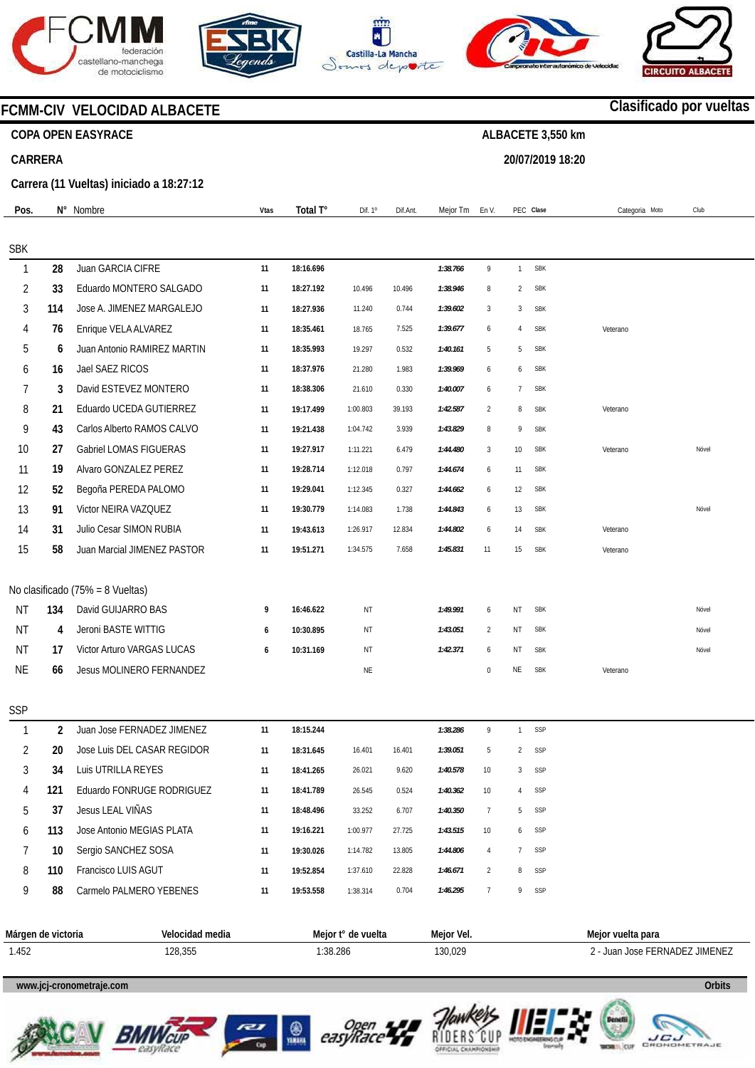# FCMM-CIV VELOCIDAD ALBACETE

**Clasificado por vueltas**

**COPA OPEN EASYRACE** — **ALBACETE 3,550 km**

**CARRERA** — **20/07/2019 18:20**

**Carrera (11 Vueltas) iniciado a 18:27:12**

| Pos. | N° | Nombre | Vtas | Total T° | Dif. 1° | Dif.Ant. | Mejor Tm | En V. | PEC | Clase | Categoria | Moto | Club |
|---|---|---|---|---|---|---|---|---|---|---|---|---|---|
| **SBK** | | | | | | | | | | | | | |
| 1 | 28 | Juan GARCIA CIFRE | 11 | 18:16.696 | | | 1:38.766 | 9 | 1 | SBK | | | |
| 2 | 33 | Eduardo MONTERO SALGADO | 11 | 18:27.192 | 10.496 | 10.496 | 1:38.946 | 8 | 2 | SBK | | | |
| 3 | 114 | Jose A. JIMENEZ MARGALEJO | 11 | 18:27.936 | 11.240 | 0.744 | 1:39.602 | 3 | 3 | SBK | | | |
| 4 | 76 | Enrique VELA ALVAREZ | 11 | 18:35.461 | 18.765 | 7.525 | 1:39.677 | 6 | 4 | SBK | Veterano | | |
| 5 | 6 | Juan Antonio RAMIREZ MARTIN | 11 | 18:35.993 | 19.297 | 0.532 | 1:40.161 | 5 | 5 | SBK | | | |
| 6 | 16 | Jael SAEZ RICOS | 11 | 18:37.976 | 21.280 | 1.983 | 1:39.969 | 6 | 6 | SBK | | | |
| 7 | 3 | David ESTEVEZ MONTERO | 11 | 18:38.306 | 21.610 | 0.330 | 1:40.007 | 6 | 7 | SBK | | | |
| 8 | 21 | Eduardo UCEDA GUTIERREZ | 11 | 19:17.499 | 1:00.803 | 39.193 | 1:42.587 | 2 | 8 | SBK | Veterano | | |
| 9 | 43 | Carlos Alberto RAMOS CALVO | 11 | 19:21.438 | 1:04.742 | 3.939 | 1:43.829 | 8 | 9 | SBK | | | |
| 10 | 27 | Gabriel LOMAS FIGUERAS | 11 | 19:27.917 | 1:11.221 | 6.479 | 1:44.480 | 3 | 10 | SBK | Veterano | | Nóvel |
| 11 | 19 | Alvaro GONZALEZ PEREZ | 11 | 19:28.714 | 1:12.018 | 0.797 | 1:44.674 | 6 | 11 | SBK | | | |
| 12 | 52 | Begoña PEREDA PALOMO | 11 | 19:29.041 | 1:12.345 | 0.327 | 1:44.662 | 6 | 12 | SBK | | | |
| 13 | 91 | Victor NEIRA VAZQUEZ | 11 | 19:30.779 | 1:14.083 | 1.738 | 1:44.843 | 6 | 13 | SBK | | | Nóvel |
| 14 | 31 | Julio Cesar SIMON RUBIA | 11 | 19:43.613 | 1:26.917 | 12.834 | 1:44.802 | 6 | 14 | SBK | Veterano | | |
| 15 | 58 | Juan Marcial JIMENEZ PASTOR | 11 | 19:51.271 | 1:34.575 | 7.658 | 1:45.831 | 11 | 15 | SBK | Veterano | | |
| **No clasificado (75% = 8 Vueltas)** | | | | | | | | | | | | | |
| NT | 134 | David GUIJARRO BAS | 9 | 16:46.622 | NT | | 1:49.991 | 6 | NT | SBK | | | Nóvel |
| NT | 4 | Jeroni BASTE WITTIG | 6 | 10:30.895 | NT | | 1:43.051 | 2 | NT | SBK | | | Nóvel |
| NT | 17 | Victor Arturo VARGAS LUCAS | 6 | 10:31.169 | NT | | 1:42.371 | 6 | NT | SBK | | | Nóvel |
| NE | 66 | Jesus MOLINERO FERNANDEZ | | | NE | | | 0 | NE | SBK | Veterano | | |
| **SSP** | | | | | | | | | | | | | |
| 1 | 2 | Juan Jose FERNADEZ JIMENEZ | 11 | 18:15.244 | | | 1:38.286 | 9 | 1 | SSP | | | |
| 2 | 20 | Jose Luis DEL CASAR REGIDOR | 11 | 18:31.645 | 16.401 | 16.401 | 1:39.051 | 5 | 2 | SSP | | | |
| 3 | 34 | Luis UTRILLA REYES | 11 | 18:41.265 | 26.021 | 9.620 | 1:40.578 | 10 | 3 | SSP | | | |
| 4 | 121 | Eduardo FONRUGE RODRIGUEZ | 11 | 18:41.789 | 26.545 | 0.524 | 1:40.362 | 10 | 4 | SSP | | | |
| 5 | 37 | Jesus LEAL VIÑAS | 11 | 18:48.496 | 33.252 | 6.707 | 1:40.350 | 7 | 5 | SSP | | | |
| 6 | 113 | Jose Antonio MEGIAS PLATA | 11 | 19:16.221 | 1:00.977 | 27.725 | 1:43.515 | 10 | 6 | SSP | | | |
| 7 | 10 | Sergio SANCHEZ SOSA | 11 | 19:30.026 | 1:14.782 | 13.805 | 1:44.806 | 4 | 7 | SSP | | | |
| 8 | 110 | Francisco LUIS AGUT | 11 | 19:52.854 | 1:37.610 | 22.828 | 1:46.671 | 2 | 8 | SSP | | | |
| 9 | 88 | Carmelo PALMERO YEBENES | 11 | 19:53.558 | 1:38.314 | 0.704 | 1:46.295 | 7 | 9 | SSP | | | |

| Márgen de victoria | Velocidad media | Mejor t° de vuelta | Mejor Vel. | Mejor vuelta para |
|---|---|---|---|---|
| 1.452 | 128,355 | 1:38.286 | 130,029 | 2 - Juan Jose FERNADEZ JIMENEZ |

www.jcj-cronometraje.com — Orbits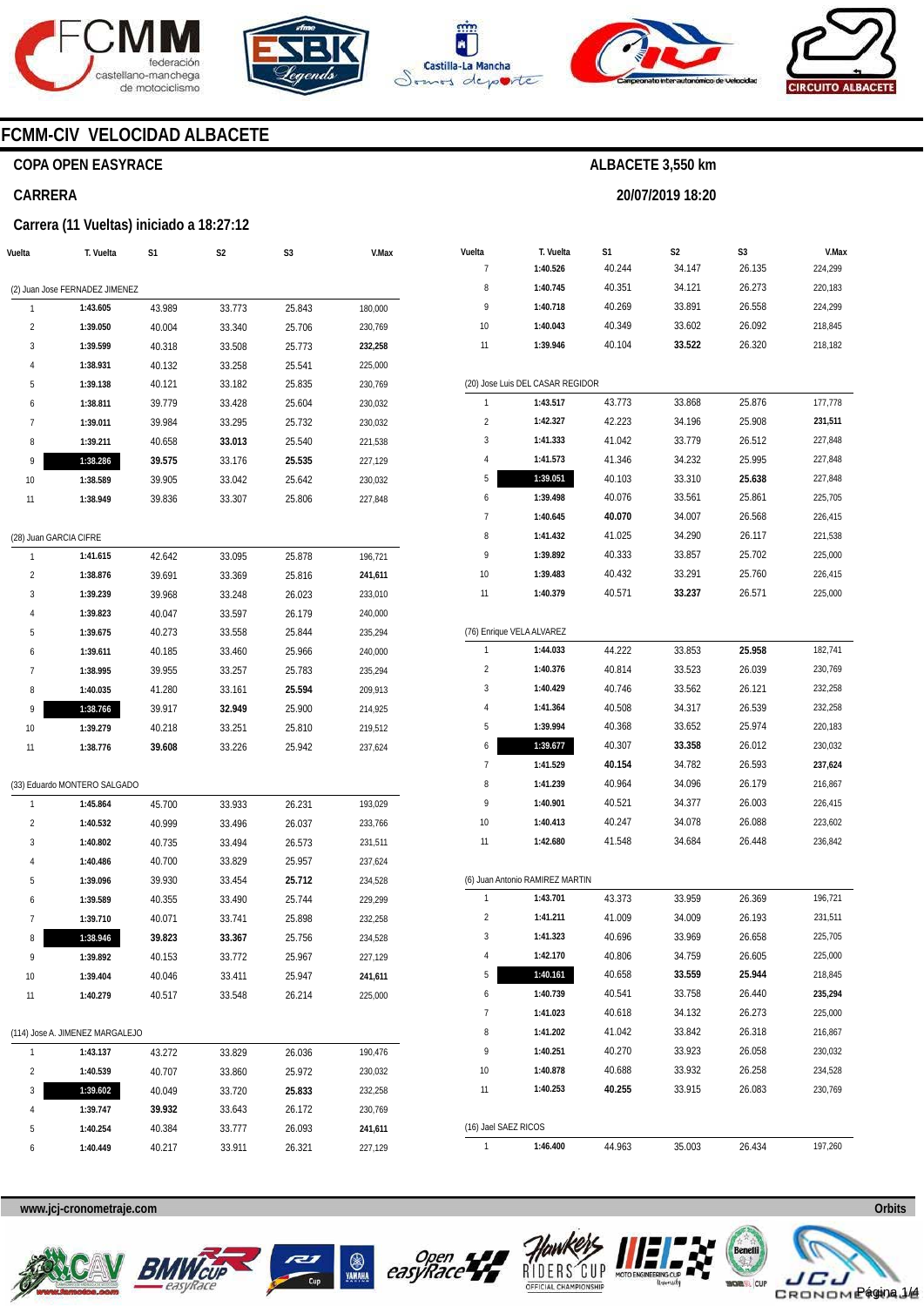# FCMM-CIV VELOCIDAD ALBACETE

## COPA OPEN EASYRACE

## CARRERA

### Carrera (11 Vueltas) iniciado a 18:27:12

ALBACETE 3,550 km

20/07/2019 18:20

| Vuelta | T. Vuelta | S1 | S2 | S3 | V.Max |
|---|---|---|---|---|---|
| (2) Juan Jose FERNADEZ JIMENEZ | | | | | |
| 1 | **1:43.605** | 43.989 | 33.773 | 25.843 | 180,000 |
| 2 | **1:39.050** | 40.004 | 33.340 | 25.706 | 230,769 |
| 3 | **1:39.599** | 40.318 | 33.508 | 25.773 | **232,258** |
| 4 | **1:38.931** | 40.132 | 33.258 | 25.541 | 225,000 |
| 5 | **1:39.138** | 40.121 | 33.182 | 25.835 | 230,769 |
| 6 | **1:38.811** | 39.779 | 33.428 | 25.604 | 230,032 |
| 7 | **1:39.011** | 39.984 | 33.295 | 25.732 | 230,032 |
| 8 | **1:39.211** | 40.658 | **33.013** | 25.540 | 221,538 |
| 9 | **1:38.286** | **39.575** | 33.176 | **25.535** | 227,129 |
| 10 | **1:38.589** | 39.905 | 33.042 | 25.642 | 230,032 |
| 11 | **1:38.949** | 39.836 | 33.307 | 25.806 | 227,848 |
| (28) Juan GARCIA CIFRE | | | | | |
| 1 | **1:41.615** | 42.642 | 33.095 | 25.878 | 196,721 |
| 2 | **1:38.876** | 39.691 | 33.369 | 25.816 | **241,611** |
| 3 | **1:39.239** | 39.968 | 33.248 | 26.023 | 233,010 |
| 4 | **1:39.823** | 40.047 | 33.597 | 26.179 | 240,000 |
| 5 | **1:39.675** | 40.273 | 33.558 | 25.844 | 235,294 |
| 6 | **1:39.611** | 40.185 | 33.460 | 25.966 | 240,000 |
| 7 | **1:38.995** | 39.955 | 33.257 | 25.783 | 235,294 |
| 8 | **1:40.035** | 41.280 | 33.161 | **25.594** | 209,913 |
| 9 | **1:38.766** | 39.917 | **32.949** | 25.900 | 214,925 |
| 10 | **1:39.279** | 40.218 | 33.251 | 25.810 | 219,512 |
| 11 | **1:38.776** | **39.608** | 33.226 | 25.942 | 237,624 |
| (33) Eduardo MONTERO SALGADO | | | | | |
| 1 | **1:45.864** | 45.700 | 33.933 | 26.231 | 193,029 |
| 2 | **1:40.532** | 40.999 | 33.496 | 26.037 | 233,766 |
| 3 | **1:40.802** | 40.735 | 33.494 | 26.573 | 231,511 |
| 4 | **1:40.486** | 40.700 | 33.829 | 25.957 | 237,624 |
| 5 | **1:39.096** | 39.930 | 33.454 | **25.712** | 234,528 |
| 6 | **1:39.589** | 40.355 | 33.490 | 25.744 | 229,299 |
| 7 | **1:39.710** | 40.071 | 33.741 | 25.898 | 232,258 |
| 8 | **1:38.946** | **39.823** | **33.367** | 25.756 | 234,528 |
| 9 | **1:39.892** | 40.153 | 33.772 | 25.967 | 227,129 |
| 10 | **1:39.404** | 40.046 | 33.411 | 25.947 | **241,611** |
| 11 | **1:40.279** | 40.517 | 33.548 | 26.214 | 225,000 |
| (114) Jose A. JIMENEZ MARGALEJO | | | | | |
| 1 | **1:43.137** | 43.272 | 33.829 | 26.036 | 190,476 |
| 2 | **1:40.539** | 40.707 | 33.860 | 25.972 | 230,032 |
| 3 | **1:39.602** | 40.049 | 33.720 | **25.833** | 232,258 |
| 4 | **1:39.747** | **39.932** | 33.643 | 26.172 | 230,769 |
| 5 | **1:40.254** | 40.384 | 33.777 | 26.093 | **241,611** |
| 6 | **1:40.449** | 40.217 | 33.911 | 26.321 | 227,129 |
| 7 | **1:40.526** | 40.244 | 34.147 | 26.135 | 224,299 |
| 8 | **1:40.745** | 40.351 | 34.121 | 26.273 | 220,183 |
| 9 | **1:40.718** | 40.269 | 33.891 | 26.558 | 224,299 |
| 10 | **1:40.043** | 40.349 | 33.602 | 26.092 | 218,845 |
| 11 | **1:39.946** | 40.104 | **33.522** | 26.320 | 218,182 |
| (20) Jose Luis DEL CASAR REGIDOR | | | | | |
| 1 | **1:43.517** | 43.773 | 33.868 | 25.876 | 177,778 |
| 2 | **1:42.327** | 42.223 | 34.196 | 25.908 | **231,511** |
| 3 | **1:41.333** | 41.042 | 33.779 | 26.512 | 227,848 |
| 4 | **1:41.573** | 41.346 | 34.232 | 25.995 | 227,848 |
| 5 | **1:39.051** | 40.103 | 33.310 | **25.638** | 227,848 |
| 6 | **1:39.498** | 40.076 | 33.561 | 25.861 | 225,705 |
| 7 | **1:40.645** | **40.070** | 34.007 | 26.568 | 226,415 |
| 8 | **1:41.432** | 41.025 | 34.290 | 26.117 | 221,538 |
| 9 | **1:39.892** | 40.333 | 33.857 | 25.702 | 225,000 |
| 10 | **1:39.483** | 40.432 | 33.291 | 25.760 | 226,415 |
| 11 | **1:40.379** | 40.571 | **33.237** | 26.571 | 225,000 |
| (76) Enrique VELA ALVAREZ | | | | | |
| 1 | **1:44.033** | 44.222 | 33.853 | **25.958** | 182,741 |
| 2 | **1:40.376** | 40.814 | 33.523 | 26.039 | 230,769 |
| 3 | **1:40.429** | 40.746 | 33.562 | 26.121 | 232,258 |
| 4 | **1:41.364** | 40.508 | 34.317 | 26.539 | 232,258 |
| 5 | **1:39.994** | 40.368 | 33.652 | 25.974 | 220,183 |
| 6 | **1:39.677** | 40.307 | **33.358** | 26.012 | 230,032 |
| 7 | **1:41.529** | **40.154** | 34.782 | 26.593 | **237,624** |
| 8 | **1:41.239** | 40.964 | 34.096 | 26.179 | 216,867 |
| 9 | **1:40.901** | 40.521 | 34.377 | 26.003 | 226,415 |
| 10 | **1:40.413** | 40.247 | 34.078 | 26.088 | 223,602 |
| 11 | **1:42.680** | 41.548 | 34.684 | 26.448 | 236,842 |
| (6) Juan Antonio RAMIREZ MARTIN | | | | | |
| 1 | **1:43.701** | 43.373 | 33.959 | 26.369 | 196,721 |
| 2 | **1:41.211** | 41.009 | 34.009 | 26.193 | 231,511 |
| 3 | **1:41.323** | 40.696 | 33.969 | 26.658 | 225,705 |
| 4 | **1:42.170** | 40.806 | 34.759 | 26.605 | 225,000 |
| 5 | **1:40.161** | 40.658 | **33.559** | **25.944** | 218,845 |
| 6 | **1:40.739** | 40.541 | 33.758 | 26.440 | **235,294** |
| 7 | **1:41.023** | 40.618 | 34.132 | 26.273 | 225,000 |
| 8 | **1:41.202** | 41.042 | 33.842 | 26.318 | 216,867 |
| 9 | **1:40.251** | 40.270 | 33.923 | 26.058 | 230,032 |
| 10 | **1:40.878** | 40.688 | 33.932 | 26.258 | 234,528 |
| 11 | **1:40.253** | **40.255** | 33.915 | 26.083 | 230,769 |
| (16) Jael SAEZ RICOS | | | | | |
| 1 | **1:46.400** | 44.963 | 35.003 | 26.434 | 197,260 |

www.jcj-cronometraje.com

Orbits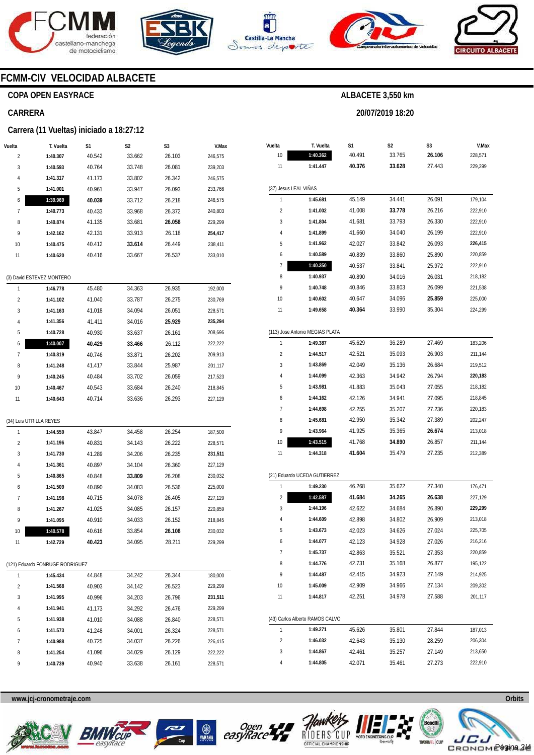# FCMM-CIV VELOCIDAD ALBACETE

## COPA OPEN EASYRACE

**ALBACETE 3,550 km**

**20/07/2019 18:20**

## CARRERA

### Carrera (11 Vueltas) iniciado a 18:27:12

| Vuelta | T. Vuelta | S1 | S2 | S3 | V.Max |
|---|---|---|---|---|---|
| 2 | **1:40.307** | 40.542 | 33.662 | 26.103 | 246,575 |
| 3 | **1:40.593** | 40.764 | 33.748 | 26.081 | 239,203 |
| 4 | **1:41.317** | 41.173 | 33.802 | 26.342 | 246,575 |
| 5 | **1:41.001** | 40.961 | 33.947 | 26.093 | 233,766 |
| 6 | **1:39.969** | **40.039** | 33.712 | 26.218 | 246,575 |
| 7 | **1:40.773** | 40.433 | 33.968 | 26.372 | 240,803 |
| 8 | **1:40.874** | 41.135 | 33.681 | **26.058** | 229,299 |
| 9 | **1:42.162** | 42.131 | 33.913 | 26.118 | **254,417** |
| 10 | **1:40.475** | 40.412 | **33.614** | 26.449 | 238,411 |
| 11 | **1:40.620** | 40.416 | 33.667 | 26.537 | 233,010 |

(3) David ESTEVEZ MONTERO

| Vuelta | T. Vuelta | S1 | S2 | S3 | V.Max |
|---|---|---|---|---|---|
| 1 | **1:46.778** | 45.480 | 34.363 | 26.935 | 192,000 |
| 2 | **1:41.102** | 41.040 | 33.787 | 26.275 | 230,769 |
| 3 | **1:41.163** | 41.018 | 34.094 | 26.051 | 228,571 |
| 4 | **1:41.356** | 41.411 | 34.016 | **25.929** | **235,294** |
| 5 | **1:40.728** | 40.930 | 33.637 | 26.161 | 208,696 |
| 6 | **1:40.007** | **40.429** | **33.466** | 26.112 | 222,222 |
| 7 | **1:40.819** | 40.746 | 33.871 | 26.202 | 209,913 |
| 8 | **1:41.248** | 41.417 | 33.844 | 25.987 | 201,117 |
| 9 | **1:40.245** | 40.484 | 33.702 | 26.059 | 217,523 |
| 10 | **1:40.467** | 40.543 | 33.684 | 26.240 | 218,845 |
| 11 | **1:40.643** | 40.714 | 33.636 | 26.293 | 227,129 |

(34) Luis UTRILLA REYES

| Vuelta | T. Vuelta | S1 | S2 | S3 | V.Max |
|---|---|---|---|---|---|
| 1 | **1:44.559** | 43.847 | 34.458 | 26.254 | 187,500 |
| 2 | **1:41.196** | 40.831 | 34.143 | 26.222 | 228,571 |
| 3 | **1:41.730** | 41.289 | 34.206 | 26.235 | **231,511** |
| 4 | **1:41.361** | 40.897 | 34.104 | 26.360 | 227,129 |
| 5 | **1:40.865** | 40.848 | **33.809** | 26.208 | 230,032 |
| 6 | **1:41.509** | 40.890 | 34.083 | 26.536 | 225,000 |
| 7 | **1:41.198** | 40.715 | 34.078 | 26.405 | 227,129 |
| 8 | **1:41.267** | 41.025 | 34.085 | 26.157 | 220,859 |
| 9 | **1:41.095** | 40.910 | 34.033 | 26.152 | 218,845 |
| 10 | **1:40.578** | 40.616 | 33.854 | **26.108** | 230,032 |
| 11 | **1:42.729** | **40.423** | 34.095 | 28.211 | 229,299 |

(121) Eduardo FONRUGE RODRIGUEZ

| Vuelta | T. Vuelta | S1 | S2 | S3 | V.Max |
|---|---|---|---|---|---|
| 1 | **1:45.434** | 44.848 | 34.242 | 26.344 | 180,000 |
| 2 | **1:41.568** | 40.903 | 34.142 | 26.523 | 229,299 |
| 3 | **1:41.995** | 40.996 | 34.203 | 26.796 | **231,511** |
| 4 | **1:41.941** | 41.173 | 34.292 | 26.476 | 229,299 |
| 5 | **1:41.938** | 41.010 | 34.088 | 26.840 | 228,571 |
| 6 | **1:41.573** | 41.248 | 34.001 | 26.324 | 228,571 |
| 7 | **1:40.988** | 40.725 | 34.037 | 26.226 | 226,415 |
| 8 | **1:41.254** | 41.096 | 34.029 | 26.129 | 222,222 |
| 9 | **1:40.739** | 40.940 | 33.638 | 26.161 | 228,571 |
| 10 | **1:40.362** | 40.491 | 33.765 | **26.106** | 228,571 |
| 11 | **1:41.447** | **40.376** | **33.628** | 27.443 | 229,299 |

(37) Jesus LEAL VIÑAS

| Vuelta | T. Vuelta | S1 | S2 | S3 | V.Max |
|---|---|---|---|---|---|
| 1 | **1:45.681** | 45.149 | 34.441 | 26.091 | 179,104 |
| 2 | **1:41.002** | 41.008 | **33.778** | 26.216 | 222,910 |
| 3 | **1:41.804** | 41.681 | 33.793 | 26.330 | 222,910 |
| 4 | **1:41.899** | 41.660 | 34.040 | 26.199 | 222,910 |
| 5 | **1:41.962** | 42.027 | 33.842 | 26.093 | **226,415** |
| 6 | **1:40.589** | 40.839 | 33.860 | 25.890 | 220,859 |
| 7 | **1:40.350** | 40.537 | 33.841 | 25.972 | 222,910 |
| 8 | **1:40.937** | 40.890 | 34.016 | 26.031 | 218,182 |
| 9 | **1:40.748** | 40.846 | 33.803 | 26.099 | 221,538 |
| 10 | **1:40.602** | 40.647 | 34.096 | **25.859** | 225,000 |
| 11 | **1:49.658** | **40.364** | 33.990 | 35.304 | 224,299 |

(113) Jose Antonio MEGIAS PLATA

| Vuelta | T. Vuelta | S1 | S2 | S3 | V.Max |
|---|---|---|---|---|---|
| 1 | **1:49.387** | 45.629 | 36.289 | 27.469 | 183,206 |
| 2 | **1:44.517** | 42.521 | 35.093 | 26.903 | 211,144 |
| 3 | **1:43.869** | 42.049 | 35.136 | 26.684 | 219,512 |
| 4 | **1:44.099** | 42.363 | 34.942 | 26.794 | **220,183** |
| 5 | **1:43.981** | 41.883 | 35.043 | 27.055 | 218,182 |
| 6 | **1:44.162** | 42.126 | 34.941 | 27.095 | 218,845 |
| 7 | **1:44.698** | 42.255 | 35.207 | 27.236 | 220,183 |
| 8 | **1:45.681** | 42.950 | 35.342 | 27.389 | 202,247 |
| 9 | **1:43.964** | 41.925 | 35.365 | **26.674** | 213,018 |
| 10 | **1:43.515** | 41.768 | **34.890** | 26.857 | 211,144 |
| 11 | **1:44.318** | **41.604** | 35.479 | 27.235 | 212,389 |

(21) Eduardo UCEDA GUTIERREZ

| Vuelta | T. Vuelta | S1 | S2 | S3 | V.Max |
|---|---|---|---|---|---|
| 1 | **1:49.230** | 46.268 | 35.622 | 27.340 | 176,471 |
| 2 | **1:42.587** | **41.684** | **34.265** | **26.638** | 227,129 |
| 3 | **1:44.196** | 42.622 | 34.684 | 26.890 | **229,299** |
| 4 | **1:44.609** | 42.898 | 34.802 | 26.909 | 213,018 |
| 5 | **1:43.673** | 42.023 | 34.626 | 27.024 | 225,705 |
| 6 | **1:44.077** | 42.123 | 34.928 | 27.026 | 216,216 |
| 7 | **1:45.737** | 42.863 | 35.521 | 27.353 | 220,859 |
| 8 | **1:44.776** | 42.731 | 35.168 | 26.877 | 195,122 |
| 9 | **1:44.487** | 42.415 | 34.923 | 27.149 | 214,925 |
| 10 | **1:45.009** | 42.909 | 34.966 | 27.134 | 209,302 |
| 11 | **1:44.817** | 42.251 | 34.978 | 27.588 | 201,117 |

(43) Carlos Alberto RAMOS CALVO

| Vuelta | T. Vuelta | S1 | S2 | S3 | V.Max |
|---|---|---|---|---|---|
| 1 | **1:49.271** | 45.626 | 35.801 | 27.844 | 187,013 |
| 2 | **1:46.032** | 42.643 | 35.130 | 28.259 | 206,304 |
| 3 | **1:44.867** | 42.461 | 35.257 | 27.149 | 213,650 |
| 4 | **1:44.805** | 42.071 | 35.461 | 27.273 | 222,910 |

www.jcj-cronometraje.com — Orbits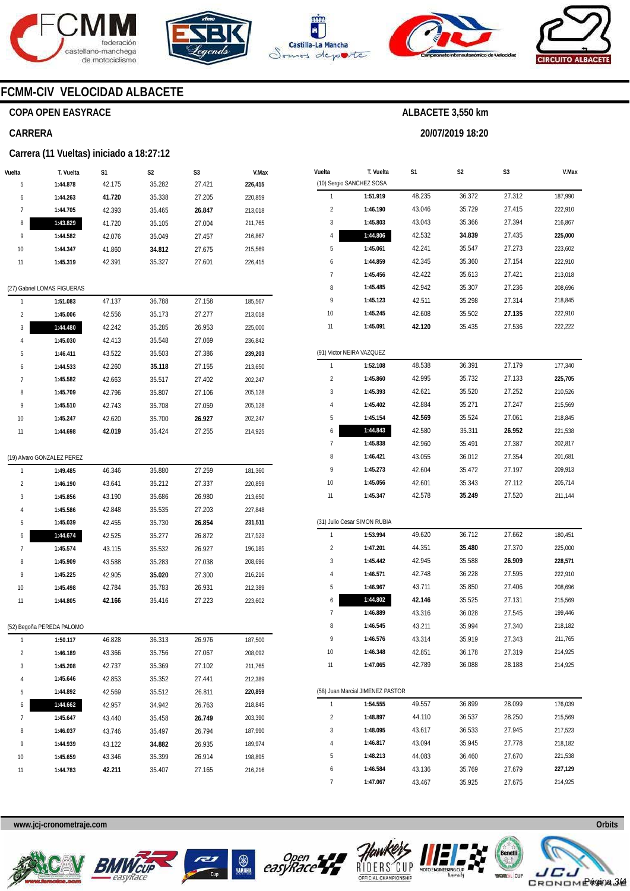# FCMM-CIV VELOCIDAD ALBACETE

**COPA OPEN EASYRACE**

**ALBACETE 3,550 km**

**CARRERA**

**20/07/2019 18:20**

**Carrera (11 Vueltas) iniciado a 18:27:12**

| Vuelta | T. Vuelta | S1 | S2 | S3 | V.Max |
|---|---|---|---|---|---|
| 5 | 1:44.878 | 42.175 | 35.282 | 27.421 | **226,415** |
| 6 | 1:44.263 | **41.720** | 35.338 | 27.205 | 220,859 |
| 7 | 1:44.705 | 42.393 | 35.465 | **26.847** | 213,018 |
| 8 | **1:43.829** | 41.720 | 35.105 | 27.004 | 211,765 |
| 9 | 1:44.582 | 42.076 | 35.049 | 27.457 | 216,867 |
| 10 | 1:44.347 | 41.860 | **34.812** | 27.675 | 215,569 |
| 11 | 1:45.319 | 42.391 | 35.327 | 27.601 | 226,415 |

(27) Gabriel LOMAS FIGUERAS

| Vuelta | T. Vuelta | S1 | S2 | S3 | V.Max |
|---|---|---|---|---|---|
| 1 | 1:51.083 | 47.137 | 36.788 | 27.158 | 185,567 |
| 2 | 1:45.006 | 42.556 | 35.173 | 27.277 | 213,018 |
| 3 | **1:44.480** | 42.242 | 35.285 | 26.953 | 225,000 |
| 4 | 1:45.030 | 42.413 | 35.548 | 27.069 | 236,842 |
| 5 | 1:46.411 | 43.522 | 35.503 | 27.386 | **239,203** |
| 6 | 1:44.533 | 42.260 | **35.118** | 27.155 | 213,650 |
| 7 | 1:45.582 | 42.663 | 35.517 | 27.402 | 202,247 |
| 8 | 1:45.709 | 42.796 | 35.807 | 27.106 | 205,128 |
| 9 | 1:45.510 | 42.743 | 35.708 | 27.059 | 205,128 |
| 10 | 1:45.247 | 42.620 | 35.700 | **26.927** | 202,247 |
| 11 | 1:44.698 | **42.019** | 35.424 | 27.255 | 214,925 |

(19) Alvaro GONZALEZ PEREZ

| Vuelta | T. Vuelta | S1 | S2 | S3 | V.Max |
|---|---|---|---|---|---|
| 1 | 1:49.485 | 46.346 | 35.880 | 27.259 | 181,360 |
| 2 | 1:46.190 | 43.641 | 35.212 | 27.337 | 220,859 |
| 3 | 1:45.856 | 43.190 | 35.686 | 26.980 | 213,650 |
| 4 | 1:45.586 | 42.848 | 35.535 | 27.203 | 227,848 |
| 5 | 1:45.039 | 42.455 | 35.730 | **26.854** | **231,511** |
| 6 | **1:44.674** | 42.525 | 35.277 | 26.872 | 217,523 |
| 7 | 1:45.574 | 43.115 | 35.532 | 26.927 | 196,185 |
| 8 | 1:45.909 | 43.588 | 35.283 | 27.038 | 208,696 |
| 9 | 1:45.225 | 42.905 | **35.020** | 27.300 | 216,216 |
| 10 | 1:45.498 | 42.784 | 35.783 | 26.931 | 212,389 |
| 11 | 1:44.805 | **42.166** | 35.416 | 27.223 | 223,602 |

(52) Begoña PEREDA PALOMO

| Vuelta | T. Vuelta | S1 | S2 | S3 | V.Max |
|---|---|---|---|---|---|
| 1 | 1:50.117 | 46.828 | 36.313 | 26.976 | 187,500 |
| 2 | 1:46.189 | 43.366 | 35.756 | 27.067 | 208,092 |
| 3 | 1:45.208 | 42.737 | 35.369 | 27.102 | 211,765 |
| 4 | 1:45.646 | 42.853 | 35.352 | 27.441 | 212,389 |
| 5 | 1:44.892 | 42.569 | 35.512 | 26.811 | **220,859** |
| 6 | **1:44.662** | 42.957 | 34.942 | 26.763 | 218,845 |
| 7 | 1:45.647 | 43.440 | 35.458 | **26.749** | 203,390 |
| 8 | 1:46.037 | 43.746 | 35.497 | 26.794 | 187,990 |
| 9 | 1:44.939 | 43.122 | **34.882** | 26.935 | 189,974 |
| 10 | 1:45.659 | 43.346 | 35.399 | 26.914 | 198,895 |
| 11 | 1:44.783 | **42.211** | 35.407 | 27.165 | 216,216 |

(10) Sergio SANCHEZ SOSA

| Vuelta | T. Vuelta | S1 | S2 | S3 | V.Max |
|---|---|---|---|---|---|
| 1 | 1:51.919 | 48.235 | 36.372 | 27.312 | 187,990 |
| 2 | 1:46.190 | 43.046 | 35.729 | 27.415 | 222,910 |
| 3 | 1:45.803 | 43.043 | 35.366 | 27.394 | 216,867 |
| 4 | **1:44.806** | 42.532 | **34.839** | 27.435 | **225,000** |
| 5 | 1:45.061 | 42.241 | 35.547 | 27.273 | 223,602 |
| 6 | 1:44.859 | 42.345 | 35.360 | 27.154 | 222,910 |
| 7 | 1:45.456 | 42.422 | 35.613 | 27.421 | 213,018 |
| 8 | 1:45.485 | 42.942 | 35.307 | 27.236 | 208,696 |
| 9 | 1:45.123 | 42.511 | 35.298 | 27.314 | 218,845 |
| 10 | 1:45.245 | 42.608 | 35.502 | **27.135** | 222,910 |
| 11 | 1:45.091 | **42.120** | 35.435 | 27.536 | 222,222 |

(91) Victor NEIRA VAZQUEZ

| Vuelta | T. Vuelta | S1 | S2 | S3 | V.Max |
|---|---|---|---|---|---|
| 1 | 1:52.108 | 48.538 | 36.391 | 27.179 | 177,340 |
| 2 | 1:45.860 | 42.995 | 35.732 | 27.133 | **225,705** |
| 3 | 1:45.393 | 42.621 | 35.520 | 27.252 | 210,526 |
| 4 | 1:45.402 | 42.884 | 35.271 | 27.247 | 215,569 |
| 5 | 1:45.154 | **42.569** | 35.524 | 27.061 | 218,845 |
| 6 | **1:44.843** | 42.580 | 35.311 | **26.952** | 221,538 |
| 7 | 1:45.838 | 42.960 | 35.491 | 27.387 | 202,817 |
| 8 | 1:46.421 | 43.055 | 36.012 | 27.354 | 201,681 |
| 9 | 1:45.273 | 42.604 | 35.472 | 27.197 | 209,913 |
| 10 | 1:45.056 | 42.601 | 35.343 | 27.112 | 205,714 |
| 11 | 1:45.347 | 42.578 | **35.249** | 27.520 | 211,144 |

(31) Julio Cesar SIMON RUBIA

| Vuelta | T. Vuelta | S1 | S2 | S3 | V.Max |
|---|---|---|---|---|---|
| 1 | 1:53.994 | 49.620 | 36.712 | 27.662 | 180,451 |
| 2 | 1:47.201 | 44.351 | **35.480** | 27.370 | 225,000 |
| 3 | 1:45.442 | 42.945 | 35.588 | **26.909** | **228,571** |
| 4 | 1:46.571 | 42.748 | 36.228 | 27.595 | 222,910 |
| 5 | 1:46.967 | 43.711 | 35.850 | 27.406 | 208,696 |
| 6 | **1:44.802** | **42.146** | 35.525 | 27.131 | 215,569 |
| 7 | 1:46.889 | 43.316 | 36.028 | 27.545 | 199,446 |
| 8 | 1:46.545 | 43.211 | 35.994 | 27.340 | 218,182 |
| 9 | 1:46.576 | 43.314 | 35.919 | 27.343 | 211,765 |
| 10 | 1:46.348 | 42.851 | 36.178 | 27.319 | 214,925 |
| 11 | 1:47.065 | 42.789 | 36.088 | 28.188 | 214,925 |

(58) Juan Marcial JIMENEZ PASTOR

| Vuelta | T. Vuelta | S1 | S2 | S3 | V.Max |
|---|---|---|---|---|---|
| 1 | 1:54.555 | 49.557 | 36.899 | 28.099 | 176,039 |
| 2 | 1:48.897 | 44.110 | 36.537 | 28.250 | 215,569 |
| 3 | 1:48.095 | 43.617 | 36.533 | 27.945 | 217,523 |
| 4 | 1:46.817 | 43.094 | 35.945 | 27.778 | 218,182 |
| 5 | 1:48.213 | 44.083 | 36.460 | 27.670 | 221,538 |
| 6 | 1:46.584 | 43.136 | 35.769 | 27.679 | **227,129** |
| 7 | 1:47.067 | 43.467 | 35.925 | 27.675 | 214,925 |

www.jcj-cronometraje.com

Orbits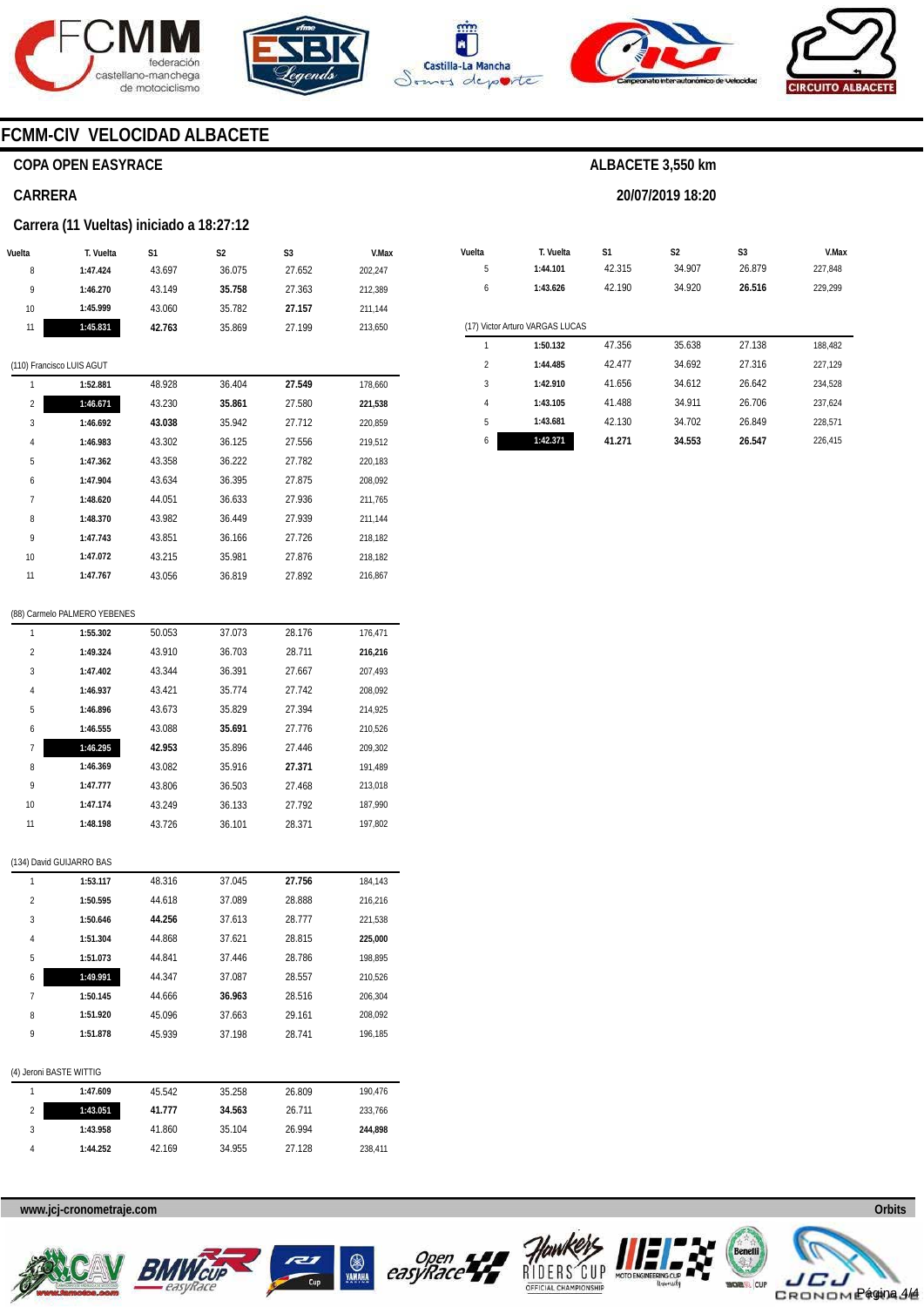# FCMM-CIV VELOCIDAD ALBACETE

## COPA OPEN EASYRACE

## CARRERA

### Carrera (11 Vueltas) iniciado a 18:27:12

ALBACETE 3,550 km

20/07/2019 18:20

| Vuelta | T. Vuelta | S1 | S2 | S3 | V.Max |
|---|---|---|---|---|---|
| 8 | **1:47.424** | 43.697 | 36.075 | 27.652 | 202,247 |
| 9 | **1:46.270** | 43.149 | **35.758** | 27.363 | 212,389 |
| 10 | **1:45.999** | 43.060 | 35.782 | **27.157** | 211,144 |
| 11 | **1:45.831** | **42.763** | 35.869 | 27.199 | 213,650 |

(110) Francisco LUIS AGUT

| Vuelta | T. Vuelta | S1 | S2 | S3 | V.Max |
|---|---|---|---|---|---|
| 1 | **1:52.881** | 48.928 | 36.404 | **27.549** | 178,660 |
| 2 | **1:46.671** | 43.230 | **35.861** | 27.580 | **221,538** |
| 3 | **1:46.692** | **43.038** | 35.942 | 27.712 | 220,859 |
| 4 | **1:46.983** | 43.302 | 36.125 | 27.556 | 219,512 |
| 5 | **1:47.362** | 43.358 | 36.222 | 27.782 | 220,183 |
| 6 | **1:47.904** | 43.634 | 36.395 | 27.875 | 208,092 |
| 7 | **1:48.620** | 44.051 | 36.633 | 27.936 | 211,765 |
| 8 | **1:48.370** | 43.982 | 36.449 | 27.939 | 211,144 |
| 9 | **1:47.743** | 43.851 | 36.166 | 27.726 | 218,182 |
| 10 | **1:47.072** | 43.215 | 35.981 | 27.876 | 218,182 |
| 11 | **1:47.767** | 43.056 | 36.819 | 27.892 | 216,867 |

(88) Carmelo PALMERO YEBENES

| Vuelta | T. Vuelta | S1 | S2 | S3 | V.Max |
|---|---|---|---|---|---|
| 1 | **1:55.302** | 50.053 | 37.073 | 28.176 | 176,471 |
| 2 | **1:49.324** | 43.910 | 36.703 | 28.711 | **216,216** |
| 3 | **1:47.402** | 43.344 | 36.391 | 27.667 | 207,493 |
| 4 | **1:46.937** | 43.421 | 35.774 | 27.742 | 208,092 |
| 5 | **1:46.896** | 43.673 | 35.829 | 27.394 | 214,925 |
| 6 | **1:46.555** | 43.088 | **35.691** | 27.776 | 210,526 |
| 7 | **1:46.295** | **42.953** | 35.896 | 27.446 | 209,302 |
| 8 | **1:46.369** | 43.082 | 35.916 | **27.371** | 191,489 |
| 9 | **1:47.777** | 43.806 | 36.503 | 27.468 | 213,018 |
| 10 | **1:47.174** | 43.249 | 36.133 | 27.792 | 187,990 |
| 11 | **1:48.198** | 43.726 | 36.101 | 28.371 | 197,802 |

(134) David GUIJARRO BAS

| Vuelta | T. Vuelta | S1 | S2 | S3 | V.Max |
|---|---|---|---|---|---|
| 1 | **1:53.117** | 48.316 | 37.045 | **27.756** | 184,143 |
| 2 | **1:50.595** | 44.618 | 37.089 | 28.888 | 216,216 |
| 3 | **1:50.646** | **44.256** | 37.613 | 28.777 | 221,538 |
| 4 | **1:51.304** | 44.868 | 37.621 | 28.815 | **225,000** |
| 5 | **1:51.073** | 44.841 | 37.446 | 28.786 | 198,895 |
| 6 | **1:49.991** | 44.347 | 37.087 | 28.557 | 210,526 |
| 7 | **1:50.145** | 44.666 | **36.963** | 28.516 | 206,304 |
| 8 | **1:51.920** | 45.096 | 37.663 | 29.161 | 208,092 |
| 9 | **1:51.878** | 45.939 | 37.198 | 28.741 | 196,185 |

(4) Jeroni BASTE WITTIG

| Vuelta | T. Vuelta | S1 | S2 | S3 | V.Max |
|---|---|---|---|---|---|
| 1 | **1:47.609** | 45.542 | 35.258 | 26.809 | 190,476 |
| 2 | **1:43.051** | **41.777** | **34.563** | 26.711 | 233,766 |
| 3 | **1:43.958** | 41.860 | 35.104 | 26.994 | **244,898** |
| 4 | **1:44.252** | 42.169 | 34.955 | 27.128 | 238,411 |
| 5 | **1:44.101** | 42.315 | 34.907 | 26.879 | 227,848 |
| 6 | **1:43.626** | 42.190 | 34.920 | **26.516** | 229,299 |

(17) Victor Arturo VARGAS LUCAS

| Vuelta | T. Vuelta | S1 | S2 | S3 | V.Max |
|---|---|---|---|---|---|
| 1 | **1:50.132** | 47.356 | 35.638 | 27.138 | 188,482 |
| 2 | **1:44.485** | 42.477 | 34.692 | 27.316 | 227,129 |
| 3 | **1:42.910** | 41.656 | 34.612 | 26.642 | 234,528 |
| 4 | **1:43.105** | 41.488 | 34.911 | 26.706 | 237,624 |
| 5 | **1:43.681** | 42.130 | 34.702 | 26.849 | 228,571 |
| 6 | **1:42.371** | **41.271** | **34.553** | **26.547** | 226,415 |

www.jcj-cronometraje.com

Orbits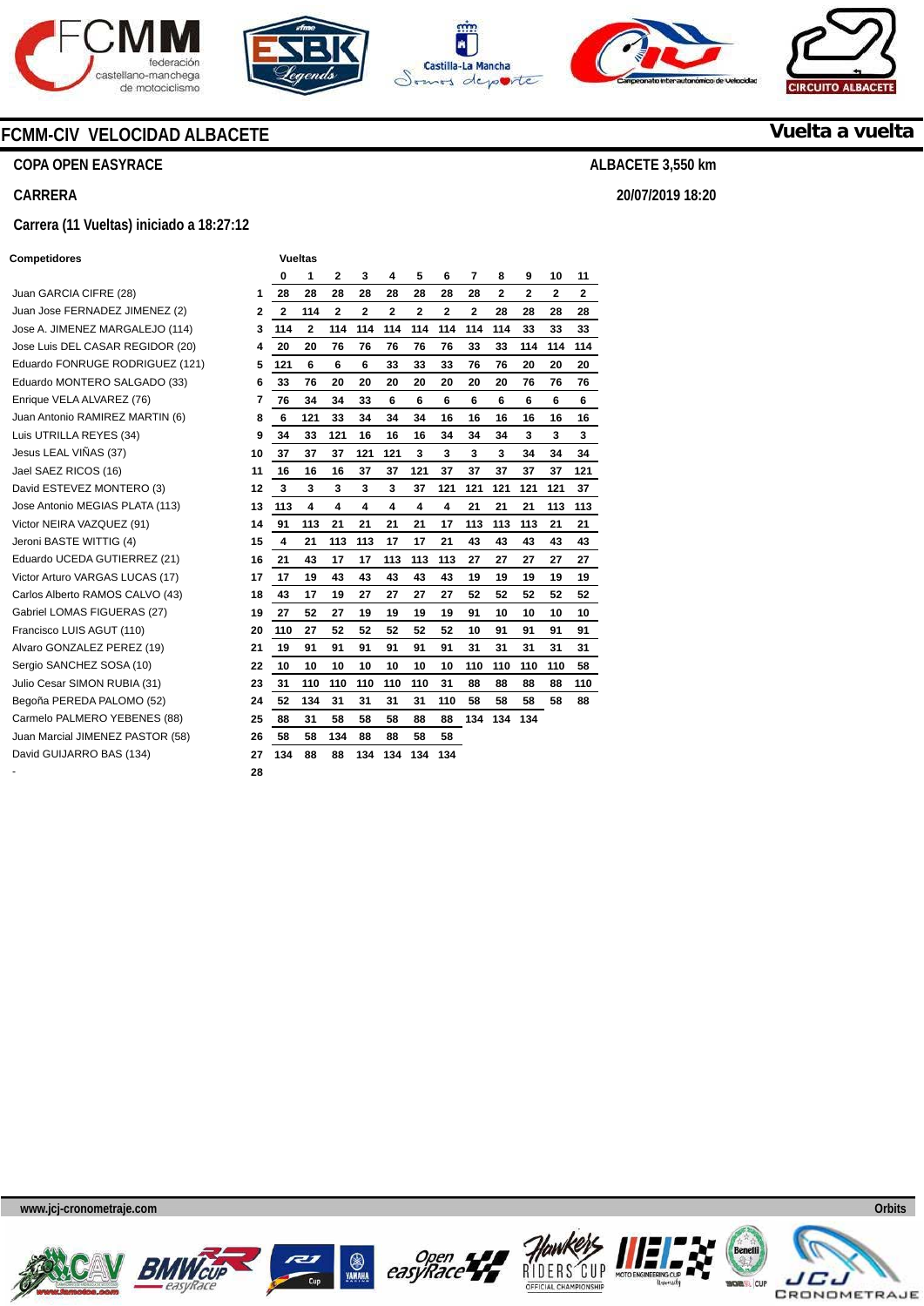## FCMM-CIV VELOCIDAD ALBACETE

**Vuelta a vuelta**

**COPA OPEN EASYRACE** — **ALBACETE 3,550 km**

**CARRERA** — **20/07/2019 18:20**

**Carrera (11 Vueltas) iniciado a 18:27:12**

| Competidores | | Vueltas 0 | 1 | 2 | 3 | 4 | 5 | 6 | 7 | 8 | 9 | 10 | 11 |
|---|---|---|---|---|---|---|---|---|---|---|---|---|---|
| Juan GARCIA CIFRE (28) | 1 | 28 | 28 | 28 | 28 | 28 | 28 | 28 | 28 | 2 | 2 | 2 | 2 |
| Juan Jose FERNADEZ JIMENEZ (2) | 2 | 2 | 114 | 2 | 2 | 2 | 2 | 2 | 2 | 28 | 28 | 28 | 28 |
| Jose A. JIMENEZ MARGALEJO (114) | 3 | 114 | 2 | 114 | 114 | 114 | 114 | 114 | 114 | 114 | 33 | 33 | 33 |
| Jose Luis DEL CASAR REGIDOR (20) | 4 | 20 | 20 | 76 | 76 | 76 | 76 | 76 | 33 | 33 | 114 | 114 | 114 |
| Eduardo FONRUGE RODRIGUEZ (121) | 5 | 121 | 6 | 6 | 6 | 33 | 33 | 33 | 76 | 76 | 20 | 20 | 20 |
| Eduardo MONTERO SALGADO (33) | 6 | 33 | 76 | 20 | 20 | 20 | 20 | 20 | 20 | 20 | 76 | 76 | 76 |
| Enrique VELA ALVAREZ (76) | 7 | 76 | 34 | 34 | 33 | 6 | 6 | 6 | 6 | 6 | 6 | 6 | 6 |
| Juan Antonio RAMIREZ MARTIN (6) | 8 | 6 | 121 | 33 | 34 | 34 | 34 | 16 | 16 | 16 | 16 | 16 | 16 |
| Luis UTRILLA REYES (34) | 9 | 34 | 33 | 121 | 16 | 16 | 16 | 34 | 34 | 34 | 3 | 3 | 3 |
| Jesus LEAL VIÑAS (37) | 10 | 37 | 37 | 37 | 121 | 121 | 3 | 3 | 3 | 3 | 34 | 34 | 34 |
| Jael SAEZ RICOS (16) | 11 | 16 | 16 | 16 | 37 | 37 | 121 | 37 | 37 | 37 | 37 | 37 | 121 |
| David ESTEVEZ MONTERO (3) | 12 | 3 | 3 | 3 | 3 | 3 | 37 | 121 | 121 | 121 | 121 | 121 | 37 |
| Jose Antonio MEGIAS PLATA (113) | 13 | 113 | 4 | 4 | 4 | 4 | 4 | 4 | 21 | 21 | 21 | 113 | 113 |
| Victor NEIRA VAZQUEZ (91) | 14 | 91 | 113 | 21 | 21 | 21 | 21 | 17 | 113 | 113 | 113 | 21 | 21 |
| Jeroni BASTE WITTIG (4) | 15 | 4 | 21 | 113 | 113 | 17 | 17 | 21 | 43 | 43 | 43 | 43 | 43 |
| Eduardo UCEDA GUTIERREZ (21) | 16 | 21 | 43 | 17 | 17 | 113 | 113 | 113 | 27 | 27 | 27 | 27 | 27 |
| Victor Arturo VARGAS LUCAS (17) | 17 | 17 | 19 | 43 | 43 | 43 | 43 | 43 | 19 | 19 | 19 | 19 | 19 |
| Carlos Alberto RAMOS CALVO (43) | 18 | 43 | 17 | 19 | 27 | 27 | 27 | 27 | 52 | 52 | 52 | 52 | 52 |
| Gabriel LOMAS FIGUERAS (27) | 19 | 27 | 52 | 27 | 19 | 19 | 19 | 19 | 91 | 10 | 10 | 10 | 10 |
| Francisco LUIS AGUT (110) | 20 | 110 | 27 | 52 | 52 | 52 | 52 | 52 | 10 | 91 | 91 | 91 | 91 |
| Alvaro GONZALEZ PEREZ (19) | 21 | 19 | 91 | 91 | 91 | 91 | 91 | 91 | 31 | 31 | 31 | 31 | 31 |
| Sergio SANCHEZ SOSA (10) | 22 | 10 | 10 | 10 | 10 | 10 | 10 | 10 | 110 | 110 | 110 | 110 | 58 |
| Julio Cesar SIMON RUBIA (31) | 23 | 31 | 110 | 110 | 110 | 110 | 110 | 31 | 88 | 88 | 88 | 88 | 110 |
| Begoña PEREDA PALOMO (52) | 24 | 52 | 134 | 31 | 31 | 31 | 31 | 110 | 58 | 58 | 58 | 58 | 88 |
| Carmelo PALMERO YEBENES (88) | 25 | 88 | 31 | 58 | 58 | 58 | 88 | 88 | 134 | 134 | 134 | | |
| Juan Marcial JIMENEZ PASTOR (58) | 26 | 58 | 58 | 134 | 88 | 88 | 58 | 58 | | | | | |
| David GUIJARRO BAS (134) | 27 | 134 | 88 | 88 | 134 | 134 | 134 | 134 | | | | | |
| - | 28 | | | | | | | | | | | | |

www.jcj-cronometraje.com — Orbits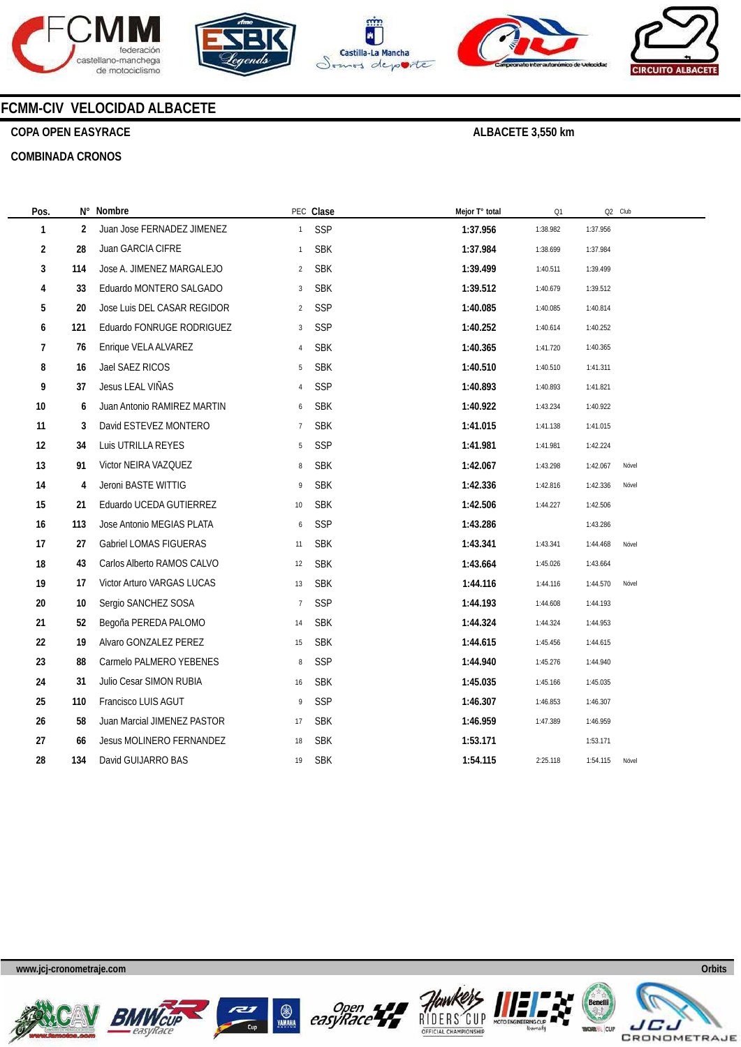# FCMM-CIV VELOCIDAD ALBACETE

**COPA OPEN EASYRACE** **ALBACETE 3,550 km**

**COMBINADA CRONOS**

| Pos. | N° | Nombre | PEC | Clase | Mejor T° total | Q1 | Q2 | Club |
|---|---|---|---|---|---|---|---|---|
| 1 | 2 | Juan Jose FERNADEZ JIMENEZ | 1 | SSP | 1:37.956 | 1:38.982 | 1:37.956 | |
| 2 | 28 | Juan GARCIA CIFRE | 1 | SBK | 1:37.984 | 1:38.699 | 1:37.984 | |
| 3 | 114 | Jose A. JIMENEZ MARGALEJO | 2 | SBK | 1:39.499 | 1:40.511 | 1:39.499 | |
| 4 | 33 | Eduardo MONTERO SALGADO | 3 | SBK | 1:39.512 | 1:40.679 | 1:39.512 | |
| 5 | 20 | Jose Luis DEL CASAR REGIDOR | 2 | SSP | 1:40.085 | 1:40.085 | 1:40.814 | |
| 6 | 121 | Eduardo FONRUGE RODRIGUEZ | 3 | SSP | 1:40.252 | 1:40.614 | 1:40.252 | |
| 7 | 76 | Enrique VELA ALVAREZ | 4 | SBK | 1:40.365 | 1:41.720 | 1:40.365 | |
| 8 | 16 | Jael SAEZ RICOS | 5 | SBK | 1:40.510 | 1:40.510 | 1:41.311 | |
| 9 | 37 | Jesus LEAL VIÑAS | 4 | SSP | 1:40.893 | 1:40.893 | 1:41.821 | |
| 10 | 6 | Juan Antonio RAMIREZ MARTIN | 6 | SBK | 1:40.922 | 1:43.234 | 1:40.922 | |
| 11 | 3 | David ESTEVEZ MONTERO | 7 | SBK | 1:41.015 | 1:41.138 | 1:41.015 | |
| 12 | 34 | Luis UTRILLA REYES | 5 | SSP | 1:41.981 | 1:41.981 | 1:42.224 | |
| 13 | 91 | Victor NEIRA VAZQUEZ | 8 | SBK | 1:42.067 | 1:43.298 | 1:42.067 | Nóvel |
| 14 | 4 | Jeroni BASTE WITTIG | 9 | SBK | 1:42.336 | 1:42.816 | 1:42.336 | Nóvel |
| 15 | 21 | Eduardo UCEDA GUTIERREZ | 10 | SBK | 1:42.506 | 1:44.227 | 1:42.506 | |
| 16 | 113 | Jose Antonio MEGIAS PLATA | 6 | SSP | 1:43.286 | | 1:43.286 | |
| 17 | 27 | Gabriel LOMAS FIGUERAS | 11 | SBK | 1:43.341 | 1:43.341 | 1:44.468 | Nóvel |
| 18 | 43 | Carlos Alberto RAMOS CALVO | 12 | SBK | 1:43.664 | 1:45.026 | 1:43.664 | |
| 19 | 17 | Victor Arturo VARGAS LUCAS | 13 | SBK | 1:44.116 | 1:44.116 | 1:44.570 | Nóvel |
| 20 | 10 | Sergio SANCHEZ SOSA | 7 | SSP | 1:44.193 | 1:44.608 | 1:44.193 | |
| 21 | 52 | Begoña PEREDA PALOMO | 14 | SBK | 1:44.324 | 1:44.324 | 1:44.953 | |
| 22 | 19 | Alvaro GONZALEZ PEREZ | 15 | SBK | 1:44.615 | 1:45.456 | 1:44.615 | |
| 23 | 88 | Carmelo PALMERO YEBENES | 8 | SSP | 1:44.940 | 1:45.276 | 1:44.940 | |
| 24 | 31 | Julio Cesar SIMON RUBIA | 16 | SBK | 1:45.035 | 1:45.166 | 1:45.035 | |
| 25 | 110 | Francisco LUIS AGUT | 9 | SSP | 1:46.307 | 1:46.853 | 1:46.307 | |
| 26 | 58 | Juan Marcial JIMENEZ PASTOR | 17 | SBK | 1:46.959 | 1:47.389 | 1:46.959 | |
| 27 | 66 | Jesus MOLINERO FERNANDEZ | 18 | SBK | 1:53.171 | | 1:53.171 | |
| 28 | 134 | David GUIJARRO BAS | 19 | SBK | 1:54.115 | 2:25.118 | 1:54.115 | Nóvel |

www.jcj-cronometraje.com Orbits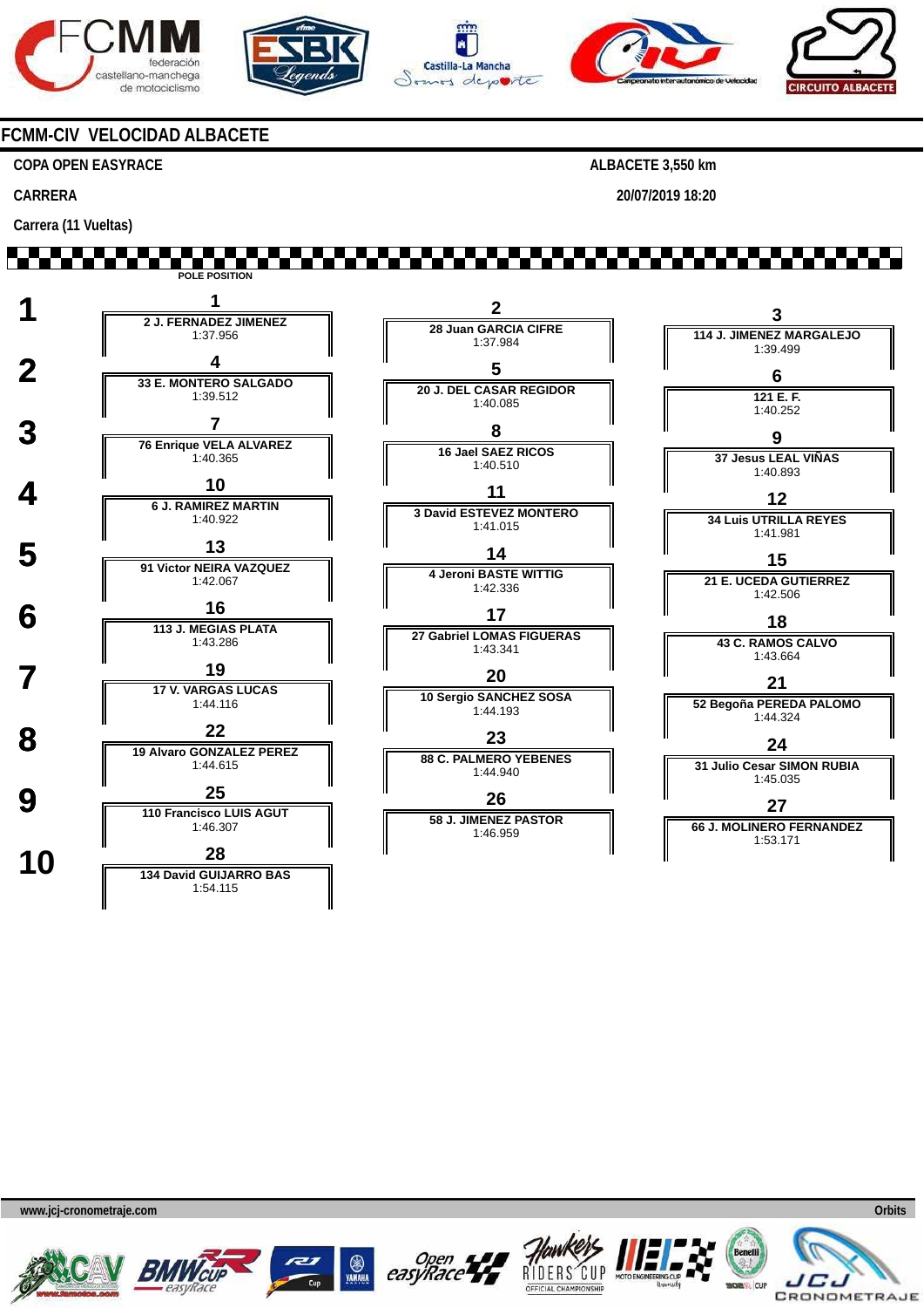## FCMM-CIV VELOCIDAD ALBACETE

**COPA OPEN EASYRACE** — **ALBACETE 3,550 km**

**CARRERA** — **20/07/2019 18:20**

**Carrera (11 Vueltas)**

POLE POSITION

| Fila | Posición | Piloto | Tiempo | Posición | Piloto | Tiempo | Posición | Piloto | Tiempo |
|---|---|---|---|---|---|---|---|---|---|
| 1 | 1 | 2 J. FERNADEZ JIMENEZ | 1:37.956 | 2 | 28 Juan GARCIA CIFRE | 1:37.984 | 3 | 114 J. JIMENEZ MARGALEJO | 1:39.499 |
| 2 | 4 | 33 E. MONTERO SALGADO | 1:39.512 | 5 | 20 J. DEL CASAR REGIDOR | 1:40.085 | 6 | 121 E. F. | 1:40.252 |
| 3 | 7 | 76 Enrique VELA ALVAREZ | 1:40.365 | 8 | 16 Jael SAEZ RICOS | 1:40.510 | 9 | 37 Jesus LEAL VIÑAS | 1:40.893 |
| 4 | 10 | 6 J. RAMIREZ MARTIN | 1:40.922 | 11 | 3 David ESTEVEZ MONTERO | 1:41.015 | 12 | 34 Luis UTRILLA REYES | 1:41.981 |
| 5 | 13 | 91 Victor NEIRA VAZQUEZ | 1:42.067 | 14 | 4 Jeroni BASTE WITTIG | 1:42.336 | 15 | 21 E. UCEDA GUTIERREZ | 1:42.506 |
| 6 | 16 | 113 J. MEGIAS PLATA | 1:43.286 | 17 | 27 Gabriel LOMAS FIGUERAS | 1:43.341 | 18 | 43 C. RAMOS CALVO | 1:43.664 |
| 7 | 19 | 17 V. VARGAS LUCAS | 1:44.116 | 20 | 10 Sergio SANCHEZ SOSA | 1:44.193 | 21 | 52 Begoña PEREDA PALOMO | 1:44.324 |
| 8 | 22 | 19 Alvaro GONZALEZ PEREZ | 1:44.615 | 23 | 88 C. PALMERO YEBENES | 1:44.940 | 24 | 31 Julio Cesar SIMON RUBIA | 1:45.035 |
| 9 | 25 | 110 Francisco LUIS AGUT | 1:46.307 | 26 | 58 J. JIMENEZ PASTOR | 1:46.959 | 27 | 66 J. MOLINERO FERNANDEZ | 1:53.171 |
| 10 | 28 | 134 David GUIJARRO BAS | 1:54.115 | | | | | | |

www.jcj-cronometraje.com — Orbits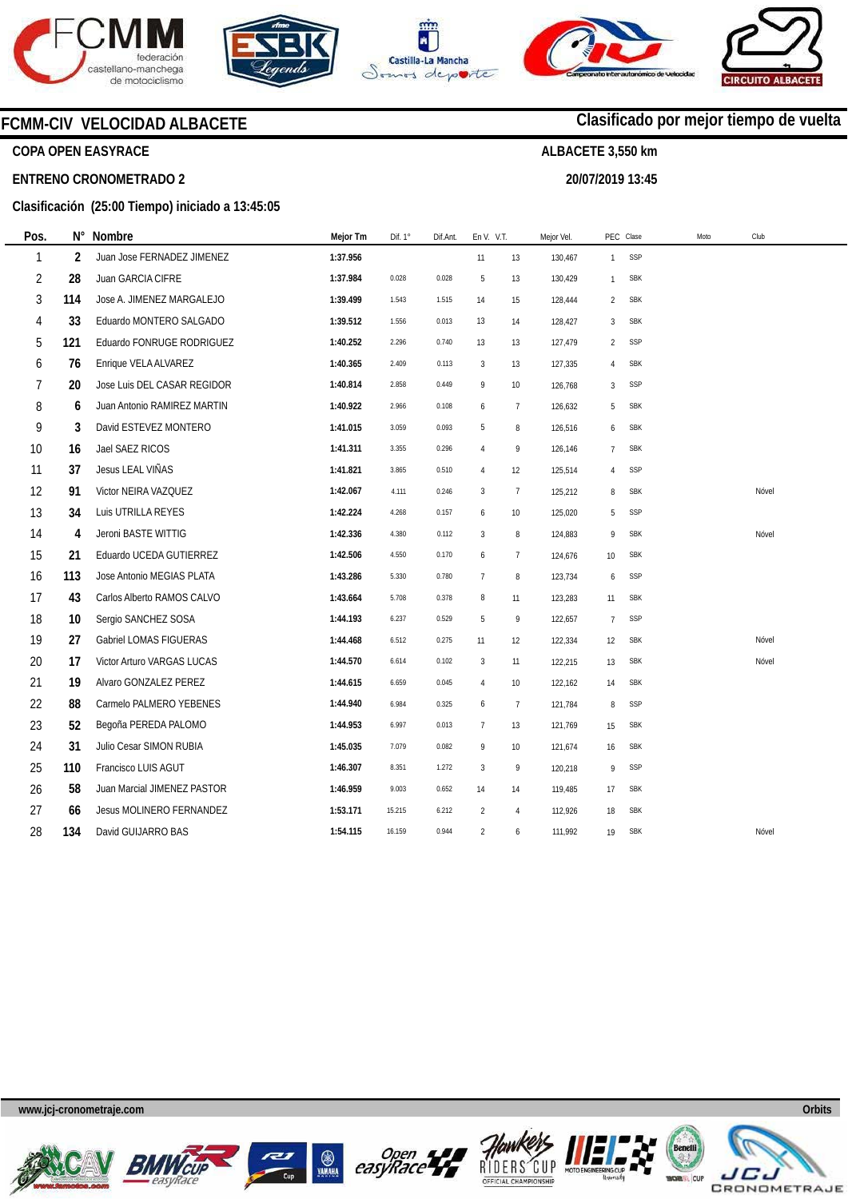## FCMM-CIV VELOCIDAD ALBACETE

**Clasificado por mejor tiempo de vuelta**

**COPA OPEN EASYRACE**

**ALBACETE 3,550 km**

**ENTRENO CRONOMETRADO 2**

**20/07/2019 13:45**

**Clasificación (25:00 Tiempo) iniciado a 13:45:05**

| Pos. | N° | Nombre | Mejor Tm | Dif. 1° | Dif.Ant. | En V. | V.T. | Mejor Vel. | PEC | Clase | Moto | Club |
|---|---|---|---|---|---|---|---|---|---|---|---|---|
| 1 | 2 | Juan Jose FERNADEZ JIMENEZ | 1:37.956 | | | 11 | 13 | 130,467 | 1 | SSP | | |
| 2 | 28 | Juan GARCIA CIFRE | 1:37.984 | 0.028 | 0.028 | 5 | 13 | 130,429 | 1 | SBK | | |
| 3 | 114 | Jose A. JIMENEZ MARGALEJO | 1:39.499 | 1.543 | 1.515 | 14 | 15 | 128,444 | 2 | SBK | | |
| 4 | 33 | Eduardo MONTERO SALGADO | 1:39.512 | 1.556 | 0.013 | 13 | 14 | 128,427 | 3 | SBK | | |
| 5 | 121 | Eduardo FONRUGE RODRIGUEZ | 1:40.252 | 2.296 | 0.740 | 13 | 13 | 127,479 | 2 | SSP | | |
| 6 | 76 | Enrique VELA ALVAREZ | 1:40.365 | 2.409 | 0.113 | 3 | 13 | 127,335 | 4 | SBK | | |
| 7 | 20 | Jose Luis DEL CASAR REGIDOR | 1:40.814 | 2.858 | 0.449 | 9 | 10 | 126,768 | 3 | SSP | | |
| 8 | 6 | Juan Antonio RAMIREZ MARTIN | 1:40.922 | 2.966 | 0.108 | 6 | 7 | 126,632 | 5 | SBK | | |
| 9 | 3 | David ESTEVEZ MONTERO | 1:41.015 | 3.059 | 0.093 | 5 | 8 | 126,516 | 6 | SBK | | |
| 10 | 16 | Jael SAEZ RICOS | 1:41.311 | 3.355 | 0.296 | 4 | 9 | 126,146 | 7 | SBK | | |
| 11 | 37 | Jesus LEAL VIÑAS | 1:41.821 | 3.865 | 0.510 | 4 | 12 | 125,514 | 4 | SSP | | |
| 12 | 91 | Victor NEIRA VAZQUEZ | 1:42.067 | 4.111 | 0.246 | 3 | 7 | 125,212 | 8 | SBK | | Nóvel |
| 13 | 34 | Luis UTRILLA REYES | 1:42.224 | 4.268 | 0.157 | 6 | 10 | 125,020 | 5 | SSP | | |
| 14 | 4 | Jeroni BASTE WITTIG | 1:42.336 | 4.380 | 0.112 | 3 | 8 | 124,883 | 9 | SBK | | Nóvel |
| 15 | 21 | Eduardo UCEDA GUTIERREZ | 1:42.506 | 4.550 | 0.170 | 6 | 7 | 124,676 | 10 | SBK | | |
| 16 | 113 | Jose Antonio MEGIAS PLATA | 1:43.286 | 5.330 | 0.780 | 7 | 8 | 123,734 | 6 | SSP | | |
| 17 | 43 | Carlos Alberto RAMOS CALVO | 1:43.664 | 5.708 | 0.378 | 8 | 11 | 123,283 | 11 | SBK | | |
| 18 | 10 | Sergio SANCHEZ SOSA | 1:44.193 | 6.237 | 0.529 | 5 | 9 | 122,657 | 7 | SSP | | |
| 19 | 27 | Gabriel LOMAS FIGUERAS | 1:44.468 | 6.512 | 0.275 | 11 | 12 | 122,334 | 12 | SBK | | Nóvel |
| 20 | 17 | Victor Arturo VARGAS LUCAS | 1:44.570 | 6.614 | 0.102 | 3 | 11 | 122,215 | 13 | SBK | | Nóvel |
| 21 | 19 | Alvaro GONZALEZ PEREZ | 1:44.615 | 6.659 | 0.045 | 4 | 10 | 122,162 | 14 | SBK | | |
| 22 | 88 | Carmelo PALMERO YEBENES | 1:44.940 | 6.984 | 0.325 | 6 | 7 | 121,784 | 8 | SSP | | |
| 23 | 52 | Begoña PEREDA PALOMO | 1:44.953 | 6.997 | 0.013 | 7 | 13 | 121,769 | 15 | SBK | | |
| 24 | 31 | Julio Cesar SIMON RUBIA | 1:45.035 | 7.079 | 0.082 | 9 | 10 | 121,674 | 16 | SBK | | |
| 25 | 110 | Francisco LUIS AGUT | 1:46.307 | 8.351 | 1.272 | 3 | 9 | 120,218 | 9 | SSP | | |
| 26 | 58 | Juan Marcial JIMENEZ PASTOR | 1:46.959 | 9.003 | 0.652 | 14 | 14 | 119,485 | 17 | SBK | | |
| 27 | 66 | Jesus MOLINERO FERNANDEZ | 1:53.171 | 15.215 | 6.212 | 2 | 4 | 112,926 | 18 | SBK | | |
| 28 | 134 | David GUIJARRO BAS | 1:54.115 | 16.159 | 0.944 | 2 | 6 | 111,992 | 19 | SBK | | Nóvel |

www.jcj-cronometraje.com

Orbits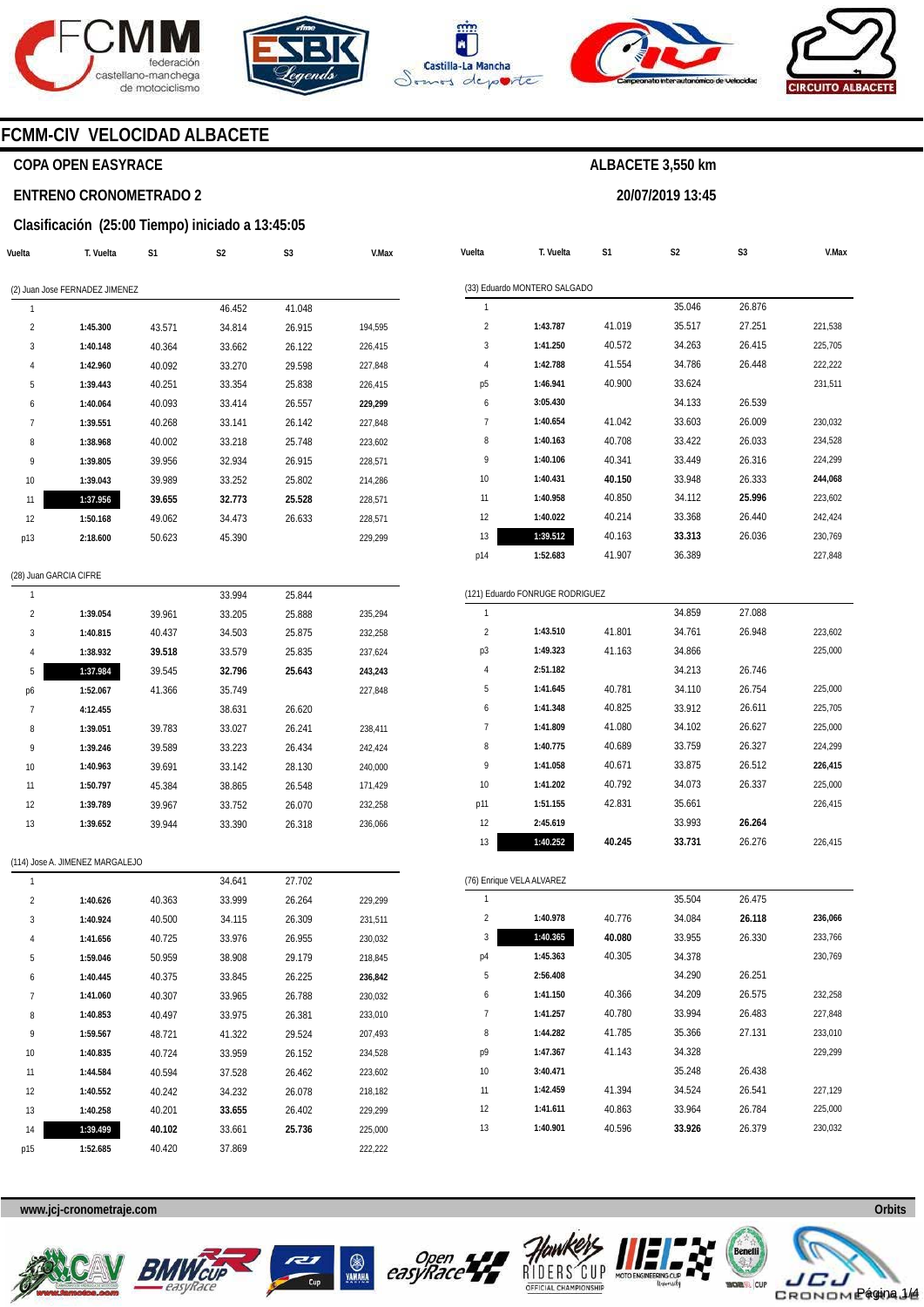# FCMM-CIV VELOCIDAD ALBACETE

**COPA OPEN EASYRACE**

**ALBACETE 3,550 km**

**ENTRENO CRONOMETRADO 2**

**20/07/2019 13:45**

**Clasificación (25:00 Tiempo) iniciado a 13:45:05**

(2) Juan Jose FERNADEZ JIMENEZ

| Vuelta | T. Vuelta | S1 | S2 | S3 | V.Max |
|---|---|---|---|---|---|
| 1 | | | 46.452 | 41.048 | |
| 2 | **1:45.300** | 43.571 | 34.814 | 26.915 | 194,595 |
| 3 | **1:40.148** | 40.364 | 33.662 | 26.122 | 226,415 |
| 4 | **1:42.960** | 40.092 | 33.270 | 29.598 | 227,848 |
| 5 | **1:39.443** | 40.251 | 33.354 | 25.838 | 226,415 |
| 6 | **1:40.064** | 40.093 | 33.414 | 26.557 | **229,299** |
| 7 | **1:39.551** | 40.268 | 33.141 | 26.142 | 227,848 |
| 8 | **1:38.968** | 40.002 | 33.218 | 25.748 | 223,602 |
| 9 | **1:39.805** | 39.956 | 32.934 | 26.915 | 228,571 |
| 10 | **1:39.043** | 39.989 | 33.252 | 25.802 | 214,286 |
| 11 | **1:37.956** | **39.655** | **32.773** | **25.528** | 228,571 |
| 12 | **1:50.168** | 49.062 | 34.473 | 26.633 | 228,571 |
| p13 | **2:18.600** | 50.623 | 45.390 | | 229,299 |

(28) Juan GARCIA CIFRE

| Vuelta | T. Vuelta | S1 | S2 | S3 | V.Max |
|---|---|---|---|---|---|
| 1 | | | 33.994 | 25.844 | |
| 2 | **1:39.054** | 39.961 | 33.205 | 25.888 | 235,294 |
| 3 | **1:40.815** | 40.437 | 34.503 | 25.875 | 232,258 |
| 4 | **1:38.932** | **39.518** | 33.579 | 25.835 | 237,624 |
| 5 | **1:37.984** | 39.545 | **32.796** | **25.643** | **243,243** |
| p6 | **1:52.067** | 41.366 | 35.749 | | 227,848 |
| 7 | **4:12.455** | | 38.631 | 26.620 | |
| 8 | **1:39.051** | 39.783 | 33.027 | 26.241 | 238,411 |
| 9 | **1:39.246** | 39.589 | 33.223 | 26.434 | 242,424 |
| 10 | **1:40.963** | 39.691 | 33.142 | 28.130 | 240,000 |
| 11 | **1:50.797** | 45.384 | 38.865 | 26.548 | 171,429 |
| 12 | **1:39.789** | 39.967 | 33.752 | 26.070 | 232,258 |
| 13 | **1:39.652** | 39.944 | 33.390 | 26.318 | 236,066 |

(114) Jose A. JIMENEZ MARGALEJO

| Vuelta | T. Vuelta | S1 | S2 | S3 | V.Max |
|---|---|---|---|---|---|
| 1 | | | 34.641 | 27.702 | |
| 2 | **1:40.626** | 40.363 | 33.999 | 26.264 | 229,299 |
| 3 | **1:40.924** | 40.500 | 34.115 | 26.309 | 231,511 |
| 4 | **1:41.656** | 40.725 | 33.976 | 26.955 | 230,032 |
| 5 | **1:59.046** | 50.959 | 38.908 | 29.179 | 218,845 |
| 6 | **1:40.445** | 40.375 | 33.845 | 26.225 | **236,842** |
| 7 | **1:41.060** | 40.307 | 33.965 | 26.788 | 230,032 |
| 8 | **1:40.853** | 40.497 | 33.975 | 26.381 | 233,010 |
| 9 | **1:59.567** | 48.721 | 41.322 | 29.524 | 207,493 |
| 10 | **1:40.835** | 40.724 | 33.959 | 26.152 | 234,528 |
| 11 | **1:44.584** | 40.594 | 37.528 | 26.462 | 223,602 |
| 12 | **1:40.552** | 40.242 | 34.232 | 26.078 | 218,182 |
| 13 | **1:40.258** | 40.201 | **33.655** | 26.402 | 229,299 |
| 14 | **1:39.499** | **40.102** | 33.661 | **25.736** | 225,000 |
| p15 | **1:52.685** | 40.420 | 37.869 | | 222,222 |

(33) Eduardo MONTERO SALGADO

| Vuelta | T. Vuelta | S1 | S2 | S3 | V.Max |
|---|---|---|---|---|---|
| 1 | | | 35.046 | 26.876 | |
| 2 | **1:43.787** | 41.019 | 35.517 | 27.251 | 221,538 |
| 3 | **1:41.250** | 40.572 | 34.263 | 26.415 | 225,705 |
| 4 | **1:42.788** | 41.554 | 34.786 | 26.448 | 222,222 |
| p5 | **1:46.941** | 40.900 | 33.624 | | 231,511 |
| 6 | **3:05.430** | | 34.133 | 26.539 | |
| 7 | **1:40.654** | 41.042 | 33.603 | 26.009 | 230,032 |
| 8 | **1:40.163** | 40.708 | 33.422 | 26.033 | 234,528 |
| 9 | **1:40.106** | 40.341 | 33.449 | 26.316 | 224,299 |
| 10 | **1:40.431** | **40.150** | 33.948 | 26.333 | **244,068** |
| 11 | **1:40.958** | 40.850 | 34.112 | **25.996** | 223,602 |
| 12 | **1:40.022** | 40.214 | 33.368 | 26.440 | 242,424 |
| 13 | **1:39.512** | 40.163 | **33.313** | 26.036 | 230,769 |
| p14 | **1:52.683** | 41.907 | 36.389 | | 227,848 |

(121) Eduardo FONRUGE RODRIGUEZ

| Vuelta | T. Vuelta | S1 | S2 | S3 | V.Max |
|---|---|---|---|---|---|
| 1 | | | 34.859 | 27.088 | |
| 2 | **1:43.510** | 41.801 | 34.761 | 26.948 | 223,602 |
| p3 | **1:49.323** | 41.163 | 34.866 | | 225,000 |
| 4 | **2:51.182** | | 34.213 | 26.746 | |
| 5 | **1:41.645** | 40.781 | 34.110 | 26.754 | 225,000 |
| 6 | **1:41.348** | 40.825 | 33.912 | 26.611 | 225,705 |
| 7 | **1:41.809** | 41.080 | 34.102 | 26.627 | 225,000 |
| 8 | **1:40.775** | 40.689 | 33.759 | 26.327 | 224,299 |
| 9 | **1:41.058** | 40.671 | 33.875 | 26.512 | **226,415** |
| 10 | **1:41.202** | 40.792 | 34.073 | 26.337 | 225,000 |
| p11 | **1:51.155** | 42.831 | 35.661 | | 226,415 |
| 12 | **2:45.619** | | 33.993 | **26.264** | |
| 13 | **1:40.252** | **40.245** | **33.731** | 26.276 | 226,415 |

(76) Enrique VELA ALVAREZ

| Vuelta | T. Vuelta | S1 | S2 | S3 | V.Max |
|---|---|---|---|---|---|
| 1 | | | 35.504 | 26.475 | |
| 2 | **1:40.978** | 40.776 | 34.084 | **26.118** | **236,066** |
| 3 | **1:40.365** | **40.080** | 33.955 | 26.330 | 233,766 |
| p4 | **1:45.363** | 40.305 | 34.378 | | 230,769 |
| 5 | **2:56.408** | | 34.290 | 26.251 | |
| 6 | **1:41.150** | 40.366 | 34.209 | 26.575 | 232,258 |
| 7 | **1:41.257** | 40.780 | 33.994 | 26.483 | 227,848 |
| 8 | **1:44.282** | 41.785 | 35.366 | 27.131 | 233,010 |
| p9 | **1:47.367** | 41.143 | 34.328 | | 229,299 |
| 10 | **3:40.471** | | 35.248 | 26.438 | |
| 11 | **1:42.459** | 41.394 | 34.524 | 26.541 | 227,129 |
| 12 | **1:41.611** | 40.863 | 33.964 | 26.784 | 225,000 |
| 13 | **1:40.901** | 40.596 | **33.926** | 26.379 | 230,032 |

www.jcj-cronometraje.com

Orbits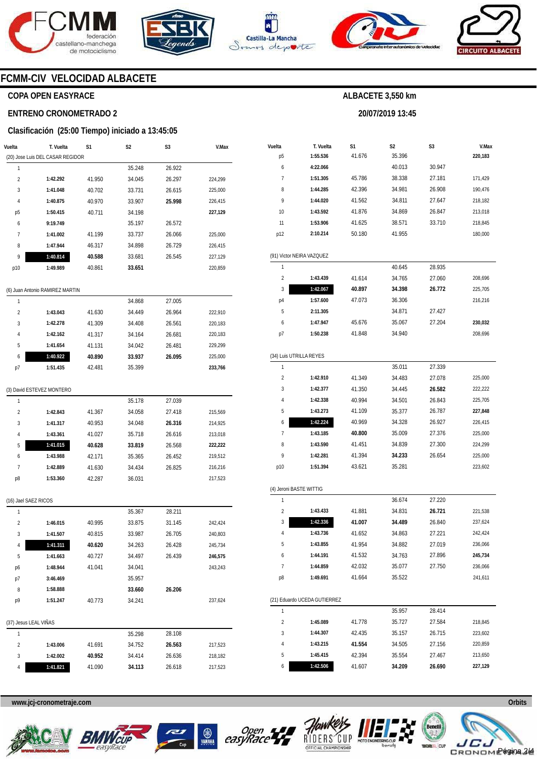# FCMM-CIV VELOCIDAD ALBACETE

## COPA OPEN EASYRACE

## ENTRENO CRONOMETRADO 2

**ALBACETE 3,550 km**

**20/07/2019 13:45**

### Clasificación (25:00 Tiempo) iniciado a 13:45:05

| Vuelta | T. Vuelta | S1 | S2 | S3 | V.Max |
|---|---|---|---|---|---|
| (20) Jose Luis DEL CASAR REGIDOR | | | | | |
| 1 | | | 35.248 | 26.922 | |
| 2 | **1:42.292** | 41.950 | 34.045 | 26.297 | 224,299 |
| 3 | **1:41.048** | 40.702 | 33.731 | 26.615 | 225,000 |
| 4 | **1:40.875** | 40.970 | 33.907 | **25.998** | 226,415 |
| p5 | **1:50.415** | 40.711 | 34.198 | | **227,129** |
| 6 | **9:19.749** | | 35.197 | 26.572 | |
| 7 | **1:41.002** | 41.199 | 33.737 | 26.066 | 225,000 |
| 8 | **1:47.944** | 46.317 | 34.898 | 26.729 | 226,415 |
| 9 | **1:40.814** | **40.588** | 33.681 | 26.545 | 227,129 |
| p10 | **1:49.989** | 40.861 | **33.651** | | 220,859 |
| (6) Juan Antonio RAMIREZ MARTIN | | | | | |
| 1 | | | 34.868 | 27.005 | |
| 2 | **1:43.043** | 41.630 | 34.449 | 26.964 | 222,910 |
| 3 | **1:42.278** | 41.309 | 34.408 | 26.561 | 220,183 |
| 4 | **1:42.162** | 41.317 | 34.164 | 26.681 | 220,183 |
| 5 | **1:41.654** | 41.131 | 34.042 | 26.481 | 229,299 |
| 6 | **1:40.922** | **40.890** | **33.937** | **26.095** | 225,000 |
| p7 | **1:51.435** | 42.481 | 35.399 | | **233,766** |
| (3) David ESTEVEZ MONTERO | | | | | |
| 1 | | | 35.178 | 27.039 | |
| 2 | **1:42.843** | 41.367 | 34.058 | 27.418 | 215,569 |
| 3 | **1:41.317** | 40.953 | 34.048 | **26.316** | 214,925 |
| 4 | **1:43.361** | 41.027 | 35.718 | 26.616 | 213,018 |
| 5 | **1:41.015** | **40.628** | **33.819** | 26.568 | **222,222** |
| 6 | **1:43.988** | 42.171 | 35.365 | 26.452 | 219,512 |
| 7 | **1:42.889** | 41.630 | 34.434 | 26.825 | 216,216 |
| p8 | **1:53.360** | 42.287 | 36.031 | | 217,523 |
| (16) Jael SAEZ RICOS | | | | | |
| 1 | | | 35.367 | 28.211 | |
| 2 | **1:46.015** | 40.995 | 33.875 | 31.145 | 242,424 |
| 3 | **1:41.507** | 40.815 | 33.987 | 26.705 | 240,803 |
| 4 | **1:41.311** | **40.620** | 34.263 | 26.428 | 245,734 |
| 5 | **1:41.663** | 40.727 | 34.497 | 26.439 | **246,575** |
| p6 | **1:48.944** | 41.041 | 34.041 | | 243,243 |
| p7 | **3:46.469** | | 35.957 | | |
| 8 | **1:58.888** | | **33.660** | **26.206** | |
| p9 | **1:51.247** | 40.773 | 34.241 | | 237,624 |
| (37) Jesus LEAL VIÑAS | | | | | |
| 1 | | | 35.298 | 28.108 | |
| 2 | **1:43.006** | 41.691 | 34.752 | **26.563** | 217,523 |
| 3 | **1:42.002** | **40.952** | 34.414 | 26.636 | 218,182 |
| 4 | **1:41.821** | 41.090 | **34.113** | 26.618 | 217,523 |
| p5 | **1:55.536** | 41.676 | 35.396 | | **220,183** |
| 6 | **4:22.066** | | 40.013 | 30.947 | |
| 7 | **1:51.305** | 45.786 | 38.338 | 27.181 | 171,429 |
| 8 | **1:44.285** | 42.396 | 34.981 | 26.908 | 190,476 |
| 9 | **1:44.020** | 41.562 | 34.811 | 27.647 | 218,182 |
| 10 | **1:43.592** | 41.876 | 34.869 | 26.847 | 213,018 |
| 11 | **1:53.906** | 41.625 | 38.571 | 33.710 | 218,845 |
| p12 | **2:10.214** | 50.180 | 41.955 | | 180,000 |
| (91) Victor NEIRA VAZQUEZ | | | | | |
| 1 | | | 40.645 | 28.935 | |
| 2 | **1:43.439** | 41.614 | 34.765 | 27.060 | 208,696 |
| 3 | **1:42.067** | **40.897** | **34.398** | **26.772** | 225,705 |
| p4 | **1:57.600** | 47.073 | 36.306 | | 216,216 |
| 5 | **2:11.305** | | 34.871 | 27.427 | |
| 6 | **1:47.947** | 45.676 | 35.067 | 27.204 | **230,032** |
| p7 | **1:50.238** | 41.848 | 34.940 | | 208,696 |
| (34) Luis UTRILLA REYES | | | | | |
| 1 | | | 35.011 | 27.339 | |
| 2 | **1:42.910** | 41.349 | 34.483 | 27.078 | 225,000 |
| 3 | **1:42.377** | 41.350 | 34.445 | **26.582** | 222,222 |
| 4 | **1:42.338** | 40.994 | 34.501 | 26.843 | 225,705 |
| 5 | **1:43.273** | 41.109 | 35.377 | 26.787 | **227,848** |
| 6 | **1:42.224** | 40.969 | 34.328 | 26.927 | 226,415 |
| 7 | **1:43.185** | **40.800** | 35.009 | 27.376 | 225,000 |
| 8 | **1:43.590** | 41.451 | 34.839 | 27.300 | 224,299 |
| 9 | **1:42.281** | 41.394 | **34.233** | 26.654 | 225,000 |
| p10 | **1:51.394** | 43.621 | 35.281 | | 223,602 |
| (4) Jeroni BASTE WITTIG | | | | | |
| 1 | | | 36.674 | 27.220 | |
| 2 | **1:43.433** | 41.881 | 34.831 | **26.721** | 221,538 |
| 3 | **1:42.336** | **41.007** | **34.489** | 26.840 | 237,624 |
| 4 | **1:43.736** | 41.652 | 34.863 | 27.221 | 242,424 |
| 5 | **1:43.855** | 41.954 | 34.882 | 27.019 | 236,066 |
| 6 | **1:44.191** | 41.532 | 34.763 | 27.896 | **245,734** |
| 7 | **1:44.859** | 42.032 | 35.077 | 27.750 | 236,066 |
| p8 | **1:49.691** | 41.664 | 35.522 | | 241,611 |
| (21) Eduardo UCEDA GUTIERREZ | | | | | |
| 1 | | | 35.957 | 28.414 | |
| 2 | **1:45.089** | 41.778 | 35.727 | 27.584 | 218,845 |
| 3 | **1:44.307** | 42.435 | 35.157 | 26.715 | 223,602 |
| 4 | **1:43.215** | **41.554** | 34.505 | 27.156 | 220,859 |
| 5 | **1:45.415** | 42.394 | 35.554 | 27.467 | 213,650 |
| 6 | **1:42.506** | 41.607 | **34.209** | **26.690** | **227,129** |

www.jcj-cronometraje.com

Orbits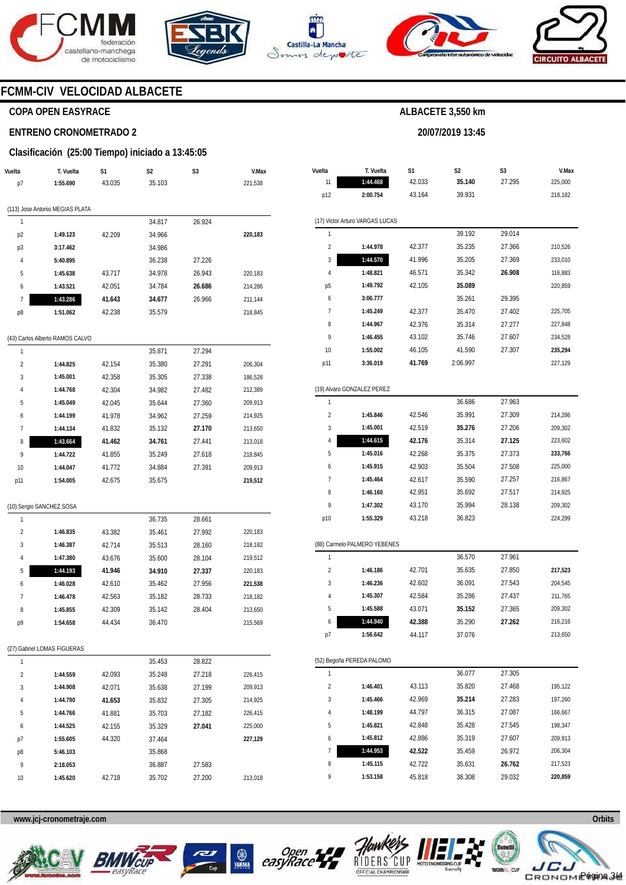# FCMM-CIV VELOCIDAD ALBACETE

## COPA OPEN EASYRACE

ALBACETE 3,550 km

## ENTRENO CRONOMETRADO 2

20/07/2019 13:45

### Clasificación (25:00 Tiempo) iniciado a 13:45:05

| Vuelta | T. Vuelta | S1 | S2 | S3 | V.Max |
|---|---|---|---|---|---|
| p7 | 1:55.690 | 43.035 | 35.103 | | 221,538 |

(113) Jose Antonio MEGIAS PLATA

| Vuelta | T. Vuelta | S1 | S2 | S3 | V.Max |
|---|---|---|---|---|---|
| 1 | | | 34.817 | 26.924 | |
| p2 | 1:49.123 | 42.209 | 34.966 | | **220,183** |
| p3 | 3:17.462 | | 34.986 | | |
| 4 | 5:40.895 | | 36.238 | 27.226 | |
| 5 | 1:45.638 | 43.717 | 34.978 | 26.943 | 220,183 |
| 6 | 1:43.521 | 42.051 | 34.784 | **26.686** | 214,286 |
| 7 | **1:43.286** | **41.643** | **34.677** | 26.966 | 211,144 |
| p8 | 1:51.062 | 42.238 | 35.579 | | 218,845 |

(43) Carlos Alberto RAMOS CALVO

| Vuelta | T. Vuelta | S1 | S2 | S3 | V.Max |
|---|---|---|---|---|---|
| 1 | | | 35.871 | 27.294 | |
| 2 | 1:44.825 | 42.154 | 35.380 | 27.291 | 206,304 |
| 3 | 1:45.001 | 42.358 | 35.305 | 27.338 | 186,528 |
| 4 | 1:44.768 | 42.304 | 34.982 | 27.482 | 212,389 |
| 5 | 1:45.049 | 42.045 | 35.644 | 27.360 | 209,913 |
| 6 | 1:44.199 | 41.978 | 34.962 | 27.259 | 214,925 |
| 7 | 1:44.134 | 41.832 | 35.132 | **27.170** | 213,650 |
| 8 | **1:43.664** | **41.462** | **34.761** | 27.441 | 213,018 |
| 9 | 1:44.722 | 41.855 | 35.249 | 27.618 | 218,845 |
| 10 | 1:44.047 | 41.772 | 34.884 | 27.391 | 209,913 |
| p11 | 1:54.005 | 42.675 | 35.675 | | **219,512** |

(10) Sergio SANCHEZ SOSA

| Vuelta | T. Vuelta | S1 | S2 | S3 | V.Max |
|---|---|---|---|---|---|
| 1 | | | 36.735 | 28.661 | |
| 2 | 1:46.835 | 43.382 | 35.461 | 27.992 | 220,183 |
| 3 | 1:46.387 | 42.714 | 35.513 | 28.160 | 218,182 |
| 4 | 1:47.380 | 43.676 | 35.600 | 28.104 | 219,512 |
| 5 | **1:44.193** | **41.946** | **34.910** | **27.337** | 220,183 |
| 6 | 1:46.028 | 42.610 | 35.462 | 27.956 | **221,538** |
| 7 | 1:46.478 | 42.563 | 35.182 | 28.733 | 218,182 |
| 8 | 1:45.855 | 42.309 | 35.142 | 28.404 | 213,650 |
| p9 | 1:54.658 | 44.434 | 36.470 | | 215,569 |

(27) Gabriel LOMAS FIGUERAS

| Vuelta | T. Vuelta | S1 | S2 | S3 | V.Max |
|---|---|---|---|---|---|
| 1 | | | 35.453 | 28.822 | |
| 2 | 1:44.559 | 42.093 | 35.248 | 27.218 | 226,415 |
| 3 | 1:44.908 | 42.071 | 35.638 | 27.199 | 209,913 |
| 4 | 1:44.790 | **41.653** | 35.832 | 27.305 | 214,925 |
| 5 | 1:44.766 | 41.881 | 35.703 | 27.182 | 226,415 |
| 6 | 1:44.525 | 42.155 | 35.329 | **27.041** | 225,000 |
| p7 | 1:55.605 | 44.320 | 37.464 | | **227,129** |
| p8 | 5:46.103 | | 35.868 | | |
| 9 | 2:18.053 | | 36.887 | 27.583 | |
| 10 | 1:45.620 | 42.718 | 35.702 | 27.200 | 213,018 |

| Vuelta | T. Vuelta | S1 | S2 | S3 | V.Max |
|---|---|---|---|---|---|
| 11 | **1:44.468** | 42.033 | **35.140** | 27.295 | 225,000 |
| p12 | 2:00.754 | 43.164 | 39.931 | | 218,182 |

(17) Victor Arturo VARGAS LUCAS

| Vuelta | T. Vuelta | S1 | S2 | S3 | V.Max |
|---|---|---|---|---|---|
| 1 | | | 39.192 | 29.014 | |
| 2 | 1:44.978 | 42.377 | 35.235 | 27.366 | 210,526 |
| 3 | **1:44.570** | 41.996 | 35.205 | 27.369 | 233,010 |
| 4 | 1:48.821 | 46.571 | 35.342 | **26.908** | 116,883 |
| p5 | 1:49.792 | 42.105 | **35.089** | | 220,859 |
| 6 | 3:06.777 | | 35.261 | 29.395 | |
| 7 | 1:45.249 | 42.377 | 35.470 | 27.402 | 225,705 |
| 8 | 1:44.967 | 42.376 | 35.314 | 27.277 | 227,848 |
| 9 | 1:46.455 | 43.102 | 35.746 | 27.607 | 234,528 |
| 10 | 1:55.002 | 46.105 | 41.590 | 27.307 | **235,294** |
| p11 | 3:36.019 | **41.769** | 2:06.997 | | 227,129 |

(19) Alvaro GONZALEZ PEREZ

| Vuelta | T. Vuelta | S1 | S2 | S3 | V.Max |
|---|---|---|---|---|---|
| 1 | | | 36.686 | 27.963 | |
| 2 | 1:45.846 | 42.546 | 35.991 | 27.309 | 214,286 |
| 3 | 1:45.001 | 42.519 | **35.276** | 27.206 | 209,302 |
| 4 | **1:44.615** | **42.176** | 35.314 | **27.125** | 223,602 |
| 5 | 1:45.016 | 42.268 | 35.375 | 27.373 | **233,766** |
| 6 | 1:45.915 | 42.903 | 35.504 | 27.508 | 225,000 |
| 7 | 1:45.464 | 42.617 | 35.590 | 27.257 | 216,867 |
| 8 | 1:46.160 | 42.951 | 35.692 | 27.517 | 214,925 |
| 9 | 1:47.302 | 43.170 | 35.994 | 28.138 | 209,302 |
| p10 | 1:55.329 | 43.218 | 36.823 | | 224,299 |

(88) Carmelo PALMERO YEBENES

| Vuelta | T. Vuelta | S1 | S2 | S3 | V.Max |
|---|---|---|---|---|---|
| 1 | | | 36.570 | 27.961 | |
| 2 | 1:46.186 | 42.701 | 35.635 | 27.850 | **217,523** |
| 3 | 1:46.236 | 42.602 | 36.091 | 27.543 | 204,545 |
| 4 | 1:45.307 | 42.584 | 35.286 | 27.437 | 211,765 |
| 5 | 1:45.588 | 43.071 | **35.152** | 27.365 | 209,302 |
| 6 | **1:44.940** | **42.388** | 35.290 | **27.262** | 216,216 |
| p7 | 1:56.642 | 44.117 | 37.076 | | 213,650 |

(52) Begoña PEREDA PALOMO

| Vuelta | T. Vuelta | S1 | S2 | S3 | V.Max |
|---|---|---|---|---|---|
| 1 | | | 36.077 | 27.305 | |
| 2 | 1:46.401 | 43.113 | 35.820 | 27.468 | 195,122 |
| 3 | 1:45.466 | 42.969 | **35.214** | 27.283 | 197,260 |
| 4 | 1:48.199 | 44.797 | 36.315 | 27.087 | 166,667 |
| 5 | 1:45.821 | 42.848 | 35.428 | 27.545 | 198,347 |
| 6 | 1:45.812 | 42.886 | 35.319 | 27.607 | 209,913 |
| 7 | **1:44.953** | **42.522** | 35.459 | 26.972 | 206,304 |
| 8 | 1:45.115 | 42.722 | 35.631 | **26.762** | 217,523 |
| 9 | 1:53.158 | 45.818 | 38.308 | 29.032 | **220,859** |

www.jcj-cronometraje.com

Orbits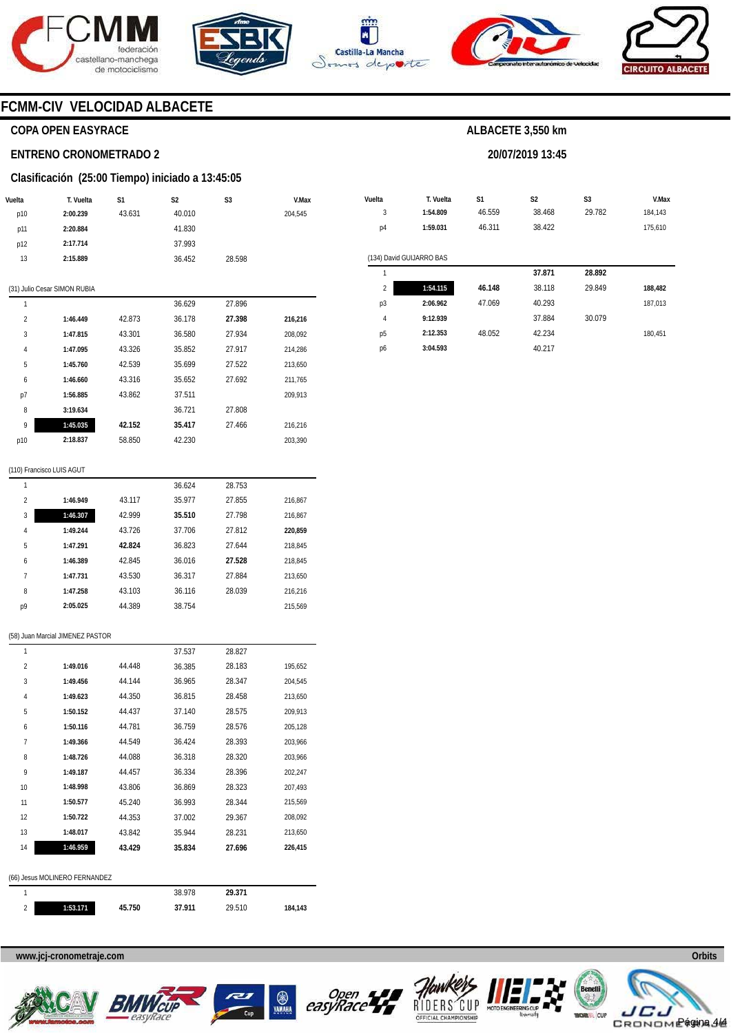## FCMM-CIV VELOCIDAD ALBACETE

### COPA OPEN EASYRACE

**ALBACETE 3,550 km**

### ENTRENO CRONOMETRADO 2

**20/07/2019 13:45**

### Clasificación (25:00 Tiempo) iniciado a 13:45:05

| Vuelta | T. Vuelta | S1 | S2 | S3 | V.Max |
|---|---|---|---|---|---|
| p10 | **2:00.239** | 43.631 | 40.010 | | 204,545 |
| p11 | **2:20.884** | | 41.830 | | |
| p12 | **2:17.714** | | 37.993 | | |
| 13 | **2:15.889** | | 36.452 | 28.598 | |

(31) Julio Cesar SIMON RUBIA

| Vuelta | T. Vuelta | S1 | S2 | S3 | V.Max |
|---|---|---|---|---|---|
| 1 | | | 36.629 | 27.896 | |
| 2 | **1:46.449** | 42.873 | 36.178 | **27.398** | **216,216** |
| 3 | **1:47.815** | 43.301 | 36.580 | 27.934 | 208,092 |
| 4 | **1:47.095** | 43.326 | 35.852 | 27.917 | 214,286 |
| 5 | **1:45.760** | 42.539 | 35.699 | 27.522 | 213,650 |
| 6 | **1:46.660** | 43.316 | 35.652 | 27.692 | 211,765 |
| p7 | **1:56.885** | 43.862 | 37.511 | | 209,913 |
| 8 | **3:19.634** | | 36.721 | 27.808 | |
| 9 | **1:45.035** | **42.152** | **35.417** | 27.466 | 216,216 |
| p10 | **2:18.837** | 58.850 | 42.230 | | 203,390 |

(110) Francisco LUIS AGUT

| Vuelta | T. Vuelta | S1 | S2 | S3 | V.Max |
|---|---|---|---|---|---|
| 1 | | | 36.624 | 28.753 | |
| 2 | **1:46.949** | 43.117 | 35.977 | 27.855 | 216,867 |
| 3 | **1:46.307** | 42.999 | **35.510** | 27.798 | 216,867 |
| 4 | **1:49.244** | 43.726 | 37.706 | 27.812 | **220,859** |
| 5 | **1:47.291** | **42.824** | 36.823 | 27.644 | 218,845 |
| 6 | **1:46.389** | 42.845 | 36.016 | **27.528** | 218,845 |
| 7 | **1:47.731** | 43.530 | 36.317 | 27.884 | 213,650 |
| 8 | **1:47.258** | 43.103 | 36.116 | 28.039 | 216,216 |
| p9 | **2:05.025** | 44.389 | 38.754 | | 215,569 |

(58) Juan Marcial JIMENEZ PASTOR

| Vuelta | T. Vuelta | S1 | S2 | S3 | V.Max |
|---|---|---|---|---|---|
| 1 | | | 37.537 | 28.827 | |
| 2 | **1:49.016** | 44.448 | 36.385 | 28.183 | 195,652 |
| 3 | **1:49.456** | 44.144 | 36.965 | 28.347 | 204,545 |
| 4 | **1:49.623** | 44.350 | 36.815 | 28.458 | 213,650 |
| 5 | **1:50.152** | 44.437 | 37.140 | 28.575 | 209,913 |
| 6 | **1:50.116** | 44.781 | 36.759 | 28.576 | 205,128 |
| 7 | **1:49.366** | 44.549 | 36.424 | 28.393 | 203,966 |
| 8 | **1:48.726** | 44.088 | 36.318 | 28.320 | 203,966 |
| 9 | **1:49.187** | 44.457 | 36.334 | 28.396 | 202,247 |
| 10 | **1:48.998** | 43.806 | 36.869 | 28.323 | 207,493 |
| 11 | **1:50.577** | 45.240 | 36.993 | 28.344 | 215,569 |
| 12 | **1:50.722** | 44.353 | 37.002 | 29.367 | 208,092 |
| 13 | **1:48.017** | 43.842 | 35.944 | 28.231 | 213,650 |
| 14 | **1:46.959** | **43.429** | **35.834** | **27.696** | **226,415** |

(66) Jesus MOLINERO FERNANDEZ

| Vuelta | T. Vuelta | S1 | S2 | S3 | V.Max |
|---|---|---|---|---|---|
| 1 | | | 38.978 | **29.371** | |
| 2 | **1:53.171** | **45.750** | **37.911** | 29.510 | **184,143** |
| 3 | **1:54.809** | 46.559 | 38.468 | 29.782 | 184,143 |
| p4 | **1:59.031** | 46.311 | 38.422 | | 175,610 |

(134) David GUIJARRO BAS

| Vuelta | T. Vuelta | S1 | S2 | S3 | V.Max |
|---|---|---|---|---|---|
| 1 | | | **37.871** | **28.892** | |
| 2 | **1:54.115** | **46.148** | 38.118 | 29.849 | **188,482** |
| p3 | **2:06.962** | 47.069 | 40.293 | | 187,013 |
| 4 | **9:12.939** | | 37.884 | 30.079 | |
| p5 | **2:12.353** | 48.052 | 42.234 | | 180,451 |
| p6 | **3:04.593** | | 40.217 | | |

www.jcj-cronometraje.com

Orbits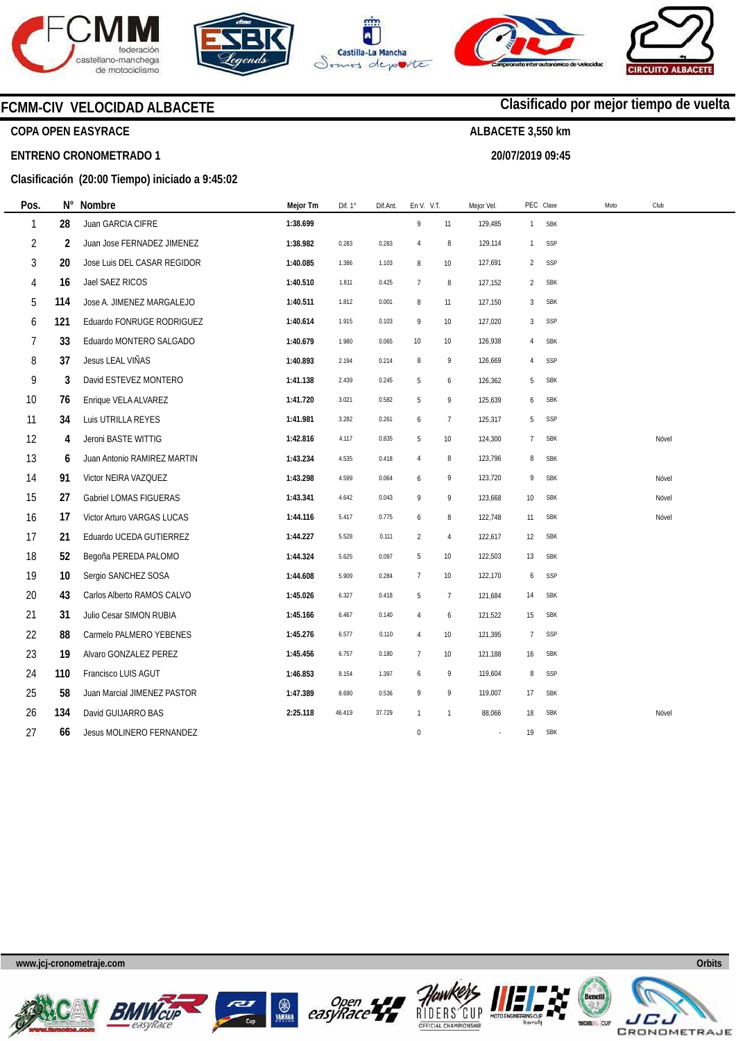## FCMM-CIV VELOCIDAD ALBACETE

**Clasificado por mejor tiempo de vuelta**

**COPA OPEN EASYRACE**

**ALBACETE 3,550 km**

**ENTRENO CRONOMETRADO 1**

**20/07/2019 09:45**

**Clasificación (20:00 Tiempo) iniciado a 9:45:02**

| Pos. | N° | Nombre | Mejor Tm | Dif. 1° | Dif.Ant. | En V. | V.T. | Mejor Vel. | PEC | Clase | Moto | Club |
|---|---|---|---|---|---|---|---|---|---|---|---|---|
| 1 | 28 | Juan GARCIA CIFRE | 1:38.699 | | | 9 | 11 | 129,485 | 1 | SBK | | |
| 2 | 2 | Juan Jose FERNADEZ JIMENEZ | 1:38.982 | 0.283 | 0.283 | 4 | 8 | 129,114 | 1 | SSP | | |
| 3 | 20 | Jose Luis DEL CASAR REGIDOR | 1:40.085 | 1.386 | 1.103 | 8 | 10 | 127,691 | 2 | SSP | | |
| 4 | 16 | Jael SAEZ RICOS | 1:40.510 | 1.811 | 0.425 | 7 | 8 | 127,152 | 2 | SBK | | |
| 5 | 114 | Jose A. JIMENEZ MARGALEJO | 1:40.511 | 1.812 | 0.001 | 8 | 11 | 127,150 | 3 | SBK | | |
| 6 | 121 | Eduardo FONRUGE RODRIGUEZ | 1:40.614 | 1.915 | 0.103 | 9 | 10 | 127,020 | 3 | SSP | | |
| 7 | 33 | Eduardo MONTERO SALGADO | 1:40.679 | 1.980 | 0.065 | 10 | 10 | 126,938 | 4 | SBK | | |
| 8 | 37 | Jesus LEAL VIÑAS | 1:40.893 | 2.194 | 0.214 | 8 | 9 | 126,669 | 4 | SSP | | |
| 9 | 3 | David ESTEVEZ MONTERO | 1:41.138 | 2.439 | 0.245 | 5 | 6 | 126,362 | 5 | SBK | | |
| 10 | 76 | Enrique VELA ALVAREZ | 1:41.720 | 3.021 | 0.582 | 5 | 9 | 125,639 | 6 | SBK | | |
| 11 | 34 | Luis UTRILLA REYES | 1:41.981 | 3.282 | 0.261 | 6 | 7 | 125,317 | 5 | SSP | | |
| 12 | 4 | Jeroni BASTE WITTIG | 1:42.816 | 4.117 | 0.835 | 5 | 10 | 124,300 | 7 | SBK | | Nóvel |
| 13 | 6 | Juan Antonio RAMIREZ MARTIN | 1:43.234 | 4.535 | 0.418 | 4 | 8 | 123,796 | 8 | SBK | | |
| 14 | 91 | Victor NEIRA VAZQUEZ | 1:43.298 | 4.599 | 0.064 | 6 | 9 | 123,720 | 9 | SBK | | Nóvel |
| 15 | 27 | Gabriel LOMAS FIGUERAS | 1:43.341 | 4.642 | 0.043 | 9 | 9 | 123,668 | 10 | SBK | | Nóvel |
| 16 | 17 | Victor Arturo VARGAS LUCAS | 1:44.116 | 5.417 | 0.775 | 6 | 8 | 122,748 | 11 | SBK | | Nóvel |
| 17 | 21 | Eduardo UCEDA GUTIERREZ | 1:44.227 | 5.528 | 0.111 | 2 | 4 | 122,617 | 12 | SBK | | |
| 18 | 52 | Begoña PEREDA PALOMO | 1:44.324 | 5.625 | 0.097 | 5 | 10 | 122,503 | 13 | SBK | | |
| 19 | 10 | Sergio SANCHEZ SOSA | 1:44.608 | 5.909 | 0.284 | 7 | 10 | 122,170 | 6 | SSP | | |
| 20 | 43 | Carlos Alberto RAMOS CALVO | 1:45.026 | 6.327 | 0.418 | 5 | 7 | 121,684 | 14 | SBK | | |
| 21 | 31 | Julio Cesar SIMON RUBIA | 1:45.166 | 6.467 | 0.140 | 4 | 6 | 121,522 | 15 | SBK | | |
| 22 | 88 | Carmelo PALMERO YEBENES | 1:45.276 | 6.577 | 0.110 | 4 | 10 | 121,395 | 7 | SSP | | |
| 23 | 19 | Alvaro GONZALEZ PEREZ | 1:45.456 | 6.757 | 0.180 | 7 | 10 | 121,188 | 16 | SBK | | |
| 24 | 110 | Francisco LUIS AGUT | 1:46.853 | 8.154 | 1.397 | 6 | 9 | 119,604 | 8 | SSP | | |
| 25 | 58 | Juan Marcial JIMENEZ PASTOR | 1:47.389 | 8.690 | 0.536 | 9 | 9 | 119,007 | 17 | SBK | | |
| 26 | 134 | David GUIJARRO BAS | 2:25.118 | 46.419 | 37.729 | 1 | 1 | 88,066 | 18 | SBK | | Nóvel |
| 27 | 66 | Jesus MOLINERO FERNANDEZ | | | | 0 | | - | 19 | SBK | | |

www.jcj-cronometraje.com — Orbits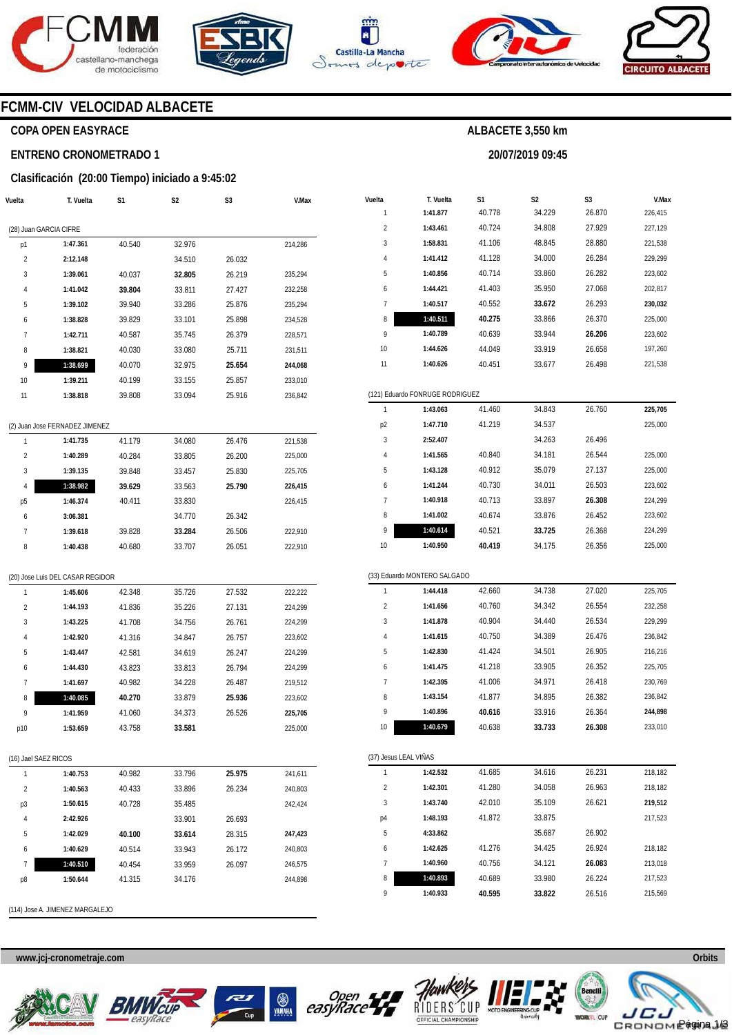## FCMM-CIV VELOCIDAD ALBACETE

### COPA OPEN EASYRACE

**ALBACETE 3,550 km**

### ENTRENO CRONOMETRADO 1

**20/07/2019 09:45**

### Clasificación (20:00 Tiempo) iniciado a 9:45:02

**(28) Juan GARCIA CIFRE**

| Vuelta | T. Vuelta | S1 | S2 | S3 | V.Max |
|---|---|---|---|---|---|
| p1 | **1:47.361** | 40.540 | 32.976 | | 214,286 |
| 2 | **2:12.148** | | 34.510 | 26.032 | |
| 3 | **1:39.061** | 40.037 | **32.805** | 26.219 | 235,294 |
| 4 | **1:41.042** | **39.804** | 33.811 | 27.427 | 232,258 |
| 5 | **1:39.102** | 39.940 | 33.286 | 25.876 | 235,294 |
| 6 | **1:38.828** | 39.829 | 33.101 | 25.898 | 234,528 |
| 7 | **1:42.711** | 40.587 | 35.745 | 26.379 | 228,571 |
| 8 | **1:38.821** | 40.030 | 33.080 | 25.711 | 231,511 |
| 9 | **1:38.699** | 40.070 | 32.975 | **25.654** | **244,068** |
| 10 | **1:39.211** | 40.199 | 33.155 | 25.857 | 233,010 |
| 11 | **1:38.818** | 39.808 | 33.094 | 25.916 | 236,842 |

**(2) Juan Jose FERNADEZ JIMENEZ**

| Vuelta | T. Vuelta | S1 | S2 | S3 | V.Max |
|---|---|---|---|---|---|
| 1 | **1:41.735** | 41.179 | 34.080 | 26.476 | 221,538 |
| 2 | **1:40.289** | 40.284 | 33.805 | 26.200 | 225,000 |
| 3 | **1:39.135** | 39.848 | 33.457 | 25.830 | 225,705 |
| 4 | **1:38.982** | **39.629** | 33.563 | **25.790** | **226,415** |
| p5 | **1:46.374** | 40.411 | 33.830 | | 226,415 |
| 6 | **3:06.381** | | 34.770 | 26.342 | |
| 7 | **1:39.618** | 39.828 | **33.284** | 26.506 | 222,910 |
| 8 | **1:40.438** | 40.680 | 33.707 | 26.051 | 222,910 |

**(20) Jose Luis DEL CASAR REGIDOR**

| Vuelta | T. Vuelta | S1 | S2 | S3 | V.Max |
|---|---|---|---|---|---|
| 1 | **1:45.606** | 42.348 | 35.726 | 27.532 | 222,222 |
| 2 | **1:44.193** | 41.836 | 35.226 | 27.131 | 224,299 |
| 3 | **1:43.225** | 41.708 | 34.756 | 26.761 | 229,299 |
| 4 | **1:42.920** | 41.316 | 34.847 | 26.757 | 223,602 |
| 5 | **1:43.447** | 42.581 | 34.619 | 26.247 | 224,299 |
| 6 | **1:44.430** | 43.823 | 33.813 | 26.794 | 224,299 |
| 7 | **1:41.697** | 40.982 | 34.228 | 26.487 | 219,512 |
| 8 | **1:40.085** | **40.270** | 33.879 | **25.936** | 223,602 |
| 9 | **1:41.959** | 41.060 | 34.373 | 26.526 | **225,705** |
| p10 | **1:53.659** | 43.758 | **33.581** | | 225,000 |

**(16) Jael SAEZ RICOS**

| Vuelta | T. Vuelta | S1 | S2 | S3 | V.Max |
|---|---|---|---|---|---|
| 1 | **1:40.753** | 40.982 | 33.796 | **25.975** | 241,611 |
| 2 | **1:40.563** | 40.433 | 33.896 | 26.234 | 240,803 |
| p3 | **1:50.615** | 40.728 | 35.485 | | 242,424 |
| 4 | **2:42.926** | | 33.901 | 26.693 | |
| 5 | **1:42.029** | **40.100** | **33.614** | 28.315 | **247,423** |
| 6 | **1:40.629** | 40.514 | 33.943 | 26.172 | 240,803 |
| 7 | **1:40.510** | 40.454 | 33.959 | 26.097 | 246,575 |
| p8 | **1:50.644** | 41.315 | 34.176 | | 244,898 |

**(114) Jose A. JIMENEZ MARGALEJO**

| Vuelta | T. Vuelta | S1 | S2 | S3 | V.Max |
|---|---|---|---|---|---|
| 1 | **1:41.877** | 40.778 | 34.229 | 26.870 | 226,415 |
| 2 | **1:43.461** | 40.724 | 34.808 | 27.929 | 227,129 |
| 3 | **1:58.831** | 41.106 | 48.845 | 28.880 | 221,538 |
| 4 | **1:41.412** | 41.128 | 34.000 | 26.284 | 229,299 |
| 5 | **1:40.856** | 40.714 | 33.860 | 26.282 | 223,602 |
| 6 | **1:44.421** | 41.403 | 35.950 | 27.068 | 202,817 |
| 7 | **1:40.517** | 40.552 | **33.672** | 26.293 | **230,032** |
| 8 | **1:40.511** | **40.275** | 33.866 | 26.370 | 225,000 |
| 9 | **1:40.789** | 40.639 | 33.944 | **26.206** | 223,602 |
| 10 | **1:44.626** | 44.049 | 33.919 | 26.658 | 197,260 |
| 11 | **1:40.626** | 40.451 | 33.677 | 26.498 | 221,538 |

**(121) Eduardo FONRUGE RODRIGUEZ**

| Vuelta | T. Vuelta | S1 | S2 | S3 | V.Max |
|---|---|---|---|---|---|
| 1 | **1:43.063** | 41.460 | 34.843 | 26.760 | **225,705** |
| p2 | **1:47.710** | 41.219 | 34.537 | | 225,000 |
| 3 | **2:52.407** | | 34.263 | 26.496 | |
| 4 | **1:41.565** | 40.840 | 34.181 | 26.544 | 225,000 |
| 5 | **1:43.128** | 40.912 | 35.079 | 27.137 | 225,000 |
| 6 | **1:41.244** | 40.730 | 34.011 | 26.503 | 223,602 |
| 7 | **1:40.918** | 40.713 | 33.897 | **26.308** | 224,299 |
| 8 | **1:41.002** | 40.674 | 33.876 | 26.452 | 223,602 |
| 9 | **1:40.614** | 40.521 | **33.725** | 26.368 | 224,299 |
| 10 | **1:40.950** | **40.419** | 34.175 | 26.356 | 225,000 |

**(33) Eduardo MONTERO SALGADO**

| Vuelta | T. Vuelta | S1 | S2 | S3 | V.Max |
|---|---|---|---|---|---|
| 1 | **1:44.418** | 42.660 | 34.738 | 27.020 | 225,705 |
| 2 | **1:41.656** | 40.760 | 34.342 | 26.554 | 232,258 |
| 3 | **1:41.878** | 40.904 | 34.440 | 26.534 | 229,299 |
| 4 | **1:41.615** | 40.750 | 34.389 | 26.476 | 236,842 |
| 5 | **1:42.830** | 41.424 | 34.501 | 26.905 | 216,216 |
| 6 | **1:41.475** | 41.218 | 33.905 | 26.352 | 225,705 |
| 7 | **1:42.395** | 41.006 | 34.971 | 26.418 | 230,769 |
| 8 | **1:43.154** | 41.877 | 34.895 | 26.382 | 236,842 |
| 9 | **1:40.896** | **40.616** | 33.916 | 26.364 | **244,898** |
| 10 | **1:40.679** | 40.638 | **33.733** | **26.308** | 233,010 |

**(37) Jesus LEAL VIÑAS**

| Vuelta | T. Vuelta | S1 | S2 | S3 | V.Max |
|---|---|---|---|---|---|
| 1 | **1:42.532** | 41.685 | 34.616 | 26.231 | 218,182 |
| 2 | **1:42.301** | 41.280 | 34.058 | 26.963 | 218,182 |
| 3 | **1:43.740** | 42.010 | 35.109 | 26.621 | **219,512** |
| p4 | **1:48.193** | 41.872 | 33.875 | | 217,523 |
| 5 | **4:33.862** | | 35.687 | 26.902 | |
| 6 | **1:42.625** | 41.276 | 34.425 | 26.924 | 218,182 |
| 7 | **1:40.960** | 40.756 | 34.121 | **26.083** | 213,018 |
| 8 | **1:40.893** | 40.689 | 33.980 | 26.224 | 217,523 |
| 9 | **1:40.933** | **40.595** | **33.822** | 26.516 | 215,569 |

www.jcj-cronometraje.com

Orbits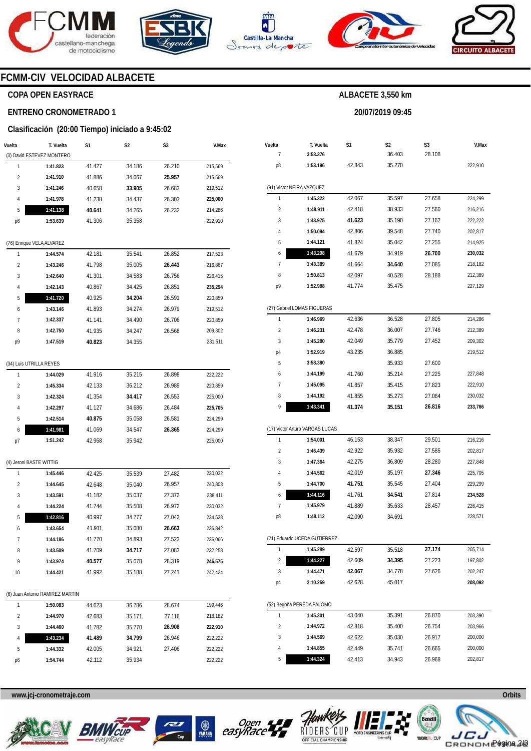# FCMM-CIV VELOCIDAD ALBACETE

**COPA OPEN EASYRACE**

**ENTRENO CRONOMETRADO 1**

**Clasificación (20:00 Tiempo) iniciado a 9:45:02**

**ALBACETE 3,550 km**

**20/07/2019 09:45**

| Vuelta | T. Vuelta | S1 | S2 | S3 | V.Max |
|---|---|---|---|---|---|
| (3) David ESTEVEZ MONTERO | | | | | |
| 1 | **1:41.823** | 41.427 | 34.186 | 26.210 | 215,569 |
| 2 | **1:41.910** | 41.886 | 34.067 | **25.957** | 215,569 |
| 3 | **1:41.246** | 40.658 | **33.905** | 26.683 | 219,512 |
| 4 | **1:41.978** | 41.238 | 34.437 | 26.303 | **225,000** |
| 5 | **1:41.138** | **40.641** | 34.265 | 26.232 | 214,286 |
| p6 | **1:53.639** | 41.306 | 35.358 | | 222,910 |
| (76) Enrique VELA ALVAREZ | | | | | |
| 1 | **1:44.574** | 42.181 | 35.541 | 26.852 | 217,523 |
| 2 | **1:43.246** | 41.798 | 35.005 | **26.443** | 216,867 |
| 3 | **1:42.640** | 41.301 | 34.583 | 26.756 | 226,415 |
| 4 | **1:42.143** | 40.867 | 34.425 | 26.851 | **235,294** |
| 5 | **1:41.720** | 40.925 | **34.204** | 26.591 | 220,859 |
| 6 | **1:43.146** | 41.893 | 34.274 | 26.979 | 219,512 |
| 7 | **1:42.337** | 41.141 | 34.490 | 26.706 | 220,859 |
| 8 | **1:42.750** | 41.935 | 34.247 | 26.568 | 209,302 |
| p9 | **1:47.519** | **40.823** | 34.355 | | 231,511 |
| (34) Luis UTRILLA REYES | | | | | |
| 1 | **1:44.029** | 41.916 | 35.215 | 26.898 | 222,222 |
| 2 | **1:45.334** | 42.133 | 36.212 | 26.989 | 220,859 |
| 3 | **1:42.324** | 41.354 | **34.417** | 26.553 | 225,000 |
| 4 | **1:42.297** | 41.127 | 34.686 | 26.484 | **225,705** |
| 5 | **1:42.514** | **40.875** | 35.058 | 26.581 | 224,299 |
| 6 | **1:41.981** | 41.069 | 34.547 | **26.365** | 224,299 |
| p7 | **1:51.242** | 42.968 | 35.942 | | 225,000 |
| (4) Jeroni BASTE WITTIG | | | | | |
| 1 | **1:45.446** | 42.425 | 35.539 | 27.482 | 230,032 |
| 2 | **1:44.645** | 42.648 | 35.040 | 26.957 | 240,803 |
| 3 | **1:43.591** | 41.182 | 35.037 | 27.372 | 238,411 |
| 4 | **1:44.224** | 41.744 | 35.508 | 26.972 | 230,032 |
| 5 | **1:42.816** | 40.997 | 34.777 | 27.042 | 234,528 |
| 6 | **1:43.654** | 41.911 | 35.080 | **26.663** | 236,842 |
| 7 | **1:44.186** | 41.770 | 34.893 | 27.523 | 236,066 |
| 8 | **1:43.509** | 41.709 | **34.717** | 27.083 | 232,258 |
| 9 | **1:43.974** | **40.577** | 35.078 | 28.319 | **246,575** |
| 10 | **1:44.421** | 41.992 | 35.188 | 27.241 | 242,424 |
| (6) Juan Antonio RAMIREZ MARTIN | | | | | |
| 1 | **1:50.083** | 44.623 | 36.786 | 28.674 | 199,446 |
| 2 | **1:44.970** | 42.683 | 35.171 | 27.116 | 218,182 |
| 3 | **1:44.460** | 41.782 | 35.770 | **26.908** | **222,910** |
| 4 | **1:43.234** | **41.489** | **34.799** | 26.946 | 222,222 |
| 5 | **1:44.332** | 42.005 | 34.921 | 27.406 | 222,222 |
| p6 | **1:54.744** | 42.112 | 35.934 | | 222,222 |
| 7 | **3:53.376** | | 36.403 | 28.108 | |
| p8 | **1:53.196** | 42.843 | 35.270 | | 222,910 |
| (91) Victor NEIRA VAZQUEZ | | | | | |
| 1 | **1:45.322** | 42.067 | 35.597 | 27.658 | 224,299 |
| 2 | **1:48.911** | 42.418 | 38.933 | 27.560 | 216,216 |
| 3 | **1:43.975** | **41.623** | 35.190 | 27.162 | 222,222 |
| 4 | **1:50.094** | 42.806 | 39.548 | 27.740 | 202,817 |
| 5 | **1:44.121** | 41.824 | 35.042 | 27.255 | 214,925 |
| 6 | **1:43.298** | 41.679 | 34.919 | **26.700** | **230,032** |
| 7 | **1:43.389** | 41.664 | **34.640** | 27.085 | 218,182 |
| 8 | **1:50.813** | 42.097 | 40.528 | 28.188 | 212,389 |
| p9 | **1:52.988** | 41.774 | 35.475 | | 227,129 |
| (27) Gabriel LOMAS FIGUERAS | | | | | |
| 1 | **1:46.969** | 42.636 | 36.528 | 27.805 | 214,286 |
| 2 | **1:46.231** | 42.478 | 36.007 | 27.746 | 212,389 |
| 3 | **1:45.280** | 42.049 | 35.779 | 27.452 | 209,302 |
| p4 | **1:52.919** | 43.235 | 36.885 | | 219,512 |
| 5 | **3:58.380** | | 35.933 | 27.600 | |
| 6 | **1:44.199** | 41.760 | 35.214 | 27.225 | 227,848 |
| 7 | **1:45.095** | 41.857 | 35.415 | 27.823 | 222,910 |
| 8 | **1:44.192** | 41.855 | 35.273 | 27.064 | 230,032 |
| 9 | **1:43.341** | **41.374** | **35.151** | **26.816** | **233,766** |
| (17) Victor Arturo VARGAS LUCAS | | | | | |
| 1 | **1:54.001** | 46.153 | 38.347 | 29.501 | 216,216 |
| 2 | **1:46.439** | 42.922 | 35.932 | 27.585 | 202,817 |
| 3 | **1:47.364** | 42.275 | 36.809 | 28.280 | 227,848 |
| 4 | **1:44.562** | 42.019 | 35.197 | **27.346** | 225,705 |
| 5 | **1:44.700** | **41.751** | 35.545 | 27.404 | 229,299 |
| 6 | **1:44.116** | 41.761 | **34.541** | 27.814 | **234,528** |
| 7 | **1:45.979** | 41.889 | 35.633 | 28.457 | 226,415 |
| p8 | **1:48.112** | 42.090 | 34.691 | | 228,571 |
| (21) Eduardo UCEDA GUTIERREZ | | | | | |
| 1 | **1:45.289** | 42.597 | 35.518 | **27.174** | 205,714 |
| 2 | **1:44.227** | 42.609 | **34.395** | 27.223 | 197,802 |
| 3 | **1:44.471** | **42.067** | 34.778 | 27.626 | 202,247 |
| p4 | **2:10.259** | 42.628 | 45.017 | | **208,092** |
| (52) Begoña PEREDA PALOMO | | | | | |
| 1 | **1:45.301** | 43.040 | 35.391 | 26.870 | 203,390 |
| 2 | **1:44.972** | 42.818 | 35.400 | 26.754 | 203,966 |
| 3 | **1:44.569** | 42.622 | 35.030 | 26.917 | 200,000 |
| 4 | **1:44.855** | 42.449 | 35.741 | 26.665 | 200,000 |
| 5 | **1:44.324** | 42.413 | 34.943 | 26.968 | 202,817 |

www.jcj-cronometraje.com — Orbits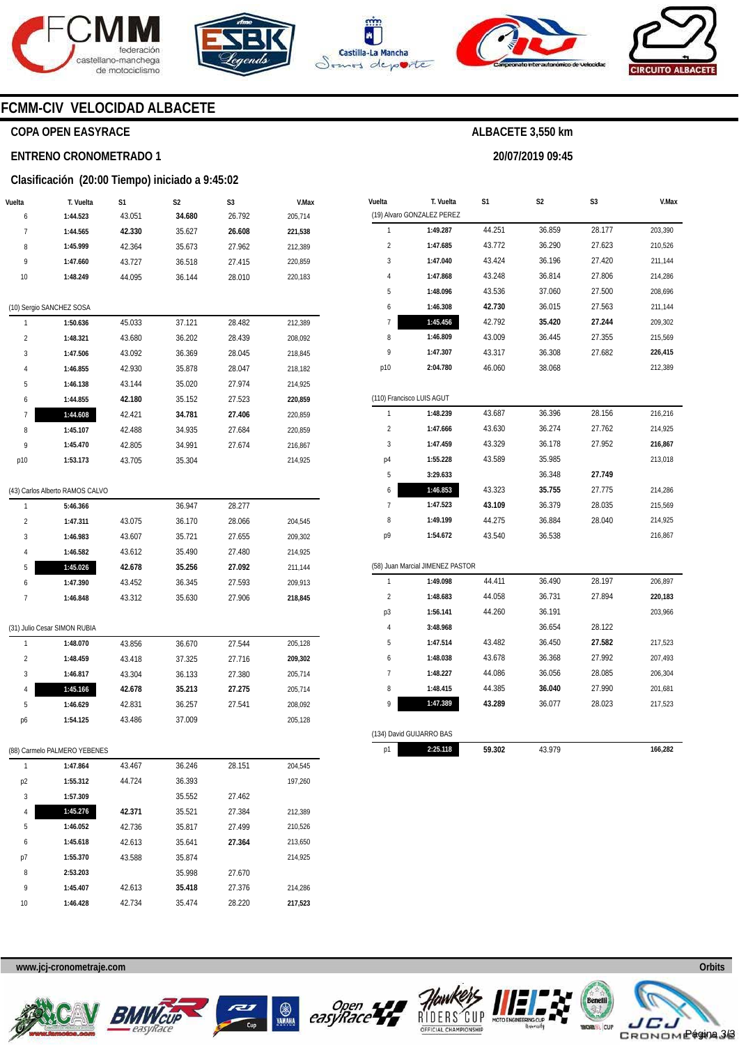# FCMM-CIV VELOCIDAD ALBACETE

## COPA OPEN EASYRACE

## ENTRENO CRONOMETRADO 1

### Clasificación (20:00 Tiempo) iniciado a 9:45:02

**ALBACETE 3,550 km**

**20/07/2019 09:45**

| Vuelta | T. Vuelta | S1 | S2 | S3 | V.Max |
|---|---|---|---|---|---|
| 6 | **1:44.523** | 43.051 | **34.680** | 26.792 | 205,714 |
| 7 | **1:44.565** | **42.330** | 35.627 | **26.608** | **221,538** |
| 8 | **1:45.999** | 42.364 | 35.673 | 27.962 | 212,389 |
| 9 | **1:47.660** | 43.727 | 36.518 | 27.415 | 220,859 |
| 10 | **1:48.249** | 44.095 | 36.144 | 28.010 | 220,183 |
| **(10) Sergio SANCHEZ SOSA** | | | | | |
| 1 | **1:50.636** | 45.033 | 37.121 | 28.482 | 212,389 |
| 2 | **1:48.321** | 43.680 | 36.202 | 28.439 | 208,092 |
| 3 | **1:47.506** | 43.092 | 36.369 | 28.045 | 218,845 |
| 4 | **1:46.855** | 42.930 | 35.878 | 28.047 | 218,182 |
| 5 | **1:46.138** | 43.144 | 35.020 | 27.974 | 214,925 |
| 6 | **1:44.855** | **42.180** | 35.152 | 27.523 | **220,859** |
| 7 | **1:44.608** | 42.421 | **34.781** | **27.406** | 220,859 |
| 8 | **1:45.107** | 42.488 | 34.935 | 27.684 | 220,859 |
| 9 | **1:45.470** | 42.805 | 34.991 | 27.674 | 216,867 |
| p10 | **1:53.173** | 43.705 | 35.304 | | 214,925 |
| **(43) Carlos Alberto RAMOS CALVO** | | | | | |
| 1 | **5:46.366** | | 36.947 | 28.277 | |
| 2 | **1:47.311** | 43.075 | 36.170 | 28.066 | 204,545 |
| 3 | **1:46.983** | 43.607 | 35.721 | 27.655 | 209,302 |
| 4 | **1:46.582** | 43.612 | 35.490 | 27.480 | 214,925 |
| 5 | **1:45.026** | **42.678** | **35.256** | **27.092** | 211,144 |
| 6 | **1:47.390** | 43.452 | 36.345 | 27.593 | 209,913 |
| 7 | **1:46.848** | 43.312 | 35.630 | 27.906 | **218,845** |
| **(31) Julio Cesar SIMON RUBIA** | | | | | |
| 1 | **1:48.070** | 43.856 | 36.670 | 27.544 | 205,128 |
| 2 | **1:48.459** | 43.418 | 37.325 | 27.716 | **209,302** |
| 3 | **1:46.817** | 43.304 | 36.133 | 27.380 | 205,714 |
| 4 | **1:45.166** | **42.678** | **35.213** | **27.275** | 205,714 |
| 5 | **1:46.629** | 42.831 | 36.257 | 27.541 | 208,092 |
| p6 | **1:54.125** | 43.486 | 37.009 | | 205,128 |
| **(88) Carmelo PALMERO YEBENES** | | | | | |
| 1 | **1:47.864** | 43.467 | 36.246 | 28.151 | 204,545 |
| p2 | **1:55.312** | 44.724 | 36.393 | | 197,260 |
| 3 | **1:57.309** | | 35.552 | 27.462 | |
| 4 | **1:45.276** | **42.371** | 35.521 | 27.384 | 212,389 |
| 5 | **1:46.052** | 42.736 | 35.817 | 27.499 | 210,526 |
| 6 | **1:45.618** | 42.613 | 35.641 | **27.364** | 213,650 |
| p7 | **1:55.370** | 43.588 | 35.874 | | 214,925 |
| 8 | **2:53.203** | | 35.998 | 27.670 | |
| 9 | **1:45.407** | 42.613 | **35.418** | 27.376 | 214,286 |
| 10 | **1:46.428** | 42.734 | 35.474 | 28.220 | **217,523** |

| Vuelta | T. Vuelta | S1 | S2 | S3 | V.Max |
|---|---|---|---|---|---|
| **(19) Alvaro GONZALEZ PEREZ** | | | | | |
| 1 | **1:49.287** | 44.251 | 36.859 | 28.177 | 203,390 |
| 2 | **1:47.685** | 43.772 | 36.290 | 27.623 | 210,526 |
| 3 | **1:47.040** | 43.424 | 36.196 | 27.420 | 211,144 |
| 4 | **1:47.868** | 43.248 | 36.814 | 27.806 | 214,286 |
| 5 | **1:48.096** | 43.536 | 37.060 | 27.500 | 208,696 |
| 6 | **1:46.308** | **42.730** | 36.015 | 27.563 | 211,144 |
| 7 | **1:45.456** | 42.792 | **35.420** | **27.244** | 209,302 |
| 8 | **1:46.809** | 43.009 | 36.445 | 27.355 | 215,569 |
| 9 | **1:47.307** | 43.317 | 36.308 | 27.682 | **226,415** |
| p10 | **2:04.780** | 46.060 | 38.068 | | 212,389 |
| **(110) Francisco LUIS AGUT** | | | | | |
| 1 | **1:48.239** | 43.687 | 36.396 | 28.156 | 216,216 |
| 2 | **1:47.666** | 43.630 | 36.274 | 27.762 | 214,925 |
| 3 | **1:47.459** | 43.329 | 36.178 | 27.952 | **216,867** |
| p4 | **1:55.228** | 43.589 | 35.985 | | 213,018 |
| 5 | **3:29.633** | | 36.348 | **27.749** | |
| 6 | **1:46.853** | 43.323 | **35.755** | 27.775 | 214,286 |
| 7 | **1:47.523** | **43.109** | 36.379 | 28.035 | 215,569 |
| 8 | **1:49.199** | 44.275 | 36.884 | 28.040 | 214,925 |
| p9 | **1:54.672** | 43.540 | 36.538 | | 216,867 |
| **(58) Juan Marcial JIMENEZ PASTOR** | | | | | |
| 1 | **1:49.098** | 44.411 | 36.490 | 28.197 | 206,897 |
| 2 | **1:48.683** | 44.058 | 36.731 | 27.894 | **220,183** |
| p3 | **1:56.141** | 44.260 | 36.191 | | 203,966 |
| 4 | **3:48.968** | | 36.654 | 28.122 | |
| 5 | **1:47.514** | 43.482 | 36.450 | **27.582** | 217,523 |
| 6 | **1:48.038** | 43.678 | 36.368 | 27.992 | 207,493 |
| 7 | **1:48.227** | 44.086 | 36.056 | 28.085 | 206,304 |
| 8 | **1:48.415** | 44.385 | **36.040** | 27.990 | 201,681 |
| 9 | **1:47.389** | **43.289** | 36.077 | 28.023 | 217,523 |
| **(134) David GUIJARRO BAS** | | | | | |
| p1 | **2:25.118** | **59.302** | 43.979 | | **166,282** |

www.jcj-cronometraje.com

Orbits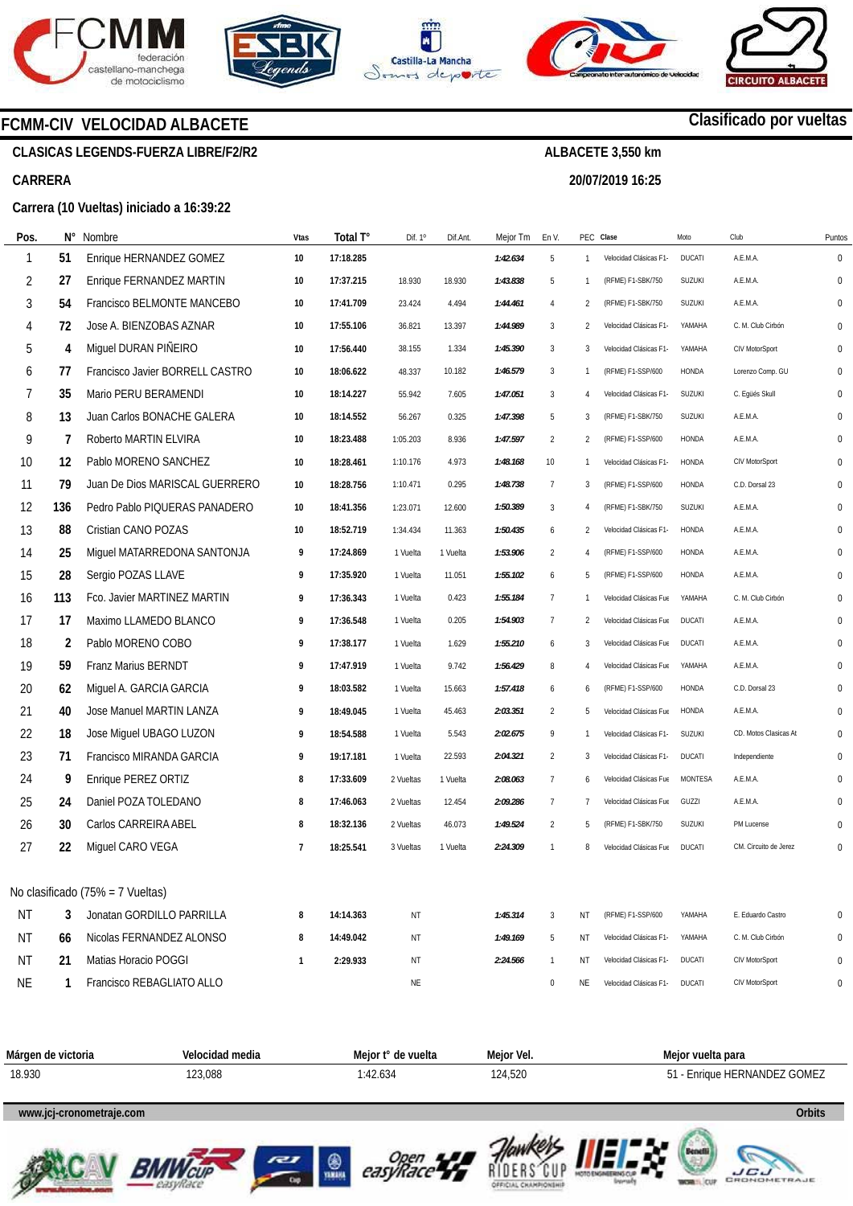## FCMM-CIV VELOCIDAD ALBACETE

**Clasificado por vueltas**

**CLASICAS LEGENDS-FUERZA LIBRE/F2/R2**

**ALBACETE 3,550 km**

**CARRERA**

**20/07/2019 16:25**

**Carrera (10 Vueltas) iniciado a 16:39:22**

| Pos. | N° | Nombre | Vtas | Total T° | Dif. 1° | Dif.Ant. | Mejor Tm | En V. | PEC | Clase | Moto | Club | Puntos |
|---|---|---|---|---|---|---|---|---|---|---|---|---|---|
| 1 | 51 | Enrique HERNANDEZ GOMEZ | 10 | 17:18.285 | | | 1:42.634 | 5 | 1 | Velocidad Clásicas F1- | DUCATI | A.E.M.A. | 0 |
| 2 | 27 | Enrique FERNANDEZ MARTIN | 10 | 17:37.215 | 18.930 | 18.930 | 1:43.838 | 5 | 1 | (RFME) F1-SBK/750 | SUZUKI | A.E.M.A. | 0 |
| 3 | 54 | Francisco BELMONTE MANCEBO | 10 | 17:41.709 | 23.424 | 4.494 | 1:44.461 | 4 | 2 | (RFME) F1-SBK/750 | SUZUKI | A.E.M.A. | 0 |
| 4 | 72 | Jose A. BIENZOBAS AZNAR | 10 | 17:55.106 | 36.821 | 13.397 | 1:44.989 | 3 | 2 | Velocidad Clásicas F1- | YAMAHA | C. M. Club Cirbón | 0 |
| 5 | 4 | Miguel DURAN PIÑEIRO | 10 | 17:56.440 | 38.155 | 1.334 | 1:45.390 | 3 | 3 | Velocidad Clásicas F1- | YAMAHA | CIV MotorSport | 0 |
| 6 | 77 | Francisco Javier BORRELL CASTRO | 10 | 18:06.622 | 48.337 | 10.182 | 1:46.579 | 3 | 1 | (RFME) F1-SSP/600 | HONDA | Lorenzo Comp. GU | 0 |
| 7 | 35 | Mario PERU BERAMENDI | 10 | 18:14.227 | 55.942 | 7.605 | 1:47.051 | 3 | 4 | Velocidad Clásicas F1- | SUZUKI | C. Egüés Skull | 0 |
| 8 | 13 | Juan Carlos BONACHE GALERA | 10 | 18:14.552 | 56.267 | 0.325 | 1:47.398 | 5 | 3 | (RFME) F1-SBK/750 | SUZUKI | A.E.M.A. | 0 |
| 9 | 7 | Roberto MARTIN ELVIRA | 10 | 18:23.488 | 1:05.203 | 8.936 | 1:47.597 | 2 | 2 | (RFME) F1-SSP/600 | HONDA | A.E.M.A. | 0 |
| 10 | 12 | Pablo MORENO SANCHEZ | 10 | 18:28.461 | 1:10.176 | 4.973 | 1:48.168 | 10 | 1 | Velocidad Clásicas F1- | HONDA | CIV MotorSport | 0 |
| 11 | 79 | Juan De Dios MARISCAL GUERRERO | 10 | 18:28.756 | 1:10.471 | 0.295 | 1:48.738 | 7 | 3 | (RFME) F1-SSP/600 | HONDA | C.D. Dorsal 23 | 0 |
| 12 | 136 | Pedro Pablo PIQUERAS PANADERO | 10 | 18:41.356 | 1:23.071 | 12.600 | 1:50.389 | 3 | 4 | (RFME) F1-SBK/750 | SUZUKI | A.E.M.A. | 0 |
| 13 | 88 | Cristian CANO POZAS | 10 | 18:52.719 | 1:34.434 | 11.363 | 1:50.435 | 6 | 2 | Velocidad Clásicas F1- | HONDA | A.E.M.A. | 0 |
| 14 | 25 | Miguel MATARREDONA SANTONJA | 9 | 17:24.869 | 1 Vuelta | 1 Vuelta | 1:53.906 | 2 | 4 | (RFME) F1-SSP/600 | HONDA | A.E.M.A. | 0 |
| 15 | 28 | Sergio POZAS LLAVE | 9 | 17:35.920 | 1 Vuelta | 11.051 | 1:55.102 | 6 | 5 | (RFME) F1-SSP/600 | HONDA | A.E.M.A. | 0 |
| 16 | 113 | Fco. Javier MARTINEZ MARTIN | 9 | 17:36.343 | 1 Vuelta | 0.423 | 1:55.184 | 7 | 1 | Velocidad Clásicas Fue | YAMAHA | C. M. Club Cirbón | 0 |
| 17 | 17 | Maximo LLAMEDO BLANCO | 9 | 17:36.548 | 1 Vuelta | 0.205 | 1:54.903 | 7 | 2 | Velocidad Clásicas Fue | DUCATI | A.E.M.A. | 0 |
| 18 | 2 | Pablo MORENO COBO | 9 | 17:38.177 | 1 Vuelta | 1.629 | 1:55.210 | 6 | 3 | Velocidad Clásicas Fue | DUCATI | A.E.M.A. | 0 |
| 19 | 59 | Franz Marius BERNDT | 9 | 17:47.919 | 1 Vuelta | 9.742 | 1:56.429 | 8 | 4 | Velocidad Clásicas Fue | YAMAHA | A.E.M.A. | 0 |
| 20 | 62 | Miguel A. GARCIA GARCIA | 9 | 18:03.582 | 1 Vuelta | 15.663 | 1:57.418 | 6 | 6 | (RFME) F1-SSP/600 | HONDA | C.D. Dorsal 23 | 0 |
| 21 | 40 | Jose Manuel MARTIN LANZA | 9 | 18:49.045 | 1 Vuelta | 45.463 | 2:03.351 | 2 | 5 | Velocidad Clásicas Fue | HONDA | A.E.M.A. | 0 |
| 22 | 18 | Jose Miguel UBAGO LUZON | 9 | 18:54.588 | 1 Vuelta | 5.543 | 2:02.675 | 9 | 1 | Velocidad Clásicas F1- | SUZUKI | CD. Motos Clasicas At | 0 |
| 23 | 71 | Francisco MIRANDA GARCIA | 9 | 19:17.181 | 1 Vuelta | 22.593 | 2:04.321 | 2 | 3 | Velocidad Clásicas F1- | DUCATI | Independiente | 0 |
| 24 | 9 | Enrique PEREZ ORTIZ | 8 | 17:33.609 | 2 Vueltas | 1 Vuelta | 2:08.063 | 7 | 6 | Velocidad Clásicas Fue | MONTESA | A.E.M.A. | 0 |
| 25 | 24 | Daniel POZA TOLEDANO | 8 | 17:46.063 | 2 Vueltas | 12.454 | 2:09.286 | 7 | 7 | Velocidad Clásicas Fue | GUZZI | A.E.M.A. | 0 |
| 26 | 30 | Carlos CARREIRA ABEL | 8 | 18:32.136 | 2 Vueltas | 46.073 | 1:49.524 | 2 | 5 | (RFME) F1-SBK/750 | SUZUKI | PM Lucense | 0 |
| 27 | 22 | Miguel CARO VEGA | 7 | 18:25.541 | 3 Vueltas | 1 Vuelta | 2:24.309 | 1 | 8 | Velocidad Clásicas Fue | DUCATI | CM. Circuito de Jerez | 0 |

No clasificado (75% = 7 Vueltas)

| Pos. | N° | Nombre | Vtas | Total T° | Dif. 1° | Dif.Ant. | Mejor Tm | En V. | PEC | Clase | Moto | Club | Puntos |
|---|---|---|---|---|---|---|---|---|---|---|---|---|---|
| NT | 3 | Jonatan GORDILLO PARRILLA | 8 | 14:14.363 | NT | | 1:45.314 | 3 | NT | (RFME) F1-SSP/600 | YAMAHA | E. Eduardo Castro | 0 |
| NT | 66 | Nicolas FERNANDEZ ALONSO | 8 | 14:49.042 | NT | | 1:49.169 | 5 | NT | Velocidad Clásicas F1- | YAMAHA | C. M. Club Cirbón | 0 |
| NT | 21 | Matias Horacio POGGI | 1 | 2:29.933 | NT | | 2:24.566 | 1 | NT | Velocidad Clásicas F1- | DUCATI | CIV MotorSport | 0 |
| NE | 1 | Francisco REBAGLIATO ALLO | | | NE | | | 0 | NE | Velocidad Clásicas F1- | DUCATI | CIV MotorSport | 0 |

| Márgen de victoria | Velocidad media | Mejor t° de vuelta | Mejor Vel. | Mejor vuelta para |
|---|---|---|---|---|
| 18.930 | 123,088 | 1:42.634 | 124,520 | 51 - Enrique HERNANDEZ GOMEZ |

www.jcj-cronometraje.com

Orbits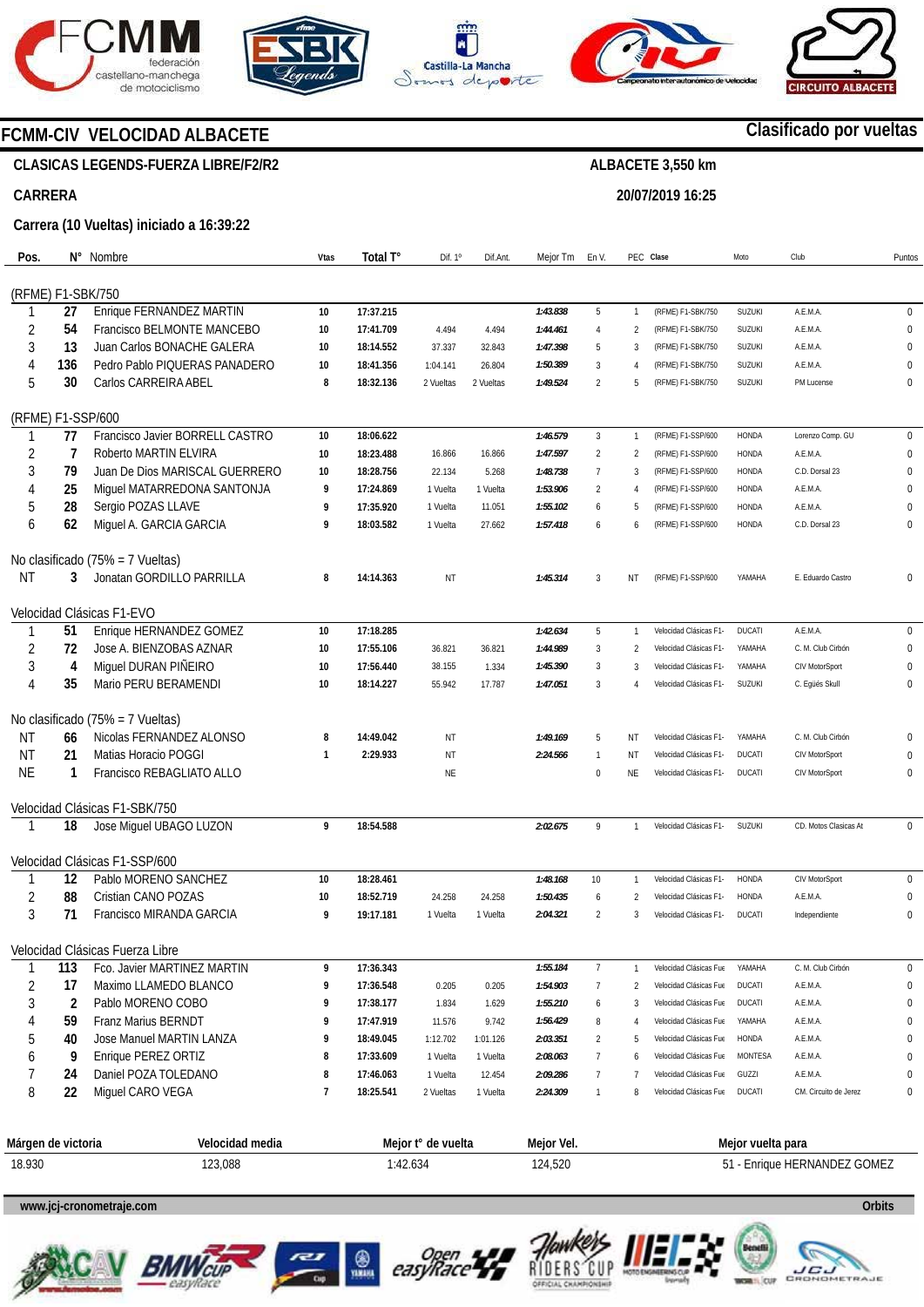# FCMM-CIV VELOCIDAD ALBACETE

**Clasificado por vueltas**

**CLASICAS LEGENDS-FUERZA LIBRE/F2/R2**

**ALBACETE 3,550 km**

**CARRERA**

**20/07/2019 16:25**

**Carrera (10 Vueltas) iniciado a 16:39:22**

| Pos. | N° | Nombre | Vtas | Total T° | Dif. 1° | Dif.Ant. | Mejor Tm | En V. | PEC | Clase | Moto | Club | Puntos |
|---|---|---|---|---|---|---|---|---|---|---|---|---|---|
| **(RFME) F1-SBK/750** | | | | | | | | | | | | | |
| 1 | 27 | Enrique FERNANDEZ MARTIN | 10 | 17:37.215 | | | 1:43.838 | 5 | 1 | (RFME) F1-SBK/750 | SUZUKI | A.E.M.A. | 0 |
| 2 | 54 | Francisco BELMONTE MANCEBO | 10 | 17:41.709 | 4.494 | 4.494 | 1:44.461 | 4 | 2 | (RFME) F1-SBK/750 | SUZUKI | A.E.M.A. | 0 |
| 3 | 13 | Juan Carlos BONACHE GALERA | 10 | 18:14.552 | 37.337 | 32.843 | 1:47.398 | 5 | 3 | (RFME) F1-SBK/750 | SUZUKI | A.E.M.A. | 0 |
| 4 | 136 | Pedro Pablo PIQUERAS PANADERO | 10 | 18:41.356 | 1:04.141 | 26.804 | 1:50.389 | 3 | 4 | (RFME) F1-SBK/750 | SUZUKI | A.E.M.A. | 0 |
| 5 | 30 | Carlos CARREIRA ABEL | 8 | 18:32.136 | 2 Vueltas | 2 Vueltas | 1:49.524 | 2 | 5 | (RFME) F1-SBK/750 | SUZUKI | PM Lucense | 0 |
| **(RFME) F1-SSP/600** | | | | | | | | | | | | | |
| 1 | 77 | Francisco Javier BORRELL CASTRO | 10 | 18:06.622 | | | 1:46.579 | 3 | 1 | (RFME) F1-SSP/600 | HONDA | Lorenzo Comp. GU | 0 |
| 2 | 7 | Roberto MARTIN ELVIRA | 10 | 18:23.488 | 16.866 | 16.866 | 1:47.597 | 2 | 2 | (RFME) F1-SSP/600 | HONDA | A.E.M.A. | 0 |
| 3 | 79 | Juan De Dios MARISCAL GUERRERO | 10 | 18:28.756 | 22.134 | 5.268 | 1:48.738 | 7 | 3 | (RFME) F1-SSP/600 | HONDA | C.D. Dorsal 23 | 0 |
| 4 | 25 | Miguel MATARREDONA SANTONJA | 9 | 17:24.869 | 1 Vuelta | 1 Vuelta | 1:53.906 | 2 | 4 | (RFME) F1-SSP/600 | HONDA | A.E.M.A. | 0 |
| 5 | 28 | Sergio POZAS LLAVE | 9 | 17:35.920 | 1 Vuelta | 11.051 | 1:55.102 | 6 | 5 | (RFME) F1-SSP/600 | HONDA | A.E.M.A. | 0 |
| 6 | 62 | Miguel A. GARCIA GARCIA | 9 | 18:03.582 | 1 Vuelta | 27.662 | 1:57.418 | 6 | 6 | (RFME) F1-SSP/600 | HONDA | C.D. Dorsal 23 | 0 |
| **No clasificado (75% = 7 Vueltas)** | | | | | | | | | | | | | |
| NT | 3 | Jonatan GORDILLO PARRILLA | 8 | 14:14.363 | NT | | 1:45.314 | 3 | NT | (RFME) F1-SSP/600 | YAMAHA | E. Eduardo Castro | 0 |
| **Velocidad Clásicas F1-EVO** | | | | | | | | | | | | | |
| 1 | 51 | Enrique HERNANDEZ GOMEZ | 10 | 17:18.285 | | | 1:42.634 | 5 | 1 | Velocidad Clásicas F1- | DUCATI | A.E.M.A. | 0 |
| 2 | 72 | Jose A. BIENZOBAS AZNAR | 10 | 17:55.106 | 36.821 | 36.821 | 1:44.989 | 3 | 2 | Velocidad Clásicas F1- | YAMAHA | C. M. Club Cirbón | 0 |
| 3 | 4 | Miguel DURAN PIÑEIRO | 10 | 17:56.440 | 38.155 | 1.334 | 1:45.390 | 3 | 3 | Velocidad Clásicas F1- | YAMAHA | CIV MotorSport | 0 |
| 4 | 35 | Mario PERU BERAMENDI | 10 | 18:14.227 | 55.942 | 17.787 | 1:47.051 | 3 | 4 | Velocidad Clásicas F1- | SUZUKI | C. Egüés Skull | 0 |
| **No clasificado (75% = 7 Vueltas)** | | | | | | | | | | | | | |
| NT | 66 | Nicolas FERNANDEZ ALONSO | 8 | 14:49.042 | NT | | 1:49.169 | 5 | NT | Velocidad Clásicas F1- | YAMAHA | C. M. Club Cirbón | 0 |
| NT | 21 | Matias Horacio POGGI | 1 | 2:29.933 | NT | | 2:24.566 | 1 | NT | Velocidad Clásicas F1- | DUCATI | CIV MotorSport | 0 |
| NE | 1 | Francisco REBAGLIATO ALLO | | | NE | | | 0 | NE | Velocidad Clásicas F1- | DUCATI | CIV MotorSport | 0 |
| **Velocidad Clásicas F1-SBK/750** | | | | | | | | | | | | | |
| 1 | 18 | Jose Miguel UBAGO LUZON | 9 | 18:54.588 | | | 2:02.675 | 9 | 1 | Velocidad Clásicas F1- | SUZUKI | CD. Motos Clasicas At | 0 |
| **Velocidad Clásicas F1-SSP/600** | | | | | | | | | | | | | |
| 1 | 12 | Pablo MORENO SANCHEZ | 10 | 18:28.461 | | | 1:48.168 | 10 | 1 | Velocidad Clásicas F1- | HONDA | CIV MotorSport | 0 |
| 2 | 88 | Cristian CANO POZAS | 10 | 18:52.719 | 24.258 | 24.258 | 1:50.435 | 6 | 2 | Velocidad Clásicas F1- | HONDA | A.E.M.A. | 0 |
| 3 | 71 | Francisco MIRANDA GARCIA | 9 | 19:17.181 | 1 Vuelta | 1 Vuelta | 2:04.321 | 2 | 3 | Velocidad Clásicas F1- | DUCATI | Independiente | 0 |
| **Velocidad Clásicas Fuerza Libre** | | | | | | | | | | | | | |
| 1 | 113 | Fco. Javier MARTINEZ MARTIN | 9 | 17:36.343 | | | 1:55.184 | 7 | 1 | Velocidad Clásicas Fue | YAMAHA | C. M. Club Cirbón | 0 |
| 2 | 17 | Maximo LLAMEDO BLANCO | 9 | 17:36.548 | 0.205 | 0.205 | 1:54.903 | 7 | 2 | Velocidad Clásicas Fue | DUCATI | A.E.M.A. | 0 |
| 3 | 2 | Pablo MORENO COBO | 9 | 17:38.177 | 1.834 | 1.629 | 1:55.210 | 6 | 3 | Velocidad Clásicas Fue | DUCATI | A.E.M.A. | 0 |
| 4 | 59 | Franz Marius BERNDT | 9 | 17:47.919 | 11.576 | 9.742 | 1:56.429 | 8 | 4 | Velocidad Clásicas Fue | YAMAHA | A.E.M.A. | 0 |
| 5 | 40 | Jose Manuel MARTIN LANZA | 9 | 18:49.045 | 1:12.702 | 1:01.126 | 2:03.351 | 2 | 5 | Velocidad Clásicas Fue | HONDA | A.E.M.A. | 0 |
| 6 | 9 | Enrique PEREZ ORTIZ | 8 | 17:33.609 | 1 Vuelta | 1 Vuelta | 2:08.063 | 7 | 6 | Velocidad Clásicas Fue | MONTESA | A.E.M.A. | 0 |
| 7 | 24 | Daniel POZA TOLEDANO | 8 | 17:46.063 | 1 Vuelta | 12.454 | 2:09.286 | 7 | 7 | Velocidad Clásicas Fue | GUZZI | A.E.M.A. | 0 |
| 8 | 22 | Miguel CARO VEGA | 7 | 18:25.541 | 2 Vueltas | 1 Vuelta | 2:24.309 | 1 | 8 | Velocidad Clásicas Fue | DUCATI | CM. Circuito de Jerez | 0 |

| Márgen de victoria | Velocidad media | Mejor t° de vuelta | Mejor Vel. | Mejor vuelta para |
|---|---|---|---|---|
| 18.930 | 123,088 | 1:42.634 | 124,520 | 51 - Enrique HERNANDEZ GOMEZ |

www.jcj-cronometraje.com — Orbits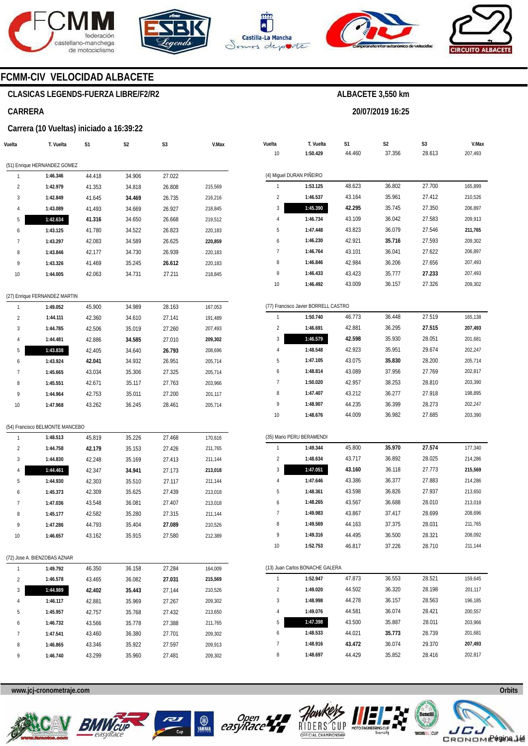# FCMM-CIV VELOCIDAD ALBACETE

## CLASICAS LEGENDS-FUERZA LIBRE/F2/R2

**ALBACETE 3,550 km**

### CARRERA

**20/07/2019 16:25**

### Carrera (10 Vueltas) iniciado a 16:39:22

(51) Enrique HERNANDEZ GOMEZ

| Vuelta | T. Vuelta | S1 | S2 | S3 | V.Max |
|---|---|---|---|---|---|
| 1 | **1:46.346** | 44.418 | 34.906 | 27.022 | |
| 2 | **1:42.979** | 41.353 | 34.818 | 26.808 | 215,569 |
| 3 | **1:42.849** | 41.645 | **34.469** | 26.735 | 216,216 |
| 4 | **1:43.089** | 41.493 | 34.669 | 26.927 | 218,845 |
| 5 | **1:42.634** | **41.316** | 34.650 | 26.668 | 219,512 |
| 6 | **1:43.125** | 41.780 | 34.522 | 26.823 | 220,183 |
| 7 | **1:43.297** | 42.083 | 34.589 | 26.625 | **220,859** |
| 8 | **1:43.846** | 42.177 | 34.730 | 26.939 | 220,183 |
| 9 | **1:43.326** | 41.469 | 35.245 | **26.612** | 220,183 |
| 10 | **1:44.005** | 42.063 | 34.731 | 27.211 | 218,845 |

(27) Enrique FERNANDEZ MARTIN

| Vuelta | T. Vuelta | S1 | S2 | S3 | V.Max |
|---|---|---|---|---|---|
| 1 | **1:49.052** | 45.900 | 34.989 | 28.163 | 167,053 |
| 2 | **1:44.111** | 42.360 | 34.610 | 27.141 | 191,489 |
| 3 | **1:44.785** | 42.506 | 35.019 | 27.260 | 207,493 |
| 4 | **1:44.481** | 42.886 | **34.585** | 27.010 | **209,302** |
| 5 | **1:43.838** | 42.405 | 34.640 | **26.793** | 208,696 |
| 6 | **1:43.924** | **42.041** | 34.932 | 26.951 | 205,714 |
| 7 | **1:45.665** | 43.034 | 35.306 | 27.325 | 205,714 |
| 8 | **1:45.551** | 42.671 | 35.117 | 27.763 | 203,966 |
| 9 | **1:44.964** | 42.753 | 35.011 | 27.200 | 201,117 |
| 10 | **1:47.968** | 43.262 | 36.245 | 28.461 | 205,714 |

(54) Francisco BELMONTE MANCEBO

| Vuelta | T. Vuelta | S1 | S2 | S3 | V.Max |
|---|---|---|---|---|---|
| 1 | **1:48.513** | 45.819 | 35.226 | 27.468 | 170,616 |
| 2 | **1:44.758** | **42.179** | 35.153 | 27.426 | 211,765 |
| 3 | **1:44.830** | 42.248 | 35.169 | 27.413 | 211,144 |
| 4 | **1:44.461** | 42.347 | **34.941** | 27.173 | **213,018** |
| 5 | **1:44.930** | 42.303 | 35.510 | 27.117 | 211,144 |
| 6 | **1:45.373** | 42.309 | 35.625 | 27.439 | 213,018 |
| 7 | **1:47.036** | 43.548 | 36.081 | 27.407 | 213,018 |
| 8 | **1:45.177** | 42.582 | 35.280 | 27.315 | 211,144 |
| 9 | **1:47.286** | 44.793 | 35.404 | **27.089** | 210,526 |
| 10 | **1:46.657** | 43.162 | 35.915 | 27.580 | 212,389 |

(72) Jose A. BIENZOBAS AZNAR

| Vuelta | T. Vuelta | S1 | S2 | S3 | V.Max |
|---|---|---|---|---|---|
| 1 | **1:49.792** | 46.350 | 36.158 | 27.284 | 164,009 |
| 2 | **1:46.578** | 43.465 | 36.082 | **27.031** | **215,569** |
| 3 | **1:44.989** | **42.402** | **35.443** | 27.144 | 210,526 |
| 4 | **1:46.117** | 42.881 | 35.969 | 27.267 | 209,302 |
| 5 | **1:45.957** | 42.757 | 35.768 | 27.432 | 213,650 |
| 6 | **1:46.732** | 43.566 | 35.778 | 27.388 | 211,765 |
| 7 | **1:47.541** | 43.460 | 36.380 | 27.701 | 209,302 |
| 8 | **1:46.865** | 43.346 | 35.922 | 27.597 | 209,913 |
| 9 | **1:46.740** | 43.299 | 35.960 | 27.481 | 209,302 |
| 10 | **1:50.429** | 44.460 | 37.356 | 28.613 | 207,493 |

(4) Miguel DURAN PIÑEIRO

| Vuelta | T. Vuelta | S1 | S2 | S3 | V.Max |
|---|---|---|---|---|---|
| 1 | **1:53.125** | 48.623 | 36.802 | 27.700 | 165,899 |
| 2 | **1:46.537** | 43.164 | 35.961 | 27.412 | 210,526 |
| 3 | **1:45.390** | **42.295** | 35.745 | 27.350 | 206,897 |
| 4 | **1:46.734** | 43.109 | 36.042 | 27.583 | 209,913 |
| 5 | **1:47.448** | 43.823 | 36.079 | 27.546 | **211,765** |
| 6 | **1:46.230** | 42.921 | **35.716** | 27.593 | 209,302 |
| 7 | **1:46.764** | 43.101 | 36.041 | 27.622 | 206,897 |
| 8 | **1:46.846** | 42.984 | 36.206 | 27.656 | 207,493 |
| 9 | **1:46.433** | 43.423 | 35.777 | **27.233** | 207,493 |
| 10 | **1:46.492** | 43.009 | 36.157 | 27.326 | 209,302 |

(77) Francisco Javier BORRELL CASTRO

| Vuelta | T. Vuelta | S1 | S2 | S3 | V.Max |
|---|---|---|---|---|---|
| 1 | **1:50.740** | 46.773 | 36.448 | 27.519 | 165,138 |
| 2 | **1:46.691** | 42.881 | 36.295 | **27.515** | **207,493** |
| 3 | **1:46.579** | **42.598** | 35.930 | 28.051 | 201,681 |
| 4 | **1:48.548** | 42.923 | 35.951 | 29.674 | 202,247 |
| 5 | **1:47.105** | 43.075 | **35.830** | 28.200 | 205,714 |
| 6 | **1:48.814** | 43.089 | 37.956 | 27.769 | 202,817 |
| 7 | **1:50.020** | 42.957 | 38.253 | 28.810 | 203,390 |
| 8 | **1:47.407** | 43.212 | 36.277 | 27.918 | 198,895 |
| 9 | **1:48.907** | 44.235 | 36.399 | 28.273 | 202,247 |
| 10 | **1:48.676** | 44.009 | 36.982 | 27.685 | 203,390 |

(35) Mario PERU BERAMENDI

| Vuelta | T. Vuelta | S1 | S2 | S3 | V.Max |
|---|---|---|---|---|---|
| 1 | **1:49.344** | 45.800 | **35.970** | **27.574** | 177,340 |
| 2 | **1:48.634** | 43.717 | 36.892 | 28.025 | 214,286 |
| 3 | **1:47.051** | **43.160** | 36.118 | 27.773 | **215,569** |
| 4 | **1:47.646** | 43.386 | 36.377 | 27.883 | 214,286 |
| 5 | **1:48.361** | 43.598 | 36.826 | 27.937 | 213,650 |
| 6 | **1:48.265** | 43.567 | 36.688 | 28.010 | 213,018 |
| 7 | **1:49.983** | 43.867 | 37.417 | 28.699 | 208,696 |
| 8 | **1:49.569** | 44.163 | 37.375 | 28.031 | 211,765 |
| 9 | **1:49.316** | 44.495 | 36.500 | 28.321 | 208,092 |
| 10 | **1:52.753** | 46.817 | 37.226 | 28.710 | 211,144 |

(13) Juan Carlos BONACHE GALERA

| Vuelta | T. Vuelta | S1 | S2 | S3 | V.Max |
|---|---|---|---|---|---|
| 1 | **1:52.947** | 47.873 | 36.553 | 28.521 | 159,645 |
| 2 | **1:49.020** | 44.502 | 36.320 | 28.198 | 201,117 |
| 3 | **1:48.998** | 44.278 | 36.157 | 28.563 | 196,185 |
| 4 | **1:49.076** | 44.581 | 36.074 | 28.421 | 200,557 |
| 5 | **1:47.398** | 43.500 | 35.887 | 28.011 | 203,966 |
| 6 | **1:48.533** | 44.021 | **35.773** | 28.739 | 201,681 |
| 7 | **1:48.916** | **43.472** | 36.074 | 29.370 | **207,493** |
| 8 | **1:48.697** | 44.429 | 35.852 | 28.416 | 202,817 |

www.jcj-cronometraje.com

Orbits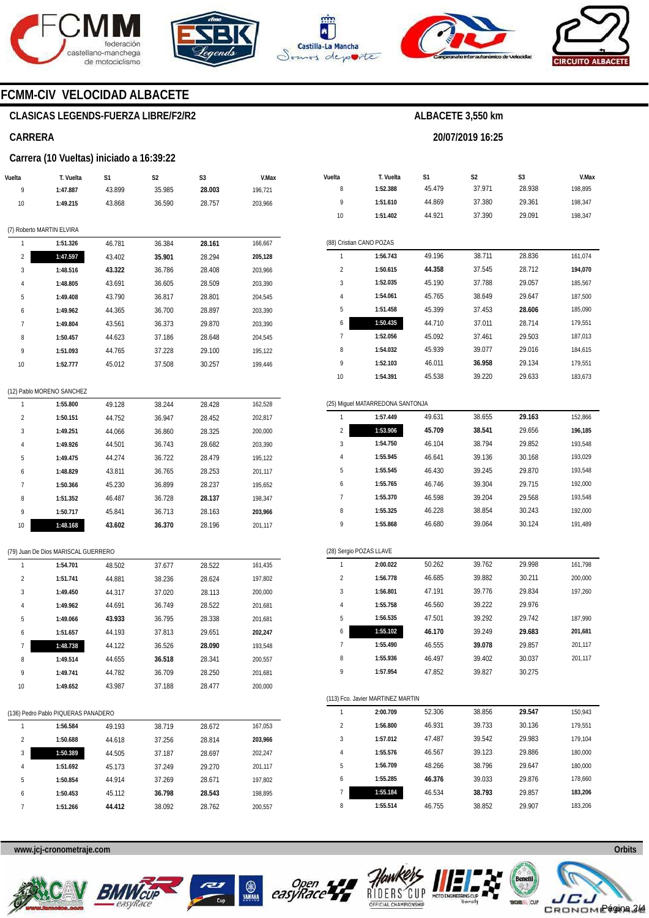## FCMM-CIV VELOCIDAD ALBACETE

### CLASICAS LEGENDS-FUERZA LIBRE/F2/R2

**ALBACETE 3,550 km**

### CARRERA

**20/07/2019 16:25**

### Carrera (10 Vueltas) iniciado a 16:39:22

| Vuelta | T. Vuelta | S1 | S2 | S3 | V.Max |
|---|---|---|---|---|---|
| 9 | **1:47.887** | 43.899 | 35.985 | **28.003** | 196,721 |
| 10 | **1:49.215** | 43.868 | 36.590 | 28.757 | 203,966 |

(7) Roberto MARTIN ELVIRA

| Vuelta | T. Vuelta | S1 | S2 | S3 | V.Max |
|---|---|---|---|---|---|
| 1 | **1:51.326** | 46.781 | 36.384 | **28.161** | 166,667 |
| 2 | **1:47.597** | 43.402 | **35.901** | 28.294 | **205,128** |
| 3 | **1:48.516** | **43.322** | 36.786 | 28.408 | 203,966 |
| 4 | **1:48.805** | 43.691 | 36.605 | 28.509 | 203,390 |
| 5 | **1:49.408** | 43.790 | 36.817 | 28.801 | 204,545 |
| 6 | **1:49.962** | 44.365 | 36.700 | 28.897 | 203,390 |
| 7 | **1:49.804** | 43.561 | 36.373 | 29.870 | 203,390 |
| 8 | **1:50.457** | 44.623 | 37.186 | 28.648 | 204,545 |
| 9 | **1:51.093** | 44.765 | 37.228 | 29.100 | 195,122 |
| 10 | **1:52.777** | 45.012 | 37.508 | 30.257 | 199,446 |

(12) Pablo MORENO SANCHEZ

| Vuelta | T. Vuelta | S1 | S2 | S3 | V.Max |
|---|---|---|---|---|---|
| 1 | **1:55.800** | 49.128 | 38.244 | 28.428 | 162,528 |
| 2 | **1:50.151** | 44.752 | 36.947 | 28.452 | 202,817 |
| 3 | **1:49.251** | 44.066 | 36.860 | 28.325 | 200,000 |
| 4 | **1:49.926** | 44.501 | 36.743 | 28.682 | 203,390 |
| 5 | **1:49.475** | 44.274 | 36.722 | 28.479 | 195,122 |
| 6 | **1:48.829** | 43.811 | 36.765 | 28.253 | 201,117 |
| 7 | **1:50.366** | 45.230 | 36.899 | 28.237 | 195,652 |
| 8 | **1:51.352** | 46.487 | 36.728 | **28.137** | 198,347 |
| 9 | **1:50.717** | 45.841 | 36.713 | 28.163 | **203,966** |
| 10 | **1:48.168** | **43.602** | **36.370** | 28.196 | 201,117 |

(79) Juan De Dios MARISCAL GUERRERO

| Vuelta | T. Vuelta | S1 | S2 | S3 | V.Max |
|---|---|---|---|---|---|
| 1 | **1:54.701** | 48.502 | 37.677 | 28.522 | 161,435 |
| 2 | **1:51.741** | 44.881 | 38.236 | 28.624 | 197,802 |
| 3 | **1:49.450** | 44.317 | 37.020 | 28.113 | 200,000 |
| 4 | **1:49.962** | 44.691 | 36.749 | 28.522 | 201,681 |
| 5 | **1:49.066** | **43.933** | 36.795 | 28.338 | 201,681 |
| 6 | **1:51.657** | 44.193 | 37.813 | 29.651 | **202,247** |
| 7 | **1:48.738** | 44.122 | 36.526 | **28.090** | 193,548 |
| 8 | **1:49.514** | 44.655 | **36.518** | 28.341 | 200,557 |
| 9 | **1:49.741** | 44.782 | 36.709 | 28.250 | 201,681 |
| 10 | **1:49.652** | 43.987 | 37.188 | 28.477 | 200,000 |

(136) Pedro Pablo PIQUERAS PANADERO

| Vuelta | T. Vuelta | S1 | S2 | S3 | V.Max |
|---|---|---|---|---|---|
| 1 | **1:56.584** | 49.193 | 38.719 | 28.672 | 167,053 |
| 2 | **1:50.688** | 44.618 | 37.256 | 28.814 | **203,966** |
| 3 | **1:50.389** | 44.505 | 37.187 | 28.697 | 202,247 |
| 4 | **1:51.692** | 45.173 | 37.249 | 29.270 | 201,117 |
| 5 | **1:50.854** | 44.914 | 37.269 | 28.671 | 197,802 |
| 6 | **1:50.453** | 45.112 | **36.798** | **28.543** | 198,895 |
| 7 | **1:51.266** | **44.412** | 38.092 | 28.762 | 200,557 |
| 8 | **1:52.388** | 45.479 | 37.971 | 28.938 | 198,895 |
| 9 | **1:51.610** | 44.869 | 37.380 | 29.361 | 198,347 |
| 10 | **1:51.402** | 44.921 | 37.390 | 29.091 | 198,347 |

(88) Cristian CANO POZAS

| Vuelta | T. Vuelta | S1 | S2 | S3 | V.Max |
|---|---|---|---|---|---|
| 1 | **1:56.743** | 49.196 | 38.711 | 28.836 | 161,074 |
| 2 | **1:50.615** | **44.358** | 37.545 | 28.712 | **194,070** |
| 3 | **1:52.035** | 45.190 | 37.788 | 29.057 | 185,567 |
| 4 | **1:54.061** | 45.765 | 38.649 | 29.647 | 187,500 |
| 5 | **1:51.458** | 45.399 | 37.453 | **28.606** | 185,090 |
| 6 | **1:50.435** | 44.710 | 37.011 | 28.714 | 179,551 |
| 7 | **1:52.056** | 45.092 | 37.461 | 29.503 | 187,013 |
| 8 | **1:54.032** | 45.939 | 39.077 | 29.016 | 184,615 |
| 9 | **1:52.103** | 46.011 | **36.958** | 29.134 | 179,551 |
| 10 | **1:54.391** | 45.538 | 39.220 | 29.633 | 183,673 |

(25) Miguel MATARREDONA SANTONJA

| Vuelta | T. Vuelta | S1 | S2 | S3 | V.Max |
|---|---|---|---|---|---|
| 1 | **1:57.449** | 49.631 | 38.655 | **29.163** | 152,866 |
| 2 | **1:53.906** | **45.709** | **38.541** | 29.656 | **196,185** |
| 3 | **1:54.750** | 46.104 | 38.794 | 29.852 | 193,548 |
| 4 | **1:55.945** | 46.641 | 39.136 | 30.168 | 193,029 |
| 5 | **1:55.545** | 46.430 | 39.245 | 29.870 | 193,548 |
| 6 | **1:55.765** | 46.746 | 39.304 | 29.715 | 192,000 |
| 7 | **1:55.370** | 46.598 | 39.204 | 29.568 | 193,548 |
| 8 | **1:55.325** | 46.228 | 38.854 | 30.243 | 192,000 |
| 9 | **1:55.868** | 46.680 | 39.064 | 30.124 | 191,489 |

(28) Sergio POZAS LLAVE

| Vuelta | T. Vuelta | S1 | S2 | S3 | V.Max |
|---|---|---|---|---|---|
| 1 | **2:00.022** | 50.262 | 39.762 | 29.998 | 161,798 |
| 2 | **1:56.778** | 46.685 | 39.882 | 30.211 | 200,000 |
| 3 | **1:56.801** | 47.191 | 39.776 | 29.834 | 197,260 |
| 4 | **1:55.758** | 46.560 | 39.222 | 29.976 | |
| 5 | **1:56.535** | 47.501 | 39.292 | 29.742 | 187,990 |
| 6 | **1:55.102** | **46.170** | 39.249 | **29.683** | **201,681** |
| 7 | **1:55.490** | 46.555 | **39.078** | 29.857 | 201,117 |
| 8 | **1:55.936** | 46.497 | 39.402 | 30.037 | 201,117 |
| 9 | **1:57.954** | 47.852 | 39.827 | 30.275 | |

(113) Fco. Javier MARTINEZ MARTIN

| Vuelta | T. Vuelta | S1 | S2 | S3 | V.Max |
|---|---|---|---|---|---|
| 1 | **2:00.709** | 52.306 | 38.856 | **29.547** | 150,943 |
| 2 | **1:56.800** | 46.931 | 39.733 | 30.136 | 179,551 |
| 3 | **1:57.012** | 47.487 | 39.542 | 29.983 | 179,104 |
| 4 | **1:55.576** | 46.567 | 39.123 | 29.886 | 180,000 |
| 5 | **1:56.709** | 48.266 | 38.796 | 29.647 | 180,000 |
| 6 | **1:55.285** | **46.376** | 39.033 | 29.876 | 178,660 |
| 7 | **1:55.184** | 46.534 | **38.793** | 29.857 | **183,206** |
| 8 | **1:55.514** | 46.755 | 38.852 | 29.907 | 183,206 |

www.jcj-cronometraje.com — Orbits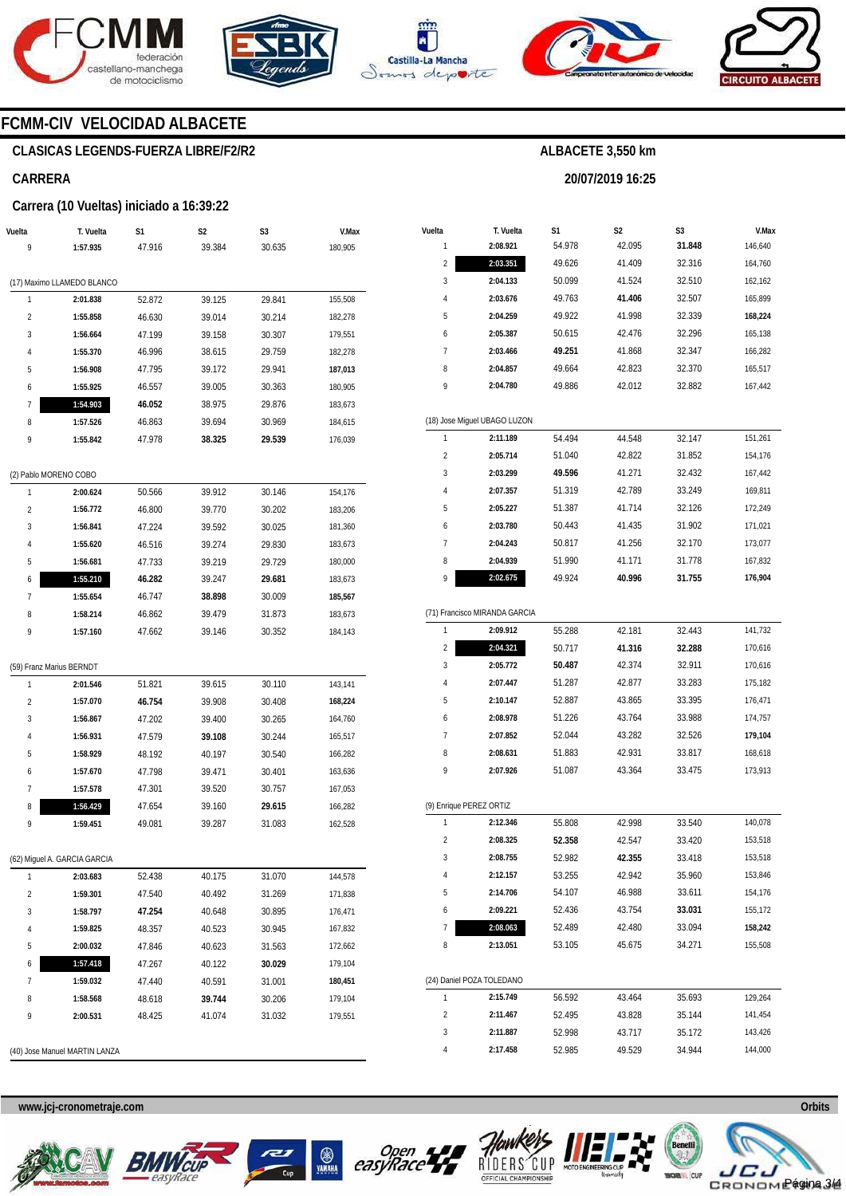# FCMM-CIV VELOCIDAD ALBACETE

## CLASICAS LEGENDS-FUERZA LIBRE/F2/R2

ALBACETE 3,550 km

20/07/2019 16:25

## CARRERA

### Carrera (10 Vueltas) iniciado a 16:39:22

| Vuelta | T. Vuelta | S1 | S2 | S3 | V.Max |
|---|---|---|---|---|---|
| 9 | **1:57.935** | 47.916 | 39.384 | 30.635 | 180,905 |

(17) Maximo LLAMEDO BLANCO

| Vuelta | T. Vuelta | S1 | S2 | S3 | V.Max |
|---|---|---|---|---|---|
| 1 | **2:01.838** | 52.872 | 39.125 | 29.841 | 155,508 |
| 2 | **1:55.858** | 46.630 | 39.014 | 30.214 | 182,278 |
| 3 | **1:56.664** | 47.199 | 39.158 | 30.307 | 179,551 |
| 4 | **1:55.370** | 46.996 | 38.615 | 29.759 | 182,278 |
| 5 | **1:56.908** | 47.795 | 39.172 | 29.941 | **187,013** |
| 6 | **1:55.925** | 46.557 | 39.005 | 30.363 | 180,905 |
| 7 | **1:54.903** | **46.052** | 38.975 | 29.876 | 183,673 |
| 8 | **1:57.526** | 46.863 | 39.694 | 30.969 | 184,615 |
| 9 | **1:55.842** | 47.978 | **38.325** | **29.539** | 176,039 |

(2) Pablo MORENO COBO

| Vuelta | T. Vuelta | S1 | S2 | S3 | V.Max |
|---|---|---|---|---|---|
| 1 | **2:00.624** | 50.566 | 39.912 | 30.146 | 154,176 |
| 2 | **1:56.772** | 46.800 | 39.770 | 30.202 | 183,206 |
| 3 | **1:56.841** | 47.224 | 39.592 | 30.025 | 181,360 |
| 4 | **1:55.620** | 46.516 | 39.274 | 29.830 | 183,673 |
| 5 | **1:56.681** | 47.733 | 39.219 | 29.729 | 180,000 |
| 6 | **1:55.210** | **46.282** | 39.247 | **29.681** | 183,673 |
| 7 | **1:55.654** | 46.747 | **38.898** | 30.009 | **185,567** |
| 8 | **1:58.214** | 46.862 | 39.479 | 31.873 | 183,673 |
| 9 | **1:57.160** | 47.662 | 39.146 | 30.352 | 184,143 |

(59) Franz Marius BERNDT

| Vuelta | T. Vuelta | S1 | S2 | S3 | V.Max |
|---|---|---|---|---|---|
| 1 | **2:01.546** | 51.821 | 39.615 | 30.110 | 143,141 |
| 2 | **1:57.070** | **46.754** | 39.908 | 30.408 | **168,224** |
| 3 | **1:56.867** | 47.202 | 39.400 | 30.265 | 164,760 |
| 4 | **1:56.931** | 47.579 | **39.108** | 30.244 | 165,517 |
| 5 | **1:58.929** | 48.192 | 40.197 | 30.540 | 166,282 |
| 6 | **1:57.670** | 47.798 | 39.471 | 30.401 | 163,636 |
| 7 | **1:57.578** | 47.301 | 39.520 | 30.757 | 167,053 |
| 8 | **1:56.429** | 47.654 | 39.160 | **29.615** | 166,282 |
| 9 | **1:59.451** | 49.081 | 39.287 | 31.083 | 162,528 |

(62) Miguel A. GARCIA GARCIA

| Vuelta | T. Vuelta | S1 | S2 | S3 | V.Max |
|---|---|---|---|---|---|
| 1 | **2:03.683** | 52.438 | 40.175 | 31.070 | 144,578 |
| 2 | **1:59.301** | 47.540 | 40.492 | 31.269 | 171,838 |
| 3 | **1:58.797** | **47.254** | 40.648 | 30.895 | 176,471 |
| 4 | **1:59.825** | 48.357 | 40.523 | 30.945 | 167,832 |
| 5 | **2:00.032** | 47.846 | 40.623 | 31.563 | 172,662 |
| 6 | **1:57.418** | 47.267 | 40.122 | **30.029** | 179,104 |
| 7 | **1:59.032** | 47.440 | 40.591 | 31.001 | **180,451** |
| 8 | **1:58.568** | 48.618 | **39.744** | 30.206 | 179,104 |
| 9 | **2:00.531** | 48.425 | 41.074 | 31.032 | 179,551 |

(40) Jose Manuel MARTIN LANZA

| Vuelta | T. Vuelta | S1 | S2 | S3 | V.Max |
|---|---|---|---|---|---|
| 1 | **2:08.921** | 54.978 | 42.095 | **31.848** | 146,640 |
| 2 | **2:03.351** | 49.626 | 41.409 | 32.316 | 164,760 |
| 3 | **2:04.133** | 50.099 | 41.524 | 32.510 | 162,162 |
| 4 | **2:03.676** | 49.763 | **41.406** | 32.507 | 165,899 |
| 5 | **2:04.259** | 49.922 | 41.998 | 32.339 | **168,224** |
| 6 | **2:05.387** | 50.615 | 42.476 | 32.296 | 165,138 |
| 7 | **2:03.466** | **49.251** | 41.868 | 32.347 | 166,282 |
| 8 | **2:04.857** | 49.664 | 42.823 | 32.370 | 165,517 |
| 9 | **2:04.780** | 49.886 | 42.012 | 32.882 | 167,442 |

(18) Jose Miguel UBAGO LUZON

| Vuelta | T. Vuelta | S1 | S2 | S3 | V.Max |
|---|---|---|---|---|---|
| 1 | **2:11.189** | 54.494 | 44.548 | 32.147 | 151,261 |
| 2 | **2:05.714** | 51.040 | 42.822 | 31.852 | 154,176 |
| 3 | **2:03.299** | **49.596** | 41.271 | 32.432 | 167,442 |
| 4 | **2:07.357** | 51.319 | 42.789 | 33.249 | 169,811 |
| 5 | **2:05.227** | 51.387 | 41.714 | 32.126 | 172,249 |
| 6 | **2:03.780** | 50.443 | 41.435 | 31.902 | 171,021 |
| 7 | **2:04.243** | 50.817 | 41.256 | 32.170 | 173,077 |
| 8 | **2:04.939** | 51.990 | 41.171 | 31.778 | 167,832 |
| 9 | **2:02.675** | 49.924 | **40.996** | **31.755** | **176,904** |

(71) Francisco MIRANDA GARCIA

| Vuelta | T. Vuelta | S1 | S2 | S3 | V.Max |
|---|---|---|---|---|---|
| 1 | **2:09.912** | 55.288 | 42.181 | 32.443 | 141,732 |
| 2 | **2:04.321** | 50.717 | **41.316** | **32.288** | 170,616 |
| 3 | **2:05.772** | **50.487** | 42.374 | 32.911 | 170,616 |
| 4 | **2:07.447** | 51.287 | 42.877 | 33.283 | 175,182 |
| 5 | **2:10.147** | 52.887 | 43.865 | 33.395 | 176,471 |
| 6 | **2:08.978** | 51.226 | 43.764 | 33.988 | 174,757 |
| 7 | **2:07.852** | 52.044 | 43.282 | 32.526 | **179,104** |
| 8 | **2:08.631** | 51.883 | 42.931 | 33.817 | 168,618 |
| 9 | **2:07.926** | 51.087 | 43.364 | 33.475 | 173,913 |

(9) Enrique PEREZ ORTIZ

| Vuelta | T. Vuelta | S1 | S2 | S3 | V.Max |
|---|---|---|---|---|---|
| 1 | **2:12.346** | 55.808 | 42.998 | 33.540 | 140,078 |
| 2 | **2:08.325** | **52.358** | 42.547 | 33.420 | 153,518 |
| 3 | **2:08.755** | 52.982 | **42.355** | 33.418 | 153,518 |
| 4 | **2:12.157** | 53.255 | 42.942 | 35.960 | 153,846 |
| 5 | **2:14.706** | 54.107 | 46.988 | 33.611 | 154,176 |
| 6 | **2:09.221** | 52.436 | 43.754 | **33.031** | 155,172 |
| 7 | **2:08.063** | 52.489 | 42.480 | 33.094 | **158,242** |
| 8 | **2:13.051** | 53.105 | 45.675 | 34.271 | 155,508 |

(24) Daniel POZA TOLEDANO

| Vuelta | T. Vuelta | S1 | S2 | S3 | V.Max |
|---|---|---|---|---|---|
| 1 | **2:15.749** | 56.592 | 43.464 | 35.693 | 129,264 |
| 2 | **2:11.467** | 52.495 | 43.828 | 35.144 | 141,454 |
| 3 | **2:11.887** | 52.998 | 43.717 | 35.172 | 143,426 |
| 4 | **2:17.458** | 52.985 | 49.529 | 34.944 | 144,000 |

www.jcj-cronometraje.com

Orbits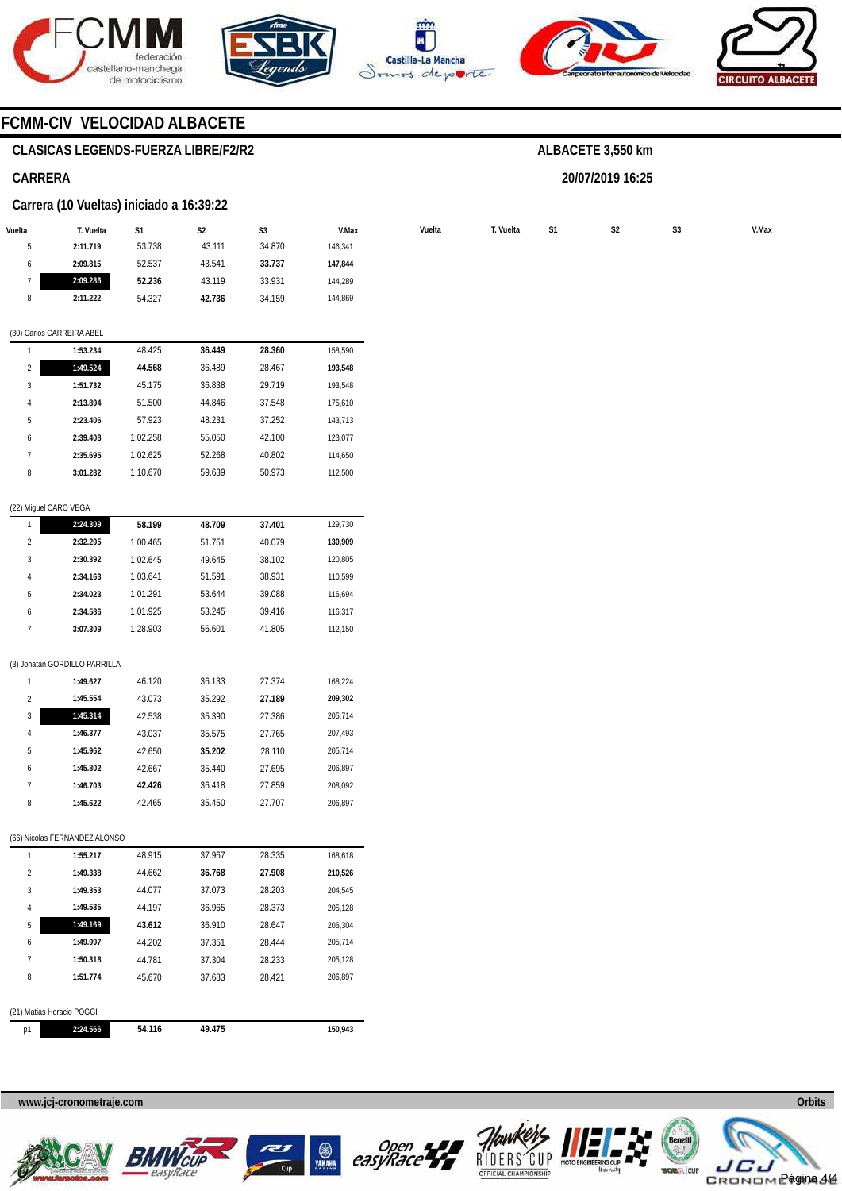## FCMM-CIV VELOCIDAD ALBACETE

### CLASICAS LEGENDS-FUERZA LIBRE/F2/R2

**ALBACETE 3,550 km**

**20/07/2019 16:25**

### CARRERA

### Carrera (10 Vueltas) iniciado a 16:39:22

| Vuelta | T. Vuelta | S1 | S2 | S3 | V.Max |
|---|---|---|---|---|---|
| 5 | **2:11.719** | 53.738 | 43.111 | 34.870 | 146,341 |
| 6 | **2:09.815** | 52.537 | 43.541 | **33.737** | **147,844** |
| 7 | **2:09.286** | **52.236** | 43.119 | 33.931 | 144,289 |
| 8 | **2:11.222** | 54.327 | **42.736** | 34.159 | 144,869 |

(30) Carlos CARREIRA ABEL

| Vuelta | T. Vuelta | S1 | S2 | S3 | V.Max |
|---|---|---|---|---|---|
| 1 | **1:53.234** | 48.425 | **36.449** | **28.360** | 158,590 |
| 2 | **1:49.524** | **44.568** | 36.489 | 28.467 | **193,548** |
| 3 | **1:51.732** | 45.175 | 36.838 | 29.719 | 193,548 |
| 4 | **2:13.894** | 51.500 | 44.846 | 37.548 | 175,610 |
| 5 | **2:23.406** | 57.923 | 48.231 | 37.252 | 143,713 |
| 6 | **2:39.408** | 1:02.258 | 55.050 | 42.100 | 123,077 |
| 7 | **2:35.695** | 1:02.625 | 52.268 | 40.802 | 114,650 |
| 8 | **3:01.282** | 1:10.670 | 59.639 | 50.973 | 112,500 |

(22) Miguel CARO VEGA

| Vuelta | T. Vuelta | S1 | S2 | S3 | V.Max |
|---|---|---|---|---|---|
| 1 | **2:24.309** | **58.199** | **48.709** | **37.401** | 129,730 |
| 2 | **2:32.295** | 1:00.465 | 51.751 | 40.079 | **130,909** |
| 3 | **2:30.392** | 1:02.645 | 49.645 | 38.102 | 120,805 |
| 4 | **2:34.163** | 1:03.641 | 51.591 | 38.931 | 110,599 |
| 5 | **2:34.023** | 1:01.291 | 53.644 | 39.088 | 116,694 |
| 6 | **2:34.586** | 1:01.925 | 53.245 | 39.416 | 116,317 |
| 7 | **3:07.309** | 1:28.903 | 56.601 | 41.805 | 112,150 |

(3) Jonatan GORDILLO PARRILLA

| Vuelta | T. Vuelta | S1 | S2 | S3 | V.Max |
|---|---|---|---|---|---|
| 1 | **1:49.627** | 46.120 | 36.133 | 27.374 | 168,224 |
| 2 | **1:45.554** | 43.073 | 35.292 | **27.189** | **209,302** |
| 3 | **1:45.314** | 42.538 | 35.390 | 27.386 | 205,714 |
| 4 | **1:46.377** | 43.037 | 35.575 | 27.765 | 207,493 |
| 5 | **1:45.962** | 42.650 | **35.202** | 28.110 | 205,714 |
| 6 | **1:45.802** | 42.667 | 35.440 | 27.695 | 206,897 |
| 7 | **1:46.703** | **42.426** | 36.418 | 27.859 | 208,092 |
| 8 | **1:45.622** | 42.465 | 35.450 | 27.707 | 206,897 |

(66) Nicolas FERNANDEZ ALONSO

| Vuelta | T. Vuelta | S1 | S2 | S3 | V.Max |
|---|---|---|---|---|---|
| 1 | **1:55.217** | 48.915 | 37.967 | 28.335 | 168,618 |
| 2 | **1:49.338** | 44.662 | **36.768** | **27.908** | **210,526** |
| 3 | **1:49.353** | 44.077 | 37.073 | 28.203 | 204,545 |
| 4 | **1:49.535** | 44.197 | 36.965 | 28.373 | 205,128 |
| 5 | **1:49.169** | **43.612** | 36.910 | 28.647 | 206,304 |
| 6 | **1:49.997** | 44.202 | 37.351 | 28.444 | 205,714 |
| 7 | **1:50.318** | 44.781 | 37.304 | 28.233 | 205,128 |
| 8 | **1:51.774** | 45.670 | 37.683 | 28.421 | 206,897 |

(21) Matias Horacio POGGI

| Vuelta | T. Vuelta | S1 | S2 | S3 | V.Max |
|---|---|---|---|---|---|
| p1 | **2:24.566** | **54.116** | **49.475** | | **150,943** |

www.jcj-cronometraje.com

Orbits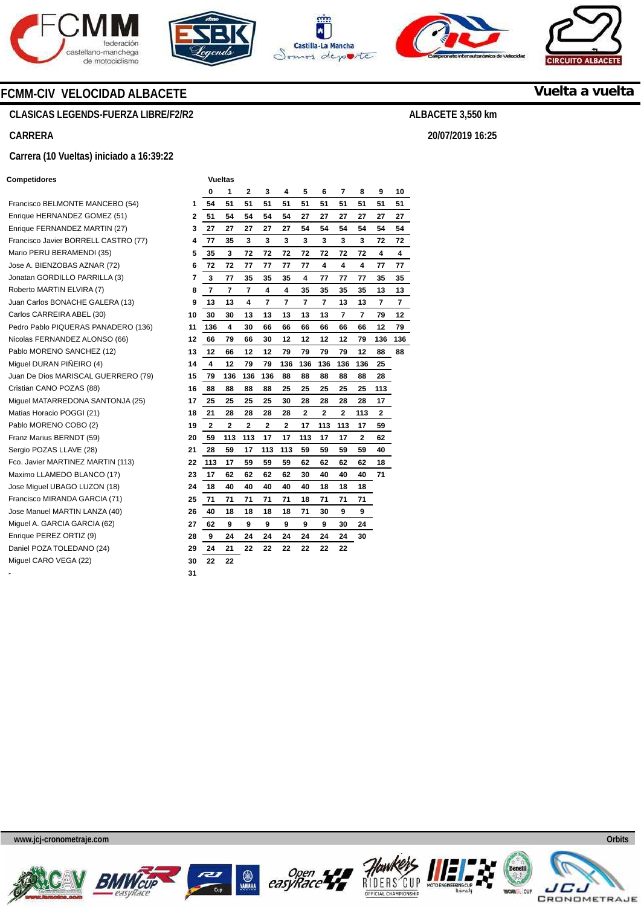# FCMM-CIV VELOCIDAD ALBACETE

**Vuelta a vuelta**

## CLASICAS LEGENDS-FUERZA LIBRE/F2/R2

**ALBACETE 3,550 km**

## CARRERA

**20/07/2019 16:25**

### Carrera (10 Vueltas) iniciado a 16:39:22

| Competidores | | Vueltas 0 | 1 | 2 | 3 | 4 | 5 | 6 | 7 | 8 | 9 | 10 |
|---|---|---|---|---|---|---|---|---|---|---|---|---|
| Francisco BELMONTE MANCEBO (54) | 1 | 54 | 51 | 51 | 51 | 51 | 51 | 51 | 51 | 51 | 51 | 51 |
| Enrique HERNANDEZ GOMEZ (51) | 2 | 51 | 54 | 54 | 54 | 54 | 27 | 27 | 27 | 27 | 27 | 27 |
| Enrique FERNANDEZ MARTIN (27) | 3 | 27 | 27 | 27 | 27 | 27 | 54 | 54 | 54 | 54 | 54 | 54 |
| Francisco Javier BORRELL CASTRO (77) | 4 | 77 | 35 | 3 | 3 | 3 | 3 | 3 | 3 | 3 | 72 | 72 |
| Mario PERU BERAMENDI (35) | 5 | 35 | 3 | 72 | 72 | 72 | 72 | 72 | 72 | 72 | 4 | 4 |
| Jose A. BIENZOBAS AZNAR (72) | 6 | 72 | 72 | 77 | 77 | 77 | 77 | 4 | 4 | 4 | 77 | 77 |
| Jonatan GORDILLO PARRILLA (3) | 7 | 3 | 77 | 35 | 35 | 35 | 4 | 77 | 77 | 77 | 35 | 35 |
| Roberto MARTIN ELVIRA (7) | 8 | 7 | 7 | 7 | 4 | 4 | 35 | 35 | 35 | 35 | 13 | 13 |
| Juan Carlos BONACHE GALERA (13) | 9 | 13 | 13 | 4 | 7 | 7 | 7 | 7 | 13 | 13 | 7 | 7 |
| Carlos CARREIRA ABEL (30) | 10 | 30 | 30 | 13 | 13 | 13 | 13 | 13 | 7 | 7 | 79 | 12 |
| Pedro Pablo PIQUERAS PANADERO (136) | 11 | 136 | 4 | 30 | 66 | 66 | 66 | 66 | 66 | 66 | 12 | 79 |
| Nicolas FERNANDEZ ALONSO (66) | 12 | 66 | 79 | 66 | 30 | 12 | 12 | 12 | 12 | 79 | 136 | 136 |
| Pablo MORENO SANCHEZ (12) | 13 | 12 | 66 | 12 | 12 | 79 | 79 | 79 | 79 | 12 | 88 | 88 |
| Miguel DURAN PIÑEIRO (4) | 14 | 4 | 12 | 79 | 79 | 136 | 136 | 136 | 136 | 136 | 25 | |
| Juan De Dios MARISCAL GUERRERO (79) | 15 | 79 | 136 | 136 | 136 | 88 | 88 | 88 | 88 | 88 | 28 | |
| Cristian CANO POZAS (88) | 16 | 88 | 88 | 88 | 88 | 25 | 25 | 25 | 25 | 25 | 113 | |
| Miguel MATARREDONA SANTONJA (25) | 17 | 25 | 25 | 25 | 25 | 30 | 28 | 28 | 28 | 28 | 17 | |
| Matias Horacio POGGI (21) | 18 | 21 | 28 | 28 | 28 | 28 | 2 | 2 | 2 | 113 | 2 | |
| Pablo MORENO COBO (2) | 19 | 2 | 2 | 2 | 2 | 2 | 17 | 113 | 113 | 17 | 59 | |
| Franz Marius BERNDT (59) | 20 | 59 | 113 | 113 | 17 | 17 | 113 | 17 | 17 | 2 | 62 | |
| Sergio POZAS LLAVE (28) | 21 | 28 | 59 | 17 | 113 | 113 | 59 | 59 | 59 | 59 | 40 | |
| Fco. Javier MARTINEZ MARTIN (113) | 22 | 113 | 17 | 59 | 59 | 59 | 62 | 62 | 62 | 62 | 18 | |
| Maximo LLAMEDO BLANCO (17) | 23 | 17 | 62 | 62 | 62 | 62 | 30 | 40 | 40 | 40 | 71 | |
| Jose Miguel UBAGO LUZON (18) | 24 | 18 | 40 | 40 | 40 | 40 | 40 | 18 | 18 | 18 | | |
| Francisco MIRANDA GARCIA (71) | 25 | 71 | 71 | 71 | 71 | 71 | 18 | 71 | 71 | 71 | | |
| Jose Manuel MARTIN LANZA (40) | 26 | 40 | 18 | 18 | 18 | 18 | 71 | 30 | 9 | 9 | | |
| Miguel A. GARCIA GARCIA (62) | 27 | 62 | 9 | 9 | 9 | 9 | 9 | 9 | 30 | 24 | | |
| Enrique PEREZ ORTIZ (9) | 28 | 9 | 24 | 24 | 24 | 24 | 24 | 24 | 24 | 30 | | |
| Daniel POZA TOLEDANO (24) | 29 | 24 | 21 | 22 | 22 | 22 | 22 | 22 | 22 | | | |
| Miguel CARO VEGA (22) | 30 | 22 | 22 | | | | | | | | | |
| - | 31 | | | | | | | | | | | |

www.jcj-cronometraje.com

Orbits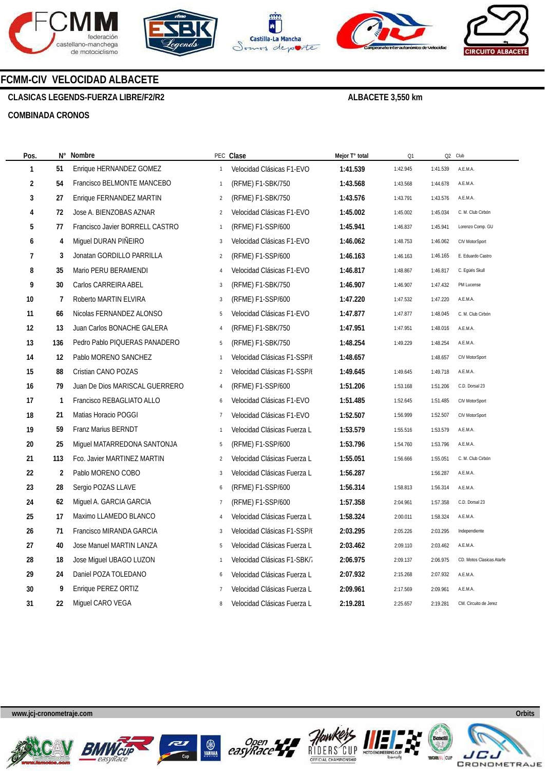## FCMM-CIV VELOCIDAD ALBACETE

**CLASICAS LEGENDS-FUERZA LIBRE/F2/R2** — **ALBACETE 3,550 km**

**COMBINADA CRONOS**

| Pos. | N° | Nombre | PEC | Clase | Mejor T° total | Q1 | Q2 | Club |
|---|---|---|---|---|---|---|---|---|
| 1 | 51 | Enrique HERNANDEZ GOMEZ | 1 | Velocidad Clásicas F1-EVO | 1:41.539 | 1:42.945 | 1:41.539 | A.E.M.A. |
| 2 | 54 | Francisco BELMONTE MANCEBO | 1 | (RFME) F1-SBK/750 | 1:43.568 | 1:43.568 | 1:44.678 | A.E.M.A. |
| 3 | 27 | Enrique FERNANDEZ MARTIN | 2 | (RFME) F1-SBK/750 | 1:43.576 | 1:43.791 | 1:43.576 | A.E.M.A. |
| 4 | 72 | Jose A. BIENZOBAS AZNAR | 2 | Velocidad Clásicas F1-EVO | 1:45.002 | 1:45.002 | 1:45.034 | C. M. Club Cirbón |
| 5 | 77 | Francisco Javier BORRELL CASTRO | 1 | (RFME) F1-SSP/600 | 1:45.941 | 1:46.837 | 1:45.941 | Lorenzo Comp. GU |
| 6 | 4 | Miguel DURAN PIÑEIRO | 3 | Velocidad Clásicas F1-EVO | 1:46.062 | 1:48.753 | 1:46.062 | CIV MotorSport |
| 7 | 3 | Jonatan GORDILLO PARRILLA | 2 | (RFME) F1-SSP/600 | 1:46.163 | 1:46.163 | 1:46.165 | E. Eduardo Castro |
| 8 | 35 | Mario PERU BERAMENDI | 4 | Velocidad Clásicas F1-EVO | 1:46.817 | 1:48.867 | 1:46.817 | C. Egüés Skull |
| 9 | 30 | Carlos CARREIRA ABEL | 3 | (RFME) F1-SBK/750 | 1:46.907 | 1:46.907 | 1:47.432 | PM Lucense |
| 10 | 7 | Roberto MARTIN ELVIRA | 3 | (RFME) F1-SSP/600 | 1:47.220 | 1:47.532 | 1:47.220 | A.E.M.A. |
| 11 | 66 | Nicolas FERNANDEZ ALONSO | 5 | Velocidad Clásicas F1-EVO | 1:47.877 | 1:47.877 | 1:48.045 | C. M. Club Cirbón |
| 12 | 13 | Juan Carlos BONACHE GALERA | 4 | (RFME) F1-SBK/750 | 1:47.951 | 1:47.951 | 1:48.016 | A.E.M.A. |
| 13 | 136 | Pedro Pablo PIQUERAS PANADERO | 5 | (RFME) F1-SBK/750 | 1:48.254 | 1:49.229 | 1:48.254 | A.E.M.A. |
| 14 | 12 | Pablo MORENO SANCHEZ | 1 | Velocidad Clásicas F1-SSP/6 | 1:48.657 | | 1:48.657 | CIV MotorSport |
| 15 | 88 | Cristian CANO POZAS | 2 | Velocidad Clásicas F1-SSP/6 | 1:49.645 | 1:49.645 | 1:49.718 | A.E.M.A. |
| 16 | 79 | Juan De Dios MARISCAL GUERRERO | 4 | (RFME) F1-SSP/600 | 1:51.206 | 1:53.168 | 1:51.206 | C.D. Dorsal 23 |
| 17 | 1 | Francisco REBAGLIATO ALLO | 6 | Velocidad Clásicas F1-EVO | 1:51.485 | 1:52.645 | 1:51.485 | CIV MotorSport |
| 18 | 21 | Matias Horacio POGGI | 7 | Velocidad Clásicas F1-EVO | 1:52.507 | 1:56.999 | 1:52.507 | CIV MotorSport |
| 19 | 59 | Franz Marius BERNDT | 1 | Velocidad Clásicas Fuerza L | 1:53.579 | 1:55.516 | 1:53.579 | A.E.M.A. |
| 20 | 25 | Miguel MATARREDONA SANTONJA | 5 | (RFME) F1-SSP/600 | 1:53.796 | 1:54.760 | 1:53.796 | A.E.M.A. |
| 21 | 113 | Fco. Javier MARTINEZ MARTIN | 2 | Velocidad Clásicas Fuerza L | 1:55.051 | 1:56.666 | 1:55.051 | C. M. Club Cirbón |
| 22 | 2 | Pablo MORENO COBO | 3 | Velocidad Clásicas Fuerza L | 1:56.287 | | 1:56.287 | A.E.M.A. |
| 23 | 28 | Sergio POZAS LLAVE | 6 | (RFME) F1-SSP/600 | 1:56.314 | 1:58.813 | 1:56.314 | A.E.M.A. |
| 24 | 62 | Miguel A. GARCIA GARCIA | 7 | (RFME) F1-SSP/600 | 1:57.358 | 2:04.961 | 1:57.358 | C.D. Dorsal 23 |
| 25 | 17 | Maximo LLAMEDO BLANCO | 4 | Velocidad Clásicas Fuerza L | 1:58.324 | 2:00.011 | 1:58.324 | A.E.M.A. |
| 26 | 71 | Francisco MIRANDA GARCIA | 3 | Velocidad Clásicas F1-SSP/6 | 2:03.295 | 2:05.226 | 2:03.295 | Independiente |
| 27 | 40 | Jose Manuel MARTIN LANZA | 5 | Velocidad Clásicas Fuerza L | 2:03.462 | 2:09.110 | 2:03.462 | A.E.M.A. |
| 28 | 18 | Jose Miguel UBAGO LUZON | 1 | Velocidad Clásicas F1-SBK/7 | 2:06.975 | 2:09.137 | 2:06.975 | CD. Motos Clasicas Atarfe |
| 29 | 24 | Daniel POZA TOLEDANO | 6 | Velocidad Clásicas Fuerza L | 2:07.932 | 2:15.268 | 2:07.932 | A.E.M.A. |
| 30 | 9 | Enrique PEREZ ORTIZ | 7 | Velocidad Clásicas Fuerza L | 2:09.961 | 2:17.569 | 2:09.961 | A.E.M.A. |
| 31 | 22 | Miguel CARO VEGA | 8 | Velocidad Clásicas Fuerza L | 2:19.281 | 2:25.657 | 2:19.281 | CM. Circuito de Jerez |

www.jcj-cronometraje.com — Orbits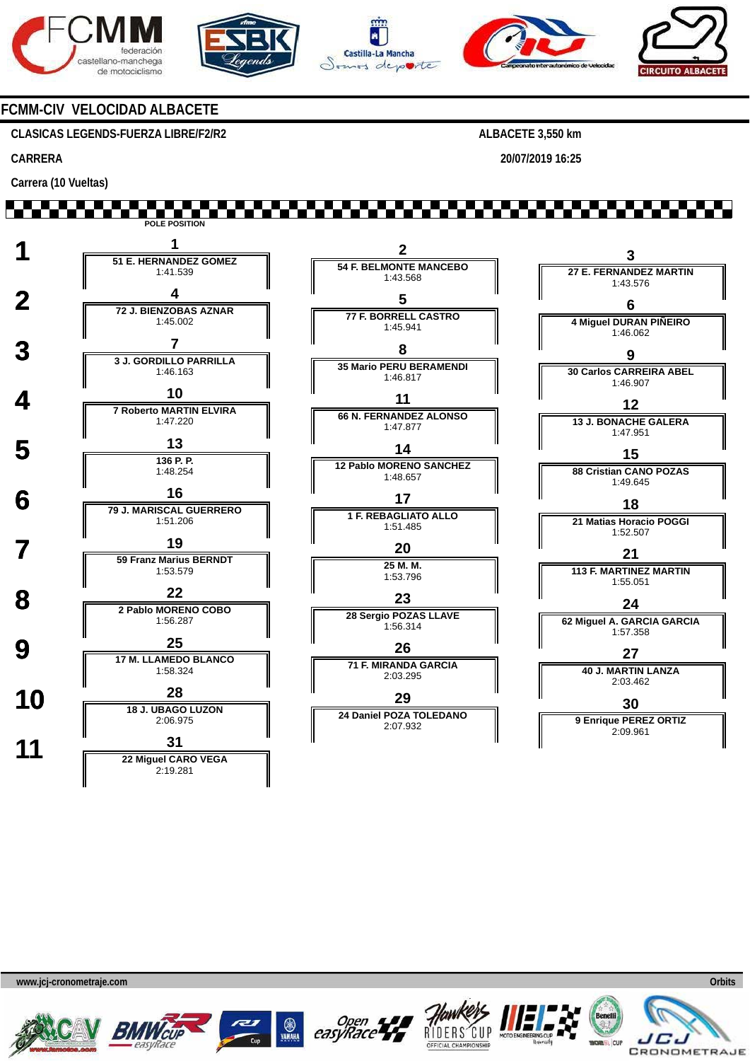## FCMM-CIV VELOCIDAD ALBACETE

**CLASICAS LEGENDS-FUERZA LIBRE/F2/R2** — ALBACETE 3,550 km

**CARRERA** — 20/07/2019 16:25

Carrera (10 Vueltas)

POLE POSITION

| Fila | Pos | Piloto | Tiempo | Pos | Piloto | Tiempo | Pos | Piloto | Tiempo |
|---|---|---|---|---|---|---|---|---|---|
| 1 | 1 | 51 E. HERNANDEZ GOMEZ | 1:41.539 | 2 | 54 F. BELMONTE MANCEBO | 1:43.568 | 3 | 27 E. FERNANDEZ MARTIN | 1:43.576 |
| 2 | 4 | 72 J. BIENZOBAS AZNAR | 1:45.002 | 5 | 77 F. BORRELL CASTRO | 1:45.941 | 6 | 4 Miguel DURAN PIÑEIRO | 1:46.062 |
| 3 | 7 | 3 J. GORDILLO PARRILLA | 1:46.163 | 8 | 35 Mario PERU BERAMENDI | 1:46.817 | 9 | 30 Carlos CARREIRA ABEL | 1:46.907 |
| 4 | 10 | 7 Roberto MARTIN ELVIRA | 1:47.220 | 11 | 66 N. FERNANDEZ ALONSO | 1:47.877 | 12 | 13 J. BONACHE GALERA | 1:47.951 |
| 5 | 13 | 136 P. P. | 1:48.254 | 14 | 12 Pablo MORENO SANCHEZ | 1:48.657 | 15 | 88 Cristian CANO POZAS | 1:49.645 |
| 6 | 16 | 79 J. MARISCAL GUERRERO | 1:51.206 | 17 | 1 F. REBAGLIATO ALLO | 1:51.485 | 18 | 21 Matias Horacio POGGI | 1:52.507 |
| 7 | 19 | 59 Franz Marius BERNDT | 1:53.579 | 20 | 25 M. M. | 1:53.796 | 21 | 113 F. MARTINEZ MARTIN | 1:55.051 |
| 8 | 22 | 2 Pablo MORENO COBO | 1:56.287 | 23 | 28 Sergio POZAS LLAVE | 1:56.314 | 24 | 62 Miguel A. GARCIA GARCIA | 1:57.358 |
| 9 | 25 | 17 M. LLAMEDO BLANCO | 1:58.324 | 26 | 71 F. MIRANDA GARCIA | 2:03.295 | 27 | 40 J. MARTIN LANZA | 2:03.462 |
| 10 | 28 | 18 J. UBAGO LUZON | 2:06.975 | 29 | 24 Daniel POZA TOLEDANO | 2:07.932 | 30 | 9 Enrique PEREZ ORTIZ | 2:09.961 |
| 11 | 31 | 22 Miguel CARO VEGA | 2:19.281 | | | | | | |

www.jcj-cronometraje.com — Orbits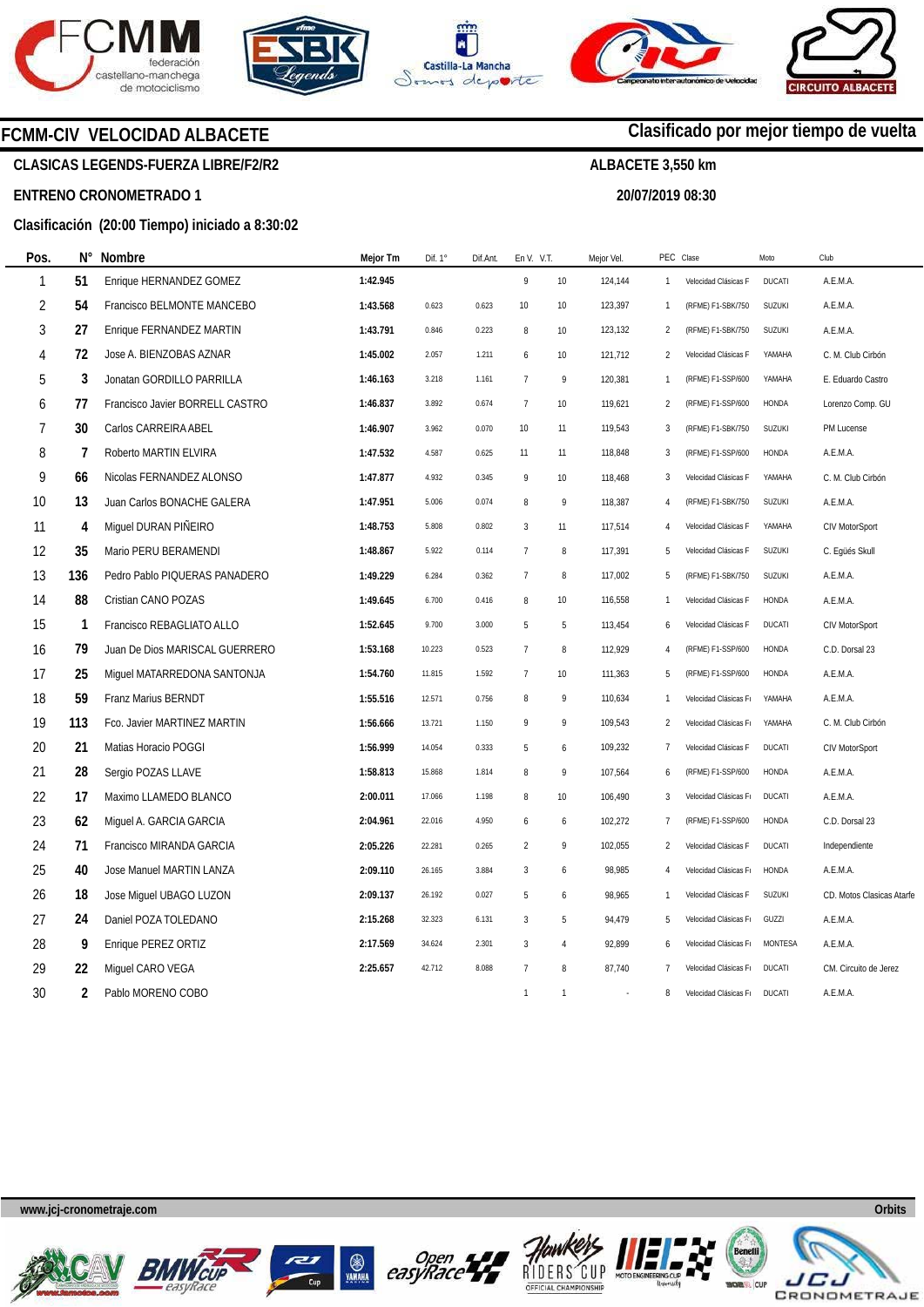## FCMM-CIV VELOCIDAD ALBACETE

**Clasificado por mejor tiempo de vuelta**

**CLASICAS LEGENDS-FUERZA LIBRE/F2/R2**

**ALBACETE 3,550 km**

**ENTRENO CRONOMETRADO 1**

**20/07/2019 08:30**

**Clasificación (20:00 Tiempo) iniciado a 8:30:02**

| Pos. | N° | Nombre | Mejor Tm | Dif. 1° | Dif.Ant. | En V. | V.T. | Mejor Vel. | PEC | Clase | Moto | Club |
|---|---|---|---|---|---|---|---|---|---|---|---|---|
| 1 | 51 | Enrique HERNANDEZ GOMEZ | 1:42.945 | | | 9 | 10 | 124,144 | 1 | Velocidad Clásicas F | DUCATI | A.E.M.A. |
| 2 | 54 | Francisco BELMONTE MANCEBO | 1:43.568 | 0.623 | 0.623 | 10 | 10 | 123,397 | 1 | (RFME) F1-SBK/750 | SUZUKI | A.E.M.A. |
| 3 | 27 | Enrique FERNANDEZ MARTIN | 1:43.791 | 0.846 | 0.223 | 8 | 10 | 123,132 | 2 | (RFME) F1-SBK/750 | SUZUKI | A.E.M.A. |
| 4 | 72 | Jose A. BIENZOBAS AZNAR | 1:45.002 | 2.057 | 1.211 | 6 | 10 | 121,712 | 2 | Velocidad Clásicas F | YAMAHA | C. M. Club Cirbón |
| 5 | 3 | Jonatan GORDILLO PARRILLA | 1:46.163 | 3.218 | 1.161 | 7 | 9 | 120,381 | 1 | (RFME) F1-SSP/600 | YAMAHA | E. Eduardo Castro |
| 6 | 77 | Francisco Javier BORRELL CASTRO | 1:46.837 | 3.892 | 0.674 | 7 | 10 | 119,621 | 2 | (RFME) F1-SSP/600 | HONDA | Lorenzo Comp. GU |
| 7 | 30 | Carlos CARREIRA ABEL | 1:46.907 | 3.962 | 0.070 | 10 | 11 | 119,543 | 3 | (RFME) F1-SBK/750 | SUZUKI | PM Lucense |
| 8 | 7 | Roberto MARTIN ELVIRA | 1:47.532 | 4.587 | 0.625 | 11 | 11 | 118,848 | 3 | (RFME) F1-SSP/600 | HONDA | A.E.M.A. |
| 9 | 66 | Nicolas FERNANDEZ ALONSO | 1:47.877 | 4.932 | 0.345 | 9 | 10 | 118,468 | 3 | Velocidad Clásicas F | YAMAHA | C. M. Club Cirbón |
| 10 | 13 | Juan Carlos BONACHE GALERA | 1:47.951 | 5.006 | 0.074 | 8 | 9 | 118,387 | 4 | (RFME) F1-SBK/750 | SUZUKI | A.E.M.A. |
| 11 | 4 | Miguel DURAN PIÑEIRO | 1:48.753 | 5.808 | 0.802 | 3 | 11 | 117,514 | 4 | Velocidad Clásicas F | YAMAHA | CIV MotorSport |
| 12 | 35 | Mario PERU BERAMENDI | 1:48.867 | 5.922 | 0.114 | 7 | 8 | 117,391 | 5 | Velocidad Clásicas F | SUZUKI | C. Egüés Skull |
| 13 | 136 | Pedro Pablo PIQUERAS PANADERO | 1:49.229 | 6.284 | 0.362 | 7 | 8 | 117,002 | 5 | (RFME) F1-SBK/750 | SUZUKI | A.E.M.A. |
| 14 | 88 | Cristian CANO POZAS | 1:49.645 | 6.700 | 0.416 | 8 | 10 | 116,558 | 1 | Velocidad Clásicas F | HONDA | A.E.M.A. |
| 15 | 1 | Francisco REBAGLIATO ALLO | 1:52.645 | 9.700 | 3.000 | 5 | 5 | 113,454 | 6 | Velocidad Clásicas F | DUCATI | CIV MotorSport |
| 16 | 79 | Juan De Dios MARISCAL GUERRERO | 1:53.168 | 10.223 | 0.523 | 7 | 8 | 112,929 | 4 | (RFME) F1-SSP/600 | HONDA | C.D. Dorsal 23 |
| 17 | 25 | Miguel MATARREDONA SANTONJA | 1:54.760 | 11.815 | 1.592 | 7 | 10 | 111,363 | 5 | (RFME) F1-SSP/600 | HONDA | A.E.M.A. |
| 18 | 59 | Franz Marius BERNDT | 1:55.516 | 12.571 | 0.756 | 8 | 9 | 110,634 | 1 | Velocidad Clásicas Fı | YAMAHA | A.E.M.A. |
| 19 | 113 | Fco. Javier MARTINEZ MARTIN | 1:56.666 | 13.721 | 1.150 | 9 | 9 | 109,543 | 2 | Velocidad Clásicas Fı | YAMAHA | C. M. Club Cirbón |
| 20 | 21 | Matias Horacio POGGI | 1:56.999 | 14.054 | 0.333 | 5 | 6 | 109,232 | 7 | Velocidad Clásicas F | DUCATI | CIV MotorSport |
| 21 | 28 | Sergio POZAS LLAVE | 1:58.813 | 15.868 | 1.814 | 8 | 9 | 107,564 | 6 | (RFME) F1-SSP/600 | HONDA | A.E.M.A. |
| 22 | 17 | Maximo LLAMEDO BLANCO | 2:00.011 | 17.066 | 1.198 | 8 | 10 | 106,490 | 3 | Velocidad Clásicas Fı | DUCATI | A.E.M.A. |
| 23 | 62 | Miguel A. GARCIA GARCIA | 2:04.961 | 22.016 | 4.950 | 6 | 6 | 102,272 | 7 | (RFME) F1-SSP/600 | HONDA | C.D. Dorsal 23 |
| 24 | 71 | Francisco MIRANDA GARCIA | 2:05.226 | 22.281 | 0.265 | 2 | 9 | 102,055 | 2 | Velocidad Clásicas F | DUCATI | Independiente |
| 25 | 40 | Jose Manuel MARTIN LANZA | 2:09.110 | 26.165 | 3.884 | 3 | 6 | 98,985 | 4 | Velocidad Clásicas Fı | HONDA | A.E.M.A. |
| 26 | 18 | Jose Miguel UBAGO LUZON | 2:09.137 | 26.192 | 0.027 | 5 | 6 | 98,965 | 1 | Velocidad Clásicas F | SUZUKI | CD. Motos Clasicas Atarfe |
| 27 | 24 | Daniel POZA TOLEDANO | 2:15.268 | 32.323 | 6.131 | 3 | 5 | 94,479 | 5 | Velocidad Clásicas Fı | GUZZI | A.E.M.A. |
| 28 | 9 | Enrique PEREZ ORTIZ | 2:17.569 | 34.624 | 2.301 | 3 | 4 | 92,899 | 6 | Velocidad Clásicas Fı | MONTESA | A.E.M.A. |
| 29 | 22 | Miguel CARO VEGA | 2:25.657 | 42.712 | 8.088 | 7 | 8 | 87,740 | 7 | Velocidad Clásicas Fı | DUCATI | CM. Circuito de Jerez |
| 30 | 2 | Pablo MORENO COBO | | | | 1 | 1 | - | 8 | Velocidad Clásicas Fı | DUCATI | A.E.M.A. |

www.jcj-cronometraje.com

Orbits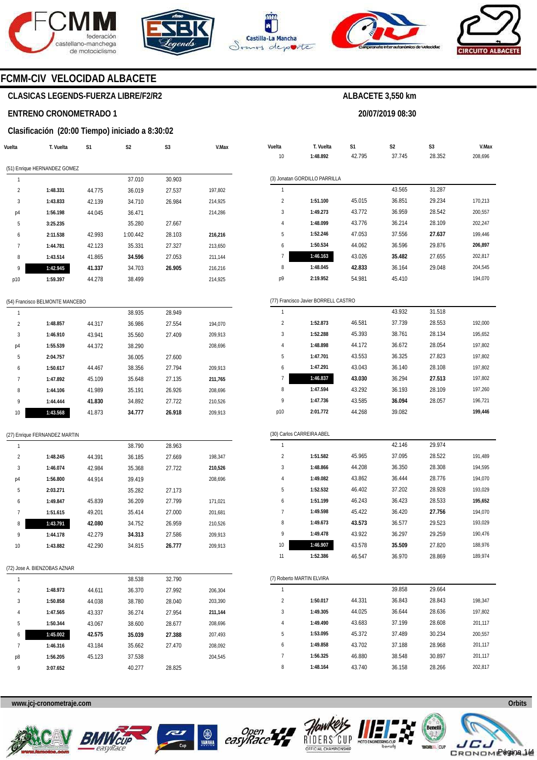# FCMM-CIV VELOCIDAD ALBACETE

## CLASICAS LEGENDS-FUERZA LIBRE/F2/R2

**ALBACETE 3,550 km**

## ENTRENO CRONOMETRADO 1

**20/07/2019 08:30**

### Clasificación (20:00 Tiempo) iniciado a 8:30:02

(51) Enrique HERNANDEZ GOMEZ

| Vuelta | T. Vuelta | S1 | S2 | S3 | V.Max |
|---|---|---|---|---|---|
| 1 | | | 37.010 | 30.903 | |
| 2 | **1:48.331** | 44.775 | 36.019 | 27.537 | 197,802 |
| 3 | **1:43.833** | 42.139 | 34.710 | 26.984 | 214,925 |
| p4 | **1:56.198** | 44.045 | 36.471 | | 214,286 |
| 5 | **3:25.235** | | 35.280 | 27.667 | |
| 6 | **2:11.538** | 42.993 | 1:00.442 | 28.103 | **216,216** |
| 7 | **1:44.781** | 42.123 | 35.331 | 27.327 | 213,650 |
| 8 | **1:43.514** | 41.865 | **34.596** | 27.053 | 211,144 |
| 9 | **1:42.945** | **41.337** | 34.703 | **26.905** | 216,216 |
| p10 | **1:59.397** | 44.278 | 38.499 | | 214,925 |

(54) Francisco BELMONTE MANCEBO

| Vuelta | T. Vuelta | S1 | S2 | S3 | V.Max |
|---|---|---|---|---|---|
| 1 | | | 38.935 | 28.949 | |
| 2 | **1:48.857** | 44.317 | 36.986 | 27.554 | 194,070 |
| 3 | **1:46.910** | 43.941 | 35.560 | 27.409 | 209,913 |
| p4 | **1:55.539** | 44.372 | 38.290 | | 208,696 |
| 5 | **2:04.757** | | 36.005 | 27.600 | |
| 6 | **1:50.617** | 44.467 | 38.356 | 27.794 | 209,913 |
| 7 | **1:47.892** | 45.109 | 35.648 | 27.135 | **211,765** |
| 8 | **1:44.106** | 41.989 | 35.191 | 26.926 | 208,696 |
| 9 | **1:44.444** | **41.830** | 34.892 | 27.722 | 210,526 |
| 10 | **1:43.568** | 41.873 | **34.777** | **26.918** | 209,913 |

(27) Enrique FERNANDEZ MARTIN

| Vuelta | T. Vuelta | S1 | S2 | S3 | V.Max |
|---|---|---|---|---|---|
| 1 | | | 38.790 | 28.963 | |
| 2 | **1:48.245** | 44.391 | 36.185 | 27.669 | 198,347 |
| 3 | **1:46.074** | 42.984 | 35.368 | 27.722 | **210,526** |
| p4 | **1:56.800** | 44.914 | 39.419 | | 208,696 |
| 5 | **2:03.271** | | 35.282 | 27.173 | |
| 6 | **1:49.847** | 45.839 | 36.209 | 27.799 | 171,021 |
| 7 | **1:51.615** | 49.201 | 35.414 | 27.000 | 201,681 |
| 8 | **1:43.791** | **42.080** | 34.752 | 26.959 | 210,526 |
| 9 | **1:44.178** | 42.279 | **34.313** | 27.586 | 209,913 |
| 10 | **1:43.882** | 42.290 | 34.815 | **26.777** | 209,913 |

(72) Jose A. BIENZOBAS AZNAR

| Vuelta | T. Vuelta | S1 | S2 | S3 | V.Max |
|---|---|---|---|---|---|
| 1 | | | 38.538 | 32.790 | |
| 2 | **1:48.973** | 44.611 | 36.370 | 27.992 | 206,304 |
| 3 | **1:50.858** | 44.038 | 38.780 | 28.040 | 203,390 |
| 4 | **1:47.565** | 43.337 | 36.274 | 27.954 | **211,144** |
| 5 | **1:50.344** | 43.067 | 38.600 | 28.677 | 208,696 |
| 6 | **1:45.002** | **42.575** | **35.039** | **27.388** | 207,493 |
| 7 | **1:46.316** | 43.184 | 35.662 | 27.470 | 208,092 |
| p8 | **1:56.205** | 45.123 | 37.538 | | 204,545 |
| 9 | **3:07.652** | | 40.277 | 28.825 | |
| 10 | **1:48.892** | 42.795 | 37.745 | 28.352 | 208,696 |

(3) Jonatan GORDILLO PARRILLA

| Vuelta | T. Vuelta | S1 | S2 | S3 | V.Max |
|---|---|---|---|---|---|
| 1 | | | 43.565 | 31.287 | |
| 2 | **1:51.100** | 45.015 | 36.851 | 29.234 | 170,213 |
| 3 | **1:49.273** | 43.772 | 36.959 | 28.542 | 200,557 |
| 4 | **1:48.099** | 43.776 | 36.214 | 28.109 | 202,247 |
| 5 | **1:52.246** | 47.053 | 37.556 | **27.637** | 199,446 |
| 6 | **1:50.534** | 44.062 | 36.596 | 29.876 | **206,897** |
| 7 | **1:46.163** | 43.026 | **35.482** | 27.655 | 202,817 |
| 8 | **1:48.045** | **42.833** | 36.164 | 29.048 | 204,545 |
| p9 | **2:19.952** | 54.981 | 45.410 | | 194,070 |

(77) Francisco Javier BORRELL CASTRO

| Vuelta | T. Vuelta | S1 | S2 | S3 | V.Max |
|---|---|---|---|---|---|
| 1 | | | 43.932 | 31.518 | |
| 2 | **1:52.873** | 46.581 | 37.739 | 28.553 | 192,000 |
| 3 | **1:52.288** | 45.393 | 38.761 | 28.134 | 195,652 |
| 4 | **1:48.898** | 44.172 | 36.672 | 28.054 | 197,802 |
| 5 | **1:47.701** | 43.553 | 36.325 | 27.823 | 197,802 |
| 6 | **1:47.291** | 43.043 | 36.140 | 28.108 | 197,802 |
| 7 | **1:46.837** | **43.030** | 36.294 | **27.513** | 197,802 |
| 8 | **1:47.594** | 43.292 | 36.193 | 28.109 | 197,260 |
| 9 | **1:47.736** | 43.585 | **36.094** | 28.057 | 196,721 |
| p10 | **2:01.772** | 44.268 | 39.082 | | **199,446** |

(30) Carlos CARREIRA ABEL

| Vuelta | T. Vuelta | S1 | S2 | S3 | V.Max |
|---|---|---|---|---|---|
| 1 | | | 42.146 | 29.974 | |
| 2 | **1:51.582** | 45.965 | 37.095 | 28.522 | 191,489 |
| 3 | **1:48.866** | 44.208 | 36.350 | 28.308 | 194,595 |
| 4 | **1:49.082** | 43.862 | 36.444 | 28.776 | 194,070 |
| 5 | **1:52.532** | 46.402 | 37.202 | 28.928 | 193,029 |
| 6 | **1:51.199** | 46.243 | 36.423 | 28.533 | **195,652** |
| 7 | **1:49.598** | 45.422 | 36.420 | **27.756** | 194,070 |
| 8 | **1:49.673** | **43.573** | 36.577 | 29.523 | 193,029 |
| 9 | **1:49.478** | 43.922 | 36.297 | 29.259 | 190,476 |
| 10 | **1:46.907** | 43.578 | **35.509** | 27.820 | 188,976 |
| 11 | **1:52.386** | 46.547 | 36.970 | 28.869 | 189,974 |

(7) Roberto MARTIN ELVIRA

| Vuelta | T. Vuelta | S1 | S2 | S3 | V.Max |
|---|---|---|---|---|---|
| 1 | | | 39.858 | 29.664 | |
| 2 | **1:50.017** | 44.331 | 36.843 | 28.843 | 198,347 |
| 3 | **1:49.305** | 44.025 | 36.644 | 28.636 | 197,802 |
| 4 | **1:49.490** | 43.683 | 37.199 | 28.608 | 201,117 |
| 5 | **1:53.095** | 45.372 | 37.489 | 30.234 | 200,557 |
| 6 | **1:49.858** | 43.702 | 37.188 | 28.968 | 201,117 |
| 7 | **1:56.325** | 46.880 | 38.548 | 30.897 | 201,117 |
| 8 | **1:48.164** | 43.740 | 36.158 | 28.266 | 202,817 |

www.jcj-cronometraje.com

Orbits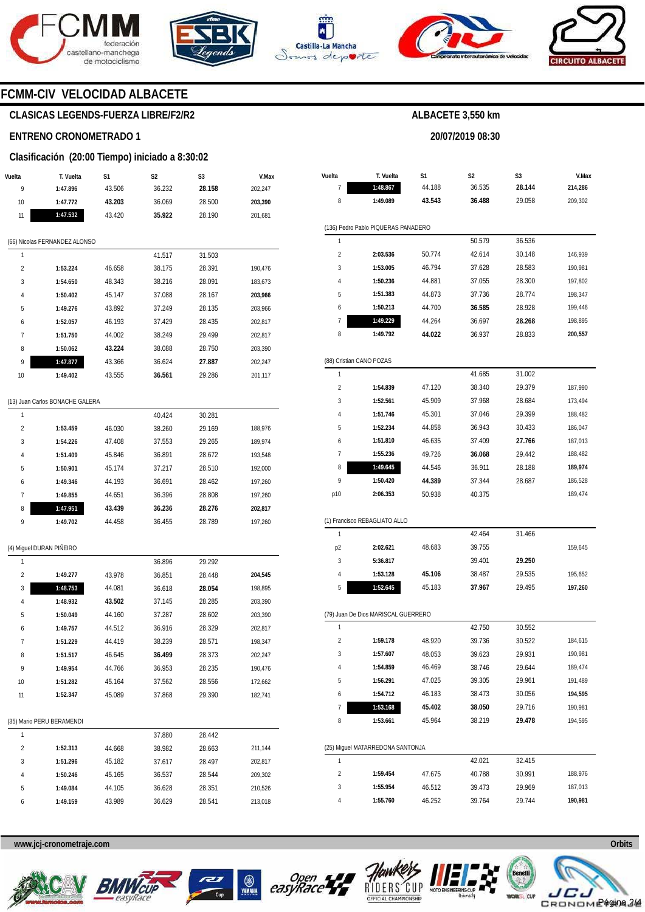## FCMM-CIV VELOCIDAD ALBACETE

### CLASICAS LEGENDS-FUERZA LIBRE/F2/R2

**ALBACETE 3,550 km**

### ENTRENO CRONOMETRADO 1

**20/07/2019 08:30**

### Clasificación (20:00 Tiempo) iniciado a 8:30:02

| Vuelta | T. Vuelta | S1 | S2 | S3 | V.Max |
|---|---|---|---|---|---|
| 9 | 1:47.896 | 43.506 | 36.232 | **28.158** | 202,247 |
| 10 | 1:47.772 | **43.203** | 36.069 | 28.500 | **203,390** |
| 11 | **1:47.532** | 43.420 | **35.922** | 28.190 | 201,681 |

(66) Nicolas FERNANDEZ ALONSO

| Vuelta | T. Vuelta | S1 | S2 | S3 | V.Max |
|---|---|---|---|---|---|
| 1 | | | 41.517 | 31.503 | |
| 2 | 1:53.224 | 46.658 | 38.175 | 28.391 | 190,476 |
| 3 | 1:54.650 | 48.343 | 38.216 | 28.091 | 183,673 |
| 4 | 1:50.402 | 45.147 | 37.088 | 28.167 | **203,966** |
| 5 | 1:49.276 | 43.892 | 37.249 | 28.135 | 203,966 |
| 6 | 1:52.057 | 46.193 | 37.429 | 28.435 | 202,817 |
| 7 | 1:51.750 | 44.002 | 38.249 | 29.499 | 202,817 |
| 8 | 1:50.062 | **43.224** | 38.088 | 28.750 | 203,390 |
| 9 | **1:47.877** | 43.366 | 36.624 | **27.887** | 202,247 |
| 10 | 1:49.402 | 43.555 | **36.561** | 29.286 | 201,117 |

(13) Juan Carlos BONACHE GALERA

| Vuelta | T. Vuelta | S1 | S2 | S3 | V.Max |
|---|---|---|---|---|---|
| 1 | | | 40.424 | 30.281 | |
| 2 | 1:53.459 | 46.030 | 38.260 | 29.169 | 188,976 |
| 3 | 1:54.226 | 47.408 | 37.553 | 29.265 | 189,974 |
| 4 | 1:51.409 | 45.846 | 36.891 | 28.672 | 193,548 |
| 5 | 1:50.901 | 45.174 | 37.217 | 28.510 | 192,000 |
| 6 | 1:49.346 | 44.193 | 36.691 | 28.462 | 197,260 |
| 7 | 1:49.855 | 44.651 | 36.396 | 28.808 | 197,260 |
| 8 | **1:47.951** | **43.439** | **36.236** | **28.276** | **202,817** |
| 9 | 1:49.702 | 44.458 | 36.455 | 28.789 | 197,260 |

(4) Miguel DURAN PIÑEIRO

| Vuelta | T. Vuelta | S1 | S2 | S3 | V.Max |
|---|---|---|---|---|---|
| 1 | | | 36.896 | 29.292 | |
| 2 | 1:49.277 | 43.978 | 36.851 | 28.448 | **204,545** |
| 3 | **1:48.753** | 44.081 | 36.618 | **28.054** | 198,895 |
| 4 | 1:48.932 | **43.502** | 37.145 | 28.285 | 203,390 |
| 5 | 1:50.049 | 44.160 | 37.287 | 28.602 | 203,390 |
| 6 | 1:49.757 | 44.512 | 36.916 | 28.329 | 202,817 |
| 7 | 1:51.229 | 44.419 | 38.239 | 28.571 | 198,347 |
| 8 | 1:51.517 | 46.645 | **36.499** | 28.373 | 202,247 |
| 9 | 1:49.954 | 44.766 | 36.953 | 28.235 | 190,476 |
| 10 | 1:51.282 | 45.164 | 37.562 | 28.556 | 172,662 |
| 11 | 1:52.347 | 45.089 | 37.868 | 29.390 | 182,741 |

(35) Mario PERU BERAMENDI

| Vuelta | T. Vuelta | S1 | S2 | S3 | V.Max |
|---|---|---|---|---|---|
| 1 | | | 37.880 | 28.442 | |
| 2 | 1:52.313 | 44.668 | 38.982 | 28.663 | 211,144 |
| 3 | 1:51.296 | 45.182 | 37.617 | 28.497 | 202,817 |
| 4 | 1:50.246 | 45.165 | 36.537 | 28.544 | 209,302 |
| 5 | 1:49.084 | 44.105 | 36.628 | 28.351 | 210,526 |
| 6 | 1:49.159 | 43.989 | 36.629 | 28.541 | 213,018 |
| 7 | **1:48.867** | 44.188 | 36.535 | **28.144** | **214,286** |
| 8 | 1:49.089 | **43.543** | **36.488** | 29.058 | 209,302 |

(136) Pedro Pablo PIQUERAS PANADERO

| Vuelta | T. Vuelta | S1 | S2 | S3 | V.Max |
|---|---|---|---|---|---|
| 1 | | | 50.579 | 36.536 | |
| 2 | 2:03.536 | 50.774 | 42.614 | 30.148 | 146,939 |
| 3 | 1:53.005 | 46.794 | 37.628 | 28.583 | 190,981 |
| 4 | 1:50.236 | 44.881 | 37.055 | 28.300 | 197,802 |
| 5 | 1:51.383 | 44.873 | 37.736 | 28.774 | 198,347 |
| 6 | 1:50.213 | 44.700 | **36.585** | 28.928 | 199,446 |
| 7 | **1:49.229** | 44.264 | 36.697 | **28.268** | 198,895 |
| 8 | 1:49.792 | **44.022** | 36.937 | 28.833 | **200,557** |

(88) Cristian CANO POZAS

| Vuelta | T. Vuelta | S1 | S2 | S3 | V.Max |
|---|---|---|---|---|---|
| 1 | | | 41.685 | 31.002 | |
| 2 | 1:54.839 | 47.120 | 38.340 | 29.379 | 187,990 |
| 3 | 1:52.561 | 45.909 | 37.968 | 28.684 | 173,494 |
| 4 | 1:51.746 | 45.301 | 37.046 | 29.399 | 188,482 |
| 5 | 1:52.234 | 44.858 | 36.943 | 30.433 | 186,047 |
| 6 | 1:51.810 | 46.635 | 37.409 | **27.766** | 187,013 |
| 7 | 1:55.236 | 49.726 | **36.068** | 29.442 | 188,482 |
| 8 | **1:49.645** | 44.546 | 36.911 | 28.188 | **189,974** |
| 9 | 1:50.420 | **44.389** | 37.344 | 28.687 | 186,528 |
| p10 | 2:06.353 | 50.938 | 40.375 | | 189,474 |

(1) Francisco REBAGLIATO ALLO

| Vuelta | T. Vuelta | S1 | S2 | S3 | V.Max |
|---|---|---|---|---|---|
| 1 | | | 42.464 | 31.466 | |
| p2 | 2:02.621 | 48.683 | 39.755 | | 159,645 |
| 3 | 5:36.817 | | 39.401 | **29.250** | |
| 4 | 1:53.128 | **45.106** | 38.487 | 29.535 | 195,652 |
| 5 | **1:52.645** | 45.183 | **37.967** | 29.495 | **197,260** |

(79) Juan De Dios MARISCAL GUERRERO

| Vuelta | T. Vuelta | S1 | S2 | S3 | V.Max |
|---|---|---|---|---|---|
| 1 | | | 42.750 | 30.552 | |
| 2 | 1:59.178 | 48.920 | 39.736 | 30.522 | 184,615 |
| 3 | 1:57.607 | 48.053 | 39.623 | 29.931 | 190,981 |
| 4 | 1:54.859 | 46.469 | 38.746 | 29.644 | 189,474 |
| 5 | 1:56.291 | 47.025 | 39.305 | 29.961 | 191,489 |
| 6 | 1:54.712 | 46.183 | 38.473 | 30.056 | **194,595** |
| 7 | **1:53.168** | **45.402** | **38.050** | 29.716 | 190,981 |
| 8 | 1:53.661 | 45.964 | 38.219 | **29.478** | 194,595 |

(25) Miguel MATARREDONA SANTONJA

| Vuelta | T. Vuelta | S1 | S2 | S3 | V.Max |
|---|---|---|---|---|---|
| 1 | | | 42.021 | 32.415 | |
| 2 | 1:59.454 | 47.675 | 40.788 | 30.991 | 188,976 |
| 3 | 1:55.954 | 46.512 | 39.473 | 29.969 | 187,013 |
| 4 | 1:55.760 | 46.252 | 39.764 | 29.744 | **190,981** |

www.jcj-cronometraje.com — Orbits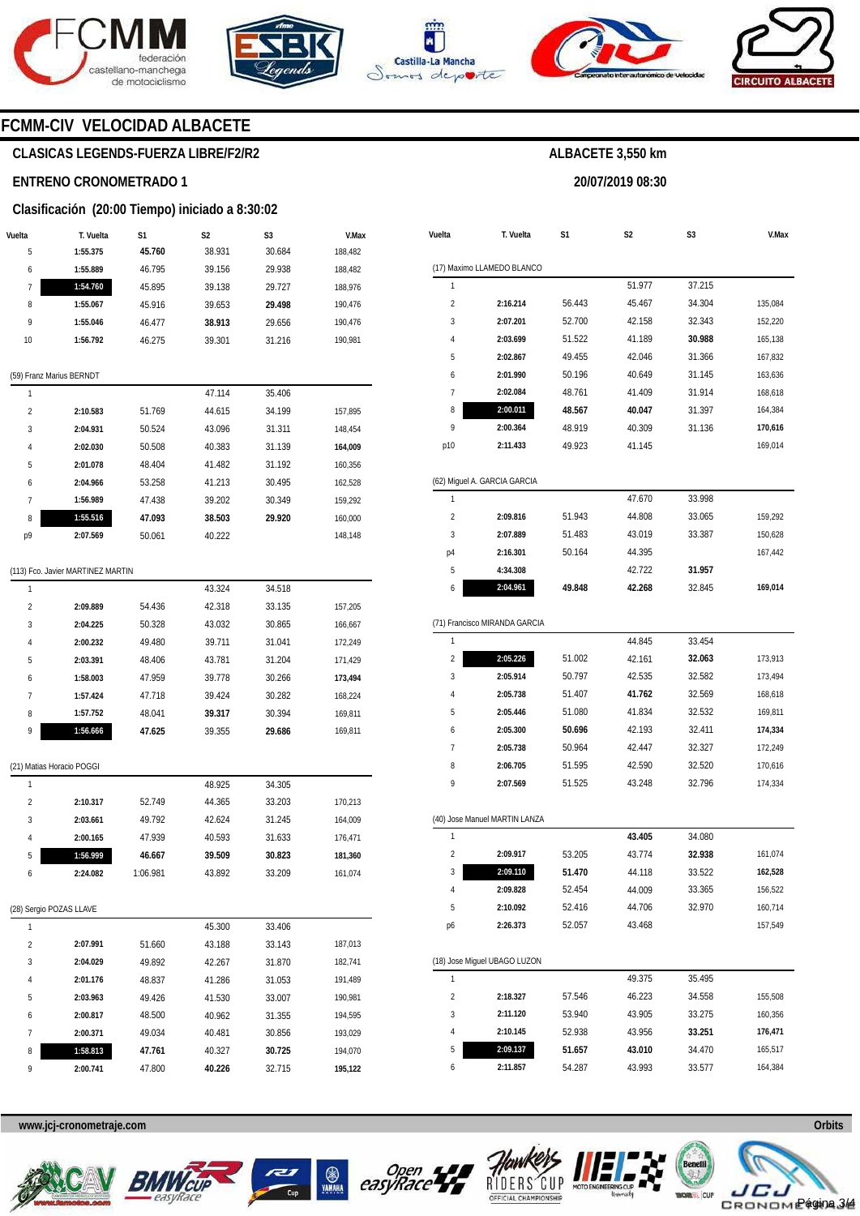# FCMM-CIV VELOCIDAD ALBACETE

## CLASICAS LEGENDS-FUERZA LIBRE/F2/R2

**ALBACETE 3,550 km**

## ENTRENO CRONOMETRADO 1

**20/07/2019 08:30**

### Clasificación (20:00 Tiempo) iniciado a 8:30:02

| Vuelta | T. Vuelta | S1 | S2 | S3 | V.Max |
|---|---|---|---|---|---|
| 5 | **1:55.375** | **45.760** | 38.931 | 30.684 | 188,482 |
| 6 | **1:55.889** | 46.795 | 39.156 | 29.938 | 188,482 |
| 7 | **1:54.760** | 45.895 | 39.138 | 29.727 | 188,976 |
| 8 | **1:55.067** | 45.916 | 39.653 | **29.498** | 190,476 |
| 9 | **1:55.046** | 46.477 | **38.913** | 29.656 | 190,476 |
| 10 | **1:56.792** | 46.275 | 39.301 | 31.216 | 190,981 |

(59) Franz Marius BERNDT

| Vuelta | T. Vuelta | S1 | S2 | S3 | V.Max |
|---|---|---|---|---|---|
| 1 | | | 47.114 | 35.406 | |
| 2 | **2:10.583** | 51.769 | 44.615 | 34.199 | 157,895 |
| 3 | **2:04.931** | 50.524 | 43.096 | 31.311 | 148,454 |
| 4 | **2:02.030** | 50.508 | 40.383 | 31.139 | **164,009** |
| 5 | **2:01.078** | 48.404 | 41.482 | 31.192 | 160,356 |
| 6 | **2:04.966** | 53.258 | 41.213 | 30.495 | 162,528 |
| 7 | **1:56.989** | 47.438 | 39.202 | 30.349 | 159,292 |
| 8 | **1:55.516** | **47.093** | **38.503** | **29.920** | 160,000 |
| p9 | **2:07.569** | 50.061 | 40.222 | | 148,148 |

(113) Fco. Javier MARTINEZ MARTIN

| Vuelta | T. Vuelta | S1 | S2 | S3 | V.Max |
|---|---|---|---|---|---|
| 1 | | | 43.324 | 34.518 | |
| 2 | **2:09.889** | 54.436 | 42.318 | 33.135 | 157,205 |
| 3 | **2:04.225** | 50.328 | 43.032 | 30.865 | 166,667 |
| 4 | **2:00.232** | 49.480 | 39.711 | 31.041 | 172,249 |
| 5 | **2:03.391** | 48.406 | 43.781 | 31.204 | 171,429 |
| 6 | **1:58.003** | 47.959 | 39.778 | 30.266 | **173,494** |
| 7 | **1:57.424** | 47.718 | 39.424 | 30.282 | 168,224 |
| 8 | **1:57.752** | 48.041 | **39.317** | 30.394 | 169,811 |
| 9 | **1:56.666** | **47.625** | 39.355 | **29.686** | 169,811 |

(21) Matias Horacio POGGI

| Vuelta | T. Vuelta | S1 | S2 | S3 | V.Max |
|---|---|---|---|---|---|
| 1 | | | 48.925 | 34.305 | |
| 2 | **2:10.317** | 52.749 | 44.365 | 33.203 | 170,213 |
| 3 | **2:03.661** | 49.792 | 42.624 | 31.245 | 164,009 |
| 4 | **2:00.165** | 47.939 | 40.593 | 31.633 | 176,471 |
| 5 | **1:56.999** | **46.667** | **39.509** | **30.823** | **181,360** |
| 6 | **2:24.082** | 1:06.981 | 43.892 | 33.209 | 161,074 |

(28) Sergio POZAS LLAVE

| Vuelta | T. Vuelta | S1 | S2 | S3 | V.Max |
|---|---|---|---|---|---|
| 1 | | | 45.300 | 33.406 | |
| 2 | **2:07.991** | 51.660 | 43.188 | 33.143 | 187,013 |
| 3 | **2:04.029** | 49.892 | 42.267 | 31.870 | 182,741 |
| 4 | **2:01.176** | 48.837 | 41.286 | 31.053 | 191,489 |
| 5 | **2:03.963** | 49.426 | 41.530 | 33.007 | 190,981 |
| 6 | **2:00.817** | 48.500 | 40.962 | 31.355 | 194,595 |
| 7 | **2:00.371** | 49.034 | 40.481 | 30.856 | 193,029 |
| 8 | **1:58.813** | **47.761** | 40.327 | **30.725** | 194,070 |
| 9 | **2:00.741** | 47.800 | **40.226** | 32.715 | **195,122** |

(17) Maximo LLAMEDO BLANCO

| Vuelta | T. Vuelta | S1 | S2 | S3 | V.Max |
|---|---|---|---|---|---|
| 1 | | | 51.977 | 37.215 | |
| 2 | **2:16.214** | 56.443 | 45.467 | 34.304 | 135,084 |
| 3 | **2:07.201** | 52.700 | 42.158 | 32.343 | 152,220 |
| 4 | **2:03.699** | 51.522 | 41.189 | **30.988** | 165,138 |
| 5 | **2:02.867** | 49.455 | 42.046 | 31.366 | 167,832 |
| 6 | **2:01.990** | 50.196 | 40.649 | 31.145 | 163,636 |
| 7 | **2:02.084** | 48.761 | 41.409 | 31.914 | 168,618 |
| 8 | **2:00.011** | **48.567** | **40.047** | 31.397 | 164,384 |
| 9 | **2:00.364** | 48.919 | 40.309 | 31.136 | **170,616** |
| p10 | **2:11.433** | 49.923 | 41.145 | | 169,014 |

(62) Miguel A. GARCIA GARCIA

| Vuelta | T. Vuelta | S1 | S2 | S3 | V.Max |
|---|---|---|---|---|---|
| 1 | | | 47.670 | 33.998 | |
| 2 | **2:09.816** | 51.943 | 44.808 | 33.065 | 159,292 |
| 3 | **2:07.889** | 51.483 | 43.019 | 33.387 | 150,628 |
| p4 | **2:16.301** | 50.164 | 44.395 | | 167,442 |
| 5 | **4:34.308** | | 42.722 | **31.957** | |
| 6 | **2:04.961** | **49.848** | **42.268** | 32.845 | **169,014** |

(71) Francisco MIRANDA GARCIA

| Vuelta | T. Vuelta | S1 | S2 | S3 | V.Max |
|---|---|---|---|---|---|
| 1 | | | 44.845 | 33.454 | |
| 2 | **2:05.226** | 51.002 | 42.161 | **32.063** | 173,913 |
| 3 | **2:05.914** | 50.797 | 42.535 | 32.582 | 173,494 |
| 4 | **2:05.738** | 51.407 | **41.762** | 32.569 | 168,618 |
| 5 | **2:05.446** | 51.080 | 41.834 | 32.532 | 169,811 |
| 6 | **2:05.300** | **50.696** | 42.193 | 32.411 | **174,334** |
| 7 | **2:05.738** | 50.964 | 42.447 | 32.327 | 172,249 |
| 8 | **2:06.705** | 51.595 | 42.590 | 32.520 | 170,616 |
| 9 | **2:07.569** | 51.525 | 43.248 | 32.796 | 174,334 |

(40) Jose Manuel MARTIN LANZA

| Vuelta | T. Vuelta | S1 | S2 | S3 | V.Max |
|---|---|---|---|---|---|
| 1 | | | **43.405** | 34.080 | |
| 2 | **2:09.917** | 53.205 | 43.774 | **32.938** | 161,074 |
| 3 | **2:09.110** | **51.470** | 44.118 | 33.522 | **162,528** |
| 4 | **2:09.828** | 52.454 | 44.009 | 33.365 | 156,522 |
| 5 | **2:10.092** | 52.416 | 44.706 | 32.970 | 160,714 |
| p6 | **2:26.373** | 52.057 | 43.468 | | 157,549 |

(18) Jose Miguel UBAGO LUZON

| Vuelta | T. Vuelta | S1 | S2 | S3 | V.Max |
|---|---|---|---|---|---|
| 1 | | | 49.375 | 35.495 | |
| 2 | **2:18.327** | 57.546 | 46.223 | 34.558 | 155,508 |
| 3 | **2:11.120** | 53.940 | 43.905 | 33.275 | 160,356 |
| 4 | **2:10.145** | 52.938 | 43.956 | **33.251** | **176,471** |
| 5 | **2:09.137** | **51.657** | **43.010** | 34.470 | 165,517 |
| 6 | **2:11.857** | 54.287 | 43.993 | 33.577 | 164,384 |

www.jcj-cronometraje.com — Orbits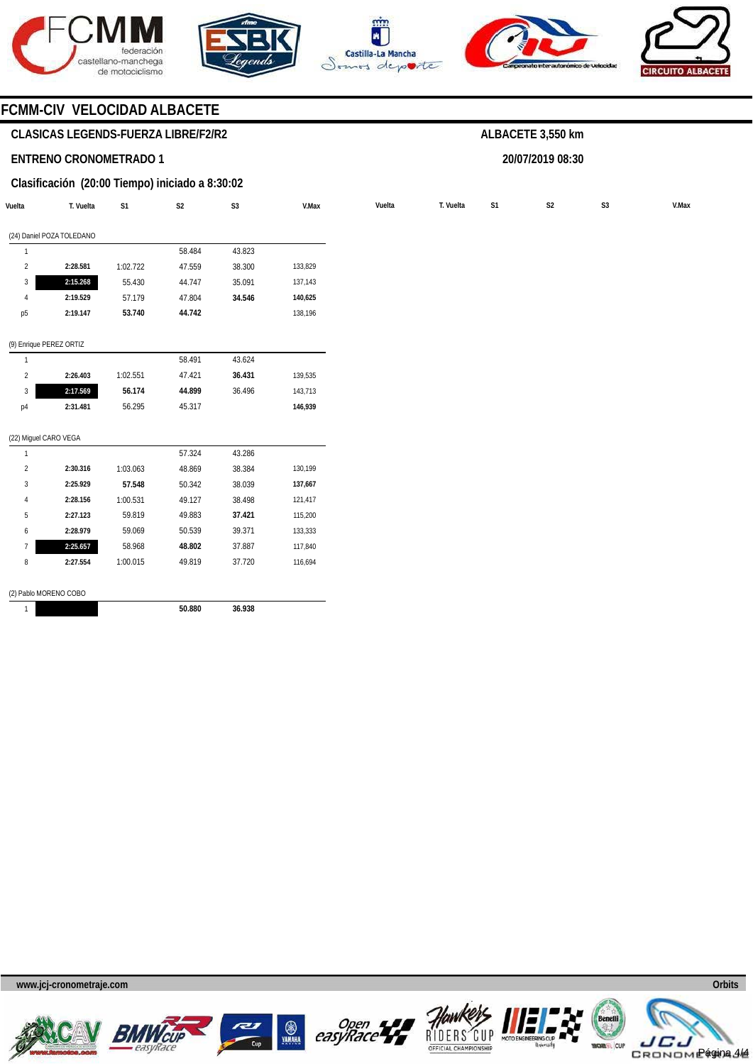## FCMM-CIV VELOCIDAD ALBACETE

**CLASICAS LEGENDS-FUERZA LIBRE/F2/R2** — **ALBACETE 3,550 km**

**ENTRENO CRONOMETRADO 1** — **20/07/2019 08:30**

**Clasificación (20:00 Tiempo) iniciado a 8:30:02**

| Vuelta | T. Vuelta | S1 | S2 | S3 | V.Max |
|---|---|---|---|---|---|
| **(24) Daniel POZA TOLEDANO** | | | | | |
| 1 | | | 58.484 | 43.823 | |
| 2 | **2:28.581** | 1:02.722 | 47.559 | 38.300 | 133,829 |
| 3 | **2:15.268** | 55.430 | 44.747 | 35.091 | 137,143 |
| 4 | **2:19.529** | 57.179 | 47.804 | **34.546** | **140,625** |
| p5 | **2:19.147** | **53.740** | **44.742** | | 138,196 |
| **(9) Enrique PEREZ ORTIZ** | | | | | |
| 1 | | | 58.491 | 43.624 | |
| 2 | **2:26.403** | 1:02.551 | 47.421 | **36.431** | 139,535 |
| 3 | **2:17.569** | **56.174** | **44.899** | 36.496 | 143,713 |
| p4 | **2:31.481** | 56.295 | 45.317 | | **146,939** |
| **(22) Miguel CARO VEGA** | | | | | |
| 1 | | | 57.324 | 43.286 | |
| 2 | **2:30.316** | 1:03.063 | 48.869 | 38.384 | 130,199 |
| 3 | **2:25.929** | **57.548** | 50.342 | 38.039 | **137,667** |
| 4 | **2:28.156** | 1:00.531 | 49.127 | 38.498 | 121,417 |
| 5 | **2:27.123** | 59.819 | 49.883 | **37.421** | 115,200 |
| 6 | **2:28.979** | 59.069 | 50.539 | 39.371 | 133,333 |
| 7 | **2:25.657** | 58.968 | **48.802** | 37.887 | 117,840 |
| 8 | **2:27.554** | 1:00.015 | 49.819 | 37.720 | 116,694 |
| **(2) Pablo MORENO COBO** | | | | | |
| 1 | | | **50.880** | **36.938** | |

www.jcj-cronometraje.com — Orbits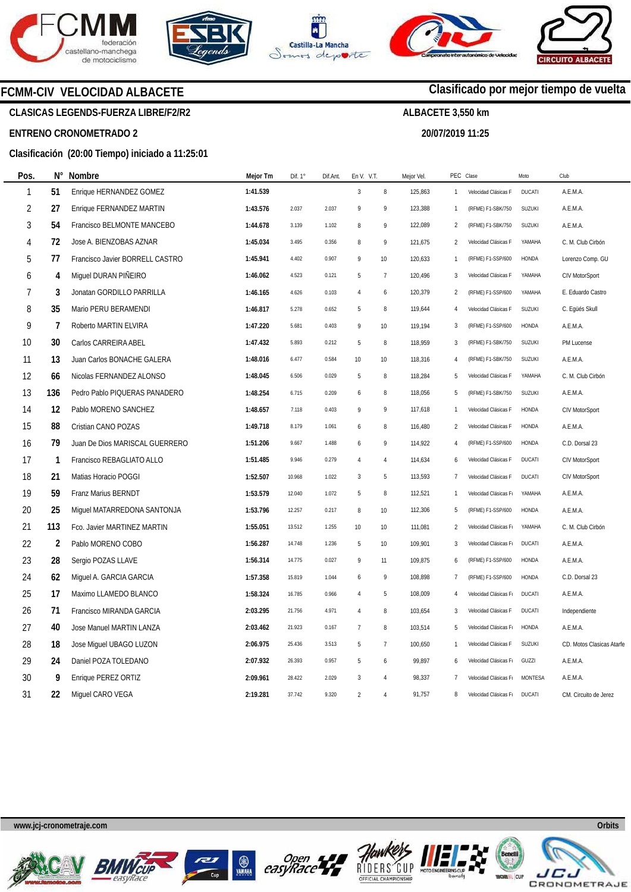# FCMM-CIV VELOCIDAD ALBACETE

**Clasificado por mejor tiempo de vuelta**

**CLASICAS LEGENDS-FUERZA LIBRE/F2/R2**

**ALBACETE 3,550 km**

**ENTRENO CRONOMETRADO 2**

**20/07/2019 11:25**

**Clasificación (20:00 Tiempo) iniciado a 11:25:01**

| Pos. | N° | Nombre | Mejor Tm | Dif. 1° | Dif.Ant. | En V. | V.T. | Mejor Vel. | PEC | Clase | Moto | Club |
|---|---|---|---|---|---|---|---|---|---|---|---|---|
| 1 | 51 | Enrique HERNANDEZ GOMEZ | 1:41.539 | | | 3 | 8 | 125,863 | 1 | Velocidad Clásicas F | DUCATI | A.E.M.A. |
| 2 | 27 | Enrique FERNANDEZ MARTIN | 1:43.576 | 2.037 | 2.037 | 9 | 9 | 123,388 | 1 | (RFME) F1-SBK/750 | SUZUKI | A.E.M.A. |
| 3 | 54 | Francisco BELMONTE MANCEBO | 1:44.678 | 3.139 | 1.102 | 8 | 9 | 122,089 | 2 | (RFME) F1-SBK/750 | SUZUKI | A.E.M.A. |
| 4 | 72 | Jose A. BIENZOBAS AZNAR | 1:45.034 | 3.495 | 0.356 | 8 | 9 | 121,675 | 2 | Velocidad Clásicas F | YAMAHA | C. M. Club Cirbón |
| 5 | 77 | Francisco Javier BORRELL CASTRO | 1:45.941 | 4.402 | 0.907 | 9 | 10 | 120,633 | 1 | (RFME) F1-SSP/600 | HONDA | Lorenzo Comp. GU |
| 6 | 4 | Miguel DURAN PIÑEIRO | 1:46.062 | 4.523 | 0.121 | 5 | 7 | 120,496 | 3 | Velocidad Clásicas F | YAMAHA | CIV MotorSport |
| 7 | 3 | Jonatan GORDILLO PARRILLA | 1:46.165 | 4.626 | 0.103 | 4 | 6 | 120,379 | 2 | (RFME) F1-SSP/600 | YAMAHA | E. Eduardo Castro |
| 8 | 35 | Mario PERU BERAMENDI | 1:46.817 | 5.278 | 0.652 | 5 | 8 | 119,644 | 4 | Velocidad Clásicas F | SUZUKI | C. Egüés Skull |
| 9 | 7 | Roberto MARTIN ELVIRA | 1:47.220 | 5.681 | 0.403 | 9 | 10 | 119,194 | 3 | (RFME) F1-SSP/600 | HONDA | A.E.M.A. |
| 10 | 30 | Carlos CARREIRA ABEL | 1:47.432 | 5.893 | 0.212 | 5 | 8 | 118,959 | 3 | (RFME) F1-SBK/750 | SUZUKI | PM Lucense |
| 11 | 13 | Juan Carlos BONACHE GALERA | 1:48.016 | 6.477 | 0.584 | 10 | 10 | 118,316 | 4 | (RFME) F1-SBK/750 | SUZUKI | A.E.M.A. |
| 12 | 66 | Nicolas FERNANDEZ ALONSO | 1:48.045 | 6.506 | 0.029 | 5 | 8 | 118,284 | 5 | Velocidad Clásicas F | YAMAHA | C. M. Club Cirbón |
| 13 | 136 | Pedro Pablo PIQUERAS PANADERO | 1:48.254 | 6.715 | 0.209 | 6 | 8 | 118,056 | 5 | (RFME) F1-SBK/750 | SUZUKI | A.E.M.A. |
| 14 | 12 | Pablo MORENO SANCHEZ | 1:48.657 | 7.118 | 0.403 | 9 | 9 | 117,618 | 1 | Velocidad Clásicas F | HONDA | CIV MotorSport |
| 15 | 88 | Cristian CANO POZAS | 1:49.718 | 8.179 | 1.061 | 6 | 8 | 116,480 | 2 | Velocidad Clásicas F | HONDA | A.E.M.A. |
| 16 | 79 | Juan De Dios MARISCAL GUERRERO | 1:51.206 | 9.667 | 1.488 | 6 | 9 | 114,922 | 4 | (RFME) F1-SSP/600 | HONDA | C.D. Dorsal 23 |
| 17 | 1 | Francisco REBAGLIATO ALLO | 1:51.485 | 9.946 | 0.279 | 4 | 4 | 114,634 | 6 | Velocidad Clásicas F | DUCATI | CIV MotorSport |
| 18 | 21 | Matias Horacio POGGI | 1:52.507 | 10.968 | 1.022 | 3 | 5 | 113,593 | 7 | Velocidad Clásicas F | DUCATI | CIV MotorSport |
| 19 | 59 | Franz Marius BERNDT | 1:53.579 | 12.040 | 1.072 | 5 | 8 | 112,521 | 1 | Velocidad Clásicas F | YAMAHA | A.E.M.A. |
| 20 | 25 | Miguel MATARREDONA SANTONJA | 1:53.796 | 12.257 | 0.217 | 8 | 10 | 112,306 | 5 | (RFME) F1-SSP/600 | HONDA | A.E.M.A. |
| 21 | 113 | Fco. Javier MARTINEZ MARTIN | 1:55.051 | 13.512 | 1.255 | 10 | 10 | 111,081 | 2 | Velocidad Clásicas F | YAMAHA | C. M. Club Cirbón |
| 22 | 2 | Pablo MORENO COBO | 1:56.287 | 14.748 | 1.236 | 5 | 10 | 109,901 | 3 | Velocidad Clásicas F | DUCATI | A.E.M.A. |
| 23 | 28 | Sergio POZAS LLAVE | 1:56.314 | 14.775 | 0.027 | 9 | 11 | 109,875 | 6 | (RFME) F1-SSP/600 | HONDA | A.E.M.A. |
| 24 | 62 | Miguel A. GARCIA GARCIA | 1:57.358 | 15.819 | 1.044 | 6 | 9 | 108,898 | 7 | (RFME) F1-SSP/600 | HONDA | C.D. Dorsal 23 |
| 25 | 17 | Maximo LLAMEDO BLANCO | 1:58.324 | 16.785 | 0.966 | 4 | 5 | 108,009 | 4 | Velocidad Clásicas F | DUCATI | A.E.M.A. |
| 26 | 71 | Francisco MIRANDA GARCIA | 2:03.295 | 21.756 | 4.971 | 4 | 8 | 103,654 | 3 | Velocidad Clásicas F | DUCATI | Independiente |
| 27 | 40 | Jose Manuel MARTIN LANZA | 2:03.462 | 21.923 | 0.167 | 7 | 8 | 103,514 | 5 | Velocidad Clásicas F | HONDA | A.E.M.A. |
| 28 | 18 | Jose Miguel UBAGO LUZON | 2:06.975 | 25.436 | 3.513 | 5 | 7 | 100,650 | 1 | Velocidad Clásicas F | SUZUKI | CD. Motos Clasicas Atarfe |
| 29 | 24 | Daniel POZA TOLEDANO | 2:07.932 | 26.393 | 0.957 | 5 | 6 | 99,897 | 6 | Velocidad Clásicas F | GUZZI | A.E.M.A. |
| 30 | 9 | Enrique PEREZ ORTIZ | 2:09.961 | 28.422 | 2.029 | 3 | 4 | 98,337 | 7 | Velocidad Clásicas F | MONTESA | A.E.M.A. |
| 31 | 22 | Miguel CARO VEGA | 2:19.281 | 37.742 | 9.320 | 2 | 4 | 91,757 | 8 | Velocidad Clásicas F | DUCATI | CM. Circuito de Jerez |

www.jcj-cronometraje.com

Orbits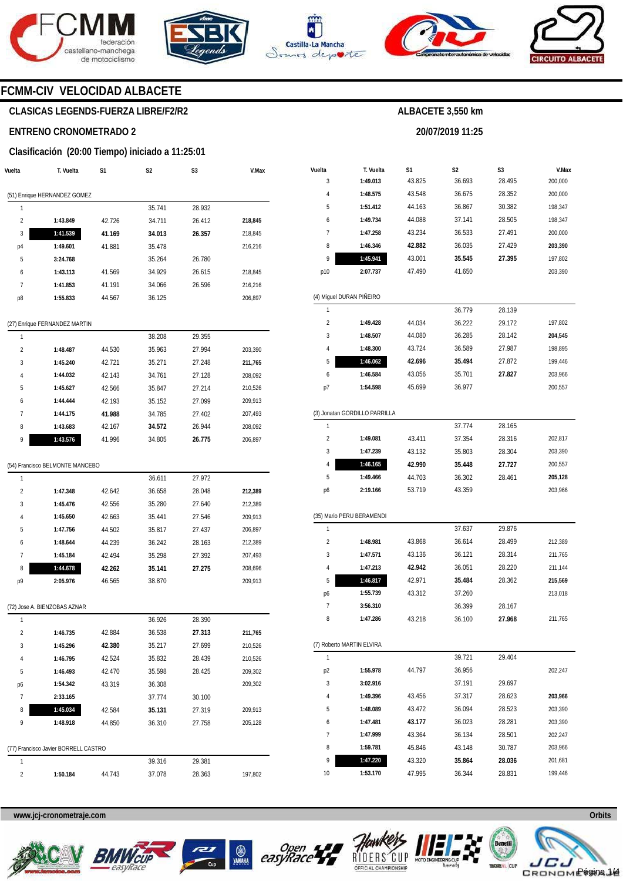# FCMM-CIV VELOCIDAD ALBACETE

## CLASICAS LEGENDS-FUERZA LIBRE/F2/R2

**ALBACETE 3,550 km**

## ENTRENO CRONOMETRADO 2

**20/07/2019 11:25**

### Clasificación (20:00 Tiempo) iniciado a 11:25:01

**(51) Enrique HERNANDEZ GOMEZ**

| Vuelta | T. Vuelta | S1 | S2 | S3 | V.Max |
|---|---|---|---|---|---|
| 1 | | | 35.741 | 28.932 | |
| 2 | 1:43.849 | 42.726 | 34.711 | 26.412 | **218,845** |
| 3 | **1:41.539** | **41.169** | **34.013** | **26.357** | 218,845 |
| p4 | 1:49.601 | 41.881 | 35.478 | | 216,216 |
| 5 | 3:24.768 | | 35.264 | 26.780 | |
| 6 | 1:43.113 | 41.569 | 34.929 | 26.615 | 218,845 |
| 7 | 1:41.853 | 41.191 | 34.066 | 26.596 | 216,216 |
| p8 | 1:55.833 | 44.567 | 36.125 | | 206,897 |

**(27) Enrique FERNANDEZ MARTIN**

| Vuelta | T. Vuelta | S1 | S2 | S3 | V.Max |
|---|---|---|---|---|---|
| 1 | | | 38.208 | 29.355 | |
| 2 | 1:48.487 | 44.530 | 35.963 | 27.994 | 203,390 |
| 3 | 1:45.240 | 42.721 | 35.271 | 27.248 | **211,765** |
| 4 | 1:44.032 | 42.143 | 34.761 | 27.128 | 208,092 |
| 5 | 1:45.627 | 42.566 | 35.847 | 27.214 | 210,526 |
| 6 | 1:44.444 | 42.193 | 35.152 | 27.099 | 209,913 |
| 7 | 1:44.175 | **41.988** | 34.785 | 27.402 | 207,493 |
| 8 | 1:43.683 | 42.167 | **34.572** | 26.944 | 208,092 |
| 9 | **1:43.576** | 41.996 | 34.805 | **26.775** | 206,897 |

**(54) Francisco BELMONTE MANCEBO**

| Vuelta | T. Vuelta | S1 | S2 | S3 | V.Max |
|---|---|---|---|---|---|
| 1 | | | 36.611 | 27.972 | |
| 2 | 1:47.348 | 42.642 | 36.658 | 28.048 | **212,389** |
| 3 | 1:45.476 | 42.556 | 35.280 | 27.640 | 212,389 |
| 4 | 1:45.650 | 42.663 | 35.441 | 27.546 | 209,913 |
| 5 | 1:47.756 | 44.502 | 35.817 | 27.437 | 206,897 |
| 6 | 1:48.644 | 44.239 | 36.242 | 28.163 | 212,389 |
| 7 | 1:45.184 | 42.494 | 35.298 | 27.392 | 207,493 |
| 8 | **1:44.678** | **42.262** | **35.141** | **27.275** | 208,696 |
| p9 | 2:05.976 | 46.565 | 38.870 | | 209,913 |

**(72) Jose A. BIENZOBAS AZNAR**

| Vuelta | T. Vuelta | S1 | S2 | S3 | V.Max |
|---|---|---|---|---|---|
| 1 | | | 36.926 | 28.390 | |
| 2 | 1:46.735 | 42.884 | 36.538 | **27.313** | **211,765** |
| 3 | 1:45.296 | **42.380** | 35.217 | 27.699 | 210,526 |
| 4 | 1:46.795 | 42.524 | 35.832 | 28.439 | 210,526 |
| 5 | 1:46.493 | 42.470 | 35.598 | 28.425 | 209,302 |
| p6 | 1:54.342 | 43.319 | 36.308 | | 209,302 |
| 7 | 2:33.165 | | 37.774 | 30.100 | |
| 8 | **1:45.034** | 42.584 | **35.131** | 27.319 | 209,913 |
| 9 | 1:48.918 | 44.850 | 36.310 | 27.758 | 205,128 |

**(77) Francisco Javier BORRELL CASTRO**

| Vuelta | T. Vuelta | S1 | S2 | S3 | V.Max |
|---|---|---|---|---|---|
| 1 | | | 39.316 | 29.381 | |
| 2 | 1:50.184 | 44.743 | 37.078 | 28.363 | 197,802 |
| 3 | 1:49.013 | 43.825 | 36.693 | 28.495 | 200,000 |
| 4 | 1:48.575 | 43.548 | 36.675 | 28.352 | 200,000 |
| 5 | 1:51.412 | 44.163 | 36.867 | 30.382 | 198,347 |
| 6 | 1:49.734 | 44.088 | 37.141 | 28.505 | 198,347 |
| 7 | 1:47.258 | 43.234 | 36.533 | 27.491 | 200,000 |
| 8 | 1:46.346 | **42.882** | 36.035 | 27.429 | **203,390** |
| 9 | **1:45.941** | 43.001 | **35.545** | **27.395** | 197,802 |
| p10 | 2:07.737 | 47.490 | 41.650 | | 203,390 |

**(4) Miguel DURAN PIÑEIRO**

| Vuelta | T. Vuelta | S1 | S2 | S3 | V.Max |
|---|---|---|---|---|---|
| 1 | | | 36.779 | 28.139 | |
| 2 | 1:49.428 | 44.034 | 36.222 | 29.172 | 197,802 |
| 3 | 1:48.507 | 44.080 | 36.285 | 28.142 | **204,545** |
| 4 | 1:48.300 | 43.724 | 36.589 | 27.987 | 198,895 |
| 5 | **1:46.062** | **42.696** | **35.494** | 27.872 | 199,446 |
| 6 | 1:46.584 | 43.056 | 35.701 | **27.827** | 203,966 |
| p7 | 1:54.598 | 45.699 | 36.977 | | 200,557 |

**(3) Jonatan GORDILLO PARRILLA**

| Vuelta | T. Vuelta | S1 | S2 | S3 | V.Max |
|---|---|---|---|---|---|
| 1 | | | 37.774 | 28.165 | |
| 2 | 1:49.081 | 43.411 | 37.354 | 28.316 | 202,817 |
| 3 | 1:47.239 | 43.132 | 35.803 | 28.304 | 203,390 |
| 4 | **1:46.165** | **42.990** | **35.448** | **27.727** | 200,557 |
| 5 | 1:49.466 | 44.703 | 36.302 | 28.461 | **205,128** |
| p6 | 2:19.166 | 53.719 | 43.359 | | 203,966 |

**(35) Mario PERU BERAMENDI**

| Vuelta | T. Vuelta | S1 | S2 | S3 | V.Max |
|---|---|---|---|---|---|
| 1 | | | 37.637 | 29.876 | |
| 2 | 1:48.981 | 43.868 | 36.614 | 28.499 | 212,389 |
| 3 | 1:47.571 | 43.136 | 36.121 | 28.314 | 211,765 |
| 4 | 1:47.213 | **42.942** | 36.051 | 28.220 | 211,144 |
| 5 | **1:46.817** | 42.971 | **35.484** | 28.362 | **215,569** |
| p6 | 1:55.739 | 43.312 | 37.260 | | 213,018 |
| 7 | 3:56.310 | | 36.399 | 28.167 | |
| 8 | 1:47.286 | 43.218 | 36.100 | **27.968** | 211,765 |

**(7) Roberto MARTIN ELVIRA**

| Vuelta | T. Vuelta | S1 | S2 | S3 | V.Max |
|---|---|---|---|---|---|
| 1 | | | 39.721 | 29.404 | |
| p2 | 1:55.978 | 44.797 | 36.956 | | 202,247 |
| 3 | 3:02.916 | | 37.191 | 29.697 | |
| 4 | 1:49.396 | 43.456 | 37.317 | 28.623 | **203,966** |
| 5 | 1:48.089 | 43.472 | 36.094 | 28.523 | 203,390 |
| 6 | 1:47.481 | **43.177** | 36.023 | 28.281 | 203,390 |
| 7 | 1:47.999 | 43.364 | 36.134 | 28.501 | 202,247 |
| 8 | 1:59.781 | 45.846 | 43.148 | 30.787 | 203,966 |
| 9 | **1:47.220** | 43.320 | **35.864** | **28.036** | 201,681 |
| 10 | 1:53.170 | 47.995 | 36.344 | 28.831 | 199,446 |

www.jcj-cronometraje.com

Orbits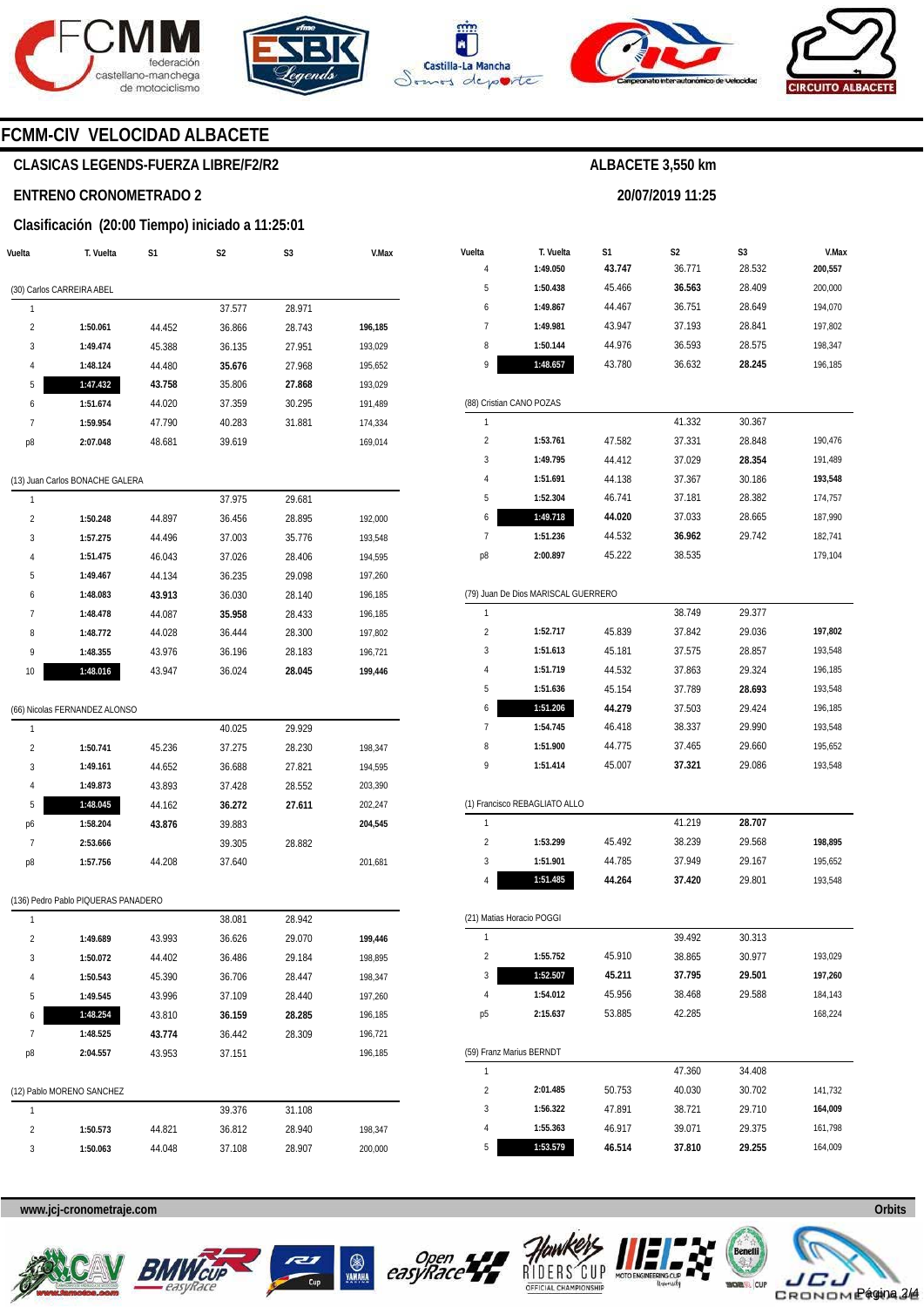# FCMM-CIV VELOCIDAD ALBACETE

## CLASICAS LEGENDS-FUERZA LIBRE/F2/R2

**ALBACETE 3,550 km**

## ENTRENO CRONOMETRADO 2

**20/07/2019 11:25**

### Clasificación (20:00 Tiempo) iniciado a 11:25:01

| Vuelta | T. Vuelta | S1 | S2 | S3 | V.Max |
|---|---|---|---|---|---|
| **(30) Carlos CARREIRA ABEL** | | | | | |
| 1 | | | 37.577 | 28.971 | |
| 2 | **1:50.061** | 44.452 | 36.866 | 28.743 | **196,185** |
| 3 | **1:49.474** | 45.388 | 36.135 | 27.951 | 193,029 |
| 4 | **1:48.124** | 44.480 | **35.676** | 27.968 | 195,652 |
| 5 | **1:47.432** | **43.758** | 35.806 | **27.868** | 193,029 |
| 6 | **1:51.674** | 44.020 | 37.359 | 30.295 | 191,489 |
| 7 | **1:59.954** | 47.790 | 40.283 | 31.881 | 174,334 |
| p8 | **2:07.048** | 48.681 | 39.619 | | 169,014 |
| **(13) Juan Carlos BONACHE GALERA** | | | | | |
| 1 | | | 37.975 | 29.681 | |
| 2 | **1:50.248** | 44.897 | 36.456 | 28.895 | 192,000 |
| 3 | **1:57.275** | 44.496 | 37.003 | 35.776 | 193,548 |
| 4 | **1:51.475** | 46.043 | 37.026 | 28.406 | 194,595 |
| 5 | **1:49.467** | 44.134 | 36.235 | 29.098 | 197,260 |
| 6 | **1:48.083** | **43.913** | 36.030 | 28.140 | 196,185 |
| 7 | **1:48.478** | 44.087 | **35.958** | 28.433 | 196,185 |
| 8 | **1:48.772** | 44.028 | 36.444 | 28.300 | 197,802 |
| 9 | **1:48.355** | 43.976 | 36.196 | 28.183 | 196,721 |
| 10 | **1:48.016** | 43.947 | 36.024 | **28.045** | **199,446** |
| **(66) Nicolas FERNANDEZ ALONSO** | | | | | |
| 1 | | | 40.025 | 29.929 | |
| 2 | **1:50.741** | 45.236 | 37.275 | 28.230 | 198,347 |
| 3 | **1:49.161** | 44.652 | 36.688 | 27.821 | 194,595 |
| 4 | **1:49.873** | 43.893 | 37.428 | 28.552 | 203,390 |
| 5 | **1:48.045** | 44.162 | **36.272** | **27.611** | 202,247 |
| p6 | **1:58.204** | **43.876** | 39.883 | | **204,545** |
| 7 | **2:53.666** | | 39.305 | 28.882 | |
| p8 | **1:57.756** | 44.208 | 37.640 | | 201,681 |
| **(136) Pedro Pablo PIQUERAS PANADERO** | | | | | |
| 1 | | | 38.081 | 28.942 | |
| 2 | **1:49.689** | 43.993 | 36.626 | 29.070 | **199,446** |
| 3 | **1:50.072** | 44.402 | 36.486 | 29.184 | 198,895 |
| 4 | **1:50.543** | 45.390 | 36.706 | 28.447 | 198,347 |
| 5 | **1:49.545** | 43.996 | 37.109 | 28.440 | 197,260 |
| 6 | **1:48.254** | 43.810 | **36.159** | **28.285** | 196,185 |
| 7 | **1:48.525** | **43.774** | 36.442 | 28.309 | 196,721 |
| p8 | **2:04.557** | 43.953 | 37.151 | | 196,185 |
| **(12) Pablo MORENO SANCHEZ** | | | | | |
| 1 | | | 39.376 | 31.108 | |
| 2 | **1:50.573** | 44.821 | 36.812 | 28.940 | 198,347 |
| 3 | **1:50.063** | 44.048 | 37.108 | 28.907 | 200,000 |
| 4 | **1:49.050** | **43.747** | 36.771 | 28.532 | **200,557** |
| 5 | **1:50.438** | 45.466 | **36.563** | 28.409 | 200,000 |
| 6 | **1:49.867** | 44.467 | 36.751 | 28.649 | 194,070 |
| 7 | **1:49.981** | 43.947 | 37.193 | 28.841 | 197,802 |
| 8 | **1:50.144** | 44.976 | 36.593 | 28.575 | 198,347 |
| 9 | **1:48.657** | 43.780 | 36.632 | **28.245** | 196,185 |
| **(88) Cristian CANO POZAS** | | | | | |
| 1 | | | 41.332 | 30.367 | |
| 2 | **1:53.761** | 47.582 | 37.331 | 28.848 | 190,476 |
| 3 | **1:49.795** | 44.412 | 37.029 | **28.354** | 191,489 |
| 4 | **1:51.691** | 44.138 | 37.367 | 30.186 | **193,548** |
| 5 | **1:52.304** | 46.741 | 37.181 | 28.382 | 174,757 |
| 6 | **1:49.718** | **44.020** | 37.033 | 28.665 | 187,990 |
| 7 | **1:51.236** | 44.532 | **36.962** | 29.742 | 182,741 |
| p8 | **2:00.897** | 45.222 | 38.535 | | 179,104 |
| **(79) Juan De Dios MARISCAL GUERRERO** | | | | | |
| 1 | | | 38.749 | 29.377 | |
| 2 | **1:52.717** | 45.839 | 37.842 | 29.036 | **197,802** |
| 3 | **1:51.613** | 45.181 | 37.575 | 28.857 | 193,548 |
| 4 | **1:51.719** | 44.532 | 37.863 | 29.324 | 196,185 |
| 5 | **1:51.636** | 45.154 | 37.789 | **28.693** | 193,548 |
| 6 | **1:51.206** | **44.279** | 37.503 | 29.424 | 196,185 |
| 7 | **1:54.745** | 46.418 | 38.337 | 29.990 | 193,548 |
| 8 | **1:51.900** | 44.775 | 37.465 | 29.660 | 195,652 |
| 9 | **1:51.414** | 45.007 | **37.321** | 29.086 | 193,548 |
| **(1) Francisco REBAGLIATO ALLO** | | | | | |
| 1 | | | 41.219 | **28.707** | |
| 2 | **1:53.299** | 45.492 | 38.239 | 29.568 | **198,895** |
| 3 | **1:51.901** | 44.785 | 37.949 | 29.167 | 195,652 |
| 4 | **1:51.485** | **44.264** | **37.420** | 29.801 | 193,548 |
| **(21) Matias Horacio POGGI** | | | | | |
| 1 | | | 39.492 | 30.313 | |
| 2 | **1:55.752** | 45.910 | 38.865 | 30.977 | 193,029 |
| 3 | **1:52.507** | **45.211** | **37.795** | **29.501** | **197,260** |
| 4 | **1:54.012** | 45.956 | 38.468 | 29.588 | 184,143 |
| p5 | **2:15.637** | 53.885 | 42.285 | | 168,224 |
| **(59) Franz Marius BERNDT** | | | | | |
| 1 | | | 47.360 | 34.408 | |
| 2 | **2:01.485** | 50.753 | 40.030 | 30.702 | 141,732 |
| 3 | **1:56.322** | 47.891 | 38.721 | 29.710 | **164,009** |
| 4 | **1:55.363** | 46.917 | 39.071 | 29.375 | 161,798 |
| 5 | **1:53.579** | **46.514** | **37.810** | **29.255** | 164,009 |

www.jcj-cronometraje.com — Orbits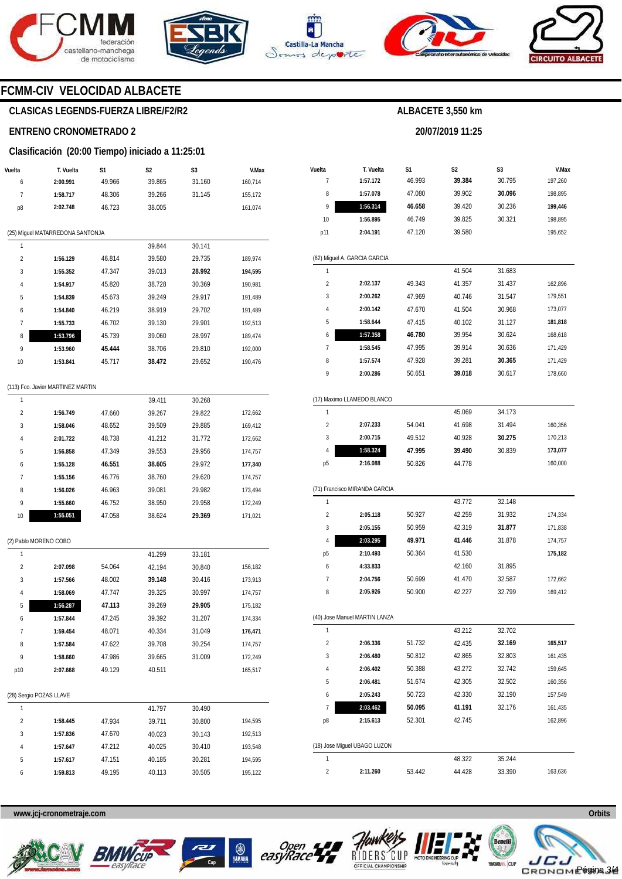## FCMM-CIV VELOCIDAD ALBACETE

### CLASICAS LEGENDS-FUERZA LIBRE/F2/R2

**ALBACETE 3,550 km**

### ENTRENO CRONOMETRADO 2

**20/07/2019 11:25**

### Clasificación (20:00 Tiempo) iniciado a 11:25:01

| Vuelta | T. Vuelta | S1 | S2 | S3 | V.Max |
|---|---|---|---|---|---|
| 6 | 2:00.991 | 49.966 | 39.865 | 31.160 | 160,714 |
| 7 | 1:58.717 | 48.306 | 39.266 | 31.145 | 155,172 |
| p8 | 2:02.748 | 46.723 | 38.005 | | 161,074 |

(25) Miguel MATARREDONA SANTONJA

| Vuelta | T. Vuelta | S1 | S2 | S3 | V.Max |
|---|---|---|---|---|---|
| 1 | | | 39.844 | 30.141 | |
| 2 | 1:56.129 | 46.814 | 39.580 | 29.735 | 189,974 |
| 3 | 1:55.352 | 47.347 | 39.013 | **28.992** | **194,595** |
| 4 | 1:54.917 | 45.820 | 38.728 | 30.369 | 190,981 |
| 5 | 1:54.839 | 45.673 | 39.249 | 29.917 | 191,489 |
| 6 | 1:54.840 | 46.219 | 38.919 | 29.702 | 191,489 |
| 7 | 1:55.733 | 46.702 | 39.130 | 29.901 | 192,513 |
| 8 | **1:53.796** | 45.739 | 39.060 | 28.997 | 189,474 |
| 9 | 1:53.960 | **45.444** | 38.706 | 29.810 | 192,000 |
| 10 | 1:53.841 | 45.717 | **38.472** | 29.652 | 190,476 |

(113) Fco. Javier MARTINEZ MARTIN

| Vuelta | T. Vuelta | S1 | S2 | S3 | V.Max |
|---|---|---|---|---|---|
| 1 | | | 39.411 | 30.268 | |
| 2 | 1:56.749 | 47.660 | 39.267 | 29.822 | 172,662 |
| 3 | 1:58.046 | 48.652 | 39.509 | 29.885 | 169,412 |
| 4 | 2:01.722 | 48.738 | 41.212 | 31.772 | 172,662 |
| 5 | 1:56.858 | 47.349 | 39.553 | 29.956 | 174,757 |
| 6 | 1:55.128 | **46.551** | **38.605** | 29.972 | **177,340** |
| 7 | 1:55.156 | 46.776 | 38.760 | 29.620 | 174,757 |
| 8 | 1:56.026 | 46.963 | 39.081 | 29.982 | 173,494 |
| 9 | 1:55.660 | 46.752 | 38.950 | 29.958 | 172,249 |
| 10 | **1:55.051** | 47.058 | 38.624 | **29.369** | 171,021 |

(2) Pablo MORENO COBO

| Vuelta | T. Vuelta | S1 | S2 | S3 | V.Max |
|---|---|---|---|---|---|
| 1 | | | 41.299 | 33.181 | |
| 2 | 2:07.098 | 54.064 | 42.194 | 30.840 | 156,182 |
| 3 | 1:57.566 | 48.002 | **39.148** | 30.416 | 173,913 |
| 4 | 1:58.069 | 47.747 | 39.325 | 30.997 | 174,757 |
| 5 | **1:56.287** | **47.113** | 39.269 | **29.905** | 175,182 |
| 6 | 1:57.844 | 47.245 | 39.392 | 31.207 | 174,334 |
| 7 | 1:59.454 | 48.071 | 40.334 | 31.049 | **176,471** |
| 8 | 1:57.584 | 47.622 | 39.708 | 30.254 | 174,757 |
| 9 | 1:58.660 | 47.986 | 39.665 | 31.009 | 172,249 |
| p10 | 2:07.668 | 49.129 | 40.511 | | 165,517 |

(28) Sergio POZAS LLAVE

| Vuelta | T. Vuelta | S1 | S2 | S3 | V.Max |
|---|---|---|---|---|---|
| 1 | | | 41.797 | 30.490 | |
| 2 | 1:58.445 | 47.934 | 39.711 | 30.800 | 194,595 |
| 3 | 1:57.836 | 47.670 | 40.023 | 30.143 | 192,513 |
| 4 | 1:57.647 | 47.212 | 40.025 | 30.410 | 193,548 |
| 5 | 1:57.617 | 47.151 | 40.185 | 30.281 | 194,595 |
| 6 | 1:59.813 | 49.195 | 40.113 | 30.505 | 195,122 |
| 7 | 1:57.172 | 46.993 | **39.384** | 30.795 | 197,260 |
| 8 | 1:57.078 | 47.080 | 39.902 | **30.096** | 198,895 |
| 9 | **1:56.314** | **46.658** | 39.420 | 30.236 | **199,446** |
| 10 | 1:56.895 | 46.749 | 39.825 | 30.321 | 198,895 |
| p11 | 2:04.191 | 47.120 | 39.580 | | 195,652 |

(62) Miguel A. GARCIA GARCIA

| Vuelta | T. Vuelta | S1 | S2 | S3 | V.Max |
|---|---|---|---|---|---|
| 1 | | | 41.504 | 31.683 | |
| 2 | 2:02.137 | 49.343 | 41.357 | 31.437 | 162,896 |
| 3 | 2:00.262 | 47.969 | 40.746 | 31.547 | 179,551 |
| 4 | 2:00.142 | 47.670 | 41.504 | 30.968 | 173,077 |
| 5 | 1:58.644 | 47.415 | 40.102 | 31.127 | **181,818** |
| 6 | **1:57.358** | **46.780** | 39.954 | 30.624 | 168,618 |
| 7 | 1:58.545 | 47.995 | 39.914 | 30.636 | 171,429 |
| 8 | 1:57.574 | 47.928 | 39.281 | **30.365** | 171,429 |
| 9 | 2:00.286 | 50.651 | **39.018** | 30.617 | 178,660 |

(17) Maximo LLAMEDO BLANCO

| Vuelta | T. Vuelta | S1 | S2 | S3 | V.Max |
|---|---|---|---|---|---|
| 1 | | | 45.069 | 34.173 | |
| 2 | 2:07.233 | 54.041 | 41.698 | 31.494 | 160,356 |
| 3 | 2:00.715 | 49.512 | 40.928 | **30.275** | 170,213 |
| 4 | **1:58.324** | **47.995** | **39.490** | 30.839 | **173,077** |
| p5 | 2:16.088 | 50.826 | 44.778 | | 160,000 |

(71) Francisco MIRANDA GARCIA

| Vuelta | T. Vuelta | S1 | S2 | S3 | V.Max |
|---|---|---|---|---|---|
| 1 | | | 43.772 | 32.148 | |
| 2 | 2:05.118 | 50.927 | 42.259 | 31.932 | 174,334 |
| 3 | 2:05.155 | 50.959 | 42.319 | **31.877** | 171,838 |
| 4 | **2:03.295** | **49.971** | **41.446** | 31.878 | 174,757 |
| p5 | 2:10.493 | 50.364 | 41.530 | | **175,182** |
| 6 | 4:33.833 | | 42.160 | 31.895 | |
| 7 | 2:04.756 | 50.699 | 41.470 | 32.587 | 172,662 |
| 8 | 2:05.926 | 50.900 | 42.227 | 32.799 | 169,412 |

(40) Jose Manuel MARTIN LANZA

| Vuelta | T. Vuelta | S1 | S2 | S3 | V.Max |
|---|---|---|---|---|---|
| 1 | | | 43.212 | 32.702 | |
| 2 | 2:06.336 | 51.732 | 42.435 | **32.169** | **165,517** |
| 3 | 2:06.480 | 50.812 | 42.865 | 32.803 | 161,435 |
| 4 | 2:06.402 | 50.388 | 43.272 | 32.742 | 159,645 |
| 5 | 2:06.481 | 51.674 | 42.305 | 32.502 | 160,356 |
| 6 | 2:05.243 | 50.723 | 42.330 | 32.190 | 157,549 |
| 7 | **2:03.462** | **50.095** | **41.191** | 32.176 | 161,435 |
| p8 | 2:15.613 | 52.301 | 42.745 | | 162,896 |

(18) Jose Miguel UBAGO LUZON

| Vuelta | T. Vuelta | S1 | S2 | S3 | V.Max |
|---|---|---|---|---|---|
| 1 | | | 48.322 | 35.244 | |
| 2 | 2:11.260 | 53.442 | 44.428 | 33.390 | 163,636 |

www.jcj-cronometraje.com — Orbits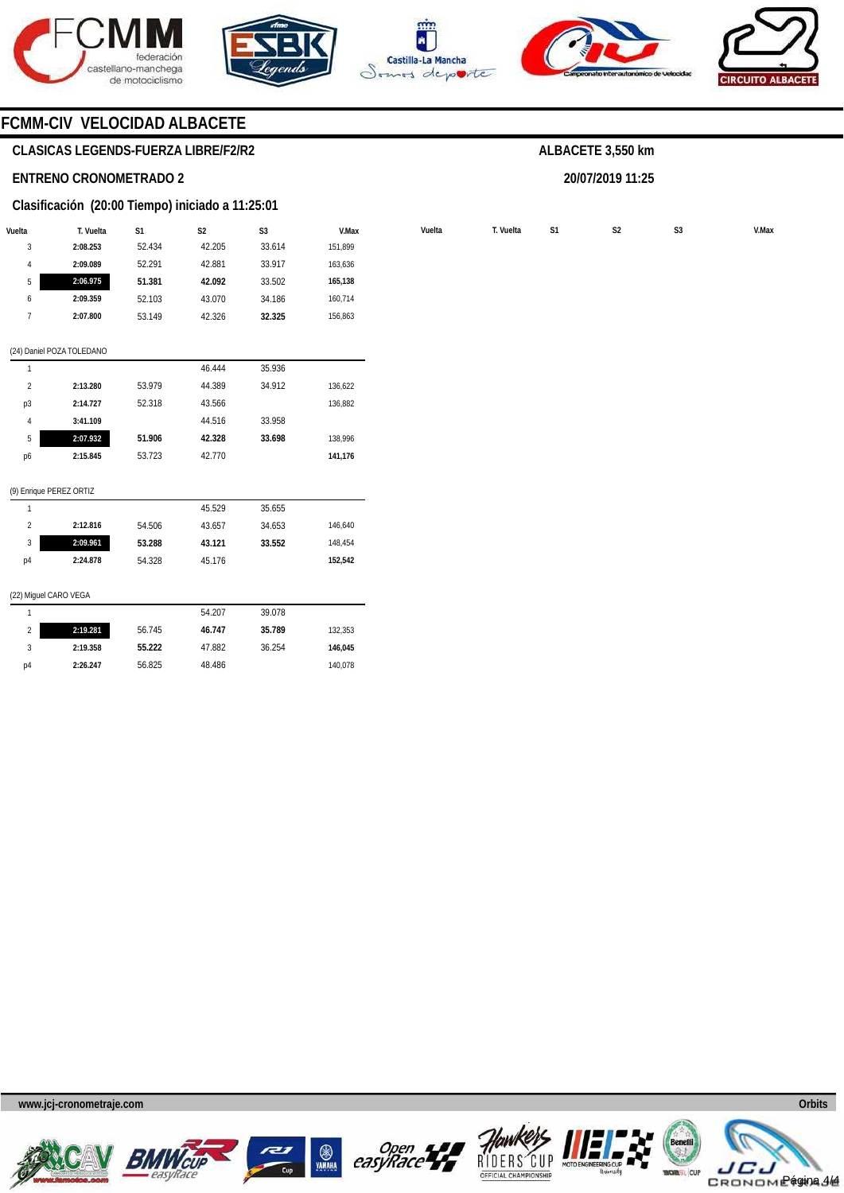## FCMM-CIV VELOCIDAD ALBACETE

**CLASICAS LEGENDS-FUERZA LIBRE/F2/R2**

**ALBACETE 3,550 km**

**ENTRENO CRONOMETRADO 2**

**20/07/2019 11:25**

**Clasificación (20:00 Tiempo) iniciado a 11:25:01**

| Vuelta | T. Vuelta | S1 | S2 | S3 | V.Max |
|---|---|---|---|---|---|
| 3 | 2:08.253 | 52.434 | 42.205 | 33.614 | 151,899 |
| 4 | 2:09.089 | 52.291 | 42.881 | 33.917 | 163,636 |
| 5 | **2:06.975** | **51.381** | **42.092** | 33.502 | **165,138** |
| 6 | 2:09.359 | 52.103 | 43.070 | 34.186 | 160,714 |
| 7 | 2:07.800 | 53.149 | 42.326 | **32.325** | 156,863 |

(24) Daniel POZA TOLEDANO

| Vuelta | T. Vuelta | S1 | S2 | S3 | V.Max |
|---|---|---|---|---|---|
| 1 | | | 46.444 | 35.936 | |
| 2 | 2:13.280 | 53.979 | 44.389 | 34.912 | 136,622 |
| p3 | 2:14.727 | 52.318 | 43.566 | | 136,882 |
| 4 | 3:41.109 | | 44.516 | 33.958 | |
| 5 | **2:07.932** | **51.906** | **42.328** | **33.698** | 138,996 |
| p6 | 2:15.845 | 53.723 | 42.770 | | **141,176** |

(9) Enrique PEREZ ORTIZ

| Vuelta | T. Vuelta | S1 | S2 | S3 | V.Max |
|---|---|---|---|---|---|
| 1 | | | 45.529 | 35.655 | |
| 2 | 2:12.816 | 54.506 | 43.657 | 34.653 | 146,640 |
| 3 | **2:09.961** | **53.288** | **43.121** | **33.552** | 148,454 |
| p4 | 2:24.878 | 54.328 | 45.176 | | **152,542** |

(22) Miguel CARO VEGA

| Vuelta | T. Vuelta | S1 | S2 | S3 | V.Max |
|---|---|---|---|---|---|
| 1 | | | 54.207 | 39.078 | |
| 2 | **2:19.281** | 56.745 | **46.747** | **35.789** | 132,353 |
| 3 | 2:19.358 | **55.222** | 47.882 | 36.254 | **146,045** |
| p4 | 2:26.247 | 56.825 | 48.486 | | 140,078 |

www.jcj-cronometraje.com

Orbits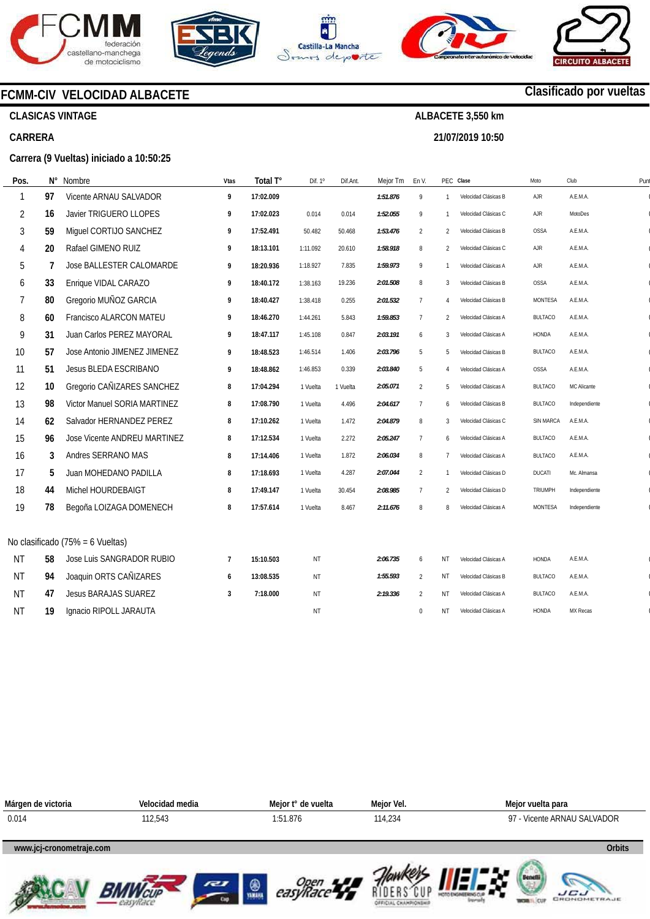# FCMM-CIV VELOCIDAD ALBACETE

**Clasificado por vueltas**

**CLASICAS VINTAGE** — **ALBACETE 3,550 km**

**CARRERA** — **21/07/2019 10:50**

**Carrera (9 Vueltas) iniciado a 10:50:25**

| Pos. | N° | Nombre | Vtas | Total T° | Dif. 1° | Dif.Ant. | Mejor Tm | En V. | PEC | Clase | Moto | Club | Punt |
|---|---|---|---|---|---|---|---|---|---|---|---|---|---|
| 1 | 97 | Vicente ARNAU SALVADOR | 9 | 17:02.009 | | | 1:51.876 | 9 | 1 | Velocidad Clásicas B | AJR | A.E.M.A. | |
| 2 | 16 | Javier TRIGUERO LLOPES | 9 | 17:02.023 | 0.014 | 0.014 | 1:52.055 | 9 | 1 | Velocidad Clásicas C | AJR | MotoDes | |
| 3 | 59 | Miguel CORTIJO SANCHEZ | 9 | 17:52.491 | 50.482 | 50.468 | 1:53.476 | 2 | 2 | Velocidad Clásicas B | OSSA | A.E.M.A. | |
| 4 | 20 | Rafael GIMENO RUIZ | 9 | 18:13.101 | 1:11.092 | 20.610 | 1:58.918 | 8 | 2 | Velocidad Clásicas C | AJR | A.E.M.A. | |
| 5 | 7 | Jose BALLESTER CALOMARDE | 9 | 18:20.936 | 1:18.927 | 7.835 | 1:59.973 | 9 | 1 | Velocidad Clásicas A | AJR | A.E.M.A. | |
| 6 | 33 | Enrique VIDAL CARAZO | 9 | 18:40.172 | 1:38.163 | 19.236 | 2:01.508 | 8 | 3 | Velocidad Clásicas B | OSSA | A.E.M.A. | |
| 7 | 80 | Gregorio MUÑOZ GARCIA | 9 | 18:40.427 | 1:38.418 | 0.255 | 2:01.532 | 7 | 4 | Velocidad Clásicas B | MONTESA | A.E.M.A. | |
| 8 | 60 | Francisco ALARCON MATEU | 9 | 18:46.270 | 1:44.261 | 5.843 | 1:59.853 | 7 | 2 | Velocidad Clásicas A | BULTACO | A.E.M.A. | |
| 9 | 31 | Juan Carlos PEREZ MAYORAL | 9 | 18:47.117 | 1:45.108 | 0.847 | 2:03.191 | 6 | 3 | Velocidad Clásicas A | HONDA | A.E.M.A. | |
| 10 | 57 | Jose Antonio JIMENEZ JIMENEZ | 9 | 18:48.523 | 1:46.514 | 1.406 | 2:03.796 | 5 | 5 | Velocidad Clásicas B | BULTACO | A.E.M.A. | |
| 11 | 51 | Jesus BLEDA ESCRIBANO | 9 | 18:48.862 | 1:46.853 | 0.339 | 2:03.840 | 5 | 4 | Velocidad Clásicas A | OSSA | A.E.M.A. | |
| 12 | 10 | Gregorio CAÑIZARES SANCHEZ | 8 | 17:04.294 | 1 Vuelta | 1 Vuelta | 2:05.071 | 2 | 5 | Velocidad Clásicas A | BULTACO | MC Alicante | |
| 13 | 98 | Victor Manuel SORIA MARTINEZ | 8 | 17:08.790 | 1 Vuelta | 4.496 | 2:04.617 | 7 | 6 | Velocidad Clásicas B | BULTACO | Independiente | |
| 14 | 62 | Salvador HERNANDEZ PEREZ | 8 | 17:10.262 | 1 Vuelta | 1.472 | 2:04.879 | 8 | 3 | Velocidad Clásicas C | SIN MARCA | A.E.M.A. | |
| 15 | 96 | Jose Vicente ANDREU MARTINEZ | 8 | 17:12.534 | 1 Vuelta | 2.272 | 2:05.247 | 7 | 6 | Velocidad Clásicas A | BULTACO | A.E.M.A. | |
| 16 | 3 | Andres SERRANO MAS | 8 | 17:14.406 | 1 Vuelta | 1.872 | 2:06.034 | 8 | 7 | Velocidad Clásicas A | BULTACO | A.E.M.A. | |
| 17 | 5 | Juan MOHEDANO PADILLA | 8 | 17:18.693 | 1 Vuelta | 4.287 | 2:07.044 | 2 | 1 | Velocidad Clásicas D | DUCATI | Mc. Almansa | |
| 18 | 44 | Michel HOURDEBAIGT | 8 | 17:49.147 | 1 Vuelta | 30.454 | 2:08.985 | 7 | 2 | Velocidad Clásicas D | TRIUMPH | Independiente | |
| 19 | 78 | Begoña LOIZAGA DOMENECH | 8 | 17:57.614 | 1 Vuelta | 8.467 | 2:11.676 | 8 | 8 | Velocidad Clásicas A | MONTESA | Independiente | |

No clasificado (75% = 6 Vueltas)

| Pos. | N° | Nombre | Vtas | Total T° | Dif. 1° | Dif.Ant. | Mejor Tm | En V. | PEC | Clase | Moto | Club | Punt |
|---|---|---|---|---|---|---|---|---|---|---|---|---|---|
| NT | 58 | Jose Luis SANGRADOR RUBIO | 7 | 15:10.503 | NT | | 2:06.735 | 6 | NT | Velocidad Clásicas A | HONDA | A.E.M.A. | |
| NT | 94 | Joaquin ORTS CAÑIZARES | 6 | 13:08.535 | NT | | 1:55.593 | 2 | NT | Velocidad Clásicas B | BULTACO | A.E.M.A. | |
| NT | 47 | Jesus BARAJAS SUAREZ | 3 | 7:18.000 | NT | | 2:19.336 | 2 | NT | Velocidad Clásicas A | BULTACO | A.E.M.A. | |
| NT | 19 | Ignacio RIPOLL JARAUTA | | | NT | | | 0 | NT | Velocidad Clásicas A | HONDA | MX Recas | |

| Márgen de victoria | Velocidad media | Mejor t° de vuelta | Mejor Vel. | Mejor vuelta para |
|---|---|---|---|---|
| 0.014 | 112,543 | 1:51.876 | 114,234 | 97 - Vicente ARNAU SALVADOR |

www.jcj-cronometraje.com — Orbits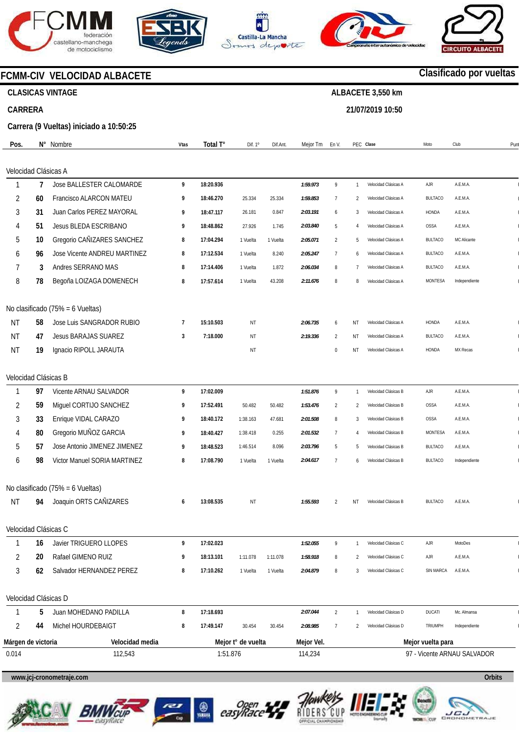## FCMM-CIV VELOCIDAD ALBACETE

**Clasificado por vueltas**

**CLASICAS VINTAGE** — **ALBACETE 3,550 km**

**CARRERA** — **21/07/2019 10:50**

**Carrera (9 Vueltas) iniciado a 10:50:25**

| Pos. | N° | Nombre | Vtas | Total T° | Dif. 1° | Dif.Ant. | Mejor Tm | En V. | PEC | Clase | Moto | Club | Punt |
|---|---|---|---|---|---|---|---|---|---|---|---|---|---|
| **Velocidad Clásicas A** | | | | | | | | | | | | | |
| 1 | 7 | Jose BALLESTER CALOMARDE | 9 | 18:20.936 | | | 1:59.973 | 9 | 1 | Velocidad Clásicas A | AJR | A.E.M.A. | |
| 2 | 60 | Francisco ALARCON MATEU | 9 | 18:46.270 | 25.334 | 25.334 | 1:59.853 | 7 | 2 | Velocidad Clásicas A | BULTACO | A.E.M.A. | |
| 3 | 31 | Juan Carlos PEREZ MAYORAL | 9 | 18:47.117 | 26.181 | 0.847 | 2:03.191 | 6 | 3 | Velocidad Clásicas A | HONDA | A.E.M.A. | |
| 4 | 51 | Jesus BLEDA ESCRIBANO | 9 | 18:48.862 | 27.926 | 1.745 | 2:03.840 | 5 | 4 | Velocidad Clásicas A | OSSA | A.E.M.A. | |
| 5 | 10 | Gregorio CAÑIZARES SANCHEZ | 8 | 17:04.294 | 1 Vuelta | 1 Vuelta | 2:05.071 | 2 | 5 | Velocidad Clásicas A | BULTACO | MC Alicante | |
| 6 | 96 | Jose Vicente ANDREU MARTINEZ | 8 | 17:12.534 | 1 Vuelta | 8.240 | 2:05.247 | 7 | 6 | Velocidad Clásicas A | BULTACO | A.E.M.A. | |
| 7 | 3 | Andres SERRANO MAS | 8 | 17:14.406 | 1 Vuelta | 1.872 | 2:06.034 | 8 | 7 | Velocidad Clásicas A | BULTACO | A.E.M.A. | |
| 8 | 78 | Begoña LOIZAGA DOMENECH | 8 | 17:57.614 | 1 Vuelta | 43.208 | 2:11.676 | 8 | 8 | Velocidad Clásicas A | MONTESA | Independiente | |
| **No clasificado (75% = 6 Vueltas)** | | | | | | | | | | | | | |
| NT | 58 | Jose Luis SANGRADOR RUBIO | 7 | 15:10.503 | NT | | 2:06.735 | 6 | NT | Velocidad Clásicas A | HONDA | A.E.M.A. | |
| NT | 47 | Jesus BARAJAS SUAREZ | 3 | 7:18.000 | NT | | 2:19.336 | 2 | NT | Velocidad Clásicas A | BULTACO | A.E.M.A. | |
| NT | 19 | Ignacio RIPOLL JARAUTA | | | NT | | | 0 | NT | Velocidad Clásicas A | HONDA | MX Recas | |
| **Velocidad Clásicas B** | | | | | | | | | | | | | |
| 1 | 97 | Vicente ARNAU SALVADOR | 9 | 17:02.009 | | | 1:51.876 | 9 | 1 | Velocidad Clásicas B | AJR | A.E.M.A. | |
| 2 | 59 | Miguel CORTIJO SANCHEZ | 9 | 17:52.491 | 50.482 | 50.482 | 1:53.476 | 2 | 2 | Velocidad Clásicas B | OSSA | A.E.M.A. | |
| 3 | 33 | Enrique VIDAL CARAZO | 9 | 18:40.172 | 1:38.163 | 47.681 | 2:01.508 | 8 | 3 | Velocidad Clásicas B | OSSA | A.E.M.A. | |
| 4 | 80 | Gregorio MUÑOZ GARCIA | 9 | 18:40.427 | 1:38.418 | 0.255 | 2:01.532 | 7 | 4 | Velocidad Clásicas B | MONTESA | A.E.M.A. | |
| 5 | 57 | Jose Antonio JIMENEZ JIMENEZ | 9 | 18:48.523 | 1:46.514 | 8.096 | 2:03.796 | 5 | 5 | Velocidad Clásicas B | BULTACO | A.E.M.A. | |
| 6 | 98 | Victor Manuel SORIA MARTINEZ | 8 | 17:08.790 | 1 Vuelta | 1 Vuelta | 2:04.617 | 7 | 6 | Velocidad Clásicas B | BULTACO | Independiente | |
| **No clasificado (75% = 6 Vueltas)** | | | | | | | | | | | | | |
| NT | 94 | Joaquin ORTS CAÑIZARES | 6 | 13:08.535 | NT | | 1:55.593 | 2 | NT | Velocidad Clásicas B | BULTACO | A.E.M.A. | |
| **Velocidad Clásicas C** | | | | | | | | | | | | | |
| 1 | 16 | Javier TRIGUERO LLOPES | 9 | 17:02.023 | | | 1:52.055 | 9 | 1 | Velocidad Clásicas C | AJR | MotoDes | |
| 2 | 20 | Rafael GIMENO RUIZ | 9 | 18:13.101 | 1:11.078 | 1:11.078 | 1:58.918 | 8 | 2 | Velocidad Clásicas C | AJR | A.E.M.A. | |
| 3 | 62 | Salvador HERNANDEZ PEREZ | 8 | 17:10.262 | 1 Vuelta | 1 Vuelta | 2:04.879 | 8 | 3 | Velocidad Clásicas C | SIN MARCA | A.E.M.A. | |
| **Velocidad Clásicas D** | | | | | | | | | | | | | |
| 1 | 5 | Juan MOHEDANO PADILLA | 8 | 17:18.693 | | | 2:07.044 | 2 | 1 | Velocidad Clásicas D | DUCATI | Mc. Almansa | |
| 2 | 44 | Michel HOURDEBAIGT | 8 | 17:49.147 | 30.454 | 30.454 | 2:08.985 | 7 | 2 | Velocidad Clásicas D | TRIUMPH | Independiente | |

| Márgen de victoria | Velocidad media | Mejor t° de vuelta | Mejor Vel. | Mejor vuelta para |
|---|---|---|---|---|
| 0.014 | 112,543 | 1:51.876 | 114,234 | 97 - Vicente ARNAU SALVADOR |

www.jcj-cronometraje.com — Orbits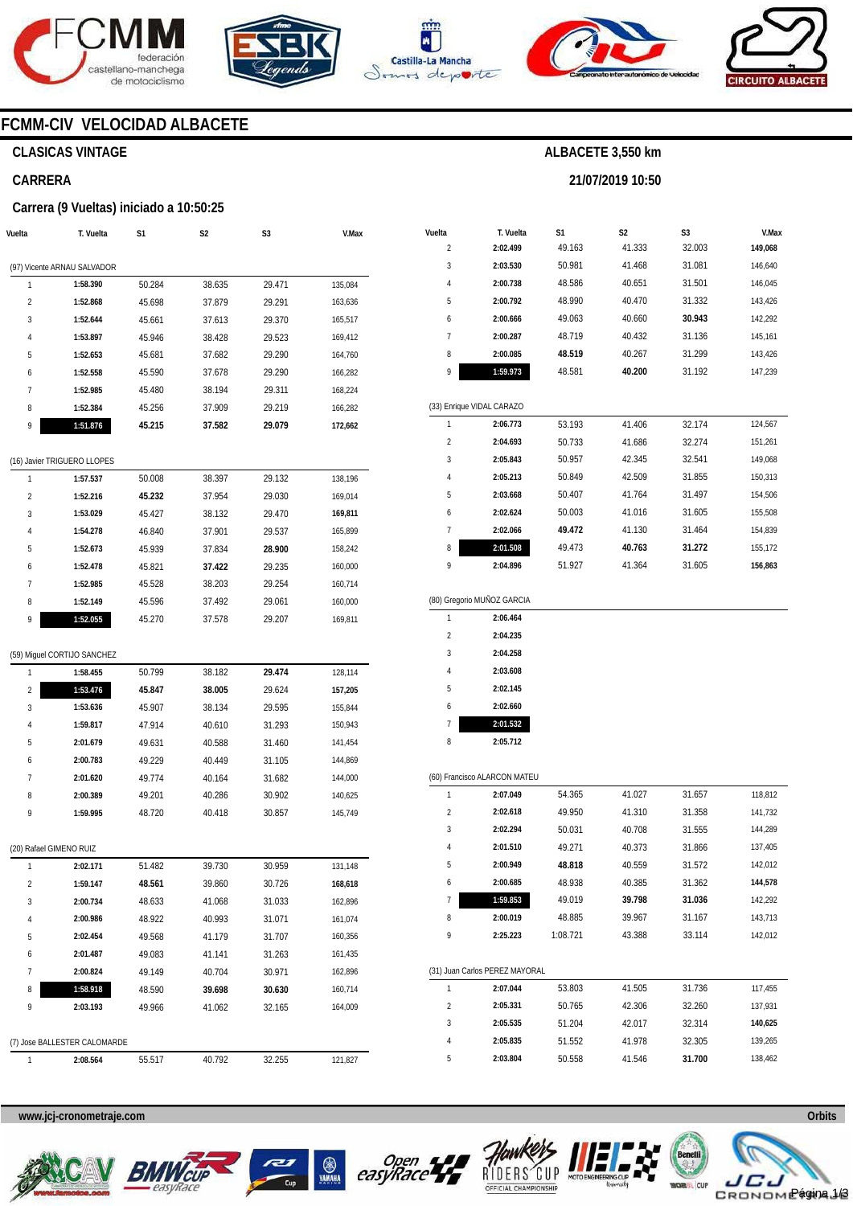# FCMM-CIV VELOCIDAD ALBACETE

## CLASICAS VINTAGE

## CARRERA

### Carrera (9 Vueltas) iniciado a 10:50:25

**ALBACETE 3,550 km**

**21/07/2019 10:50**

| Vuelta | T. Vuelta | S1 | S2 | S3 | V.Max |
|---|---|---|---|---|---|
| (97) Vicente ARNAU SALVADOR | | | | | |
| 1 | 1:58.390 | 50.284 | 38.635 | 29.471 | 135,084 |
| 2 | 1:52.868 | 45.698 | 37.879 | 29.291 | 163,636 |
| 3 | 1:52.644 | 45.661 | 37.613 | 29.370 | 165,517 |
| 4 | 1:53.897 | 45.946 | 38.428 | 29.523 | 169,412 |
| 5 | 1:52.653 | 45.681 | 37.682 | 29.290 | 164,760 |
| 6 | 1:52.558 | 45.590 | 37.678 | 29.290 | 166,282 |
| 7 | 1:52.985 | 45.480 | 38.194 | 29.311 | 168,224 |
| 8 | 1:52.384 | 45.256 | 37.909 | 29.219 | 166,282 |
| 9 | 1:51.876 | 45.215 | 37.582 | 29.079 | 172,662 |
| (16) Javier TRIGUERO LLOPES | | | | | |
| 1 | 1:57.537 | 50.008 | 38.397 | 29.132 | 138,196 |
| 2 | 1:52.216 | 45.232 | 37.954 | 29.030 | 169,014 |
| 3 | 1:53.029 | 45.427 | 38.132 | 29.470 | 169,811 |
| 4 | 1:54.278 | 46.840 | 37.901 | 29.537 | 165,899 |
| 5 | 1:52.673 | 45.939 | 37.834 | 28.900 | 158,242 |
| 6 | 1:52.478 | 45.821 | 37.422 | 29.235 | 160,000 |
| 7 | 1:52.985 | 45.528 | 38.203 | 29.254 | 160,714 |
| 8 | 1:52.149 | 45.596 | 37.492 | 29.061 | 160,000 |
| 9 | 1:52.055 | 45.270 | 37.578 | 29.207 | 169,811 |
| (59) Miguel CORTIJO SANCHEZ | | | | | |
| 1 | 1:58.455 | 50.799 | 38.182 | 29.474 | 128,114 |
| 2 | 1:53.476 | 45.847 | 38.005 | 29.624 | 157,205 |
| 3 | 1:53.636 | 45.907 | 38.134 | 29.595 | 155,844 |
| 4 | 1:59.817 | 47.914 | 40.610 | 31.293 | 150,943 |
| 5 | 2:01.679 | 49.631 | 40.588 | 31.460 | 141,454 |
| 6 | 2:00.783 | 49.229 | 40.449 | 31.105 | 144,869 |
| 7 | 2:01.620 | 49.774 | 40.164 | 31.682 | 144,000 |
| 8 | 2:00.389 | 49.201 | 40.286 | 30.902 | 140,625 |
| 9 | 1:59.995 | 48.720 | 40.418 | 30.857 | 145,749 |
| (20) Rafael GIMENO RUIZ | | | | | |
| 1 | 2:02.171 | 51.482 | 39.730 | 30.959 | 131,148 |
| 2 | 1:59.147 | 48.561 | 39.860 | 30.726 | 168,618 |
| 3 | 2:00.734 | 48.633 | 41.068 | 31.033 | 162,896 |
| 4 | 2:00.986 | 48.922 | 40.993 | 31.071 | 161,074 |
| 5 | 2:02.454 | 49.568 | 41.179 | 31.707 | 160,356 |
| 6 | 2:01.487 | 49.083 | 41.141 | 31.263 | 161,435 |
| 7 | 2:00.824 | 49.149 | 40.704 | 30.971 | 162,896 |
| 8 | 1:58.918 | 48.590 | 39.698 | 30.630 | 160,714 |
| 9 | 2:03.193 | 49.966 | 41.062 | 32.165 | 164,009 |
| (7) Jose BALLESTER CALOMARDE | | | | | |
| 1 | 2:08.564 | 55.517 | 40.792 | 32.255 | 121,827 |
| 2 | 2:02.499 | 49.163 | 41.333 | 32.003 | 149,068 |
| 3 | 2:03.530 | 50.981 | 41.468 | 31.081 | 146,640 |
| 4 | 2:00.738 | 48.586 | 40.651 | 31.501 | 146,045 |
| 5 | 2:00.792 | 48.990 | 40.470 | 31.332 | 143,426 |
| 6 | 2:00.666 | 49.063 | 40.660 | 30.943 | 142,292 |
| 7 | 2:00.287 | 48.719 | 40.432 | 31.136 | 145,161 |
| 8 | 2:00.085 | 48.519 | 40.267 | 31.299 | 143,426 |
| 9 | 1:59.973 | 48.581 | 40.200 | 31.192 | 147,239 |
| (33) Enrique VIDAL CARAZO | | | | | |
| 1 | 2:06.773 | 53.193 | 41.406 | 32.174 | 124,567 |
| 2 | 2:04.693 | 50.733 | 41.686 | 32.274 | 151,261 |
| 3 | 2:05.843 | 50.957 | 42.345 | 32.541 | 149,068 |
| 4 | 2:05.213 | 50.849 | 42.509 | 31.855 | 150,313 |
| 5 | 2:03.668 | 50.407 | 41.764 | 31.497 | 154,506 |
| 6 | 2:02.624 | 50.003 | 41.016 | 31.605 | 155,508 |
| 7 | 2:02.066 | 49.472 | 41.130 | 31.464 | 154,839 |
| 8 | 2:01.508 | 49.473 | 40.763 | 31.272 | 155,172 |
| 9 | 2:04.896 | 51.927 | 41.364 | 31.605 | 156,863 |
| (80) Gregorio MUÑOZ GARCIA | | | | | |
| 1 | 2:06.464 | | | | |
| 2 | 2:04.235 | | | | |
| 3 | 2:04.258 | | | | |
| 4 | 2:03.608 | | | | |
| 5 | 2:02.145 | | | | |
| 6 | 2:02.660 | | | | |
| 7 | 2:01.532 | | | | |
| 8 | 2:05.712 | | | | |
| (60) Francisco ALARCON MATEU | | | | | |
| 1 | 2:07.049 | 54.365 | 41.027 | 31.657 | 118,812 |
| 2 | 2:02.618 | 49.950 | 41.310 | 31.358 | 141,732 |
| 3 | 2:02.294 | 50.031 | 40.708 | 31.555 | 144,289 |
| 4 | 2:01.510 | 49.271 | 40.373 | 31.866 | 137,405 |
| 5 | 2:00.949 | 48.818 | 40.559 | 31.572 | 142,012 |
| 6 | 2:00.685 | 48.938 | 40.385 | 31.362 | 144,578 |
| 7 | 1:59.853 | 49.019 | 39.798 | 31.036 | 142,292 |
| 8 | 2:00.019 | 48.885 | 39.967 | 31.167 | 143,713 |
| 9 | 2:25.223 | 1:08.721 | 43.388 | 33.114 | 142,012 |
| (31) Juan Carlos PEREZ MAYORAL | | | | | |
| 1 | 2:07.044 | 53.803 | 41.505 | 31.736 | 117,455 |
| 2 | 2:05.331 | 50.765 | 42.306 | 32.260 | 137,931 |
| 3 | 2:05.535 | 51.204 | 42.017 | 32.314 | 140,625 |
| 4 | 2:05.835 | 51.552 | 41.978 | 32.305 | 139,265 |
| 5 | 2:03.804 | 50.558 | 41.546 | 31.700 | 138,462 |

www.jcj-cronometraje.com — Orbits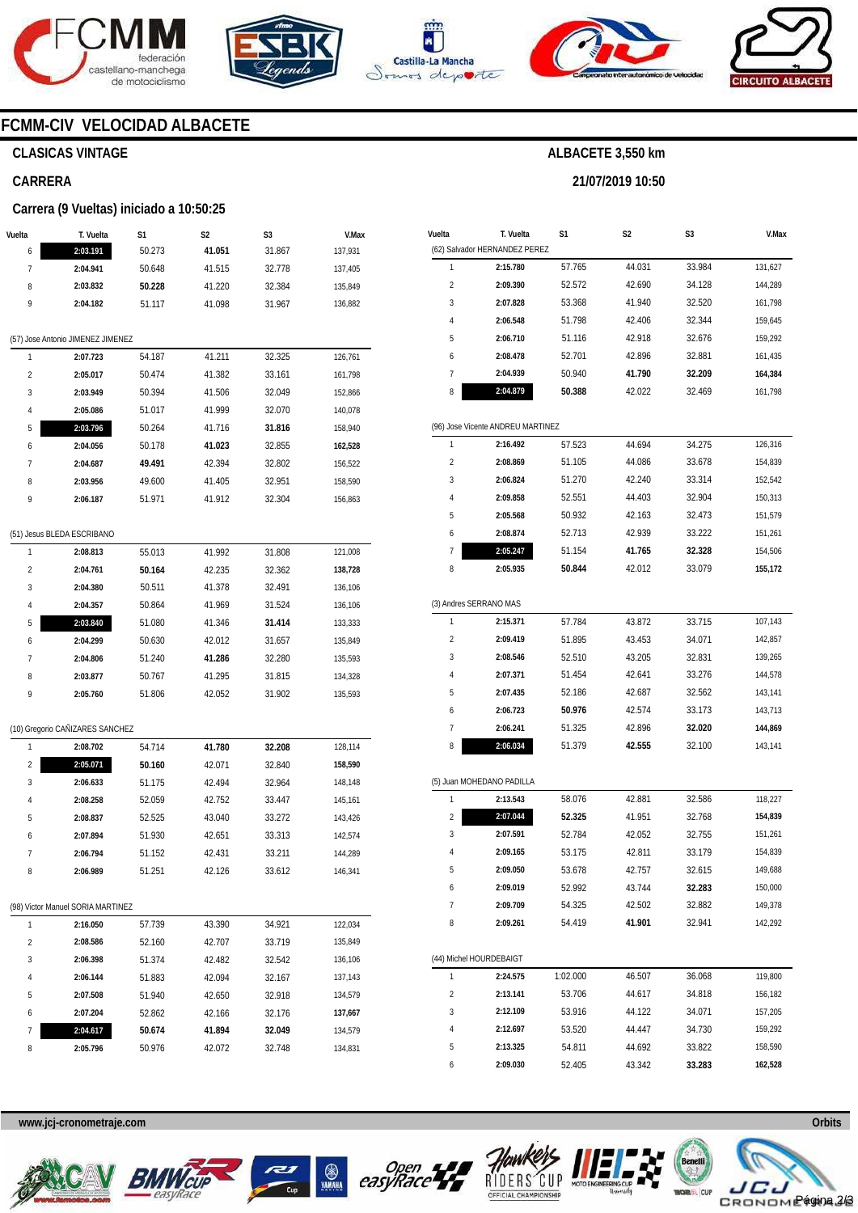## FCMM-CIV VELOCIDAD ALBACETE

**CLASICAS VINTAGE**

**ALBACETE 3,550 km**

**CARRERA**

**21/07/2019 10:50**

**Carrera (9 Vueltas) iniciado a 10:50:25**

| Vuelta | T. Vuelta | S1 | S2 | S3 | V.Max |
|---|---|---|---|---|---|
| 6 | **2:03.191** | 50.273 | **41.051** | 31.867 | 137,931 |
| 7 | 2:04.941 | 50.648 | 41.515 | 32.778 | 137,405 |
| 8 | 2:03.832 | **50.228** | 41.220 | 32.384 | 135,849 |
| 9 | 2:04.182 | 51.117 | 41.098 | 31.967 | 136,882 |

(57) Jose Antonio JIMENEZ JIMENEZ

| Vuelta | T. Vuelta | S1 | S2 | S3 | V.Max |
|---|---|---|---|---|---|
| 1 | 2:07.723 | 54.187 | 41.211 | 32.325 | 126,761 |
| 2 | 2:05.017 | 50.474 | 41.382 | 33.161 | 161,798 |
| 3 | 2:03.949 | 50.394 | 41.506 | 32.049 | 152,866 |
| 4 | 2:05.086 | 51.017 | 41.999 | 32.070 | 140,078 |
| 5 | **2:03.796** | 50.264 | 41.716 | **31.816** | 158,940 |
| 6 | 2:04.056 | 50.178 | **41.023** | 32.855 | **162,528** |
| 7 | 2:04.687 | **49.491** | 42.394 | 32.802 | 156,522 |
| 8 | 2:03.956 | 49.600 | 41.405 | 32.951 | 158,590 |
| 9 | 2:06.187 | 51.971 | 41.912 | 32.304 | 156,863 |

(51) Jesus BLEDA ESCRIBANO

| Vuelta | T. Vuelta | S1 | S2 | S3 | V.Max |
|---|---|---|---|---|---|
| 1 | 2:08.813 | 55.013 | 41.992 | 31.808 | 121,008 |
| 2 | 2:04.761 | **50.164** | 42.235 | 32.362 | **138,728** |
| 3 | 2:04.380 | 50.511 | 41.378 | 32.491 | 136,106 |
| 4 | 2:04.357 | 50.864 | 41.969 | 31.524 | 136,106 |
| 5 | **2:03.840** | 51.080 | 41.346 | **31.414** | 133,333 |
| 6 | 2:04.299 | 50.630 | 42.012 | 31.657 | 135,849 |
| 7 | 2:04.806 | 51.240 | **41.286** | 32.280 | 135,593 |
| 8 | 2:03.877 | 50.767 | 41.295 | 31.815 | 134,328 |
| 9 | 2:05.760 | 51.806 | 42.052 | 31.902 | 135,593 |

(10) Gregorio CAÑIZARES SANCHEZ

| Vuelta | T. Vuelta | S1 | S2 | S3 | V.Max |
|---|---|---|---|---|---|
| 1 | 2:08.702 | 54.714 | **41.780** | **32.208** | 128,114 |
| 2 | **2:05.071** | **50.160** | 42.071 | 32.840 | **158,590** |
| 3 | 2:06.633 | 51.175 | 42.494 | 32.964 | 148,148 |
| 4 | 2:08.258 | 52.059 | 42.752 | 33.447 | 145,161 |
| 5 | 2:08.837 | 52.525 | 43.040 | 33.272 | 143,426 |
| 6 | 2:07.894 | 51.930 | 42.651 | 33.313 | 142,574 |
| 7 | 2:06.794 | 51.152 | 42.431 | 33.211 | 144,289 |
| 8 | 2:06.989 | 51.251 | 42.126 | 33.612 | 146,341 |

(98) Victor Manuel SORIA MARTINEZ

| Vuelta | T. Vuelta | S1 | S2 | S3 | V.Max |
|---|---|---|---|---|---|
| 1 | 2:16.050 | 57.739 | 43.390 | 34.921 | 122,034 |
| 2 | 2:08.586 | 52.160 | 42.707 | 33.719 | 135,849 |
| 3 | 2:06.398 | 51.374 | 42.482 | 32.542 | 136,106 |
| 4 | 2:06.144 | 51.883 | 42.094 | 32.167 | 137,143 |
| 5 | 2:07.508 | 51.940 | 42.650 | 32.918 | 134,579 |
| 6 | 2:07.204 | 52.862 | 42.166 | 32.176 | **137,667** |
| 7 | **2:04.617** | **50.674** | **41.894** | **32.049** | 134,579 |
| 8 | 2:05.796 | 50.976 | 42.072 | 32.748 | 134,831 |

(62) Salvador HERNANDEZ PEREZ

| Vuelta | T. Vuelta | S1 | S2 | S3 | V.Max |
|---|---|---|---|---|---|
| 1 | 2:15.780 | 57.765 | 44.031 | 33.984 | 131,627 |
| 2 | 2:09.390 | 52.572 | 42.690 | 34.128 | 144,289 |
| 3 | 2:07.828 | 53.368 | 41.940 | 32.520 | 161,798 |
| 4 | 2:06.548 | 51.798 | 42.406 | 32.344 | 159,645 |
| 5 | 2:06.710 | 51.116 | 42.918 | 32.676 | 159,292 |
| 6 | 2:08.478 | 52.701 | 42.896 | 32.881 | 161,435 |
| 7 | 2:04.939 | 50.940 | **41.790** | **32.209** | **164,384** |
| 8 | **2:04.879** | **50.388** | 42.022 | 32.469 | 161,798 |

(96) Jose Vicente ANDREU MARTINEZ

| Vuelta | T. Vuelta | S1 | S2 | S3 | V.Max |
|---|---|---|---|---|---|
| 1 | 2:16.492 | 57.523 | 44.694 | 34.275 | 126,316 |
| 2 | 2:08.869 | 51.105 | 44.086 | 33.678 | 154,839 |
| 3 | 2:06.824 | 51.270 | 42.240 | 33.314 | 152,542 |
| 4 | 2:09.858 | 52.551 | 44.403 | 32.904 | 150,313 |
| 5 | 2:05.568 | 50.932 | 42.163 | 32.473 | 151,579 |
| 6 | 2:08.874 | 52.713 | 42.939 | 33.222 | 151,261 |
| 7 | **2:05.247** | 51.154 | **41.765** | **32.328** | 154,506 |
| 8 | 2:05.935 | **50.844** | 42.012 | 33.079 | **155,172** |

(3) Andres SERRANO MAS

| Vuelta | T. Vuelta | S1 | S2 | S3 | V.Max |
|---|---|---|---|---|---|
| 1 | 2:15.371 | 57.784 | 43.872 | 33.715 | 107,143 |
| 2 | 2:09.419 | 51.895 | 43.453 | 34.071 | 142,857 |
| 3 | 2:08.546 | 52.510 | 43.205 | 32.831 | 139,265 |
| 4 | 2:07.371 | 51.454 | 42.641 | 33.276 | 144,578 |
| 5 | 2:07.435 | 52.186 | 42.687 | 32.562 | 143,141 |
| 6 | 2:06.723 | **50.976** | 42.574 | 33.173 | 143,713 |
| 7 | 2:06.241 | 51.325 | 42.896 | **32.020** | **144,869** |
| 8 | **2:06.034** | 51.379 | **42.555** | 32.100 | 143,141 |

(5) Juan MOHEDANO PADILLA

| Vuelta | T. Vuelta | S1 | S2 | S3 | V.Max |
|---|---|---|---|---|---|
| 1 | 2:13.543 | 58.076 | 42.881 | 32.586 | 118,227 |
| 2 | **2:07.044** | **52.325** | 41.951 | 32.768 | **154,839** |
| 3 | 2:07.591 | 52.784 | 42.052 | 32.755 | 151,261 |
| 4 | 2:09.165 | 53.175 | 42.811 | 33.179 | 154,839 |
| 5 | 2:09.050 | 53.678 | 42.757 | 32.615 | 149,688 |
| 6 | 2:09.019 | 52.992 | 43.744 | **32.283** | 150,000 |
| 7 | 2:09.709 | 54.325 | 42.502 | 32.882 | 149,378 |
| 8 | 2:09.261 | 54.419 | **41.901** | 32.941 | 142,292 |

(44) Michel HOURDEBAIGT

| Vuelta | T. Vuelta | S1 | S2 | S3 | V.Max |
|---|---|---|---|---|---|
| 1 | 2:24.575 | 1:02.000 | 46.507 | 36.068 | 119,800 |
| 2 | 2:13.141 | 53.706 | 44.617 | 34.818 | 156,182 |
| 3 | 2:12.109 | 53.916 | 44.122 | 34.071 | 157,205 |
| 4 | 2:12.697 | 53.520 | 44.447 | 34.730 | 159,292 |
| 5 | 2:13.325 | 54.811 | 44.692 | 33.822 | 158,590 |
| 6 | 2:09.030 | 52.405 | 43.342 | **33.283** | **162,528** |

www.jcj-cronometraje.com — Orbits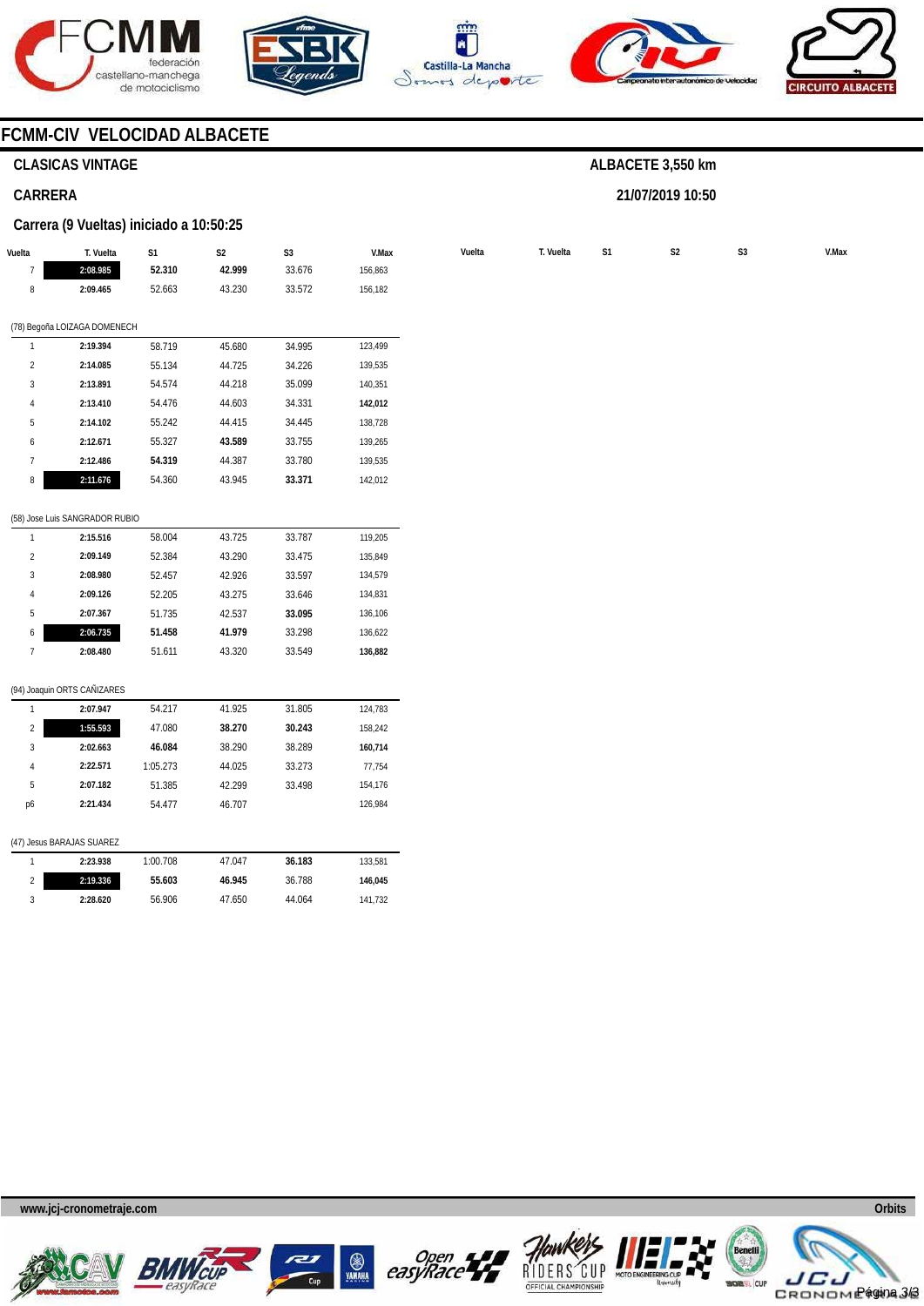## FCMM-CIV VELOCIDAD ALBACETE

### CLASICAS VINTAGE

ALBACETE 3,550 km

### CARRERA

21/07/2019 10:50

### Carrera (9 Vueltas) iniciado a 10:50:25

| Vuelta | T. Vuelta | S1 | S2 | S3 | V.Max |
|---|---|---|---|---|---|
| 7 | **2:08.985** | **52.310** | **42.999** | 33.676 | 156,863 |
| 8 | 2:09.465 | 52.663 | 43.230 | 33.572 | 156,182 |

(78) Begoña LOIZAGA DOMENECH

| Vuelta | T. Vuelta | S1 | S2 | S3 | V.Max |
|---|---|---|---|---|---|
| 1 | **2:19.394** | 58.719 | 45.680 | 34.995 | 123,499 |
| 2 | **2:14.085** | 55.134 | 44.725 | 34.226 | 139,535 |
| 3 | **2:13.891** | 54.574 | 44.218 | 35.099 | 140,351 |
| 4 | **2:13.410** | 54.476 | 44.603 | 34.331 | **142,012** |
| 5 | **2:14.102** | 55.242 | 44.415 | 34.445 | 138,728 |
| 6 | **2:12.671** | 55.327 | **43.589** | 33.755 | 139,265 |
| 7 | **2:12.486** | **54.319** | 44.387 | 33.780 | 139,535 |
| 8 | **2:11.676** | 54.360 | 43.945 | **33.371** | 142,012 |

(58) Jose Luis SANGRADOR RUBIO

| Vuelta | T. Vuelta | S1 | S2 | S3 | V.Max |
|---|---|---|---|---|---|
| 1 | **2:15.516** | 58.004 | 43.725 | 33.787 | 119,205 |
| 2 | **2:09.149** | 52.384 | 43.290 | 33.475 | 135,849 |
| 3 | **2:08.980** | 52.457 | 42.926 | 33.597 | 134,579 |
| 4 | **2:09.126** | 52.205 | 43.275 | 33.646 | 134,831 |
| 5 | **2:07.367** | 51.735 | 42.537 | **33.095** | 136,106 |
| 6 | **2:06.735** | **51.458** | **41.979** | 33.298 | 136,622 |
| 7 | **2:08.480** | 51.611 | 43.320 | 33.549 | **136,882** |

(94) Joaquin ORTS CAÑIZARES

| Vuelta | T. Vuelta | S1 | S2 | S3 | V.Max |
|---|---|---|---|---|---|
| 1 | **2:07.947** | 54.217 | 41.925 | 31.805 | 124,783 |
| 2 | **1:55.593** | 47.080 | **38.270** | **30.243** | 158,242 |
| 3 | **2:02.663** | **46.084** | 38.290 | 38.289 | **160,714** |
| 4 | **2:22.571** | 1:05.273 | 44.025 | 33.273 | 77,754 |
| 5 | **2:07.182** | 51.385 | 42.299 | 33.498 | 154,176 |
| p6 | **2:21.434** | 54.477 | 46.707 | | 126,984 |

(47) Jesus BARAJAS SUAREZ

| Vuelta | T. Vuelta | S1 | S2 | S3 | V.Max |
|---|---|---|---|---|---|
| 1 | **2:23.938** | 1:00.708 | 47.047 | **36.183** | 133,581 |
| 2 | **2:19.336** | **55.603** | **46.945** | 36.788 | **146,045** |
| 3 | **2:28.620** | 56.906 | 47.650 | 44.064 | 141,732 |

www.jcj-cronometraje.com

Orbits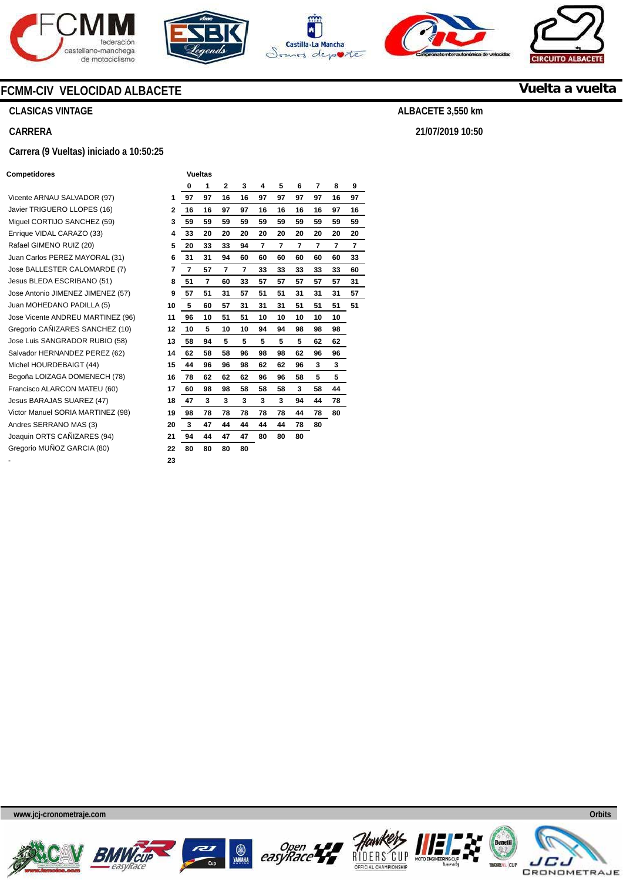# FCMM-CIV VELOCIDAD ALBACETE

**Vuelta a vuelta**

**CLASICAS VINTAGE**

**ALBACETE 3,550 km**

**CARRERA**

**21/07/2019 10:50**

**Carrera (9 Vueltas) iniciado a 10:50:25**

| Competidores | | Vueltas 0 | 1 | 2 | 3 | 4 | 5 | 6 | 7 | 8 | 9 |
|---|---|---|---|---|---|---|---|---|---|---|---|
| Vicente ARNAU SALVADOR (97) | 1 | 97 | 97 | 16 | 16 | 97 | 97 | 97 | 97 | 16 | 97 |
| Javier TRIGUERO LLOPES (16) | 2 | 16 | 16 | 97 | 97 | 16 | 16 | 16 | 16 | 97 | 16 |
| Miguel CORTIJO SANCHEZ (59) | 3 | 59 | 59 | 59 | 59 | 59 | 59 | 59 | 59 | 59 | 59 |
| Enrique VIDAL CARAZO (33) | 4 | 33 | 20 | 20 | 20 | 20 | 20 | 20 | 20 | 20 | 20 |
| Rafael GIMENO RUIZ (20) | 5 | 20 | 33 | 33 | 94 | 7 | 7 | 7 | 7 | 7 | 7 |
| Juan Carlos PEREZ MAYORAL (31) | 6 | 31 | 31 | 94 | 60 | 60 | 60 | 60 | 60 | 60 | 33 |
| Jose BALLESTER CALOMARDE (7) | 7 | 7 | 57 | 7 | 7 | 33 | 33 | 33 | 33 | 33 | 60 |
| Jesus BLEDA ESCRIBANO (51) | 8 | 51 | 7 | 60 | 33 | 57 | 57 | 57 | 57 | 57 | 31 |
| Jose Antonio JIMENEZ JIMENEZ (57) | 9 | 57 | 51 | 31 | 57 | 51 | 51 | 31 | 31 | 31 | 57 |
| Juan MOHEDANO PADILLA (5) | 10 | 5 | 60 | 57 | 31 | 31 | 31 | 51 | 51 | 51 | 51 |
| Jose Vicente ANDREU MARTINEZ (96) | 11 | 96 | 10 | 51 | 51 | 10 | 10 | 10 | 10 | 10 | |
| Gregorio CAÑIZARES SANCHEZ (10) | 12 | 10 | 5 | 10 | 10 | 94 | 94 | 98 | 98 | 98 | |
| Jose Luis SANGRADOR RUBIO (58) | 13 | 58 | 94 | 5 | 5 | 5 | 5 | 5 | 62 | 62 | |
| Salvador HERNANDEZ PEREZ (62) | 14 | 62 | 58 | 58 | 96 | 98 | 98 | 62 | 96 | 96 | |
| Michel HOURDEBAIGT (44) | 15 | 44 | 96 | 96 | 98 | 62 | 62 | 96 | 3 | 3 | |
| Begoña LOIZAGA DOMENECH (78) | 16 | 78 | 62 | 62 | 62 | 96 | 96 | 58 | 5 | 5 | |
| Francisco ALARCON MATEU (60) | 17 | 60 | 98 | 98 | 58 | 58 | 58 | 3 | 58 | 44 | |
| Jesus BARAJAS SUAREZ (47) | 18 | 47 | 3 | 3 | 3 | 3 | 3 | 94 | 44 | 78 | |
| Victor Manuel SORIA MARTINEZ (98) | 19 | 98 | 78 | 78 | 78 | 78 | 78 | 44 | 78 | 80 | |
| Andres SERRANO MAS (3) | 20 | 3 | 47 | 44 | 44 | 44 | 44 | 78 | 80 | | |
| Joaquin ORTS CAÑIZARES (94) | 21 | 94 | 44 | 47 | 47 | 80 | 80 | 80 | | | |
| Gregorio MUÑOZ GARCIA (80) | 22 | 80 | 80 | 80 | 80 | | | | | | |
| - | 23 | | | | | | | | | | |

www.jcj-cronometraje.com

Orbits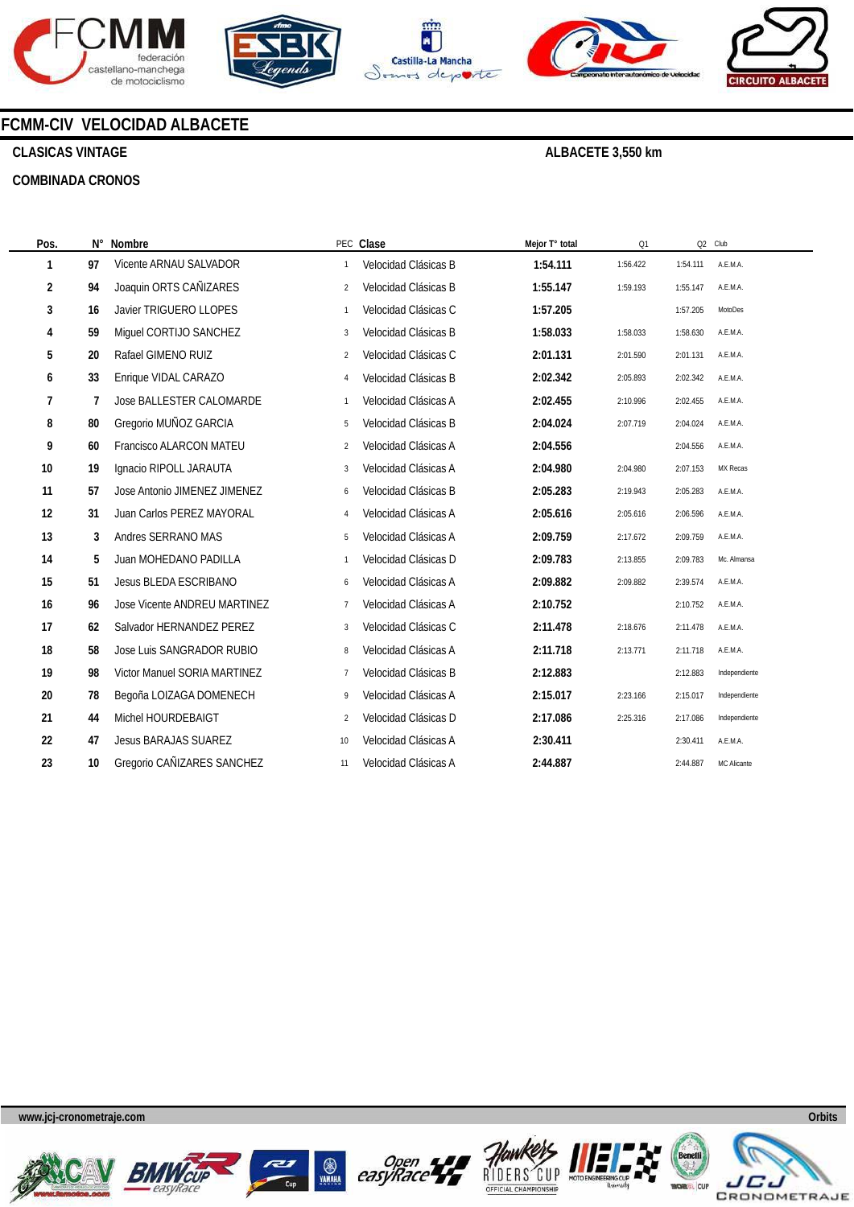## FCMM-CIV VELOCIDAD ALBACETE

**CLASICAS VINTAGE** **ALBACETE 3,550 km**

**COMBINADA CRONOS**

| Pos. | N° | Nombre | PEC | Clase | Mejor T° total | Q1 | Q2 | Club |
|---|---|---|---|---|---|---|---|---|
| 1 | 97 | Vicente ARNAU SALVADOR | 1 | Velocidad Clásicas B | 1:54.111 | 1:56.422 | 1:54.111 | A.E.M.A. |
| 2 | 94 | Joaquin ORTS CAÑIZARES | 2 | Velocidad Clásicas B | 1:55.147 | 1:59.193 | 1:55.147 | A.E.M.A. |
| 3 | 16 | Javier TRIGUERO LLOPES | 1 | Velocidad Clásicas C | 1:57.205 | | 1:57.205 | MotoDes |
| 4 | 59 | Miguel CORTIJO SANCHEZ | 3 | Velocidad Clásicas B | 1:58.033 | 1:58.033 | 1:58.630 | A.E.M.A. |
| 5 | 20 | Rafael GIMENO RUIZ | 2 | Velocidad Clásicas C | 2:01.131 | 2:01.590 | 2:01.131 | A.E.M.A. |
| 6 | 33 | Enrique VIDAL CARAZO | 4 | Velocidad Clásicas B | 2:02.342 | 2:05.893 | 2:02.342 | A.E.M.A. |
| 7 | 7 | Jose BALLESTER CALOMARDE | 1 | Velocidad Clásicas A | 2:02.455 | 2:10.996 | 2:02.455 | A.E.M.A. |
| 8 | 80 | Gregorio MUÑOZ GARCIA | 5 | Velocidad Clásicas B | 2:04.024 | 2:07.719 | 2:04.024 | A.E.M.A. |
| 9 | 60 | Francisco ALARCON MATEU | 2 | Velocidad Clásicas A | 2:04.556 | | 2:04.556 | A.E.M.A. |
| 10 | 19 | Ignacio RIPOLL JARAUTA | 3 | Velocidad Clásicas A | 2:04.980 | 2:04.980 | 2:07.153 | MX Recas |
| 11 | 57 | Jose Antonio JIMENEZ JIMENEZ | 6 | Velocidad Clásicas B | 2:05.283 | 2:19.943 | 2:05.283 | A.E.M.A. |
| 12 | 31 | Juan Carlos PEREZ MAYORAL | 4 | Velocidad Clásicas A | 2:05.616 | 2:05.616 | 2:06.596 | A.E.M.A. |
| 13 | 3 | Andres SERRANO MAS | 5 | Velocidad Clásicas A | 2:09.759 | 2:17.672 | 2:09.759 | A.E.M.A. |
| 14 | 5 | Juan MOHEDANO PADILLA | 1 | Velocidad Clásicas D | 2:09.783 | 2:13.855 | 2:09.783 | Mc. Almansa |
| 15 | 51 | Jesus BLEDA ESCRIBANO | 6 | Velocidad Clásicas A | 2:09.882 | 2:09.882 | 2:39.574 | A.E.M.A. |
| 16 | 96 | Jose Vicente ANDREU MARTINEZ | 7 | Velocidad Clásicas A | 2:10.752 | | 2:10.752 | A.E.M.A. |
| 17 | 62 | Salvador HERNANDEZ PEREZ | 3 | Velocidad Clásicas C | 2:11.478 | 2:18.676 | 2:11.478 | A.E.M.A. |
| 18 | 58 | Jose Luis SANGRADOR RUBIO | 8 | Velocidad Clásicas A | 2:11.718 | 2:13.771 | 2:11.718 | A.E.M.A. |
| 19 | 98 | Victor Manuel SORIA MARTINEZ | 7 | Velocidad Clásicas B | 2:12.883 | | 2:12.883 | Independiente |
| 20 | 78 | Begoña LOIZAGA DOMENECH | 9 | Velocidad Clásicas A | 2:15.017 | 2:23.166 | 2:15.017 | Independiente |
| 21 | 44 | Michel HOURDEBAIGT | 2 | Velocidad Clásicas D | 2:17.086 | 2:25.316 | 2:17.086 | Independiente |
| 22 | 47 | Jesus BARAJAS SUAREZ | 10 | Velocidad Clásicas A | 2:30.411 | | 2:30.411 | A.E.M.A. |
| 23 | 10 | Gregorio CAÑIZARES SANCHEZ | 11 | Velocidad Clásicas A | 2:44.887 | | 2:44.887 | MC Alicante |

www.jcj-cronometraje.com Orbits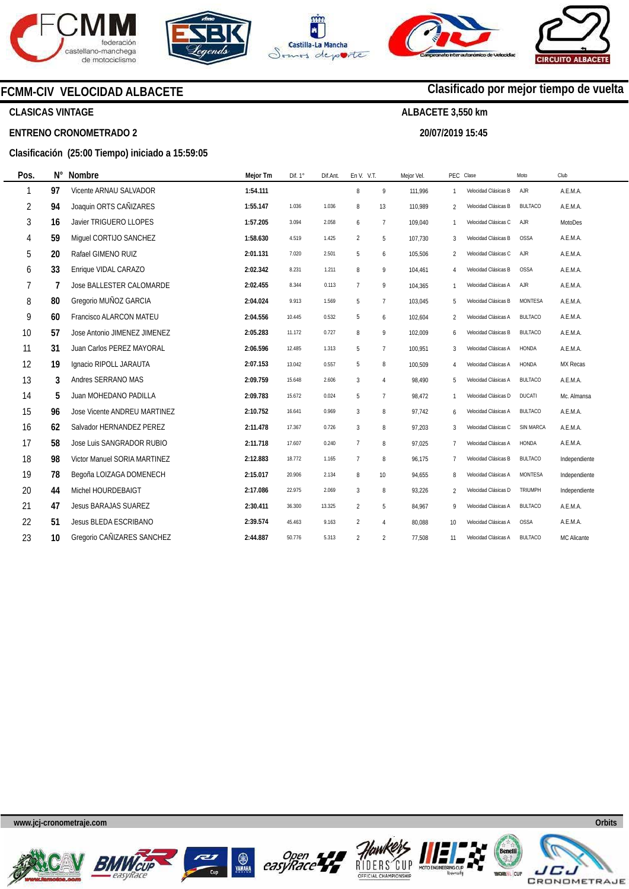# FCMM-CIV VELOCIDAD ALBACETE

**Clasificado por mejor tiempo de vuelta**

**CLASICAS VINTAGE**

**ALBACETE 3,550 km**

**ENTRENO CRONOMETRADO 2**

**20/07/2019 15:45**

**Clasificación (25:00 Tiempo) iniciado a 15:59:05**

| Pos. | N° | Nombre | Mejor Tm | Dif. 1° | Dif.Ant. | En V. | V.T. | Mejor Vel. | PEC | Clase | Moto | Club |
|---|---|---|---|---|---|---|---|---|---|---|---|---|
| 1 | 97 | Vicente ARNAU SALVADOR | 1:54.111 | | | 8 | 9 | 111,996 | 1 | Velocidad Clásicas B | AJR | A.E.M.A. |
| 2 | 94 | Joaquin ORTS CAÑIZARES | 1:55.147 | 1.036 | 1.036 | 8 | 13 | 110,989 | 2 | Velocidad Clásicas B | BULTACO | A.E.M.A. |
| 3 | 16 | Javier TRIGUERO LLOPES | 1:57.205 | 3.094 | 2.058 | 6 | 7 | 109,040 | 1 | Velocidad Clásicas C | AJR | MotoDes |
| 4 | 59 | Miguel CORTIJO SANCHEZ | 1:58.630 | 4.519 | 1.425 | 2 | 5 | 107,730 | 3 | Velocidad Clásicas B | OSSA | A.E.M.A. |
| 5 | 20 | Rafael GIMENO RUIZ | 2:01.131 | 7.020 | 2.501 | 5 | 6 | 105,506 | 2 | Velocidad Clásicas C | AJR | A.E.M.A. |
| 6 | 33 | Enrique VIDAL CARAZO | 2:02.342 | 8.231 | 1.211 | 8 | 9 | 104,461 | 4 | Velocidad Clásicas B | OSSA | A.E.M.A. |
| 7 | 7 | Jose BALLESTER CALOMARDE | 2:02.455 | 8.344 | 0.113 | 7 | 9 | 104,365 | 1 | Velocidad Clásicas A | AJR | A.E.M.A. |
| 8 | 80 | Gregorio MUÑOZ GARCIA | 2:04.024 | 9.913 | 1.569 | 5 | 7 | 103,045 | 5 | Velocidad Clásicas B | MONTESA | A.E.M.A. |
| 9 | 60 | Francisco ALARCON MATEU | 2:04.556 | 10.445 | 0.532 | 5 | 6 | 102,604 | 2 | Velocidad Clásicas A | BULTACO | A.E.M.A. |
| 10 | 57 | Jose Antonio JIMENEZ JIMENEZ | 2:05.283 | 11.172 | 0.727 | 8 | 9 | 102,009 | 6 | Velocidad Clásicas B | BULTACO | A.E.M.A. |
| 11 | 31 | Juan Carlos PEREZ MAYORAL | 2:06.596 | 12.485 | 1.313 | 5 | 7 | 100,951 | 3 | Velocidad Clásicas A | HONDA | A.E.M.A. |
| 12 | 19 | Ignacio RIPOLL JARAUTA | 2:07.153 | 13.042 | 0.557 | 5 | 8 | 100,509 | 4 | Velocidad Clásicas A | HONDA | MX Recas |
| 13 | 3 | Andres SERRANO MAS | 2:09.759 | 15.648 | 2.606 | 3 | 4 | 98,490 | 5 | Velocidad Clásicas A | BULTACO | A.E.M.A. |
| 14 | 5 | Juan MOHEDANO PADILLA | 2:09.783 | 15.672 | 0.024 | 5 | 7 | 98,472 | 1 | Velocidad Clásicas D | DUCATI | Mc. Almansa |
| 15 | 96 | Jose Vicente ANDREU MARTINEZ | 2:10.752 | 16.641 | 0.969 | 3 | 8 | 97,742 | 6 | Velocidad Clásicas A | BULTACO | A.E.M.A. |
| 16 | 62 | Salvador HERNANDEZ PEREZ | 2:11.478 | 17.367 | 0.726 | 3 | 8 | 97,203 | 3 | Velocidad Clásicas C | SIN MARCA | A.E.M.A. |
| 17 | 58 | Jose Luis SANGRADOR RUBIO | 2:11.718 | 17.607 | 0.240 | 7 | 8 | 97,025 | 7 | Velocidad Clásicas A | HONDA | A.E.M.A. |
| 18 | 98 | Victor Manuel SORIA MARTINEZ | 2:12.883 | 18.772 | 1.165 | 7 | 8 | 96,175 | 7 | Velocidad Clásicas B | BULTACO | Independiente |
| 19 | 78 | Begoña LOIZAGA DOMENECH | 2:15.017 | 20.906 | 2.134 | 8 | 10 | 94,655 | 8 | Velocidad Clásicas A | MONTESA | Independiente |
| 20 | 44 | Michel HOURDEBAIGT | 2:17.086 | 22.975 | 2.069 | 3 | 8 | 93,226 | 2 | Velocidad Clásicas D | TRIUMPH | Independiente |
| 21 | 47 | Jesus BARAJAS SUAREZ | 2:30.411 | 36.300 | 13.325 | 2 | 5 | 84,967 | 9 | Velocidad Clásicas A | BULTACO | A.E.M.A. |
| 22 | 51 | Jesus BLEDA ESCRIBANO | 2:39.574 | 45.463 | 9.163 | 2 | 4 | 80,088 | 10 | Velocidad Clásicas A | OSSA | A.E.M.A. |
| 23 | 10 | Gregorio CAÑIZARES SANCHEZ | 2:44.887 | 50.776 | 5.313 | 2 | 2 | 77,508 | 11 | Velocidad Clásicas A | BULTACO | MC Alicante |

www.jcj-cronometraje.com

Orbits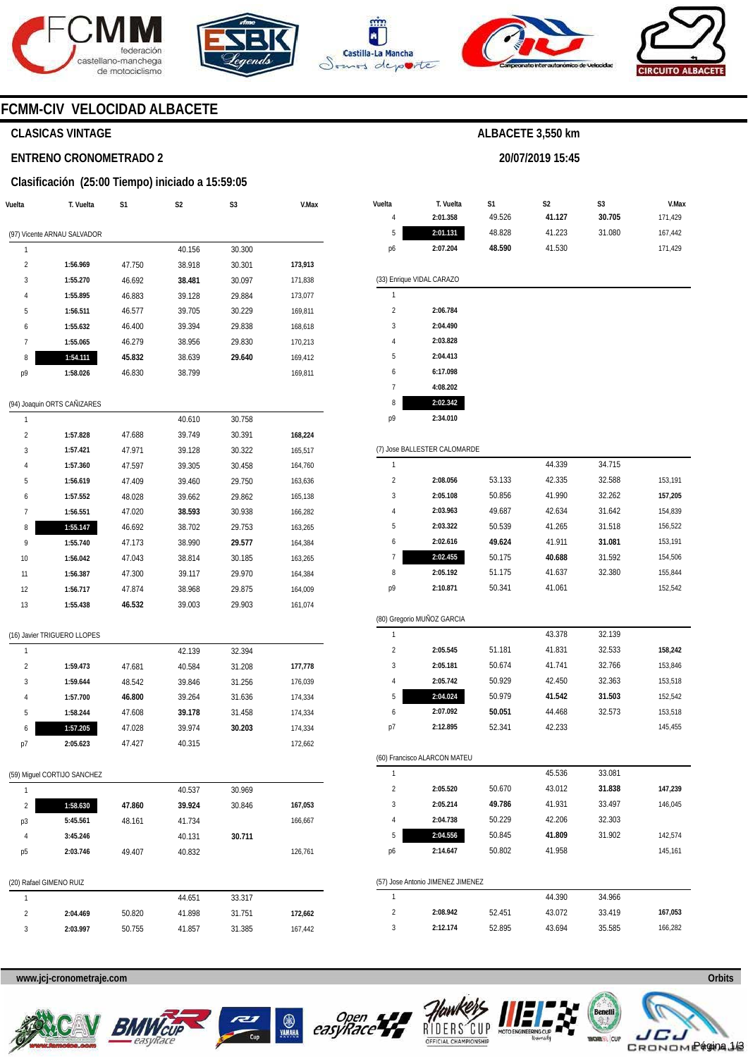# FCMM-CIV VELOCIDAD ALBACETE

## CLASICAS VINTAGE

## ENTRENO CRONOMETRADO 2

### Clasificación (25:00 Tiempo) iniciado a 15:59:05

ALBACETE 3,550 km

20/07/2019 15:45

(97) Vicente ARNAU SALVADOR

| Vuelta | T. Vuelta | S1 | S2 | S3 | V.Max |
|---|---|---|---|---|---|
| 1 | | | 40.156 | 30.300 | |
| 2 | **1:56.969** | 47.750 | 38.918 | 30.301 | **173,913** |
| 3 | **1:55.270** | 46.692 | **38.481** | 30.097 | 171,838 |
| 4 | **1:55.895** | 46.883 | 39.128 | 29.884 | 173,077 |
| 5 | **1:56.511** | 46.577 | 39.705 | 30.229 | 169,811 |
| 6 | **1:55.632** | 46.400 | 39.394 | 29.838 | 168,618 |
| 7 | **1:55.065** | 46.279 | 38.956 | 29.830 | 170,213 |
| 8 | **1:54.111** | **45.832** | 38.639 | **29.640** | 169,412 |
| p9 | **1:58.026** | 46.830 | 38.799 | | 169,811 |

(94) Joaquin ORTS CAÑIZARES

| Vuelta | T. Vuelta | S1 | S2 | S3 | V.Max |
|---|---|---|---|---|---|
| 1 | | | 40.610 | 30.758 | |
| 2 | **1:57.828** | 47.688 | 39.749 | 30.391 | **168,224** |
| 3 | **1:57.421** | 47.971 | 39.128 | 30.322 | 165,517 |
| 4 | **1:57.360** | 47.597 | 39.305 | 30.458 | 164,760 |
| 5 | **1:56.619** | 47.409 | 39.460 | 29.750 | 163,636 |
| 6 | **1:57.552** | 48.028 | 39.662 | 29.862 | 165,138 |
| 7 | **1:56.551** | 47.020 | **38.593** | 30.938 | 166,282 |
| 8 | **1:55.147** | 46.692 | 38.702 | 29.753 | 163,265 |
| 9 | **1:55.740** | 47.173 | 38.990 | **29.577** | 164,384 |
| 10 | **1:56.042** | 47.043 | 38.814 | 30.185 | 163,265 |
| 11 | **1:56.387** | 47.300 | 39.117 | 29.970 | 164,384 |
| 12 | **1:56.717** | 47.874 | 38.968 | 29.875 | 164,009 |
| 13 | **1:55.438** | **46.532** | 39.003 | 29.903 | 161,074 |

(16) Javier TRIGUERO LLOPES

| Vuelta | T. Vuelta | S1 | S2 | S3 | V.Max |
|---|---|---|---|---|---|
| 1 | | | 42.139 | 32.394 | |
| 2 | **1:59.473** | 47.681 | 40.584 | 31.208 | **177,778** |
| 3 | **1:59.644** | 48.542 | 39.846 | 31.256 | 176,039 |
| 4 | **1:57.700** | **46.800** | 39.264 | 31.636 | 174,334 |
| 5 | **1:58.244** | 47.608 | **39.178** | 31.458 | 174,334 |
| 6 | **1:57.205** | 47.028 | 39.974 | **30.203** | 174,334 |
| p7 | **2:05.623** | 47.427 | 40.315 | | 172,662 |

(59) Miguel CORTIJO SANCHEZ

| Vuelta | T. Vuelta | S1 | S2 | S3 | V.Max |
|---|---|---|---|---|---|
| 1 | | | 40.537 | 30.969 | |
| 2 | **1:58.630** | **47.860** | **39.924** | 30.846 | **167,053** |
| p3 | **5:45.561** | 48.161 | 41.734 | | 166,667 |
| 4 | **3:45.246** | | 40.131 | **30.711** | |
| p5 | **2:03.746** | 49.407 | 40.832 | | 126,761 |

(20) Rafael GIMENO RUIZ

| Vuelta | T. Vuelta | S1 | S2 | S3 | V.Max |
|---|---|---|---|---|---|
| 1 | | | 44.651 | 33.317 | |
| 2 | **2:04.469** | 50.820 | 41.898 | 31.751 | **172,662** |
| 3 | **2:03.997** | 50.755 | 41.857 | 31.385 | 167,442 |
| 4 | **2:01.358** | 49.526 | **41.127** | **30.705** | 171,429 |
| 5 | **2:01.131** | 48.828 | 41.223 | 31.080 | 167,442 |
| p6 | **2:07.204** | **48.590** | 41.530 | | 171,429 |

(33) Enrique VIDAL CARAZO

| Vuelta | T. Vuelta | S1 | S2 | S3 | V.Max |
|---|---|---|---|---|---|
| 1 | | | | | |
| 2 | **2:06.784** | | | | |
| 3 | **2:04.490** | | | | |
| 4 | **2:03.828** | | | | |
| 5 | **2:04.413** | | | | |
| 6 | **6:17.098** | | | | |
| 7 | **4:08.202** | | | | |
| 8 | **2:02.342** | | | | |
| p9 | **2:34.010** | | | | |

(7) Jose BALLESTER CALOMARDE

| Vuelta | T. Vuelta | S1 | S2 | S3 | V.Max |
|---|---|---|---|---|---|
| 1 | | | 44.339 | 34.715 | |
| 2 | **2:08.056** | 53.133 | 42.335 | 32.588 | 153,191 |
| 3 | **2:05.108** | 50.856 | 41.990 | 32.262 | **157,205** |
| 4 | **2:03.963** | 49.687 | 42.634 | 31.642 | 154,839 |
| 5 | **2:03.322** | 50.539 | 41.265 | 31.518 | 156,522 |
| 6 | **2:02.616** | **49.624** | 41.911 | **31.081** | 153,191 |
| 7 | **2:02.455** | 50.175 | **40.688** | 31.592 | 154,506 |
| 8 | **2:05.192** | 51.175 | 41.637 | 32.380 | 155,844 |
| p9 | **2:10.871** | 50.341 | 41.061 | | 152,542 |

(80) Gregorio MUÑOZ GARCIA

| Vuelta | T. Vuelta | S1 | S2 | S3 | V.Max |
|---|---|---|---|---|---|
| 1 | | | 43.378 | 32.139 | |
| 2 | **2:05.545** | 51.181 | 41.831 | 32.533 | **158,242** |
| 3 | **2:05.181** | 50.674 | 41.741 | 32.766 | 153,846 |
| 4 | **2:05.742** | 50.929 | 42.450 | 32.363 | 153,518 |
| 5 | **2:04.024** | 50.979 | **41.542** | **31.503** | 152,542 |
| 6 | **2:07.092** | **50.051** | 44.468 | 32.573 | 153,518 |
| p7 | **2:12.895** | 52.341 | 42.233 | | 145,455 |

(60) Francisco ALARCON MATEU

| Vuelta | T. Vuelta | S1 | S2 | S3 | V.Max |
|---|---|---|---|---|---|
| 1 | | | 45.536 | 33.081 | |
| 2 | **2:05.520** | 50.670 | 43.012 | **31.838** | **147,239** |
| 3 | **2:05.214** | **49.786** | 41.931 | 33.497 | 146,045 |
| 4 | **2:04.738** | 50.229 | 42.206 | 32.303 | |
| 5 | **2:04.556** | 50.845 | **41.809** | 31.902 | 142,574 |
| p6 | **2:14.647** | 50.802 | 41.958 | | 145,161 |

(57) Jose Antonio JIMENEZ JIMENEZ

| Vuelta | T. Vuelta | S1 | S2 | S3 | V.Max |
|---|---|---|---|---|---|
| 1 | | | 44.390 | 34.966 | |
| 2 | **2:08.942** | 52.451 | 43.072 | 33.419 | **167,053** |
| 3 | **2:12.174** | 52.895 | 43.694 | 35.585 | 166,282 |

www.jcj-cronometraje.com

Orbits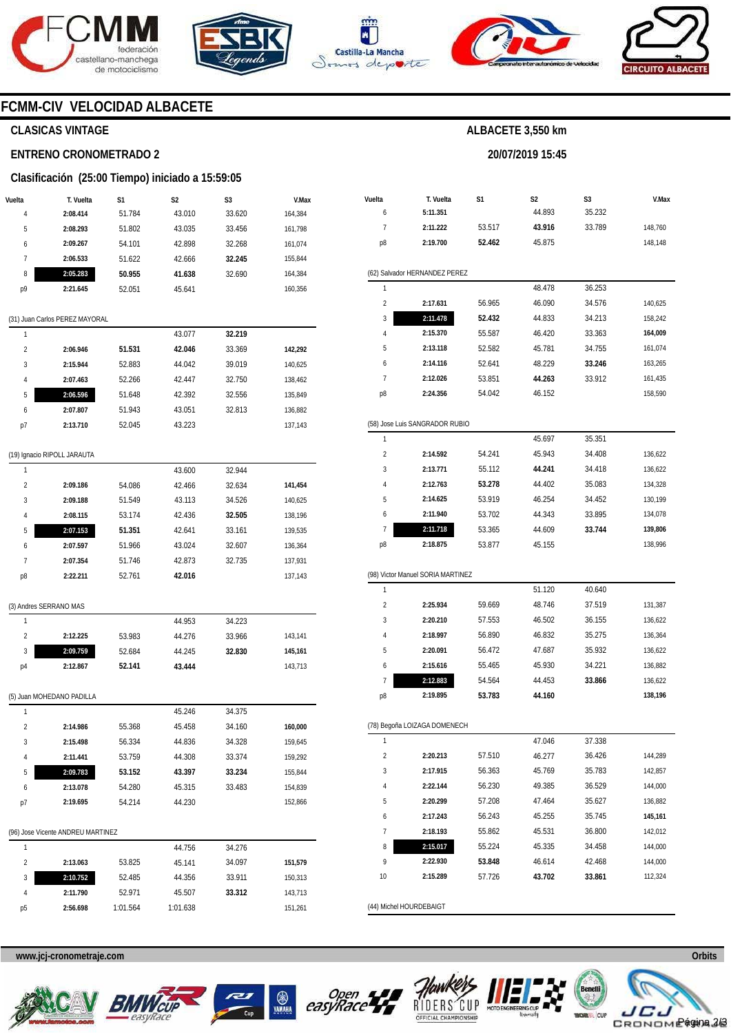# FCMM-CIV VELOCIDAD ALBACETE

**CLASICAS VINTAGE**

**ENTRENO CRONOMETRADO 2**

**Clasificación (25:00 Tiempo) iniciado a 15:59:05**

**ALBACETE 3,550 km**

**20/07/2019 15:45**

| Vuelta | T. Vuelta | S1 | S2 | S3 | V.Max |
|---|---|---|---|---|---|
| 4 | 2:08.414 | 51.784 | 43.010 | 33.620 | 164,384 |
| 5 | 2:08.293 | 51.802 | 43.035 | 33.456 | 161,798 |
| 6 | 2:09.267 | 54.101 | 42.898 | 32.268 | 161,074 |
| 7 | 2:06.533 | 51.622 | 42.666 | **32.245** | 155,844 |
| 8 | **2:05.283** | **50.955** | **41.638** | 32.690 | 164,384 |
| p9 | 2:21.645 | 52.051 | 45.641 | | 160,356 |

(31) Juan Carlos PEREZ MAYORAL

| Vuelta | T. Vuelta | S1 | S2 | S3 | V.Max |
|---|---|---|---|---|---|
| 1 | | | 43.077 | **32.219** | |
| 2 | 2:06.946 | **51.531** | **42.046** | 33.369 | **142,292** |
| 3 | 2:15.944 | 52.883 | 44.042 | 39.019 | 140,625 |
| 4 | 2:07.463 | 52.266 | 42.447 | 32.750 | 138,462 |
| 5 | **2:06.596** | 51.648 | 42.392 | 32.556 | 135,849 |
| 6 | 2:07.807 | 51.943 | 43.051 | 32.813 | 136,882 |
| p7 | 2:13.710 | 52.045 | 43.223 | | 137,143 |

(19) Ignacio RIPOLL JARAUTA

| Vuelta | T. Vuelta | S1 | S2 | S3 | V.Max |
|---|---|---|---|---|---|
| 1 | | | 43.600 | 32.944 | |
| 2 | 2:09.186 | 54.086 | 42.466 | 32.634 | **141,454** |
| 3 | 2:09.188 | 51.549 | 43.113 | 34.526 | 140,625 |
| 4 | 2:08.115 | 53.174 | 42.436 | **32.505** | 138,196 |
| 5 | **2:07.153** | **51.351** | 42.641 | 33.161 | 139,535 |
| 6 | 2:07.597 | 51.966 | 43.024 | 32.607 | 136,364 |
| 7 | 2:07.354 | 51.746 | 42.873 | 32.735 | 137,931 |
| p8 | 2:22.211 | 52.761 | **42.016** | | 137,143 |

(3) Andres SERRANO MAS

| Vuelta | T. Vuelta | S1 | S2 | S3 | V.Max |
|---|---|---|---|---|---|
| 1 | | | 44.953 | 34.223 | |
| 2 | 2:12.225 | 53.983 | 44.276 | 33.966 | 143,141 |
| 3 | **2:09.759** | 52.684 | 44.245 | **32.830** | **145,161** |
| p4 | 2:12.867 | **52.141** | **43.444** | | 143,713 |

(5) Juan MOHEDANO PADILLA

| Vuelta | T. Vuelta | S1 | S2 | S3 | V.Max |
|---|---|---|---|---|---|
| 1 | | | 45.246 | 34.375 | |
| 2 | 2:14.986 | 55.368 | 45.458 | 34.160 | **160,000** |
| 3 | 2:15.498 | 56.334 | 44.836 | 34.328 | 159,645 |
| 4 | 2:11.441 | 53.759 | 44.308 | 33.374 | 159,292 |
| 5 | **2:09.783** | **53.152** | **43.397** | **33.234** | 155,844 |
| 6 | 2:13.078 | 54.280 | 45.315 | 33.483 | 154,839 |
| p7 | 2:19.695 | 54.214 | 44.230 | | 152,866 |

(96) Jose Vicente ANDREU MARTINEZ

| Vuelta | T. Vuelta | S1 | S2 | S3 | V.Max |
|---|---|---|---|---|---|
| 1 | | | 44.756 | 34.276 | |
| 2 | 2:13.063 | 53.825 | 45.141 | 34.097 | **151,579** |
| 3 | **2:10.752** | 52.485 | 44.356 | 33.911 | 150,313 |
| 4 | 2:11.790 | 52.971 | 45.507 | **33.312** | 143,713 |
| p5 | 2:56.698 | 1:01.564 | 1:01.638 | | 151,261 |

| Vuelta | T. Vuelta | S1 | S2 | S3 | V.Max |
|---|---|---|---|---|---|
| 6 | 5:11.351 | | 44.893 | 35.232 | |
| 7 | 2:11.222 | 53.517 | **43.916** | 33.789 | 148,760 |
| p8 | 2:19.700 | **52.462** | 45.875 | | 148,148 |

(62) Salvador HERNANDEZ PEREZ

| Vuelta | T. Vuelta | S1 | S2 | S3 | V.Max |
|---|---|---|---|---|---|
| 1 | | | 48.478 | 36.253 | |
| 2 | 2:17.631 | 56.965 | 46.090 | 34.576 | 140,625 |
| 3 | **2:11.478** | **52.432** | 44.833 | 34.213 | 158,242 |
| 4 | 2:15.370 | 55.587 | 46.420 | 33.363 | **164,009** |
| 5 | 2:13.118 | 52.582 | 45.781 | 34.755 | 161,074 |
| 6 | 2:14.116 | 52.641 | 48.229 | **33.246** | 163,265 |
| 7 | 2:12.026 | 53.851 | **44.263** | 33.912 | 161,435 |
| p8 | 2:24.356 | 54.042 | 46.152 | | 158,590 |

(58) Jose Luis SANGRADOR RUBIO

| Vuelta | T. Vuelta | S1 | S2 | S3 | V.Max |
|---|---|---|---|---|---|
| 1 | | | 45.697 | 35.351 | |
| 2 | 2:14.592 | 54.241 | 45.943 | 34.408 | 136,622 |
| 3 | 2:13.771 | 55.112 | **44.241** | 34.418 | 136,622 |
| 4 | 2:12.763 | **53.278** | 44.402 | 35.083 | 134,328 |
| 5 | 2:14.625 | 53.919 | 46.254 | 34.452 | 130,199 |
| 6 | 2:11.940 | 53.702 | 44.343 | 33.895 | 134,078 |
| 7 | **2:11.718** | 53.365 | 44.609 | **33.744** | **139,806** |
| p8 | 2:18.875 | 53.877 | 45.155 | | 138,996 |

(98) Victor Manuel SORIA MARTINEZ

| Vuelta | T. Vuelta | S1 | S2 | S3 | V.Max |
|---|---|---|---|---|---|
| 1 | | | 51.120 | 40.640 | |
| 2 | 2:25.934 | 59.669 | 48.746 | 37.519 | 131,387 |
| 3 | 2:20.210 | 57.553 | 46.502 | 36.155 | 136,622 |
| 4 | 2:18.997 | 56.890 | 46.832 | 35.275 | 136,364 |
| 5 | 2:20.091 | 56.472 | 47.687 | 35.932 | 136,622 |
| 6 | 2:15.616 | 55.465 | 45.930 | 34.221 | 136,882 |
| 7 | **2:12.883** | 54.564 | 44.453 | **33.866** | 136,622 |
| p8 | 2:19.895 | **53.783** | **44.160** | | **138,196** |

(78) Begoña LOIZAGA DOMENECH

| Vuelta | T. Vuelta | S1 | S2 | S3 | V.Max |
|---|---|---|---|---|---|
| 1 | | | 47.046 | 37.338 | |
| 2 | 2:20.213 | 57.510 | 46.277 | 36.426 | 144,289 |
| 3 | 2:17.915 | 56.363 | 45.769 | 35.783 | 142,857 |
| 4 | 2:22.144 | 56.230 | 49.385 | 36.529 | 144,000 |
| 5 | 2:20.299 | 57.208 | 47.464 | 35.627 | 136,882 |
| 6 | 2:17.243 | 56.243 | 45.255 | 35.745 | **145,161** |
| 7 | 2:18.193 | 55.862 | 45.531 | 36.800 | 142,012 |
| 8 | **2:15.017** | 55.224 | 45.335 | 34.458 | 144,000 |
| 9 | 2:22.930 | **53.848** | 46.614 | 42.468 | 144,000 |
| 10 | 2:15.289 | 57.726 | **43.702** | **33.861** | 112,324 |

(44) Michel HOURDEBAIGT

www.jcj-cronometraje.com

Orbits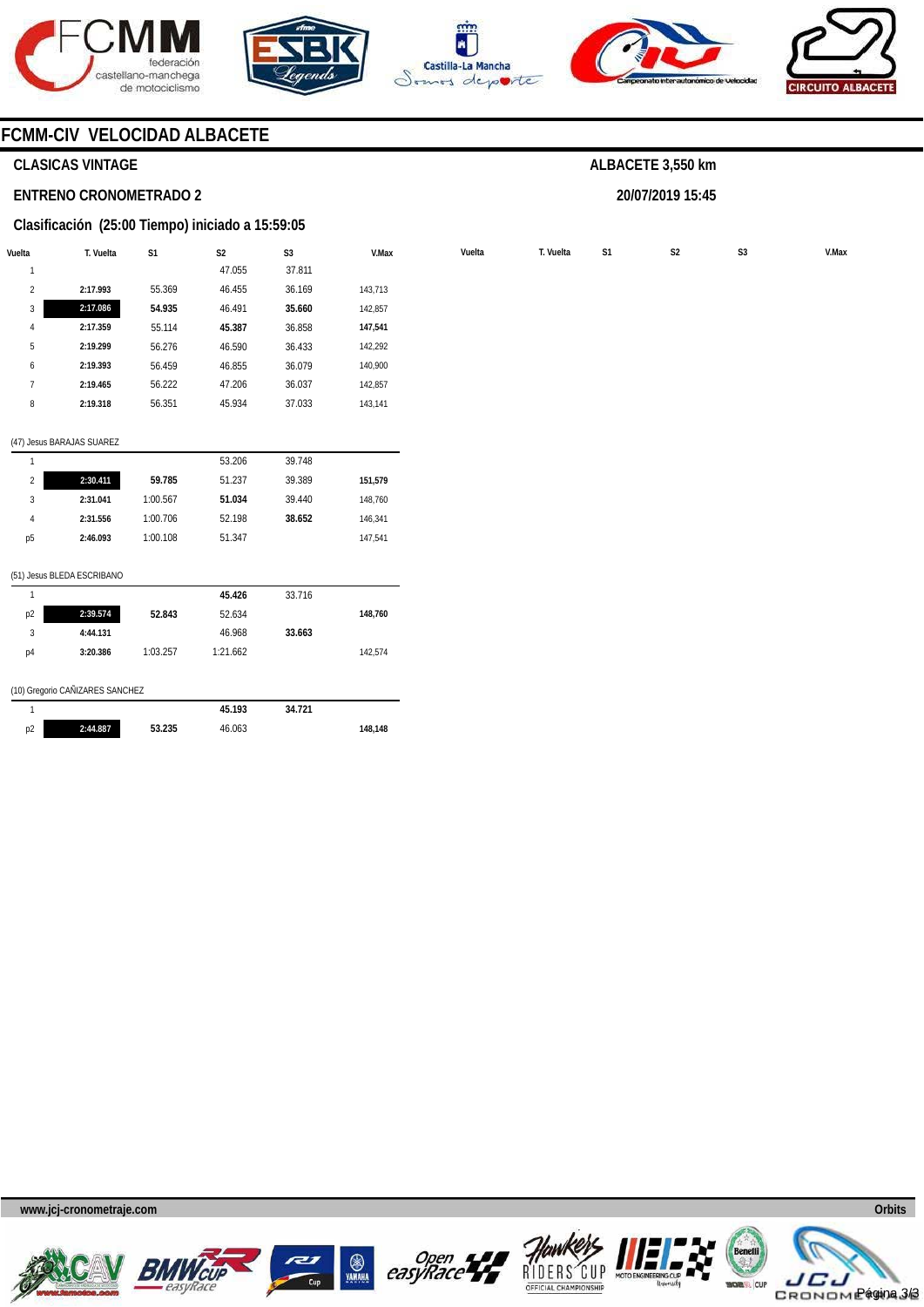## FCMM-CIV VELOCIDAD ALBACETE

### CLASICAS VINTAGE

ALBACETE 3,550 km

### ENTRENO CRONOMETRADO 2

20/07/2019 15:45

### Clasificación (25:00 Tiempo) iniciado a 15:59:05

| Vuelta | T. Vuelta | S1 | S2 | S3 | V.Max |
|---|---|---|---|---|---|
| 1 | | | 47.055 | 37.811 | |
| 2 | 2:17.993 | 55.369 | 46.455 | 36.169 | 143,713 |
| 3 | **2:17.086** | **54.935** | 46.491 | **35.660** | 142,857 |
| 4 | 2:17.359 | 55.114 | **45.387** | 36.858 | **147,541** |
| 5 | 2:19.299 | 56.276 | 46.590 | 36.433 | 142,292 |
| 6 | 2:19.393 | 56.459 | 46.855 | 36.079 | 140,900 |
| 7 | 2:19.465 | 56.222 | 47.206 | 36.037 | 142,857 |
| 8 | 2:19.318 | 56.351 | 45.934 | 37.033 | 143,141 |

(47) Jesus BARAJAS SUAREZ

| Vuelta | T. Vuelta | S1 | S2 | S3 | V.Max |
|---|---|---|---|---|---|
| 1 | | | 53.206 | 39.748 | |
| 2 | **2:30.411** | **59.785** | 51.237 | 39.389 | **151,579** |
| 3 | 2:31.041 | 1:00.567 | **51.034** | 39.440 | 148,760 |
| 4 | 2:31.556 | 1:00.706 | 52.198 | **38.652** | 146,341 |
| p5 | 2:46.093 | 1:00.108 | 51.347 | | 147,541 |

(51) Jesus BLEDA ESCRIBANO

| Vuelta | T. Vuelta | S1 | S2 | S3 | V.Max |
|---|---|---|---|---|---|
| 1 | | | **45.426** | 33.716 | |
| p2 | **2:39.574** | **52.843** | 52.634 | | **148,760** |
| 3 | 4:44.131 | | 46.968 | **33.663** | |
| p4 | 3:20.386 | 1:03.257 | 1:21.662 | | 142,574 |

(10) Gregorio CAÑIZARES SANCHEZ

| Vuelta | T. Vuelta | S1 | S2 | S3 | V.Max |
|---|---|---|---|---|---|
| 1 | | | **45.193** | **34.721** | |
| p2 | **2:44.887** | **53.235** | 46.063 | | **148,148** |

www.jcj-cronometraje.com

Orbits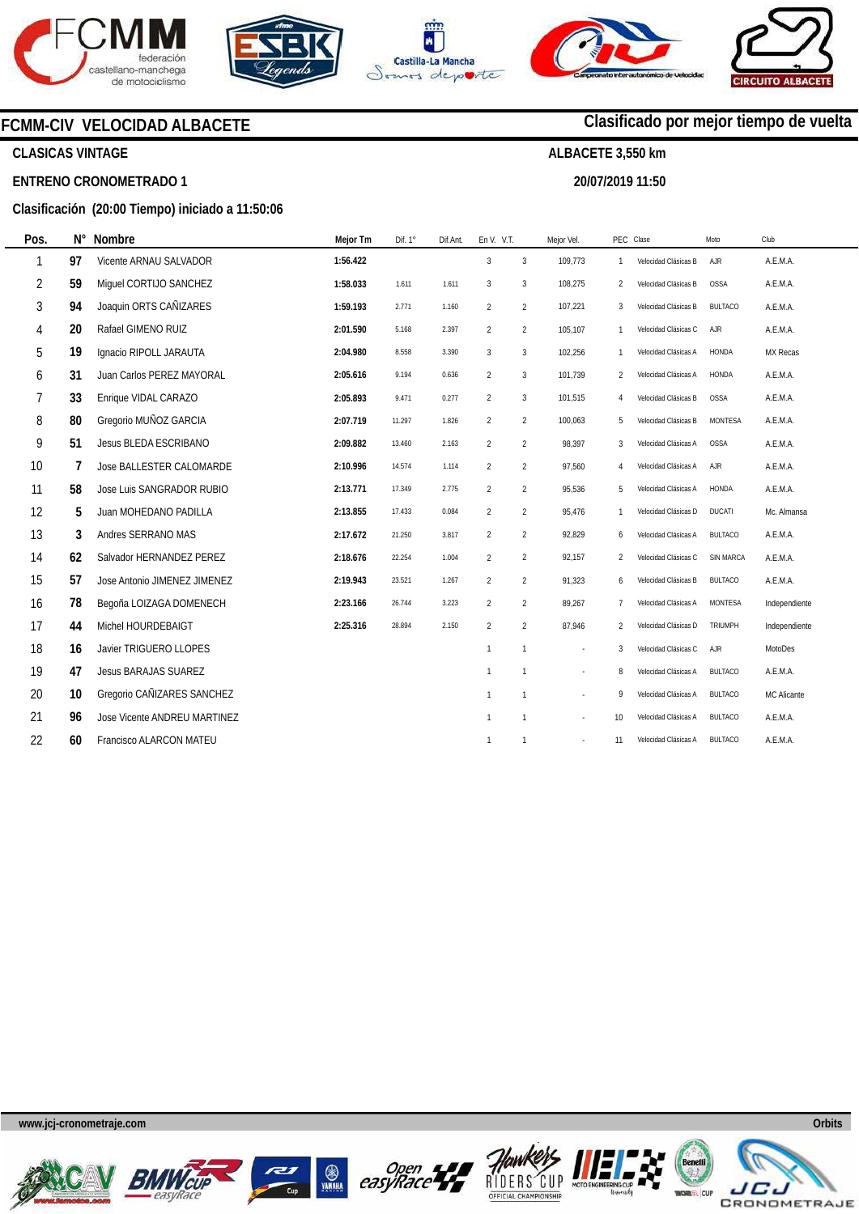# FCMM-CIV VELOCIDAD ALBACETE

**Clasificado por mejor tiempo de vuelta**

**CLASICAS VINTAGE**

**ALBACETE 3,550 km**

**ENTRENO CRONOMETRADO 1**

**20/07/2019 11:50**

**Clasificación (20:00 Tiempo) iniciado a 11:50:06**

| Pos. | N° | Nombre | Mejor Tm | Dif. 1° | Dif.Ant. | En V. | V.T. | Mejor Vel. | PEC | Clase | Moto | Club |
|---|---|---|---|---|---|---|---|---|---|---|---|---|
| 1 | 97 | Vicente ARNAU SALVADOR | 1:56.422 | | | 3 | 3 | 109,773 | 1 | Velocidad Clásicas B | AJR | A.E.M.A. |
| 2 | 59 | Miguel CORTIJO SANCHEZ | 1:58.033 | 1.611 | 1.611 | 3 | 3 | 108,275 | 2 | Velocidad Clásicas B | OSSA | A.E.M.A. |
| 3 | 94 | Joaquin ORTS CAÑIZARES | 1:59.193 | 2.771 | 1.160 | 2 | 2 | 107,221 | 3 | Velocidad Clásicas B | BULTACO | A.E.M.A. |
| 4 | 20 | Rafael GIMENO RUIZ | 2:01.590 | 5.168 | 2.397 | 2 | 2 | 105,107 | 1 | Velocidad Clásicas C | AJR | A.E.M.A. |
| 5 | 19 | Ignacio RIPOLL JARAUTA | 2:04.980 | 8.558 | 3.390 | 3 | 3 | 102,256 | 1 | Velocidad Clásicas A | HONDA | MX Recas |
| 6 | 31 | Juan Carlos PEREZ MAYORAL | 2:05.616 | 9.194 | 0.636 | 2 | 3 | 101,739 | 2 | Velocidad Clásicas A | HONDA | A.E.M.A. |
| 7 | 33 | Enrique VIDAL CARAZO | 2:05.893 | 9.471 | 0.277 | 2 | 3 | 101,515 | 4 | Velocidad Clásicas B | OSSA | A.E.M.A. |
| 8 | 80 | Gregorio MUÑOZ GARCIA | 2:07.719 | 11.297 | 1.826 | 2 | 2 | 100,063 | 5 | Velocidad Clásicas B | MONTESA | A.E.M.A. |
| 9 | 51 | Jesus BLEDA ESCRIBANO | 2:09.882 | 13.460 | 2.163 | 2 | 2 | 98,397 | 3 | Velocidad Clásicas A | OSSA | A.E.M.A. |
| 10 | 7 | Jose BALLESTER CALOMARDE | 2:10.996 | 14.574 | 1.114 | 2 | 2 | 97,560 | 4 | Velocidad Clásicas A | AJR | A.E.M.A. |
| 11 | 58 | Jose Luis SANGRADOR RUBIO | 2:13.771 | 17.349 | 2.775 | 2 | 2 | 95,536 | 5 | Velocidad Clásicas A | HONDA | A.E.M.A. |
| 12 | 5 | Juan MOHEDANO PADILLA | 2:13.855 | 17.433 | 0.084 | 2 | 2 | 95,476 | 1 | Velocidad Clásicas D | DUCATI | Mc. Almansa |
| 13 | 3 | Andres SERRANO MAS | 2:17.672 | 21.250 | 3.817 | 2 | 2 | 92,829 | 6 | Velocidad Clásicas A | BULTACO | A.E.M.A. |
| 14 | 62 | Salvador HERNANDEZ PEREZ | 2:18.676 | 22.254 | 1.004 | 2 | 2 | 92,157 | 2 | Velocidad Clásicas C | SIN MARCA | A.E.M.A. |
| 15 | 57 | Jose Antonio JIMENEZ JIMENEZ | 2:19.943 | 23.521 | 1.267 | 2 | 2 | 91,323 | 6 | Velocidad Clásicas B | BULTACO | A.E.M.A. |
| 16 | 78 | Begoña LOIZAGA DOMENECH | 2:23.166 | 26.744 | 3.223 | 2 | 2 | 89,267 | 7 | Velocidad Clásicas A | MONTESA | Independiente |
| 17 | 44 | Michel HOURDEBAIGT | 2:25.316 | 28.894 | 2.150 | 2 | 2 | 87,946 | 2 | Velocidad Clásicas D | TRIUMPH | Independiente |
| 18 | 16 | Javier TRIGUERO LLOPES | | | | 1 | 1 | - | 3 | Velocidad Clásicas C | AJR | MotoDes |
| 19 | 47 | Jesus BARAJAS SUAREZ | | | | 1 | 1 | - | 8 | Velocidad Clásicas A | BULTACO | A.E.M.A. |
| 20 | 10 | Gregorio CAÑIZARES SANCHEZ | | | | 1 | 1 | - | 9 | Velocidad Clásicas A | BULTACO | MC Alicante |
| 21 | 96 | Jose Vicente ANDREU MARTINEZ | | | | 1 | 1 | - | 10 | Velocidad Clásicas A | BULTACO | A.E.M.A. |
| 22 | 60 | Francisco ALARCON MATEU | | | | 1 | 1 | - | 11 | Velocidad Clásicas A | BULTACO | A.E.M.A. |

www.jcj-cronometraje.com — Orbits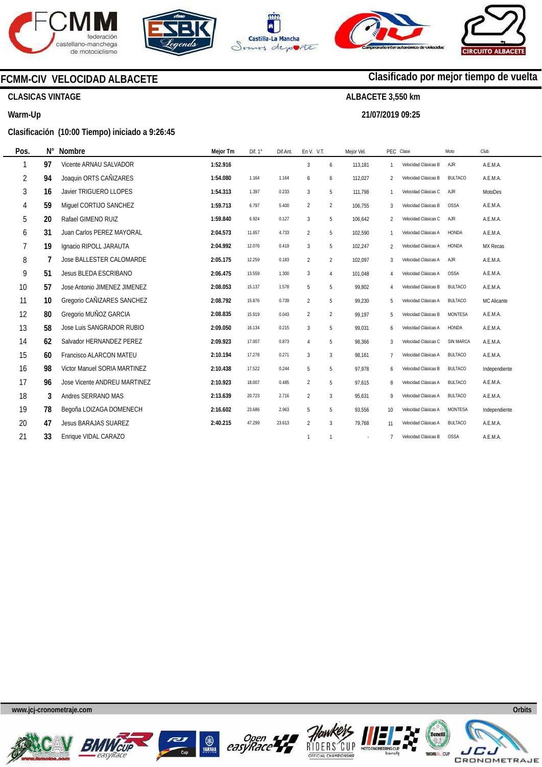## FCMM-CIV VELOCIDAD ALBACETE

**Clasificado por mejor tiempo de vuelta**

**CLASICAS VINTAGE** — **ALBACETE 3,550 km**

**Warm-Up** — **21/07/2019 09:25**

**Clasificación (10:00 Tiempo) iniciado a 9:26:45**

| Pos. | N° | Nombre | Mejor Tm | Dif. 1° | Dif.Ant. | En V. | V.T. | Mejor Vel. | PEC | Clase | Moto | Club |
|---|---|---|---|---|---|---|---|---|---|---|---|---|
| 1 | 97 | Vicente ARNAU SALVADOR | 1:52.916 | | | 3 | 6 | 113,181 | 1 | Velocidad Clásicas B | AJR | A.E.M.A. |
| 2 | 94 | Joaquin ORTS CAÑIZARES | 1:54.080 | 1.164 | 1.164 | 6 | 6 | 112,027 | 2 | Velocidad Clásicas B | BULTACO | A.E.M.A. |
| 3 | 16 | Javier TRIGUERO LLOPES | 1:54.313 | 1.397 | 0.233 | 3 | 5 | 111,798 | 1 | Velocidad Clásicas C | AJR | MotoDes |
| 4 | 59 | Miguel CORTIJO SANCHEZ | 1:59.713 | 6.797 | 5.400 | 2 | 2 | 106,755 | 3 | Velocidad Clásicas B | OSSA | A.E.M.A. |
| 5 | 20 | Rafael GIMENO RUIZ | 1:59.840 | 6.924 | 0.127 | 3 | 5 | 106,642 | 2 | Velocidad Clásicas C | AJR | A.E.M.A. |
| 6 | 31 | Juan Carlos PEREZ MAYORAL | 2:04.573 | 11.657 | 4.733 | 2 | 5 | 102,590 | 1 | Velocidad Clásicas A | HONDA | A.E.M.A. |
| 7 | 19 | Ignacio RIPOLL JARAUTA | 2:04.992 | 12.076 | 0.419 | 3 | 5 | 102,247 | 2 | Velocidad Clásicas A | HONDA | MX Recas |
| 8 | 7 | Jose BALLESTER CALOMARDE | 2:05.175 | 12.259 | 0.183 | 2 | 2 | 102,097 | 3 | Velocidad Clásicas A | AJR | A.E.M.A. |
| 9 | 51 | Jesus BLEDA ESCRIBANO | 2:06.475 | 13.559 | 1.300 | 3 | 4 | 101,048 | 4 | Velocidad Clásicas A | OSSA | A.E.M.A. |
| 10 | 57 | Jose Antonio JIMENEZ JIMENEZ | 2:08.053 | 15.137 | 1.578 | 5 | 5 | 99,802 | 4 | Velocidad Clásicas B | BULTACO | A.E.M.A. |
| 11 | 10 | Gregorio CAÑIZARES SANCHEZ | 2:08.792 | 15.876 | 0.739 | 2 | 5 | 99,230 | 5 | Velocidad Clásicas A | BULTACO | MC Alicante |
| 12 | 80 | Gregorio MUÑOZ GARCIA | 2:08.835 | 15.919 | 0.043 | 2 | 2 | 99,197 | 5 | Velocidad Clásicas B | MONTESA | A.E.M.A. |
| 13 | 58 | Jose Luis SANGRADOR RUBIO | 2:09.050 | 16.134 | 0.215 | 3 | 5 | 99,031 | 6 | Velocidad Clásicas A | HONDA | A.E.M.A. |
| 14 | 62 | Salvador HERNANDEZ PEREZ | 2:09.923 | 17.007 | 0.873 | 4 | 5 | 98,366 | 3 | Velocidad Clásicas C | SIN MARCA | A.E.M.A. |
| 15 | 60 | Francisco ALARCON MATEU | 2:10.194 | 17.278 | 0.271 | 3 | 3 | 98,161 | 7 | Velocidad Clásicas A | BULTACO | A.E.M.A. |
| 16 | 98 | Victor Manuel SORIA MARTINEZ | 2:10.438 | 17.522 | 0.244 | 5 | 5 | 97,978 | 6 | Velocidad Clásicas B | BULTACO | Independiente |
| 17 | 96 | Jose Vicente ANDREU MARTINEZ | 2:10.923 | 18.007 | 0.485 | 2 | 5 | 97,615 | 8 | Velocidad Clásicas A | BULTACO | A.E.M.A. |
| 18 | 3 | Andres SERRANO MAS | 2:13.639 | 20.723 | 2.716 | 2 | 3 | 95,631 | 9 | Velocidad Clásicas A | BULTACO | A.E.M.A. |
| 19 | 78 | Begoña LOIZAGA DOMENECH | 2:16.602 | 23.686 | 2.963 | 5 | 5 | 93,556 | 10 | Velocidad Clásicas A | MONTESA | Independiente |
| 20 | 47 | Jesus BARAJAS SUAREZ | 2:40.215 | 47.299 | 23.613 | 2 | 3 | 79,768 | 11 | Velocidad Clásicas A | BULTACO | A.E.M.A. |
| 21 | 33 | Enrique VIDAL CARAZO | | | | 1 | 1 | - | 7 | Velocidad Clásicas B | OSSA | A.E.M.A. |

www.jcj-cronometraje.com — Orbits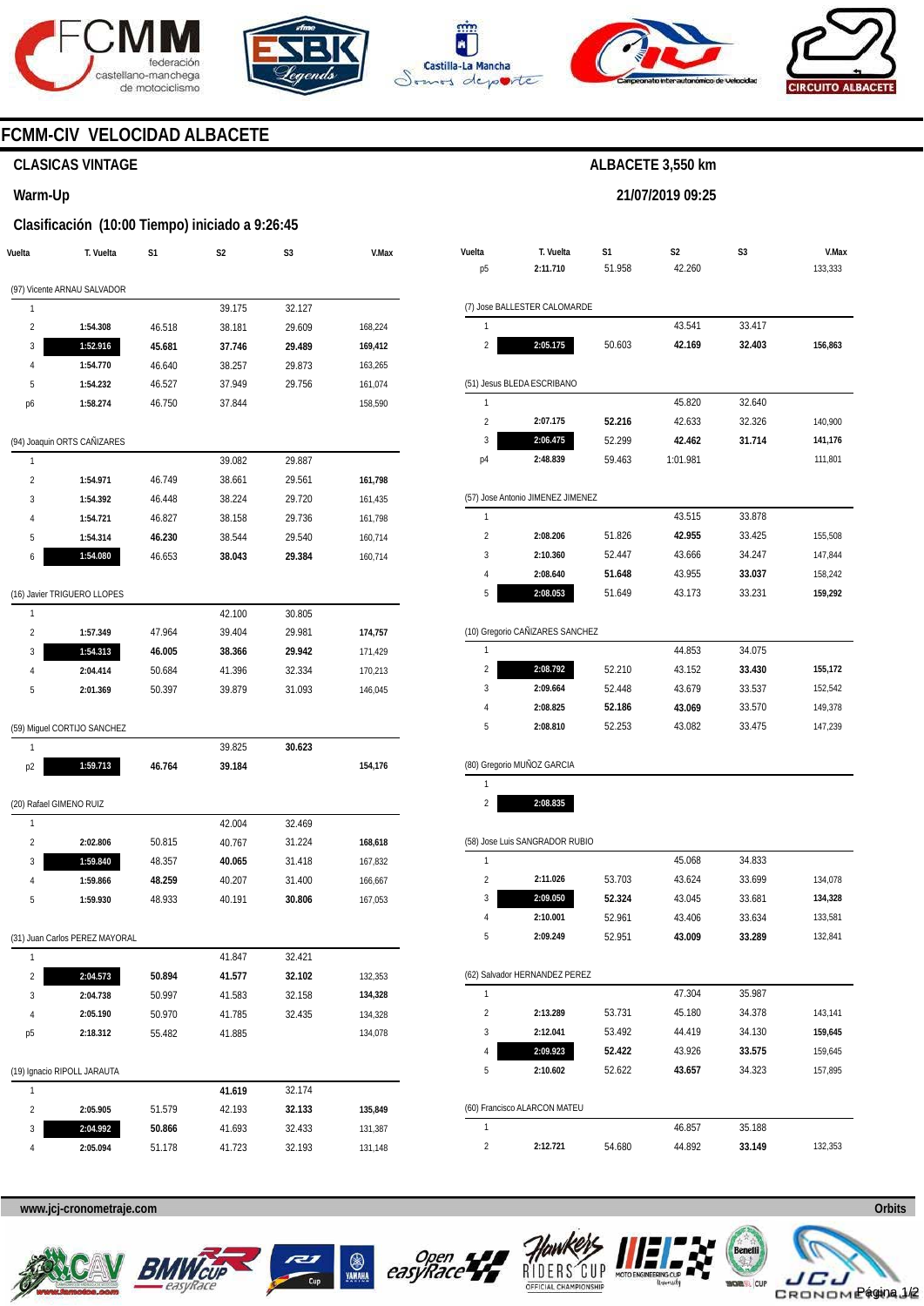# FCMM-CIV VELOCIDAD ALBACETE

## CLASICAS VINTAGE

**ALBACETE 3,550 km**

## Warm-Up

**21/07/2019 09:25**

### Clasificación (10:00 Tiempo) iniciado a 9:26:45

| Vuelta | T. Vuelta | S1 | S2 | S3 | V.Max |
|---|---|---|---|---|---|
| (97) Vicente ARNAU SALVADOR | | | | | |
| 1 | | | 39.175 | 32.127 | |
| 2 | **1:54.308** | 46.518 | 38.181 | 29.609 | 168,224 |
| 3 | **1:52.916** | **45.681** | **37.746** | **29.489** | **169,412** |
| 4 | **1:54.770** | 46.640 | 38.257 | 29.873 | 163,265 |
| 5 | **1:54.232** | 46.527 | 37.949 | 29.756 | 161,074 |
| p6 | **1:58.274** | 46.750 | 37.844 | | 158,590 |
| (94) Joaquin ORTS CAÑIZARES | | | | | |
| 1 | | | 39.082 | 29.887 | |
| 2 | **1:54.971** | 46.749 | 38.661 | 29.561 | **161,798** |
| 3 | **1:54.392** | 46.448 | 38.224 | 29.720 | 161,435 |
| 4 | **1:54.721** | 46.827 | 38.158 | 29.736 | 161,798 |
| 5 | **1:54.314** | **46.230** | 38.544 | 29.540 | 160,714 |
| 6 | **1:54.080** | 46.653 | **38.043** | **29.384** | 160,714 |
| (16) Javier TRIGUERO LLOPES | | | | | |
| 1 | | | 42.100 | 30.805 | |
| 2 | **1:57.349** | 47.964 | 39.404 | 29.981 | **174,757** |
| 3 | **1:54.313** | **46.005** | **38.366** | **29.942** | 171,429 |
| 4 | **2:04.414** | 50.684 | 41.396 | 32.334 | 170,213 |
| 5 | **2:01.369** | 50.397 | 39.879 | 31.093 | 146,045 |
| (59) Miguel CORTIJO SANCHEZ | | | | | |
| 1 | | | 39.825 | **30.623** | |
| p2 | **1:59.713** | **46.764** | **39.184** | | **154,176** |
| (20) Rafael GIMENO RUIZ | | | | | |
| 1 | | | 42.004 | 32.469 | |
| 2 | **2:02.806** | 50.815 | 40.767 | 31.224 | **168,618** |
| 3 | **1:59.840** | 48.357 | **40.065** | 31.418 | 167,832 |
| 4 | **1:59.866** | **48.259** | 40.207 | 31.400 | 166,667 |
| 5 | **1:59.930** | 48.933 | 40.191 | **30.806** | 167,053 |
| (31) Juan Carlos PEREZ MAYORAL | | | | | |
| 1 | | | 41.847 | 32.421 | |
| 2 | **2:04.573** | **50.894** | **41.577** | **32.102** | 132,353 |
| 3 | **2:04.738** | 50.997 | 41.583 | 32.158 | **134,328** |
| 4 | **2:05.190** | 50.970 | 41.785 | 32.435 | 134,328 |
| p5 | **2:18.312** | 55.482 | 41.885 | | 134,078 |
| (19) Ignacio RIPOLL JARAUTA | | | | | |
| 1 | | | **41.619** | 32.174 | |
| 2 | **2:05.905** | 51.579 | 42.193 | **32.133** | **135,849** |
| 3 | **2:04.992** | **50.866** | 41.693 | 32.433 | 131,387 |
| 4 | **2:05.094** | 51.178 | 41.723 | 32.193 | 131,148 |
| p5 | **2:11.710** | 51.958 | 42.260 | | 133,333 |
| (7) Jose BALLESTER CALOMARDE | | | | | |
| 1 | | | 43.541 | 33.417 | |
| 2 | **2:05.175** | 50.603 | **42.169** | **32.403** | **156,863** |
| (51) Jesus BLEDA ESCRIBANO | | | | | |
| 1 | | | 45.820 | 32.640 | |
| 2 | **2:07.175** | **52.216** | 42.633 | 32.326 | 140,900 |
| 3 | **2:06.475** | 52.299 | **42.462** | **31.714** | **141,176** |
| p4 | **2:48.839** | 59.463 | 1:01.981 | | 111,801 |
| (57) Jose Antonio JIMENEZ JIMENEZ | | | | | |
| 1 | | | 43.515 | 33.878 | |
| 2 | **2:08.206** | 51.826 | **42.955** | 33.425 | 155,508 |
| 3 | **2:10.360** | 52.447 | 43.666 | 34.247 | 147,844 |
| 4 | **2:08.640** | **51.648** | 43.955 | **33.037** | 158,242 |
| 5 | **2:08.053** | 51.649 | 43.173 | 33.231 | **159,292** |
| (10) Gregorio CAÑIZARES SANCHEZ | | | | | |
| 1 | | | 44.853 | 34.075 | |
| 2 | **2:08.792** | 52.210 | 43.152 | **33.430** | **155,172** |
| 3 | **2:09.664** | 52.448 | 43.679 | 33.537 | 152,542 |
| 4 | **2:08.825** | **52.186** | **43.069** | 33.570 | 149,378 |
| 5 | **2:08.810** | 52.253 | 43.082 | 33.475 | 147,239 |
| (80) Gregorio MUÑOZ GARCIA | | | | | |
| 1 | | | | | |
| 2 | **2:08.835** | | | | |
| (58) Jose Luis SANGRADOR RUBIO | | | | | |
| 1 | | | 45.068 | 34.833 | |
| 2 | **2:11.026** | 53.703 | 43.624 | 33.699 | 134,078 |
| 3 | **2:09.050** | **52.324** | 43.045 | 33.681 | **134,328** |
| 4 | **2:10.001** | 52.961 | 43.406 | 33.634 | 133,581 |
| 5 | **2:09.249** | 52.951 | **43.009** | **33.289** | 132,841 |
| (62) Salvador HERNANDEZ PEREZ | | | | | |
| 1 | | | 47.304 | 35.987 | |
| 2 | **2:13.289** | 53.731 | 45.180 | 34.378 | 143,141 |
| 3 | **2:12.041** | 53.492 | 44.419 | 34.130 | **159,645** |
| 4 | **2:09.923** | **52.422** | 43.926 | **33.575** | 159,645 |
| 5 | **2:10.602** | 52.622 | **43.657** | 34.323 | 157,895 |
| (60) Francisco ALARCON MATEU | | | | | |
| 1 | | | 46.857 | 35.188 | |
| 2 | **2:12.721** | 54.680 | 44.892 | **33.149** | 132,353 |

www.jcj-cronometraje.com

Orbits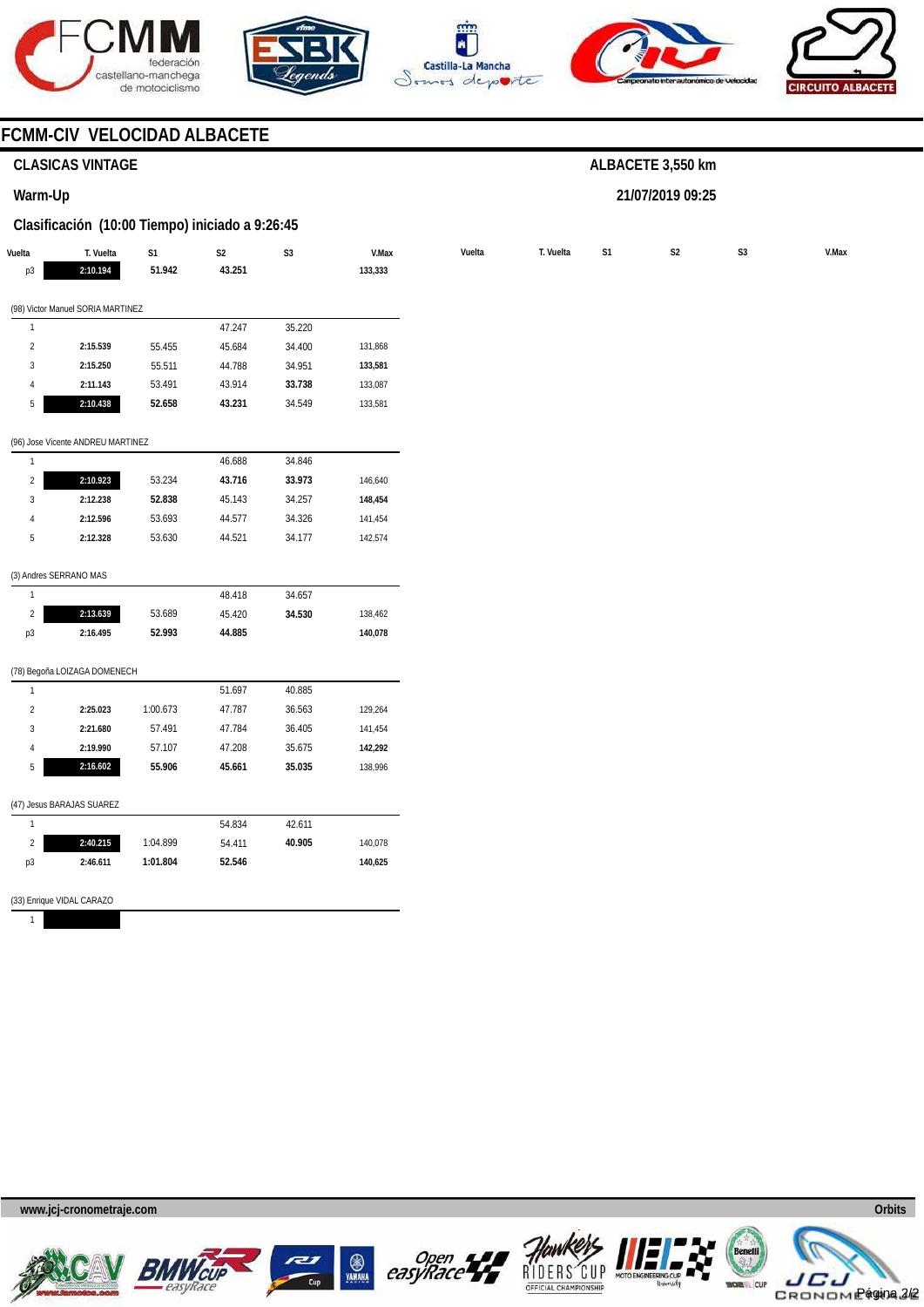## FCMM-CIV VELOCIDAD ALBACETE

### CLASICAS VINTAGE

ALBACETE 3,550 km

Warm-Up

21/07/2019 09:25

Clasificación (10:00 Tiempo) iniciado a 9:26:45

| Vuelta | T. Vuelta | S1 | S2 | S3 | V.Max |
|---|---|---|---|---|---|
| p3 | **2:10.194** | **51.942** | **43.251** | | **133,333** |
| (98) Victor Manuel SORIA MARTINEZ | | | | | |
| 1 | | | 47.247 | 35.220 | |
| 2 | **2:15.539** | 55.455 | 45.684 | 34.400 | 131,868 |
| 3 | **2:15.250** | 55.511 | 44.788 | 34.951 | **133,581** |
| 4 | **2:11.143** | 53.491 | 43.914 | **33.738** | 133,087 |
| 5 | **2:10.438** | **52.658** | **43.231** | 34.549 | 133,581 |
| (96) Jose Vicente ANDREU MARTINEZ | | | | | |
| 1 | | | 46.688 | 34.846 | |
| 2 | **2:10.923** | 53.234 | **43.716** | **33.973** | 146,640 |
| 3 | **2:12.238** | **52.838** | 45.143 | 34.257 | **148,454** |
| 4 | **2:12.596** | 53.693 | 44.577 | 34.326 | 141,454 |
| 5 | **2:12.328** | 53.630 | 44.521 | 34.177 | 142,574 |
| (3) Andres SERRANO MAS | | | | | |
| 1 | | | 48.418 | 34.657 | |
| 2 | **2:13.639** | 53.689 | 45.420 | **34.530** | 138,462 |
| p3 | **2:16.495** | **52.993** | **44.885** | | **140,078** |
| (78) Begoña LOIZAGA DOMENECH | | | | | |
| 1 | | | 51.697 | 40.885 | |
| 2 | **2:25.023** | 1:00.673 | 47.787 | 36.563 | 129,264 |
| 3 | **2:21.680** | 57.491 | 47.784 | 36.405 | 141,454 |
| 4 | **2:19.990** | 57.107 | 47.208 | 35.675 | **142,292** |
| 5 | **2:16.602** | **55.906** | **45.661** | **35.035** | 138,996 |
| (47) Jesus BARAJAS SUAREZ | | | | | |
| 1 | | | 54.834 | 42.611 | |
| 2 | **2:40.215** | 1:04.899 | 54.411 | **40.905** | 140,078 |
| p3 | **2:46.611** | **1:01.804** | **52.546** | | **140,625** |
| (33) Enrique VIDAL CARAZO | | | | | |
| 1 | | | | | |

www.jcj-cronometraje.com

Orbits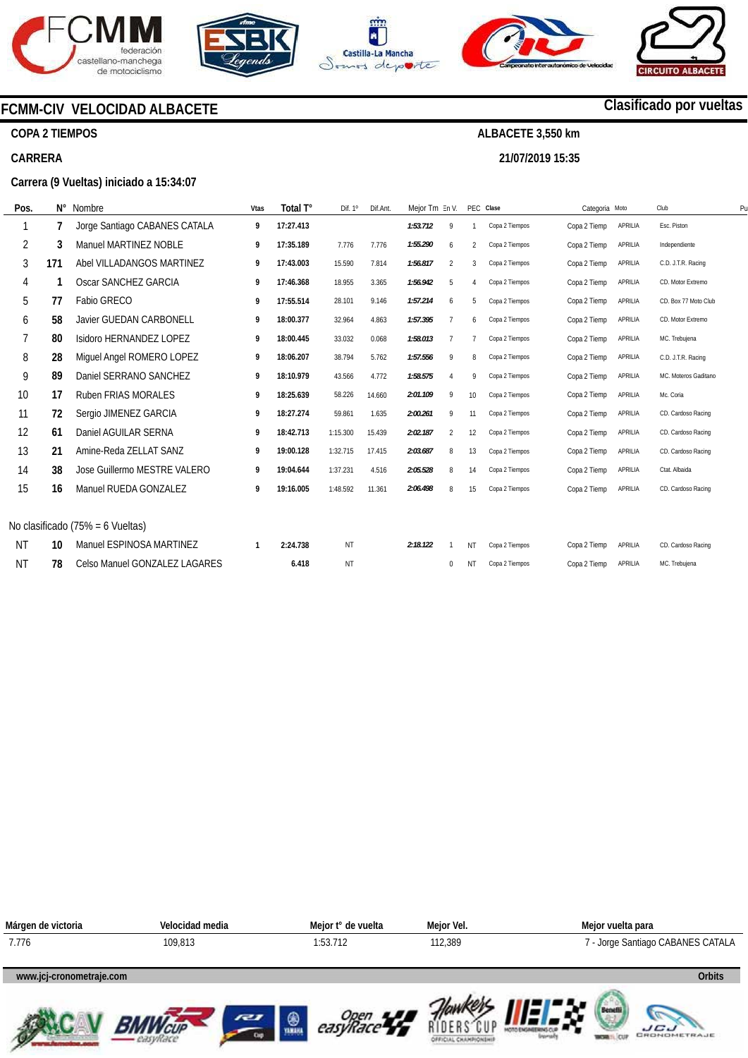# FCMM-CIV VELOCIDAD ALBACETE

**Clasificado por vueltas**

**COPA 2 TIEMPOS**

**ALBACETE 3,550 km**

**CARRERA**

**21/07/2019 15:35**

**Carrera (9 Vueltas) iniciado a 15:34:07**

| Pos. | N° | Nombre | Vtas | Total T° | Dif. 1° | Dif.Ant. | Mejor Tm | En V. | PEC | Clase | Categoria | Moto | Club |
|---|---|---|---|---|---|---|---|---|---|---|---|---|---|
| 1 | 7 | Jorge Santiago CABANES CATALA | 9 | 17:27.413 | | | 1:53.712 | 9 | 1 | Copa 2 Tiempos | Copa 2 Tiemp | APRILIA | Esc. Piston |
| 2 | 3 | Manuel MARTINEZ NOBLE | 9 | 17:35.189 | 7.776 | 7.776 | 1:55.290 | 6 | 2 | Copa 2 Tiempos | Copa 2 Tiemp | APRILIA | Independiente |
| 3 | 171 | Abel VILLADANGOS MARTINEZ | 9 | 17:43.003 | 15.590 | 7.814 | 1:56.817 | 2 | 3 | Copa 2 Tiempos | Copa 2 Tiemp | APRILIA | C.D. J.T.R. Racing |
| 4 | 1 | Oscar SANCHEZ GARCIA | 9 | 17:46.368 | 18.955 | 3.365 | 1:56.942 | 5 | 4 | Copa 2 Tiempos | Copa 2 Tiemp | APRILIA | CD. Motor Extremo |
| 5 | 77 | Fabio GRECO | 9 | 17:55.514 | 28.101 | 9.146 | 1:57.214 | 6 | 5 | Copa 2 Tiempos | Copa 2 Tiemp | APRILIA | CD. Box 77 Moto Club |
| 6 | 58 | Javier GUEDAN CARBONELL | 9 | 18:00.377 | 32.964 | 4.863 | 1:57.395 | 7 | 6 | Copa 2 Tiempos | Copa 2 Tiemp | APRILIA | CD. Motor Extremo |
| 7 | 80 | Isidoro HERNANDEZ LOPEZ | 9 | 18:00.445 | 33.032 | 0.068 | 1:58.013 | 7 | 7 | Copa 2 Tiempos | Copa 2 Tiemp | APRILIA | MC. Trebujena |
| 8 | 28 | Miguel Angel ROMERO LOPEZ | 9 | 18:06.207 | 38.794 | 5.762 | 1:57.556 | 9 | 8 | Copa 2 Tiempos | Copa 2 Tiemp | APRILIA | C.D. J.T.R. Racing |
| 9 | 89 | Daniel SERRANO SANCHEZ | 9 | 18:10.979 | 43.566 | 4.772 | 1:58.575 | 4 | 9 | Copa 2 Tiempos | Copa 2 Tiemp | APRILIA | MC. Moteros Gaditano |
| 10 | 17 | Ruben FRIAS MORALES | 9 | 18:25.639 | 58.226 | 14.660 | 2:01.109 | 9 | 10 | Copa 2 Tiempos | Copa 2 Tiemp | APRILIA | Mc. Coria |
| 11 | 72 | Sergio JIMENEZ GARCIA | 9 | 18:27.274 | 59.861 | 1.635 | 2:00.261 | 9 | 11 | Copa 2 Tiempos | Copa 2 Tiemp | APRILIA | CD. Cardoso Racing |
| 12 | 61 | Daniel AGUILAR SERNA | 9 | 18:42.713 | 1:15.300 | 15.439 | 2:02.187 | 2 | 12 | Copa 2 Tiempos | Copa 2 Tiemp | APRILIA | CD. Cardoso Racing |
| 13 | 21 | Amine-Reda ZELLAT SANZ | 9 | 19:00.128 | 1:32.715 | 17.415 | 2:03.687 | 8 | 13 | Copa 2 Tiempos | Copa 2 Tiemp | APRILIA | CD. Cardoso Racing |
| 14 | 38 | Jose Guillermo MESTRE VALERO | 9 | 19:04.644 | 1:37.231 | 4.516 | 2:05.528 | 8 | 14 | Copa 2 Tiempos | Copa 2 Tiemp | APRILIA | Ctat. Albaida |
| 15 | 16 | Manuel RUEDA GONZALEZ | 9 | 19:16.005 | 1:48.592 | 11.361 | 2:06.498 | 8 | 15 | Copa 2 Tiempos | Copa 2 Tiemp | APRILIA | CD. Cardoso Racing |

No clasificado (75% = 6 Vueltas)

| Pos. | N° | Nombre | Vtas | Total T° | Dif. 1° | Dif.Ant. | Mejor Tm | En V. | PEC | Clase | Categoria | Moto | Club |
|---|---|---|---|---|---|---|---|---|---|---|---|---|---|
| NT | 10 | Manuel ESPINOSA MARTINEZ | 1 | 2:24.738 | NT | | 2:18.122 | 1 | NT | Copa 2 Tiempos | Copa 2 Tiemp | APRILIA | CD. Cardoso Racing |
| NT | 78 | Celso Manuel GONZALEZ LAGARES | | 6.418 | NT | | | 0 | NT | Copa 2 Tiempos | Copa 2 Tiemp | APRILIA | MC. Trebujena |

| Márgen de victoria | Velocidad media | Mejor t° de vuelta | Mejor Vel. | Mejor vuelta para |
|---|---|---|---|---|
| 7.776 | 109,813 | 1:53.712 | 112,389 | 7 - Jorge Santiago CABANES CATALA |

www.jcj-cronometraje.com — Orbits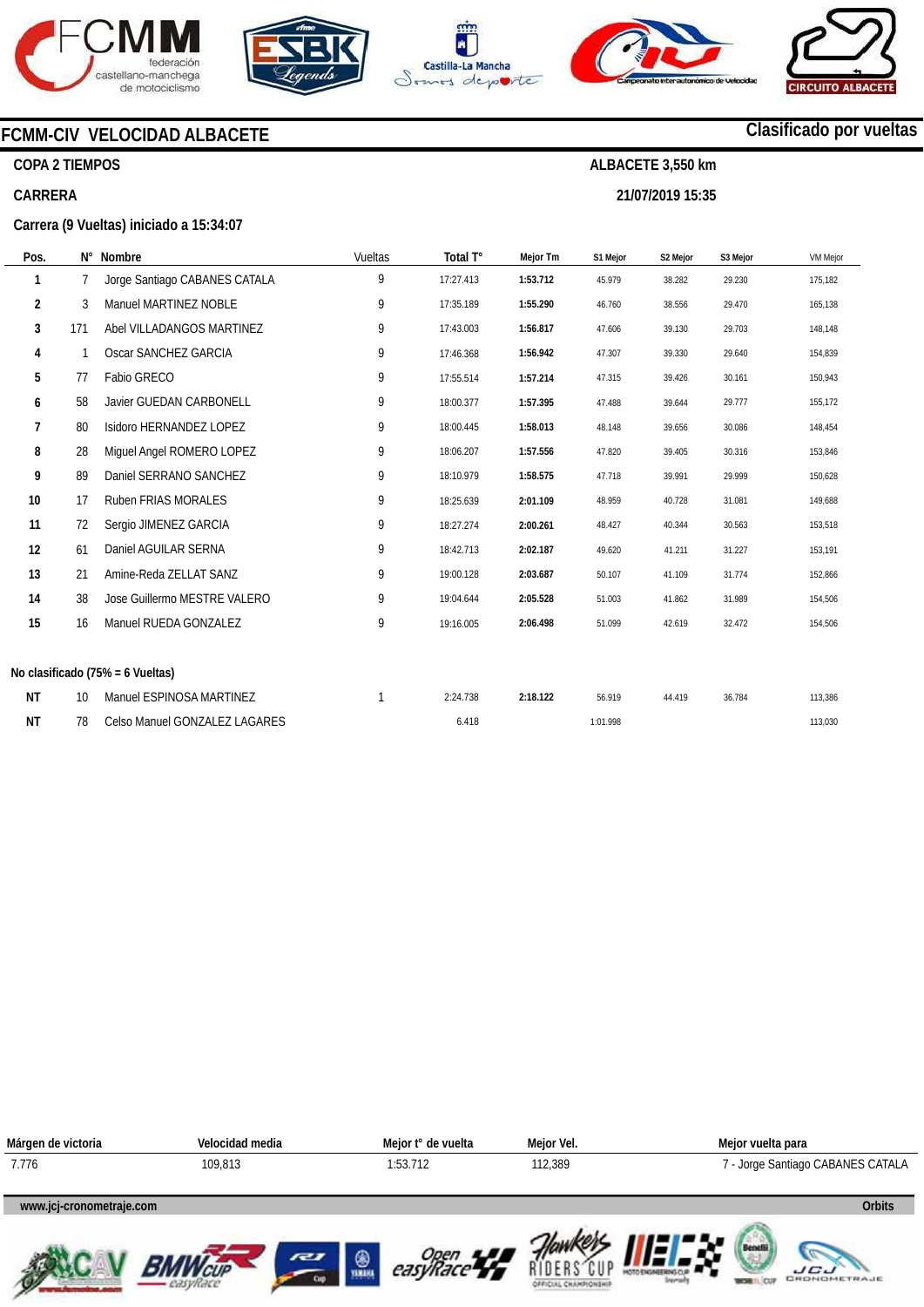# FCMM-CIV VELOCIDAD ALBACETE

**Clasificado por vueltas**

**COPA 2 TIEMPOS**

**ALBACETE 3,550 km**

**CARRERA**

**21/07/2019 15:35**

**Carrera (9 Vueltas) iniciado a 15:34:07**

| Pos. | N° | Nombre | Vueltas | Total T° | Mejor Tm | S1 Mejor | S2 Mejor | S3 Mejor | VM Mejor |
|---|---|---|---|---|---|---|---|---|---|
| 1 | 7 | Jorge Santiago CABANES CATALA | 9 | 17:27.413 | **1:53.712** | 45.979 | 38.282 | 29.230 | 175,182 |
| 2 | 3 | Manuel MARTINEZ NOBLE | 9 | 17:35.189 | **1:55.290** | 46.760 | 38.556 | 29.470 | 165,138 |
| 3 | 171 | Abel VILLADANGOS MARTINEZ | 9 | 17:43.003 | **1:56.817** | 47.606 | 39.130 | 29.703 | 148,148 |
| 4 | 1 | Oscar SANCHEZ GARCIA | 9 | 17:46.368 | **1:56.942** | 47.307 | 39.330 | 29.640 | 154,839 |
| 5 | 77 | Fabio GRECO | 9 | 17:55.514 | **1:57.214** | 47.315 | 39.426 | 30.161 | 150,943 |
| 6 | 58 | Javier GUEDAN CARBONELL | 9 | 18:00.377 | **1:57.395** | 47.488 | 39.644 | 29.777 | 155,172 |
| 7 | 80 | Isidoro HERNANDEZ LOPEZ | 9 | 18:00.445 | **1:58.013** | 48.148 | 39.656 | 30.086 | 148,454 |
| 8 | 28 | Miguel Angel ROMERO LOPEZ | 9 | 18:06.207 | **1:57.556** | 47.820 | 39.405 | 30.316 | 153,846 |
| 9 | 89 | Daniel SERRANO SANCHEZ | 9 | 18:10.979 | **1:58.575** | 47.718 | 39.991 | 29.999 | 150,628 |
| 10 | 17 | Ruben FRIAS MORALES | 9 | 18:25.639 | **2:01.109** | 48.959 | 40.728 | 31.081 | 149,688 |
| 11 | 72 | Sergio JIMENEZ GARCIA | 9 | 18:27.274 | **2:00.261** | 48.427 | 40.344 | 30.563 | 153,518 |
| 12 | 61 | Daniel AGUILAR SERNA | 9 | 18:42.713 | **2:02.187** | 49.620 | 41.211 | 31.227 | 153,191 |
| 13 | 21 | Amine-Reda ZELLAT SANZ | 9 | 19:00.128 | **2:03.687** | 50.107 | 41.109 | 31.774 | 152,866 |
| 14 | 38 | Jose Guillermo MESTRE VALERO | 9 | 19:04.644 | **2:05.528** | 51.003 | 41.862 | 31.989 | 154,506 |
| 15 | 16 | Manuel RUEDA GONZALEZ | 9 | 19:16.005 | **2:06.498** | 51.099 | 42.619 | 32.472 | 154,506 |
| **No clasificado (75% = 6 Vueltas)** | | | | | | | | | |
| NT | 10 | Manuel ESPINOSA MARTINEZ | 1 | 2:24.738 | **2:18.122** | 56.919 | 44.419 | 36.784 | 113,386 |
| NT | 78 | Celso Manuel GONZALEZ LAGARES | | 6.418 | | 1:01.998 | | | 113,030 |

| Márgen de victoria | Velocidad media | Mejor t° de vuelta | Mejor Vel. | Mejor vuelta para |
|---|---|---|---|---|
| 7.776 | 109,813 | 1:53.712 | 112,389 | 7 - Jorge Santiago CABANES CATALA |

www.jcj-cronometraje.com — Orbits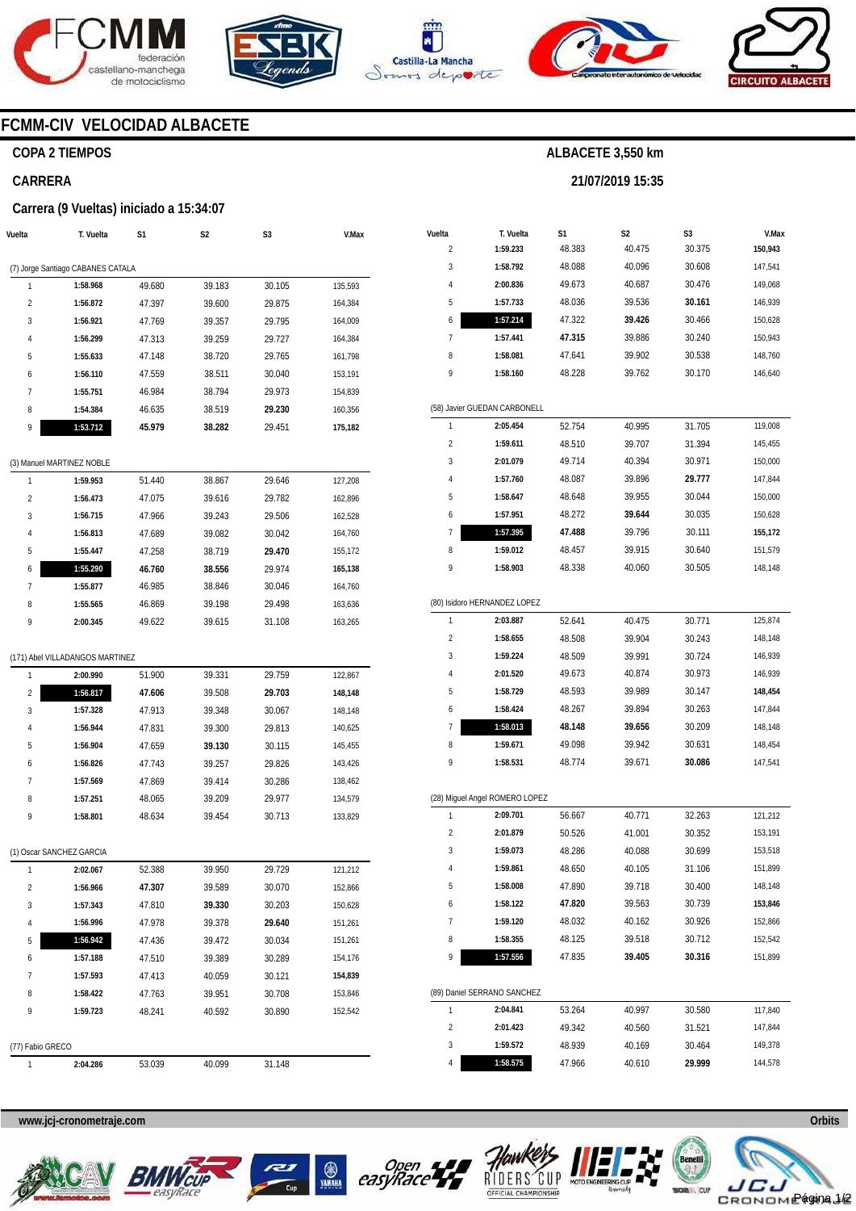# FCMM-CIV VELOCIDAD ALBACETE

## COPA 2 TIEMPOS

## CARRERA

### Carrera (9 Vueltas) iniciado a 15:34:07

**ALBACETE 3,550 km**

**21/07/2019 15:35**

| Vuelta | T. Vuelta | S1 | S2 | S3 | V.Max |
|---|---|---|---|---|---|
| (7) Jorge Santiago CABANES CATALA | | | | | |
| 1 | **1:58.968** | 49.680 | 39.183 | 30.105 | 135,593 |
| 2 | **1:56.872** | 47.397 | 39.600 | 29.875 | 164,384 |
| 3 | **1:56.921** | 47.769 | 39.357 | 29.795 | 164,009 |
| 4 | **1:56.299** | 47.313 | 39.259 | 29.727 | 164,384 |
| 5 | **1:55.633** | 47.148 | 38.720 | 29.765 | 161,798 |
| 6 | **1:56.110** | 47.559 | 38.511 | 30.040 | 153,191 |
| 7 | **1:55.751** | 46.984 | 38.794 | 29.973 | 154,839 |
| 8 | **1:54.384** | 46.635 | 38.519 | **29.230** | 160,356 |
| 9 | **1:53.712** | **45.979** | **38.282** | 29.451 | **175,182** |
| (3) Manuel MARTINEZ NOBLE | | | | | |
| 1 | **1:59.953** | 51.440 | 38.867 | 29.646 | 127,208 |
| 2 | **1:56.473** | 47.075 | 39.616 | 29.782 | 162,896 |
| 3 | **1:56.715** | 47.966 | 39.243 | 29.506 | 162,528 |
| 4 | **1:56.813** | 47.689 | 39.082 | 30.042 | 164,760 |
| 5 | **1:55.447** | 47.258 | 38.719 | **29.470** | 155,172 |
| 6 | **1:55.290** | **46.760** | **38.556** | 29.974 | **165,138** |
| 7 | **1:55.877** | 46.985 | 38.846 | 30.046 | 164,760 |
| 8 | **1:55.565** | 46.869 | 39.198 | 29.498 | 163,636 |
| 9 | **2:00.345** | 49.622 | 39.615 | 31.108 | 163,265 |
| (171) Abel VILLADANGOS MARTINEZ | | | | | |
| 1 | **2:00.990** | 51.900 | 39.331 | 29.759 | 122,867 |
| 2 | **1:56.817** | **47.606** | 39.508 | **29.703** | **148,148** |
| 3 | **1:57.328** | 47.913 | 39.348 | 30.067 | 148,148 |
| 4 | **1:56.944** | 47.831 | 39.300 | 29.813 | 140,625 |
| 5 | **1:56.904** | 47.659 | **39.130** | 30.115 | 145,455 |
| 6 | **1:56.826** | 47.743 | 39.257 | 29.826 | 143,426 |
| 7 | **1:57.569** | 47.869 | 39.414 | 30.286 | 138,462 |
| 8 | **1:57.251** | 48.065 | 39.209 | 29.977 | 134,579 |
| 9 | **1:58.801** | 48.634 | 39.454 | 30.713 | 133,829 |
| (1) Oscar SANCHEZ GARCIA | | | | | |
| 1 | **2:02.067** | 52.388 | 39.950 | 29.729 | 121,212 |
| 2 | **1:56.966** | **47.307** | 39.589 | 30.070 | 152,866 |
| 3 | **1:57.343** | 47.810 | **39.330** | 30.203 | 150,628 |
| 4 | **1:56.996** | 47.978 | 39.378 | **29.640** | 151,261 |
| 5 | **1:56.942** | 47.436 | 39.472 | 30.034 | 151,261 |
| 6 | **1:57.188** | 47.510 | 39.389 | 30.289 | 154,176 |
| 7 | **1:57.593** | 47.413 | 40.059 | 30.121 | **154,839** |
| 8 | **1:58.422** | 47.763 | 39.951 | 30.708 | 153,846 |
| 9 | **1:59.723** | 48.241 | 40.592 | 30.890 | 152,542 |
| (77) Fabio GRECO | | | | | |
| 1 | **2:04.286** | 53.039 | 40.099 | 31.148 | |
| 2 | **1:59.233** | 48.383 | 40.475 | 30.375 | **150,943** |
| 3 | **1:58.792** | 48.088 | 40.096 | 30.608 | 147,541 |
| 4 | **2:00.836** | 49.673 | 40.687 | 30.476 | 149,068 |
| 5 | **1:57.733** | 48.036 | 39.536 | **30.161** | 146,939 |
| 6 | **1:57.214** | 47.322 | **39.426** | 30.466 | 150,628 |
| 7 | **1:57.441** | **47.315** | 39.886 | 30.240 | 150,943 |
| 8 | **1:58.081** | 47.641 | 39.902 | 30.538 | 148,760 |
| 9 | **1:58.160** | 48.228 | 39.762 | 30.170 | 146,640 |
| (58) Javier GUEDAN CARBONELL | | | | | |
| 1 | **2:05.454** | 52.754 | 40.995 | 31.705 | 119,008 |
| 2 | **1:59.611** | 48.510 | 39.707 | 31.394 | 145,455 |
| 3 | **2:01.079** | 49.714 | 40.394 | 30.971 | 150,000 |
| 4 | **1:57.760** | 48.087 | 39.896 | **29.777** | 147,844 |
| 5 | **1:58.647** | 48.648 | 39.955 | 30.044 | 150,000 |
| 6 | **1:57.951** | 48.272 | **39.644** | 30.035 | 150,628 |
| 7 | **1:57.395** | **47.488** | 39.796 | 30.111 | **155,172** |
| 8 | **1:59.012** | 48.457 | 39.915 | 30.640 | 151,579 |
| 9 | **1:58.903** | 48.338 | 40.060 | 30.505 | 148,148 |
| (80) Isidoro HERNANDEZ LOPEZ | | | | | |
| 1 | **2:03.887** | 52.641 | 40.475 | 30.771 | 125,874 |
| 2 | **1:58.655** | 48.508 | 39.904 | 30.243 | 148,148 |
| 3 | **1:59.224** | 48.509 | 39.991 | 30.724 | 146,939 |
| 4 | **2:01.520** | 49.673 | 40.874 | 30.973 | 146,939 |
| 5 | **1:58.729** | 48.593 | 39.989 | 30.147 | **148,454** |
| 6 | **1:58.424** | 48.267 | 39.894 | 30.263 | 147,844 |
| 7 | **1:58.013** | **48.148** | **39.656** | 30.209 | 148,148 |
| 8 | **1:59.671** | 49.098 | 39.942 | 30.631 | 148,454 |
| 9 | **1:58.531** | 48.774 | 39.671 | **30.086** | 147,541 |
| (28) Miguel Angel ROMERO LOPEZ | | | | | |
| 1 | **2:09.701** | 56.667 | 40.771 | 32.263 | 121,212 |
| 2 | **2:01.879** | 50.526 | 41.001 | 30.352 | 153,191 |
| 3 | **1:59.073** | 48.286 | 40.088 | 30.699 | 153,518 |
| 4 | **1:59.861** | 48.650 | 40.105 | 31.106 | 151,899 |
| 5 | **1:58.008** | 47.890 | 39.718 | 30.400 | 148,148 |
| 6 | **1:58.122** | **47.820** | 39.563 | 30.739 | **153,846** |
| 7 | **1:59.120** | 48.032 | 40.162 | 30.926 | 152,866 |
| 8 | **1:58.355** | 48.125 | 39.518 | 30.712 | 152,542 |
| 9 | **1:57.556** | 47.835 | **39.405** | **30.316** | 151,899 |
| (89) Daniel SERRANO SANCHEZ | | | | | |
| 1 | **2:04.841** | 53.264 | 40.997 | 30.580 | 117,840 |
| 2 | **2:01.423** | 49.342 | 40.560 | 31.521 | 147,844 |
| 3 | **1:59.572** | 48.939 | 40.169 | 30.464 | 149,378 |
| 4 | **1:58.575** | 47.966 | 40.610 | **29.999** | 144,578 |

www.jcj-cronometraje.com

Orbits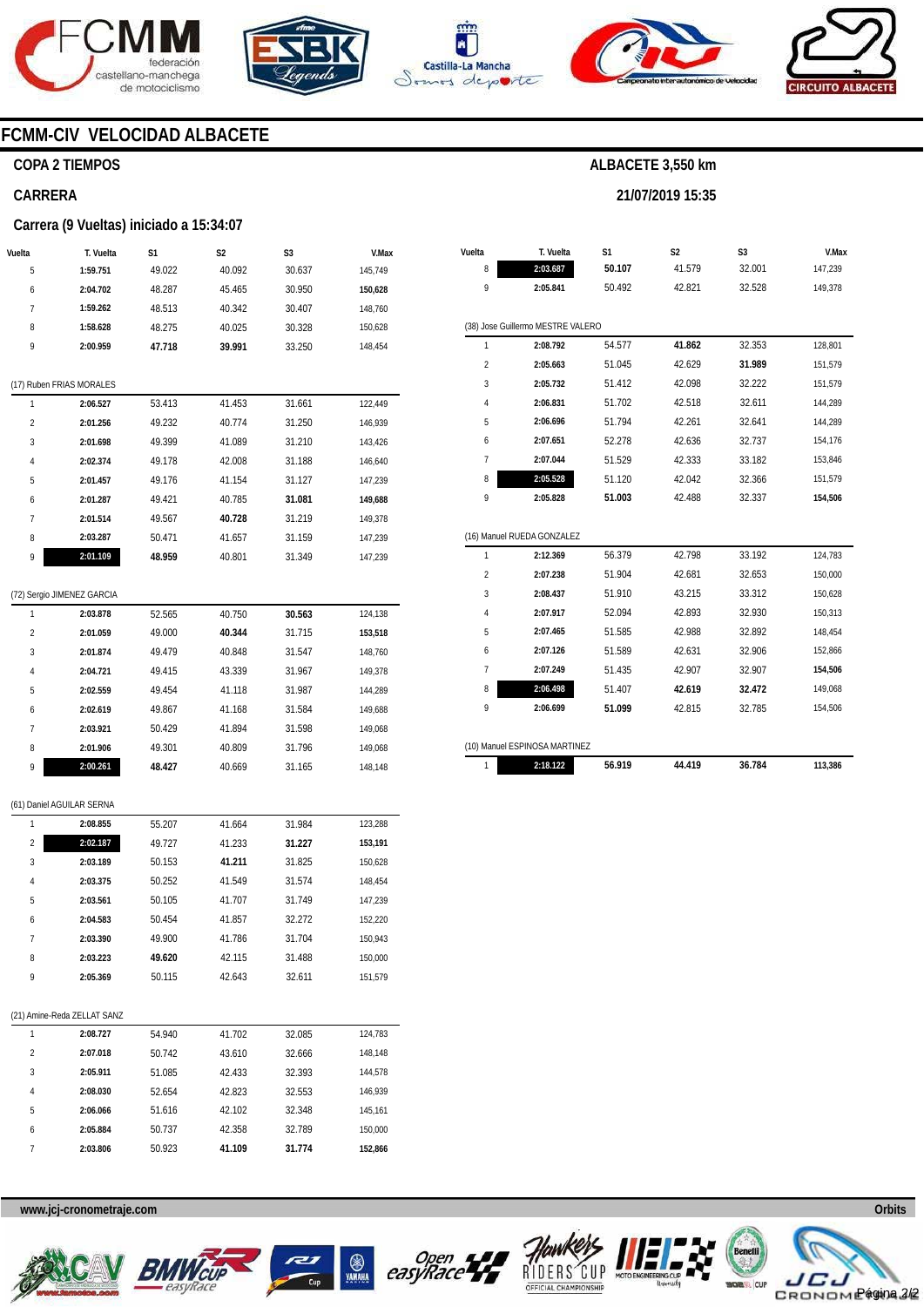# FCMM-CIV VELOCIDAD ALBACETE

**COPA 2 TIEMPOS**

**ALBACETE 3,550 km**

**CARRERA**

**21/07/2019 15:35**

**Carrera (9 Vueltas) iniciado a 15:34:07**

| Vuelta | T. Vuelta | S1 | S2 | S3 | V.Max |
|---|---|---|---|---|---|
| 5 | **1:59.751** | 49.022 | 40.092 | 30.637 | 145,749 |
| 6 | **2:04.702** | 48.287 | 45.465 | 30.950 | **150,628** |
| 7 | **1:59.262** | 48.513 | 40.342 | 30.407 | 148,760 |
| 8 | **1:58.628** | 48.275 | 40.025 | 30.328 | 150,628 |
| 9 | **2:00.959** | **47.718** | **39.991** | 33.250 | 148,454 |

(17) Ruben FRIAS MORALES

| Vuelta | T. Vuelta | S1 | S2 | S3 | V.Max |
|---|---|---|---|---|---|
| 1 | **2:06.527** | 53.413 | 41.453 | 31.661 | 122,449 |
| 2 | **2:01.256** | 49.232 | 40.774 | 31.250 | 146,939 |
| 3 | **2:01.698** | 49.399 | 41.089 | 31.210 | 143,426 |
| 4 | **2:02.374** | 49.178 | 42.008 | 31.188 | 146,640 |
| 5 | **2:01.457** | 49.176 | 41.154 | 31.127 | 147,239 |
| 6 | **2:01.287** | 49.421 | 40.785 | **31.081** | **149,688** |
| 7 | **2:01.514** | 49.567 | **40.728** | 31.219 | 149,378 |
| 8 | **2:03.287** | 50.471 | 41.657 | 31.159 | 147,239 |
| 9 | **2:01.109** | **48.959** | 40.801 | 31.349 | 147,239 |

(72) Sergio JIMENEZ GARCIA

| Vuelta | T. Vuelta | S1 | S2 | S3 | V.Max |
|---|---|---|---|---|---|
| 1 | **2:03.878** | 52.565 | 40.750 | **30.563** | 124,138 |
| 2 | **2:01.059** | 49.000 | **40.344** | 31.715 | **153,518** |
| 3 | **2:01.874** | 49.479 | 40.848 | 31.547 | 148,760 |
| 4 | **2:04.721** | 49.415 | 43.339 | 31.967 | 149,378 |
| 5 | **2:02.559** | 49.454 | 41.118 | 31.987 | 144,289 |
| 6 | **2:02.619** | 49.867 | 41.168 | 31.584 | 149,688 |
| 7 | **2:03.921** | 50.429 | 41.894 | 31.598 | 149,068 |
| 8 | **2:01.906** | 49.301 | 40.809 | 31.796 | 149,068 |
| 9 | **2:00.261** | **48.427** | 40.669 | 31.165 | 148,148 |

(61) Daniel AGUILAR SERNA

| Vuelta | T. Vuelta | S1 | S2 | S3 | V.Max |
|---|---|---|---|---|---|
| 1 | **2:08.855** | 55.207 | 41.664 | 31.984 | 123,288 |
| 2 | **2:02.187** | 49.727 | 41.233 | **31.227** | **153,191** |
| 3 | **2:03.189** | 50.153 | **41.211** | 31.825 | 150,628 |
| 4 | **2:03.375** | 50.252 | 41.549 | 31.574 | 148,454 |
| 5 | **2:03.561** | 50.105 | 41.707 | 31.749 | 147,239 |
| 6 | **2:04.583** | 50.454 | 41.857 | 32.272 | 152,220 |
| 7 | **2:03.390** | 49.900 | 41.786 | 31.704 | 150,943 |
| 8 | **2:03.223** | **49.620** | 42.115 | 31.488 | 150,000 |
| 9 | **2:05.369** | 50.115 | 42.643 | 32.611 | 151,579 |

(21) Amine-Reda ZELLAT SANZ

| Vuelta | T. Vuelta | S1 | S2 | S3 | V.Max |
|---|---|---|---|---|---|
| 1 | **2:08.727** | 54.940 | 41.702 | 32.085 | 124,783 |
| 2 | **2:07.018** | 50.742 | 43.610 | 32.666 | 148,148 |
| 3 | **2:05.911** | 51.085 | 42.433 | 32.393 | 144,578 |
| 4 | **2:08.030** | 52.654 | 42.823 | 32.553 | 146,939 |
| 5 | **2:06.066** | 51.616 | 42.102 | 32.348 | 145,161 |
| 6 | **2:05.884** | 50.737 | 42.358 | 32.789 | 150,000 |
| 7 | **2:03.806** | 50.923 | **41.109** | **31.774** | **152,866** |
| 8 | **2:03.687** | **50.107** | 41.579 | 32.001 | 147,239 |
| 9 | **2:05.841** | 50.492 | 42.821 | 32.528 | 149,378 |

(38) Jose Guillermo MESTRE VALERO

| Vuelta | T. Vuelta | S1 | S2 | S3 | V.Max |
|---|---|---|---|---|---|
| 1 | **2:08.792** | 54.577 | **41.862** | 32.353 | 128,801 |
| 2 | **2:05.663** | 51.045 | 42.629 | **31.989** | 151,579 |
| 3 | **2:05.732** | 51.412 | 42.098 | 32.222 | 151,579 |
| 4 | **2:06.831** | 51.702 | 42.518 | 32.611 | 144,289 |
| 5 | **2:06.696** | 51.794 | 42.261 | 32.641 | 144,289 |
| 6 | **2:07.651** | 52.278 | 42.636 | 32.737 | 154,176 |
| 7 | **2:07.044** | 51.529 | 42.333 | 33.182 | 153,846 |
| 8 | **2:05.528** | 51.120 | 42.042 | 32.366 | 151,579 |
| 9 | **2:05.828** | **51.003** | 42.488 | 32.337 | **154,506** |

(16) Manuel RUEDA GONZALEZ

| Vuelta | T. Vuelta | S1 | S2 | S3 | V.Max |
|---|---|---|---|---|---|
| 1 | **2:12.369** | 56.379 | 42.798 | 33.192 | 124,783 |
| 2 | **2:07.238** | 51.904 | 42.681 | 32.653 | 150,000 |
| 3 | **2:08.437** | 51.910 | 43.215 | 33.312 | 150,628 |
| 4 | **2:07.917** | 52.094 | 42.893 | 32.930 | 150,313 |
| 5 | **2:07.465** | 51.585 | 42.988 | 32.892 | 148,454 |
| 6 | **2:07.126** | 51.589 | 42.631 | 32.906 | 152,866 |
| 7 | **2:07.249** | 51.435 | 42.907 | 32.907 | **154,506** |
| 8 | **2:06.498** | 51.407 | **42.619** | **32.472** | 149,068 |
| 9 | **2:06.699** | **51.099** | 42.815 | 32.785 | 154,506 |

(10) Manuel ESPINOSA MARTINEZ

| Vuelta | T. Vuelta | S1 | S2 | S3 | V.Max |
|---|---|---|---|---|---|
| 1 | **2:18.122** | **56.919** | **44.419** | **36.784** | **113,386** |

www.jcj-cronometraje.com

Orbits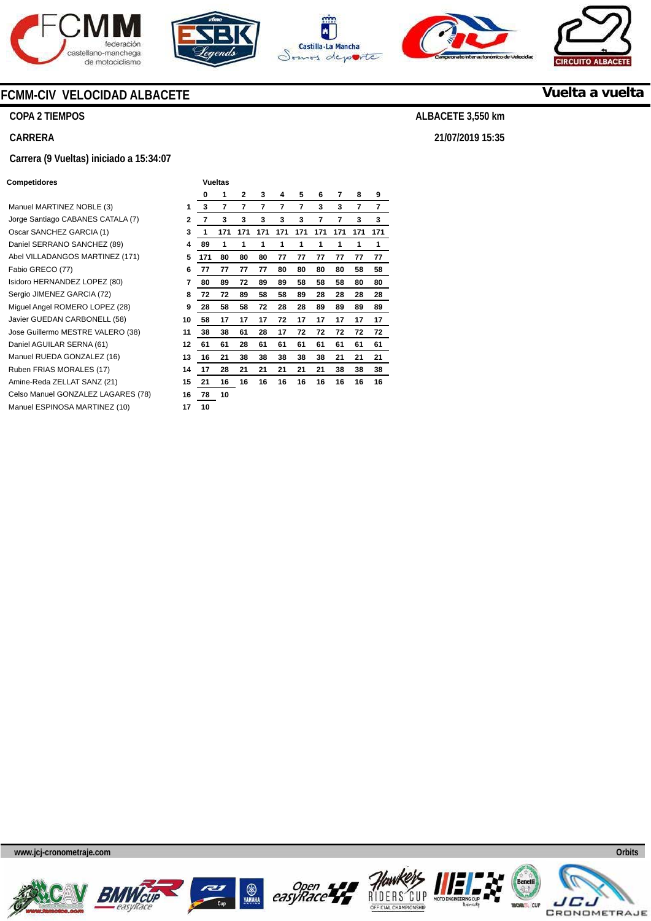# FCMM-CIV VELOCIDAD ALBACETE

**Vuelta a vuelta**

**COPA 2 TIEMPOS**

**ALBACETE 3,550 km**

**CARRERA**

**21/07/2019 15:35**

**Carrera (9 Vueltas) iniciado a 15:34:07**

| Competidores | | Vueltas 0 | 1 | 2 | 3 | 4 | 5 | 6 | 7 | 8 | 9 |
|---|---|---|---|---|---|---|---|---|---|---|---|
| Manuel MARTINEZ NOBLE (3) | 1 | 3 | 7 | 7 | 7 | 7 | 7 | 3 | 3 | 7 | 7 |
| Jorge Santiago CABANES CATALA (7) | 2 | 7 | 3 | 3 | 3 | 3 | 3 | 7 | 7 | 3 | 3 |
| Oscar SANCHEZ GARCIA (1) | 3 | 1 | 171 | 171 | 171 | 171 | 171 | 171 | 171 | 171 | 171 |
| Daniel SERRANO SANCHEZ (89) | 4 | 89 | 1 | 1 | 1 | 1 | 1 | 1 | 1 | 1 | 1 |
| Abel VILLADANGOS MARTINEZ (171) | 5 | 171 | 80 | 80 | 80 | 77 | 77 | 77 | 77 | 77 | 77 |
| Fabio GRECO (77) | 6 | 77 | 77 | 77 | 77 | 80 | 80 | 80 | 80 | 58 | 58 |
| Isidoro HERNANDEZ LOPEZ (80) | 7 | 80 | 89 | 72 | 89 | 89 | 58 | 58 | 58 | 80 | 80 |
| Sergio JIMENEZ GARCIA (72) | 8 | 72 | 72 | 89 | 58 | 58 | 89 | 28 | 28 | 28 | 28 |
| Miguel Angel ROMERO LOPEZ (28) | 9 | 28 | 58 | 58 | 72 | 28 | 28 | 89 | 89 | 89 | 89 |
| Javier GUEDAN CARBONELL (58) | 10 | 58 | 17 | 17 | 17 | 72 | 17 | 17 | 17 | 17 | 17 |
| Jose Guillermo MESTRE VALERO (38) | 11 | 38 | 38 | 61 | 28 | 17 | 72 | 72 | 72 | 72 | 72 |
| Daniel AGUILAR SERNA (61) | 12 | 61 | 61 | 28 | 61 | 61 | 61 | 61 | 61 | 61 | 61 |
| Manuel RUEDA GONZALEZ (16) | 13 | 16 | 21 | 38 | 38 | 38 | 38 | 38 | 21 | 21 | 21 |
| Ruben FRIAS MORALES (17) | 14 | 17 | 28 | 21 | 21 | 21 | 21 | 21 | 38 | 38 | 38 |
| Amine-Reda ZELLAT SANZ (21) | 15 | 21 | 16 | 16 | 16 | 16 | 16 | 16 | 16 | 16 | 16 |
| Celso Manuel GONZALEZ LAGARES (78) | 16 | 78 | 10 | | | | | | | | |
| Manuel ESPINOSA MARTINEZ (10) | 17 | 10 | | | | | | | | | |

www.jcj-cronometraje.com

Orbits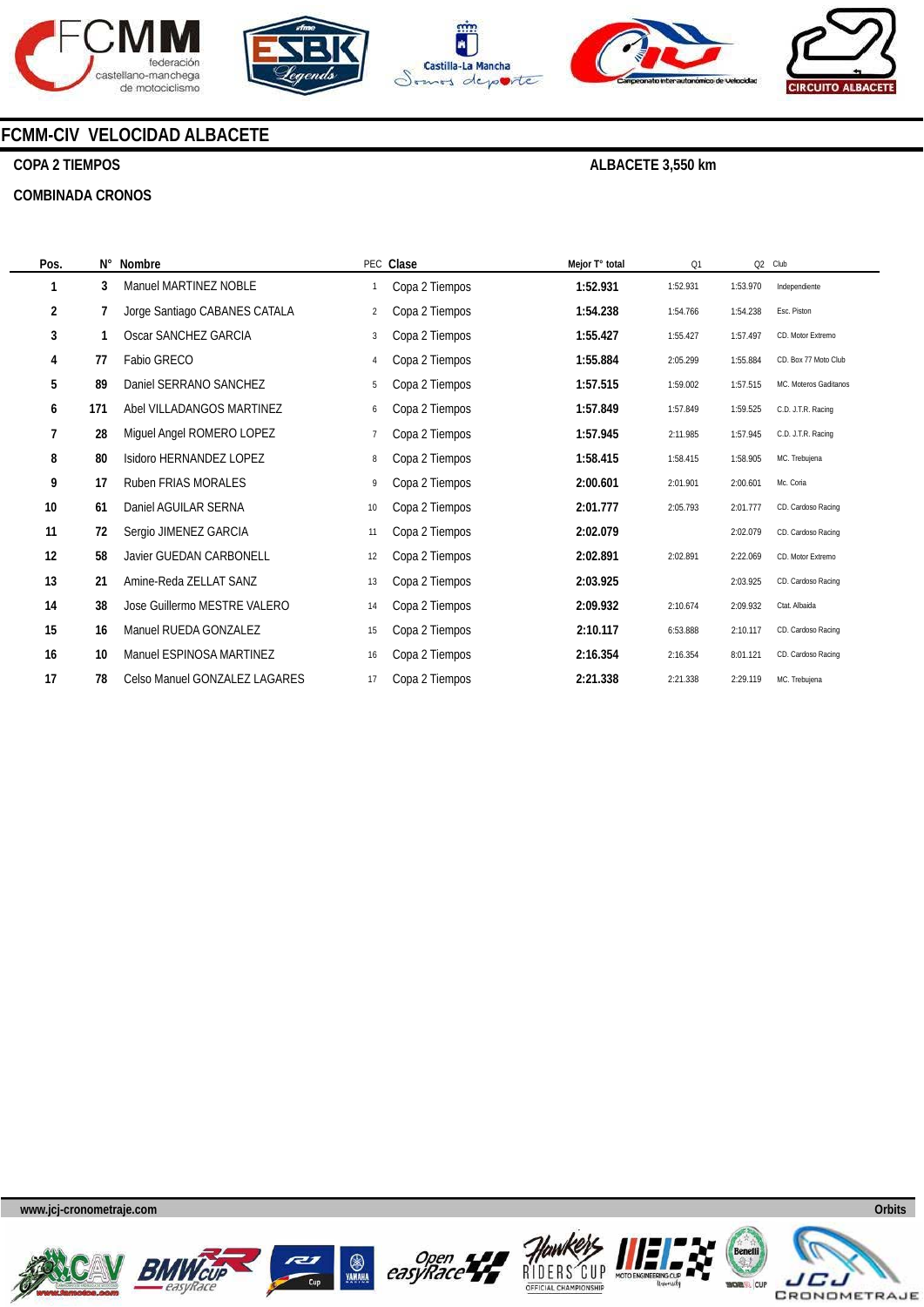# FCMM-CIV VELOCIDAD ALBACETE

**COPA 2 TIEMPOS** — **ALBACETE 3,550 km**

**COMBINADA CRONOS**

| Pos. | N° | Nombre | PEC | Clase | Mejor T° total | Q1 | Q2 | Club |
|---|---|---|---|---|---|---|---|---|
| 1 | 3 | Manuel MARTINEZ NOBLE | 1 | Copa 2 Tiempos | 1:52.931 | 1:52.931 | 1:53.970 | Independiente |
| 2 | 7 | Jorge Santiago CABANES CATALA | 2 | Copa 2 Tiempos | 1:54.238 | 1:54.766 | 1:54.238 | Esc. Piston |
| 3 | 1 | Oscar SANCHEZ GARCIA | 3 | Copa 2 Tiempos | 1:55.427 | 1:55.427 | 1:57.497 | CD. Motor Extremo |
| 4 | 77 | Fabio GRECO | 4 | Copa 2 Tiempos | 1:55.884 | 2:05.299 | 1:55.884 | CD. Box 77 Moto Club |
| 5 | 89 | Daniel SERRANO SANCHEZ | 5 | Copa 2 Tiempos | 1:57.515 | 1:59.002 | 1:57.515 | MC. Moteros Gaditanos |
| 6 | 171 | Abel VILLADANGOS MARTINEZ | 6 | Copa 2 Tiempos | 1:57.849 | 1:57.849 | 1:59.525 | C.D. J.T.R. Racing |
| 7 | 28 | Miguel Angel ROMERO LOPEZ | 7 | Copa 2 Tiempos | 1:57.945 | 2:11.985 | 1:57.945 | C.D. J.T.R. Racing |
| 8 | 80 | Isidoro HERNANDEZ LOPEZ | 8 | Copa 2 Tiempos | 1:58.415 | 1:58.415 | 1:58.905 | MC. Trebujena |
| 9 | 17 | Ruben FRIAS MORALES | 9 | Copa 2 Tiempos | 2:00.601 | 2:01.901 | 2:00.601 | Mc. Coria |
| 10 | 61 | Daniel AGUILAR SERNA | 10 | Copa 2 Tiempos | 2:01.777 | 2:05.793 | 2:01.777 | CD. Cardoso Racing |
| 11 | 72 | Sergio JIMENEZ GARCIA | 11 | Copa 2 Tiempos | 2:02.079 | | 2:02.079 | CD. Cardoso Racing |
| 12 | 58 | Javier GUEDAN CARBONELL | 12 | Copa 2 Tiempos | 2:02.891 | 2:02.891 | 2:22.069 | CD. Motor Extremo |
| 13 | 21 | Amine-Reda ZELLAT SANZ | 13 | Copa 2 Tiempos | 2:03.925 | | 2:03.925 | CD. Cardoso Racing |
| 14 | 38 | Jose Guillermo MESTRE VALERO | 14 | Copa 2 Tiempos | 2:09.932 | 2:10.674 | 2:09.932 | Ctat. Albaida |
| 15 | 16 | Manuel RUEDA GONZALEZ | 15 | Copa 2 Tiempos | 2:10.117 | 6:53.888 | 2:10.117 | CD. Cardoso Racing |
| 16 | 10 | Manuel ESPINOSA MARTINEZ | 16 | Copa 2 Tiempos | 2:16.354 | 2:16.354 | 8:01.121 | CD. Cardoso Racing |
| 17 | 78 | Celso Manuel GONZALEZ LAGARES | 17 | Copa 2 Tiempos | 2:21.338 | 2:21.338 | 2:29.119 | MC. Trebujena |

www.jcj-cronometraje.com — Orbits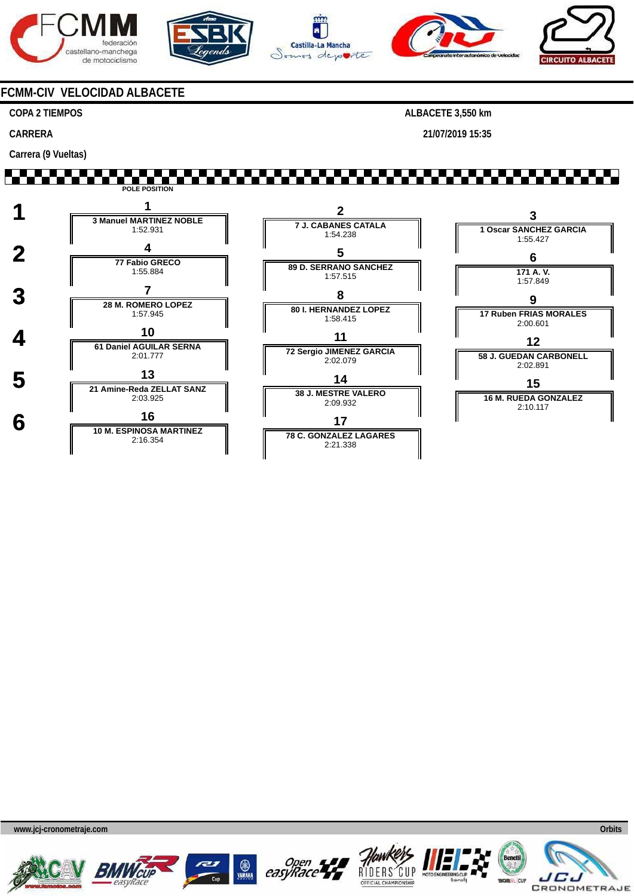## FCMM-CIV VELOCIDAD ALBACETE

**COPA 2 TIEMPOS** — **ALBACETE 3,550 km**

**CARRERA** — **21/07/2019 15:35**

**Carrera (9 Vueltas)**

POLE POSITION

| Fila | Pos. | Piloto | Tiempo | Pos. | Piloto | Tiempo | Pos. | Piloto | Tiempo |
|---|---|---|---|---|---|---|---|---|---|
| 1 | 1 | 3 Manuel MARTINEZ NOBLE | 1:52.931 | 2 | 7 J. CABANES CATALA | 1:54.238 | 3 | 1 Oscar SANCHEZ GARCIA | 1:55.427 |
| 2 | 4 | 77 Fabio GRECO | 1:55.884 | 5 | 89 D. SERRANO SANCHEZ | 1:57.515 | 6 | 171 A. V. | 1:57.849 |
| 3 | 7 | 28 M. ROMERO LOPEZ | 1:57.945 | 8 | 80 I. HERNANDEZ LOPEZ | 1:58.415 | 9 | 17 Ruben FRIAS MORALES | 2:00.601 |
| 4 | 10 | 61 Daniel AGUILAR SERNA | 2:01.777 | 11 | 72 Sergio JIMENEZ GARCIA | 2:02.079 | 12 | 58 J. GUEDAN CARBONELL | 2:02.891 |
| 5 | 13 | 21 Amine-Reda ZELLAT SANZ | 2:03.925 | 14 | 38 J. MESTRE VALERO | 2:09.932 | 15 | 16 M. RUEDA GONZALEZ | 2:10.117 |
| 6 | 16 | 10 M. ESPINOSA MARTINEZ | 2:16.354 | 17 | 78 C. GONZALEZ LAGARES | 2:21.338 | | | |

www.jcj-cronometraje.com — Orbits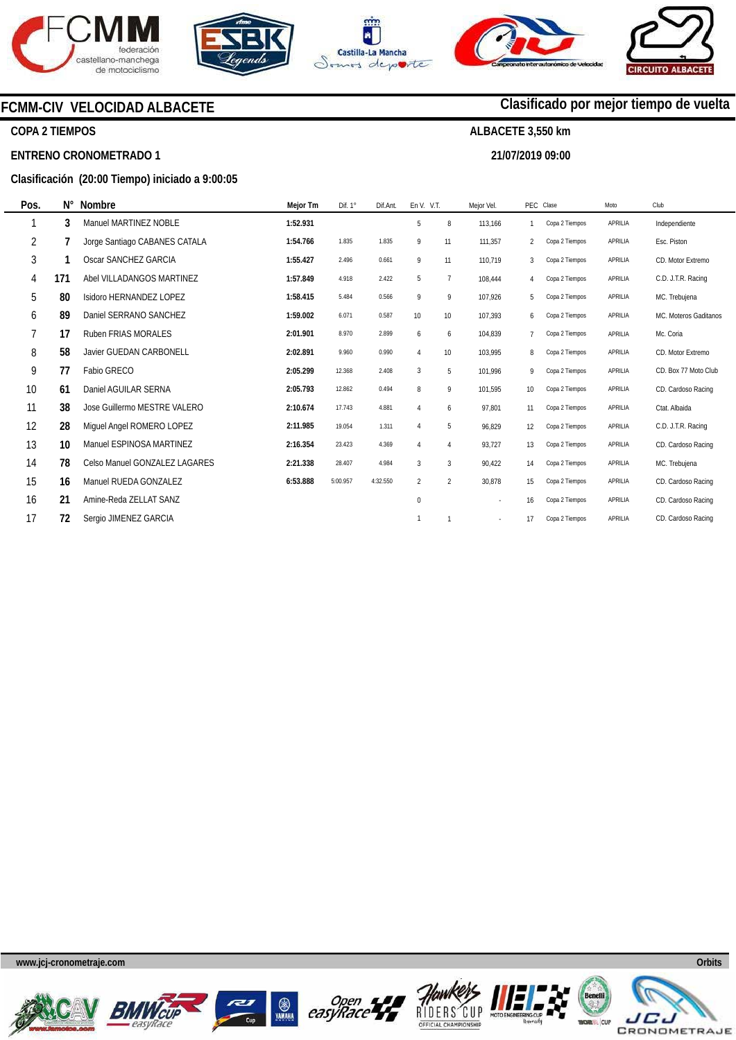# FCMM-CIV VELOCIDAD ALBACETE

**Clasificado por mejor tiempo de vuelta**

**COPA 2 TIEMPOS**

**ALBACETE 3,550 km**

**ENTRENO CRONOMETRADO 1**

**21/07/2019 09:00**

**Clasificación (20:00 Tiempo) iniciado a 9:00:05**

| Pos. | N° | Nombre | Mejor Tm | Dif. 1° | Dif.Ant. | En V. | V.T. | Mejor Vel. | PEC | Clase | Moto | Club |
|---|---|---|---|---|---|---|---|---|---|---|---|---|
| 1 | 3 | Manuel MARTINEZ NOBLE | 1:52.931 | | | 5 | 8 | 113,166 | 1 | Copa 2 Tiempos | APRILIA | Independiente |
| 2 | 7 | Jorge Santiago CABANES CATALA | 1:54.766 | 1.835 | 1.835 | 9 | 11 | 111,357 | 2 | Copa 2 Tiempos | APRILIA | Esc. Piston |
| 3 | 1 | Oscar SANCHEZ GARCIA | 1:55.427 | 2.496 | 0.661 | 9 | 11 | 110,719 | 3 | Copa 2 Tiempos | APRILIA | CD. Motor Extremo |
| 4 | 171 | Abel VILLADANGOS MARTINEZ | 1:57.849 | 4.918 | 2.422 | 5 | 7 | 108,444 | 4 | Copa 2 Tiempos | APRILIA | C.D. J.T.R. Racing |
| 5 | 80 | Isidoro HERNANDEZ LOPEZ | 1:58.415 | 5.484 | 0.566 | 9 | 9 | 107,926 | 5 | Copa 2 Tiempos | APRILIA | MC. Trebujena |
| 6 | 89 | Daniel SERRANO SANCHEZ | 1:59.002 | 6.071 | 0.587 | 10 | 10 | 107,393 | 6 | Copa 2 Tiempos | APRILIA | MC. Moteros Gaditanos |
| 7 | 17 | Ruben FRIAS MORALES | 2:01.901 | 8.970 | 2.899 | 6 | 6 | 104,839 | 7 | Copa 2 Tiempos | APRILIA | Mc. Coria |
| 8 | 58 | Javier GUEDAN CARBONELL | 2:02.891 | 9.960 | 0.990 | 4 | 10 | 103,995 | 8 | Copa 2 Tiempos | APRILIA | CD. Motor Extremo |
| 9 | 77 | Fabio GRECO | 2:05.299 | 12.368 | 2.408 | 3 | 5 | 101,996 | 9 | Copa 2 Tiempos | APRILIA | CD. Box 77 Moto Club |
| 10 | 61 | Daniel AGUILAR SERNA | 2:05.793 | 12.862 | 0.494 | 8 | 9 | 101,595 | 10 | Copa 2 Tiempos | APRILIA | CD. Cardoso Racing |
| 11 | 38 | Jose Guillermo MESTRE VALERO | 2:10.674 | 17.743 | 4.881 | 4 | 6 | 97,801 | 11 | Copa 2 Tiempos | APRILIA | Ctat. Albaida |
| 12 | 28 | Miguel Angel ROMERO LOPEZ | 2:11.985 | 19.054 | 1.311 | 4 | 5 | 96,829 | 12 | Copa 2 Tiempos | APRILIA | C.D. J.T.R. Racing |
| 13 | 10 | Manuel ESPINOSA MARTINEZ | 2:16.354 | 23.423 | 4.369 | 4 | 4 | 93,727 | 13 | Copa 2 Tiempos | APRILIA | CD. Cardoso Racing |
| 14 | 78 | Celso Manuel GONZALEZ LAGARES | 2:21.338 | 28.407 | 4.984 | 3 | 3 | 90,422 | 14 | Copa 2 Tiempos | APRILIA | MC. Trebujena |
| 15 | 16 | Manuel RUEDA GONZALEZ | 6:53.888 | 5:00.957 | 4:32.550 | 2 | 2 | 30,878 | 15 | Copa 2 Tiempos | APRILIA | CD. Cardoso Racing |
| 16 | 21 | Amine-Reda ZELLAT SANZ | | | | 0 | | - | 16 | Copa 2 Tiempos | APRILIA | CD. Cardoso Racing |
| 17 | 72 | Sergio JIMENEZ GARCIA | | | | 1 | 1 | - | 17 | Copa 2 Tiempos | APRILIA | CD. Cardoso Racing |

www.jcj-cronometraje.com Orbits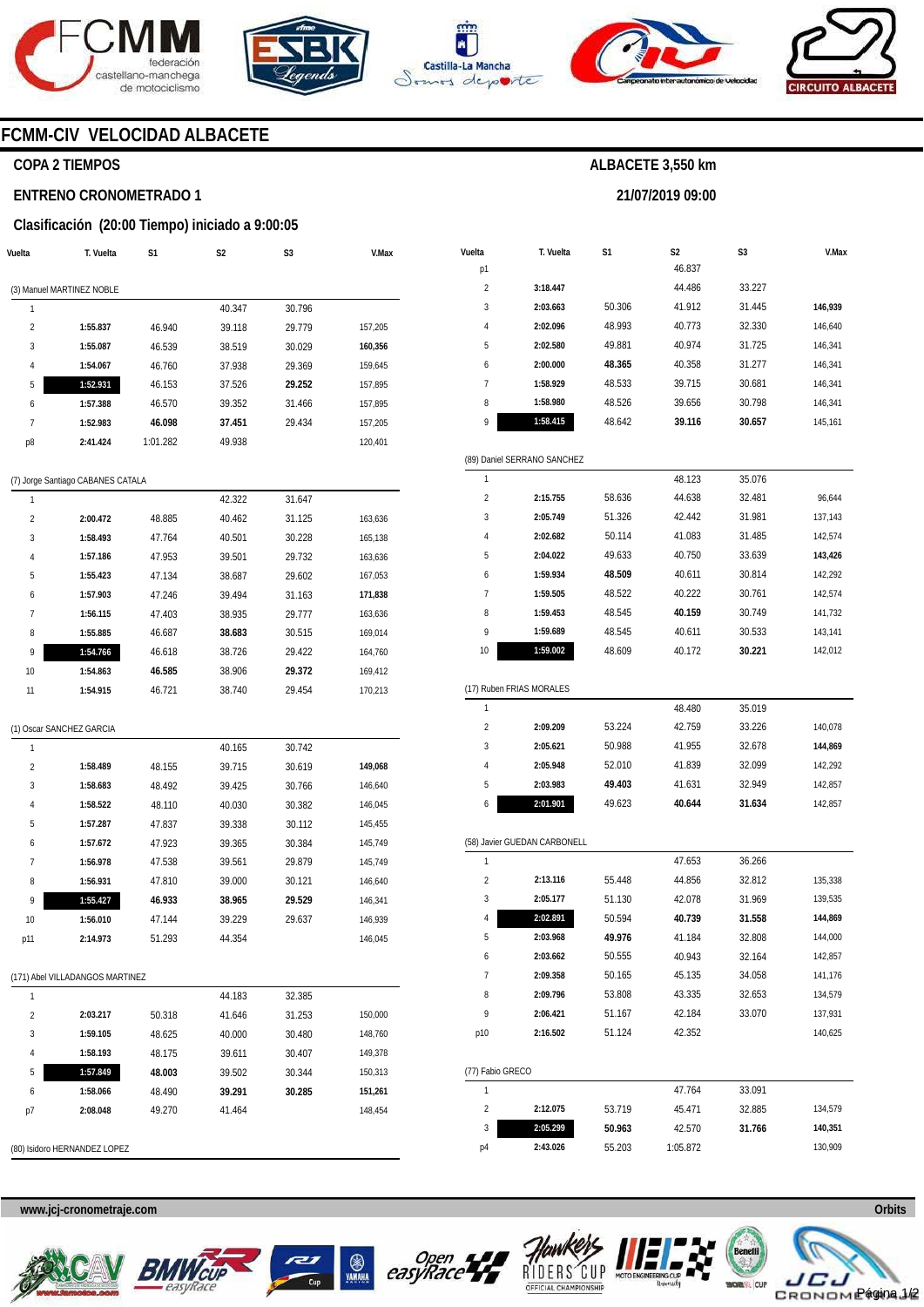# FCMM-CIV VELOCIDAD ALBACETE

**COPA 2 TIEMPOS**

**ALBACETE 3,550 km**

**ENTRENO CRONOMETRADO 1**

**21/07/2019 09:00**

**Clasificación (20:00 Tiempo) iniciado a 9:00:05**

(3) Manuel MARTINEZ NOBLE

| Vuelta | T. Vuelta | S1 | S2 | S3 | V.Max |
|---|---|---|---|---|---|
| 1 | | | 40.347 | 30.796 | |
| 2 | 1:55.837 | 46.940 | 39.118 | 29.779 | 157,205 |
| 3 | 1:55.087 | 46.539 | 38.519 | 30.029 | 160,356 |
| 4 | 1:54.067 | 46.760 | 37.938 | 29.369 | 159,645 |
| 5 | 1:52.931 | 46.153 | 37.526 | 29.252 | 157,895 |
| 6 | 1:57.388 | 46.570 | 39.352 | 31.466 | 157,895 |
| 7 | 1:52.983 | 46.098 | 37.451 | 29.434 | 157,205 |
| p8 | 2:41.424 | 1:01.282 | 49.938 | | 120,401 |

(7) Jorge Santiago CABANES CATALA

| Vuelta | T. Vuelta | S1 | S2 | S3 | V.Max |
|---|---|---|---|---|---|
| 1 | | | 42.322 | 31.647 | |
| 2 | 2:00.472 | 48.885 | 40.462 | 31.125 | 163,636 |
| 3 | 1:58.493 | 47.764 | 40.501 | 30.228 | 165,138 |
| 4 | 1:57.186 | 47.953 | 39.501 | 29.732 | 163,636 |
| 5 | 1:55.423 | 47.134 | 38.687 | 29.602 | 167,053 |
| 6 | 1:57.903 | 47.246 | 39.494 | 31.163 | 171,838 |
| 7 | 1:56.115 | 47.403 | 38.935 | 29.777 | 163,636 |
| 8 | 1:55.885 | 46.687 | 38.683 | 30.515 | 169,014 |
| 9 | 1:54.766 | 46.618 | 38.726 | 29.422 | 164,760 |
| 10 | 1:54.863 | 46.585 | 38.906 | 29.372 | 169,412 |
| 11 | 1:54.915 | 46.721 | 38.740 | 29.454 | 170,213 |

(1) Oscar SANCHEZ GARCIA

| Vuelta | T. Vuelta | S1 | S2 | S3 | V.Max |
|---|---|---|---|---|---|
| 1 | | | 40.165 | 30.742 | |
| 2 | 1:58.489 | 48.155 | 39.715 | 30.619 | 149,068 |
| 3 | 1:58.683 | 48.492 | 39.425 | 30.766 | 146,640 |
| 4 | 1:58.522 | 48.110 | 40.030 | 30.382 | 146,045 |
| 5 | 1:57.287 | 47.837 | 39.338 | 30.112 | 145,455 |
| 6 | 1:57.672 | 47.923 | 39.365 | 30.384 | 145,749 |
| 7 | 1:56.978 | 47.538 | 39.561 | 29.879 | 145,749 |
| 8 | 1:56.931 | 47.810 | 39.000 | 30.121 | 146,640 |
| 9 | 1:55.427 | 46.933 | 38.965 | 29.529 | 146,341 |
| 10 | 1:56.010 | 47.144 | 39.229 | 29.637 | 146,939 |
| p11 | 2:14.973 | 51.293 | 44.354 | | 146,045 |

(171) Abel VILLADANGOS MARTINEZ

| Vuelta | T. Vuelta | S1 | S2 | S3 | V.Max |
|---|---|---|---|---|---|
| 1 | | | 44.183 | 32.385 | |
| 2 | 2:03.217 | 50.318 | 41.646 | 31.253 | 150,000 |
| 3 | 1:59.105 | 48.625 | 40.000 | 30.480 | 148,760 |
| 4 | 1:58.193 | 48.175 | 39.611 | 30.407 | 149,378 |
| 5 | 1:57.849 | 48.003 | 39.502 | 30.344 | 150,313 |
| 6 | 1:58.066 | 48.490 | 39.291 | 30.285 | 151,261 |
| p7 | 2:08.048 | 49.270 | 41.464 | | 148,454 |

(80) Isidoro HERNANDEZ LOPEZ

| Vuelta | T. Vuelta | S1 | S2 | S3 | V.Max |
|---|---|---|---|---|---|
| p1 | | | 46.837 | | |
| 2 | 3:18.447 | | 44.486 | 33.227 | |
| 3 | 2:03.663 | 50.306 | 41.912 | 31.445 | 146,939 |
| 4 | 2:02.096 | 48.993 | 40.773 | 32.330 | 146,640 |
| 5 | 2:02.580 | 49.881 | 40.974 | 31.725 | 146,341 |
| 6 | 2:00.000 | 48.365 | 40.358 | 31.277 | 146,341 |
| 7 | 1:58.929 | 48.533 | 39.715 | 30.681 | 146,341 |
| 8 | 1:58.980 | 48.526 | 39.656 | 30.798 | 146,341 |
| 9 | 1:58.415 | 48.642 | 39.116 | 30.657 | 145,161 |

(89) Daniel SERRANO SANCHEZ

| Vuelta | T. Vuelta | S1 | S2 | S3 | V.Max |
|---|---|---|---|---|---|
| 1 | | | 48.123 | 35.076 | |
| 2 | 2:15.755 | 58.636 | 44.638 | 32.481 | 96,644 |
| 3 | 2:05.749 | 51.326 | 42.442 | 31.981 | 137,143 |
| 4 | 2:02.682 | 50.114 | 41.083 | 31.485 | 142,574 |
| 5 | 2:04.022 | 49.633 | 40.750 | 33.639 | 143,426 |
| 6 | 1:59.934 | 48.509 | 40.611 | 30.814 | 142,292 |
| 7 | 1:59.505 | 48.522 | 40.222 | 30.761 | 142,574 |
| 8 | 1:59.453 | 48.545 | 40.159 | 30.749 | 141,732 |
| 9 | 1:59.689 | 48.545 | 40.611 | 30.533 | 143,141 |
| 10 | 1:59.002 | 48.609 | 40.172 | 30.221 | 142,012 |

(17) Ruben FRIAS MORALES

| Vuelta | T. Vuelta | S1 | S2 | S3 | V.Max |
|---|---|---|---|---|---|
| 1 | | | 48.480 | 35.019 | |
| 2 | 2:09.209 | 53.224 | 42.759 | 33.226 | 140,078 |
| 3 | 2:05.621 | 50.988 | 41.955 | 32.678 | 144,869 |
| 4 | 2:05.948 | 52.010 | 41.839 | 32.099 | 142,292 |
| 5 | 2:03.983 | 49.403 | 41.631 | 32.949 | 142,857 |
| 6 | 2:01.901 | 49.623 | 40.644 | 31.634 | 142,857 |

(58) Javier GUEDAN CARBONELL

| Vuelta | T. Vuelta | S1 | S2 | S3 | V.Max |
|---|---|---|---|---|---|
| 1 | | | 47.653 | 36.266 | |
| 2 | 2:13.116 | 55.448 | 44.856 | 32.812 | 135,338 |
| 3 | 2:05.177 | 51.130 | 42.078 | 31.969 | 139,535 |
| 4 | 2:02.891 | 50.594 | 40.739 | 31.558 | 144,869 |
| 5 | 2:03.968 | 49.976 | 41.184 | 32.808 | 144,000 |
| 6 | 2:03.662 | 50.555 | 40.943 | 32.164 | 142,857 |
| 7 | 2:09.358 | 50.165 | 45.135 | 34.058 | 141,176 |
| 8 | 2:09.796 | 53.808 | 43.335 | 32.653 | 134,579 |
| 9 | 2:06.421 | 51.167 | 42.184 | 33.070 | 137,931 |
| p10 | 2:16.502 | 51.124 | 42.352 | | 140,625 |

(77) Fabio GRECO

| Vuelta | T. Vuelta | S1 | S2 | S3 | V.Max |
|---|---|---|---|---|---|
| 1 | | | 47.764 | 33.091 | |
| 2 | 2:12.075 | 53.719 | 45.471 | 32.885 | 134,579 |
| 3 | 2:05.299 | 50.963 | 42.570 | 31.766 | 140,351 |
| p4 | 2:43.026 | 55.203 | 1:05.872 | | 130,909 |

www.jcj-cronometraje.com

Orbits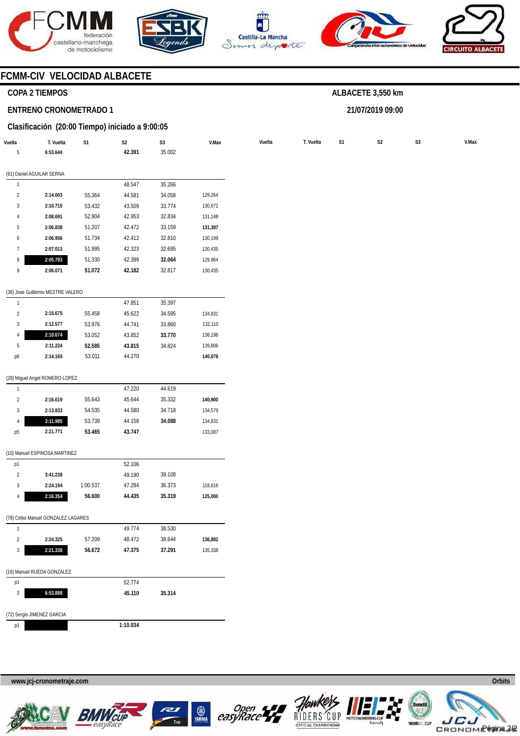# FCMM-CIV VELOCIDAD ALBACETE

**COPA 2 TIEMPOS**

**ENTRENO CRONOMETRADO 1**

**Clasificación (20:00 Tiempo) iniciado a 9:00:05**

**ALBACETE 3,550 km**

**21/07/2019 09:00**

| Vuelta | T. Vuelta | S1 | S2 | S3 | V.Max |
|---|---|---|---|---|---|
| 5 | **6:53.644** | | **42.391** | 35.002 | |
| **(61) Daniel AGUILAR SERNA** | | | | | |
| 1 | | | 48.547 | 35.266 | |
| 2 | **2:14.003** | 55.364 | 44.581 | 34.058 | 129,264 |
| 3 | **2:10.715** | 53.432 | 43.509 | 33.774 | 130,672 |
| 4 | **2:08.691** | 52.904 | 42.953 | 32.834 | 131,148 |
| 5 | **2:06.838** | 51.207 | 42.472 | 33.159 | **131,387** |
| 6 | **2:06.956** | 51.734 | 42.412 | 32.810 | 130,199 |
| 7 | **2:07.013** | 51.995 | 42.323 | 32.695 | 130,435 |
| 8 | **2:05.793** | 51.330 | 42.399 | **32.064** | 129,964 |
| 9 | **2:06.071** | **51.072** | **42.182** | 32.817 | 130,435 |
| **(38) Jose Guillermo MESTRE VALERO** | | | | | |
| 1 | | | 47.851 | 35.397 | |
| 2 | **2:15.675** | 55.458 | 45.622 | 34.595 | 134,831 |
| 3 | **2:12.577** | 53.976 | 44.741 | 33.860 | 132,110 |
| 4 | **2:10.674** | 53.052 | 43.852 | **33.770** | 138,196 |
| 5 | **2:11.224** | **52.585** | **43.815** | 34.824 | 139,806 |
| p6 | **2:14.165** | 53.011 | 44.270 | | **140,078** |
| **(28) Miguel Angel ROMERO LOPEZ** | | | | | |
| 1 | | | 47.220 | 44.619 | |
| 2 | **2:16.619** | 55.643 | 45.644 | 35.332 | **140,900** |
| 3 | **2:13.833** | 54.535 | 44.580 | 34.718 | 134,579 |
| 4 | **2:11.985** | 53.739 | 44.158 | **34.088** | 134,831 |
| p5 | **2:21.771** | **53.465** | **43.747** | | 133,087 |
| **(10) Manuel ESPINOSA MARTINEZ** | | | | | |
| p1 | | | 52.106 | | |
| 2 | **3:41.238** | | 49.190 | 39.108 | |
| 3 | **2:24.194** | 1:00.537 | 47.284 | 36.373 | 118,616 |
| 4 | **2:16.354** | **56.600** | **44.435** | **35.319** | **125,000** |
| **(78) Celso Manuel GONZALEZ LAGARES** | | | | | |
| 1 | | | 49.774 | 38.530 | |
| 2 | **2:24.325** | 57.209 | 48.472 | 38.644 | **136,882** |
| 3 | **2:21.338** | **56.672** | **47.375** | **37.291** | 135,338 |
| **(16) Manuel RUEDA GONZALEZ** | | | | | |
| p1 | | | 52.774 | | |
| 2 | **6:53.888** | | **45.110** | **35.314** | |
| **(72) Sergio JIMENEZ GARCIA** | | | | | |
| p1 | | | **1:10.034** | | |

www.jcj-cronometraje.com

Orbits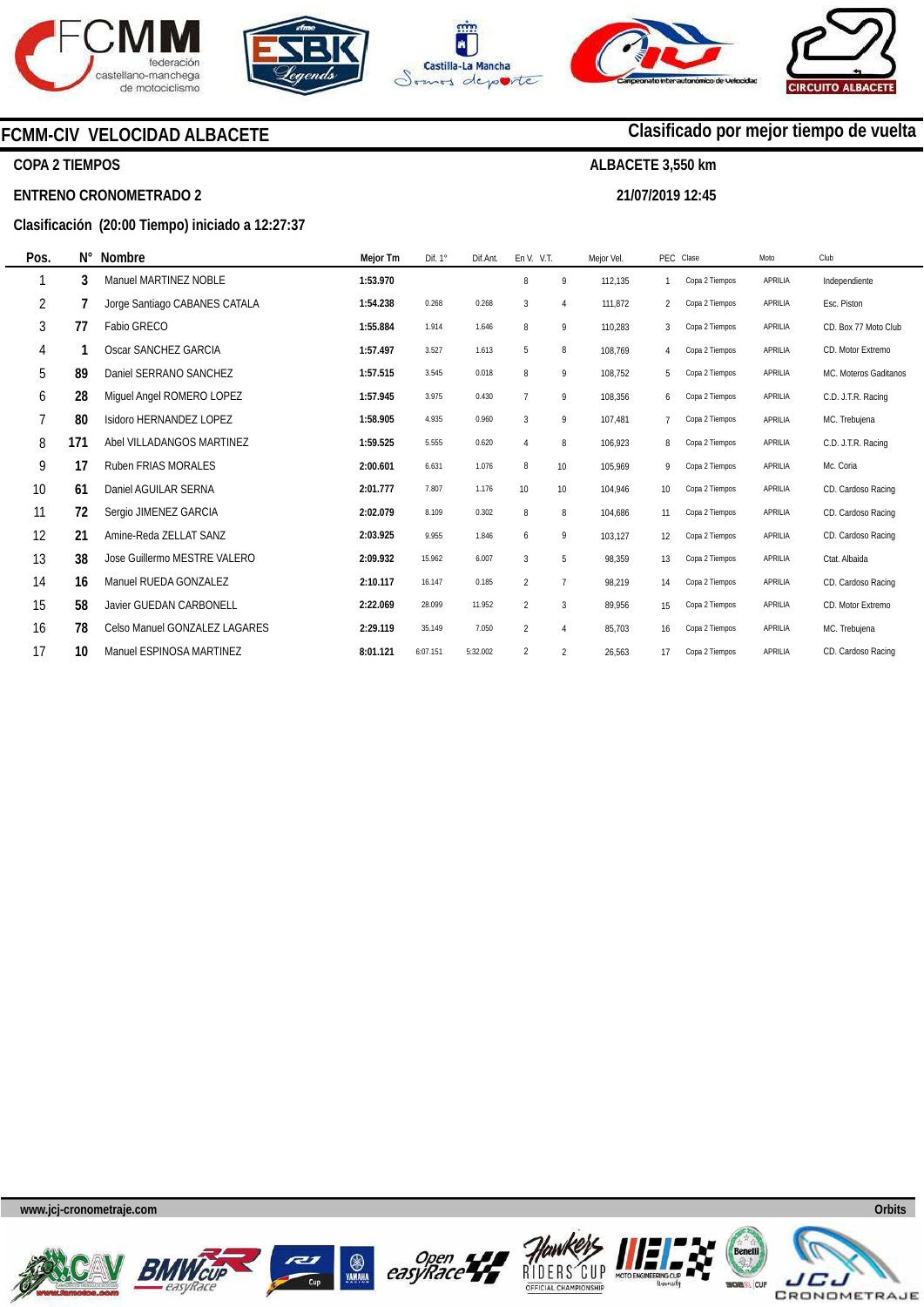## FCMM-CIV VELOCIDAD ALBACETE

**Clasificado por mejor tiempo de vuelta**

**COPA 2 TIEMPOS**

**ALBACETE 3,550 km**

**ENTRENO CRONOMETRADO 2**

**21/07/2019 12:45**

**Clasificación (20:00 Tiempo) iniciado a 12:27:37**

| Pos. | N° | Nombre | Mejor Tm | Dif. 1° | Dif.Ant. | En V. | V.T. | Mejor Vel. | PEC | Clase | Moto | Club |
|---|---|---|---|---|---|---|---|---|---|---|---|---|
| 1 | 3 | Manuel MARTINEZ NOBLE | 1:53.970 | | | 8 | 9 | 112,135 | 1 | Copa 2 Tiempos | APRILIA | Independiente |
| 2 | 7 | Jorge Santiago CABANES CATALA | 1:54.238 | 0.268 | 0.268 | 3 | 4 | 111,872 | 2 | Copa 2 Tiempos | APRILIA | Esc. Piston |
| 3 | 77 | Fabio GRECO | 1:55.884 | 1.914 | 1.646 | 8 | 9 | 110,283 | 3 | Copa 2 Tiempos | APRILIA | CD. Box 77 Moto Club |
| 4 | 1 | Oscar SANCHEZ GARCIA | 1:57.497 | 3.527 | 1.613 | 5 | 8 | 108,769 | 4 | Copa 2 Tiempos | APRILIA | CD. Motor Extremo |
| 5 | 89 | Daniel SERRANO SANCHEZ | 1:57.515 | 3.545 | 0.018 | 8 | 9 | 108,752 | 5 | Copa 2 Tiempos | APRILIA | MC. Moteros Gaditanos |
| 6 | 28 | Miguel Angel ROMERO LOPEZ | 1:57.945 | 3.975 | 0.430 | 7 | 9 | 108,356 | 6 | Copa 2 Tiempos | APRILIA | C.D. J.T.R. Racing |
| 7 | 80 | Isidoro HERNANDEZ LOPEZ | 1:58.905 | 4.935 | 0.960 | 3 | 9 | 107,481 | 7 | Copa 2 Tiempos | APRILIA | MC. Trebujena |
| 8 | 171 | Abel VILLADANGOS MARTINEZ | 1:59.525 | 5.555 | 0.620 | 4 | 8 | 106,923 | 8 | Copa 2 Tiempos | APRILIA | C.D. J.T.R. Racing |
| 9 | 17 | Ruben FRIAS MORALES | 2:00.601 | 6.631 | 1.076 | 8 | 10 | 105,969 | 9 | Copa 2 Tiempos | APRILIA | Mc. Coria |
| 10 | 61 | Daniel AGUILAR SERNA | 2:01.777 | 7.807 | 1.176 | 10 | 10 | 104,946 | 10 | Copa 2 Tiempos | APRILIA | CD. Cardoso Racing |
| 11 | 72 | Sergio JIMENEZ GARCIA | 2:02.079 | 8.109 | 0.302 | 8 | 8 | 104,686 | 11 | Copa 2 Tiempos | APRILIA | CD. Cardoso Racing |
| 12 | 21 | Amine-Reda ZELLAT SANZ | 2:03.925 | 9.955 | 1.846 | 6 | 9 | 103,127 | 12 | Copa 2 Tiempos | APRILIA | CD. Cardoso Racing |
| 13 | 38 | Jose Guillermo MESTRE VALERO | 2:09.932 | 15.962 | 6.007 | 3 | 5 | 98,359 | 13 | Copa 2 Tiempos | APRILIA | Ctat. Albaida |
| 14 | 16 | Manuel RUEDA GONZALEZ | 2:10.117 | 16.147 | 0.185 | 2 | 7 | 98,219 | 14 | Copa 2 Tiempos | APRILIA | CD. Cardoso Racing |
| 15 | 58 | Javier GUEDAN CARBONELL | 2:22.069 | 28.099 | 11.952 | 2 | 3 | 89,956 | 15 | Copa 2 Tiempos | APRILIA | CD. Motor Extremo |
| 16 | 78 | Celso Manuel GONZALEZ LAGARES | 2:29.119 | 35.149 | 7.050 | 2 | 4 | 85,703 | 16 | Copa 2 Tiempos | APRILIA | MC. Trebujena |
| 17 | 10 | Manuel ESPINOSA MARTINEZ | 8:01.121 | 6:07.151 | 5:32.002 | 2 | 2 | 26,563 | 17 | Copa 2 Tiempos | APRILIA | CD. Cardoso Racing |

www.jcj-cronometraje.com — Orbits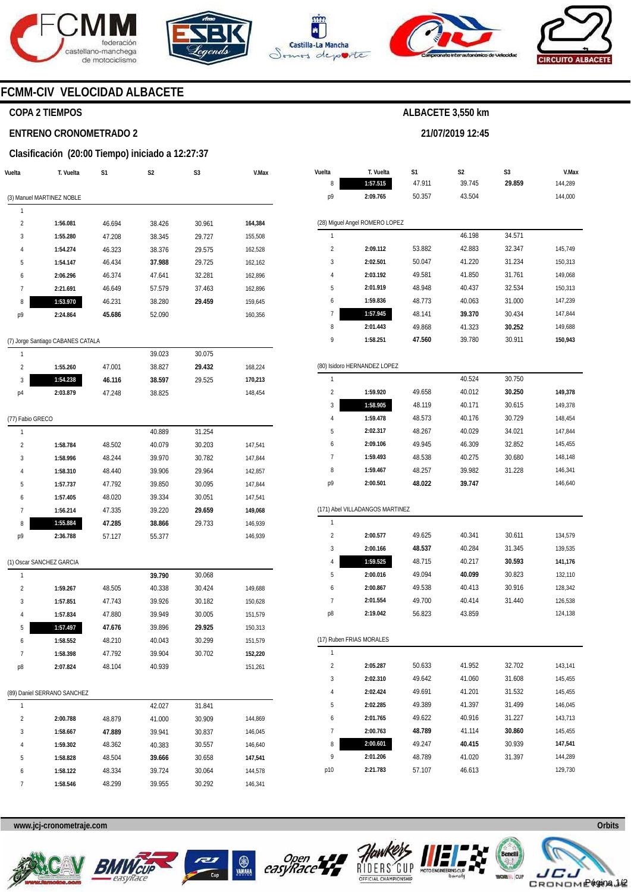# FCMM-CIV VELOCIDAD ALBACETE

**COPA 2 TIEMPOS**

**ALBACETE 3,550 km**

**ENTRENO CRONOMETRADO 2**

**21/07/2019 12:45**

**Clasificación (20:00 Tiempo) iniciado a 12:27:37**

| Vuelta | T. Vuelta | S1 | S2 | S3 | V.Max |
|---|---|---|---|---|---|
| **(3) Manuel MARTINEZ NOBLE** | | | | | |
| 1 | | | | | |
| 2 | **1:56.081** | 46.694 | 38.426 | 30.961 | **164,384** |
| 3 | **1:55.280** | 47.208 | 38.345 | 29.727 | 155,508 |
| 4 | **1:54.274** | 46.323 | 38.376 | 29.575 | 162,528 |
| 5 | **1:54.147** | 46.434 | **37.988** | 29.725 | 162,162 |
| 6 | **2:06.296** | 46.374 | 47.641 | 32.281 | 162,896 |
| 7 | **2:21.691** | 46.649 | 57.579 | 37.463 | 162,896 |
| 8 | **1:53.970** | 46.231 | 38.280 | **29.459** | 159,645 |
| p9 | **2:24.864** | **45.686** | 52.090 | | 160,356 |
| **(7) Jorge Santiago CABANES CATALA** | | | | | |
| 1 | | | 39.023 | 30.075 | |
| 2 | **1:55.260** | 47.001 | 38.827 | **29.432** | 168,224 |
| 3 | **1:54.238** | **46.116** | **38.597** | 29.525 | **170,213** |
| p4 | **2:03.879** | 47.248 | 38.825 | | 148,454 |
| **(77) Fabio GRECO** | | | | | |
| 1 | | | 40.889 | 31.254 | |
| 2 | **1:58.784** | 48.502 | 40.079 | 30.203 | 147,541 |
| 3 | **1:58.996** | 48.244 | 39.970 | 30.782 | 147,844 |
| 4 | **1:58.310** | 48.440 | 39.906 | 29.964 | 142,857 |
| 5 | **1:57.737** | 47.792 | 39.850 | 30.095 | 147,844 |
| 6 | **1:57.405** | 48.020 | 39.334 | 30.051 | 147,541 |
| 7 | **1:56.214** | 47.335 | 39.220 | **29.659** | **149,068** |
| 8 | **1:55.884** | **47.285** | **38.866** | 29.733 | 146,939 |
| p9 | **2:36.788** | 57.127 | 55.377 | | 146,939 |
| **(1) Oscar SANCHEZ GARCIA** | | | | | |
| 1 | | | **39.790** | 30.068 | |
| 2 | **1:59.267** | 48.505 | 40.338 | 30.424 | 149,688 |
| 3 | **1:57.851** | 47.743 | 39.926 | 30.182 | 150,628 |
| 4 | **1:57.834** | 47.880 | 39.949 | 30.005 | 151,579 |
| 5 | **1:57.497** | **47.676** | 39.896 | **29.925** | 150,313 |
| 6 | **1:58.552** | 48.210 | 40.043 | 30.299 | 151,579 |
| 7 | **1:58.398** | 47.792 | 39.904 | 30.702 | **152,220** |
| p8 | **2:07.824** | 48.104 | 40.939 | | 151,261 |
| **(89) Daniel SERRANO SANCHEZ** | | | | | |
| 1 | | | 42.027 | 31.841 | |
| 2 | **2:00.788** | 48.879 | 41.000 | 30.909 | 144,869 |
| 3 | **1:58.667** | **47.889** | 39.941 | 30.837 | 146,045 |
| 4 | **1:59.302** | 48.362 | 40.383 | 30.557 | 146,640 |
| 5 | **1:58.828** | 48.504 | **39.666** | 30.658 | **147,541** |
| 6 | **1:58.122** | 48.334 | 39.724 | 30.064 | 144,578 |
| 7 | **1:58.546** | 48.299 | 39.955 | 30.292 | 146,341 |
| 8 | **1:57.515** | 47.911 | 39.745 | **29.859** | 144,289 |
| p9 | **2:09.765** | 50.357 | 43.504 | | 144,000 |
| **(28) Miguel Angel ROMERO LOPEZ** | | | | | |
| 1 | | | 46.198 | 34.571 | |
| 2 | **2:09.112** | 53.882 | 42.883 | 32.347 | 145,749 |
| 3 | **2:02.501** | 50.047 | 41.220 | 31.234 | 150,313 |
| 4 | **2:03.192** | 49.581 | 41.850 | 31.761 | 149,068 |
| 5 | **2:01.919** | 48.948 | 40.437 | 32.534 | 150,313 |
| 6 | **1:59.836** | 48.773 | 40.063 | 31.000 | 147,239 |
| 7 | **1:57.945** | 48.141 | **39.370** | 30.434 | 147,844 |
| 8 | **2:01.443** | 49.868 | 41.323 | **30.252** | 149,688 |
| 9 | **1:58.251** | **47.560** | 39.780 | 30.911 | **150,943** |
| **(80) Isidoro HERNANDEZ LOPEZ** | | | | | |
| 1 | | | 40.524 | 30.750 | |
| 2 | **1:59.920** | 49.658 | 40.012 | **30.250** | **149,378** |
| 3 | **1:58.905** | 48.119 | 40.171 | 30.615 | 149,378 |
| 4 | **1:59.478** | 48.573 | 40.176 | 30.729 | 148,454 |
| 5 | **2:02.317** | 48.267 | 40.029 | 34.021 | 147,844 |
| 6 | **2:09.106** | 49.945 | 46.309 | 32.852 | 145,455 |
| 7 | **1:59.493** | 48.538 | 40.275 | 30.680 | 148,148 |
| 8 | **1:59.467** | 48.257 | 39.982 | 31.228 | 146,341 |
| p9 | **2:00.501** | **48.022** | **39.747** | | 146,640 |
| **(171) Abel VILLADANGOS MARTINEZ** | | | | | |
| 1 | | | | | |
| 2 | **2:00.577** | 49.625 | 40.341 | 30.611 | 134,579 |
| 3 | **2:00.166** | **48.537** | 40.284 | 31.345 | 139,535 |
| 4 | **1:59.525** | 48.715 | 40.217 | **30.593** | **141,176** |
| 5 | **2:00.016** | 49.094 | **40.099** | 30.823 | 132,110 |
| 6 | **2:00.867** | 49.538 | 40.413 | 30.916 | 128,342 |
| 7 | **2:01.554** | 49.700 | 40.414 | 31.440 | 126,538 |
| p8 | **2:19.042** | 56.823 | 43.859 | | 124,138 |
| **(17) Ruben FRIAS MORALES** | | | | | |
| 1 | | | | | |
| 2 | **2:05.287** | 50.633 | 41.952 | 32.702 | 143,141 |
| 3 | **2:02.310** | 49.642 | 41.060 | 31.608 | 145,455 |
| 4 | **2:02.424** | 49.691 | 41.201 | 31.532 | 145,455 |
| 5 | **2:02.285** | 49.389 | 41.397 | 31.499 | 146,045 |
| 6 | **2:01.765** | 49.622 | 40.916 | 31.227 | 143,713 |
| 7 | **2:00.763** | **48.789** | 41.114 | **30.860** | 145,455 |
| 8 | **2:00.601** | 49.247 | **40.415** | 30.939 | **147,541** |
| 9 | **2:01.206** | 48.789 | 41.020 | 31.397 | 144,289 |
| p10 | **2:21.783** | 57.107 | 46.613 | | 129,730 |

www.jcj-cronometraje.com

Orbits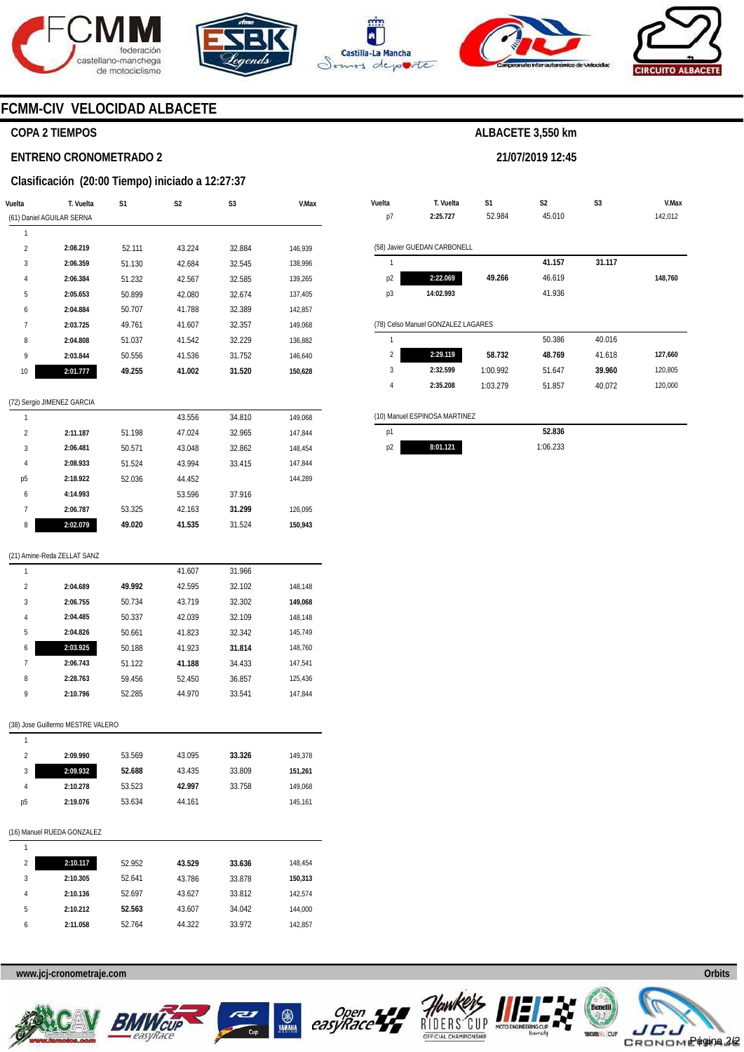# FCMM-CIV VELOCIDAD ALBACETE

**COPA 2 TIEMPOS**

**ALBACETE 3,550 km**

**ENTRENO CRONOMETRADO 2**

**21/07/2019 12:45**

**Clasificación (20:00 Tiempo) iniciado a 12:27:37**

| Vuelta | T. Vuelta | S1 | S2 | S3 | V.Max |
|---|---|---|---|---|---|
| (61) Daniel AGUILAR SERNA | | | | | |
| 1 | | | | | |
| 2 | **2:08.219** | 52.111 | 43.224 | 32.884 | 146,939 |
| 3 | **2:06.359** | 51.130 | 42.684 | 32.545 | 138,996 |
| 4 | **2:06.384** | 51.232 | 42.567 | 32.585 | 139,265 |
| 5 | **2:05.653** | 50.899 | 42.080 | 32.674 | 137,405 |
| 6 | **2:04.884** | 50.707 | 41.788 | 32.389 | 142,857 |
| 7 | **2:03.725** | 49.761 | 41.607 | 32.357 | 149,068 |
| 8 | **2:04.808** | 51.037 | 41.542 | 32.229 | 136,882 |
| 9 | **2:03.844** | 50.556 | 41.536 | 31.752 | 146,640 |
| 10 | **2:01.777** | **49.255** | **41.002** | **31.520** | **150,628** |
| (72) Sergio JIMENEZ GARCIA | | | | | |
| 1 | | | 43.556 | 34.810 | 149,068 |
| 2 | **2:11.187** | 51.198 | 47.024 | 32.965 | 147,844 |
| 3 | **2:06.481** | 50.571 | 43.048 | 32.862 | 148,454 |
| 4 | **2:08.933** | 51.524 | 43.994 | 33.415 | 147,844 |
| p5 | **2:18.922** | 52.036 | 44.452 | | 144,289 |
| 6 | **4:14.993** | | 53.596 | 37.916 | |
| 7 | **2:06.787** | 53.325 | 42.163 | **31.299** | 126,095 |
| 8 | **2:02.079** | **49.020** | **41.535** | 31.524 | **150,943** |
| (21) Amine-Reda ZELLAT SANZ | | | | | |
| 1 | | | 41.607 | 31.966 | |
| 2 | **2:04.689** | **49.992** | 42.595 | 32.102 | 148,148 |
| 3 | **2:06.755** | 50.734 | 43.719 | 32.302 | **149,068** |
| 4 | **2:04.485** | 50.337 | 42.039 | 32.109 | 148,148 |
| 5 | **2:04.826** | 50.661 | 41.823 | 32.342 | 145,749 |
| 6 | **2:03.925** | 50.188 | 41.923 | **31.814** | 148,760 |
| 7 | **2:06.743** | 51.122 | **41.188** | 34.433 | 147,541 |
| 8 | **2:28.763** | 59.456 | 52.450 | 36.857 | 125,436 |
| 9 | **2:10.796** | 52.285 | 44.970 | 33.541 | 147,844 |
| (38) Jose Guillermo MESTRE VALERO | | | | | |
| 1 | | | | | |
| 2 | **2:09.990** | 53.569 | 43.095 | **33.326** | 149,378 |
| 3 | **2:09.932** | **52.688** | 43.435 | 33.809 | **151,261** |
| 4 | **2:10.278** | 53.523 | **42.997** | 33.758 | 149,068 |
| p5 | **2:19.076** | 53.634 | 44.161 | | 145,161 |
| (16) Manuel RUEDA GONZALEZ | | | | | |
| 1 | | | | | |
| 2 | **2:10.117** | 52.952 | **43.529** | **33.636** | 148,454 |
| 3 | **2:10.305** | 52.641 | 43.786 | 33.878 | **150,313** |
| 4 | **2:10.136** | 52.697 | 43.627 | 33.812 | 142,574 |
| 5 | **2:10.212** | **52.563** | 43.607 | 34.042 | 144,000 |
| 6 | **2:11.058** | 52.764 | 44.322 | 33.972 | 142,857 |
| p7 | **2:25.727** | 52.984 | 45.010 | | 142,012 |
| (58) Javier GUEDAN CARBONELL | | | | | |
| 1 | | | **41.157** | **31.117** | |
| p2 | **2:22.069** | **49.266** | 46.619 | | **148,760** |
| p3 | **14:02.993** | | 41.936 | | |
| (78) Celso Manuel GONZALEZ LAGARES | | | | | |
| 1 | | | 50.386 | 40.016 | |
| 2 | **2:29.119** | **58.732** | **48.769** | 41.618 | **127,660** |
| 3 | **2:32.599** | 1:00.992 | 51.647 | **39.960** | 120,805 |
| 4 | **2:35.208** | 1:03.279 | 51.857 | 40.072 | 120,000 |
| (10) Manuel ESPINOSA MARTINEZ | | | | | |
| p1 | | | **52.836** | | |
| p2 | **8:01.121** | | 1:06.233 | | |

www.jcj-cronometraje.com

Orbits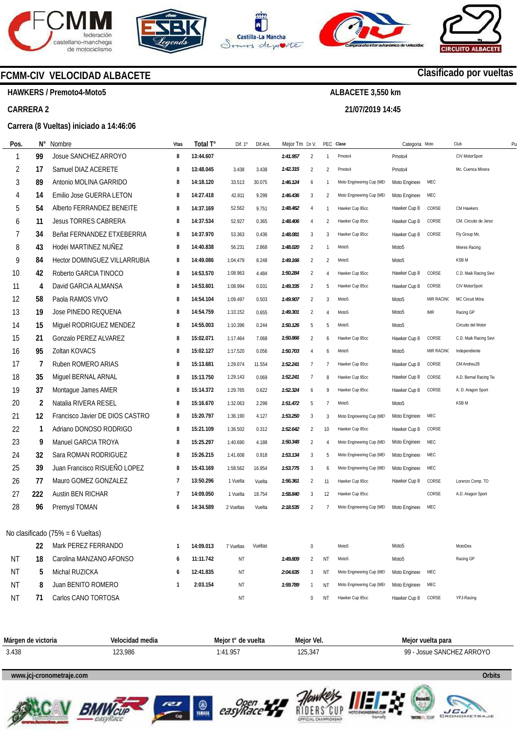# FCMM-CIV VELOCIDAD ALBACETE

**Clasificado por vueltas**

**HAWKERS / Premoto4-Moto5** — **ALBACETE 3,550 km**

**CARRERA 2** — **21/07/2019 14:45**

**Carrera (8 Vueltas) iniciado a 14:46:06**

| Pos. | N° | Nombre | Vtas | Total T° | Dif. 1° | Dif.Ant. | Mejor Tm | En V. | PEC | Clase | Categoría | Moto | Club | Pu |
|---|---|---|---|---|---|---|---|---|---|---|---|---|---|---|
| 1 | 99 | Josue SANCHEZ ARROYO | 8 | 13:44.607 | | | 1:41.957 | 2 | 1 | Pmoto4 | Pmoto4 | | CIV MotorSport | |
| 2 | 17 | Samuel DIAZ ACERETE | 8 | 13:48.045 | 3.438 | 3.438 | 1:42.315 | 2 | 2 | Pmoto4 | Pmoto4 | | Mc. Cuenca Minera | |
| 3 | 89 | Antonio MOLINA GARRIDO | 8 | 14:18.120 | 33.513 | 30.075 | 1:46.124 | 6 | 1 | Moto Engineering Cup (ME | Moto Enginee | MEC | | |
| 4 | 14 | Emilio Jose GUERRA LETON | 8 | 14:27.418 | 42.811 | 9.298 | 1:46.436 | 3 | 2 | Moto Engineering Cup (ME | Moto Enginee | MEC | | |
| 5 | 54 | Alberto FERRANDEZ BENEITE | 8 | 14:37.169 | 52.562 | 9.751 | 1:48.462 | 4 | 1 | Hawker Cup 85cc | Hawker Cup 8 | CORSE | CM Hawkers | |
| 6 | 11 | Jesus TORRES CABRERA | 8 | 14:37.534 | 52.927 | 0.365 | 1:48.406 | 4 | 2 | Hawker Cup 85cc | Hawker Cup 8 | CORSE | CM. Circuito de Jerez | |
| 7 | 34 | Beñat FERNANDEZ ETXEBERRIA | 8 | 14:37.970 | 53.363 | 0.436 | 1:48.081 | 3 | 3 | Hawker Cup 85cc | Hawker Cup 8 | CORSE | Fly Group Mc. | |
| 8 | 43 | Hodei MARTINEZ NUÑEZ | 8 | 14:40.838 | 56.231 | 2.868 | 1:48.020 | 2 | 1 | Moto5 | Moto5 | | Mieres Racing | |
| 9 | 84 | Hector DOMINGUEZ VILLARRUBIA | 8 | 14:49.086 | 1:04.479 | 8.248 | 1:49.166 | 2 | 2 | Moto5 | Moto5 | | KSB M | |
| 10 | 42 | Roberto GARCIA TINOCO | 8 | 14:53.570 | 1:08.963 | 4.484 | 1:50.284 | 2 | 4 | Hawker Cup 85cc | Hawker Cup 8 | CORSE | C.D. Maik Racing Sevi | |
| 11 | 4 | David GARCIA ALMANSA | 8 | 14:53.601 | 1:08.994 | 0.031 | 1:49.335 | 2 | 5 | Hawker Cup 85cc | Hawker Cup 8 | CORSE | CIV MotorSport | |
| 12 | 58 | Paola RAMOS VIVO | 8 | 14:54.104 | 1:09.497 | 0.503 | 1:49.907 | 2 | 3 | Moto5 | Moto5 | MIR RACINC | MC Circuit Móra | |
| 13 | 19 | Jose PINEDO REQUENA | 8 | 14:54.759 | 1:10.152 | 0.655 | 1:49.301 | 2 | 4 | Moto5 | Moto5 | IMR | Racing GP | |
| 14 | 15 | Miguel RODRIGUEZ MENDEZ | 8 | 14:55.003 | 1:10.396 | 0.244 | 1:50.126 | 5 | 5 | Moto5 | Moto5 | | Circuito del Motor | |
| 15 | 21 | Gonzalo PEREZ ALVAREZ | 8 | 15:02.071 | 1:17.464 | 7.068 | 1:50.866 | 2 | 6 | Hawker Cup 85cc | Hawker Cup 8 | CORSE | C.D. Maik Racing Sevi | |
| 16 | 95 | Zoltan KOVACS | 8 | 15:02.127 | 1:17.520 | 0.056 | 1:50.703 | 4 | 6 | Moto5 | Moto5 | MIR RACINC | Independiente | |
| 17 | 7 | Ruben ROMERO ARIAS | 8 | 15:13.681 | 1:29.074 | 11.554 | 1:52.241 | 7 | 7 | Hawker Cup 85cc | Hawker Cup 8 | CORSE | CM Andreu28 | |
| 18 | 35 | Miguel BERNAL ARNAL | 8 | 15:13.750 | 1:29.143 | 0.069 | 1:52.241 | 7 | 8 | Hawker Cup 85cc | Hawker Cup 8 | CORSE | A.D. Bernal Racing Te | |
| 19 | 37 | Montague James AMER | 8 | 15:14.372 | 1:29.765 | 0.622 | 1:52.324 | 6 | 9 | Hawker Cup 85cc | Hawker Cup 8 | CORSE | A. D. Aragon Sport | |
| 20 | 2 | Natalia RIVERA RESEL | 8 | 15:16.670 | 1:32.063 | 2.298 | 1:51.472 | 5 | 7 | Moto5 | Moto5 | | KSB M | |
| 21 | 12 | Francisco Javier DE DIOS CASTRO | 8 | 15:20.797 | 1:36.190 | 4.127 | 1:53.250 | 3 | 3 | Moto Engineering Cup (ME | Moto Enginee | MEC | | |
| 22 | 1 | Adriano DONOSO RODRIGO | 8 | 15:21.109 | 1:36.502 | 0.312 | 1:52.642 | 2 | 10 | Hawker Cup 85cc | Hawker Cup 8 | CORSE | | |
| 23 | 9 | Manuel GARCIA TROYA | 8 | 15:25.297 | 1:40.690 | 4.188 | 1:50.348 | 2 | 4 | Moto Engineering Cup (ME | Moto Enginee | MEC | | |
| 24 | 32 | Sara ROMAN RODRIGUEZ | 8 | 15:26.215 | 1:41.608 | 0.918 | 1:53.134 | 3 | 5 | Moto Engineering Cup (ME | Moto Enginee | MEC | | |
| 25 | 39 | Juan Francisco RISUEÑO LOPEZ | 8 | 15:43.169 | 1:58.562 | 16.954 | 1:53.775 | 3 | 6 | Moto Engineering Cup (ME | Moto Enginee | MEC | | |
| 26 | 77 | Mauro GOMEZ GONZALEZ | 7 | 13:50.296 | 1 Vuelta | Vuelta | 1:56.361 | 2 | 11 | Hawker Cup 85cc | Hawker Cup 8 | CORSE | Lorenzo Comp. TO | |
| 27 | 222 | Austin BEN RICHAR | 7 | 14:09.050 | 1 Vuelta | 18.754 | 1:58.840 | 3 | 12 | Hawker Cup 85cc | | CORSE | A.D. Aragon Sport | |
| 28 | 96 | Premysl TOMAN | 6 | 14:34.589 | 2 Vueltas | Vuelta | 2:18.535 | 2 | 7 | Moto Engineering Cup (ME | Moto Enginee | MEC | | |

No clasificado (75% = 6 Vueltas)

| Pos. | N° | Nombre | Vtas | Total T° | Dif. 1° | Dif.Ant. | Mejor Tm | En V. | PEC | Clase | Categoría | Moto | Club | Pu |
|---|---|---|---|---|---|---|---|---|---|---|---|---|---|---|
| | 22 | Mark PEREZ FERRANDO | 1 | 14:09.013 | 7 Vueltas | Vueltas | | 0 | | Moto5 | Moto5 | | MotoDes | |
| NT | 18 | Carolina MANZANO AFONSO | 6 | 11:11.742 | NT | | 1:49.809 | 2 | NT | Moto5 | Moto5 | | Racing GP | |
| NT | 5 | Michal RUZICKA | 6 | 12:41.835 | NT | | 2:04.635 | 3 | NT | Moto Engineering Cup (ME | Moto Enginee | MEC | | |
| NT | 8 | Juan BENITO ROMERO | 1 | 2:03.154 | NT | | 1:59.789 | 1 | NT | Moto Engineering Cup (ME | Moto Enginee | MEC | | |
| NT | 71 | Carlos CANO TORTOSA | | | NT | | | 0 | NT | Hawker Cup 85cc | Hawker Cup 8 | CORSE | YPJ-Racing | |

| Márgen de victoria | Velocidad media | Mejor t° de vuelta | Mejor Vel. | Mejor vuelta para |
|---|---|---|---|---|
| 3.438 | 123,986 | 1:41.957 | 125,347 | 99 - Josue SANCHEZ ARROYO |

www.jcj-cronometraje.com — Orbits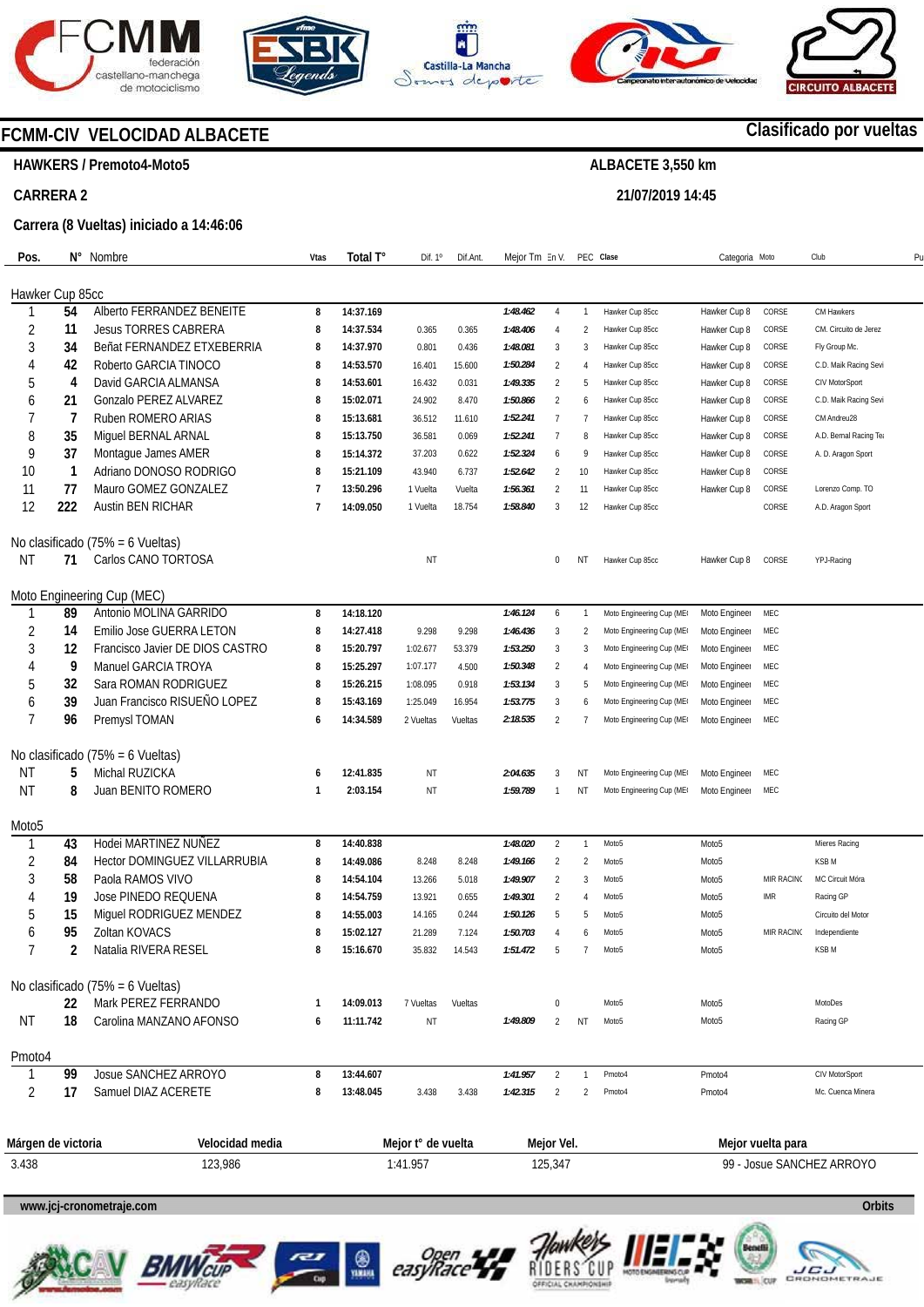# FCMM-CIV VELOCIDAD ALBACETE

**Clasificado por vueltas**

**HAWKERS / Premoto4-Moto5** — **ALBACETE 3,550 km**

**CARRERA 2** — **21/07/2019 14:45**

**Carrera (8 Vueltas) iniciado a 14:46:06**

| Pos. | N° | Nombre | Vtas | Total T° | Dif. 1° | Dif.Ant. | Mejor Tm | En V. | PEC | Clase | Categoria | Moto | Club |
|---|---|---|---|---|---|---|---|---|---|---|---|---|---|
| **Hawker Cup 85cc** | | | | | | | | | | | | | |
| 1 | 54 | Alberto FERRANDEZ BENEITE | 8 | 14:37.169 | | | 1:48.462 | 4 | 1 | Hawker Cup 85cc | Hawker Cup 8 | CORSE | CM Hawkers |
| 2 | 11 | Jesus TORRES CABRERA | 8 | 14:37.534 | 0.365 | 0.365 | 1:48.406 | 4 | 2 | Hawker Cup 85cc | Hawker Cup 8 | CORSE | CM. Circuito de Jerez |
| 3 | 34 | Beñat FERNANDEZ ETXEBERRIA | 8 | 14:37.970 | 0.801 | 0.436 | 1:48.081 | 3 | 3 | Hawker Cup 85cc | Hawker Cup 8 | CORSE | Fly Group Mc. |
| 4 | 42 | Roberto GARCIA TINOCO | 8 | 14:53.570 | 16.401 | 15.600 | 1:50.284 | 2 | 4 | Hawker Cup 85cc | Hawker Cup 8 | CORSE | C.D. Maik Racing Sevi |
| 5 | 4 | David GARCIA ALMANSA | 8 | 14:53.601 | 16.432 | 0.031 | 1:49.335 | 2 | 5 | Hawker Cup 85cc | Hawker Cup 8 | CORSE | CIV MotorSport |
| 6 | 21 | Gonzalo PEREZ ALVAREZ | 8 | 15:02.071 | 24.902 | 8.470 | 1:50.866 | 2 | 6 | Hawker Cup 85cc | Hawker Cup 8 | CORSE | C.D. Maik Racing Sevi |
| 7 | 7 | Ruben ROMERO ARIAS | 8 | 15:13.681 | 36.512 | 11.610 | 1:52.241 | 7 | 7 | Hawker Cup 85cc | Hawker Cup 8 | CORSE | CM Andreu28 |
| 8 | 35 | Miguel BERNAL ARNAL | 8 | 15:13.750 | 36.581 | 0.069 | 1:52.241 | 7 | 8 | Hawker Cup 85cc | Hawker Cup 8 | CORSE | A.D. Bernal Racing Tea |
| 9 | 37 | Montague James AMER | 8 | 15:14.372 | 37.203 | 0.622 | 1:52.324 | 6 | 9 | Hawker Cup 85cc | Hawker Cup 8 | CORSE | A. D. Aragon Sport |
| 10 | 1 | Adriano DONOSO RODRIGO | 8 | 15:21.109 | 43.940 | 6.737 | 1:52.642 | 2 | 10 | Hawker Cup 85cc | Hawker Cup 8 | CORSE | |
| 11 | 77 | Mauro GOMEZ GONZALEZ | 7 | 13:50.296 | 1 Vuelta | Vuelta | 1:56.361 | 2 | 11 | Hawker Cup 85cc | Hawker Cup 8 | CORSE | Lorenzo Comp. TO |
| 12 | 222 | Austin BEN RICHAR | 7 | 14:09.050 | 1 Vuelta | 18.754 | 1:58.840 | 3 | 12 | Hawker Cup 85cc | | CORSE | A.D. Aragon Sport |
| **No clasificado (75% = 6 Vueltas)** | | | | | | | | | | | | | |
| NT | 71 | Carlos CANO TORTOSA | | | NT | | | 0 | NT | Hawker Cup 85cc | Hawker Cup 8 | CORSE | YPJ-Racing |
| **Moto Engineering Cup (MEC)** | | | | | | | | | | | | | |
| 1 | 89 | Antonio MOLINA GARRIDO | 8 | 14:18.120 | | | 1:46.124 | 6 | 1 | Moto Engineering Cup (MEC | Moto Engineer | MEC | |
| 2 | 14 | Emilio Jose GUERRA LETON | 8 | 14:27.418 | 9.298 | 9.298 | 1:46.436 | 3 | 2 | Moto Engineering Cup (MEC | Moto Engineer | MEC | |
| 3 | 12 | Francisco Javier DE DIOS CASTRO | 8 | 15:20.797 | 1:02.677 | 53.379 | 1:53.250 | 3 | 3 | Moto Engineering Cup (MEC | Moto Engineer | MEC | |
| 4 | 9 | Manuel GARCIA TROYA | 8 | 15:25.297 | 1:07.177 | 4.500 | 1:50.348 | 2 | 4 | Moto Engineering Cup (MEC | Moto Engineer | MEC | |
| 5 | 32 | Sara ROMAN RODRIGUEZ | 8 | 15:26.215 | 1:08.095 | 0.918 | 1:53.134 | 3 | 5 | Moto Engineering Cup (MEC | Moto Engineer | MEC | |
| 6 | 39 | Juan Francisco RISUEÑO LOPEZ | 8 | 15:43.169 | 1:25.049 | 16.954 | 1:53.775 | 3 | 6 | Moto Engineering Cup (MEC | Moto Engineer | MEC | |
| 7 | 96 | Premysl TOMAN | 6 | 14:34.589 | 2 Vueltas | Vueltas | 2:18.535 | 2 | 7 | Moto Engineering Cup (MEC | Moto Engineer | MEC | |
| **No clasificado (75% = 6 Vueltas)** | | | | | | | | | | | | | |
| NT | 5 | Michal RUZICKA | 6 | 12:41.835 | NT | | 2:04.635 | 3 | NT | Moto Engineering Cup (MEC | Moto Engineer | MEC | |
| NT | 8 | Juan BENITO ROMERO | 1 | 2:03.154 | NT | | 1:59.789 | 1 | NT | Moto Engineering Cup (MEC | Moto Engineer | MEC | |
| **Moto5** | | | | | | | | | | | | | |
| 1 | 43 | Hodei MARTINEZ NUÑEZ | 8 | 14:40.838 | | | 1:48.020 | 2 | 1 | Moto5 | Moto5 | | Mieres Racing |
| 2 | 84 | Hector DOMINGUEZ VILLARRUBIA | 8 | 14:49.086 | 8.248 | 8.248 | 1:49.166 | 2 | 2 | Moto5 | Moto5 | | KSB M |
| 3 | 58 | Paola RAMOS VIVO | 8 | 14:54.104 | 13.266 | 5.018 | 1:49.907 | 2 | 3 | Moto5 | Moto5 | MIR RACING | MC Circuit Móra |
| 4 | 19 | Jose PINEDO REQUENA | 8 | 14:54.759 | 13.921 | 0.655 | 1:49.301 | 2 | 4 | Moto5 | Moto5 | IMR | Racing GP |
| 5 | 15 | Miguel RODRIGUEZ MENDEZ | 8 | 14:55.003 | 14.165 | 0.244 | 1:50.126 | 5 | 5 | Moto5 | Moto5 | | Circuito del Motor |
| 6 | 95 | Zoltan KOVACS | 8 | 15:02.127 | 21.289 | 7.124 | 1:50.703 | 4 | 6 | Moto5 | Moto5 | MIR RACING | Independiente |
| 7 | 2 | Natalia RIVERA RESEL | 8 | 15:16.670 | 35.832 | 14.543 | 1:51.472 | 5 | 7 | Moto5 | Moto5 | | KSB M |
| **No clasificado (75% = 6 Vueltas)** | | | | | | | | | | | | | |
| | 22 | Mark PEREZ FERRANDO | 1 | 14:09.013 | 7 Vueltas | Vueltas | | 0 | | Moto5 | Moto5 | | MotoDes |
| NT | 18 | Carolina MANZANO AFONSO | 6 | 11:11.742 | NT | | 1:49.809 | 2 | NT | Moto5 | Moto5 | | Racing GP |
| **Pmoto4** | | | | | | | | | | | | | |
| 1 | 99 | Josue SANCHEZ ARROYO | 8 | 13:44.607 | | | 1:41.957 | 2 | 1 | Pmoto4 | Pmoto4 | | CIV MotorSport |
| 2 | 17 | Samuel DIAZ ACERETE | 8 | 13:48.045 | 3.438 | 3.438 | 1:42.315 | 2 | 2 | Pmoto4 | Pmoto4 | | Mc. Cuenca Minera |

| Márgen de victoria | Velocidad media | Mejor t° de vuelta | Mejor Vel. | Mejor vuelta para |
|---|---|---|---|---|
| 3.438 | 123,986 | 1:41.957 | 125,347 | 99 - Josue SANCHEZ ARROYO |

www.jcj-cronometraje.com — Orbits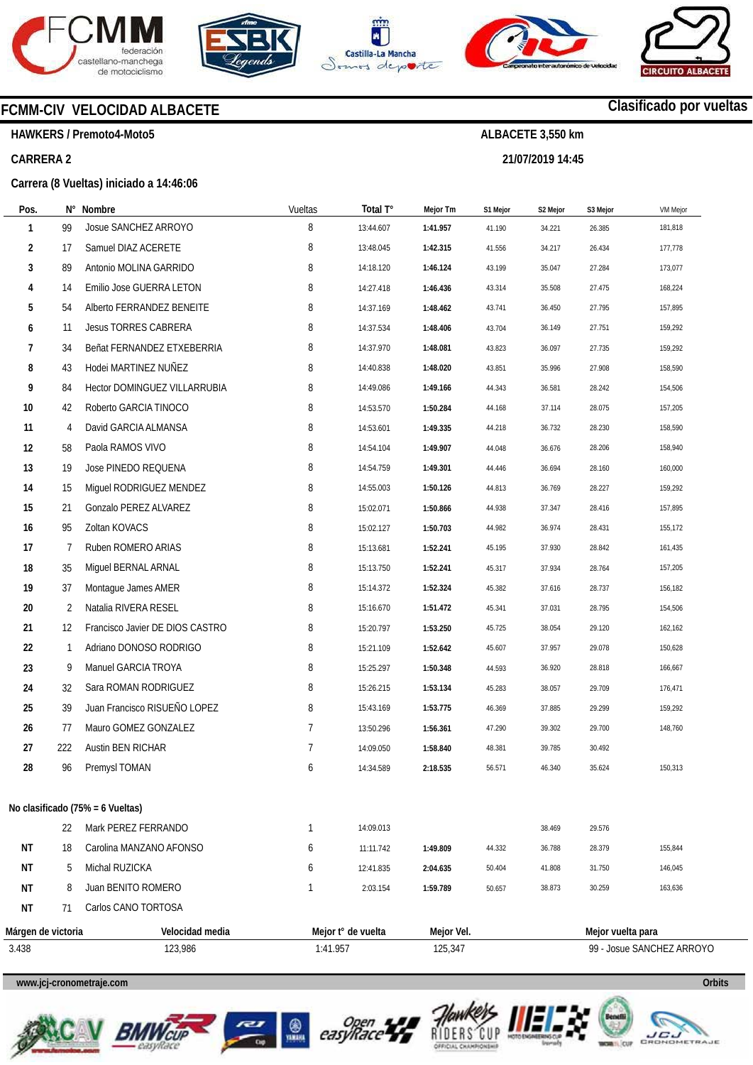# FCMM-CIV VELOCIDAD ALBACETE

**Clasificado por vueltas**

**HAWKERS / Premoto4-Moto5**

**ALBACETE 3,550 km**

**CARRERA 2**

**21/07/2019 14:45**

**Carrera (8 Vueltas) iniciado a 14:46:06**

| Pos. | N° | Nombre | Vueltas | Total T° | Mejor Tm | S1 Mejor | S2 Mejor | S3 Mejor | VM Mejor |
|---|---|---|---|---|---|---|---|---|---|
| 1 | 99 | Josue SANCHEZ ARROYO | 8 | 13:44.607 | **1:41.957** | 41.190 | 34.221 | 26.385 | 181,818 |
| 2 | 17 | Samuel DIAZ ACERETE | 8 | 13:48.045 | **1:42.315** | 41.556 | 34.217 | 26.434 | 177,778 |
| 3 | 89 | Antonio MOLINA GARRIDO | 8 | 14:18.120 | **1:46.124** | 43.199 | 35.047 | 27.284 | 173,077 |
| 4 | 14 | Emilio Jose GUERRA LETON | 8 | 14:27.418 | **1:46.436** | 43.314 | 35.508 | 27.475 | 168,224 |
| 5 | 54 | Alberto FERRANDEZ BENEITE | 8 | 14:37.169 | **1:48.462** | 43.741 | 36.450 | 27.795 | 157,895 |
| 6 | 11 | Jesus TORRES CABRERA | 8 | 14:37.534 | **1:48.406** | 43.704 | 36.149 | 27.751 | 159,292 |
| 7 | 34 | Beñat FERNANDEZ ETXEBERRIA | 8 | 14:37.970 | **1:48.081** | 43.823 | 36.097 | 27.735 | 159,292 |
| 8 | 43 | Hodei MARTINEZ NUÑEZ | 8 | 14:40.838 | **1:48.020** | 43.851 | 35.996 | 27.908 | 158,590 |
| 9 | 84 | Hector DOMINGUEZ VILLARRUBIA | 8 | 14:49.086 | **1:49.166** | 44.343 | 36.581 | 28.242 | 154,506 |
| 10 | 42 | Roberto GARCIA TINOCO | 8 | 14:53.570 | **1:50.284** | 44.168 | 37.114 | 28.075 | 157,205 |
| 11 | 4 | David GARCIA ALMANSA | 8 | 14:53.601 | **1:49.335** | 44.218 | 36.732 | 28.230 | 158,590 |
| 12 | 58 | Paola RAMOS VIVO | 8 | 14:54.104 | **1:49.907** | 44.048 | 36.676 | 28.206 | 158,940 |
| 13 | 19 | Jose PINEDO REQUENA | 8 | 14:54.759 | **1:49.301** | 44.446 | 36.694 | 28.160 | 160,000 |
| 14 | 15 | Miguel RODRIGUEZ MENDEZ | 8 | 14:55.003 | **1:50.126** | 44.813 | 36.769 | 28.227 | 159,292 |
| 15 | 21 | Gonzalo PEREZ ALVAREZ | 8 | 15:02.071 | **1:50.866** | 44.938 | 37.347 | 28.416 | 157,895 |
| 16 | 95 | Zoltan KOVACS | 8 | 15:02.127 | **1:50.703** | 44.982 | 36.974 | 28.431 | 155,172 |
| 17 | 7 | Ruben ROMERO ARIAS | 8 | 15:13.681 | **1:52.241** | 45.195 | 37.930 | 28.842 | 161,435 |
| 18 | 35 | Miguel BERNAL ARNAL | 8 | 15:13.750 | **1:52.241** | 45.317 | 37.934 | 28.764 | 157,205 |
| 19 | 37 | Montague James AMER | 8 | 15:14.372 | **1:52.324** | 45.382 | 37.616 | 28.737 | 156,182 |
| 20 | 2 | Natalia RIVERA RESEL | 8 | 15:16.670 | **1:51.472** | 45.341 | 37.031 | 28.795 | 154,506 |
| 21 | 12 | Francisco Javier DE DIOS CASTRO | 8 | 15:20.797 | **1:53.250** | 45.725 | 38.054 | 29.120 | 162,162 |
| 22 | 1 | Adriano DONOSO RODRIGO | 8 | 15:21.109 | **1:52.642** | 45.607 | 37.957 | 29.078 | 150,628 |
| 23 | 9 | Manuel GARCIA TROYA | 8 | 15:25.297 | **1:50.348** | 44.593 | 36.920 | 28.818 | 166,667 |
| 24 | 32 | Sara ROMAN RODRIGUEZ | 8 | 15:26.215 | **1:53.134** | 45.283 | 38.057 | 29.709 | 176,471 |
| 25 | 39 | Juan Francisco RISUEÑO LOPEZ | 8 | 15:43.169 | **1:53.775** | 46.369 | 37.885 | 29.299 | 159,292 |
| 26 | 77 | Mauro GOMEZ GONZALEZ | 7 | 13:50.296 | **1:56.361** | 47.290 | 39.302 | 29.700 | 148,760 |
| 27 | 222 | Austin BEN RICHAR | 7 | 14:09.050 | **1:58.840** | 48.381 | 39.785 | 30.492 | |
| 28 | 96 | Premysl TOMAN | 6 | 14:34.589 | **2:18.535** | 56.571 | 46.340 | 35.624 | 150,313 |

**No clasificado (75% = 6 Vueltas)**

| Pos. | N° | Nombre | Vueltas | Total T° | Mejor Tm | S1 Mejor | S2 Mejor | S3 Mejor | VM Mejor |
|---|---|---|---|---|---|---|---|---|---|
| | 22 | Mark PEREZ FERRANDO | 1 | 14:09.013 | | | 38.469 | 29.576 | |
| NT | 18 | Carolina MANZANO AFONSO | 6 | 11:11.742 | **1:49.809** | 44.332 | 36.788 | 28.379 | 155,844 |
| NT | 5 | Michal RUZICKA | 6 | 12:41.835 | **2:04.635** | 50.404 | 41.808 | 31.750 | 146,045 |
| NT | 8 | Juan BENITO ROMERO | 1 | 2:03.154 | **1:59.789** | 50.657 | 38.873 | 30.259 | 163,636 |
| NT | 71 | Carlos CANO TORTOSA | | | | | | | |

| Márgen de victoria | Velocidad media | Mejor t° de vuelta | Mejor Vel. | Mejor vuelta para |
|---|---|---|---|---|
| 3.438 | 123,986 | 1:41.957 | 125,347 | 99 - Josue SANCHEZ ARROYO |

www.jcj-cronometraje.com

Orbits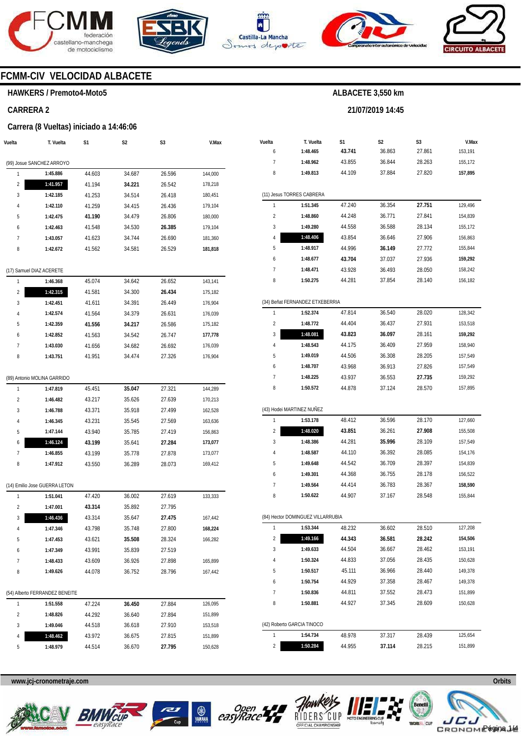# FCMM-CIV VELOCIDAD ALBACETE

**HAWKERS / Premoto4-Moto5**

**ALBACETE 3,550 km**

**CARRERA 2**

**21/07/2019 14:45**

**Carrera (8 Vueltas) iniciado a 14:46:06**

| Vuelta | T. Vuelta | S1 | S2 | S3 | V.Max |
|---|---|---|---|---|---|
| **(99) Josue SANCHEZ ARROYO** | | | | | |
| 1 | 1:45.886 | 44.603 | 34.687 | 26.596 | 144,000 |
| 2 | **1:41.957** | 41.194 | **34.221** | 26.542 | 178,218 |
| 3 | 1:42.185 | 41.253 | 34.514 | 26.418 | 180,451 |
| 4 | 1:42.110 | 41.259 | 34.415 | 26.436 | 179,104 |
| 5 | 1:42.475 | **41.190** | 34.479 | 26.806 | 180,000 |
| 6 | 1:42.463 | 41.548 | 34.530 | **26.385** | 179,104 |
| 7 | 1:43.057 | 41.623 | 34.744 | 26.690 | 181,360 |
| 8 | 1:42.672 | 41.562 | 34.581 | 26.529 | **181,818** |
| **(17) Samuel DIAZ ACERETE** | | | | | |
| 1 | 1:46.368 | 45.074 | 34.642 | 26.652 | 143,141 |
| 2 | **1:42.315** | 41.581 | 34.300 | **26.434** | 175,182 |
| 3 | 1:42.451 | 41.611 | 34.391 | 26.449 | 176,904 |
| 4 | 1:42.574 | 41.564 | 34.379 | 26.631 | 176,039 |
| 5 | 1:42.359 | **41.556** | **34.217** | 26.586 | 175,182 |
| 6 | 1:42.852 | 41.563 | 34.542 | 26.747 | **177,778** |
| 7 | 1:43.030 | 41.656 | 34.682 | 26.692 | 176,039 |
| 8 | 1:43.751 | 41.951 | 34.474 | 27.326 | 176,904 |
| **(89) Antonio MOLINA GARRIDO** | | | | | |
| 1 | 1:47.819 | 45.451 | **35.047** | 27.321 | 144,289 |
| 2 | 1:46.482 | 43.217 | 35.626 | 27.639 | 170,213 |
| 3 | 1:46.788 | 43.371 | 35.918 | 27.499 | 162,528 |
| 4 | 1:46.345 | 43.231 | 35.545 | 27.569 | 163,636 |
| 5 | 1:47.144 | 43.940 | 35.785 | 27.419 | 156,863 |
| 6 | **1:46.124** | **43.199** | 35.641 | **27.284** | **173,077** |
| 7 | 1:46.855 | 43.199 | 35.778 | 27.878 | 173,077 |
| 8 | 1:47.912 | 43.550 | 36.289 | 28.073 | 169,412 |
| **(14) Emilio Jose GUERRA LETON** | | | | | |
| 1 | 1:51.041 | 47.420 | 36.002 | 27.619 | 133,333 |
| 2 | 1:47.001 | **43.314** | 35.892 | 27.795 | |
| 3 | **1:46.436** | 43.314 | 35.647 | **27.475** | 167,442 |
| 4 | 1:47.346 | 43.798 | 35.748 | 27.800 | **168,224** |
| 5 | 1:47.453 | 43.621 | **35.508** | 28.324 | 166,282 |
| 6 | 1:47.349 | 43.991 | 35.839 | 27.519 | |
| 7 | 1:48.433 | 43.609 | 36.926 | 27.898 | 165,899 |
| 8 | 1:49.626 | 44.078 | 36.752 | 28.796 | 167,442 |
| **(54) Alberto FERRANDEZ BENEITE** | | | | | |
| 1 | 1:51.558 | 47.224 | **36.450** | 27.884 | 126,095 |
| 2 | 1:48.826 | 44.292 | 36.640 | 27.894 | 151,899 |
| 3 | 1:49.046 | 44.518 | 36.618 | 27.910 | 153,518 |
| 4 | **1:48.462** | 43.972 | 36.675 | 27.815 | 151,899 |
| 5 | 1:48.979 | 44.514 | 36.670 | **27.795** | 150,628 |
| 6 | 1:48.465 | **43.741** | 36.863 | 27.861 | 153,191 |
| 7 | 1:48.962 | 43.855 | 36.844 | 28.263 | 155,172 |
| 8 | 1:49.813 | 44.109 | 37.884 | 27.820 | **157,895** |
| **(11) Jesus TORRES CABRERA** | | | | | |
| 1 | 1:51.345 | 47.240 | 36.354 | **27.751** | 129,496 |
| 2 | 1:48.860 | 44.248 | 36.771 | 27.841 | 154,839 |
| 3 | 1:49.280 | 44.558 | 36.588 | 28.134 | 155,172 |
| 4 | **1:48.406** | 43.854 | 36.646 | 27.906 | 156,863 |
| 5 | 1:48.917 | 44.996 | **36.149** | 27.772 | 155,844 |
| 6 | 1:48.677 | **43.704** | 37.037 | 27.936 | **159,292** |
| 7 | 1:48.471 | 43.928 | 36.493 | 28.050 | 158,242 |
| 8 | 1:50.275 | 44.281 | 37.854 | 28.140 | 156,182 |
| **(34) Beñat FERNANDEZ ETXEBERRIA** | | | | | |
| 1 | 1:52.374 | 47.814 | 36.540 | 28.020 | 128,342 |
| 2 | 1:48.772 | 44.404 | 36.437 | 27.931 | 153,518 |
| 3 | **1:48.081** | **43.823** | **36.097** | 28.161 | **159,292** |
| 4 | 1:48.543 | 44.175 | 36.409 | 27.959 | 158,940 |
| 5 | 1:49.019 | 44.506 | 36.308 | 28.205 | 157,549 |
| 6 | 1:48.707 | 43.968 | 36.913 | 27.826 | 157,549 |
| 7 | 1:48.225 | 43.937 | 36.553 | **27.735** | 159,292 |
| 8 | 1:50.572 | 44.878 | 37.124 | 28.570 | 157,895 |
| **(43) Hodei MARTINEZ NUÑEZ** | | | | | |
| 1 | 1:53.178 | 48.412 | 36.596 | 28.170 | 127,660 |
| 2 | **1:48.020** | **43.851** | 36.261 | **27.908** | 155,508 |
| 3 | 1:48.386 | 44.281 | **35.996** | 28.109 | 157,549 |
| 4 | 1:48.587 | 44.110 | 36.392 | 28.085 | 154,176 |
| 5 | 1:49.648 | 44.542 | 36.709 | 28.397 | 154,839 |
| 6 | 1:49.301 | 44.368 | 36.755 | 28.178 | 156,522 |
| 7 | 1:49.564 | 44.414 | 36.783 | 28.367 | **158,590** |
| 8 | 1:50.622 | 44.907 | 37.167 | 28.548 | 155,844 |
| **(84) Hector DOMINGUEZ VILLARRUBIA** | | | | | |
| 1 | 1:53.344 | 48.232 | 36.602 | 28.510 | 127,208 |
| 2 | **1:49.166** | **44.343** | **36.581** | **28.242** | **154,506** |
| 3 | 1:49.633 | 44.504 | 36.667 | 28.462 | 153,191 |
| 4 | 1:50.324 | 44.833 | 37.056 | 28.435 | 150,628 |
| 5 | 1:50.517 | 45.111 | 36.966 | 28.440 | 149,378 |
| 6 | 1:50.754 | 44.929 | 37.358 | 28.467 | 149,378 |
| 7 | 1:50.836 | 44.811 | 37.552 | 28.473 | 151,899 |
| 8 | 1:50.881 | 44.927 | 37.345 | 28.609 | 150,628 |
| **(42) Roberto GARCIA TINOCO** | | | | | |
| 1 | 1:54.734 | 48.978 | 37.317 | 28.439 | 125,654 |
| 2 | **1:50.284** | 44.955 | **37.114** | 28.215 | 151,899 |

www.jcj-cronometraje.com

Orbits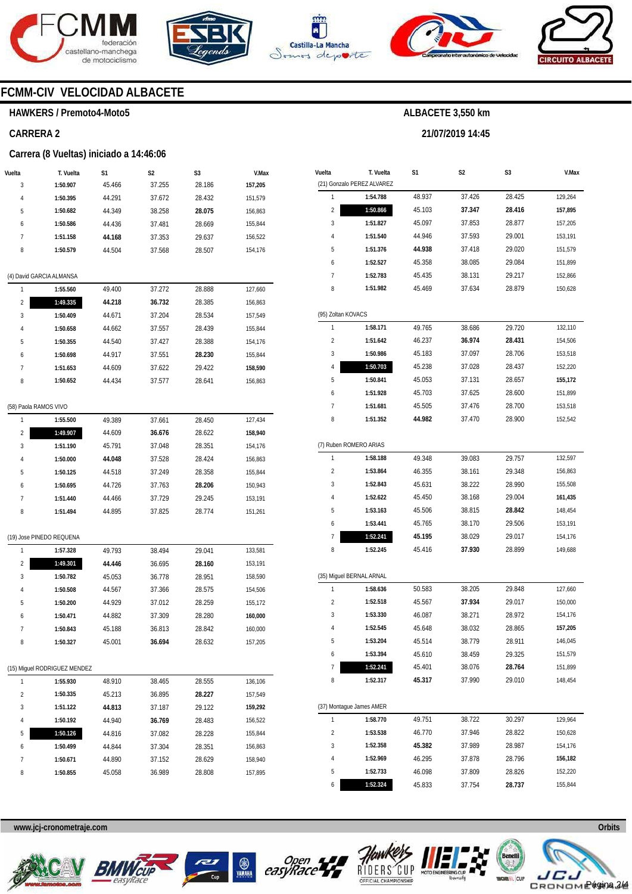# FCMM-CIV VELOCIDAD ALBACETE

**HAWKERS / Premoto4-Moto5**

**ALBACETE 3,550 km**

**CARRERA 2**

**21/07/2019 14:45**

**Carrera (8 Vueltas) iniciado a 14:46:06**

| Vuelta | T. Vuelta | S1 | S2 | S3 | V.Max |
|---|---|---|---|---|---|
| 3 | **1:50.907** | 45.466 | 37.255 | 28.186 | **157,205** |
| 4 | **1:50.395** | 44.291 | 37.672 | 28.432 | 151,579 |
| 5 | **1:50.682** | 44.349 | 38.258 | **28.075** | 156,863 |
| 6 | **1:50.586** | 44.436 | 37.481 | 28.669 | 155,844 |
| 7 | **1:51.158** | **44.168** | 37.353 | 29.637 | 156,522 |
| 8 | **1:50.579** | 44.504 | 37.568 | 28.507 | 154,176 |

(4) David GARCIA ALMANSA

| Vuelta | T. Vuelta | S1 | S2 | S3 | V.Max |
|---|---|---|---|---|---|
| 1 | **1:55.560** | 49.400 | 37.272 | 28.888 | 127,660 |
| 2 | **1:49.335** | **44.218** | **36.732** | 28.385 | 156,863 |
| 3 | **1:50.409** | 44.671 | 37.204 | 28.534 | 157,549 |
| 4 | **1:50.658** | 44.662 | 37.557 | 28.439 | 155,844 |
| 5 | **1:50.355** | 44.540 | 37.427 | 28.388 | 154,176 |
| 6 | **1:50.698** | 44.917 | 37.551 | **28.230** | 155,844 |
| 7 | **1:51.653** | 44.609 | 37.622 | 29.422 | **158,590** |
| 8 | **1:50.652** | 44.434 | 37.577 | 28.641 | 156,863 |

(58) Paola RAMOS VIVO

| Vuelta | T. Vuelta | S1 | S2 | S3 | V.Max |
|---|---|---|---|---|---|
| 1 | **1:55.500** | 49.389 | 37.661 | 28.450 | 127,434 |
| 2 | **1:49.907** | 44.609 | **36.676** | 28.622 | **158,940** |
| 3 | **1:51.190** | 45.791 | 37.048 | 28.351 | 154,176 |
| 4 | **1:50.000** | **44.048** | 37.528 | 28.424 | 156,863 |
| 5 | **1:50.125** | 44.518 | 37.249 | 28.358 | 155,844 |
| 6 | **1:50.695** | 44.726 | 37.763 | **28.206** | 150,943 |
| 7 | **1:51.440** | 44.466 | 37.729 | 29.245 | 153,191 |
| 8 | **1:51.494** | 44.895 | 37.825 | 28.774 | 151,261 |

(19) Jose PINEDO REQUENA

| Vuelta | T. Vuelta | S1 | S2 | S3 | V.Max |
|---|---|---|---|---|---|
| 1 | **1:57.328** | 49.793 | 38.494 | 29.041 | 133,581 |
| 2 | **1:49.301** | **44.446** | 36.695 | **28.160** | 153,191 |
| 3 | **1:50.782** | 45.053 | 36.778 | 28.951 | 158,590 |
| 4 | **1:50.508** | 44.567 | 37.366 | 28.575 | 154,506 |
| 5 | **1:50.200** | 44.929 | 37.012 | 28.259 | 155,172 |
| 6 | **1:50.471** | 44.882 | 37.309 | 28.280 | **160,000** |
| 7 | **1:50.843** | 45.188 | 36.813 | 28.842 | 160,000 |
| 8 | **1:50.327** | 45.001 | **36.694** | 28.632 | 157,205 |

(15) Miguel RODRIGUEZ MENDEZ

| Vuelta | T. Vuelta | S1 | S2 | S3 | V.Max |
|---|---|---|---|---|---|
| 1 | **1:55.930** | 48.910 | 38.465 | 28.555 | 136,106 |
| 2 | **1:50.335** | 45.213 | 36.895 | **28.227** | 157,549 |
| 3 | **1:51.122** | **44.813** | 37.187 | 29.122 | **159,292** |
| 4 | **1:50.192** | 44.940 | **36.769** | 28.483 | 156,522 |
| 5 | **1:50.126** | 44.816 | 37.082 | 28.228 | 155,844 |
| 6 | **1:50.499** | 44.844 | 37.304 | 28.351 | 156,863 |
| 7 | **1:50.671** | 44.890 | 37.152 | 28.629 | 158,940 |
| 8 | **1:50.855** | 45.058 | 36.989 | 28.808 | 157,895 |

(21) Gonzalo PEREZ ALVAREZ

| Vuelta | T. Vuelta | S1 | S2 | S3 | V.Max |
|---|---|---|---|---|---|
| 1 | **1:54.788** | 48.937 | 37.426 | 28.425 | 129,264 |
| 2 | **1:50.866** | 45.103 | **37.347** | **28.416** | **157,895** |
| 3 | **1:51.827** | 45.097 | 37.853 | 28.877 | 157,205 |
| 4 | **1:51.540** | 44.946 | 37.593 | 29.001 | 153,191 |
| 5 | **1:51.376** | **44.938** | 37.418 | 29.020 | 151,579 |
| 6 | **1:52.527** | 45.358 | 38.085 | 29.084 | 151,899 |
| 7 | **1:52.783** | 45.435 | 38.131 | 29.217 | 152,866 |
| 8 | **1:51.982** | 45.469 | 37.634 | 28.879 | 150,628 |

(95) Zoltan KOVACS

| Vuelta | T. Vuelta | S1 | S2 | S3 | V.Max |
|---|---|---|---|---|---|
| 1 | **1:58.171** | 49.765 | 38.686 | 29.720 | 132,110 |
| 2 | **1:51.642** | 46.237 | **36.974** | **28.431** | 154,506 |
| 3 | **1:50.986** | 45.183 | 37.097 | 28.706 | 153,518 |
| 4 | **1:50.703** | 45.238 | 37.028 | 28.437 | 152,220 |
| 5 | **1:50.841** | 45.053 | 37.131 | 28.657 | **155,172** |
| 6 | **1:51.928** | 45.703 | 37.625 | 28.600 | 151,899 |
| 7 | **1:51.681** | 45.505 | 37.476 | 28.700 | 153,518 |
| 8 | **1:51.352** | **44.982** | 37.470 | 28.900 | 152,542 |

(7) Ruben ROMERO ARIAS

| Vuelta | T. Vuelta | S1 | S2 | S3 | V.Max |
|---|---|---|---|---|---|
| 1 | **1:58.188** | 49.348 | 39.083 | 29.757 | 132,597 |
| 2 | **1:53.864** | 46.355 | 38.161 | 29.348 | 156,863 |
| 3 | **1:52.843** | 45.631 | 38.222 | 28.990 | 155,508 |
| 4 | **1:52.622** | 45.450 | 38.168 | 29.004 | **161,435** |
| 5 | **1:53.163** | 45.506 | 38.815 | **28.842** | 148,454 |
| 6 | **1:53.441** | 45.765 | 38.170 | 29.506 | 153,191 |
| 7 | **1:52.241** | **45.195** | 38.029 | 29.017 | 154,176 |
| 8 | **1:52.245** | 45.416 | **37.930** | 28.899 | 149,688 |

(35) Miguel BERNAL ARNAL

| Vuelta | T. Vuelta | S1 | S2 | S3 | V.Max |
|---|---|---|---|---|---|
| 1 | **1:58.636** | 50.583 | 38.205 | 29.848 | 127,660 |
| 2 | **1:52.518** | 45.567 | **37.934** | 29.017 | 150,000 |
| 3 | **1:53.330** | 46.087 | 38.271 | 28.972 | 154,176 |
| 4 | **1:52.545** | 45.648 | 38.032 | 28.865 | **157,205** |
| 5 | **1:53.204** | 45.514 | 38.779 | 28.911 | 146,045 |
| 6 | **1:53.394** | 45.610 | 38.459 | 29.325 | 151,579 |
| 7 | **1:52.241** | 45.401 | 38.076 | **28.764** | 151,899 |
| 8 | **1:52.317** | **45.317** | 37.990 | 29.010 | 148,454 |

(37) Montague James AMER

| Vuelta | T. Vuelta | S1 | S2 | S3 | V.Max |
|---|---|---|---|---|---|
| 1 | **1:58.770** | 49.751 | 38.722 | 30.297 | 129,964 |
| 2 | **1:53.538** | 46.770 | 37.946 | 28.822 | 150,628 |
| 3 | **1:52.358** | **45.382** | 37.989 | 28.987 | 154,176 |
| 4 | **1:52.969** | 46.295 | 37.878 | 28.796 | **156,182** |
| 5 | **1:52.733** | 46.098 | 37.809 | 28.826 | 152,220 |
| 6 | **1:52.324** | 45.833 | 37.754 | **28.737** | 155,844 |

www.jcj-cronometraje.com

Orbits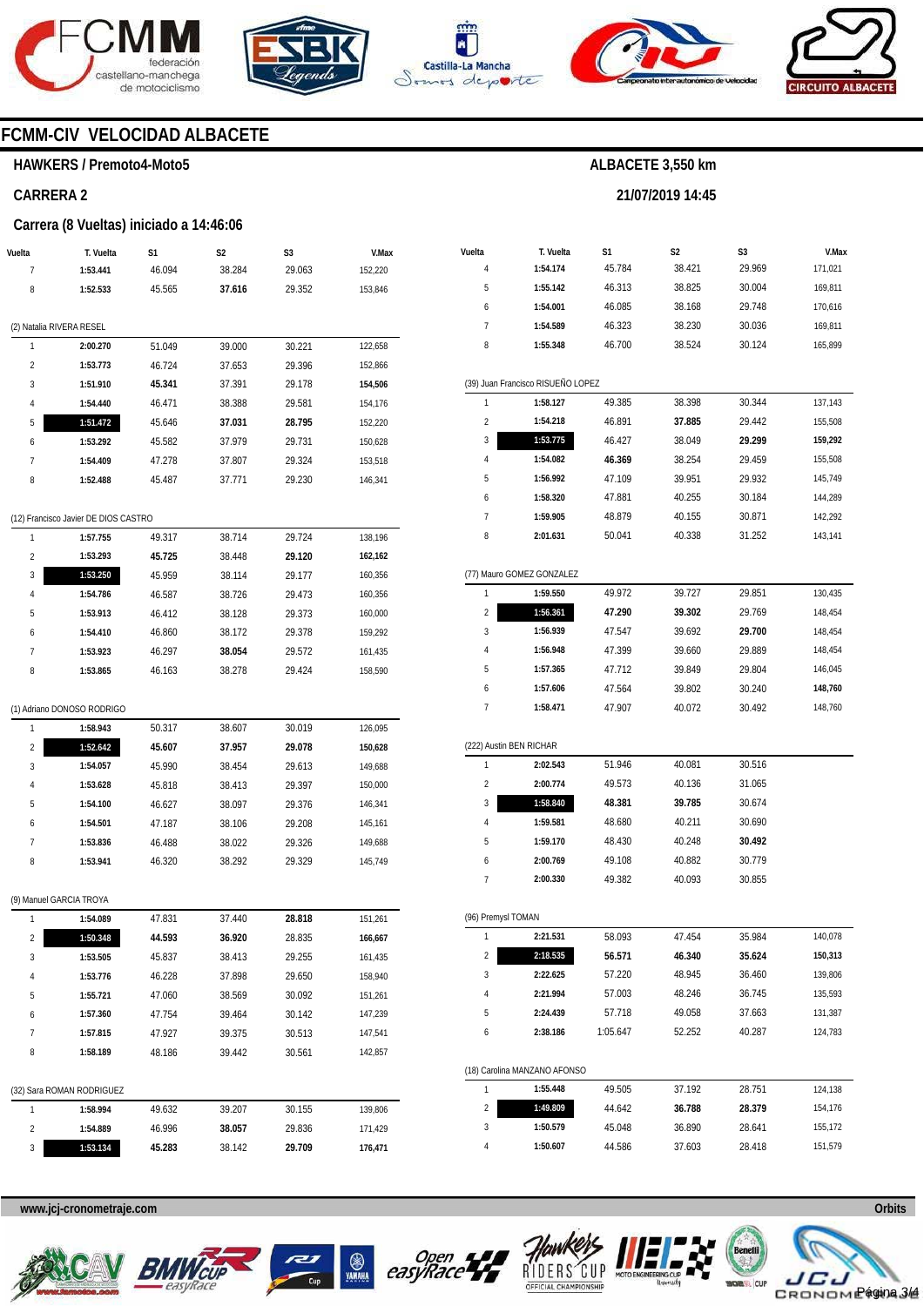# FCMM-CIV VELOCIDAD ALBACETE

## HAWKERS / Premoto4-Moto5

**ALBACETE 3,550 km**

## CARRERA 2

**21/07/2019 14:45**

### Carrera (8 Vueltas) iniciado a 14:46:06

| Vuelta | T. Vuelta | S1 | S2 | S3 | V.Max |
|---|---|---|---|---|---|
| 7 | **1:53.441** | 46.094 | 38.284 | 29.063 | 152,220 |
| 8 | **1:52.533** | 45.565 | **37.616** | 29.352 | 153,846 |

(2) Natalia RIVERA RESEL

| Vuelta | T. Vuelta | S1 | S2 | S3 | V.Max |
|---|---|---|---|---|---|
| 1 | **2:00.270** | 51.049 | 39.000 | 30.221 | 122,658 |
| 2 | **1:53.773** | 46.724 | 37.653 | 29.396 | 152,866 |
| 3 | **1:51.910** | **45.341** | 37.391 | 29.178 | **154,506** |
| 4 | **1:54.440** | 46.471 | 38.388 | 29.581 | 154,176 |
| 5 | **1:51.472** | 45.646 | **37.031** | **28.795** | 152,220 |
| 6 | **1:53.292** | 45.582 | 37.979 | 29.731 | 150,628 |
| 7 | **1:54.409** | 47.278 | 37.807 | 29.324 | 153,518 |
| 8 | **1:52.488** | 45.487 | 37.771 | 29.230 | 146,341 |

(12) Francisco Javier DE DIOS CASTRO

| Vuelta | T. Vuelta | S1 | S2 | S3 | V.Max |
|---|---|---|---|---|---|
| 1 | **1:57.755** | 49.317 | 38.714 | 29.724 | 138,196 |
| 2 | **1:53.293** | **45.725** | 38.448 | **29.120** | **162,162** |
| 3 | **1:53.250** | 45.959 | 38.114 | 29.177 | 160,356 |
| 4 | **1:54.786** | 46.587 | 38.726 | 29.473 | 160,356 |
| 5 | **1:53.913** | 46.412 | 38.128 | 29.373 | 160,000 |
| 6 | **1:54.410** | 46.860 | 38.172 | 29.378 | 159,292 |
| 7 | **1:53.923** | 46.297 | **38.054** | 29.572 | 161,435 |
| 8 | **1:53.865** | 46.163 | 38.278 | 29.424 | 158,590 |

(1) Adriano DONOSO RODRIGO

| Vuelta | T. Vuelta | S1 | S2 | S3 | V.Max |
|---|---|---|---|---|---|
| 1 | **1:58.943** | 50.317 | 38.607 | 30.019 | 126,095 |
| 2 | **1:52.642** | **45.607** | **37.957** | **29.078** | **150,628** |
| 3 | **1:54.057** | 45.990 | 38.454 | 29.613 | 149,688 |
| 4 | **1:53.628** | 45.818 | 38.413 | 29.397 | 150,000 |
| 5 | **1:54.100** | 46.627 | 38.097 | 29.376 | 146,341 |
| 6 | **1:54.501** | 47.187 | 38.106 | 29.208 | 145,161 |
| 7 | **1:53.836** | 46.488 | 38.022 | 29.326 | 149,688 |
| 8 | **1:53.941** | 46.320 | 38.292 | 29.329 | 145,749 |

(9) Manuel GARCIA TROYA

| Vuelta | T. Vuelta | S1 | S2 | S3 | V.Max |
|---|---|---|---|---|---|
| 1 | **1:54.089** | 47.831 | 37.440 | **28.818** | 151,261 |
| 2 | **1:50.348** | **44.593** | **36.920** | 28.835 | **166,667** |
| 3 | **1:53.505** | 45.837 | 38.413 | 29.255 | 161,435 |
| 4 | **1:53.776** | 46.228 | 37.898 | 29.650 | 158,940 |
| 5 | **1:55.721** | 47.060 | 38.569 | 30.092 | 151,261 |
| 6 | **1:57.360** | 47.754 | 39.464 | 30.142 | 147,239 |
| 7 | **1:57.815** | 47.927 | 39.375 | 30.513 | 147,541 |
| 8 | **1:58.189** | 48.186 | 39.442 | 30.561 | 142,857 |

(32) Sara ROMAN RODRIGUEZ

| Vuelta | T. Vuelta | S1 | S2 | S3 | V.Max |
|---|---|---|---|---|---|
| 1 | **1:58.994** | 49.632 | 39.207 | 30.155 | 139,806 |
| 2 | **1:54.889** | 46.996 | **38.057** | 29.836 | 171,429 |
| 3 | **1:53.134** | **45.283** | 38.142 | **29.709** | **176,471** |
| 4 | **1:54.174** | 45.784 | 38.421 | 29.969 | 171,021 |
| 5 | **1:55.142** | 46.313 | 38.825 | 30.004 | 169,811 |
| 6 | **1:54.001** | 46.085 | 38.168 | 29.748 | 170,616 |
| 7 | **1:54.589** | 46.323 | 38.230 | 30.036 | 169,811 |
| 8 | **1:55.348** | 46.700 | 38.524 | 30.124 | 165,899 |

(39) Juan Francisco RISUEÑO LOPEZ

| Vuelta | T. Vuelta | S1 | S2 | S3 | V.Max |
|---|---|---|---|---|---|
| 1 | **1:58.127** | 49.385 | 38.398 | 30.344 | 137,143 |
| 2 | **1:54.218** | 46.891 | **37.885** | 29.442 | 155,508 |
| 3 | **1:53.775** | 46.427 | 38.049 | **29.299** | **159,292** |
| 4 | **1:54.082** | **46.369** | 38.254 | 29.459 | 155,508 |
| 5 | **1:56.992** | 47.109 | 39.951 | 29.932 | 145,749 |
| 6 | **1:58.320** | 47.881 | 40.255 | 30.184 | 144,289 |
| 7 | **1:59.905** | 48.879 | 40.155 | 30.871 | 142,292 |
| 8 | **2:01.631** | 50.041 | 40.338 | 31.252 | 143,141 |

(77) Mauro GOMEZ GONZALEZ

| Vuelta | T. Vuelta | S1 | S2 | S3 | V.Max |
|---|---|---|---|---|---|
| 1 | **1:59.550** | 49.972 | 39.727 | 29.851 | 130,435 |
| 2 | **1:56.361** | **47.290** | **39.302** | 29.769 | 148,454 |
| 3 | **1:56.939** | 47.547 | 39.692 | **29.700** | 148,454 |
| 4 | **1:56.948** | 47.399 | 39.660 | 29.889 | 148,454 |
| 5 | **1:57.365** | 47.712 | 39.849 | 29.804 | 146,045 |
| 6 | **1:57.606** | 47.564 | 39.802 | 30.240 | **148,760** |
| 7 | **1:58.471** | 47.907 | 40.072 | 30.492 | 148,760 |

(222) Austin BEN RICHAR

| Vuelta | T. Vuelta | S1 | S2 | S3 | V.Max |
|---|---|---|---|---|---|
| 1 | **2:02.543** | 51.946 | 40.081 | 30.516 | |
| 2 | **2:00.774** | 49.573 | 40.136 | 31.065 | |
| 3 | **1:58.840** | **48.381** | **39.785** | 30.674 | |
| 4 | **1:59.581** | 48.680 | 40.211 | 30.690 | |
| 5 | **1:59.170** | 48.430 | 40.248 | **30.492** | |
| 6 | **2:00.769** | 49.108 | 40.882 | 30.779 | |
| 7 | **2:00.330** | 49.382 | 40.093 | 30.855 | |

(96) Premysl TOMAN

| Vuelta | T. Vuelta | S1 | S2 | S3 | V.Max |
|---|---|---|---|---|---|
| 1 | **2:21.531** | 58.093 | 47.454 | 35.984 | 140,078 |
| 2 | **2:18.535** | **56.571** | **46.340** | **35.624** | **150,313** |
| 3 | **2:22.625** | 57.220 | 48.945 | 36.460 | 139,806 |
| 4 | **2:21.994** | 57.003 | 48.246 | 36.745 | 135,593 |
| 5 | **2:24.439** | 57.718 | 49.058 | 37.663 | 131,387 |
| 6 | **2:38.186** | 1:05.647 | 52.252 | 40.287 | 124,783 |

(18) Carolina MANZANO AFONSO

| Vuelta | T. Vuelta | S1 | S2 | S3 | V.Max |
|---|---|---|---|---|---|
| 1 | **1:55.448** | 49.505 | 37.192 | 28.751 | 124,138 |
| 2 | **1:49.809** | 44.642 | **36.788** | **28.379** | 154,176 |
| 3 | **1:50.579** | 45.048 | 36.890 | 28.641 | 155,172 |
| 4 | **1:50.607** | 44.586 | 37.603 | 28.418 | 151,579 |

www.jcj-cronometraje.com — Orbits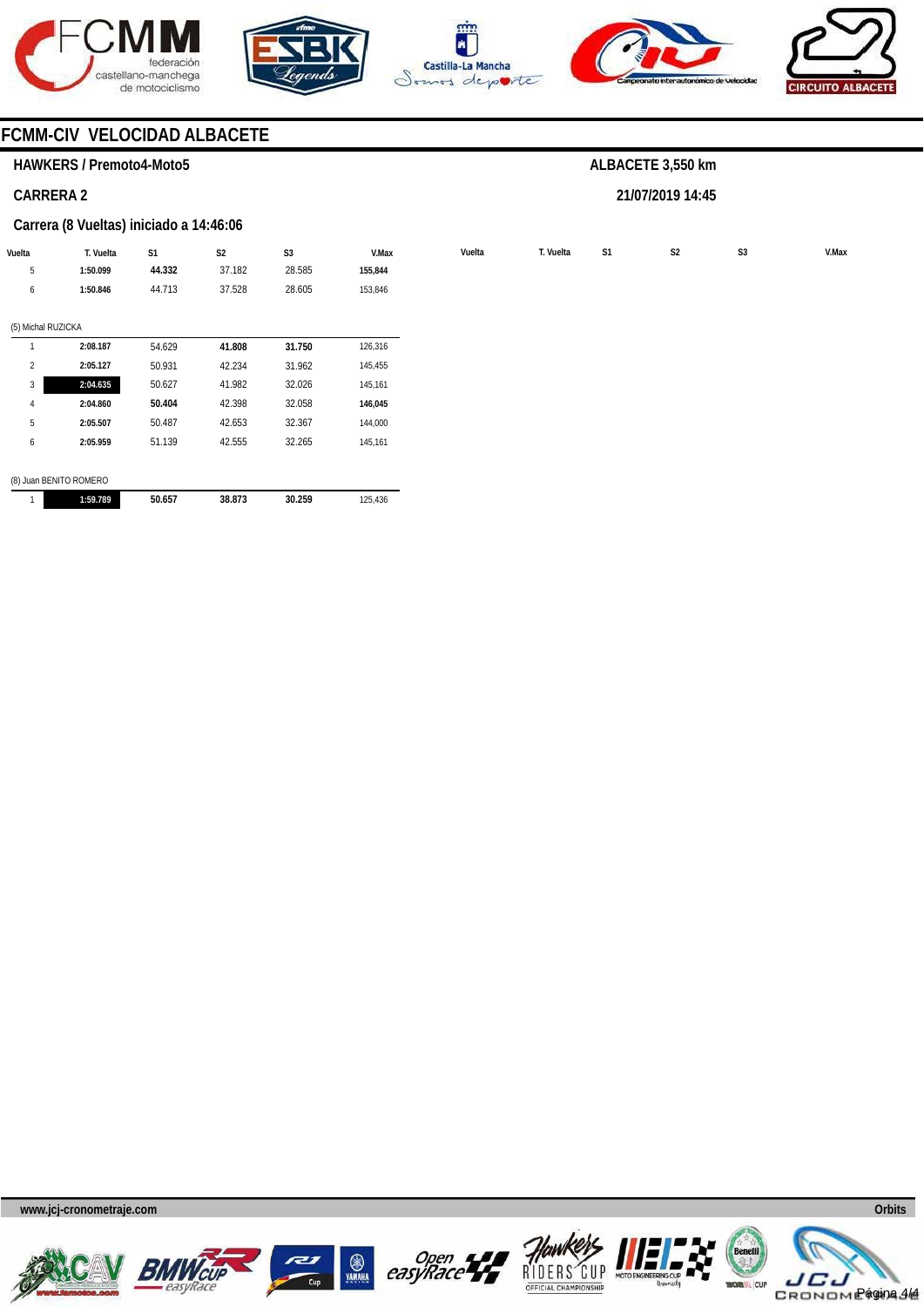## FCMM-CIV VELOCIDAD ALBACETE

**HAWKERS / Premoto4-Moto5** — **ALBACETE 3,550 km**

**CARRERA 2** — **21/07/2019 14:45**

**Carrera (8 Vueltas) iniciado a 14:46:06**

| Vuelta | T. Vuelta | S1 | S2 | S3 | V.Max |
|---|---|---|---|---|---|
| 5 | **1:50.099** | **44.332** | 37.182 | 28.585 | **155,844** |
| 6 | **1:50.846** | 44.713 | 37.528 | 28.605 | 153,846 |

(5) Michal RUZICKA

| Vuelta | T. Vuelta | S1 | S2 | S3 | V.Max |
|---|---|---|---|---|---|
| 1 | **2:08.187** | 54.629 | **41.808** | **31.750** | 126,316 |
| 2 | **2:05.127** | 50.931 | 42.234 | 31.962 | 145,455 |
| 3 | **2:04.635** | 50.627 | 41.982 | 32.026 | 145,161 |
| 4 | **2:04.860** | **50.404** | 42.398 | 32.058 | **146,045** |
| 5 | **2:05.507** | 50.487 | 42.653 | 32.367 | 144,000 |
| 6 | **2:05.959** | 51.139 | 42.555 | 32.265 | 145,161 |

(8) Juan BENITO ROMERO

| Vuelta | T. Vuelta | S1 | S2 | S3 | V.Max |
|---|---|---|---|---|---|
| 1 | **1:59.789** | **50.657** | **38.873** | **30.259** | 125,436 |

www.jcj-cronometraje.com — Orbits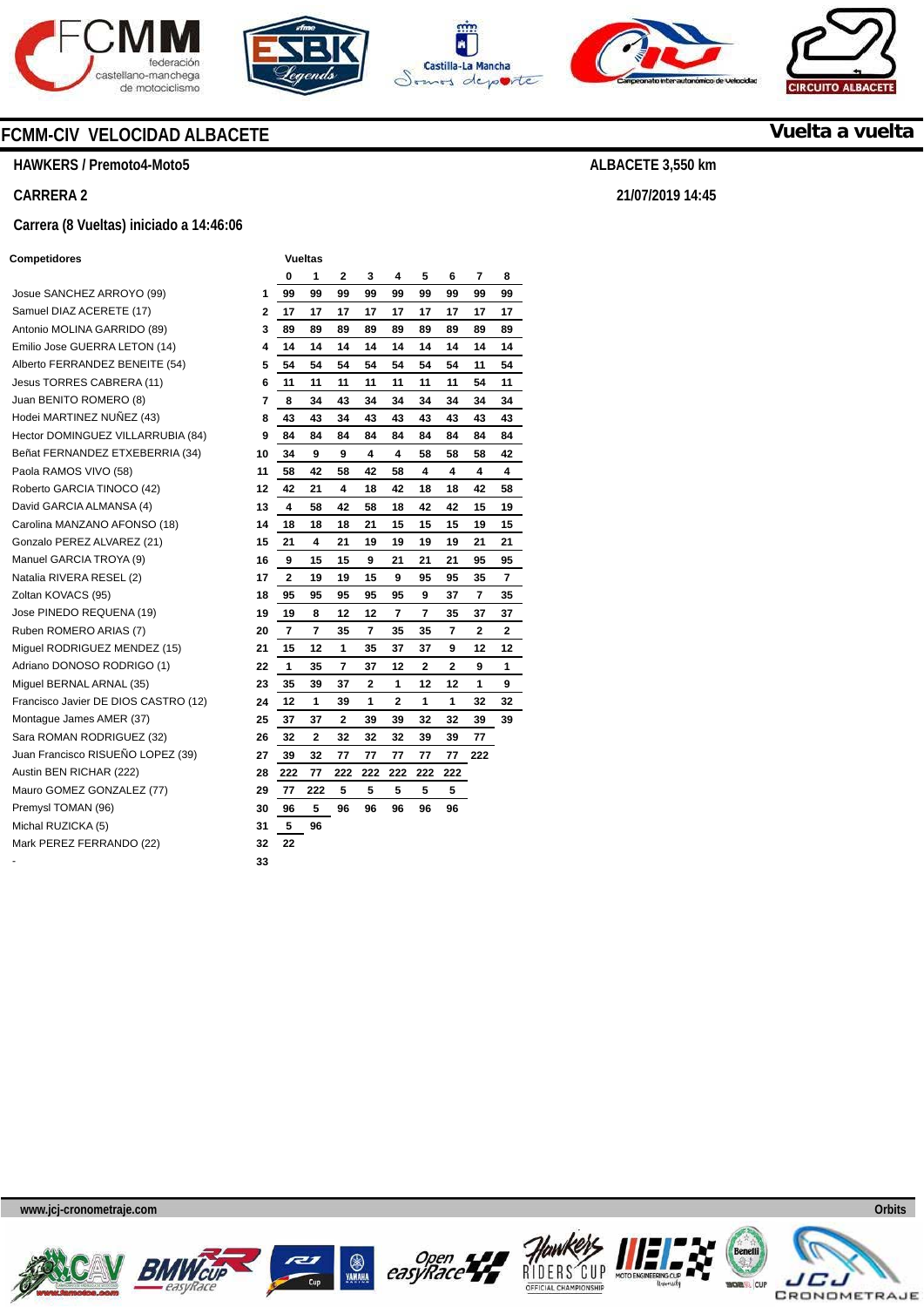# FCMM-CIV VELOCIDAD ALBACETE

**Vuelta a vuelta**

**HAWKERS / Premoto4-Moto5**

**ALBACETE 3,550 km**

**CARRERA 2**

**21/07/2019 14:45**

**Carrera (8 Vueltas) iniciado a 14:46:06**

| Competidores | | Vueltas 0 | 1 | 2 | 3 | 4 | 5 | 6 | 7 | 8 |
|---|---|---|---|---|---|---|---|---|---|---|
| Josue SANCHEZ ARROYO (99) | 1 | 99 | 99 | 99 | 99 | 99 | 99 | 99 | 99 | 99 |
| Samuel DIAZ ACERETE (17) | 2 | 17 | 17 | 17 | 17 | 17 | 17 | 17 | 17 | 17 |
| Antonio MOLINA GARRIDO (89) | 3 | 89 | 89 | 89 | 89 | 89 | 89 | 89 | 89 | 89 |
| Emilio Jose GUERRA LETON (14) | 4 | 14 | 14 | 14 | 14 | 14 | 14 | 14 | 14 | 14 |
| Alberto FERRANDEZ BENEITE (54) | 5 | 54 | 54 | 54 | 54 | 54 | 54 | 54 | 11 | 54 |
| Jesus TORRES CABRERA (11) | 6 | 11 | 11 | 11 | 11 | 11 | 11 | 11 | 54 | 11 |
| Juan BENITO ROMERO (8) | 7 | 8 | 34 | 43 | 34 | 34 | 34 | 34 | 34 | 34 |
| Hodei MARTINEZ NUÑEZ (43) | 8 | 43 | 43 | 34 | 43 | 43 | 43 | 43 | 43 | 43 |
| Hector DOMINGUEZ VILLARRUBIA (84) | 9 | 84 | 84 | 84 | 84 | 84 | 84 | 84 | 84 | 84 |
| Beñat FERNANDEZ ETXEBERRIA (34) | 10 | 34 | 9 | 9 | 4 | 4 | 58 | 58 | 58 | 42 |
| Paola RAMOS VIVO (58) | 11 | 58 | 42 | 58 | 42 | 58 | 4 | 4 | 4 | 4 |
| Roberto GARCIA TINOCO (42) | 12 | 42 | 21 | 4 | 18 | 42 | 18 | 18 | 42 | 58 |
| David GARCIA ALMANSA (4) | 13 | 4 | 58 | 42 | 58 | 18 | 42 | 42 | 15 | 19 |
| Carolina MANZANO AFONSO (18) | 14 | 18 | 18 | 18 | 21 | 15 | 15 | 15 | 19 | 15 |
| Gonzalo PEREZ ALVAREZ (21) | 15 | 21 | 4 | 21 | 19 | 19 | 19 | 19 | 21 | 21 |
| Manuel GARCIA TROYA (9) | 16 | 9 | 15 | 15 | 9 | 21 | 21 | 21 | 95 | 95 |
| Natalia RIVERA RESEL (2) | 17 | 2 | 19 | 19 | 15 | 9 | 95 | 95 | 35 | 7 |
| Zoltan KOVACS (95) | 18 | 95 | 95 | 95 | 95 | 95 | 9 | 37 | 7 | 35 |
| Jose PINEDO REQUENA (19) | 19 | 19 | 8 | 12 | 12 | 7 | 7 | 35 | 37 | 37 |
| Ruben ROMERO ARIAS (7) | 20 | 7 | 7 | 35 | 7 | 35 | 35 | 7 | 2 | 2 |
| Miguel RODRIGUEZ MENDEZ (15) | 21 | 15 | 12 | 1 | 35 | 37 | 37 | 9 | 12 | 12 |
| Adriano DONOSO RODRIGO (1) | 22 | 1 | 35 | 7 | 37 | 12 | 2 | 2 | 9 | 1 |
| Miguel BERNAL ARNAL (35) | 23 | 35 | 39 | 37 | 2 | 1 | 12 | 12 | 1 | 9 |
| Francisco Javier DE DIOS CASTRO (12) | 24 | 12 | 1 | 39 | 1 | 2 | 1 | 1 | 32 | 32 |
| Montague James AMER (37) | 25 | 37 | 37 | 2 | 39 | 39 | 32 | 32 | 39 | 39 |
| Sara ROMAN RODRIGUEZ (32) | 26 | 32 | 2 | 32 | 32 | 32 | 39 | 39 | 77 | |
| Juan Francisco RISUEÑO LOPEZ (39) | 27 | 39 | 32 | 77 | 77 | 77 | 77 | 77 | 222 | |
| Austin BEN RICHAR (222) | 28 | 222 | 77 | 222 | 222 | 222 | 222 | 222 | | |
| Mauro GOMEZ GONZALEZ (77) | 29 | 77 | 222 | 5 | 5 | 5 | 5 | 5 | | |
| Premysl TOMAN (96) | 30 | 96 | 5 | 96 | 96 | 96 | 96 | 96 | | |
| Michal RUZICKA (5) | 31 | 5 | 96 | | | | | | | |
| Mark PEREZ FERRANDO (22) | 32 | 22 | | | | | | | | |
| - | 33 | | | | | | | | | |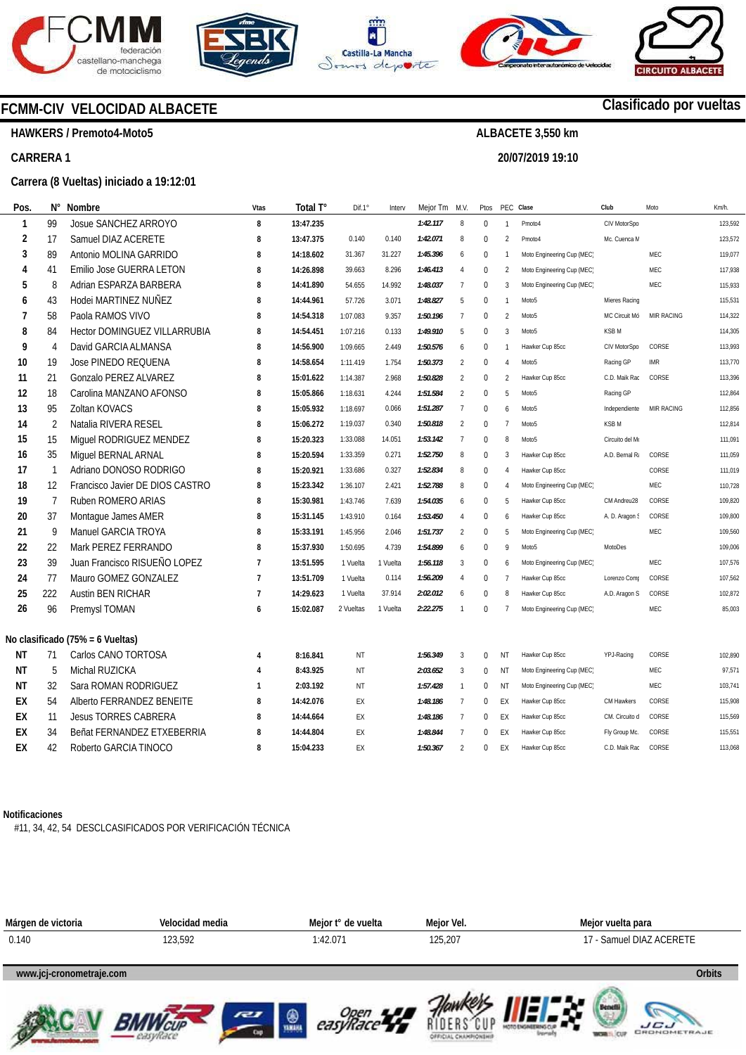# FCMM-CIV VELOCIDAD ALBACETE

**Clasificado por vueltas**

**HAWKERS / Premoto4-Moto5** — **ALBACETE 3,550 km**

**CARRERA 1** — **20/07/2019 19:10**

**Carrera (8 Vueltas) iniciado a 19:12:01**

| Pos. | N° | Nombre | Vtas | Total T° | Dif.1° | Interv | Mejor Tm | M.V. | Ptos | PEC | Clase | Club | Moto | Km/h. |
|---|---|---|---|---|---|---|---|---|---|---|---|---|---|---|
| 1 | 99 | Josue SANCHEZ ARROYO | 8 | 13:47.235 | | | 1:42.117 | 8 | 0 | 1 | Pmoto4 | CIV MotorSpo | | 123,592 |
| 2 | 17 | Samuel DIAZ ACERETE | 8 | 13:47.375 | 0.140 | 0.140 | 1:42.071 | 8 | 0 | 2 | Pmoto4 | Mc. Cuenca M | | 123,572 |
| 3 | 89 | Antonio MOLINA GARRIDO | 8 | 14:18.602 | 31.367 | 31.227 | 1:45.396 | 6 | 0 | 1 | Moto Engineering Cup (MEC) | | MEC | 119,077 |
| 4 | 41 | Emilio Jose GUERRA LETON | 8 | 14:26.898 | 39.663 | 8.296 | 1:46.413 | 4 | 0 | 2 | Moto Engineering Cup (MEC) | | MEC | 117,938 |
| 5 | 8 | Adrian ESPARZA BARBERA | 8 | 14:41.890 | 54.655 | 14.992 | 1:48.037 | 7 | 0 | 3 | Moto Engineering Cup (MEC) | | MEC | 115,933 |
| 6 | 43 | Hodei MARTINEZ NUÑEZ | 8 | 14:44.961 | 57.726 | 3.071 | 1:48.827 | 5 | 0 | 1 | Moto5 | Mieres Racing | | 115,531 |
| 7 | 58 | Paola RAMOS VIVO | 8 | 14:54.318 | 1:07.083 | 9.357 | 1:50.196 | 7 | 0 | 2 | Moto5 | MC Circuit Mó | MIR RACING | 114,322 |
| 8 | 84 | Hector DOMINGUEZ VILLARRUBIA | 8 | 14:54.451 | 1:07.216 | 0.133 | 1:49.910 | 5 | 0 | 3 | Moto5 | KSB M | | 114,305 |
| 9 | 4 | David GARCIA ALMANSA | 8 | 14:56.900 | 1:09.665 | 2.449 | 1:50.576 | 6 | 0 | 1 | Hawker Cup 85cc | CIV MotorSpo | CORSE | 113,993 |
| 10 | 19 | Jose PINEDO REQUENA | 8 | 14:58.654 | 1:11.419 | 1.754 | 1:50.373 | 2 | 0 | 4 | Moto5 | Racing GP | IMR | 113,770 |
| 11 | 21 | Gonzalo PEREZ ALVAREZ | 8 | 15:01.622 | 1:14.387 | 2.968 | 1:50.828 | 2 | 0 | 2 | Hawker Cup 85cc | C.D. Maik Rac | CORSE | 113,396 |
| 12 | 18 | Carolina MANZANO AFONSO | 8 | 15:05.866 | 1:18.631 | 4.244 | 1:51.584 | 2 | 0 | 5 | Moto5 | Racing GP | | 112,864 |
| 13 | 95 | Zoltan KOVACS | 8 | 15:05.932 | 1:18.697 | 0.066 | 1:51.287 | 7 | 0 | 6 | Moto5 | Independiente | MIR RACING | 112,856 |
| 14 | 2 | Natalia RIVERA RESEL | 8 | 15:06.272 | 1:19.037 | 0.340 | 1:50.818 | 2 | 0 | 7 | Moto5 | KSB M | | 112,814 |
| 15 | 15 | Miguel RODRIGUEZ MENDEZ | 8 | 15:20.323 | 1:33.088 | 14.051 | 1:53.142 | 7 | 0 | 8 | Moto5 | Circuito del Mo | | 111,091 |
| 16 | 35 | Miguel BERNAL ARNAL | 8 | 15:20.594 | 1:33.359 | 0.271 | 1:52.750 | 8 | 0 | 3 | Hawker Cup 85cc | A.D. Bernal Ra | CORSE | 111,059 |
| 17 | 1 | Adriano DONOSO RODRIGO | 8 | 15:20.921 | 1:33.686 | 0.327 | 1:52.834 | 8 | 0 | 4 | Hawker Cup 85cc | | CORSE | 111,019 |
| 18 | 12 | Francisco Javier DE DIOS CASTRO | 8 | 15:23.342 | 1:36.107 | 2.421 | 1:52.788 | 8 | 0 | 4 | Moto Engineering Cup (MEC) | | MEC | 110,728 |
| 19 | 7 | Ruben ROMERO ARIAS | 8 | 15:30.981 | 1:43.746 | 7.639 | 1:54.035 | 6 | 0 | 5 | Hawker Cup 85cc | CM Andreu28 | CORSE | 109,820 |
| 20 | 37 | Montague James AMER | 8 | 15:31.145 | 1:43.910 | 0.164 | 1:53.450 | 4 | 0 | 6 | Hawker Cup 85cc | A. D. Aragon S | CORSE | 109,800 |
| 21 | 9 | Manuel GARCIA TROYA | 8 | 15:33.191 | 1:45.956 | 2.046 | 1:51.737 | 2 | 0 | 5 | Moto Engineering Cup (MEC) | | MEC | 109,560 |
| 22 | 22 | Mark PEREZ FERRANDO | 8 | 15:37.930 | 1:50.695 | 4.739 | 1:54.899 | 6 | 0 | 9 | Moto5 | MotoDes | | 109,006 |
| 23 | 39 | Juan Francisco RISUEÑO LOPEZ | 7 | 13:51.595 | 1 Vuelta | 1 Vuelta | 1:56.118 | 3 | 0 | 6 | Moto Engineering Cup (MEC) | | MEC | 107,576 |
| 24 | 77 | Mauro GOMEZ GONZALEZ | 7 | 13:51.709 | 1 Vuelta | 0.114 | 1:56.209 | 4 | 0 | 7 | Hawker Cup 85cc | Lorenzo Comp | CORSE | 107,562 |
| 25 | 222 | Austin BEN RICHAR | 7 | 14:29.623 | 1 Vuelta | 37.914 | 2:02.012 | 6 | 0 | 8 | Hawker Cup 85cc | A.D. Aragon S | CORSE | 102,872 |
| 26 | 96 | Premysl TOMAN | 6 | 15:02.087 | 2 Vueltas | 1 Vuelta | 2:22.275 | 1 | 0 | 7 | Moto Engineering Cup (MEC) | | MEC | 85,003 |

**No clasificado (75% = 6 Vueltas)**

| Pos. | N° | Nombre | Vtas | Total T° | Dif.1° | Interv | Mejor Tm | M.V. | Ptos | PEC | Clase | Club | Moto | Km/h. |
|---|---|---|---|---|---|---|---|---|---|---|---|---|---|---|
| NT | 71 | Carlos CANO TORTOSA | 4 | 8:16.841 | NT | | 1:56.349 | 3 | 0 | NT | Hawker Cup 85cc | YPJ-Racing | CORSE | 102,890 |
| NT | 5 | Michal RUZICKA | 4 | 8:43.925 | NT | | 2:03.652 | 3 | 0 | NT | Moto Engineering Cup (MEC) | | MEC | 97,571 |
| NT | 32 | Sara ROMAN RODRIGUEZ | 1 | 2:03.192 | NT | | 1:57.428 | 1 | 0 | NT | Moto Engineering Cup (MEC) | | MEC | 103,741 |
| EX | 54 | Alberto FERRANDEZ BENEITE | 8 | 14:42.076 | EX | | 1:48.186 | 7 | 0 | EX | Hawker Cup 85cc | CM Hawkers | CORSE | 115,908 |
| EX | 11 | Jesus TORRES CABRERA | 8 | 14:44.664 | EX | | 1:48.186 | 7 | 0 | EX | Hawker Cup 85cc | CM. Circuito d | CORSE | 115,569 |
| EX | 34 | Beñat FERNANDEZ ETXEBERRIA | 8 | 14:44.804 | EX | | 1:48.844 | 7 | 0 | EX | Hawker Cup 85cc | Fly Group Mc. | CORSE | 115,551 |
| EX | 42 | Roberto GARCIA TINOCO | 8 | 15:04.233 | EX | | 1:50.367 | 2 | 0 | EX | Hawker Cup 85cc | C.D. Maik Rac | CORSE | 113,068 |

**Notificaciones**

#11, 34, 42, 54 DESCLCASIFICADOS POR VERIFICACIÓN TÉCNICA

| Márgen de victoria | Velocidad media | Mejor t° de vuelta | Mejor Vel. | Mejor vuelta para |
|---|---|---|---|---|
| 0.140 | 123,592 | 1:42.071 | 125,207 | 17 - Samuel DIAZ ACERETE |

www.jcj-cronometraje.com — Orbits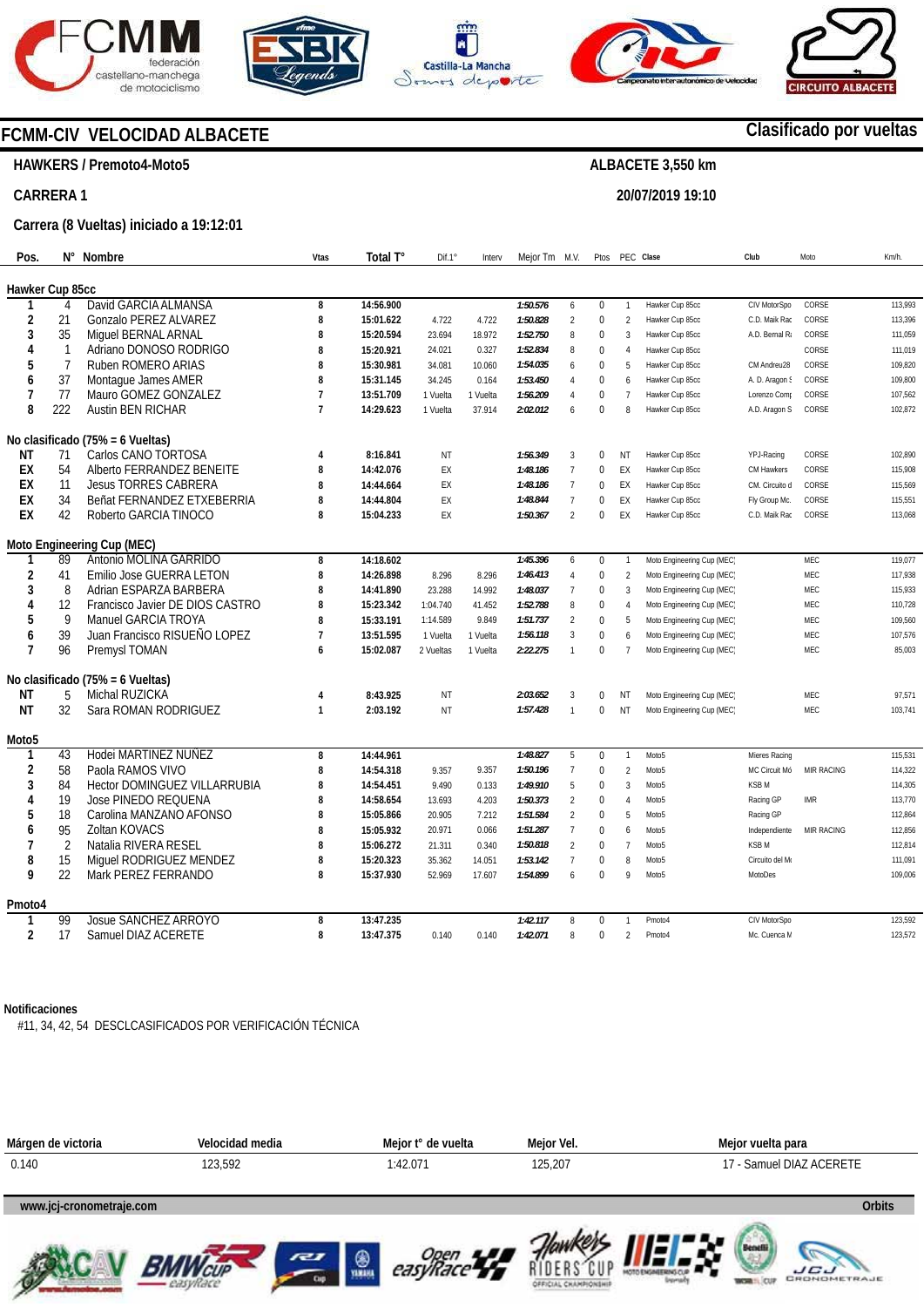# FCMM-CIV VELOCIDAD ALBACETE

**Clasificado por vueltas**

**HAWKERS / Premoto4-Moto5** — **ALBACETE 3,550 km**

**CARRERA 1** — **20/07/2019 19:10**

**Carrera (8 Vueltas) iniciado a 19:12:01**

| Pos. | N° | Nombre | Vtas | Total T° | Dif.1° | Interv | Mejor Tm | M.V. | Ptos | PEC | Clase | Club | Moto | Km/h. |
|---|---|---|---|---|---|---|---|---|---|---|---|---|---|---|
| **Hawker Cup 85cc** | | | | | | | | | | | | | | |
| 1 | 4 | David GARCIA ALMANSA | 8 | 14:56.900 | | | 1:50.576 | 6 | 0 | 1 | Hawker Cup 85cc | CIV MotorSpo | CORSE | 113,993 |
| 2 | 21 | Gonzalo PEREZ ALVAREZ | 8 | 15:01.622 | 4.722 | 4.722 | 1:50.828 | 2 | 0 | 2 | Hawker Cup 85cc | C.D. Maik Rac | CORSE | 113,396 |
| 3 | 35 | Miguel BERNAL ARNAL | 8 | 15:20.594 | 23.694 | 18.972 | 1:52.750 | 8 | 0 | 3 | Hawker Cup 85cc | A.D. Bernal Ra | CORSE | 111,059 |
| 4 | 1 | Adriano DONOSO RODRIGO | 8 | 15:20.921 | 24.021 | 0.327 | 1:52.834 | 8 | 0 | 4 | Hawker Cup 85cc | | CORSE | 111,019 |
| 5 | 7 | Ruben ROMERO ARIAS | 8 | 15:30.981 | 34.081 | 10.060 | 1:54.035 | 6 | 0 | 5 | Hawker Cup 85cc | CM Andreu28 | CORSE | 109,820 |
| 6 | 37 | Montague James AMER | 8 | 15:31.145 | 34.245 | 0.164 | 1:53.450 | 4 | 0 | 6 | Hawker Cup 85cc | A. D. Aragon S | CORSE | 109,800 |
| 7 | 77 | Mauro GOMEZ GONZALEZ | 7 | 13:51.709 | 1 Vuelta | 1 Vuelta | 1:56.209 | 4 | 0 | 7 | Hawker Cup 85cc | Lorenzo Comp | CORSE | 107,562 |
| 8 | 222 | Austin BEN RICHAR | 7 | 14:29.623 | 1 Vuelta | 37.914 | 2:02.012 | 6 | 0 | 8 | Hawker Cup 85cc | A.D. Aragon S | CORSE | 102,872 |
| **No clasificado (75% = 6 Vueltas)** | | | | | | | | | | | | | | |
| NT | 71 | Carlos CANO TORTOSA | 4 | 8:16.841 | NT | | 1:56.349 | 3 | 0 | NT | Hawker Cup 85cc | YPJ-Racing | CORSE | 102,890 |
| EX | 54 | Alberto FERRANDEZ BENEITE | 8 | 14:42.076 | EX | | 1:48.186 | 7 | 0 | EX | Hawker Cup 85cc | CM Hawkers | CORSE | 115,908 |
| EX | 11 | Jesus TORRES CABRERA | 8 | 14:44.664 | EX | | 1:48.186 | 7 | 0 | EX | Hawker Cup 85cc | CM. Circuito d | CORSE | 115,569 |
| EX | 34 | Beñat FERNANDEZ ETXEBERRIA | 8 | 14:44.804 | EX | | 1:48.844 | 7 | 0 | EX | Hawker Cup 85cc | Fly Group Mc. | CORSE | 115,551 |
| EX | 42 | Roberto GARCIA TINOCO | 8 | 15:04.233 | EX | | 1:50.367 | 2 | 0 | EX | Hawker Cup 85cc | C.D. Maik Rac | CORSE | 113,068 |
| **Moto Engineering Cup (MEC)** | | | | | | | | | | | | | | |
| 1 | 89 | Antonio MOLINA GARRIDO | 8 | 14:18.602 | | | 1:45.396 | 6 | 0 | 1 | Moto Engineering Cup (MEC) | | MEC | 119,077 |
| 2 | 41 | Emilio Jose GUERRA LETON | 8 | 14:26.898 | 8.296 | 8.296 | 1:46.413 | 4 | 0 | 2 | Moto Engineering Cup (MEC) | | MEC | 117,938 |
| 3 | 8 | Adrian ESPARZA BARBERA | 8 | 14:41.890 | 23.288 | 14.992 | 1:48.037 | 7 | 0 | 3 | Moto Engineering Cup (MEC) | | MEC | 115,933 |
| 4 | 12 | Francisco Javier DE DIOS CASTRO | 8 | 15:23.342 | 1:04.740 | 41.452 | 1:52.788 | 8 | 0 | 4 | Moto Engineering Cup (MEC) | | MEC | 110,728 |
| 5 | 9 | Manuel GARCIA TROYA | 8 | 15:33.191 | 1:14.589 | 9.849 | 1:51.737 | 2 | 0 | 5 | Moto Engineering Cup (MEC) | | MEC | 109,560 |
| 6 | 39 | Juan Francisco RISUEÑO LOPEZ | 7 | 13:51.595 | 1 Vuelta | 1 Vuelta | 1:56.118 | 3 | 0 | 6 | Moto Engineering Cup (MEC) | | MEC | 107,576 |
| 7 | 96 | Premysl TOMAN | 6 | 15:02.087 | 2 Vueltas | 1 Vuelta | 2:22.275 | 1 | 0 | 7 | Moto Engineering Cup (MEC) | | MEC | 85,003 |
| **No clasificado (75% = 6 Vueltas)** | | | | | | | | | | | | | | |
| NT | 5 | Michal RUZICKA | 4 | 8:43.925 | NT | | 2:03.652 | 3 | 0 | NT | Moto Engineering Cup (MEC) | | MEC | 97,571 |
| NT | 32 | Sara ROMAN RODRIGUEZ | 1 | 2:03.192 | NT | | 1:57.428 | 1 | 0 | NT | Moto Engineering Cup (MEC) | | MEC | 103,741 |
| **Moto5** | | | | | | | | | | | | | | |
| 1 | 43 | Hodei MARTINEZ NUÑEZ | 8 | 14:44.961 | | | 1:48.827 | 5 | 0 | 1 | Moto5 | Mieres Racing | | 115,531 |
| 2 | 58 | Paola RAMOS VIVO | 8 | 14:54.318 | 9.357 | 9.357 | 1:50.196 | 7 | 0 | 2 | Moto5 | MC Circuit Mó | MIR RACING | 114,322 |
| 3 | 84 | Hector DOMINGUEZ VILLARRUBIA | 8 | 14:54.451 | 9.490 | 0.133 | 1:49.910 | 5 | 0 | 3 | Moto5 | KSB M | | 114,305 |
| 4 | 19 | Jose PINEDO REQUENA | 8 | 14:58.654 | 13.693 | 4.203 | 1:50.373 | 2 | 0 | 4 | Moto5 | Racing GP | IMR | 113,770 |
| 5 | 18 | Carolina MANZANO AFONSO | 8 | 15:05.866 | 20.905 | 7.212 | 1:51.584 | 2 | 0 | 5 | Moto5 | Racing GP | | 112,864 |
| 6 | 95 | Zoltan KOVACS | 8 | 15:05.932 | 20.971 | 0.066 | 1:51.287 | 7 | 0 | 6 | Moto5 | Independiente | MIR RACING | 112,856 |
| 7 | 2 | Natalia RIVERA RESEL | 8 | 15:06.272 | 21.311 | 0.340 | 1:50.818 | 2 | 0 | 7 | Moto5 | KSB M | | 112,814 |
| 8 | 15 | Miguel RODRIGUEZ MENDEZ | 8 | 15:20.323 | 35.362 | 14.051 | 1:53.142 | 7 | 0 | 8 | Moto5 | Circuito del Mo | | 111,091 |
| 9 | 22 | Mark PEREZ FERRANDO | 8 | 15:37.930 | 52.969 | 17.607 | 1:54.899 | 6 | 0 | 9 | Moto5 | MotoDes | | 109,006 |
| **Pmoto4** | | | | | | | | | | | | | | |
| 1 | 99 | Josue SANCHEZ ARROYO | 8 | 13:47.235 | | | 1:42.117 | 8 | 0 | 1 | Pmoto4 | CIV MotorSpo | | 123,592 |
| 2 | 17 | Samuel DIAZ ACERETE | 8 | 13:47.375 | 0.140 | 0.140 | 1:42.071 | 8 | 0 | 2 | Pmoto4 | Mc. Cuenca M | | 123,572 |

**Notificaciones**

#11, 34, 42, 54 DESCLCASIFICADOS POR VERIFICACIÓN TÉCNICA

| Márgen de victoria | Velocidad media | Mejor t° de vuelta | Mejor Vel. | Mejor vuelta para |
|---|---|---|---|---|
| 0.140 | 123,592 | 1:42.071 | 125,207 | 17 - Samuel DIAZ ACERETE |

www.jcj-cronometraje.com — Orbits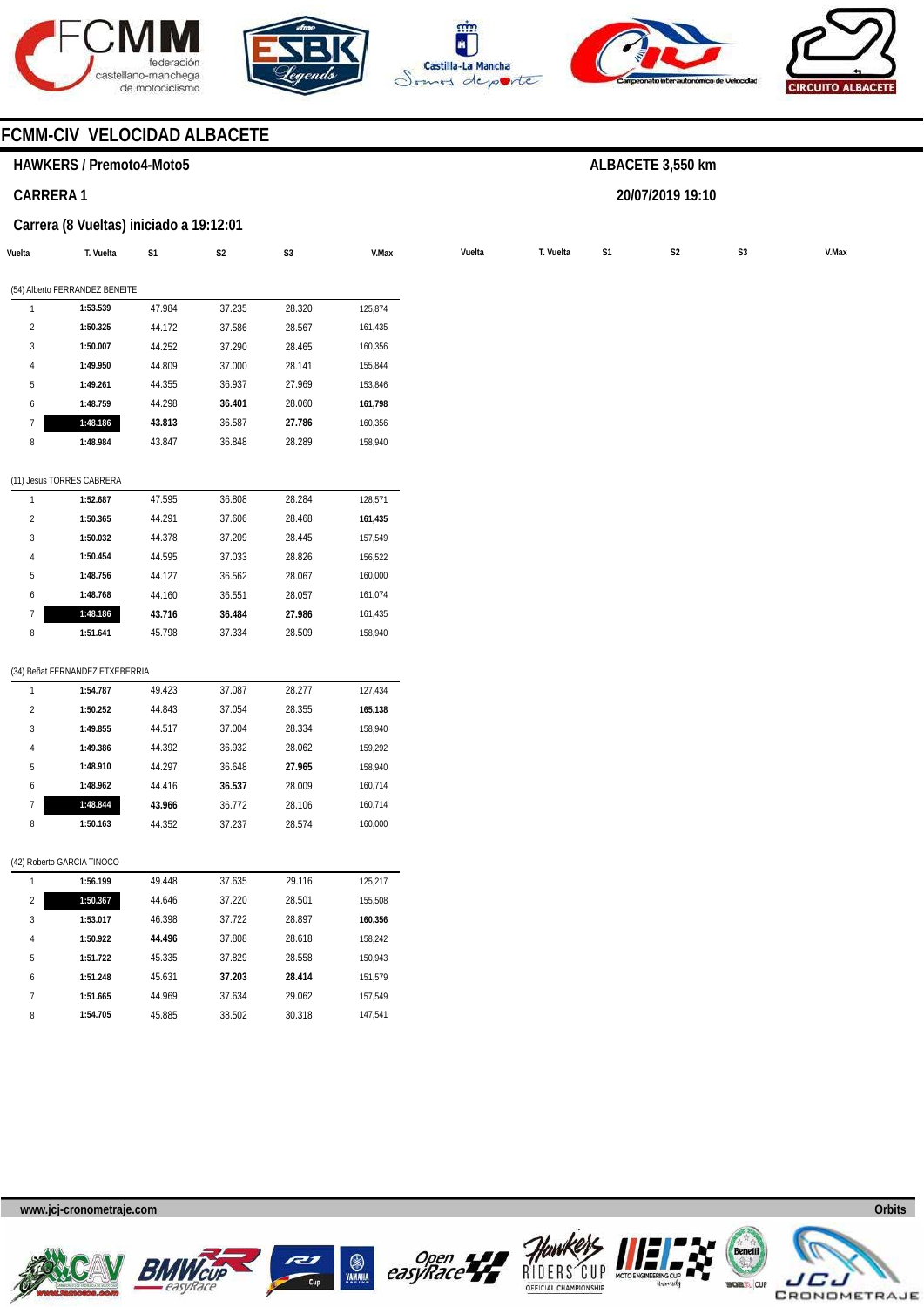## FCMM-CIV VELOCIDAD ALBACETE

**HAWKERS / Premoto4-Moto5**

**ALBACETE 3,550 km**

**CARRERA 1**

**20/07/2019 19:10**

**Carrera (8 Vueltas) iniciado a 19:12:01**

| Vuelta | T. Vuelta | S1 | S2 | S3 | V.Max |
|---|---|---|---|---|---|
| (54) Alberto FERRANDEZ BENEITE | | | | | |
| 1 | **1:53.539** | 47.984 | 37.235 | 28.320 | 125,874 |
| 2 | **1:50.325** | 44.172 | 37.586 | 28.567 | 161,435 |
| 3 | **1:50.007** | 44.252 | 37.290 | 28.465 | 160,356 |
| 4 | **1:49.950** | 44.809 | 37.000 | 28.141 | 155,844 |
| 5 | **1:49.261** | 44.355 | 36.937 | 27.969 | 153,846 |
| 6 | **1:48.759** | 44.298 | **36.401** | 28.060 | **161,798** |
| 7 | **1:48.186** | **43.813** | 36.587 | **27.786** | 160,356 |
| 8 | **1:48.984** | 43.847 | 36.848 | 28.289 | 158,940 |
| (11) Jesus TORRES CABRERA | | | | | |
| 1 | **1:52.687** | 47.595 | 36.808 | 28.284 | 128,571 |
| 2 | **1:50.365** | 44.291 | 37.606 | 28.468 | **161,435** |
| 3 | **1:50.032** | 44.378 | 37.209 | 28.445 | 157,549 |
| 4 | **1:50.454** | 44.595 | 37.033 | 28.826 | 156,522 |
| 5 | **1:48.756** | 44.127 | 36.562 | 28.067 | 160,000 |
| 6 | **1:48.768** | 44.160 | 36.551 | 28.057 | 161,074 |
| 7 | **1:48.186** | **43.716** | **36.484** | **27.986** | 161,435 |
| 8 | **1:51.641** | 45.798 | 37.334 | 28.509 | 158,940 |
| (34) Beñat FERNANDEZ ETXEBERRIA | | | | | |
| 1 | **1:54.787** | 49.423 | 37.087 | 28.277 | 127,434 |
| 2 | **1:50.252** | 44.843 | 37.054 | 28.355 | **165,138** |
| 3 | **1:49.855** | 44.517 | 37.004 | 28.334 | 158,940 |
| 4 | **1:49.386** | 44.392 | 36.932 | 28.062 | 159,292 |
| 5 | **1:48.910** | 44.297 | 36.648 | **27.965** | 158,940 |
| 6 | **1:48.962** | 44.416 | **36.537** | 28.009 | 160,714 |
| 7 | **1:48.844** | **43.966** | 36.772 | 28.106 | 160,714 |
| 8 | **1:50.163** | 44.352 | 37.237 | 28.574 | 160,000 |
| (42) Roberto GARCIA TINOCO | | | | | |
| 1 | **1:56.199** | 49.448 | 37.635 | 29.116 | 125,217 |
| 2 | **1:50.367** | 44.646 | 37.220 | 28.501 | 155,508 |
| 3 | **1:53.017** | 46.398 | 37.722 | 28.897 | **160,356** |
| 4 | **1:50.922** | **44.496** | 37.808 | 28.618 | 158,242 |
| 5 | **1:51.722** | 45.335 | 37.829 | 28.558 | 150,943 |
| 6 | **1:51.248** | 45.631 | **37.203** | **28.414** | 151,579 |
| 7 | **1:51.665** | 44.969 | 37.634 | 29.062 | 157,549 |
| 8 | **1:54.705** | 45.885 | 38.502 | 30.318 | 147,541 |

www.jcj-cronometraje.com

Orbits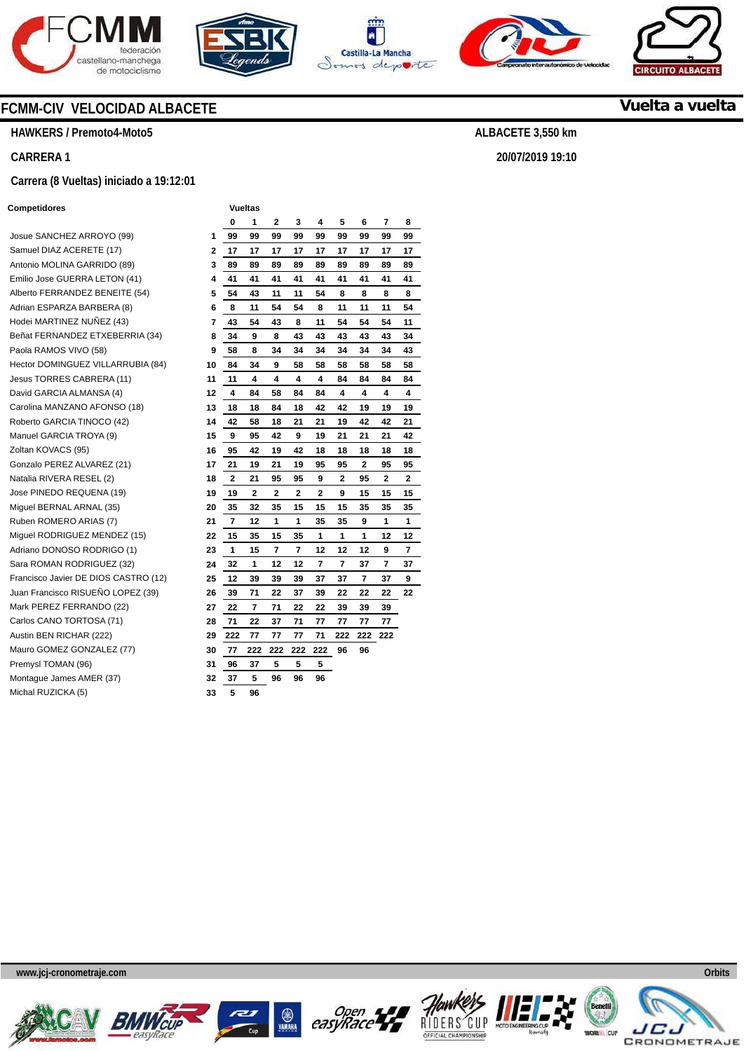# FCMM-CIV VELOCIDAD ALBACETE

**Vuelta a vuelta**

**HAWKERS / Premoto4-Moto5**

**ALBACETE 3,550 km**

**CARRERA 1**

**20/07/2019 19:10**

**Carrera (8 Vueltas) iniciado a 19:12:01**

| Competidores | | 0 | 1 | 2 | 3 | 4 | 5 | 6 | 7 | 8 |
|---|---|---|---|---|---|---|---|---|---|---|
| Josue SANCHEZ ARROYO (99) | 1 | 99 | 99 | 99 | 99 | 99 | 99 | 99 | 99 | 99 |
| Samuel DIAZ ACERETE (17) | 2 | 17 | 17 | 17 | 17 | 17 | 17 | 17 | 17 | 17 |
| Antonio MOLINA GARRIDO (89) | 3 | 89 | 89 | 89 | 89 | 89 | 89 | 89 | 89 | 89 |
| Emilio Jose GUERRA LETON (41) | 4 | 41 | 41 | 41 | 41 | 41 | 41 | 41 | 41 | 41 |
| Alberto FERRANDEZ BENEITE (54) | 5 | 54 | 43 | 11 | 11 | 54 | 8 | 8 | 8 | 8 |
| Adrian ESPARZA BARBERA (8) | 6 | 8 | 11 | 54 | 54 | 8 | 11 | 11 | 11 | 54 |
| Hodei MARTINEZ NUÑEZ (43) | 7 | 43 | 54 | 43 | 8 | 11 | 54 | 54 | 54 | 11 |
| Beñat FERNANDEZ ETXEBERRIA (34) | 8 | 34 | 9 | 8 | 43 | 43 | 43 | 43 | 43 | 34 |
| Paola RAMOS VIVO (58) | 9 | 58 | 8 | 34 | 34 | 34 | 34 | 34 | 34 | 43 |
| Hector DOMINGUEZ VILLARRUBIA (84) | 10 | 84 | 34 | 9 | 58 | 58 | 58 | 58 | 58 | 58 |
| Jesus TORRES CABRERA (11) | 11 | 11 | 4 | 4 | 4 | 4 | 84 | 84 | 84 | 84 |
| David GARCIA ALMANSA (4) | 12 | 4 | 84 | 58 | 84 | 84 | 4 | 4 | 4 | 4 |
| Carolina MANZANO AFONSO (18) | 13 | 18 | 18 | 84 | 18 | 42 | 42 | 19 | 19 | 19 |
| Roberto GARCIA TINOCO (42) | 14 | 42 | 58 | 18 | 21 | 21 | 19 | 42 | 42 | 21 |
| Manuel GARCIA TROYA (9) | 15 | 9 | 95 | 42 | 9 | 19 | 21 | 21 | 21 | 42 |
| Zoltan KOVACS (95) | 16 | 95 | 42 | 19 | 42 | 18 | 18 | 18 | 18 | 18 |
| Gonzalo PEREZ ALVAREZ (21) | 17 | 21 | 19 | 21 | 19 | 95 | 95 | 2 | 95 | 95 |
| Natalia RIVERA RESEL (2) | 18 | 2 | 21 | 95 | 95 | 9 | 2 | 95 | 2 | 2 |
| Jose PINEDO REQUENA (19) | 19 | 19 | 2 | 2 | 2 | 2 | 9 | 15 | 15 | 15 |
| Miguel BERNAL ARNAL (35) | 20 | 35 | 32 | 35 | 15 | 15 | 15 | 35 | 35 | 35 |
| Ruben ROMERO ARIAS (7) | 21 | 7 | 12 | 1 | 1 | 35 | 35 | 9 | 1 | 1 |
| Miguel RODRIGUEZ MENDEZ (15) | 22 | 15 | 35 | 15 | 35 | 1 | 1 | 1 | 12 | 12 |
| Adriano DONOSO RODRIGO (1) | 23 | 1 | 15 | 7 | 7 | 12 | 12 | 12 | 9 | 7 |
| Sara ROMAN RODRIGUEZ (32) | 24 | 32 | 1 | 12 | 12 | 7 | 7 | 37 | 7 | 37 |
| Francisco Javier DE DIOS CASTRO (12) | 25 | 12 | 39 | 39 | 39 | 37 | 37 | 7 | 37 | 9 |
| Juan Francisco RISUEÑO LOPEZ (39) | 26 | 39 | 71 | 22 | 37 | 39 | 22 | 22 | 22 | 22 |
| Mark PEREZ FERRANDO (22) | 27 | 22 | 7 | 71 | 22 | 22 | 39 | 39 | 39 | |
| Carlos CANO TORTOSA (71) | 28 | 71 | 22 | 37 | 71 | 77 | 77 | 77 | 77 | |
| Austin BEN RICHAR (222) | 29 | 222 | 77 | 77 | 77 | 71 | 222 | 222 | 222 | |
| Mauro GOMEZ GONZALEZ (77) | 30 | 77 | 222 | 222 | 222 | 222 | 96 | 96 | | |
| Premysl TOMAN (96) | 31 | 96 | 37 | 5 | 5 | 5 | | | | |
| Montague James AMER (37) | 32 | 37 | 5 | 96 | 96 | 96 | | | | |
| Michal RUZICKA (5) | 33 | 5 | 96 | | | | | | | |

www.jcj-cronometraje.com

Orbits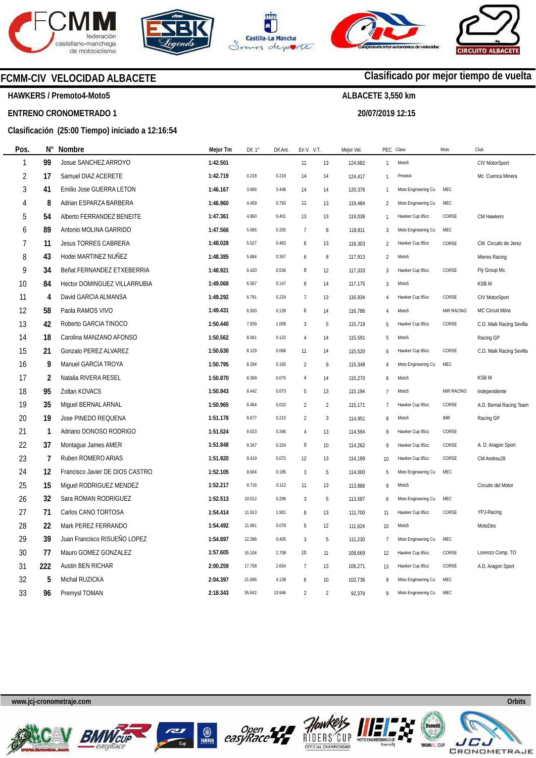# FCMM-CIV VELOCIDAD ALBACETE

**Clasificado por mejor tiempo de vuelta**

**HAWKERS / Premoto4-Moto5**

**ALBACETE 3,550 km**

**ENTRENO CRONOMETRADO 1**

**20/07/2019 12:15**

**Clasificación (25:00 Tiempo) iniciado a 12:16:54**

| Pos. | N° | Nombre | Mejor Tm | Dif. 1° | Dif.Ant. | En V. | V.T. | Mejor Vel. | PEC | Clase | Moto | Club |
|---|---|---|---|---|---|---|---|---|---|---|---|---|
| 1 | 99 | Josue SANCHEZ ARROYO | 1:42.501 | | | 11 | 13 | 124,682 | 1 | Moto5 | | CIV MotorSport |
| 2 | 17 | Samuel DIAZ ACERETE | 1:42.719 | 0.218 | 0.218 | 14 | 14 | 124,417 | 1 | Pmoto4 | | Mc. Cuenca Minera |
| 3 | 41 | Emilio Jose GUERRA LETON | 1:46.167 | 3.666 | 3.448 | 14 | 14 | 120,376 | 1 | Moto Engineering Cu | MEC | |
| 4 | 8 | Adrian ESPARZA BARBERA | 1:46.960 | 4.459 | 0.793 | 11 | 13 | 119,484 | 2 | Moto Engineering Cu | MEC | |
| 5 | 54 | Alberto FERRANDEZ BENEITE | 1:47.361 | 4.860 | 0.401 | 13 | 13 | 119,038 | 1 | Hawker Cup 85cc | CORSE | CM Hawkers |
| 6 | 89 | Antonio MOLINA GARRIDO | 1:47.566 | 5.065 | 0.205 | 7 | 8 | 118,811 | 3 | Moto Engineering Cu | MEC | |
| 7 | 11 | Jesus TORRES CABRERA | 1:48.028 | 5.527 | 0.462 | 6 | 13 | 118,303 | 2 | Hawker Cup 85cc | CORSE | CM. Circuito de Jerez |
| 8 | 43 | Hodei MARTINEZ NUÑEZ | 1:48.385 | 5.884 | 0.357 | 6 | 8 | 117,913 | 2 | Moto5 | | Mieres Racing |
| 9 | 34 | Beñat FERNANDEZ ETXEBERRIA | 1:48.921 | 6.420 | 0.536 | 8 | 12 | 117,333 | 3 | Hawker Cup 85cc | CORSE | Fly Group Mc. |
| 10 | 84 | Hector DOMINGUEZ VILLARRUBIA | 1:49.068 | 6.567 | 0.147 | 8 | 14 | 117,175 | 3 | Moto5 | | KSB M |
| 11 | 4 | David GARCIA ALMANSA | 1:49.292 | 6.791 | 0.224 | 7 | 13 | 116,934 | 4 | Hawker Cup 85cc | CORSE | CIV MotorSport |
| 12 | 58 | Paola RAMOS VIVO | 1:49.431 | 6.930 | 0.139 | 6 | 14 | 116,786 | 4 | Moto5 | MIR RACING | MC Circuit Móra |
| 13 | 42 | Roberto GARCIA TINOCO | 1:50.440 | 7.939 | 1.009 | 3 | 5 | 115,719 | 5 | Hawker Cup 85cc | CORSE | C.D. Maik Racing Sevilla |
| 14 | 18 | Carolina MANZANO AFONSO | 1:50.562 | 8.061 | 0.122 | 4 | 14 | 115,591 | 5 | Moto5 | | Racing GP |
| 15 | 21 | Gonzalo PEREZ ALVAREZ | 1:50.630 | 8.129 | 0.068 | 11 | 14 | 115,520 | 6 | Hawker Cup 85cc | CORSE | C.D. Maik Racing Sevilla |
| 16 | 9 | Manuel GARCIA TROYA | 1:50.795 | 8.294 | 0.165 | 2 | 9 | 115,348 | 4 | Moto Engineering Cu | MEC | |
| 17 | 2 | Natalia RIVERA RESEL | 1:50.870 | 8.369 | 0.075 | 4 | 14 | 115,270 | 6 | Moto5 | | KSB M |
| 18 | 95 | Zoltan KOVACS | 1:50.943 | 8.442 | 0.073 | 5 | 13 | 115,194 | 7 | Moto5 | MIR RACING | Independiente |
| 19 | 35 | Miguel BERNAL ARNAL | 1:50.965 | 8.464 | 0.022 | 2 | 2 | 115,171 | 7 | Hawker Cup 85cc | CORSE | A.D. Bernal Racing Team |
| 20 | 19 | Jose PINEDO REQUENA | 1:51.178 | 8.677 | 0.213 | 2 | 3 | 114,951 | 8 | Moto5 | IMR | Racing GP |
| 21 | 1 | Adriano DONOSO RODRIGO | 1:51.524 | 9.023 | 0.346 | 4 | 13 | 114,594 | 8 | Hawker Cup 85cc | CORSE | |
| 22 | 37 | Montague James AMER | 1:51.848 | 9.347 | 0.324 | 9 | 10 | 114,262 | 9 | Hawker Cup 85cc | CORSE | A. D. Aragon Sport |
| 23 | 7 | Ruben ROMERO ARIAS | 1:51.920 | 9.419 | 0.072 | 12 | 13 | 114,189 | 10 | Hawker Cup 85cc | CORSE | CM Andreu28 |
| 24 | 12 | Francisco Javier DE DIOS CASTRO | 1:52.105 | 9.604 | 0.185 | 3 | 5 | 114,000 | 5 | Moto Engineering Cu | MEC | |
| 25 | 15 | Miguel RODRIGUEZ MENDEZ | 1:52.217 | 9.716 | 0.112 | 11 | 13 | 113,886 | 9 | Moto5 | | Circuito del Motor |
| 26 | 32 | Sara ROMAN RODRIGUEZ | 1:52.513 | 10.012 | 0.296 | 3 | 5 | 113,587 | 6 | Moto Engineering Cu | MEC | |
| 27 | 71 | Carlos CANO TORTOSA | 1:54.414 | 11.913 | 1.901 | 8 | 13 | 111,700 | 11 | Hawker Cup 85cc | CORSE | YPJ-Racing |
| 28 | 22 | Mark PEREZ FERRANDO | 1:54.492 | 11.991 | 0.078 | 5 | 12 | 111,624 | 10 | Moto5 | | MotoDes |
| 29 | 39 | Juan Francisco RISUEÑO LOPEZ | 1:54.897 | 12.396 | 0.405 | 3 | 5 | 111,230 | 7 | Moto Engineering Cu | MEC | |
| 30 | 77 | Mauro GOMEZ GONZALEZ | 1:57.605 | 15.104 | 2.708 | 10 | 11 | 108,669 | 12 | Hawker Cup 85cc | CORSE | Lorenzo Comp. TO |
| 31 | 222 | Austin BEN RICHAR | 2:00.259 | 17.758 | 2.654 | 7 | 13 | 106,271 | 13 | Hawker Cup 85cc | CORSE | A.D. Aragon Sport |
| 32 | 5 | Michal RUZICKA | 2:04.397 | 21.896 | 4.138 | 6 | 10 | 102,736 | 8 | Moto Engineering Cu | MEC | |
| 33 | 96 | Premysl TOMAN | 2:18.343 | 35.842 | 13.946 | 2 | 2 | 92,379 | 9 | Moto Engineering Cu | MEC | |

www.jcj-cronometraje.com

Orbits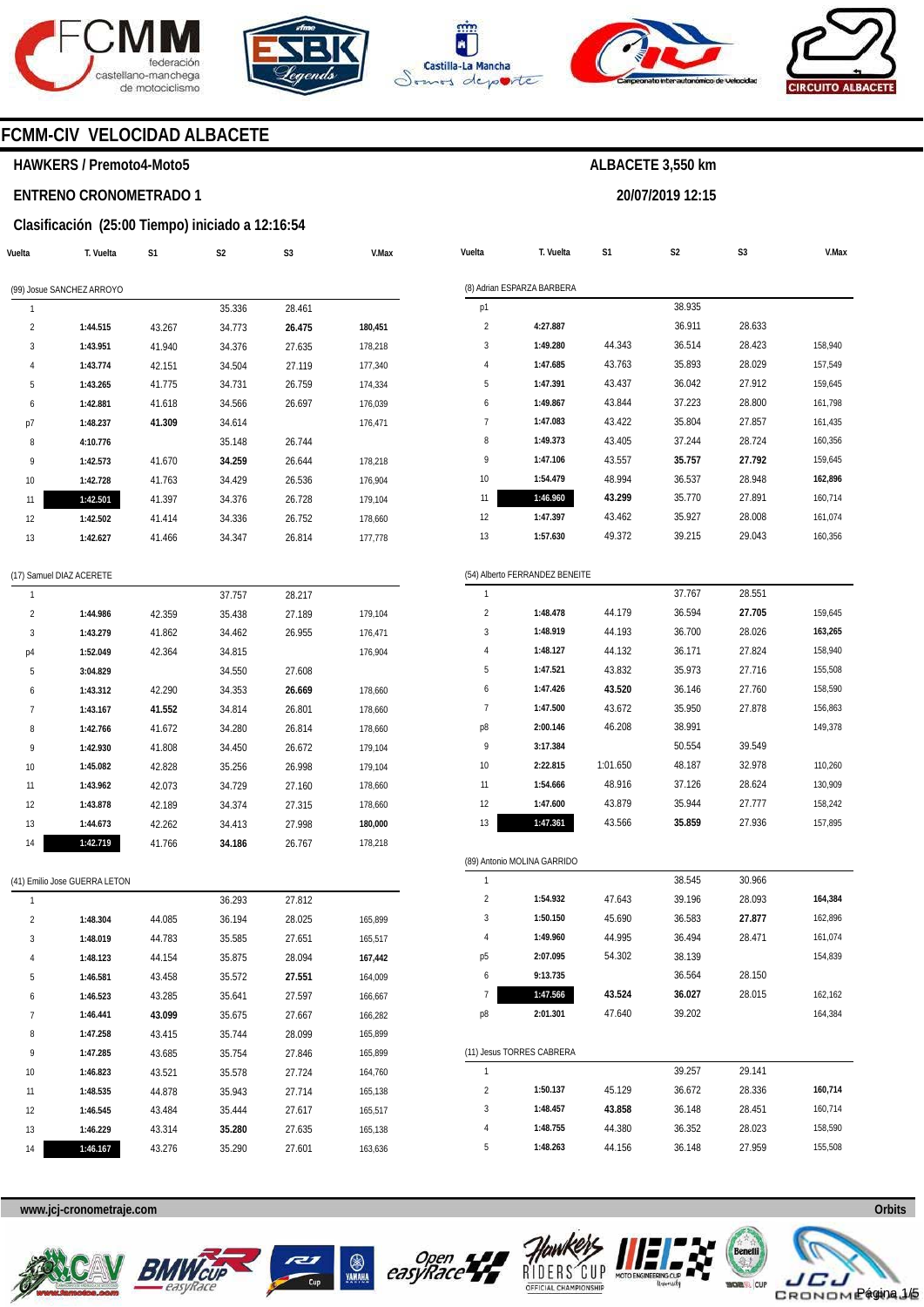# FCMM-CIV VELOCIDAD ALBACETE

**HAWKERS / Premoto4-Moto5**

**ALBACETE 3,550 km**

**ENTRENO CRONOMETRADO 1**

**20/07/2019 12:15**

**Clasificación (25:00 Tiempo) iniciado a 12:16:54**

(99) Josue SANCHEZ ARROYO

| Vuelta | T. Vuelta | S1 | S2 | S3 | V.Max |
|---|---|---|---|---|---|
| 1 | | | 35.336 | 28.461 | |
| 2 | **1:44.515** | 43.267 | 34.773 | **26.475** | **180,451** |
| 3 | **1:43.951** | 41.940 | 34.376 | 27.635 | 178,218 |
| 4 | **1:43.774** | 42.151 | 34.504 | 27.119 | 177,340 |
| 5 | **1:43.265** | 41.775 | 34.731 | 26.759 | 174,334 |
| 6 | **1:42.881** | 41.618 | 34.566 | 26.697 | 176,039 |
| p7 | **1:48.237** | **41.309** | 34.614 | | 176,471 |
| 8 | **4:10.776** | | 35.148 | 26.744 | |
| 9 | **1:42.573** | 41.670 | **34.259** | 26.644 | 178,218 |
| 10 | **1:42.728** | 41.763 | 34.429 | 26.536 | 176,904 |
| 11 | **1:42.501** | 41.397 | 34.376 | 26.728 | 179,104 |
| 12 | **1:42.502** | 41.414 | 34.336 | 26.752 | 178,660 |
| 13 | **1:42.627** | 41.466 | 34.347 | 26.814 | 177,778 |

(17) Samuel DIAZ ACERETE

| Vuelta | T. Vuelta | S1 | S2 | S3 | V.Max |
|---|---|---|---|---|---|
| 1 | | | 37.757 | 28.217 | |
| 2 | **1:44.986** | 42.359 | 35.438 | 27.189 | 179,104 |
| 3 | **1:43.279** | 41.862 | 34.462 | 26.955 | 176,471 |
| p4 | **1:52.049** | 42.364 | 34.815 | | 176,904 |
| 5 | **3:04.829** | | 34.550 | 27.608 | |
| 6 | **1:43.312** | 42.290 | 34.353 | **26.669** | 178,660 |
| 7 | **1:43.167** | **41.552** | 34.814 | 26.801 | 178,660 |
| 8 | **1:42.766** | 41.672 | 34.280 | 26.814 | 178,660 |
| 9 | **1:42.930** | 41.808 | 34.450 | 26.672 | 179,104 |
| 10 | **1:45.082** | 42.828 | 35.256 | 26.998 | 179,104 |
| 11 | **1:43.962** | 42.073 | 34.729 | 27.160 | 178,660 |
| 12 | **1:43.878** | 42.189 | 34.374 | 27.315 | 178,660 |
| 13 | **1:44.673** | 42.262 | 34.413 | 27.998 | **180,000** |
| 14 | **1:42.719** | 41.766 | **34.186** | 26.767 | 178,218 |

(41) Emilio Jose GUERRA LETON

| Vuelta | T. Vuelta | S1 | S2 | S3 | V.Max |
|---|---|---|---|---|---|
| 1 | | | 36.293 | 27.812 | |
| 2 | **1:48.304** | 44.085 | 36.194 | 28.025 | 165,899 |
| 3 | **1:48.019** | 44.783 | 35.585 | 27.651 | 165,517 |
| 4 | **1:48.123** | 44.154 | 35.875 | 28.094 | **167,442** |
| 5 | **1:46.581** | 43.458 | 35.572 | **27.551** | 164,009 |
| 6 | **1:46.523** | 43.285 | 35.641 | 27.597 | 166,667 |
| 7 | **1:46.441** | **43.099** | 35.675 | 27.667 | 166,282 |
| 8 | **1:47.258** | 43.415 | 35.744 | 28.099 | 165,899 |
| 9 | **1:47.285** | 43.685 | 35.754 | 27.846 | 165,899 |
| 10 | **1:46.823** | 43.521 | 35.578 | 27.724 | 164,760 |
| 11 | **1:48.535** | 44.878 | 35.943 | 27.714 | 165,138 |
| 12 | **1:46.545** | 43.484 | 35.444 | 27.617 | 165,517 |
| 13 | **1:46.229** | 43.314 | **35.280** | 27.635 | 165,138 |
| 14 | **1:46.167** | 43.276 | 35.290 | 27.601 | 163,636 |

(8) Adrian ESPARZA BARBERA

| Vuelta | T. Vuelta | S1 | S2 | S3 | V.Max |
|---|---|---|---|---|---|
| p1 | | | 38.935 | | |
| 2 | **4:27.887** | | 36.911 | 28.633 | |
| 3 | **1:49.280** | 44.343 | 36.514 | 28.423 | 158,940 |
| 4 | **1:47.685** | 43.763 | 35.893 | 28.029 | 157,549 |
| 5 | **1:47.391** | 43.437 | 36.042 | 27.912 | 159,645 |
| 6 | **1:49.867** | 43.844 | 37.223 | 28.800 | 161,798 |
| 7 | **1:47.083** | 43.422 | 35.804 | 27.857 | 161,435 |
| 8 | **1:49.373** | 43.405 | 37.244 | 28.724 | 160,356 |
| 9 | **1:47.106** | 43.557 | **35.757** | **27.792** | 159,645 |
| 10 | **1:54.479** | 48.994 | 36.537 | 28.948 | **162,896** |
| 11 | **1:46.960** | **43.299** | 35.770 | 27.891 | 160,714 |
| 12 | **1:47.397** | 43.462 | 35.927 | 28.008 | 161,074 |
| 13 | **1:57.630** | 49.372 | 39.215 | 29.043 | 160,356 |

(54) Alberto FERRANDEZ BENEITE

| Vuelta | T. Vuelta | S1 | S2 | S3 | V.Max |
|---|---|---|---|---|---|
| 1 | | | 37.767 | 28.551 | |
| 2 | **1:48.478** | 44.179 | 36.594 | **27.705** | 159,645 |
| 3 | **1:48.919** | 44.193 | 36.700 | 28.026 | **163,265** |
| 4 | **1:48.127** | 44.132 | 36.171 | 27.824 | 158,940 |
| 5 | **1:47.521** | 43.832 | 35.973 | 27.716 | 155,508 |
| 6 | **1:47.426** | **43.520** | 36.146 | 27.760 | 158,590 |
| 7 | **1:47.500** | 43.672 | 35.950 | 27.878 | 156,863 |
| p8 | **2:00.146** | 46.208 | 38.991 | | 149,378 |
| 9 | **3:17.384** | | 50.554 | 39.549 | |
| 10 | **2:22.815** | 1:01.650 | 48.187 | 32.978 | 110,260 |
| 11 | **1:54.666** | 48.916 | 37.126 | 28.624 | 130,909 |
| 12 | **1:47.600** | 43.879 | 35.944 | 27.777 | 158,242 |
| 13 | **1:47.361** | 43.566 | **35.859** | 27.936 | 157,895 |

(89) Antonio MOLINA GARRIDO

| Vuelta | T. Vuelta | S1 | S2 | S3 | V.Max |
|---|---|---|---|---|---|
| 1 | | | 38.545 | 30.966 | |
| 2 | **1:54.932** | 47.643 | 39.196 | 28.093 | **164,384** |
| 3 | **1:50.150** | 45.690 | 36.583 | **27.877** | 162,896 |
| 4 | **1:49.960** | 44.995 | 36.494 | 28.471 | 161,074 |
| p5 | **2:07.095** | 54.302 | 38.139 | | 154,839 |
| 6 | **9:13.735** | | 36.564 | 28.150 | |
| 7 | **1:47.566** | **43.524** | **36.027** | 28.015 | 162,162 |
| p8 | **2:01.301** | 47.640 | 39.202 | | 164,384 |

(11) Jesus TORRES CABRERA

| Vuelta | T. Vuelta | S1 | S2 | S3 | V.Max |
|---|---|---|---|---|---|
| 1 | | | 39.257 | 29.141 | |
| 2 | **1:50.137** | 45.129 | 36.672 | 28.336 | **160,714** |
| 3 | **1:48.457** | **43.858** | 36.148 | 28.451 | 160,714 |
| 4 | **1:48.755** | 44.380 | 36.352 | 28.023 | 158,590 |
| 5 | **1:48.263** | 44.156 | 36.148 | 27.959 | 155,508 |

**www.jcj-cronometraje.com**

**Orbits**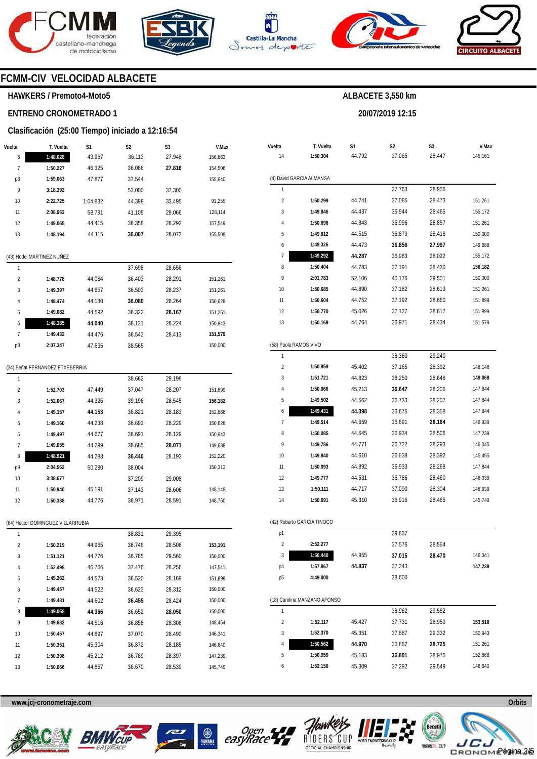## FCMM-CIV VELOCIDAD ALBACETE

### HAWKERS / Premoto4-Moto5

**ALBACETE 3,550 km**

### ENTRENO CRONOMETRADO 1

**20/07/2019 12:15**

### Clasificación (25:00 Tiempo) iniciado a 12:16:54

| Vuelta | T. Vuelta | S1 | S2 | S3 | V.Max |
|---|---|---|---|---|---|
| 6 | **1:48.028** | 43.967 | 36.113 | 27.948 | 156,863 |
| 7 | **1:50.227** | 46.325 | 36.086 | **27.816** | 154,506 |
| p8 | **1:59.063** | 47.877 | 37.544 | | 158,940 |
| 9 | **3:18.392** | | 53.000 | 37.300 | |
| 10 | **2:22.725** | 1:04.832 | 44.398 | 33.495 | 91,255 |
| 11 | **2:08.962** | 58.791 | 41.105 | 29.066 | 128,114 |
| 12 | **1:49.065** | 44.415 | 36.358 | 28.292 | 157,549 |
| 13 | **1:48.194** | 44.115 | **36.007** | 28.072 | 155,508 |

(43) Hodei MARTINEZ NUÑEZ

| Vuelta | T. Vuelta | S1 | S2 | S3 | V.Max |
|---|---|---|---|---|---|
| 1 | | | 37.698 | 28.656 | |
| 2 | **1:48.778** | 44.084 | 36.403 | 28.291 | 151,261 |
| 3 | **1:49.397** | 44.657 | 36.503 | 28.237 | 151,261 |
| 4 | **1:48.474** | 44.130 | **36.080** | 28.264 | 150,628 |
| 5 | **1:49.082** | 44.592 | 36.323 | **28.167** | 151,261 |
| 6 | **1:48.385** | **44.040** | 36.121 | 28.224 | 150,943 |
| 7 | **1:49.432** | 44.476 | 36.543 | 28.413 | **151,579** |
| p8 | **2:07.347** | 47.635 | 38.565 | | 150,000 |

(34) Beñat FERNANDEZ ETXEBERRIA

| Vuelta | T. Vuelta | S1 | S2 | S3 | V.Max |
|---|---|---|---|---|---|
| 1 | | | 38.662 | 29.196 | |
| 2 | **1:52.703** | 47.449 | 37.047 | 28.207 | 151,899 |
| 3 | **1:52.067** | 44.326 | 39.196 | 28.545 | **156,182** |
| 4 | **1:49.157** | **44.153** | 36.821 | 28.183 | 152,866 |
| 5 | **1:49.160** | 44.238 | 36.693 | 28.229 | 150,628 |
| 6 | **1:49.497** | 44.677 | 36.691 | 28.129 | 150,943 |
| 7 | **1:49.055** | 44.299 | 36.685 | **28.071** | 149,688 |
| 8 | **1:48.921** | 44.288 | **36.440** | 28.193 | 152,220 |
| p9 | **2:04.562** | 50.280 | 38.004 | | 150,313 |
| 10 | **3:38.677** | | 37.209 | 29.008 | |
| 11 | **1:50.940** | 45.191 | 37.143 | 28.606 | 148,148 |
| 12 | **1:50.338** | 44.776 | 36.971 | 28.591 | 148,760 |

(84) Hector DOMINGUEZ VILLARRUBIA

| Vuelta | T. Vuelta | S1 | S2 | S3 | V.Max |
|---|---|---|---|---|---|
| 1 | | | 38.831 | 29.395 | |
| 2 | **1:50.219** | 44.965 | 36.746 | 28.508 | **153,191** |
| 3 | **1:51.121** | 44.776 | 36.785 | 29.560 | 150,000 |
| 4 | **1:52.498** | 46.766 | 37.476 | 28.256 | 147,541 |
| 5 | **1:49.262** | 44.573 | 36.520 | 28.169 | 151,899 |
| 6 | **1:49.457** | 44.522 | 36.623 | 28.312 | 150,000 |
| 7 | **1:49.481** | 44.602 | **36.455** | 28.424 | 150,000 |
| 8 | **1:49.068** | **44.366** | 36.652 | **28.050** | 150,000 |
| 9 | **1:49.682** | 44.516 | 36.858 | 28.308 | 148,454 |
| 10 | **1:50.457** | 44.897 | 37.070 | 28.490 | 146,341 |
| 11 | **1:50.361** | 45.304 | 36.872 | 28.185 | 146,640 |
| 12 | **1:50.398** | 45.212 | 36.789 | 28.397 | 147,239 |
| 13 | **1:50.066** | 44.857 | 36.670 | 28.539 | 145,749 |

| Vuelta | T. Vuelta | S1 | S2 | S3 | V.Max |
|---|---|---|---|---|---|
| 14 | **1:50.304** | 44.792 | 37.065 | 28.447 | 145,161 |

(4) David GARCIA ALMANSA

| Vuelta | T. Vuelta | S1 | S2 | S3 | V.Max |
|---|---|---|---|---|---|
| 1 | | | 37.763 | 28.956 | |
| 2 | **1:50.299** | 44.741 | 37.085 | 28.473 | 151,261 |
| 3 | **1:49.846** | 44.437 | 36.944 | 28.465 | 155,172 |
| 4 | **1:50.696** | 44.843 | 36.996 | 28.857 | 151,261 |
| 5 | **1:49.812** | 44.515 | 36.879 | 28.418 | 150,000 |
| 6 | **1:49.326** | 44.473 | **36.856** | **27.997** | 149,688 |
| 7 | **1:49.292** | **44.287** | 36.983 | 28.022 | 155,172 |
| 8 | **1:50.404** | 44.783 | 37.191 | 28.430 | **156,182** |
| 9 | **2:01.783** | 52.106 | 40.176 | 29.501 | 150,000 |
| 10 | **1:50.685** | 44.890 | 37.182 | 28.613 | 151,261 |
| 11 | **1:50.604** | 44.752 | 37.192 | 28.660 | 151,899 |
| 12 | **1:50.770** | 45.026 | 37.127 | 28.617 | 151,899 |
| 13 | **1:50.169** | 44.764 | 36.971 | 28.434 | 151,579 |

(58) Paola RAMOS VIVO

| Vuelta | T. Vuelta | S1 | S2 | S3 | V.Max |
|---|---|---|---|---|---|
| 1 | | | 38.360 | 29.240 | |
| 2 | **1:50.959** | 45.402 | 37.165 | 28.392 | 148,148 |
| 3 | **1:51.721** | 44.823 | 38.250 | 28.648 | **149,068** |
| 4 | **1:50.066** | 45.213 | **36.647** | 28.206 | 147,844 |
| 5 | **1:49.502** | 44.562 | 36.733 | 28.207 | 147,844 |
| 6 | **1:49.431** | **44.398** | 36.675 | 28.358 | 147,844 |
| 7 | **1:49.514** | 44.659 | 36.691 | **28.164** | 146,939 |
| 8 | **1:50.085** | 44.645 | 36.934 | 28.506 | 147,239 |
| 9 | **1:49.786** | 44.771 | 36.722 | 28.293 | 146,045 |
| 10 | **1:49.840** | 44.610 | 36.838 | 28.392 | 145,455 |
| 11 | **1:50.093** | 44.892 | 36.933 | 28.268 | 147,844 |
| 12 | **1:49.777** | 44.531 | 36.786 | 28.460 | 146,939 |
| 13 | **1:50.111** | 44.717 | 37.090 | 28.304 | 146,939 |
| 14 | **1:50.691** | 45.310 | 36.916 | 28.465 | 145,749 |

(42) Roberto GARCIA TINOCO

| Vuelta | T. Vuelta | S1 | S2 | S3 | V.Max |
|---|---|---|---|---|---|
| p1 | | | 39.837 | | |
| 2 | **2:52.277** | | 37.576 | 28.554 | |
| 3 | **1:50.440** | 44.955 | **37.015** | **28.470** | 146,341 |
| p4 | **1:57.867** | **44.837** | 37.343 | | **147,239** |
| p5 | **4:49.000** | | 38.600 | | |

(18) Carolina MANZANO AFONSO

| Vuelta | T. Vuelta | S1 | S2 | S3 | V.Max |
|---|---|---|---|---|---|
| 1 | | | 38.962 | 29.582 | |
| 2 | **1:52.117** | 45.427 | 37.731 | 28.959 | **153,518** |
| 3 | **1:52.370** | 45.351 | 37.687 | 29.332 | 150,943 |
| 4 | **1:50.562** | **44.970** | 36.867 | **28.725** | 151,261 |
| 5 | **1:50.959** | 45.183 | **36.801** | 28.975 | 152,866 |
| 6 | **1:52.150** | 45.309 | 37.292 | 29.549 | 146,640 |

**www.jcj-cronometraje.com** Orbits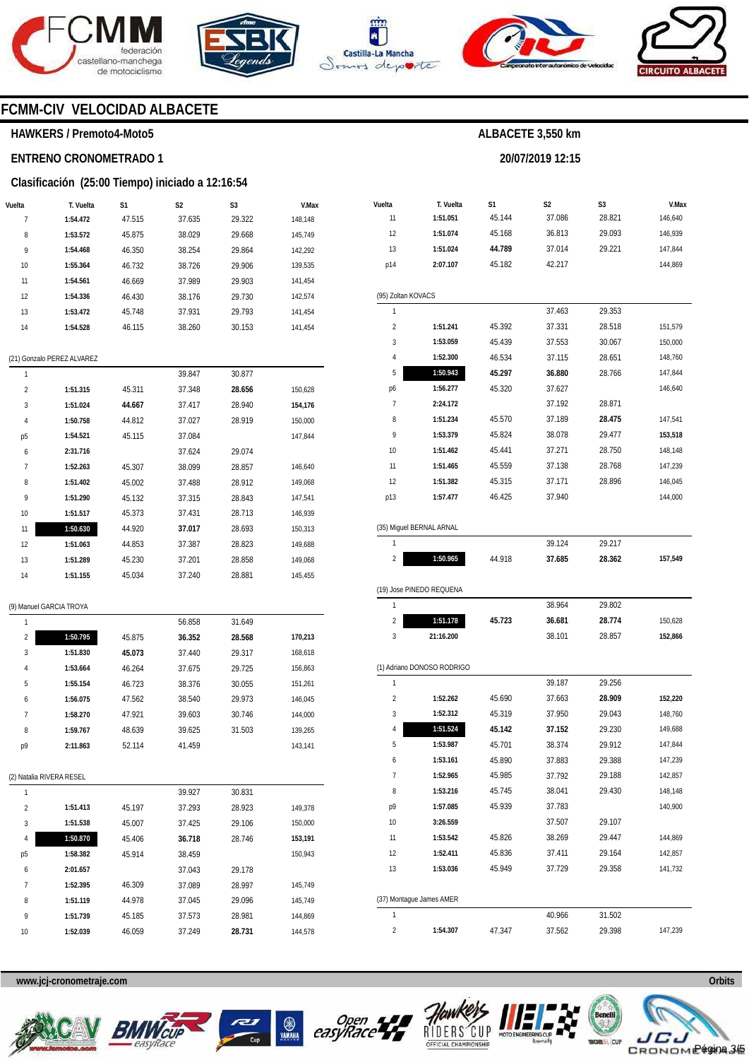# FCMM-CIV VELOCIDAD ALBACETE

**HAWKERS / Premoto4-Moto5**

**ENTRENO CRONOMETRADO 1**

**Clasificación (25:00 Tiempo) iniciado a 12:16:54**

**ALBACETE 3,550 km**

**20/07/2019 12:15**

| Vuelta | T. Vuelta | S1 | S2 | S3 | V.Max |
|---|---|---|---|---|---|
| 7 | **1:54.472** | 47.515 | 37.635 | 29.322 | 148,148 |
| 8 | **1:53.572** | 45.875 | 38.029 | 29.668 | 145,749 |
| 9 | **1:54.468** | 46.350 | 38.254 | 29.864 | 142,292 |
| 10 | **1:55.364** | 46.732 | 38.726 | 29.906 | 139,535 |
| 11 | **1:54.561** | 46.669 | 37.989 | 29.903 | 141,454 |
| 12 | **1:54.336** | 46.430 | 38.176 | 29.730 | 142,574 |
| 13 | **1:53.472** | 45.748 | 37.931 | 29.793 | 141,454 |
| 14 | **1:54.528** | 46.115 | 38.260 | 30.153 | 141,454 |

(21) Gonzalo PEREZ ALVAREZ

| Vuelta | T. Vuelta | S1 | S2 | S3 | V.Max |
|---|---|---|---|---|---|
| 1 | | | 39.847 | 30.877 | |
| 2 | **1:51.315** | 45.311 | 37.348 | **28.656** | 150,628 |
| 3 | **1:51.024** | **44.667** | 37.417 | 28.940 | **154,176** |
| 4 | **1:50.758** | 44.812 | 37.027 | 28.919 | 150,000 |
| p5 | **1:54.521** | 45.115 | 37.084 | | 147,844 |
| 6 | **2:31.716** | | 37.624 | 29.074 | |
| 7 | **1:52.263** | 45.307 | 38.099 | 28.857 | 146,640 |
| 8 | **1:51.402** | 45.002 | 37.488 | 28.912 | 149,068 |
| 9 | **1:51.290** | 45.132 | 37.315 | 28.843 | 147,541 |
| 10 | **1:51.517** | 45.373 | 37.431 | 28.713 | 146,939 |
| 11 | **1:50.630** | 44.920 | **37.017** | 28.693 | 150,313 |
| 12 | **1:51.063** | 44.853 | 37.387 | 28.823 | 149,688 |
| 13 | **1:51.289** | 45.230 | 37.201 | 28.858 | 149,068 |
| 14 | **1:51.155** | 45.034 | 37.240 | 28.881 | 145,455 |

(9) Manuel GARCIA TROYA

| Vuelta | T. Vuelta | S1 | S2 | S3 | V.Max |
|---|---|---|---|---|---|
| 1 | | | 56.858 | 31.649 | |
| 2 | **1:50.795** | 45.875 | **36.352** | **28.568** | **170,213** |
| 3 | **1:51.830** | **45.073** | 37.440 | 29.317 | 168,618 |
| 4 | **1:53.664** | 46.264 | 37.675 | 29.725 | 156,863 |
| 5 | **1:55.154** | 46.723 | 38.376 | 30.055 | 151,261 |
| 6 | **1:56.075** | 47.562 | 38.540 | 29.973 | 146,045 |
| 7 | **1:58.270** | 47.921 | 39.603 | 30.746 | 144,000 |
| 8 | **1:59.767** | 48.639 | 39.625 | 31.503 | 139,265 |
| p9 | **2:11.863** | 52.114 | 41.459 | | 143,141 |

(2) Natalia RIVERA RESEL

| Vuelta | T. Vuelta | S1 | S2 | S3 | V.Max |
|---|---|---|---|---|---|
| 1 | | | 39.927 | 30.831 | |
| 2 | **1:51.413** | 45.197 | 37.293 | 28.923 | 149,378 |
| 3 | **1:51.538** | 45.007 | 37.425 | 29.106 | 150,000 |
| 4 | **1:50.870** | 45.406 | **36.718** | 28.746 | **153,191** |
| p5 | **1:58.382** | 45.914 | 38.459 | | 150,943 |
| 6 | **2:01.657** | | 37.043 | 29.178 | |
| 7 | **1:52.395** | 46.309 | 37.089 | 28.997 | 145,749 |
| 8 | **1:51.119** | 44.978 | 37.045 | 29.096 | 145,749 |
| 9 | **1:51.739** | 45.185 | 37.573 | 28.981 | 144,869 |
| 10 | **1:52.039** | 46.059 | 37.249 | **28.731** | 144,578 |

| Vuelta | T. Vuelta | S1 | S2 | S3 | V.Max |
|---|---|---|---|---|---|
| 11 | **1:51.051** | 45.144 | 37.086 | 28.821 | 146,640 |
| 12 | **1:51.074** | 45.168 | 36.813 | 29.093 | 146,939 |
| 13 | **1:51.024** | **44.789** | 37.014 | 29.221 | 147,844 |
| p14 | **2:07.107** | 45.182 | 42.217 | | 144,869 |

(95) Zoltan KOVACS

| Vuelta | T. Vuelta | S1 | S2 | S3 | V.Max |
|---|---|---|---|---|---|
| 1 | | | 37.463 | 29.353 | |
| 2 | **1:51.241** | 45.392 | 37.331 | 28.518 | 151,579 |
| 3 | **1:53.059** | 45.439 | 37.553 | 30.067 | 150,000 |
| 4 | **1:52.300** | 46.534 | 37.115 | 28.651 | 148,760 |
| 5 | **1:50.943** | **45.297** | **36.880** | 28.766 | 147,844 |
| p6 | **1:56.277** | 45.320 | 37.627 | | 146,640 |
| 7 | **2:24.172** | | 37.192 | 28.871 | |
| 8 | **1:51.234** | 45.570 | 37.189 | **28.475** | 147,541 |
| 9 | **1:53.379** | 45.824 | 38.078 | 29.477 | **153,518** |
| 10 | **1:51.462** | 45.441 | 37.271 | 28.750 | 148,148 |
| 11 | **1:51.465** | 45.559 | 37.138 | 28.768 | 147,239 |
| 12 | **1:51.382** | 45.315 | 37.171 | 28.896 | 146,045 |
| p13 | **1:57.477** | 46.425 | 37.940 | | 144,000 |

(35) Miguel BERNAL ARNAL

| Vuelta | T. Vuelta | S1 | S2 | S3 | V.Max |
|---|---|---|---|---|---|
| 1 | | | 39.124 | 29.217 | |
| 2 | **1:50.965** | 44.918 | **37.685** | **28.362** | **157,549** |

(19) Jose PINEDO REQUENA

| Vuelta | T. Vuelta | S1 | S2 | S3 | V.Max |
|---|---|---|---|---|---|
| 1 | | | 38.964 | 29.802 | |
| 2 | **1:51.178** | **45.723** | **36.681** | **28.774** | 150,628 |
| 3 | **21:16.200** | | 38.101 | 28.857 | **152,866** |

(1) Adriano DONOSO RODRIGO

| Vuelta | T. Vuelta | S1 | S2 | S3 | V.Max |
|---|---|---|---|---|---|
| 1 | | | 39.187 | 29.256 | |
| 2 | **1:52.262** | 45.690 | 37.663 | **28.909** | **152,220** |
| 3 | **1:52.312** | 45.319 | 37.950 | 29.043 | 148,760 |
| 4 | **1:51.524** | **45.142** | **37.152** | 29.230 | 149,688 |
| 5 | **1:53.987** | 45.701 | 38.374 | 29.912 | 147,844 |
| 6 | **1:53.161** | 45.890 | 37.883 | 29.388 | 147,239 |
| 7 | **1:52.965** | 45.985 | 37.792 | 29.188 | 142,857 |
| 8 | **1:53.216** | 45.745 | 38.041 | 29.430 | 148,148 |
| p9 | **1:57.085** | 45.939 | 37.783 | | 140,900 |
| 10 | **3:26.559** | | 37.507 | 29.107 | |
| 11 | **1:53.542** | 45.826 | 38.269 | 29.447 | 144,869 |
| 12 | **1:52.411** | 45.836 | 37.411 | 29.164 | 142,857 |
| 13 | **1:53.036** | 45.949 | 37.729 | 29.358 | 141,732 |

(37) Montague James AMER

| Vuelta | T. Vuelta | S1 | S2 | S3 | V.Max |
|---|---|---|---|---|---|
| 1 | | | 40.966 | 31.502 | |
| 2 | **1:54.307** | 47.347 | 37.562 | 29.398 | 147,239 |

www.jcj-cronometraje.com

Orbits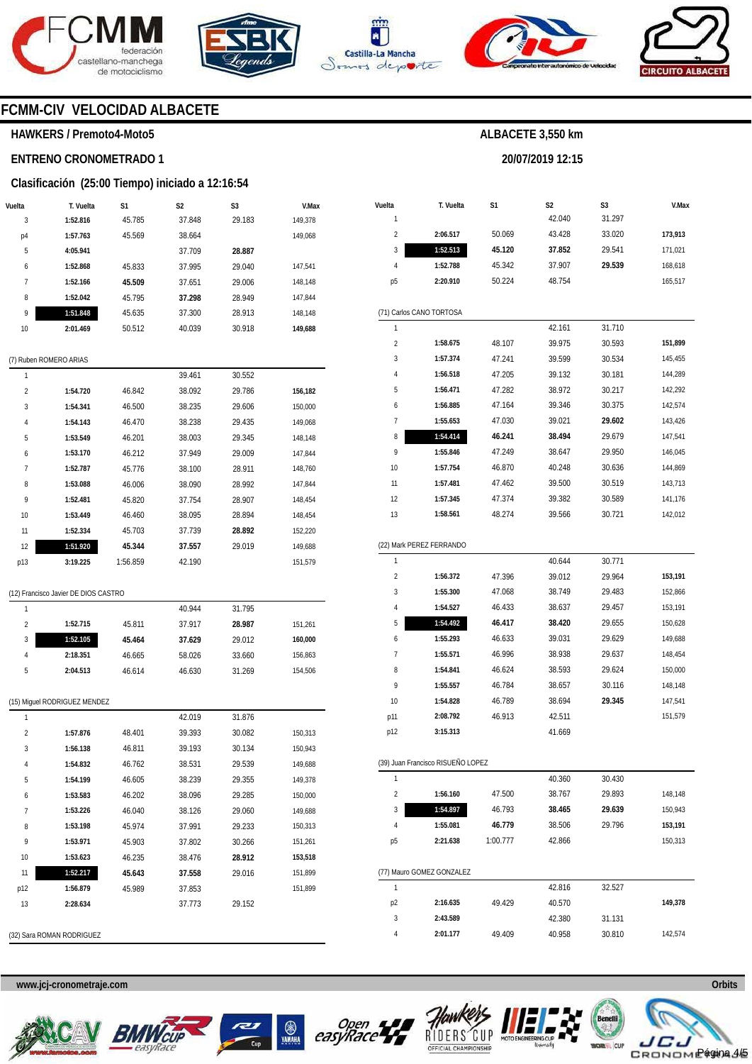# FCMM-CIV VELOCIDAD ALBACETE

**HAWKERS / Premoto4-Moto5**

**ENTRENO CRONOMETRADO 1**

**Clasificación (25:00 Tiempo) iniciado a 12:16:54**

**ALBACETE 3,550 km**

**20/07/2019 12:15**

| Vuelta | T. Vuelta | S1 | S2 | S3 | V.Max |
|---|---|---|---|---|---|
| 3 | **1:52.816** | 45.785 | 37.848 | 29.183 | 149,378 |
| p4 | **1:57.763** | 45.569 | 38.664 | | 149,068 |
| 5 | **4:05.941** | | 37.709 | **28.887** | |
| 6 | **1:52.868** | 45.833 | 37.995 | 29.040 | 147,541 |
| 7 | **1:52.166** | **45.509** | 37.651 | 29.006 | 148,148 |
| 8 | **1:52.042** | 45.795 | **37.298** | 28.949 | 147,844 |
| 9 | **1:51.848** | 45.635 | 37.300 | 28.913 | 148,148 |
| 10 | **2:01.469** | 50.512 | 40.039 | 30.918 | **149,688** |

(7) Ruben ROMERO ARIAS

| Vuelta | T. Vuelta | S1 | S2 | S3 | V.Max |
|---|---|---|---|---|---|
| 1 | | | 39.461 | 30.552 | |
| 2 | **1:54.720** | 46.842 | 38.092 | 29.786 | **156,182** |
| 3 | **1:54.341** | 46.500 | 38.235 | 29.606 | 150,000 |
| 4 | **1:54.143** | 46.470 | 38.238 | 29.435 | 149,068 |
| 5 | **1:53.549** | 46.201 | 38.003 | 29.345 | 148,148 |
| 6 | **1:53.170** | 46.212 | 37.949 | 29.009 | 147,844 |
| 7 | **1:52.787** | 45.776 | 38.100 | 28.911 | 148,760 |
| 8 | **1:53.088** | 46.006 | 38.090 | 28.992 | 147,844 |
| 9 | **1:52.481** | 45.820 | 37.754 | 28.907 | 148,454 |
| 10 | **1:53.449** | 46.460 | 38.095 | 28.894 | 148,454 |
| 11 | **1:52.334** | 45.703 | 37.739 | **28.892** | 152,220 |
| 12 | **1:51.920** | **45.344** | **37.557** | 29.019 | 149,688 |
| p13 | **3:19.225** | 1:56.859 | 42.190 | | 151,579 |

(12) Francisco Javier DE DIOS CASTRO

| Vuelta | T. Vuelta | S1 | S2 | S3 | V.Max |
|---|---|---|---|---|---|
| 1 | | | 40.944 | 31.795 | |
| 2 | **1:52.715** | 45.811 | 37.917 | **28.987** | 151,261 |
| 3 | **1:52.105** | **45.464** | **37.629** | 29.012 | **160,000** |
| 4 | **2:18.351** | 46.665 | 58.026 | 33.660 | 156,863 |
| 5 | **2:04.513** | 46.614 | 46.630 | 31.269 | 154,506 |

(15) Miguel RODRIGUEZ MENDEZ

| Vuelta | T. Vuelta | S1 | S2 | S3 | V.Max |
|---|---|---|---|---|---|
| 1 | | | 42.019 | 31.876 | |
| 2 | **1:57.876** | 48.401 | 39.393 | 30.082 | 150,313 |
| 3 | **1:56.138** | 46.811 | 39.193 | 30.134 | 150,943 |
| 4 | **1:54.832** | 46.762 | 38.531 | 29.539 | 149,688 |
| 5 | **1:54.199** | 46.605 | 38.239 | 29.355 | 149,378 |
| 6 | **1:53.583** | 46.202 | 38.096 | 29.285 | 150,000 |
| 7 | **1:53.226** | 46.040 | 38.126 | 29.060 | 149,688 |
| 8 | **1:53.198** | 45.974 | 37.991 | 29.233 | 150,313 |
| 9 | **1:53.971** | 45.903 | 37.802 | 30.266 | 151,261 |
| 10 | **1:53.623** | 46.235 | 38.476 | **28.912** | **153,518** |
| 11 | **1:52.217** | **45.643** | **37.558** | 29.016 | 151,899 |
| p12 | **1:56.879** | 45.989 | 37.853 | | 151,899 |
| 13 | **2:28.634** | | 37.773 | 29.152 | |

(32) Sara ROMAN RODRIGUEZ

| Vuelta | T. Vuelta | S1 | S2 | S3 | V.Max |
|---|---|---|---|---|---|
| 1 | | | 42.040 | 31.297 | |
| 2 | **2:06.517** | 50.069 | 43.428 | 33.020 | **173,913** |
| 3 | **1:52.513** | **45.120** | **37.852** | 29.541 | 171,021 |
| 4 | **1:52.788** | 45.342 | 37.907 | **29.539** | 168,618 |
| p5 | **2:20.910** | 50.224 | 48.754 | | 165,517 |

(71) Carlos CANO TORTOSA

| Vuelta | T. Vuelta | S1 | S2 | S3 | V.Max |
|---|---|---|---|---|---|
| 1 | | | 42.161 | 31.710 | |
| 2 | **1:58.675** | 48.107 | 39.975 | 30.593 | **151,899** |
| 3 | **1:57.374** | 47.241 | 39.599 | 30.534 | 145,455 |
| 4 | **1:56.518** | 47.205 | 39.132 | 30.181 | 144,289 |
| 5 | **1:56.471** | 47.282 | 38.972 | 30.217 | 142,292 |
| 6 | **1:56.885** | 47.164 | 39.346 | 30.375 | 142,574 |
| 7 | **1:55.653** | 47.030 | 39.021 | **29.602** | 143,426 |
| 8 | **1:54.414** | **46.241** | **38.494** | 29.679 | 147,541 |
| 9 | **1:55.846** | 47.249 | 38.647 | 29.950 | 146,045 |
| 10 | **1:57.754** | 46.870 | 40.248 | 30.636 | 144,869 |
| 11 | **1:57.481** | 47.462 | 39.500 | 30.519 | 143,713 |
| 12 | **1:57.345** | 47.374 | 39.382 | 30.589 | 141,176 |
| 13 | **1:58.561** | 48.274 | 39.566 | 30.721 | 142,012 |

(22) Mark PEREZ FERRANDO

| Vuelta | T. Vuelta | S1 | S2 | S3 | V.Max |
|---|---|---|---|---|---|
| 1 | | | 40.644 | 30.771 | |
| 2 | **1:56.372** | 47.396 | 39.012 | 29.964 | **153,191** |
| 3 | **1:55.300** | 47.068 | 38.749 | 29.483 | 152,866 |
| 4 | **1:54.527** | 46.433 | 38.637 | 29.457 | 153,191 |
| 5 | **1:54.492** | **46.417** | **38.420** | 29.655 | 150,628 |
| 6 | **1:55.293** | 46.633 | 39.031 | 29.629 | 149,688 |
| 7 | **1:55.571** | 46.996 | 38.938 | 29.637 | 148,454 |
| 8 | **1:54.841** | 46.624 | 38.593 | 29.624 | 150,000 |
| 9 | **1:55.557** | 46.784 | 38.657 | 30.116 | 148,148 |
| 10 | **1:54.828** | 46.789 | 38.694 | **29.345** | 147,541 |
| p11 | **2:08.792** | 46.913 | 42.511 | | 151,579 |
| p12 | **3:15.313** | | 41.669 | | |

(39) Juan Francisco RISUEÑO LOPEZ

| Vuelta | T. Vuelta | S1 | S2 | S3 | V.Max |
|---|---|---|---|---|---|
| 1 | | | 40.360 | 30.430 | |
| 2 | **1:56.160** | 47.500 | 38.767 | 29.893 | 148,148 |
| 3 | **1:54.897** | 46.793 | **38.465** | **29.639** | 150,943 |
| 4 | **1:55.081** | **46.779** | 38.506 | 29.796 | **153,191** |
| p5 | **2:21.638** | 1:00.777 | 42.866 | | 150,313 |

(77) Mauro GOMEZ GONZALEZ

| Vuelta | T. Vuelta | S1 | S2 | S3 | V.Max |
|---|---|---|---|---|---|
| 1 | | | 42.816 | 32.527 | |
| p2 | **2:16.635** | 49.429 | 40.570 | | **149,378** |
| 3 | **2:43.589** | | 42.380 | 31.131 | |
| 4 | **2:01.177** | 49.409 | 40.958 | 30.810 | 142,574 |

**www.jcj-cronometraje.com** **Orbits**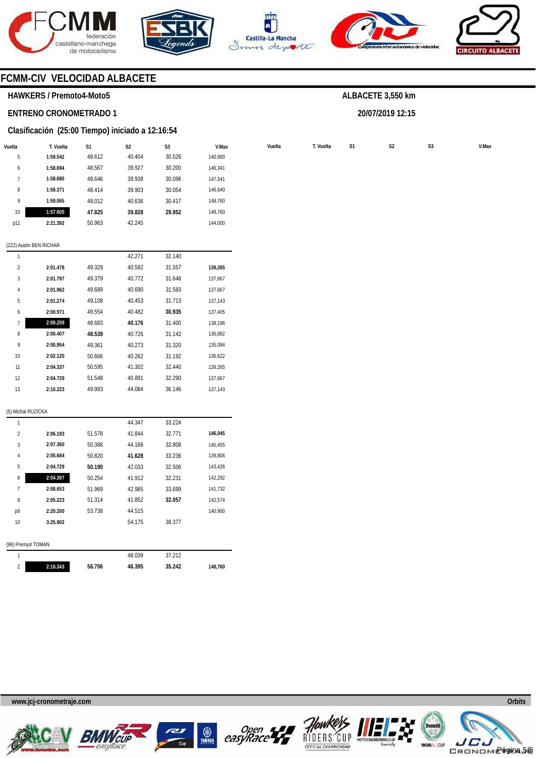## FCMM-CIV VELOCIDAD ALBACETE

**HAWKERS / Premoto4-Moto5**

**ALBACETE 3,550 km**

**ENTRENO CRONOMETRADO 1**

**20/07/2019 12:15**

**Clasificación (25:00 Tiempo) iniciado a 12:16:54**

| Vuelta | T. Vuelta | S1 | S2 | S3 | V.Max |
|---|---|---|---|---|---|
| 5 | **1:59.542** | 48.612 | 40.404 | 30.526 | 140,900 |
| 6 | **1:58.694** | 48.567 | 39.927 | 30.200 | 146,341 |
| 7 | **1:58.680** | 48.646 | 39.938 | 30.096 | 147,541 |
| 8 | **1:58.371** | 48.414 | 39.903 | 30.054 | 146,640 |
| 9 | **1:59.065** | 48.012 | 40.636 | 30.417 | 148,760 |
| 10 | **1:57.605** | **47.825** | **39.828** | **29.952** | 148,760 |
| p11 | **2:21.392** | 50.963 | 42.245 | | 144,000 |

(222) Austin BEN RICHAR

| Vuelta | T. Vuelta | S1 | S2 | S3 | V.Max |
|---|---|---|---|---|---|
| 1 | | | 42.271 | 32.140 | |
| 2 | **2:01.478** | 49.329 | 40.592 | 31.557 | **139,265** |
| 3 | **2:01.797** | 49.379 | 40.772 | 31.646 | 137,667 |
| 4 | **2:01.962** | 49.689 | 40.690 | 31.583 | 137,667 |
| 5 | **2:01.274** | 49.108 | 40.453 | 31.713 | 137,143 |
| 6 | **2:00.971** | 49.554 | 40.482 | **30.935** | 137,405 |
| 7 | **2:00.259** | 48.683 | **40.176** | 31.400 | 138,196 |
| 8 | **2:00.407** | **48.539** | 40.726 | 31.142 | 136,882 |
| 9 | **2:00.954** | 49.361 | 40.273 | 31.320 | 135,084 |
| 10 | **2:02.120** | 50.666 | 40.262 | 31.192 | 136,622 |
| 11 | **2:04.337** | 50.595 | 41.302 | 32.440 | 139,265 |
| 12 | **2:04.729** | 51.548 | 40.891 | 32.290 | 137,667 |
| 13 | **2:10.223** | 49.993 | 44.084 | 36.146 | 137,143 |

(5) Michal RUZICKA

| Vuelta | T. Vuelta | S1 | S2 | S3 | V.Max |
|---|---|---|---|---|---|
| 1 | | | 44.347 | 33.224 | |
| 2 | **2:06.193** | 51.578 | 41.844 | 32.771 | **146,045** |
| 3 | **2:07.360** | 50.386 | 44.166 | 32.808 | 145,455 |
| 4 | **2:05.684** | 50.820 | **41.628** | 33.236 | 139,806 |
| 5 | **2:04.729** | **50.190** | 42.033 | 32.506 | 143,426 |
| 6 | **2:04.397** | 50.254 | 41.912 | 32.231 | 142,292 |
| 7 | **2:08.653** | 51.969 | 42.985 | 33.699 | 141,732 |
| 8 | **2:05.223** | 51.314 | 41.852 | **32.057** | 142,574 |
| p9 | **2:20.200** | 53.738 | 44.515 | | 140,900 |
| 10 | **3:25.902** | | 54.175 | 38.377 | |

(96) Premysl TOMAN

| Vuelta | T. Vuelta | S1 | S2 | S3 | V.Max |
|---|---|---|---|---|---|
| 1 | | | 48.039 | 37.212 | |
| 2 | **2:18.343** | **56.706** | **46.395** | **35.242** | **148,760** |

www.jcj-cronometraje.com

Orbits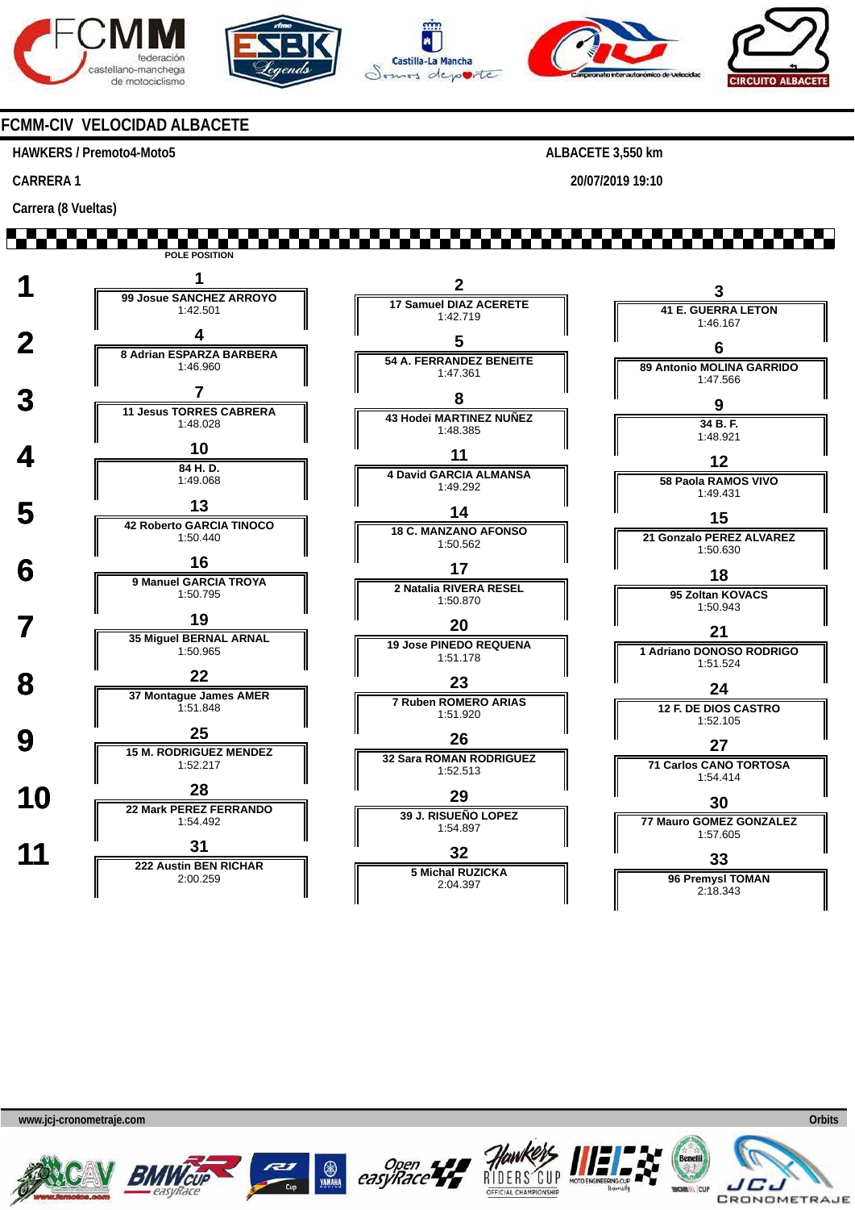# FCMM-CIV VELOCIDAD ALBACETE

**HAWKERS / Premoto4-Moto5** — **ALBACETE 3,550 km**

**CARRERA 1** — **20/07/2019 19:10**

**Carrera (8 Vueltas)**

POLE POSITION

| Fila | Pos | Piloto | Tiempo | Pos | Piloto | Tiempo | Pos | Piloto | Tiempo |
|---|---|---|---|---|---|---|---|---|---|
| 1 | 1 | 99 Josue SANCHEZ ARROYO | 1:42.501 | 2 | 17 Samuel DIAZ ACERETE | 1:42.719 | 3 | 41 E. GUERRA LETON | 1:46.167 |
| 2 | 4 | 8 Adrian ESPARZA BARBERA | 1:46.960 | 5 | 54 A. FERRANDEZ BENEITE | 1:47.361 | 6 | 89 Antonio MOLINA GARRIDO | 1:47.566 |
| 3 | 7 | 11 Jesus TORRES CABRERA | 1:48.028 | 8 | 43 Hodei MARTINEZ NUÑEZ | 1:48.385 | 9 | 34 B. F. | 1:48.921 |
| 4 | 10 | 84 H. D. | 1:49.068 | 11 | 4 David GARCIA ALMANSA | 1:49.292 | 12 | 58 Paola RAMOS VIVO | 1:49.431 |
| 5 | 13 | 42 Roberto GARCIA TINOCO | 1:50.440 | 14 | 18 C. MANZANO AFONSO | 1:50.562 | 15 | 21 Gonzalo PEREZ ALVAREZ | 1:50.630 |
| 6 | 16 | 9 Manuel GARCIA TROYA | 1:50.795 | 17 | 2 Natalia RIVERA RESEL | 1:50.870 | 18 | 95 Zoltan KOVACS | 1:50.943 |
| 7 | 19 | 35 Miguel BERNAL ARNAL | 1:50.965 | 20 | 19 Jose PINEDO REQUENA | 1:51.178 | 21 | 1 Adriano DONOSO RODRIGO | 1:51.524 |
| 8 | 22 | 37 Montague James AMER | 1:51.848 | 23 | 7 Ruben ROMERO ARIAS | 1:51.920 | 24 | 12 F. DE DIOS CASTRO | 1:52.105 |
| 9 | 25 | 15 M. RODRIGUEZ MENDEZ | 1:52.217 | 26 | 32 Sara ROMAN RODRIGUEZ | 1:52.513 | 27 | 71 Carlos CANO TORTOSA | 1:54.414 |
| 10 | 28 | 22 Mark PEREZ FERRANDO | 1:54.492 | 29 | 39 J. RISUEÑO LOPEZ | 1:54.897 | 30 | 77 Mauro GOMEZ GONZALEZ | 1:57.605 |
| 11 | 31 | 222 Austin BEN RICHAR | 2:00.259 | 32 | 5 Michal RUZICKA | 2:04.397 | 33 | 96 Premysl TOMAN | 2:18.343 |

www.jcj-cronometraje.com — Orbits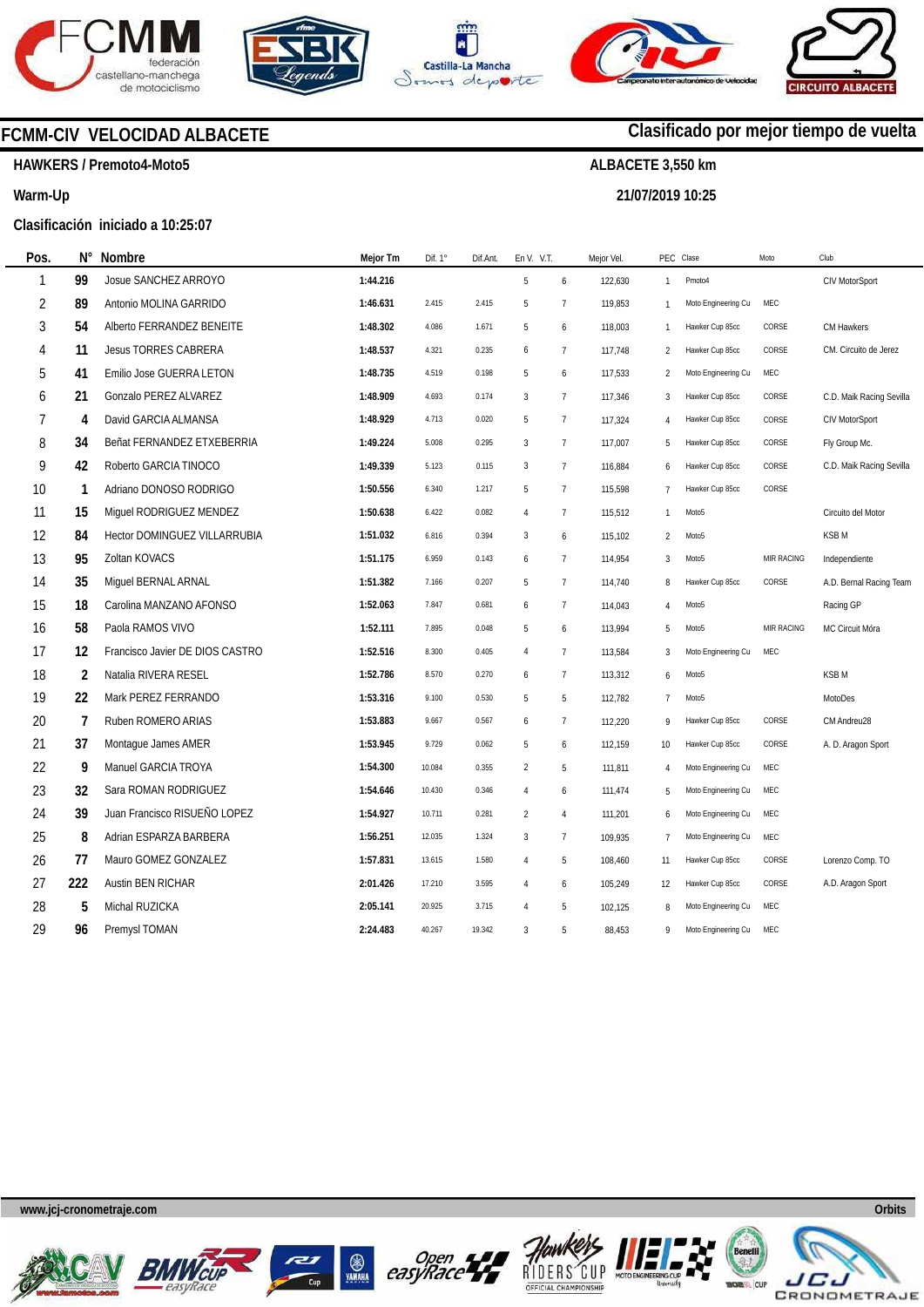## FCMM-CIV VELOCIDAD ALBACETE

**Clasificado por mejor tiempo de vuelta**

**HAWKERS / Premoto4-Moto5**

**ALBACETE 3,550 km**

**Warm-Up**

**21/07/2019 10:25**

**Clasificación iniciado a 10:25:07**

| Pos. | N° | Nombre | Mejor Tm | Dif. 1° | Dif.Ant. | En V. | V.T. | Mejor Vel. | PEC | Clase | Moto | Club |
|---|---|---|---|---|---|---|---|---|---|---|---|---|
| 1 | 99 | Josue SANCHEZ ARROYO | 1:44.216 | | | 5 | 6 | 122,630 | 1 | Pmoto4 | | CIV MotorSport |
| 2 | 89 | Antonio MOLINA GARRIDO | 1:46.631 | 2.415 | 2.415 | 5 | 7 | 119,853 | 1 | Moto Engineering Cu | MEC | |
| 3 | 54 | Alberto FERRANDEZ BENEITE | 1:48.302 | 4.086 | 1.671 | 5 | 6 | 118,003 | 1 | Hawker Cup 85cc | CORSE | CM Hawkers |
| 4 | 11 | Jesus TORRES CABRERA | 1:48.537 | 4.321 | 0.235 | 6 | 7 | 117,748 | 2 | Hawker Cup 85cc | CORSE | CM. Circuito de Jerez |
| 5 | 41 | Emilio Jose GUERRA LETON | 1:48.735 | 4.519 | 0.198 | 5 | 6 | 117,533 | 2 | Moto Engineering Cu | MEC | |
| 6 | 21 | Gonzalo PEREZ ALVAREZ | 1:48.909 | 4.693 | 0.174 | 3 | 7 | 117,346 | 3 | Hawker Cup 85cc | CORSE | C.D. Maik Racing Sevilla |
| 7 | 4 | David GARCIA ALMANSA | 1:48.929 | 4.713 | 0.020 | 5 | 7 | 117,324 | 4 | Hawker Cup 85cc | CORSE | CIV MotorSport |
| 8 | 34 | Beñat FERNANDEZ ETXEBERRIA | 1:49.224 | 5.008 | 0.295 | 3 | 7 | 117,007 | 5 | Hawker Cup 85cc | CORSE | Fly Group Mc. |
| 9 | 42 | Roberto GARCIA TINOCO | 1:49.339 | 5.123 | 0.115 | 3 | 7 | 116,884 | 6 | Hawker Cup 85cc | CORSE | C.D. Maik Racing Sevilla |
| 10 | 1 | Adriano DONOSO RODRIGO | 1:50.556 | 6.340 | 1.217 | 5 | 7 | 115,598 | 7 | Hawker Cup 85cc | CORSE | |
| 11 | 15 | Miguel RODRIGUEZ MENDEZ | 1:50.638 | 6.422 | 0.082 | 4 | 7 | 115,512 | 1 | Moto5 | | Circuito del Motor |
| 12 | 84 | Hector DOMINGUEZ VILLARRUBIA | 1:51.032 | 6.816 | 0.394 | 3 | 6 | 115,102 | 2 | Moto5 | | KSB M |
| 13 | 95 | Zoltan KOVACS | 1:51.175 | 6.959 | 0.143 | 6 | 7 | 114,954 | 3 | Moto5 | MIR RACING | Independiente |
| 14 | 35 | Miguel BERNAL ARNAL | 1:51.382 | 7.166 | 0.207 | 5 | 7 | 114,740 | 8 | Hawker Cup 85cc | CORSE | A.D. Bernal Racing Team |
| 15 | 18 | Carolina MANZANO AFONSO | 1:52.063 | 7.847 | 0.681 | 6 | 7 | 114,043 | 4 | Moto5 | | Racing GP |
| 16 | 58 | Paola RAMOS VIVO | 1:52.111 | 7.895 | 0.048 | 5 | 6 | 113,994 | 5 | Moto5 | MIR RACING | MC Circuit Móra |
| 17 | 12 | Francisco Javier DE DIOS CASTRO | 1:52.516 | 8.300 | 0.405 | 4 | 7 | 113,584 | 3 | Moto Engineering Cu | MEC | |
| 18 | 2 | Natalia RIVERA RESEL | 1:52.786 | 8.570 | 0.270 | 6 | 7 | 113,312 | 6 | Moto5 | | KSB M |
| 19 | 22 | Mark PEREZ FERRANDO | 1:53.316 | 9.100 | 0.530 | 5 | 5 | 112,782 | 7 | Moto5 | | MotoDes |
| 20 | 7 | Ruben ROMERO ARIAS | 1:53.883 | 9.667 | 0.567 | 6 | 7 | 112,220 | 9 | Hawker Cup 85cc | CORSE | CM Andreu28 |
| 21 | 37 | Montague James AMER | 1:53.945 | 9.729 | 0.062 | 5 | 6 | 112,159 | 10 | Hawker Cup 85cc | CORSE | A. D. Aragon Sport |
| 22 | 9 | Manuel GARCIA TROYA | 1:54.300 | 10.084 | 0.355 | 2 | 5 | 111,811 | 4 | Moto Engineering Cu | MEC | |
| 23 | 32 | Sara ROMAN RODRIGUEZ | 1:54.646 | 10.430 | 0.346 | 4 | 6 | 111,474 | 5 | Moto Engineering Cu | MEC | |
| 24 | 39 | Juan Francisco RISUEÑO LOPEZ | 1:54.927 | 10.711 | 0.281 | 2 | 4 | 111,201 | 6 | Moto Engineering Cu | MEC | |
| 25 | 8 | Adrian ESPARZA BARBERA | 1:56.251 | 12.035 | 1.324 | 3 | 7 | 109,935 | 7 | Moto Engineering Cu | MEC | |
| 26 | 77 | Mauro GOMEZ GONZALEZ | 1:57.831 | 13.615 | 1.580 | 4 | 5 | 108,460 | 11 | Hawker Cup 85cc | CORSE | Lorenzo Comp. TO |
| 27 | 222 | Austin BEN RICHAR | 2:01.426 | 17.210 | 3.595 | 4 | 6 | 105,249 | 12 | Hawker Cup 85cc | CORSE | A.D. Aragon Sport |
| 28 | 5 | Michal RUZICKA | 2:05.141 | 20.925 | 3.715 | 4 | 5 | 102,125 | 8 | Moto Engineering Cu | MEC | |
| 29 | 96 | Premysl TOMAN | 2:24.483 | 40.267 | 19.342 | 3 | 5 | 88,453 | 9 | Moto Engineering Cu | MEC | |

www.jcj-cronometraje.com — Orbits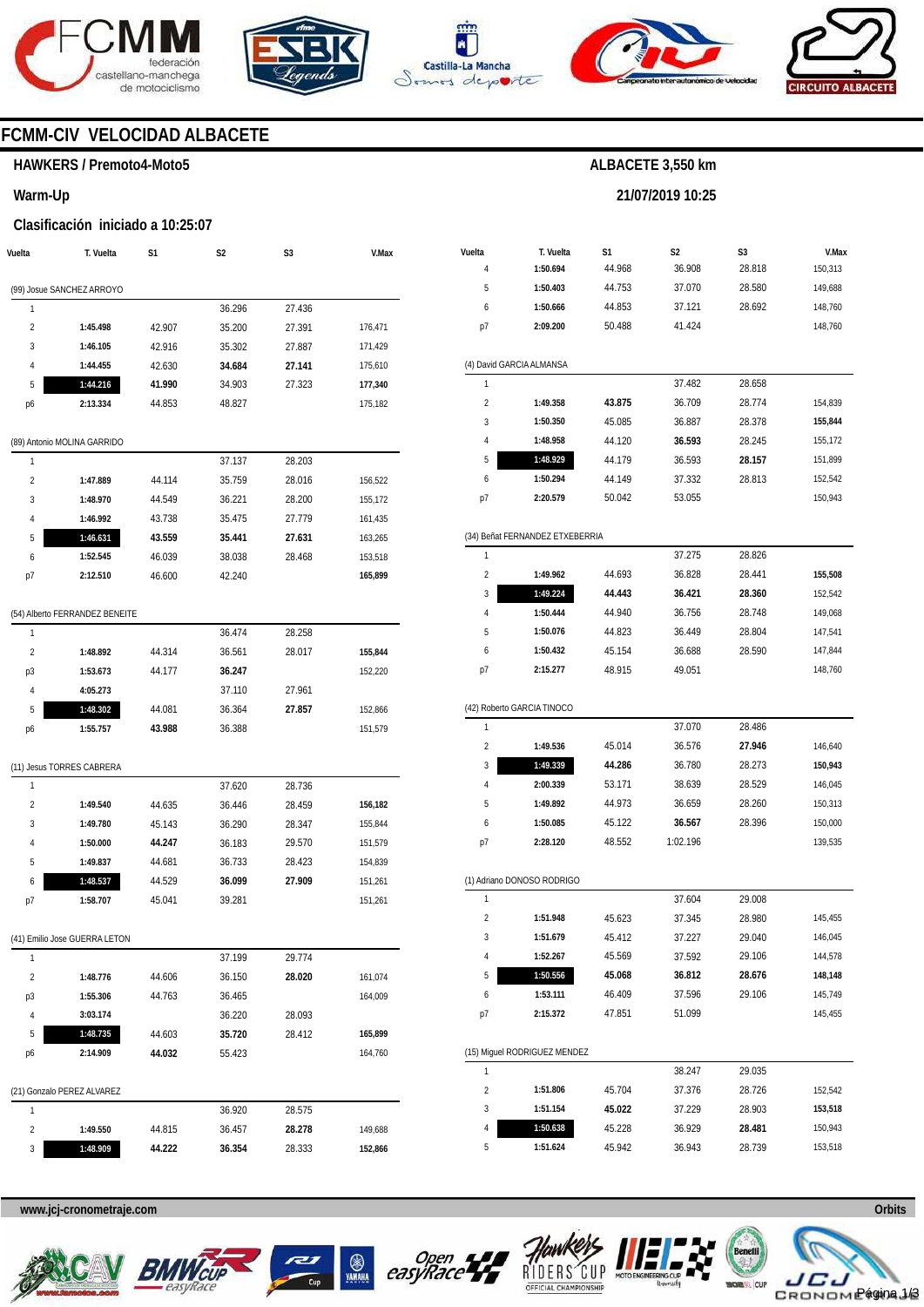# FCMM-CIV VELOCIDAD ALBACETE

**HAWKERS / Premoto4-Moto5**

**ALBACETE 3,550 km**

**Warm-Up**

**21/07/2019 10:25**

**Clasificación iniciado a 10:25:07**

| Vuelta | T. Vuelta | S1 | S2 | S3 | V.Max |
|---|---|---|---|---|---|
| (99) Josue SANCHEZ ARROYO | | | | | |
| 1 | | | 36.296 | 27.436 | |
| 2 | **1:45.498** | 42.907 | 35.200 | 27.391 | 176,471 |
| 3 | **1:46.105** | 42.916 | 35.302 | 27.887 | 171,429 |
| 4 | **1:44.455** | 42.630 | **34.684** | **27.141** | 175,610 |
| 5 | **1:44.216** | **41.990** | 34.903 | 27.323 | **177,340** |
| p6 | **2:13.334** | 44.853 | 48.827 | | 175,182 |
| (89) Antonio MOLINA GARRIDO | | | | | |
| 1 | | | 37.137 | 28.203 | |
| 2 | **1:47.889** | 44.114 | 35.759 | 28.016 | 156,522 |
| 3 | **1:48.970** | 44.549 | 36.221 | 28.200 | 155,172 |
| 4 | **1:46.992** | 43.738 | 35.475 | 27.779 | 161,435 |
| 5 | **1:46.631** | **43.559** | **35.441** | **27.631** | 163,265 |
| 6 | **1:52.545** | 46.039 | 38.038 | 28.468 | 153,518 |
| p7 | **2:12.510** | 46.600 | 42.240 | | **165,899** |
| (54) Alberto FERRANDEZ BENEITE | | | | | |
| 1 | | | 36.474 | 28.258 | |
| 2 | **1:48.892** | 44.314 | 36.561 | 28.017 | **155,844** |
| p3 | **1:53.673** | 44.177 | **36.247** | | 152,220 |
| 4 | **4:05.273** | | 37.110 | 27.961 | |
| 5 | **1:48.302** | 44.081 | 36.364 | **27.857** | 152,866 |
| p6 | **1:55.757** | **43.988** | 36.388 | | 151,579 |
| (11) Jesus TORRES CABRERA | | | | | |
| 1 | | | 37.620 | 28.736 | |
| 2 | **1:49.540** | 44.635 | 36.446 | 28.459 | **156,182** |
| 3 | **1:49.780** | 45.143 | 36.290 | 28.347 | 155,844 |
| 4 | **1:50.000** | **44.247** | 36.183 | 29.570 | 151,579 |
| 5 | **1:49.837** | 44.681 | 36.733 | 28.423 | 154,839 |
| 6 | **1:48.537** | 44.529 | **36.099** | **27.909** | 151,261 |
| p7 | **1:58.707** | 45.041 | 39.281 | | 151,261 |
| (41) Emilio Jose GUERRA LETON | | | | | |
| 1 | | | 37.199 | 29.774 | |
| 2 | **1:48.776** | 44.606 | 36.150 | **28.020** | 161,074 |
| p3 | **1:55.306** | 44.763 | 36.465 | | 164,009 |
| 4 | **3:03.174** | | 36.220 | 28.093 | |
| 5 | **1:48.735** | 44.603 | **35.720** | 28.412 | **165,899** |
| p6 | **2:14.909** | **44.032** | 55.423 | | 164,760 |
| (21) Gonzalo PEREZ ALVAREZ | | | | | |
| 1 | | | 36.920 | 28.575 | |
| 2 | **1:49.550** | 44.815 | 36.457 | **28.278** | 149,688 |
| 3 | **1:48.909** | **44.222** | **36.354** | 28.333 | **152,866** |
| 4 | **1:50.694** | 44.968 | 36.908 | 28.818 | 150,313 |
| 5 | **1:50.403** | 44.753 | 37.070 | 28.580 | 149,688 |
| 6 | **1:50.666** | 44.853 | 37.121 | 28.692 | 148,760 |
| p7 | **2:09.200** | 50.488 | 41.424 | | 148,760 |
| (4) David GARCIA ALMANSA | | | | | |
| 1 | | | 37.482 | 28.658 | |
| 2 | **1:49.358** | **43.875** | 36.709 | 28.774 | 154,839 |
| 3 | **1:50.350** | 45.085 | 36.887 | 28.378 | **155,844** |
| 4 | **1:48.958** | 44.120 | **36.593** | 28.245 | 155,172 |
| 5 | **1:48.929** | 44.179 | 36.593 | **28.157** | 151,899 |
| 6 | **1:50.294** | 44.149 | 37.332 | 28.813 | 152,542 |
| p7 | **2:20.579** | 50.042 | 53.055 | | 150,943 |
| (34) Beñat FERNANDEZ ETXEBERRIA | | | | | |
| 1 | | | 37.275 | 28.826 | |
| 2 | **1:49.962** | 44.693 | 36.828 | 28.441 | **155,508** |
| 3 | **1:49.224** | **44.443** | **36.421** | **28.360** | 152,542 |
| 4 | **1:50.444** | 44.940 | 36.756 | 28.748 | 149,068 |
| 5 | **1:50.076** | 44.823 | 36.449 | 28.804 | 147,541 |
| 6 | **1:50.432** | 45.154 | 36.688 | 28.590 | 147,844 |
| p7 | **2:15.277** | 48.915 | 49.051 | | 148,760 |
| (42) Roberto GARCIA TINOCO | | | | | |
| 1 | | | 37.070 | 28.486 | |
| 2 | **1:49.536** | 45.014 | 36.576 | **27.946** | 146,640 |
| 3 | **1:49.339** | **44.286** | 36.780 | 28.273 | **150,943** |
| 4 | **2:00.339** | 53.171 | 38.639 | 28.529 | 146,045 |
| 5 | **1:49.892** | 44.973 | 36.659 | 28.260 | 150,313 |
| 6 | **1:50.085** | 45.122 | **36.567** | 28.396 | 150,000 |
| p7 | **2:28.120** | 48.552 | 1:02.196 | | 139,535 |
| (1) Adriano DONOSO RODRIGO | | | | | |
| 1 | | | 37.604 | 29.008 | |
| 2 | **1:51.948** | 45.623 | 37.345 | 28.980 | 145,455 |
| 3 | **1:51.679** | 45.412 | 37.227 | 29.040 | 146,045 |
| 4 | **1:52.267** | 45.569 | 37.592 | 29.106 | 144,578 |
| 5 | **1:50.556** | **45.068** | **36.812** | **28.676** | **148,148** |
| 6 | **1:53.111** | 46.409 | 37.596 | 29.106 | 145,749 |
| p7 | **2:15.372** | 47.851 | 51.099 | | 145,455 |
| (15) Miguel RODRIGUEZ MENDEZ | | | | | |
| 1 | | | 38.247 | 29.035 | |
| 2 | **1:51.806** | 45.704 | 37.376 | 28.726 | 152,542 |
| 3 | **1:51.154** | **45.022** | 37.229 | 28.903 | **153,518** |
| 4 | **1:50.638** | 45.228 | 36.929 | **28.481** | 150,943 |
| 5 | **1:51.624** | 45.942 | 36.943 | 28.739 | 153,518 |

www.jcj-cronometraje.com

Orbits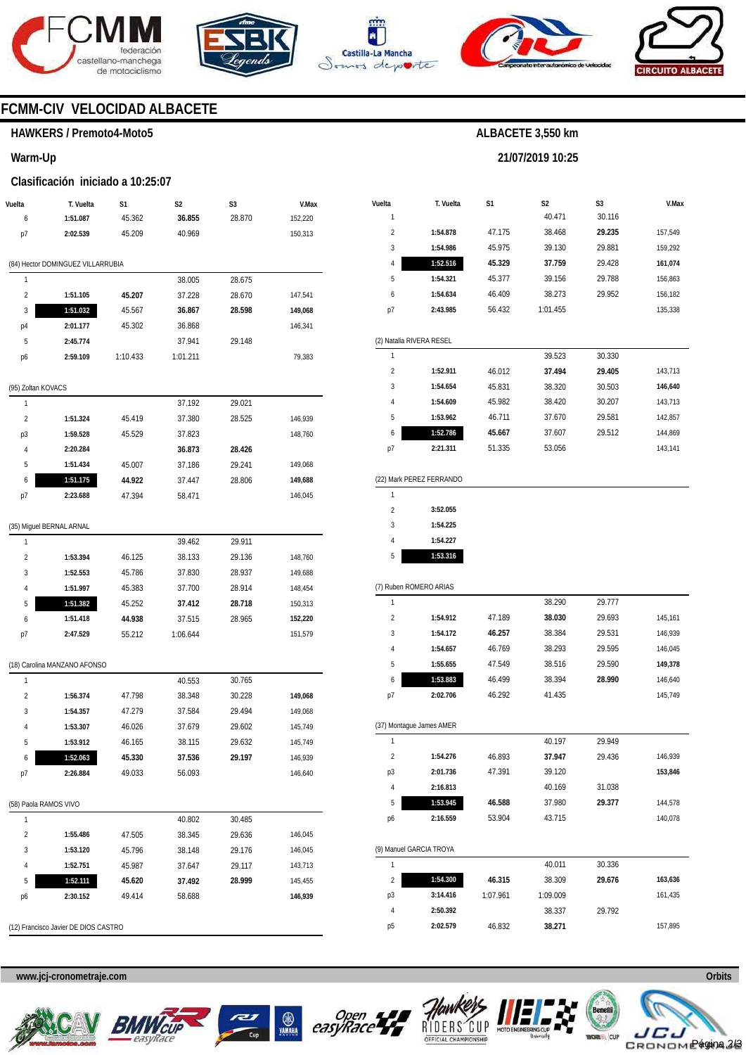# FCMM-CIV VELOCIDAD ALBACETE

## HAWKERS / Premoto4-Moto5

**ALBACETE 3,550 km**

**Warm-Up**

**21/07/2019 10:25**

### Clasificación iniciado a 10:25:07

| Vuelta | T. Vuelta | S1 | S2 | S3 | V.Max |
|---|---|---|---|---|---|
| 6 | **1:51.087** | 45.362 | **36.855** | 28.870 | 152,220 |
| p7 | **2:02.539** | 45.209 | 40.969 | | 150,313 |

(84) Hector DOMINGUEZ VILLARRUBIA

| Vuelta | T. Vuelta | S1 | S2 | S3 | V.Max |
|---|---|---|---|---|---|
| 1 | | | 38.005 | 28.675 | |
| 2 | **1:51.105** | **45.207** | 37.228 | 28.670 | 147,541 |
| 3 | **1:51.032** | 45.567 | **36.867** | **28.598** | **149,068** |
| p4 | **2:01.177** | 45.302 | 36.868 | | 146,341 |
| 5 | **2:45.774** | | 37.941 | 29.148 | |
| p6 | **2:59.109** | 1:10.433 | 1:01.211 | | 79,383 |

(95) Zoltan KOVACS

| Vuelta | T. Vuelta | S1 | S2 | S3 | V.Max |
|---|---|---|---|---|---|
| 1 | | | 37.192 | 29.021 | |
| 2 | **1:51.324** | 45.419 | 37.380 | 28.525 | 146,939 |
| p3 | **1:59.528** | 45.529 | 37.823 | | 148,760 |
| 4 | **2:20.284** | | **36.873** | **28.426** | |
| 5 | **1:51.434** | 45.007 | 37.186 | 29.241 | 149,068 |
| 6 | **1:51.175** | **44.922** | 37.447 | 28.806 | **149,688** |
| p7 | **2:23.688** | 47.394 | 58.471 | | 146,045 |

(35) Miguel BERNAL ARNAL

| Vuelta | T. Vuelta | S1 | S2 | S3 | V.Max |
|---|---|---|---|---|---|
| 1 | | | 39.462 | 29.911 | |
| 2 | **1:53.394** | 46.125 | 38.133 | 29.136 | 148,760 |
| 3 | **1:52.553** | 45.786 | 37.830 | 28.937 | 149,688 |
| 4 | **1:51.997** | 45.383 | 37.700 | 28.914 | 148,454 |
| 5 | **1:51.382** | 45.252 | **37.412** | **28.718** | 150,313 |
| 6 | **1:51.418** | **44.938** | 37.515 | 28.965 | **152,220** |
| p7 | **2:47.529** | 55.212 | 1:06.644 | | 151,579 |

(18) Carolina MANZANO AFONSO

| Vuelta | T. Vuelta | S1 | S2 | S3 | V.Max |
|---|---|---|---|---|---|
| 1 | | | 40.553 | 30.765 | |
| 2 | **1:56.374** | 47.798 | 38.348 | 30.228 | **149,068** |
| 3 | **1:54.357** | 47.279 | 37.584 | 29.494 | 149,068 |
| 4 | **1:53.307** | 46.026 | 37.679 | 29.602 | 145,749 |
| 5 | **1:53.912** | 46.165 | 38.115 | 29.632 | 145,749 |
| 6 | **1:52.063** | **45.330** | **37.536** | **29.197** | 146,939 |
| p7 | **2:26.884** | 49.033 | 56.093 | | 146,640 |

(58) Paola RAMOS VIVO

| Vuelta | T. Vuelta | S1 | S2 | S3 | V.Max |
|---|---|---|---|---|---|
| 1 | | | 40.802 | 30.485 | |
| 2 | **1:55.486** | 47.505 | 38.345 | 29.636 | 146,045 |
| 3 | **1:53.120** | 45.796 | 38.148 | 29.176 | 146,045 |
| 4 | **1:52.751** | 45.987 | 37.647 | 29.117 | 143,713 |
| 5 | **1:52.111** | **45.620** | **37.492** | **28.999** | 145,455 |
| p6 | **2:30.152** | 49.414 | 58.688 | | **146,939** |

(12) Francisco Javier DE DIOS CASTRO

| Vuelta | T. Vuelta | S1 | S2 | S3 | V.Max |
|---|---|---|---|---|---|
| 1 | | | 40.471 | 30.116 | |
| 2 | **1:54.878** | 47.175 | 38.468 | **29.235** | 157,549 |
| 3 | **1:54.986** | 45.975 | 39.130 | 29.881 | 159,292 |
| 4 | **1:52.516** | **45.329** | **37.759** | 29.428 | **161,074** |
| 5 | **1:54.321** | 45.377 | 39.156 | 29.788 | 156,863 |
| 6 | **1:54.634** | 46.409 | 38.273 | 29.952 | 156,182 |
| p7 | **2:43.985** | 56.432 | 1:01.455 | | 135,338 |

(2) Natalia RIVERA RESEL

| Vuelta | T. Vuelta | S1 | S2 | S3 | V.Max |
|---|---|---|---|---|---|
| 1 | | | 39.523 | 30.330 | |
| 2 | **1:52.911** | 46.012 | **37.494** | **29.405** | 143,713 |
| 3 | **1:54.654** | 45.831 | 38.320 | 30.503 | **146,640** |
| 4 | **1:54.609** | 45.982 | 38.420 | 30.207 | 143,713 |
| 5 | **1:53.962** | 46.711 | 37.670 | 29.581 | 142,857 |
| 6 | **1:52.786** | **45.667** | 37.607 | 29.512 | 144,869 |
| p7 | **2:21.311** | 51.335 | 53.056 | | 143,141 |

(22) Mark PEREZ FERRANDO

| Vuelta | T. Vuelta | S1 | S2 | S3 | V.Max |
|---|---|---|---|---|---|
| 1 | | | | | |
| 2 | **3:52.055** | | | | |
| 3 | **1:54.225** | | | | |
| 4 | **1:54.227** | | | | |
| 5 | **1:53.316** | | | | |

(7) Ruben ROMERO ARIAS

| Vuelta | T. Vuelta | S1 | S2 | S3 | V.Max |
|---|---|---|---|---|---|
| 1 | | | 38.290 | 29.777 | |
| 2 | **1:54.912** | 47.189 | **38.030** | 29.693 | 145,161 |
| 3 | **1:54.172** | **46.257** | 38.384 | 29.531 | 146,939 |
| 4 | **1:54.657** | 46.769 | 38.293 | 29.595 | 146,045 |
| 5 | **1:55.655** | 47.549 | 38.516 | 29.590 | **149,378** |
| 6 | **1:53.883** | 46.499 | 38.394 | **28.990** | 146,640 |
| p7 | **2:02.706** | 46.292 | 41.435 | | 145,749 |

(37) Montague James AMER

| Vuelta | T. Vuelta | S1 | S2 | S3 | V.Max |
|---|---|---|---|---|---|
| 1 | | | 40.197 | 29.949 | |
| 2 | **1:54.276** | 46.893 | **37.947** | 29.436 | 146,939 |
| p3 | **2:01.736** | 47.391 | 39.120 | | **153,846** |
| 4 | **2:16.813** | | 40.169 | 31.038 | |
| 5 | **1:53.945** | **46.588** | 37.980 | **29.377** | 144,578 |
| p6 | **2:16.559** | 53.904 | 43.715 | | 140,078 |

(9) Manuel GARCIA TROYA

| Vuelta | T. Vuelta | S1 | S2 | S3 | V.Max |
|---|---|---|---|---|---|
| 1 | | | 40.011 | 30.336 | |
| 2 | **1:54.300** | **46.315** | 38.309 | **29.676** | **163,636** |
| p3 | **3:14.416** | 1:07.961 | 1:09.009 | | 161,435 |
| 4 | **2:50.392** | | 38.337 | 29.792 | |
| p5 | **2:02.579** | 46.832 | **38.271** | | 157,895 |

**www.jcj-cronometraje.com** **Orbits**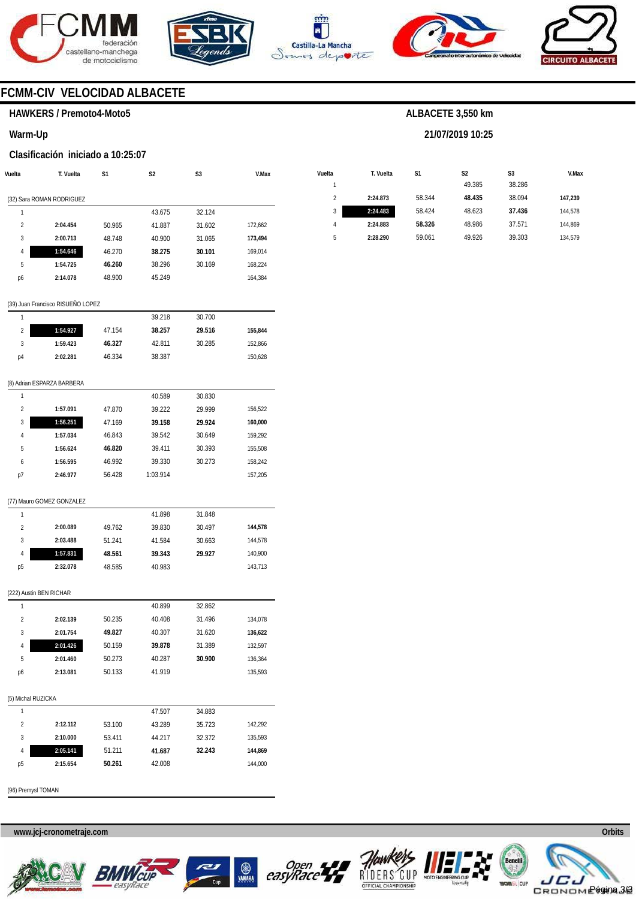## FCMM-CIV VELOCIDAD ALBACETE

**HAWKERS / Premoto4-Moto5**

**ALBACETE 3,550 km**

**Warm-Up**

**21/07/2019 10:25**

**Clasificación iniciado a 10:25:07**

| Vuelta | T. Vuelta | S1 | S2 | S3 | V.Max |
|---|---|---|---|---|---|
| **(32) Sara ROMAN RODRIGUEZ** | | | | | |
| 1 | | | 43.675 | 32.124 | |
| 2 | **2:04.454** | 50.965 | 41.887 | 31.602 | 172,662 |
| 3 | **2:00.713** | 48.748 | 40.900 | 31.065 | **173,494** |
| 4 | **1:54.646** | 46.270 | **38.275** | **30.101** | 169,014 |
| 5 | **1:54.725** | **46.260** | 38.296 | 30.169 | 168,224 |
| p6 | **2:14.078** | 48.900 | 45.249 | | 164,384 |
| **(39) Juan Francisco RISUEÑO LOPEZ** | | | | | |
| 1 | | | 39.218 | 30.700 | |
| 2 | **1:54.927** | 47.154 | **38.257** | **29.516** | **155,844** |
| 3 | **1:59.423** | **46.327** | 42.811 | 30.285 | 152,866 |
| p4 | **2:02.281** | 46.334 | 38.387 | | 150,628 |
| **(8) Adrian ESPARZA BARBERA** | | | | | |
| 1 | | | 40.589 | 30.830 | |
| 2 | **1:57.091** | 47.870 | 39.222 | 29.999 | 156,522 |
| 3 | **1:56.251** | 47.169 | **39.158** | **29.924** | **160,000** |
| 4 | **1:57.034** | 46.843 | 39.542 | 30.649 | 159,292 |
| 5 | **1:56.624** | **46.820** | 39.411 | 30.393 | 155,508 |
| 6 | **1:56.595** | 46.992 | 39.330 | 30.273 | 158,242 |
| p7 | **2:46.977** | 56.428 | 1:03.914 | | 157,205 |
| **(77) Mauro GOMEZ GONZALEZ** | | | | | |
| 1 | | | 41.898 | 31.848 | |
| 2 | **2:00.089** | 49.762 | 39.830 | 30.497 | **144,578** |
| 3 | **2:03.488** | 51.241 | 41.584 | 30.663 | 144,578 |
| 4 | **1:57.831** | **48.561** | **39.343** | **29.927** | 140,900 |
| p5 | **2:32.078** | 48.585 | 40.983 | | 143,713 |
| **(222) Austin BEN RICHAR** | | | | | |
| 1 | | | 40.899 | 32.862 | |
| 2 | **2:02.139** | 50.235 | 40.408 | 31.496 | 134,078 |
| 3 | **2:01.754** | **49.827** | 40.307 | 31.620 | **136,622** |
| 4 | **2:01.426** | 50.159 | **39.878** | 31.389 | 132,597 |
| 5 | **2:01.460** | 50.273 | 40.287 | **30.900** | 136,364 |
| p6 | **2:13.081** | 50.133 | 41.919 | | 135,593 |
| **(5) Michal RUZICKA** | | | | | |
| 1 | | | 47.507 | 34.883 | |
| 2 | **2:12.112** | 53.100 | 43.289 | 35.723 | 142,292 |
| 3 | **2:10.000** | 53.411 | 44.217 | 32.372 | 135,593 |
| 4 | **2:05.141** | 51.211 | **41.687** | **32.243** | **144,869** |
| p5 | **2:15.654** | **50.261** | 42.008 | | 144,000 |
| **(96) Premysl TOMAN** | | | | | |
| 1 | | | 49.385 | 38.286 | |
| 2 | **2:24.873** | 58.344 | **48.435** | 38.094 | **147,239** |
| 3 | **2:24.483** | 58.424 | 48.623 | **37.436** | 144,578 |
| 4 | **2:24.883** | **58.326** | 48.986 | 37.571 | 144,869 |
| 5 | **2:28.290** | 59.061 | 49.926 | 39.303 | 134,579 |

www.jcj-cronometraje.com

Orbits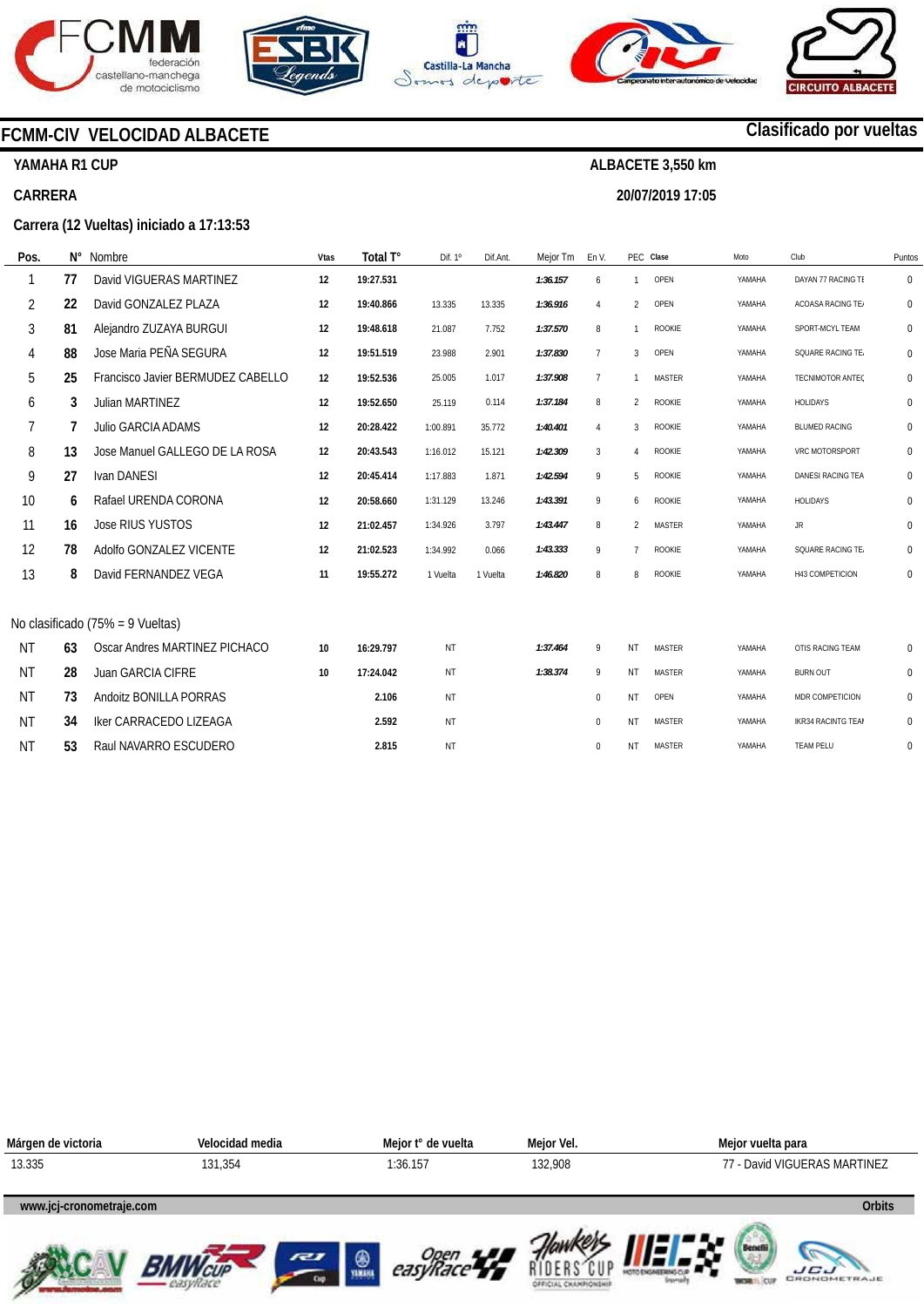## FCMM-CIV VELOCIDAD ALBACETE

**Clasificado por vueltas**

**YAMAHA R1 CUP** — **ALBACETE 3,550 km**

**CARRERA** — **20/07/2019 17:05**

**Carrera (12 Vueltas) iniciado a 17:13:53**

| Pos. | N° | Nombre | Vtas | Total T° | Dif. 1° | Dif.Ant. | Mejor Tm | En V. | PEC | Clase | Moto | Club | Puntos |
|---|---|---|---|---|---|---|---|---|---|---|---|---|---|
| 1 | 77 | David VIGUERAS MARTINEZ | 12 | 19:27.531 | | | 1:36.157 | 6 | 1 | OPEN | YAMAHA | DAYAN 77 RACING TE | 0 |
| 2 | 22 | David GONZALEZ PLAZA | 12 | 19:40.866 | 13.335 | 13.335 | 1:36.916 | 4 | 2 | OPEN | YAMAHA | ACOASA RACING TEA | 0 |
| 3 | 81 | Alejandro ZUZAYA BURGUI | 12 | 19:48.618 | 21.087 | 7.752 | 1:37.570 | 8 | 1 | ROOKIE | YAMAHA | SPORT-MCYL TEAM | 0 |
| 4 | 88 | Jose Maria PEÑA SEGURA | 12 | 19:51.519 | 23.988 | 2.901 | 1:37.830 | 7 | 3 | OPEN | YAMAHA | SQUARE RACING TEA | 0 |
| 5 | 25 | Francisco Javier BERMUDEZ CABELLO | 12 | 19:52.536 | 25.005 | 1.017 | 1:37.908 | 7 | 1 | MASTER | YAMAHA | TECNIMOTOR ANTEQ | 0 |
| 6 | 3 | Julian MARTINEZ | 12 | 19:52.650 | 25.119 | 0.114 | 1:37.184 | 8 | 2 | ROOKIE | YAMAHA | HOLIDAYS | 0 |
| 7 | 7 | Julio GARCIA ADAMS | 12 | 20:28.422 | 1:00.891 | 35.772 | 1:40.401 | 4 | 3 | ROOKIE | YAMAHA | BLUMED RACING | 0 |
| 8 | 13 | Jose Manuel GALLEGO DE LA ROSA | 12 | 20:43.543 | 1:16.012 | 15.121 | 1:42.309 | 3 | 4 | ROOKIE | YAMAHA | VRC MOTORSPORT | 0 |
| 9 | 27 | Ivan DANESI | 12 | 20:45.414 | 1:17.883 | 1.871 | 1:42.594 | 9 | 5 | ROOKIE | YAMAHA | DANESI RACING TEA | 0 |
| 10 | 6 | Rafael URENDA CORONA | 12 | 20:58.660 | 1:31.129 | 13.246 | 1:43.391 | 9 | 6 | ROOKIE | YAMAHA | HOLIDAYS | 0 |
| 11 | 16 | Jose RIUS YUSTOS | 12 | 21:02.457 | 1:34.926 | 3.797 | 1:43.447 | 8 | 2 | MASTER | YAMAHA | JR | 0 |
| 12 | 78 | Adolfo GONZALEZ VICENTE | 12 | 21:02.523 | 1:34.992 | 0.066 | 1:43.333 | 9 | 7 | ROOKIE | YAMAHA | SQUARE RACING TEA | 0 |
| 13 | 8 | David FERNANDEZ VEGA | 11 | 19:55.272 | 1 Vuelta | 1 Vuelta | 1:46.820 | 8 | 8 | ROOKIE | YAMAHA | H43 COMPETICION | 0 |

No clasificado (75% = 9 Vueltas)

| Pos. | N° | Nombre | Vtas | Total T° | Dif. 1° | Dif.Ant. | Mejor Tm | En V. | PEC | Clase | Moto | Club | Puntos |
|---|---|---|---|---|---|---|---|---|---|---|---|---|---|
| NT | 63 | Oscar Andres MARTINEZ PICHACO | 10 | 16:29.797 | NT | | 1:37.464 | 9 | NT | MASTER | YAMAHA | OTIS RACING TEAM | 0 |
| NT | 28 | Juan GARCIA CIFRE | 10 | 17:24.042 | NT | | 1:38.374 | 9 | NT | MASTER | YAMAHA | BURN OUT | 0 |
| NT | 73 | Andoitz BONILLA PORRAS | | 2.106 | NT | | | 0 | NT | OPEN | YAMAHA | MDR COMPETICION | 0 |
| NT | 34 | Iker CARRACEDO LIZEAGA | | 2.592 | NT | | | 0 | NT | MASTER | YAMAHA | IKR34 RACINTG TEAM | 0 |
| NT | 53 | Raul NAVARRO ESCUDERO | | 2.815 | NT | | | 0 | NT | MASTER | YAMAHA | TEAM PELU | 0 |

| Márgen de victoria | Velocidad media | Mejor t° de vuelta | Mejor Vel. | Mejor vuelta para |
|---|---|---|---|---|
| 13.335 | 131,354 | 1:36.157 | 132,908 | 77 - David VIGUERAS MARTINEZ |

www.jcj-cronometraje.com — Orbits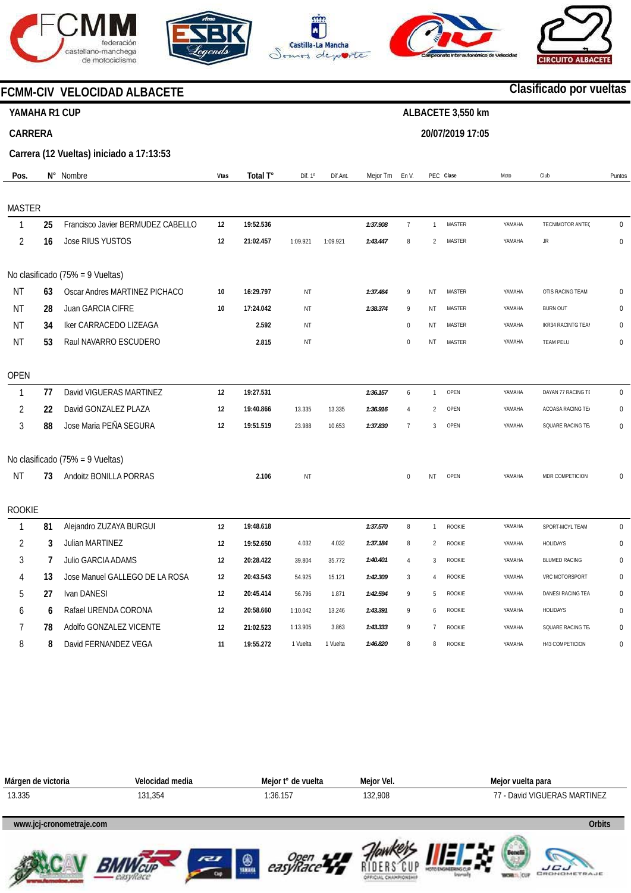# FCMM-CIV VELOCIDAD ALBACETE

**Clasificado por vueltas**

**YAMAHA R1 CUP** — **ALBACETE 3,550 km**

**CARRERA** — **20/07/2019 17:05**

**Carrera (12 Vueltas) iniciado a 17:13:53**

| Pos. | N° | Nombre | Vtas | Total T° | Dif. 1° | Dif.Ant. | Mejor Tm | En V. | PEC | Clase | Moto | Club | Puntos |
|---|---|---|---|---|---|---|---|---|---|---|---|---|---|
| **MASTER** | | | | | | | | | | | | | |
| 1 | 25 | Francisco Javier BERMUDEZ CABELLO | 12 | 19:52.536 | | | 1:37.908 | 7 | 1 | MASTER | YAMAHA | TECNIMOTOR ANTEC | 0 |
| 2 | 16 | Jose RIUS YUSTOS | 12 | 21:02.457 | 1:09.921 | 1:09.921 | 1:43.447 | 8 | 2 | MASTER | YAMAHA | JR | 0 |
| **No clasificado (75% = 9 Vueltas)** | | | | | | | | | | | | | |
| NT | 63 | Oscar Andres MARTINEZ PICHACO | 10 | 16:29.797 | NT | | 1:37.464 | 9 | NT | MASTER | YAMAHA | OTIS RACING TEAM | 0 |
| NT | 28 | Juan GARCIA CIFRE | 10 | 17:24.042 | NT | | 1:38.374 | 9 | NT | MASTER | YAMAHA | BURN OUT | 0 |
| NT | 34 | Iker CARRACEDO LIZEAGA | | 2.592 | NT | | | 0 | NT | MASTER | YAMAHA | IKR34 RACINTG TEAM | 0 |
| NT | 53 | Raul NAVARRO ESCUDERO | | 2.815 | NT | | | 0 | NT | MASTER | YAMAHA | TEAM PELU | 0 |
| **OPEN** | | | | | | | | | | | | | |
| 1 | 77 | David VIGUERAS MARTINEZ | 12 | 19:27.531 | | | 1:36.157 | 6 | 1 | OPEN | YAMAHA | DAYAN 77 RACING TE | 0 |
| 2 | 22 | David GONZALEZ PLAZA | 12 | 19:40.866 | 13.335 | 13.335 | 1:36.916 | 4 | 2 | OPEN | YAMAHA | ACOASA RACING TE | 0 |
| 3 | 88 | Jose Maria PEÑA SEGURA | 12 | 19:51.519 | 23.988 | 10.653 | 1:37.830 | 7 | 3 | OPEN | YAMAHA | SQUARE RACING TE | 0 |
| **No clasificado (75% = 9 Vueltas)** | | | | | | | | | | | | | |
| NT | 73 | Andoitz BONILLA PORRAS | | 2.106 | NT | | | 0 | NT | OPEN | YAMAHA | MDR COMPETICION | 0 |
| **ROOKIE** | | | | | | | | | | | | | |
| 1 | 81 | Alejandro ZUZAYA BURGUI | 12 | 19:48.618 | | | 1:37.570 | 8 | 1 | ROOKIE | YAMAHA | SPORT-MCYL TEAM | 0 |
| 2 | 3 | Julian MARTINEZ | 12 | 19:52.650 | 4.032 | 4.032 | 1:37.184 | 8 | 2 | ROOKIE | YAMAHA | HOLIDAYS | 0 |
| 3 | 7 | Julio GARCIA ADAMS | 12 | 20:28.422 | 39.804 | 35.772 | 1:40.401 | 4 | 3 | ROOKIE | YAMAHA | BLUMED RACING | 0 |
| 4 | 13 | Jose Manuel GALLEGO DE LA ROSA | 12 | 20:43.543 | 54.925 | 15.121 | 1:42.309 | 3 | 4 | ROOKIE | YAMAHA | VRC MOTORSPORT | 0 |
| 5 | 27 | Ivan DANESI | 12 | 20:45.414 | 56.796 | 1.871 | 1:42.594 | 9 | 5 | ROOKIE | YAMAHA | DANESI RACING TEA | 0 |
| 6 | 6 | Rafael URENDA CORONA | 12 | 20:58.660 | 1:10.042 | 13.246 | 1:43.391 | 9 | 6 | ROOKIE | YAMAHA | HOLIDAYS | 0 |
| 7 | 78 | Adolfo GONZALEZ VICENTE | 12 | 21:02.523 | 1:13.905 | 3.863 | 1:43.333 | 9 | 7 | ROOKIE | YAMAHA | SQUARE RACING TE | 0 |
| 8 | 8 | David FERNANDEZ VEGA | 11 | 19:55.272 | 1 Vuelta | 1 Vuelta | 1:46.820 | 8 | 8 | ROOKIE | YAMAHA | H43 COMPETICION | 0 |

| Márgen de victoria | Velocidad media | Mejor t° de vuelta | Mejor Vel. | Mejor vuelta para |
|---|---|---|---|---|
| 13.335 | 131,354 | 1:36.157 | 132,908 | 77 - David VIGUERAS MARTINEZ |

www.jcj-cronometraje.com — Orbits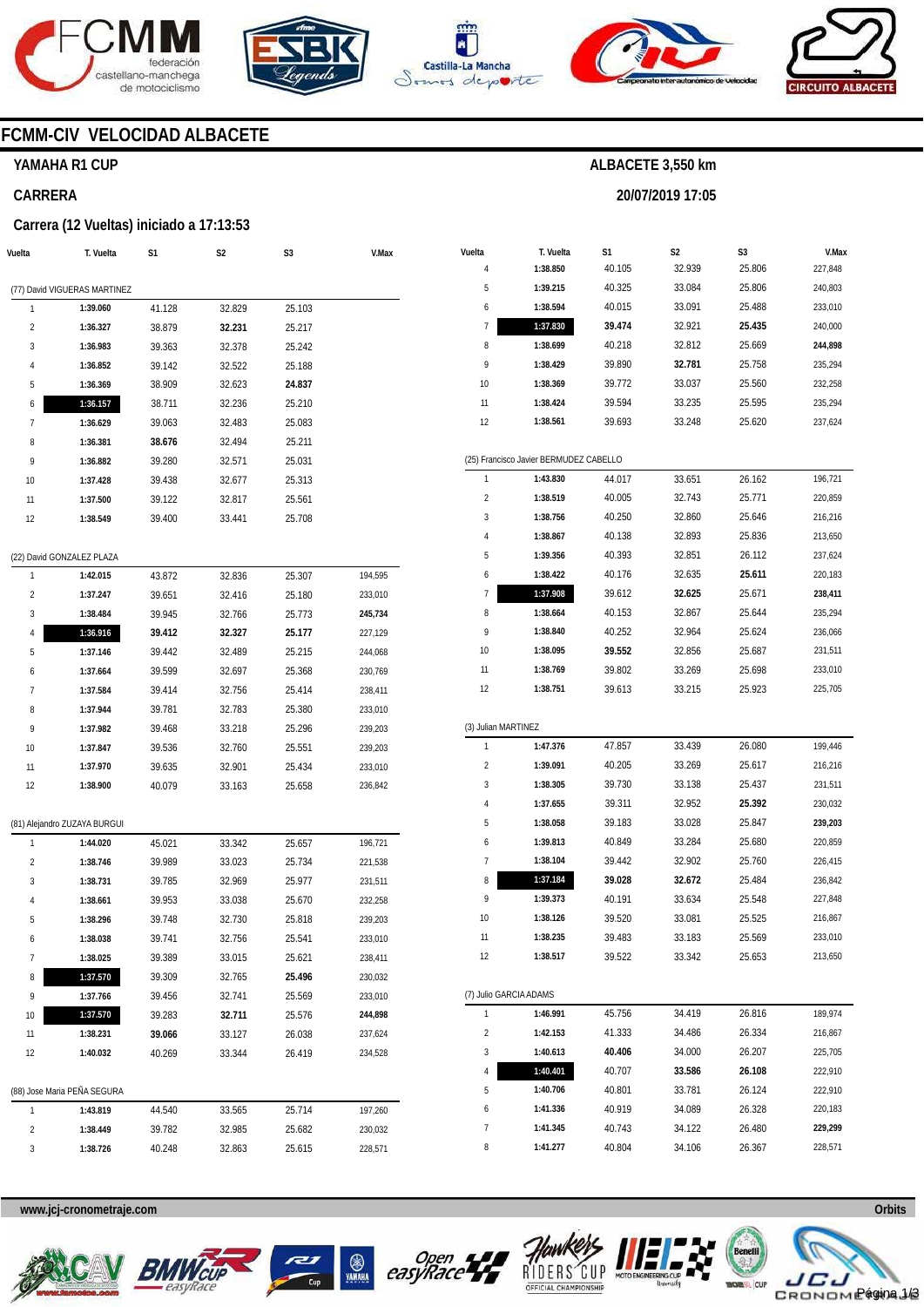# FCMM-CIV VELOCIDAD ALBACETE

## YAMAHA R1 CUP

**ALBACETE 3,550 km**

## CARRERA

**20/07/2019 17:05**

### Carrera (12 Vueltas) iniciado a 17:13:53

| Vuelta | T. Vuelta | S1 | S2 | S3 | V.Max |
|---|---|---|---|---|---|
| **(77) David VIGUERAS MARTINEZ** | | | | | |
| 1 | 1:39.060 | 41.128 | 32.829 | 25.103 | |
| 2 | 1:36.327 | 38.879 | **32.231** | 25.217 | |
| 3 | 1:36.983 | 39.363 | 32.378 | 25.242 | |
| 4 | 1:36.852 | 39.142 | 32.522 | 25.188 | |
| 5 | 1:36.369 | 38.909 | 32.623 | **24.837** | |
| 6 | **1:36.157** | 38.711 | 32.236 | 25.210 | |
| 7 | 1:36.629 | 39.063 | 32.483 | 25.083 | |
| 8 | 1:36.381 | **38.676** | 32.494 | 25.211 | |
| 9 | 1:36.882 | 39.280 | 32.571 | 25.031 | |
| 10 | 1:37.428 | 39.438 | 32.677 | 25.313 | |
| 11 | 1:37.500 | 39.122 | 32.817 | 25.561 | |
| 12 | 1:38.549 | 39.400 | 33.441 | 25.708 | |
| **(22) David GONZALEZ PLAZA** | | | | | |
| 1 | 1:42.015 | 43.872 | 32.836 | 25.307 | 194,595 |
| 2 | 1:37.247 | 39.651 | 32.416 | 25.180 | 233,010 |
| 3 | 1:38.484 | 39.945 | 32.766 | 25.773 | **245,734** |
| 4 | **1:36.916** | **39.412** | **32.327** | **25.177** | 227,129 |
| 5 | 1:37.146 | 39.442 | 32.489 | 25.215 | 244,068 |
| 6 | 1:37.664 | 39.599 | 32.697 | 25.368 | 230,769 |
| 7 | 1:37.584 | 39.414 | 32.756 | 25.414 | 238,411 |
| 8 | 1:37.944 | 39.781 | 32.783 | 25.380 | 233,010 |
| 9 | 1:37.982 | 39.468 | 33.218 | 25.296 | 239,203 |
| 10 | 1:37.847 | 39.536 | 32.760 | 25.551 | 239,203 |
| 11 | 1:37.970 | 39.635 | 32.901 | 25.434 | 233,010 |
| 12 | 1:38.900 | 40.079 | 33.163 | 25.658 | 236,842 |
| **(81) Alejandro ZUZAYA BURGUI** | | | | | |
| 1 | 1:44.020 | 45.021 | 33.342 | 25.657 | 196,721 |
| 2 | 1:38.746 | 39.989 | 33.023 | 25.734 | 221,538 |
| 3 | 1:38.731 | 39.785 | 32.969 | 25.977 | 231,511 |
| 4 | 1:38.661 | 39.953 | 33.038 | 25.670 | 232,258 |
| 5 | 1:38.296 | 39.748 | 32.730 | 25.818 | 239,203 |
| 6 | 1:38.038 | 39.741 | 32.756 | 25.541 | 233,010 |
| 7 | 1:38.025 | 39.389 | 33.015 | 25.621 | 238,411 |
| 8 | **1:37.570** | 39.309 | 32.765 | **25.496** | 230,032 |
| 9 | 1:37.766 | 39.456 | 32.741 | 25.569 | 233,010 |
| 10 | **1:37.570** | 39.283 | **32.711** | 25.576 | **244,898** |
| 11 | 1:38.231 | **39.066** | 33.127 | 26.038 | 237,624 |
| 12 | 1:40.032 | 40.269 | 33.344 | 26.419 | 234,528 |
| **(88) Jose Maria PEÑA SEGURA** | | | | | |
| 1 | 1:43.819 | 44.540 | 33.565 | 25.714 | 197,260 |
| 2 | 1:38.449 | 39.782 | 32.985 | 25.682 | 230,032 |
| 3 | 1:38.726 | 40.248 | 32.863 | 25.615 | 228,571 |
| 4 | 1:38.850 | 40.105 | 32.939 | 25.806 | 227,848 |
| 5 | 1:39.215 | 40.325 | 33.084 | 25.806 | 240,803 |
| 6 | 1:38.594 | 40.015 | 33.091 | 25.488 | 233,010 |
| 7 | **1:37.830** | **39.474** | 32.921 | **25.435** | 240,000 |
| 8 | 1:38.699 | 40.218 | 32.812 | 25.669 | **244,898** |
| 9 | 1:38.429 | 39.890 | **32.781** | 25.758 | 235,294 |
| 10 | 1:38.369 | 39.772 | 33.037 | 25.560 | 232,258 |
| 11 | 1:38.424 | 39.594 | 33.235 | 25.595 | 235,294 |
| 12 | 1:38.561 | 39.693 | 33.248 | 25.620 | 237,624 |
| **(25) Francisco Javier BERMUDEZ CABELLO** | | | | | |
| 1 | 1:43.830 | 44.017 | 33.651 | 26.162 | 196,721 |
| 2 | 1:38.519 | 40.005 | 32.743 | 25.771 | 220,859 |
| 3 | 1:38.756 | 40.250 | 32.860 | 25.646 | 216,216 |
| 4 | 1:38.867 | 40.138 | 32.893 | 25.836 | 213,650 |
| 5 | 1:39.356 | 40.393 | 32.851 | 26.112 | 237,624 |
| 6 | 1:38.422 | 40.176 | 32.635 | **25.611** | 220,183 |
| 7 | **1:37.908** | 39.612 | **32.625** | 25.671 | **238,411** |
| 8 | 1:38.664 | 40.153 | 32.867 | 25.644 | 235,294 |
| 9 | 1:38.840 | 40.252 | 32.964 | 25.624 | 236,066 |
| 10 | 1:38.095 | **39.552** | 32.856 | 25.687 | 231,511 |
| 11 | 1:38.769 | 39.802 | 33.269 | 25.698 | 233,010 |
| 12 | 1:38.751 | 39.613 | 33.215 | 25.923 | 225,705 |
| **(3) Julian MARTINEZ** | | | | | |
| 1 | 1:47.376 | 47.857 | 33.439 | 26.080 | 199,446 |
| 2 | 1:39.091 | 40.205 | 33.269 | 25.617 | 216,216 |
| 3 | 1:38.305 | 39.730 | 33.138 | 25.437 | 231,511 |
| 4 | 1:37.655 | 39.311 | 32.952 | **25.392** | 230,032 |
| 5 | 1:38.058 | 39.183 | 33.028 | 25.847 | **239,203** |
| 6 | 1:39.813 | 40.849 | 33.284 | 25.680 | 220,859 |
| 7 | 1:38.104 | 39.442 | 32.902 | 25.760 | 226,415 |
| 8 | **1:37.184** | **39.028** | **32.672** | 25.484 | 236,842 |
| 9 | 1:39.373 | 40.191 | 33.634 | 25.548 | 227,848 |
| 10 | 1:38.126 | 39.520 | 33.081 | 25.525 | 216,867 |
| 11 | 1:38.235 | 39.483 | 33.183 | 25.569 | 233,010 |
| 12 | 1:38.517 | 39.522 | 33.342 | 25.653 | 213,650 |
| **(7) Julio GARCIA ADAMS** | | | | | |
| 1 | 1:46.991 | 45.756 | 34.419 | 26.816 | 189,974 |
| 2 | 1:42.153 | 41.333 | 34.486 | 26.334 | 216,867 |
| 3 | 1:40.613 | **40.406** | 34.000 | 26.207 | 225,705 |
| 4 | **1:40.401** | 40.707 | **33.586** | **26.108** | 222,910 |
| 5 | 1:40.706 | 40.801 | 33.781 | 26.124 | 222,910 |
| 6 | 1:41.336 | 40.919 | 34.089 | 26.328 | 220,183 |
| 7 | 1:41.345 | 40.743 | 34.122 | 26.480 | **229,299** |
| 8 | 1:41.277 | 40.804 | 34.106 | 26.367 | 228,571 |

www.jcj-cronometraje.com

Orbits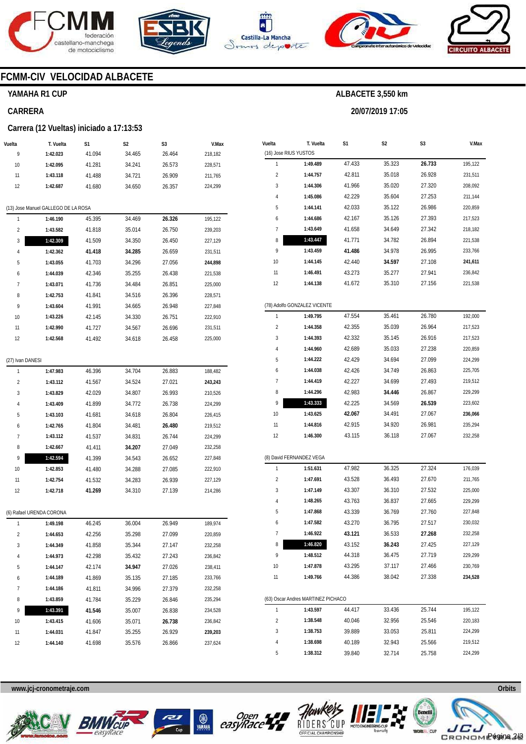# FCMM-CIV VELOCIDAD ALBACETE

## YAMAHA R1 CUP

**ALBACETE 3,550 km**

**20/07/2019 17:05**

## CARRERA

### Carrera (12 Vueltas) iniciado a 17:13:53

| Vuelta | T. Vuelta | S1 | S2 | S3 | V.Max |
|---|---|---|---|---|---|
| 9 | **1:42.023** | 41.094 | 34.465 | 26.464 | 218,182 |
| 10 | **1:42.095** | 41.281 | 34.241 | 26.573 | 228,571 |
| 11 | **1:43.118** | 41.488 | 34.721 | 26.909 | 211,765 |
| 12 | **1:42.687** | 41.680 | 34.650 | 26.357 | 224,299 |

(13) Jose Manuel GALLEGO DE LA ROSA

| Vuelta | T. Vuelta | S1 | S2 | S3 | V.Max |
|---|---|---|---|---|---|
| 1 | **1:46.190** | 45.395 | 34.469 | **26.326** | 195,122 |
| 2 | **1:43.582** | 41.818 | 35.014 | 26.750 | 239,203 |
| 3 | **1:42.309** | 41.509 | 34.350 | 26.450 | 227,129 |
| 4 | **1:42.362** | **41.418** | **34.285** | 26.659 | 231,511 |
| 5 | **1:43.055** | 41.703 | 34.296 | 27.056 | **244,898** |
| 6 | **1:44.039** | 42.346 | 35.255 | 26.438 | 221,538 |
| 7 | **1:43.071** | 41.736 | 34.484 | 26.851 | 225,000 |
| 8 | **1:42.753** | 41.841 | 34.516 | 26.396 | 228,571 |
| 9 | **1:43.604** | 41.991 | 34.665 | 26.948 | 227,848 |
| 10 | **1:43.226** | 42.145 | 34.330 | 26.751 | 222,910 |
| 11 | **1:42.990** | 41.727 | 34.567 | 26.696 | 231,511 |
| 12 | **1:42.568** | 41.492 | 34.618 | 26.458 | 225,000 |

(27) Ivan DANESI

| Vuelta | T. Vuelta | S1 | S2 | S3 | V.Max |
|---|---|---|---|---|---|
| 1 | **1:47.983** | 46.396 | 34.704 | 26.883 | 188,482 |
| 2 | **1:43.112** | 41.567 | 34.524 | 27.021 | **243,243** |
| 3 | **1:43.829** | 42.029 | 34.807 | 26.993 | 210,526 |
| 4 | **1:43.409** | 41.899 | 34.772 | 26.738 | 224,299 |
| 5 | **1:43.103** | 41.681 | 34.618 | 26.804 | 226,415 |
| 6 | **1:42.765** | 41.804 | 34.481 | **26.480** | 219,512 |
| 7 | **1:43.112** | 41.537 | 34.831 | 26.744 | 224,299 |
| 8 | **1:42.667** | 41.411 | **34.207** | 27.049 | 232,258 |
| 9 | **1:42.594** | 41.399 | 34.543 | 26.652 | 227,848 |
| 10 | **1:42.853** | 41.480 | 34.288 | 27.085 | 222,910 |
| 11 | **1:42.754** | 41.532 | 34.283 | 26.939 | 227,129 |
| 12 | **1:42.718** | **41.269** | 34.310 | 27.139 | 214,286 |

(6) Rafael URENDA CORONA

| Vuelta | T. Vuelta | S1 | S2 | S3 | V.Max |
|---|---|---|---|---|---|
| 1 | **1:49.198** | 46.245 | 36.004 | 26.949 | 189,974 |
| 2 | **1:44.653** | 42.256 | 35.298 | 27.099 | 220,859 |
| 3 | **1:44.349** | 41.858 | 35.344 | 27.147 | 232,258 |
| 4 | **1:44.973** | 42.298 | 35.432 | 27.243 | 236,842 |
| 5 | **1:44.147** | 42.174 | **34.947** | 27.026 | 238,411 |
| 6 | **1:44.189** | 41.869 | 35.135 | 27.185 | 233,766 |
| 7 | **1:44.186** | 41.811 | 34.996 | 27.379 | 232,258 |
| 8 | **1:43.859** | 41.784 | 35.229 | 26.846 | 235,294 |
| 9 | **1:43.391** | **41.546** | 35.007 | 26.838 | 234,528 |
| 10 | **1:43.415** | 41.606 | 35.071 | **26.738** | 236,842 |
| 11 | **1:44.031** | 41.847 | 35.255 | 26.929 | **239,203** |
| 12 | **1:44.140** | 41.698 | 35.576 | 26.866 | 237,624 |

(16) Jose RIUS YUSTOS

| Vuelta | T. Vuelta | S1 | S2 | S3 | V.Max |
|---|---|---|---|---|---|
| 1 | **1:49.489** | 47.433 | 35.323 | **26.733** | 195,122 |
| 2 | **1:44.757** | 42.811 | 35.018 | 26.928 | 231,511 |
| 3 | **1:44.306** | 41.966 | 35.020 | 27.320 | 208,092 |
| 4 | **1:45.086** | 42.229 | 35.604 | 27.253 | 211,144 |
| 5 | **1:44.141** | 42.033 | 35.122 | 26.986 | 220,859 |
| 6 | **1:44.686** | 42.167 | 35.126 | 27.393 | 217,523 |
| 7 | **1:43.649** | 41.658 | 34.649 | 27.342 | 218,182 |
| 8 | **1:43.447** | 41.771 | 34.782 | 26.894 | 221,538 |
| 9 | **1:43.459** | **41.486** | 34.978 | 26.995 | 233,766 |
| 10 | **1:44.145** | 42.440 | **34.597** | 27.108 | **241,611** |
| 11 | **1:46.491** | 43.273 | 35.277 | 27.941 | 236,842 |
| 12 | **1:44.138** | 41.672 | 35.310 | 27.156 | 221,538 |

(78) Adolfo GONZALEZ VICENTE

| Vuelta | T. Vuelta | S1 | S2 | S3 | V.Max |
|---|---|---|---|---|---|
| 1 | **1:49.795** | 47.554 | 35.461 | 26.780 | 192,000 |
| 2 | **1:44.358** | 42.355 | 35.039 | 26.964 | 217,523 |
| 3 | **1:44.393** | 42.332 | 35.145 | 26.916 | 217,523 |
| 4 | **1:44.960** | 42.689 | 35.033 | 27.238 | 220,859 |
| 5 | **1:44.222** | 42.429 | 34.694 | 27.099 | 224,299 |
| 6 | **1:44.038** | 42.426 | 34.749 | 26.863 | 225,705 |
| 7 | **1:44.419** | 42.227 | 34.699 | 27.493 | 219,512 |
| 8 | **1:44.296** | 42.983 | **34.446** | 26.867 | 229,299 |
| 9 | **1:43.333** | 42.225 | 34.569 | **26.539** | 223,602 |
| 10 | **1:43.625** | **42.067** | 34.491 | 27.067 | **236,066** |
| 11 | **1:44.816** | 42.915 | 34.920 | 26.981 | 235,294 |
| 12 | **1:46.300** | 43.115 | 36.118 | 27.067 | 232,258 |

(8) David FERNANDEZ VEGA

| Vuelta | T. Vuelta | S1 | S2 | S3 | V.Max |
|---|---|---|---|---|---|
| 1 | **1:51.631** | 47.982 | 36.325 | 27.324 | 176,039 |
| 2 | **1:47.691** | 43.528 | 36.493 | 27.670 | 211,765 |
| 3 | **1:47.149** | 43.307 | 36.310 | 27.532 | 225,000 |
| 4 | **1:48.265** | 43.763 | 36.837 | 27.665 | 229,299 |
| 5 | **1:47.868** | 43.339 | 36.769 | 27.760 | 227,848 |
| 6 | **1:47.582** | 43.270 | 36.795 | 27.517 | 230,032 |
| 7 | **1:46.922** | **43.121** | 36.533 | **27.268** | 232,258 |
| 8 | **1:46.820** | 43.152 | **36.243** | 27.425 | 227,129 |
| 9 | **1:48.512** | 44.318 | 36.475 | 27.719 | 229,299 |
| 10 | **1:47.878** | 43.295 | 37.117 | 27.466 | 230,769 |
| 11 | **1:49.766** | 44.386 | 38.042 | 27.338 | **234,528** |

(63) Oscar Andres MARTINEZ PICHACO

| Vuelta | T. Vuelta | S1 | S2 | S3 | V.Max |
|---|---|---|---|---|---|
| 1 | **1:43.597** | 44.417 | 33.436 | 25.744 | 195,122 |
| 2 | **1:38.548** | 40.046 | 32.956 | 25.546 | 220,183 |
| 3 | **1:38.753** | 39.889 | 33.053 | 25.811 | 224,299 |
| 4 | **1:38.698** | 40.189 | 32.943 | 25.566 | 219,512 |
| 5 | **1:38.312** | 39.840 | 32.714 | 25.758 | 224,299 |

www.jcj-cronometraje.com — Orbits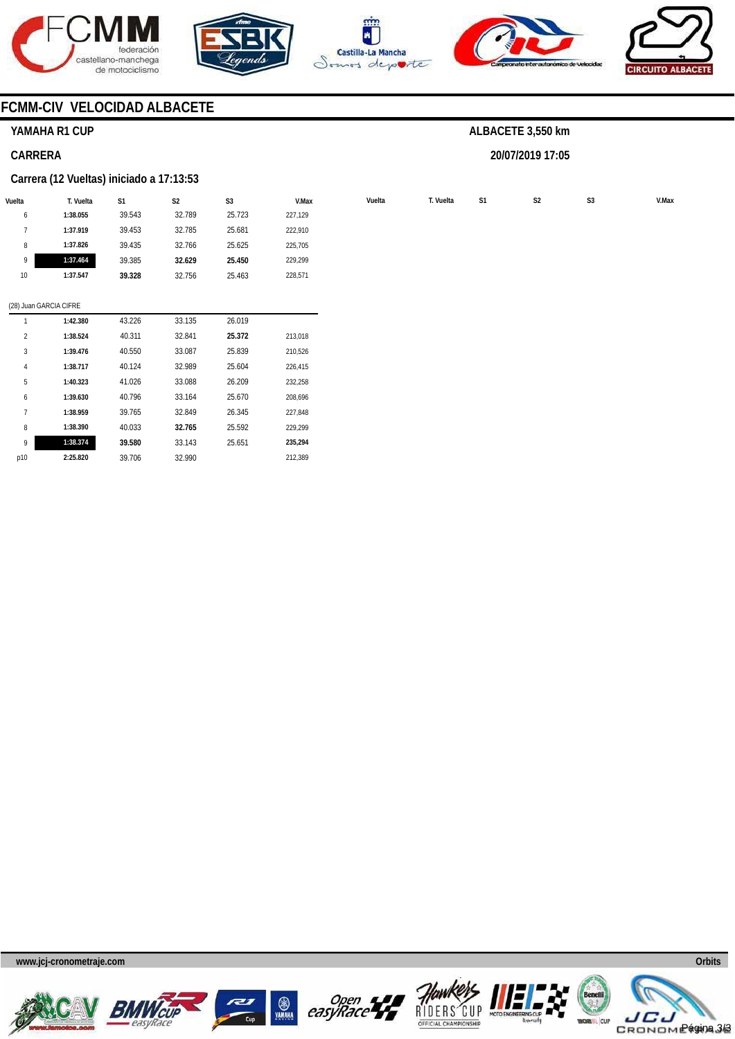## FCMM-CIV VELOCIDAD ALBACETE

**YAMAHA R1 CUP** — **ALBACETE 3,550 km**

**CARRERA** — **20/07/2019 17:05**

**Carrera (12 Vueltas) iniciado a 17:13:53**

| Vuelta | T. Vuelta | S1 | S2 | S3 | V.Max |
|---|---|---|---|---|---|
| 6 | 1:38.055 | 39.543 | 32.789 | 25.723 | 227,129 |
| 7 | 1:37.919 | 39.453 | 32.785 | 25.681 | 222,910 |
| 8 | 1:37.826 | 39.435 | 32.766 | 25.625 | 225,705 |
| 9 | 1:37.464 | 39.385 | **32.629** | **25.450** | 229,299 |
| 10 | 1:37.547 | **39.328** | 32.756 | 25.463 | 228,571 |

(28) Juan GARCIA CIFRE

| Vuelta | T. Vuelta | S1 | S2 | S3 | V.Max |
|---|---|---|---|---|---|
| 1 | 1:42.380 | 43.226 | 33.135 | 26.019 | |
| 2 | 1:38.524 | 40.311 | 32.841 | **25.372** | 213,018 |
| 3 | 1:39.476 | 40.550 | 33.087 | 25.839 | 210,526 |
| 4 | 1:38.717 | 40.124 | 32.989 | 25.604 | 226,415 |
| 5 | 1:40.323 | 41.026 | 33.088 | 26.209 | 232,258 |
| 6 | 1:39.630 | 40.796 | 33.164 | 25.670 | 208,696 |
| 7 | 1:38.959 | 39.765 | 32.849 | 26.345 | 227,848 |
| 8 | 1:38.390 | 40.033 | **32.765** | 25.592 | 229,299 |
| 9 | 1:38.374 | **39.580** | 33.143 | 25.651 | **235,294** |
| p10 | 2:25.820 | 39.706 | 32.990 | | 212,389 |

www.jcj-cronometraje.com — Orbits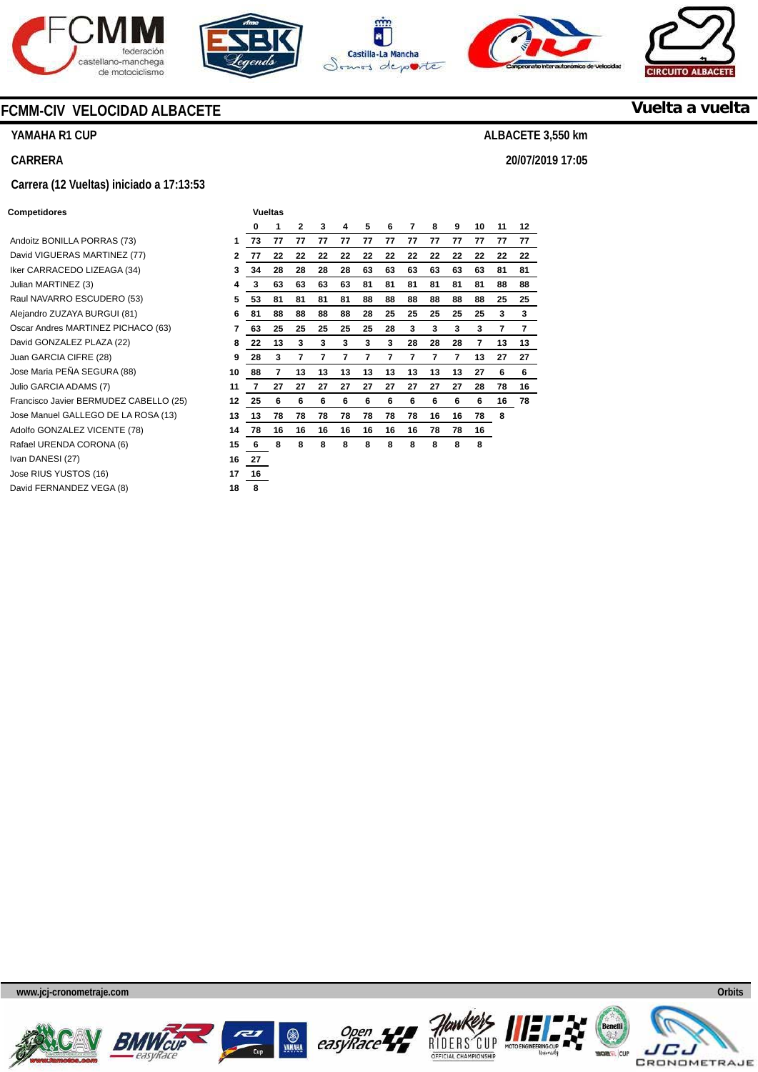## FCMM-CIV VELOCIDAD ALBACETE

**Vuelta a vuelta**

**YAMAHA R1 CUP** — **ALBACETE 3,550 km**

**CARRERA** — **20/07/2019 17:05**

**Carrera (12 Vueltas) iniciado a 17:13:53**

| Competidores | | 0 | 1 | 2 | 3 | 4 | 5 | 6 | 7 | 8 | 9 | 10 | 11 | 12 |
|---|---|---|---|---|---|---|---|---|---|---|---|---|---|---|
| Andoitz BONILLA PORRAS (73) | 1 | 73 | 77 | 77 | 77 | 77 | 77 | 77 | 77 | 77 | 77 | 77 | 77 | 77 |
| David VIGUERAS MARTINEZ (77) | 2 | 77 | 22 | 22 | 22 | 22 | 22 | 22 | 22 | 22 | 22 | 22 | 22 | 22 |
| Iker CARRACEDO LIZEAGA (34) | 3 | 34 | 28 | 28 | 28 | 28 | 63 | 63 | 63 | 63 | 63 | 63 | 81 | 81 |
| Julian MARTINEZ (3) | 4 | 3 | 63 | 63 | 63 | 63 | 81 | 81 | 81 | 81 | 81 | 81 | 88 | 88 |
| Raul NAVARRO ESCUDERO (53) | 5 | 53 | 81 | 81 | 81 | 81 | 88 | 88 | 88 | 88 | 88 | 88 | 25 | 25 |
| Alejandro ZUZAYA BURGUI (81) | 6 | 81 | 88 | 88 | 88 | 88 | 28 | 25 | 25 | 25 | 25 | 25 | 3 | 3 |
| Oscar Andres MARTINEZ PICHACO (63) | 7 | 63 | 25 | 25 | 25 | 25 | 25 | 28 | 3 | 3 | 3 | 3 | 7 | 7 |
| David GONZALEZ PLAZA (22) | 8 | 22 | 13 | 3 | 3 | 3 | 3 | 3 | 28 | 28 | 28 | 7 | 13 | 13 |
| Juan GARCIA CIFRE (28) | 9 | 28 | 3 | 7 | 7 | 7 | 7 | 7 | 7 | 7 | 7 | 13 | 27 | 27 |
| Jose Maria PEÑA SEGURA (88) | 10 | 88 | 7 | 13 | 13 | 13 | 13 | 13 | 13 | 13 | 13 | 27 | 6 | 6 |
| Julio GARCIA ADAMS (7) | 11 | 7 | 27 | 27 | 27 | 27 | 27 | 27 | 27 | 27 | 27 | 28 | 78 | 16 |
| Francisco Javier BERMUDEZ CABELLO (25) | 12 | 25 | 6 | 6 | 6 | 6 | 6 | 6 | 6 | 6 | 6 | 6 | 16 | 78 |
| Jose Manuel GALLEGO DE LA ROSA (13) | 13 | 13 | 78 | 78 | 78 | 78 | 78 | 78 | 78 | 16 | 16 | 78 | 8 | |
| Adolfo GONZALEZ VICENTE (78) | 14 | 78 | 16 | 16 | 16 | 16 | 16 | 16 | 16 | 78 | 78 | 16 | | |
| Rafael URENDA CORONA (6) | 15 | 6 | 8 | 8 | 8 | 8 | 8 | 8 | 8 | 8 | 8 | 8 | | |
| Ivan DANESI (27) | 16 | 27 | | | | | | | | | | | | |
| Jose RIUS YUSTOS (16) | 17 | 16 | | | | | | | | | | | | |
| David FERNANDEZ VEGA (8) | 18 | 8 | | | | | | | | | | | | |

www.jcj-cronometraje.com — Orbits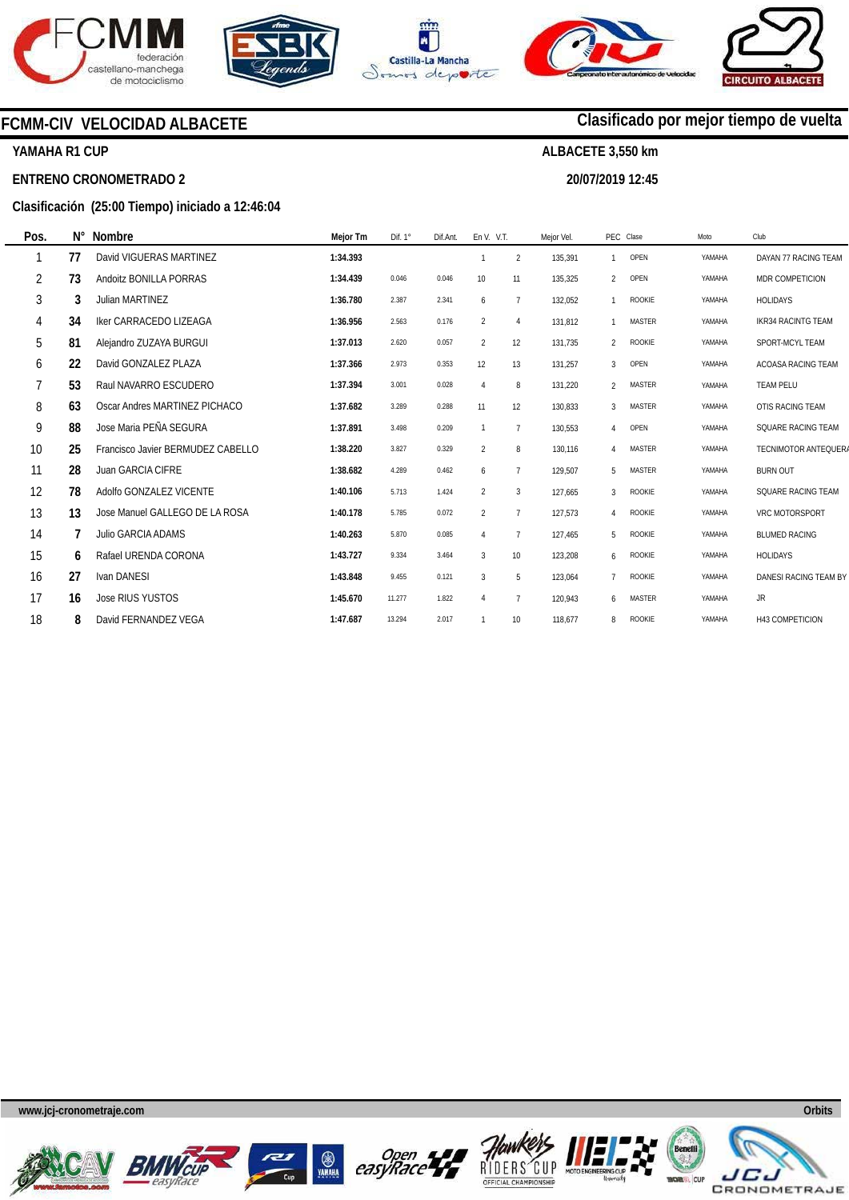## FCMM-CIV VELOCIDAD ALBACETE

**Clasificado por mejor tiempo de vuelta**

**YAMAHA R1 CUP**

**ALBACETE 3,550 km**

**ENTRENO CRONOMETRADO 2**

**20/07/2019 12:45**

**Clasificación (25:00 Tiempo) iniciado a 12:46:04**

| Pos. | N° | Nombre | Mejor Tm | Dif. 1° | Dif.Ant. | En V. | V.T. | Mejor Vel. | PEC | Clase | Moto | Club |
|---|---|---|---|---|---|---|---|---|---|---|---|---|
| 1 | 77 | David VIGUERAS MARTINEZ | 1:34.393 | | | 1 | 2 | 135,391 | 1 | OPEN | YAMAHA | DAYAN 77 RACING TEAM |
| 2 | 73 | Andoitz BONILLA PORRAS | 1:34.439 | 0.046 | 0.046 | 10 | 11 | 135,325 | 2 | OPEN | YAMAHA | MDR COMPETICION |
| 3 | 3 | Julian MARTINEZ | 1:36.780 | 2.387 | 2.341 | 6 | 7 | 132,052 | 1 | ROOKIE | YAMAHA | HOLIDAYS |
| 4 | 34 | Iker CARRACEDO LIZEAGA | 1:36.956 | 2.563 | 0.176 | 2 | 4 | 131,812 | 1 | MASTER | YAMAHA | IKR34 RACINTG TEAM |
| 5 | 81 | Alejandro ZUZAYA BURGUI | 1:37.013 | 2.620 | 0.057 | 2 | 12 | 131,735 | 2 | ROOKIE | YAMAHA | SPORT-MCYL TEAM |
| 6 | 22 | David GONZALEZ PLAZA | 1:37.366 | 2.973 | 0.353 | 12 | 13 | 131,257 | 3 | OPEN | YAMAHA | ACOASA RACING TEAM |
| 7 | 53 | Raul NAVARRO ESCUDERO | 1:37.394 | 3.001 | 0.028 | 4 | 8 | 131,220 | 2 | MASTER | YAMAHA | TEAM PELU |
| 8 | 63 | Oscar Andres MARTINEZ PICHACO | 1:37.682 | 3.289 | 0.288 | 11 | 12 | 130,833 | 3 | MASTER | YAMAHA | OTIS RACING TEAM |
| 9 | 88 | Jose Maria PEÑA SEGURA | 1:37.891 | 3.498 | 0.209 | 1 | 7 | 130,553 | 4 | OPEN | YAMAHA | SQUARE RACING TEAM |
| 10 | 25 | Francisco Javier BERMUDEZ CABELLO | 1:38.220 | 3.827 | 0.329 | 2 | 8 | 130,116 | 4 | MASTER | YAMAHA | TECNIMOTOR ANTEQUERA |
| 11 | 28 | Juan GARCIA CIFRE | 1:38.682 | 4.289 | 0.462 | 6 | 7 | 129,507 | 5 | MASTER | YAMAHA | BURN OUT |
| 12 | 78 | Adolfo GONZALEZ VICENTE | 1:40.106 | 5.713 | 1.424 | 2 | 3 | 127,665 | 3 | ROOKIE | YAMAHA | SQUARE RACING TEAM |
| 13 | 13 | Jose Manuel GALLEGO DE LA ROSA | 1:40.178 | 5.785 | 0.072 | 2 | 7 | 127,573 | 4 | ROOKIE | YAMAHA | VRC MOTORSPORT |
| 14 | 7 | Julio GARCIA ADAMS | 1:40.263 | 5.870 | 0.085 | 4 | 7 | 127,465 | 5 | ROOKIE | YAMAHA | BLUMED RACING |
| 15 | 6 | Rafael URENDA CORONA | 1:43.727 | 9.334 | 3.464 | 3 | 10 | 123,208 | 6 | ROOKIE | YAMAHA | HOLIDAYS |
| 16 | 27 | Ivan DANESI | 1:43.848 | 9.455 | 0.121 | 3 | 5 | 123,064 | 7 | ROOKIE | YAMAHA | DANESI RACING TEAM BY |
| 17 | 16 | Jose RIUS YUSTOS | 1:45.670 | 11.277 | 1.822 | 4 | 7 | 120,943 | 6 | MASTER | YAMAHA | JR |
| 18 | 8 | David FERNANDEZ VEGA | 1:47.687 | 13.294 | 2.017 | 1 | 10 | 118,677 | 8 | ROOKIE | YAMAHA | H43 COMPETICION |

www.jcj-cronometraje.com — Orbits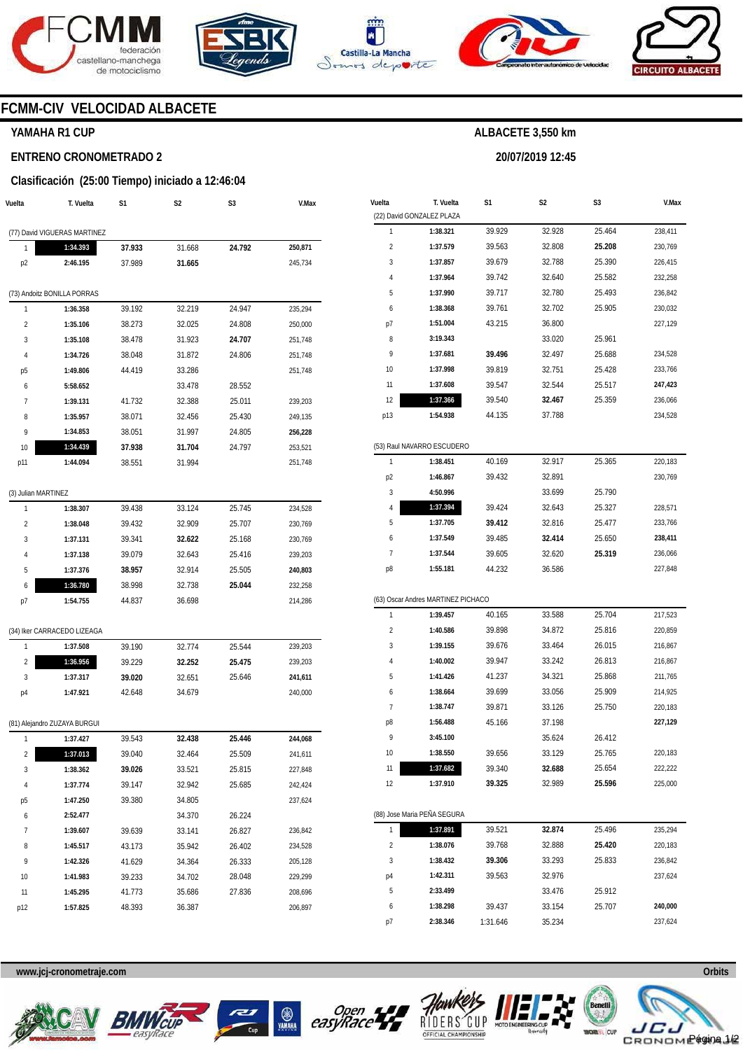# FCMM-CIV VELOCIDAD ALBACETE

## YAMAHA R1 CUP

**ALBACETE 3,550 km**

### ENTRENO CRONOMETRADO 2

**20/07/2019 12:45**

### Clasificación (25:00 Tiempo) iniciado a 12:46:04

| Vuelta | T. Vuelta | S1 | S2 | S3 | V.Max |
|---|---|---|---|---|---|
| (77) David VIGUERAS MARTINEZ | | | | | |
| 1 | **1:34.393** | **37.933** | 31.668 | **24.792** | **250,871** |
| p2 | **2:46.195** | 37.989 | **31.665** | | 245,734 |
| (73) Andoitz BONILLA PORRAS | | | | | |
| 1 | **1:36.358** | 39.192 | 32.219 | 24.947 | 235,294 |
| 2 | **1:35.106** | 38.273 | 32.025 | 24.808 | 250,000 |
| 3 | **1:35.108** | 38.478 | 31.923 | **24.707** | 251,748 |
| 4 | **1:34.726** | 38.048 | 31.872 | 24.806 | 251,748 |
| p5 | **1:49.806** | 44.419 | 33.286 | | 251,748 |
| 6 | **5:58.652** | | 33.478 | 28.552 | |
| 7 | **1:39.131** | 41.732 | 32.388 | 25.011 | 239,203 |
| 8 | **1:35.957** | 38.071 | 32.456 | 25.430 | 249,135 |
| 9 | **1:34.853** | 38.051 | 31.997 | 24.805 | **256,228** |
| 10 | **1:34.439** | **37.938** | **31.704** | 24.797 | 253,521 |
| p11 | **1:44.094** | 38.551 | 31.994 | | 251,748 |
| (3) Julian MARTINEZ | | | | | |
| 1 | **1:38.307** | 39.438 | 33.124 | 25.745 | 234,528 |
| 2 | **1:38.048** | 39.432 | 32.909 | 25.707 | 230,769 |
| 3 | **1:37.131** | 39.341 | **32.622** | 25.168 | 230,769 |
| 4 | **1:37.138** | 39.079 | 32.643 | 25.416 | 239,203 |
| 5 | **1:37.376** | **38.957** | 32.914 | 25.505 | **240,803** |
| 6 | **1:36.780** | 38.998 | 32.738 | **25.044** | 232,258 |
| p7 | **1:54.755** | 44.837 | 36.698 | | 214,286 |
| (34) Iker CARRACEDO LIZEAGA | | | | | |
| 1 | **1:37.508** | 39.190 | 32.774 | 25.544 | 239,203 |
| 2 | **1:36.956** | 39.229 | **32.252** | **25.475** | 239,203 |
| 3 | **1:37.317** | **39.020** | 32.651 | 25.646 | **241,611** |
| p4 | **1:47.921** | 42.648 | 34.679 | | 240,000 |
| (81) Alejandro ZUZAYA BURGUI | | | | | |
| 1 | **1:37.427** | 39.543 | **32.438** | **25.446** | **244,068** |
| 2 | **1:37.013** | 39.040 | 32.464 | 25.509 | 241,611 |
| 3 | **1:38.362** | **39.026** | 33.521 | 25.815 | 227,848 |
| 4 | **1:37.774** | 39.147 | 32.942 | 25.685 | 242,424 |
| p5 | **1:47.250** | 39.380 | 34.805 | | 237,624 |
| 6 | **2:52.477** | | 34.370 | 26.224 | |
| 7 | **1:39.607** | 39.639 | 33.141 | 26.827 | 236,842 |
| 8 | **1:45.517** | 43.173 | 35.942 | 26.402 | 234,528 |
| 9 | **1:42.326** | 41.629 | 34.364 | 26.333 | 205,128 |
| 10 | **1:41.983** | 39.233 | 34.702 | 28.048 | 229,299 |
| 11 | **1:45.295** | 41.773 | 35.686 | 27.836 | 208,696 |
| p12 | **1:57.825** | 48.393 | 36.387 | | 206,897 |

| Vuelta | T. Vuelta | S1 | S2 | S3 | V.Max |
|---|---|---|---|---|---|
| (22) David GONZALEZ PLAZA | | | | | |
| 1 | **1:38.321** | 39.929 | 32.928 | 25.464 | 238,411 |
| 2 | **1:37.579** | 39.563 | 32.808 | **25.208** | 230,769 |
| 3 | **1:37.857** | 39.679 | 32.788 | 25.390 | 226,415 |
| 4 | **1:37.964** | 39.742 | 32.640 | 25.582 | 232,258 |
| 5 | **1:37.990** | 39.717 | 32.780 | 25.493 | 236,842 |
| 6 | **1:38.368** | 39.761 | 32.702 | 25.905 | 230,032 |
| p7 | **1:51.004** | 43.215 | 36.800 | | 227,129 |
| 8 | **3:19.343** | | 33.020 | 25.961 | |
| 9 | **1:37.681** | **39.496** | 32.497 | 25.688 | 234,528 |
| 10 | **1:37.998** | 39.819 | 32.751 | 25.428 | 233,766 |
| 11 | **1:37.608** | 39.547 | 32.544 | 25.517 | **247,423** |
| 12 | **1:37.366** | 39.540 | **32.467** | 25.359 | 236,066 |
| p13 | **1:54.938** | 44.135 | 37.788 | | 234,528 |
| (53) Raul NAVARRO ESCUDERO | | | | | |
| 1 | **1:38.451** | 40.169 | 32.917 | 25.365 | 220,183 |
| p2 | **1:46.867** | 39.432 | 32.891 | | 230,769 |
| 3 | **4:50.996** | | 33.699 | 25.790 | |
| 4 | **1:37.394** | 39.424 | 32.643 | 25.327 | 228,571 |
| 5 | **1:37.705** | **39.412** | 32.816 | 25.477 | 233,766 |
| 6 | **1:37.549** | 39.485 | **32.414** | 25.650 | **238,411** |
| 7 | **1:37.544** | 39.605 | 32.620 | **25.319** | 236,066 |
| p8 | **1:55.181** | 44.232 | 36.586 | | 227,848 |
| (63) Oscar Andres MARTINEZ PICHACO | | | | | |
| 1 | **1:39.457** | 40.165 | 33.588 | 25.704 | 217,523 |
| 2 | **1:40.586** | 39.898 | 34.872 | 25.816 | 220,859 |
| 3 | **1:39.155** | 39.676 | 33.464 | 26.015 | 216,867 |
| 4 | **1:40.002** | 39.947 | 33.242 | 26.813 | 216,867 |
| 5 | **1:41.426** | 41.237 | 34.321 | 25.868 | 211,765 |
| 6 | **1:38.664** | 39.699 | 33.056 | 25.909 | 214,925 |
| 7 | **1:38.747** | 39.871 | 33.126 | 25.750 | 220,183 |
| p8 | **1:56.488** | 45.166 | 37.198 | | **227,129** |
| 9 | **3:45.100** | | 35.624 | 26.412 | |
| 10 | **1:38.550** | 39.656 | 33.129 | 25.765 | 220,183 |
| 11 | **1:37.682** | 39.340 | **32.688** | 25.654 | 222,222 |
| 12 | **1:37.910** | **39.325** | 32.989 | **25.596** | 225,000 |
| (88) Jose Maria PEÑA SEGURA | | | | | |
| 1 | **1:37.891** | 39.521 | **32.874** | 25.496 | 235,294 |
| 2 | **1:38.076** | 39.768 | 32.888 | **25.420** | 220,183 |
| 3 | **1:38.432** | **39.306** | 33.293 | 25.833 | 236,842 |
| p4 | **1:42.311** | 39.563 | 32.976 | | 237,624 |
| 5 | **2:33.499** | | 33.476 | 25.912 | |
| 6 | **1:38.298** | 39.437 | 33.154 | 25.707 | **240,000** |
| p7 | **2:38.346** | 1:31.646 | 35.234 | | 237,624 |

www.jcj-cronometraje.com

Orbits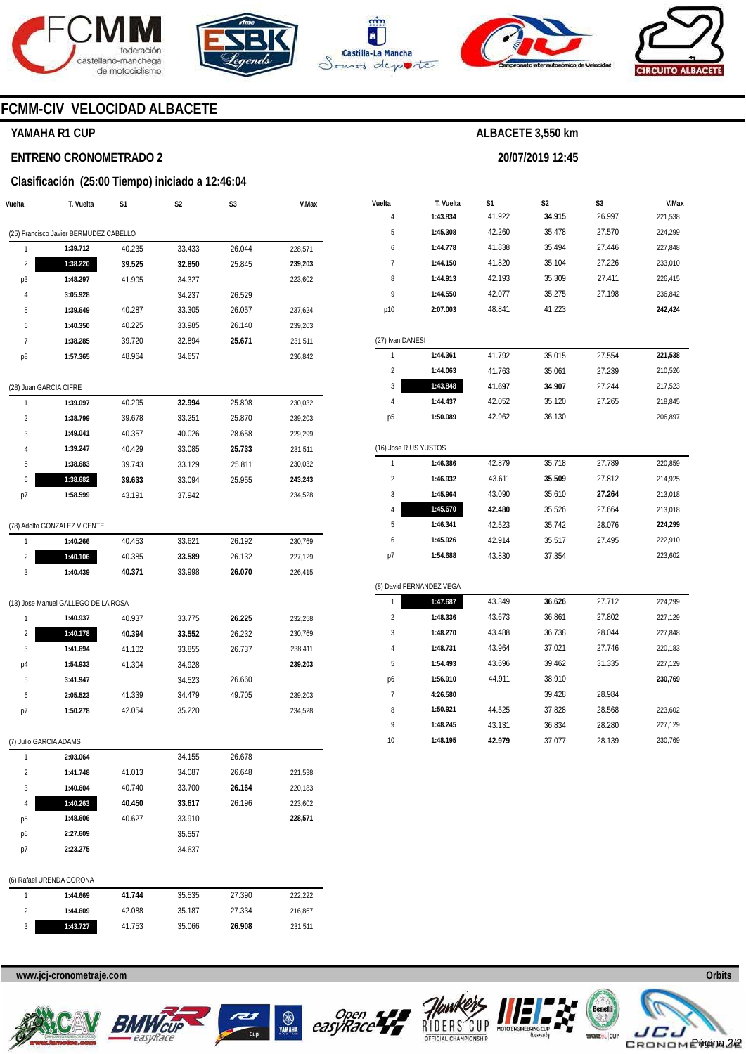# FCMM-CIV VELOCIDAD ALBACETE

## YAMAHA R1 CUP

**ALBACETE 3,550 km**

### ENTRENO CRONOMETRADO 2

**20/07/2019 12:45**

### Clasificación (25:00 Tiempo) iniciado a 12:46:04

| Vuelta | T. Vuelta | S1 | S2 | S3 | V.Max |
|---|---|---|---|---|---|
| (25) Francisco Javier BERMUDEZ CABELLO | | | | | |
| 1 | **1:39.712** | 40.235 | 33.433 | 26.044 | 228,571 |
| 2 | **1:38.220** | **39.525** | **32.850** | 25.845 | **239,203** |
| p3 | **1:48.297** | 41.905 | 34.327 | | 223,602 |
| 4 | **3:05.928** | | 34.237 | 26.529 | |
| 5 | **1:39.649** | 40.287 | 33.305 | 26.057 | 237,624 |
| 6 | **1:40.350** | 40.225 | 33.985 | 26.140 | 239,203 |
| 7 | **1:38.285** | 39.720 | 32.894 | **25.671** | 231,511 |
| p8 | **1:57.365** | 48.964 | 34.657 | | 236,842 |
| (28) Juan GARCIA CIFRE | | | | | |
| 1 | **1:39.097** | 40.295 | **32.994** | 25.808 | 230,032 |
| 2 | **1:38.799** | 39.678 | 33.251 | 25.870 | 239,203 |
| 3 | **1:49.041** | 40.357 | 40.026 | 28.658 | 229,299 |
| 4 | **1:39.247** | 40.429 | 33.085 | **25.733** | 231,511 |
| 5 | **1:38.683** | 39.743 | 33.129 | 25.811 | 230,032 |
| 6 | **1:38.682** | **39.633** | 33.094 | 25.955 | **243,243** |
| p7 | **1:58.599** | 43.191 | 37.942 | | 234,528 |
| (78) Adolfo GONZALEZ VICENTE | | | | | |
| 1 | **1:40.266** | 40.453 | 33.621 | 26.192 | 230,769 |
| 2 | **1:40.106** | 40.385 | **33.589** | 26.132 | 227,129 |
| 3 | **1:40.439** | **40.371** | 33.998 | **26.070** | 226,415 |
| (13) Jose Manuel GALLEGO DE LA ROSA | | | | | |
| 1 | **1:40.937** | 40.937 | 33.775 | **26.225** | 232,258 |
| 2 | **1:40.178** | **40.394** | **33.552** | 26.232 | 230,769 |
| 3 | **1:41.694** | 41.102 | 33.855 | 26.737 | 238,411 |
| p4 | **1:54.933** | 41.304 | 34.928 | | **239,203** |
| 5 | **3:41.947** | | 34.523 | 26.660 | |
| 6 | **2:05.523** | 41.339 | 34.479 | 49.705 | 239,203 |
| p7 | **1:50.278** | 42.054 | 35.220 | | 234,528 |
| (7) Julio GARCIA ADAMS | | | | | |
| 1 | **2:03.064** | | 34.155 | 26.678 | |
| 2 | **1:41.748** | 41.013 | 34.087 | 26.648 | 221,538 |
| 3 | **1:40.604** | 40.740 | 33.700 | **26.164** | 220,183 |
| 4 | **1:40.263** | **40.450** | **33.617** | 26.196 | 223,602 |
| p5 | **1:48.606** | 40.627 | 33.910 | | **228,571** |
| p6 | **2:27.609** | | 35.557 | | |
| p7 | **2:23.275** | | 34.637 | | |
| (6) Rafael URENDA CORONA | | | | | |
| 1 | **1:44.669** | **41.744** | 35.535 | 27.390 | 222,222 |
| 2 | **1:44.609** | 42.088 | 35.187 | 27.334 | 216,867 |
| 3 | **1:43.727** | 41.753 | 35.066 | **26.908** | 231,511 |
| 4 | **1:43.834** | 41.922 | **34.915** | 26.997 | 221,538 |
| 5 | **1:45.308** | 42.260 | 35.478 | 27.570 | 224,299 |
| 6 | **1:44.778** | 41.838 | 35.494 | 27.446 | 227,848 |
| 7 | **1:44.150** | 41.820 | 35.104 | 27.226 | 233,010 |
| 8 | **1:44.913** | 42.193 | 35.309 | 27.411 | 226,415 |
| 9 | **1:44.550** | 42.077 | 35.275 | 27.198 | 236,842 |
| p10 | **2:07.003** | 48.841 | 41.223 | | **242,424** |
| (27) Ivan DANESI | | | | | |
| 1 | **1:44.361** | 41.792 | 35.015 | 27.554 | **221,538** |
| 2 | **1:44.063** | 41.763 | 35.061 | 27.239 | 210,526 |
| 3 | **1:43.848** | **41.697** | **34.907** | 27.244 | 217,523 |
| 4 | **1:44.437** | 42.052 | 35.120 | 27.265 | 218,845 |
| p5 | **1:50.089** | 42.962 | 36.130 | | 206,897 |
| (16) Jose RIUS YUSTOS | | | | | |
| 1 | **1:46.386** | 42.879 | 35.718 | 27.789 | 220,859 |
| 2 | **1:46.932** | 43.611 | **35.509** | 27.812 | 214,925 |
| 3 | **1:45.964** | 43.090 | 35.610 | **27.264** | 213,018 |
| 4 | **1:45.670** | **42.480** | 35.526 | 27.664 | 213,018 |
| 5 | **1:46.341** | 42.523 | 35.742 | 28.076 | **224,299** |
| 6 | **1:45.926** | 42.914 | 35.517 | 27.495 | 222,910 |
| p7 | **1:54.688** | 43.830 | 37.354 | | 223,602 |
| (8) David FERNANDEZ VEGA | | | | | |
| 1 | **1:47.687** | 43.349 | **36.626** | 27.712 | 224,299 |
| 2 | **1:48.336** | 43.673 | 36.861 | 27.802 | 227,129 |
| 3 | **1:48.270** | 43.488 | 36.738 | 28.044 | 227,848 |
| 4 | **1:48.731** | 43.964 | 37.021 | 27.746 | 220,183 |
| 5 | **1:54.493** | 43.696 | 39.462 | 31.335 | 227,129 |
| p6 | **1:56.910** | 44.911 | 38.910 | | **230,769** |
| 7 | **4:26.580** | | 39.428 | 28.984 | |
| 8 | **1:50.921** | 44.525 | 37.828 | 28.568 | 223,602 |
| 9 | **1:48.245** | 43.131 | 36.834 | 28.280 | 227,129 |
| 10 | **1:48.195** | **42.979** | 37.077 | 28.139 | 230,769 |

www.jcj-cronometraje.com — Orbits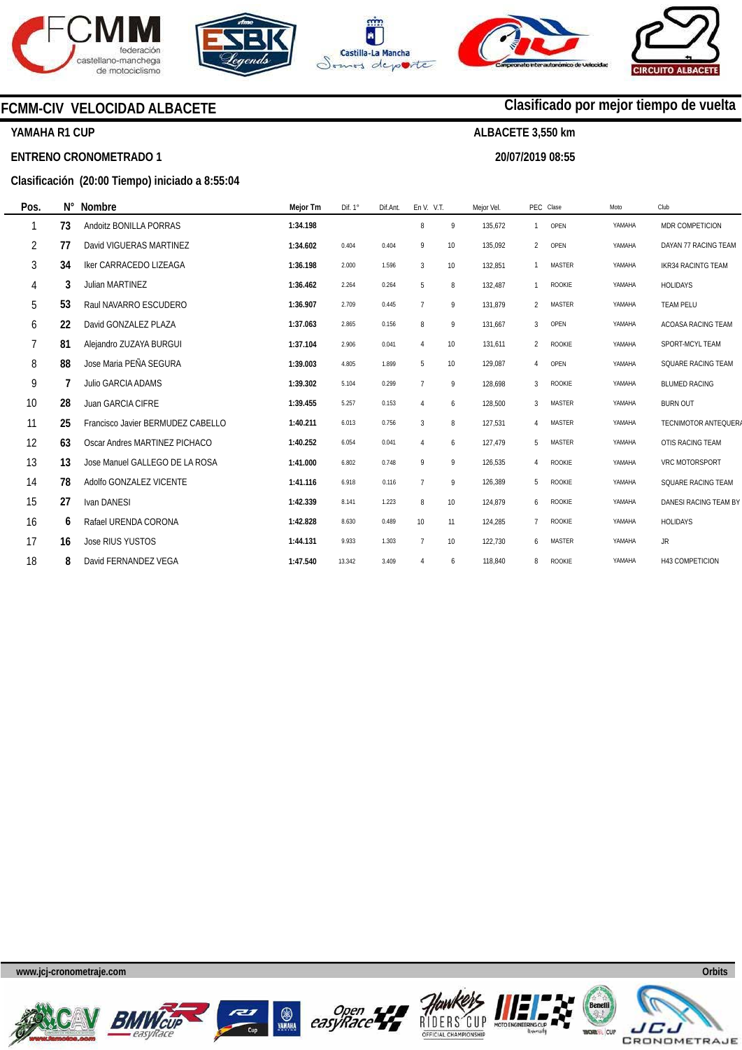## FCMM-CIV VELOCIDAD ALBACETE

**Clasificado por mejor tiempo de vuelta**

**YAMAHA R1 CUP**

**ALBACETE 3,550 km**

**ENTRENO CRONOMETRADO 1**

**20/07/2019 08:55**

**Clasificación (20:00 Tiempo) iniciado a 8:55:04**

| Pos. | N° | Nombre | Mejor Tm | Dif. 1° | Dif.Ant. | En V. | V.T. | Mejor Vel. | PEC | Clase | Moto | Club |
|---|---|---|---|---|---|---|---|---|---|---|---|---|
| 1 | 73 | Andoitz BONILLA PORRAS | 1:34.198 | | | 8 | 9 | 135,672 | 1 | OPEN | YAMAHA | MDR COMPETICION |
| 2 | 77 | David VIGUERAS MARTINEZ | 1:34.602 | 0.404 | 0.404 | 9 | 10 | 135,092 | 2 | OPEN | YAMAHA | DAYAN 77 RACING TEAM |
| 3 | 34 | Iker CARRACEDO LIZEAGA | 1:36.198 | 2.000 | 1.596 | 3 | 10 | 132,851 | 1 | MASTER | YAMAHA | IKR34 RACINTG TEAM |
| 4 | 3 | Julian MARTINEZ | 1:36.462 | 2.264 | 0.264 | 5 | 8 | 132,487 | 1 | ROOKIE | YAMAHA | HOLIDAYS |
| 5 | 53 | Raul NAVARRO ESCUDERO | 1:36.907 | 2.709 | 0.445 | 7 | 9 | 131,879 | 2 | MASTER | YAMAHA | TEAM PELU |
| 6 | 22 | David GONZALEZ PLAZA | 1:37.063 | 2.865 | 0.156 | 8 | 9 | 131,667 | 3 | OPEN | YAMAHA | ACOASA RACING TEAM |
| 7 | 81 | Alejandro ZUZAYA BURGUI | 1:37.104 | 2.906 | 0.041 | 4 | 10 | 131,611 | 2 | ROOKIE | YAMAHA | SPORT-MCYL TEAM |
| 8 | 88 | Jose Maria PEÑA SEGURA | 1:39.003 | 4.805 | 1.899 | 5 | 10 | 129,087 | 4 | OPEN | YAMAHA | SQUARE RACING TEAM |
| 9 | 7 | Julio GARCIA ADAMS | 1:39.302 | 5.104 | 0.299 | 7 | 9 | 128,698 | 3 | ROOKIE | YAMAHA | BLUMED RACING |
| 10 | 28 | Juan GARCIA CIFRE | 1:39.455 | 5.257 | 0.153 | 4 | 6 | 128,500 | 3 | MASTER | YAMAHA | BURN OUT |
| 11 | 25 | Francisco Javier BERMUDEZ CABELLO | 1:40.211 | 6.013 | 0.756 | 3 | 8 | 127,531 | 4 | MASTER | YAMAHA | TECNIMOTOR ANTEQUERA |
| 12 | 63 | Oscar Andres MARTINEZ PICHACO | 1:40.252 | 6.054 | 0.041 | 4 | 6 | 127,479 | 5 | MASTER | YAMAHA | OTIS RACING TEAM |
| 13 | 13 | Jose Manuel GALLEGO DE LA ROSA | 1:41.000 | 6.802 | 0.748 | 9 | 9 | 126,535 | 4 | ROOKIE | YAMAHA | VRC MOTORSPORT |
| 14 | 78 | Adolfo GONZALEZ VICENTE | 1:41.116 | 6.918 | 0.116 | 7 | 9 | 126,389 | 5 | ROOKIE | YAMAHA | SQUARE RACING TEAM |
| 15 | 27 | Ivan DANESI | 1:42.339 | 8.141 | 1.223 | 8 | 10 | 124,879 | 6 | ROOKIE | YAMAHA | DANESI RACING TEAM BY |
| 16 | 6 | Rafael URENDA CORONA | 1:42.828 | 8.630 | 0.489 | 10 | 11 | 124,285 | 7 | ROOKIE | YAMAHA | HOLIDAYS |
| 17 | 16 | Jose RIUS YUSTOS | 1:44.131 | 9.933 | 1.303 | 7 | 10 | 122,730 | 6 | MASTER | YAMAHA | JR |
| 18 | 8 | David FERNANDEZ VEGA | 1:47.540 | 13.342 | 3.409 | 4 | 6 | 118,840 | 8 | ROOKIE | YAMAHA | H43 COMPETICION |

www.jcj-cronometraje.com

Orbits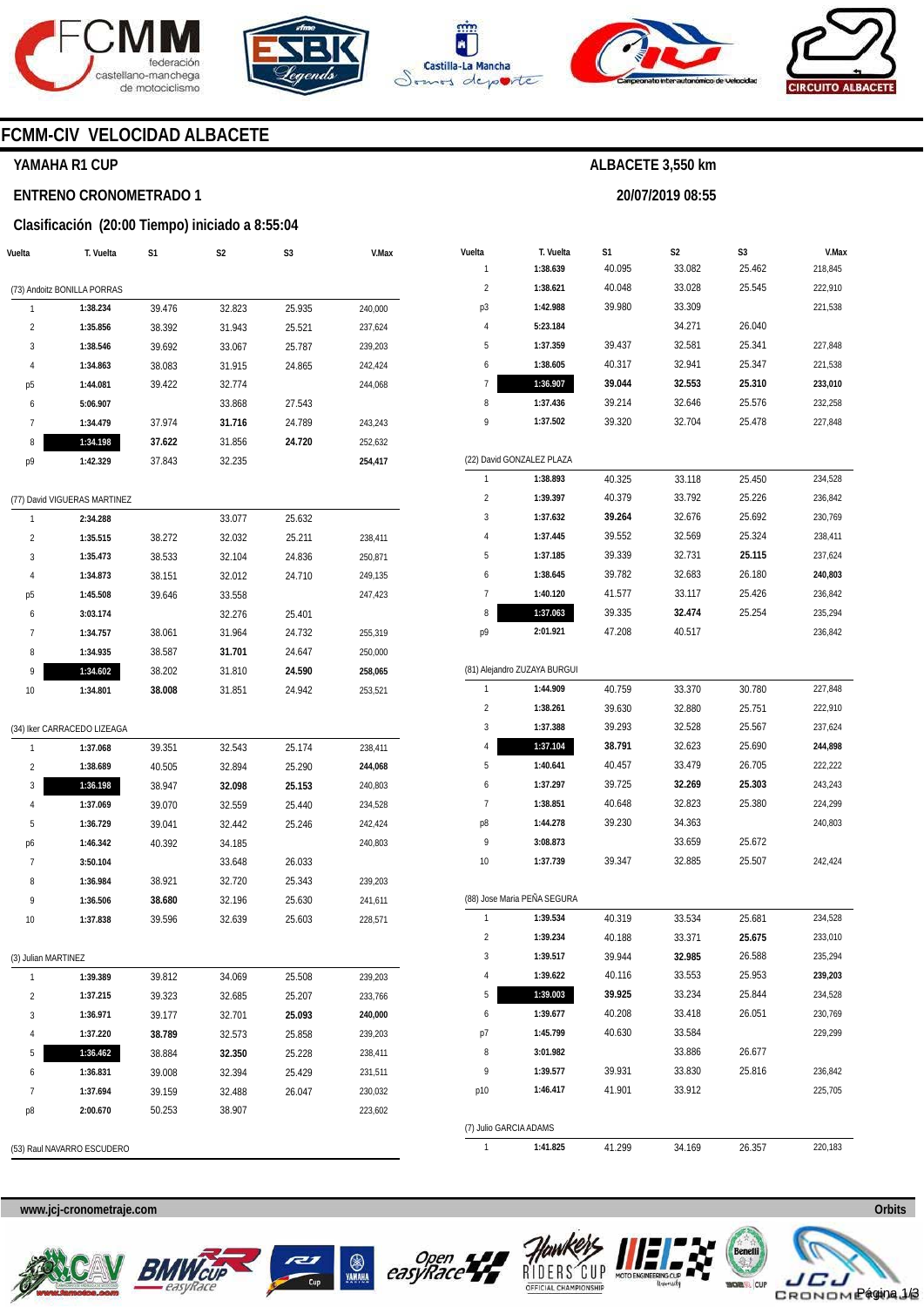# FCMM-CIV VELOCIDAD ALBACETE

## YAMAHA R1 CUP

**ALBACETE 3,550 km**

**ENTRENO CRONOMETRADO 1**

**20/07/2019 08:55**

### Clasificación (20:00 Tiempo) iniciado a 8:55:04

(73) Andoitz BONILLA PORRAS

| Vuelta | T. Vuelta | S1 | S2 | S3 | V.Max |
|---|---|---|---|---|---|
| 1 | **1:38.234** | 39.476 | 32.823 | 25.935 | 240,000 |
| 2 | **1:35.856** | 38.392 | 31.943 | 25.521 | 237,624 |
| 3 | **1:38.546** | 39.692 | 33.067 | 25.787 | 239,203 |
| 4 | **1:34.863** | 38.083 | 31.915 | 24.865 | 242,424 |
| p5 | **1:44.081** | 39.422 | 32.774 | | 244,068 |
| 6 | **5:06.907** | | 33.868 | 27.543 | |
| 7 | **1:34.479** | 37.974 | **31.716** | 24.789 | 243,243 |
| 8 | **1:34.198** | **37.622** | 31.856 | **24.720** | 252,632 |
| p9 | **1:42.329** | 37.843 | 32.235 | | **254,417** |

(77) David VIGUERAS MARTINEZ

| Vuelta | T. Vuelta | S1 | S2 | S3 | V.Max |
|---|---|---|---|---|---|
| 1 | **2:34.288** | | 33.077 | 25.632 | |
| 2 | **1:35.515** | 38.272 | 32.032 | 25.211 | 238,411 |
| 3 | **1:35.473** | 38.533 | 32.104 | 24.836 | 250,871 |
| 4 | **1:34.873** | 38.151 | 32.012 | 24.710 | 249,135 |
| p5 | **1:45.508** | 39.646 | 33.558 | | 247,423 |
| 6 | **3:03.174** | | 32.276 | 25.401 | |
| 7 | **1:34.757** | 38.061 | 31.964 | 24.732 | 255,319 |
| 8 | **1:34.935** | 38.587 | **31.701** | 24.647 | 250,000 |
| 9 | **1:34.602** | 38.202 | 31.810 | **24.590** | **258,065** |
| 10 | **1:34.801** | **38.008** | 31.851 | 24.942 | 253,521 |

(34) Iker CARRACEDO LIZEAGA

| Vuelta | T. Vuelta | S1 | S2 | S3 | V.Max |
|---|---|---|---|---|---|
| 1 | **1:37.068** | 39.351 | 32.543 | 25.174 | 238,411 |
| 2 | **1:38.689** | 40.505 | 32.894 | 25.290 | **244,068** |
| 3 | **1:36.198** | 38.947 | **32.098** | **25.153** | 240,803 |
| 4 | **1:37.069** | 39.070 | 32.559 | 25.440 | 234,528 |
| 5 | **1:36.729** | 39.041 | 32.442 | 25.246 | 242,424 |
| p6 | **1:46.342** | 40.392 | 34.185 | | 240,803 |
| 7 | **3:50.104** | | 33.648 | 26.033 | |
| 8 | **1:36.984** | 38.921 | 32.720 | 25.343 | 239,203 |
| 9 | **1:36.506** | **38.680** | 32.196 | 25.630 | 241,611 |
| 10 | **1:37.838** | 39.596 | 32.639 | 25.603 | 228,571 |

(3) Julian MARTINEZ

| Vuelta | T. Vuelta | S1 | S2 | S3 | V.Max |
|---|---|---|---|---|---|
| 1 | **1:39.389** | 39.812 | 34.069 | 25.508 | 239,203 |
| 2 | **1:37.215** | 39.323 | 32.685 | 25.207 | 233,766 |
| 3 | **1:36.971** | 39.177 | 32.701 | **25.093** | **240,000** |
| 4 | **1:37.220** | **38.789** | 32.573 | 25.858 | 239,203 |
| 5 | **1:36.462** | 38.884 | **32.350** | 25.228 | 238,411 |
| 6 | **1:36.831** | 39.008 | 32.394 | 25.429 | 231,511 |
| 7 | **1:37.694** | 39.159 | 32.488 | 26.047 | 230,032 |
| p8 | **2:00.670** | 50.253 | 38.907 | | 223,602 |

(53) Raul NAVARRO ESCUDERO

| Vuelta | T. Vuelta | S1 | S2 | S3 | V.Max |
|---|---|---|---|---|---|
| 1 | **1:38.639** | 40.095 | 33.082 | 25.462 | 218,845 |
| 2 | **1:38.621** | 40.048 | 33.028 | 25.545 | 222,910 |
| p3 | **1:42.988** | 39.980 | 33.309 | | 221,538 |
| 4 | **5:23.184** | | 34.271 | 26.040 | |
| 5 | **1:37.359** | 39.437 | 32.581 | 25.341 | 227,848 |
| 6 | **1:38.605** | 40.317 | 32.941 | 25.347 | 221,538 |
| 7 | **1:36.907** | **39.044** | **32.553** | **25.310** | **233,010** |
| 8 | **1:37.436** | 39.214 | 32.646 | 25.576 | 232,258 |
| 9 | **1:37.502** | 39.320 | 32.704 | 25.478 | 227,848 |

(22) David GONZALEZ PLAZA

| Vuelta | T. Vuelta | S1 | S2 | S3 | V.Max |
|---|---|---|---|---|---|
| 1 | **1:38.893** | 40.325 | 33.118 | 25.450 | 234,528 |
| 2 | **1:39.397** | 40.379 | 33.792 | 25.226 | 236,842 |
| 3 | **1:37.632** | **39.264** | 32.676 | 25.692 | 230,769 |
| 4 | **1:37.445** | 39.552 | 32.569 | 25.324 | 238,411 |
| 5 | **1:37.185** | 39.339 | 32.731 | **25.115** | 237,624 |
| 6 | **1:38.645** | 39.782 | 32.683 | 26.180 | **240,803** |
| 7 | **1:40.120** | 41.577 | 33.117 | 25.426 | 236,842 |
| 8 | **1:37.063** | 39.335 | **32.474** | 25.254 | 235,294 |
| p9 | **2:01.921** | 47.208 | 40.517 | | 236,842 |

(81) Alejandro ZUZAYA BURGUI

| Vuelta | T. Vuelta | S1 | S2 | S3 | V.Max |
|---|---|---|---|---|---|
| 1 | **1:44.909** | 40.759 | 33.370 | 30.780 | 227,848 |
| 2 | **1:38.261** | 39.630 | 32.880 | 25.751 | 222,910 |
| 3 | **1:37.388** | 39.293 | 32.528 | 25.567 | 237,624 |
| 4 | **1:37.104** | **38.791** | 32.623 | 25.690 | **244,898** |
| 5 | **1:40.641** | 40.457 | 33.479 | 26.705 | 222,222 |
| 6 | **1:37.297** | 39.725 | **32.269** | **25.303** | 243,243 |
| 7 | **1:38.851** | 40.648 | 32.823 | 25.380 | 224,299 |
| p8 | **1:44.278** | 39.230 | 34.363 | | 240,803 |
| 9 | **3:08.873** | | 33.659 | 25.672 | |
| 10 | **1:37.739** | 39.347 | 32.885 | 25.507 | 242,424 |

(88) Jose Maria PEÑA SEGURA

| Vuelta | T. Vuelta | S1 | S2 | S3 | V.Max |
|---|---|---|---|---|---|
| 1 | **1:39.534** | 40.319 | 33.534 | 25.681 | 234,528 |
| 2 | **1:39.234** | 40.188 | 33.371 | **25.675** | 233,010 |
| 3 | **1:39.517** | 39.944 | **32.985** | 26.588 | 235,294 |
| 4 | **1:39.622** | 40.116 | 33.553 | 25.953 | **239,203** |
| 5 | **1:39.003** | **39.925** | 33.234 | 25.844 | 234,528 |
| 6 | **1:39.677** | 40.208 | 33.418 | 26.051 | 230,769 |
| p7 | **1:45.799** | 40.630 | 33.584 | | 229,299 |
| 8 | **3:01.982** | | 33.886 | 26.677 | |
| 9 | **1:39.577** | 39.931 | 33.830 | 25.816 | 236,842 |
| p10 | **1:46.417** | 41.901 | 33.912 | | 225,705 |

(7) Julio GARCIA ADAMS

| Vuelta | T. Vuelta | S1 | S2 | S3 | V.Max |
|---|---|---|---|---|---|
| 1 | **1:41.825** | 41.299 | 34.169 | 26.357 | 220,183 |

www.jcj-cronometraje.com

Orbits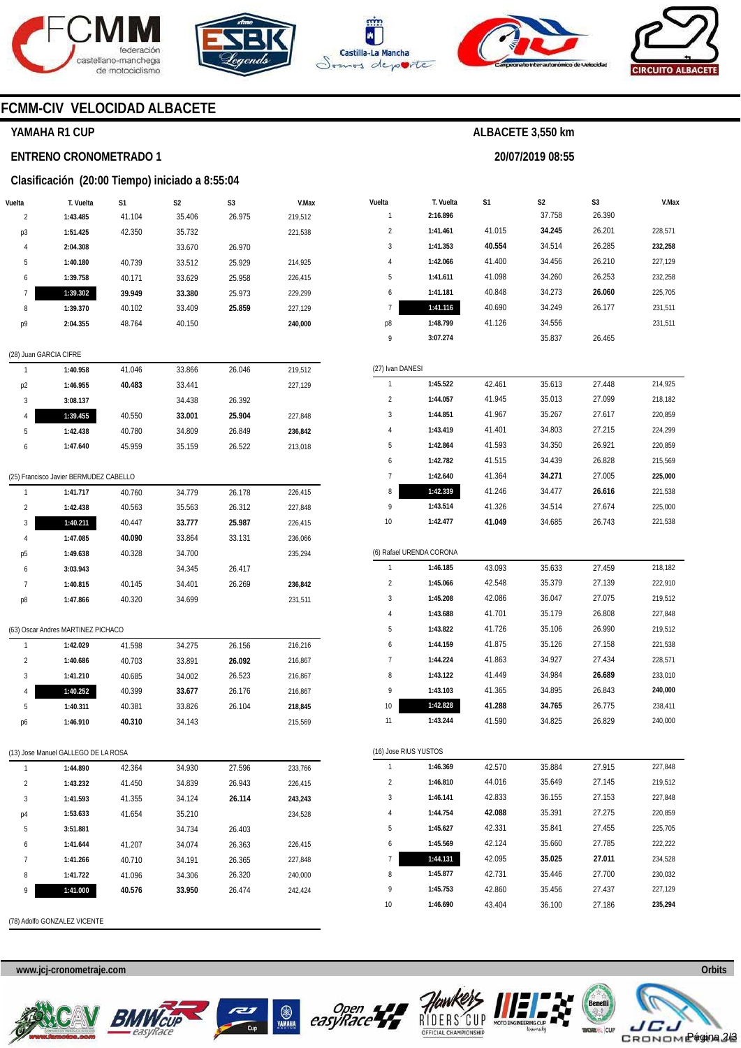## FCMM-CIV VELOCIDAD ALBACETE

### YAMAHA R1 CUP

**ALBACETE 3,550 km**

### ENTRENO CRONOMETRADO 1

**20/07/2019 08:55**

### Clasificación (20:00 Tiempo) iniciado a 8:55:04

| Vuelta | T. Vuelta | S1 | S2 | S3 | V.Max |
|---|---|---|---|---|---|
| 2 | **1:43.485** | 41.104 | 35.406 | 26.975 | 219,512 |
| p3 | **1:51.425** | 42.350 | 35.732 | | 221,538 |
| 4 | **2:04.308** | | 33.670 | 26.970 | |
| 5 | **1:40.180** | 40.739 | 33.512 | 25.929 | 214,925 |
| 6 | **1:39.758** | 40.171 | 33.629 | 25.958 | 226,415 |
| 7 | **1:39.302** | **39.949** | **33.380** | 25.973 | 229,299 |
| 8 | **1:39.370** | 40.102 | 33.409 | **25.859** | 227,129 |
| p9 | **2:04.355** | 48.764 | 40.150 | | **240,000** |

(28) Juan GARCIA CIFRE

| Vuelta | T. Vuelta | S1 | S2 | S3 | V.Max |
|---|---|---|---|---|---|
| 1 | **1:40.958** | 41.046 | 33.866 | 26.046 | 219,512 |
| p2 | **1:46.955** | **40.483** | 33.441 | | 227,129 |
| 3 | **3:08.137** | | 34.438 | 26.392 | |
| 4 | **1:39.455** | 40.550 | **33.001** | **25.904** | 227,848 |
| 5 | **1:42.438** | 40.780 | 34.809 | 26.849 | **236,842** |
| 6 | **1:47.640** | 45.959 | 35.159 | 26.522 | 213,018 |

(25) Francisco Javier BERMUDEZ CABELLO

| Vuelta | T. Vuelta | S1 | S2 | S3 | V.Max |
|---|---|---|---|---|---|
| 1 | **1:41.717** | 40.760 | 34.779 | 26.178 | 226,415 |
| 2 | **1:42.438** | 40.563 | 35.563 | 26.312 | 227,848 |
| 3 | **1:40.211** | 40.447 | **33.777** | **25.987** | 226,415 |
| 4 | **1:47.085** | **40.090** | 33.864 | 33.131 | 236,066 |
| p5 | **1:49.638** | 40.328 | 34.700 | | 235,294 |
| 6 | **3:03.943** | | 34.345 | 26.417 | |
| 7 | **1:40.815** | 40.145 | 34.401 | 26.269 | **236,842** |
| p8 | **1:47.866** | 40.320 | 34.699 | | 231,511 |

(63) Oscar Andres MARTINEZ PICHACO

| Vuelta | T. Vuelta | S1 | S2 | S3 | V.Max |
|---|---|---|---|---|---|
| 1 | **1:42.029** | 41.598 | 34.275 | 26.156 | 216,216 |
| 2 | **1:40.686** | 40.703 | 33.891 | **26.092** | 216,867 |
| 3 | **1:41.210** | 40.685 | 34.002 | 26.523 | 216,867 |
| 4 | **1:40.252** | 40.399 | **33.677** | 26.176 | 216,867 |
| 5 | **1:40.311** | 40.381 | 33.826 | 26.104 | **218,845** |
| p6 | **1:46.910** | **40.310** | 34.143 | | 215,569 |

(13) Jose Manuel GALLEGO DE LA ROSA

| Vuelta | T. Vuelta | S1 | S2 | S3 | V.Max |
|---|---|---|---|---|---|
| 1 | **1:44.890** | 42.364 | 34.930 | 27.596 | 233,766 |
| 2 | **1:43.232** | 41.450 | 34.839 | 26.943 | 226,415 |
| 3 | **1:41.593** | 41.355 | 34.124 | **26.114** | **243,243** |
| p4 | **1:53.633** | 41.654 | 35.210 | | 234,528 |
| 5 | **3:51.881** | | 34.734 | 26.403 | |
| 6 | **1:41.644** | 41.207 | 34.074 | 26.363 | 226,415 |
| 7 | **1:41.266** | 40.710 | 34.191 | 26.365 | 227,848 |
| 8 | **1:41.722** | 41.096 | 34.306 | 26.320 | 240,000 |
| 9 | **1:41.000** | **40.576** | **33.950** | 26.474 | 242,424 |

(78) Adolfo GONZALEZ VICENTE

| Vuelta | T. Vuelta | S1 | S2 | S3 | V.Max |
|---|---|---|---|---|---|
| 1 | **2:16.896** | | 37.758 | 26.390 | |
| 2 | **1:41.461** | 41.015 | **34.245** | 26.201 | 228,571 |
| 3 | **1:41.353** | **40.554** | 34.514 | 26.285 | **232,258** |
| 4 | **1:42.066** | 41.400 | 34.456 | 26.210 | 227,129 |
| 5 | **1:41.611** | 41.098 | 34.260 | 26.253 | 232,258 |
| 6 | **1:41.181** | 40.848 | 34.273 | **26.060** | 225,705 |
| 7 | **1:41.116** | 40.690 | 34.249 | 26.177 | 231,511 |
| p8 | **1:48.799** | 41.126 | 34.556 | | 231,511 |
| 9 | **3:07.274** | | 35.837 | 26.465 | |

(27) Ivan DANESI

| Vuelta | T. Vuelta | S1 | S2 | S3 | V.Max |
|---|---|---|---|---|---|
| 1 | **1:45.522** | 42.461 | 35.613 | 27.448 | 214,925 |
| 2 | **1:44.057** | 41.945 | 35.013 | 27.099 | 218,182 |
| 3 | **1:44.851** | 41.967 | 35.267 | 27.617 | 220,859 |
| 4 | **1:43.419** | 41.401 | 34.803 | 27.215 | 224,299 |
| 5 | **1:42.864** | 41.593 | 34.350 | 26.921 | 220,859 |
| 6 | **1:42.782** | 41.515 | 34.439 | 26.828 | 215,569 |
| 7 | **1:42.640** | 41.364 | **34.271** | 27.005 | **225,000** |
| 8 | **1:42.339** | 41.246 | 34.477 | **26.616** | 221,538 |
| 9 | **1:43.514** | 41.326 | 34.514 | 27.674 | 225,000 |
| 10 | **1:42.477** | **41.049** | 34.685 | 26.743 | 221,538 |

(6) Rafael URENDA CORONA

| Vuelta | T. Vuelta | S1 | S2 | S3 | V.Max |
|---|---|---|---|---|---|
| 1 | **1:46.185** | 43.093 | 35.633 | 27.459 | 218,182 |
| 2 | **1:45.066** | 42.548 | 35.379 | 27.139 | 222,910 |
| 3 | **1:45.208** | 42.086 | 36.047 | 27.075 | 219,512 |
| 4 | **1:43.688** | 41.701 | 35.179 | 26.808 | 227,848 |
| 5 | **1:43.822** | 41.726 | 35.106 | 26.990 | 219,512 |
| 6 | **1:44.159** | 41.875 | 35.126 | 27.158 | 221,538 |
| 7 | **1:44.224** | 41.863 | 34.927 | 27.434 | 228,571 |
| 8 | **1:43.122** | 41.449 | 34.984 | **26.689** | 233,010 |
| 9 | **1:43.103** | 41.365 | 34.895 | 26.843 | **240,000** |
| 10 | **1:42.828** | **41.288** | **34.765** | 26.775 | 238,411 |
| 11 | **1:43.244** | 41.590 | 34.825 | 26.829 | 240,000 |

(16) Jose RIUS YUSTOS

| Vuelta | T. Vuelta | S1 | S2 | S3 | V.Max |
|---|---|---|---|---|---|
| 1 | **1:46.369** | 42.570 | 35.884 | 27.915 | 227,848 |
| 2 | **1:46.810** | 44.016 | 35.649 | 27.145 | 219,512 |
| 3 | **1:46.141** | 42.833 | 36.155 | 27.153 | 227,848 |
| 4 | **1:44.754** | **42.088** | 35.391 | 27.275 | 220,859 |
| 5 | **1:45.627** | 42.331 | 35.841 | 27.455 | 225,705 |
| 6 | **1:45.569** | 42.124 | 35.660 | 27.785 | 222,222 |
| 7 | **1:44.131** | 42.095 | **35.025** | **27.011** | 234,528 |
| 8 | **1:45.877** | 42.731 | 35.446 | 27.700 | 230,032 |
| 9 | **1:45.753** | 42.860 | 35.456 | 27.437 | 227,129 |
| 10 | **1:46.690** | 43.404 | 36.100 | 27.186 | **235,294** |

www.jcj-cronometraje.com

Orbits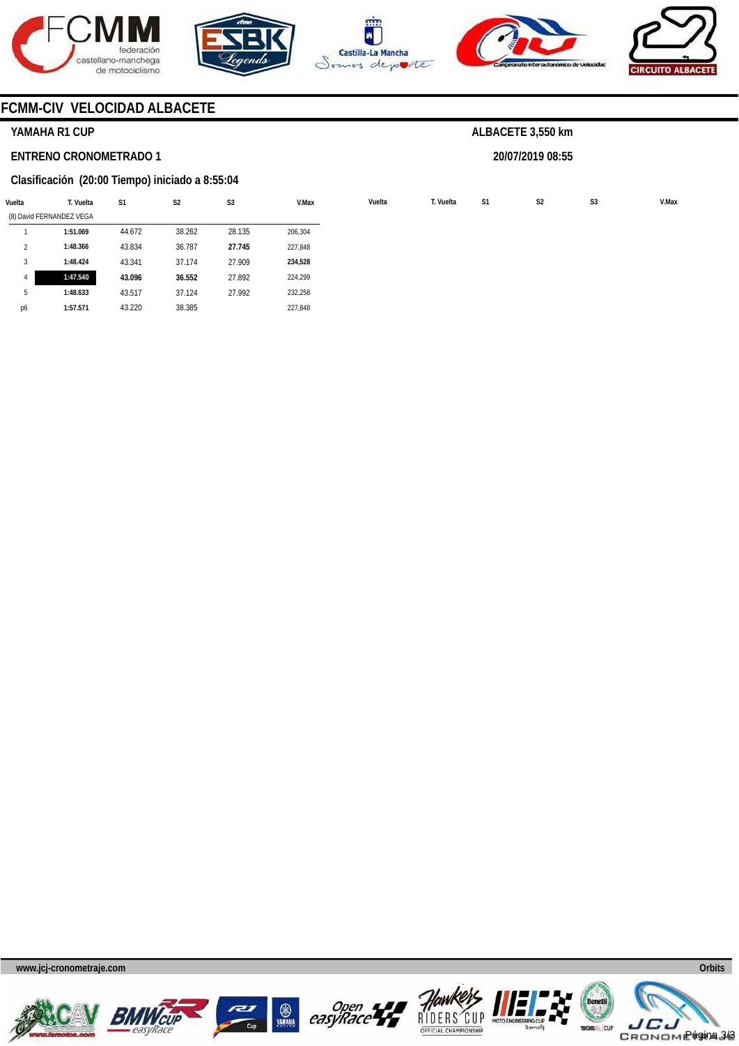## FCMM-CIV VELOCIDAD ALBACETE

**YAMAHA R1 CUP** — **ALBACETE 3,550 km**

**ENTRENO CRONOMETRADO 1** — **20/07/2019 08:55**

**Clasificación (20:00 Tiempo) iniciado a 8:55:04**

| Vuelta | T. Vuelta | S1 | S2 | S3 | V.Max |
|---|---|---|---|---|---|
| (8) David FERNANDEZ VEGA | | | | | |
| 1 | **1:51.069** | 44.672 | 38.262 | 28.135 | 206,304 |
| 2 | **1:48.366** | 43.834 | 36.787 | **27.745** | 227,848 |
| 3 | **1:48.424** | 43.341 | 37.174 | 27.909 | **234,528** |
| 4 | **1:47.540** | **43.096** | **36.552** | 27.892 | 224,299 |
| 5 | **1:48.633** | 43.517 | 37.124 | 27.992 | 232,258 |
| p6 | **1:57.571** | 43.220 | 38.385 | | 227,848 |

www.jcj-cronometraje.com — Orbits